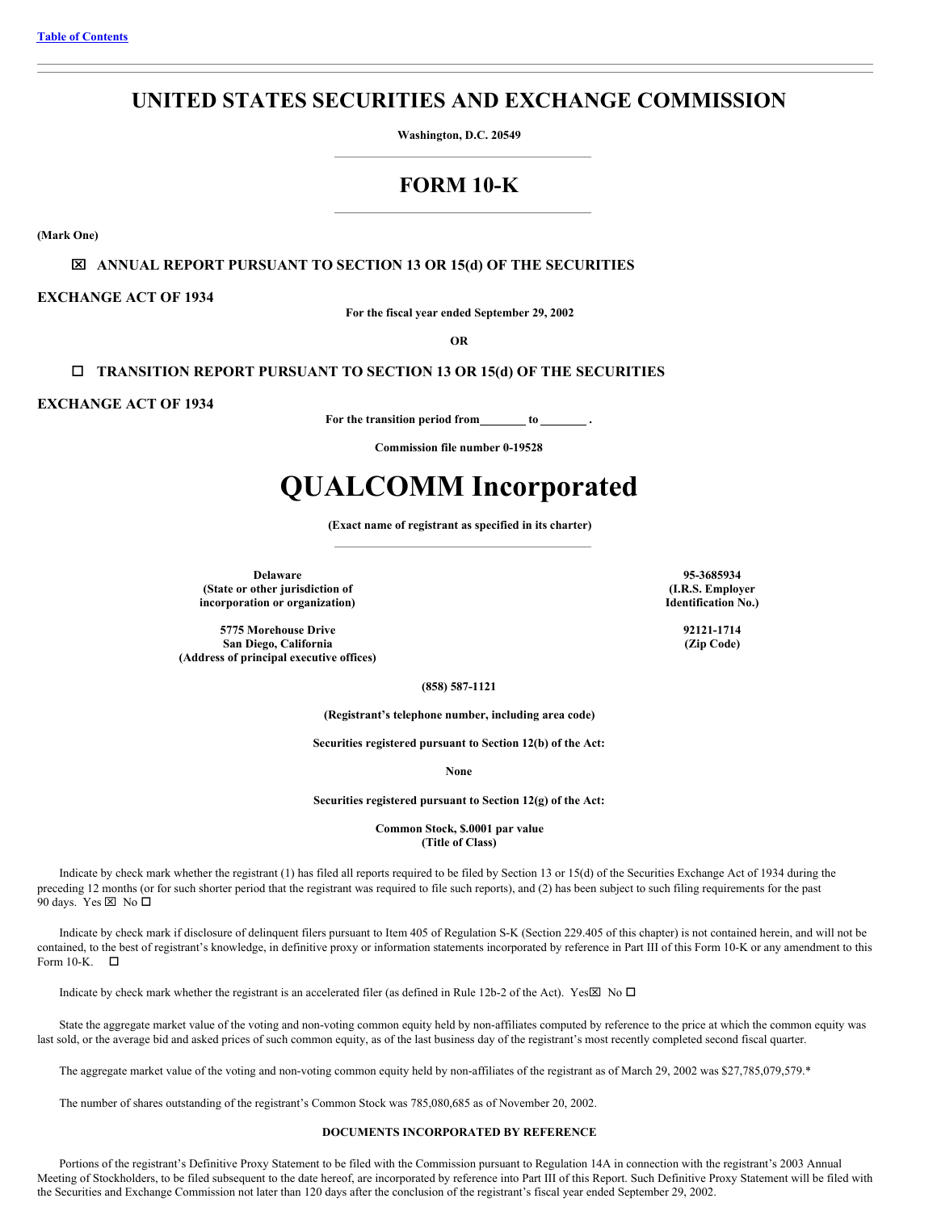Table of Contents

# UNITED STATES SECURITIES AND EXCHANGE COMMISSION

**Washington, D.C. 20549**

## FORM 10-K

**(Mark One)**

☒ **ANNUAL REPORT PURSUANT TO SECTION 13 OR 15(d) OF THE SECURITIES EXCHANGE ACT OF 1934**

**For the fiscal year ended September 29, 2002**

**OR**

☐ **TRANSITION REPORT PURSUANT TO SECTION 13 OR 15(d) OF THE SECURITIES EXCHANGE ACT OF 1934**

**For the transition period from\_\_\_\_\_\_\_ to \_\_\_\_\_\_\_ .**

**Commission file number 0-19528**

# QUALCOMM Incorporated

**(Exact name of registrant as specified in its charter)**

| | |
|---|---|
| **Delaware**<br>**(State or other jurisdiction of incorporation or organization)** | **95-3685934**<br>**(I.R.S. Employer Identification No.)** |
| **5775 Morehouse Drive**<br>**San Diego, California**<br>**(Address of principal executive offices)** | **92121-1714**<br>**(Zip Code)** |

**(858) 587-1121**

**(Registrant's telephone number, including area code)**

**Securities registered pursuant to Section 12(b) of the Act:**

**None**

**Securities registered pursuant to Section 12(g) of the Act:**

**Common Stock, $.0001 par value**
**(Title of Class)**

Indicate by check mark whether the registrant (1) has filed all reports required to be filed by Section 13 or 15(d) of the Securities Exchange Act of 1934 during the preceding 12 months (or for such shorter period that the registrant was required to file such reports), and (2) has been subject to such filing requirements for the past 90 days. Yes ☒ No ☐

Indicate by check mark if disclosure of delinquent filers pursuant to Item 405 of Regulation S-K (Section 229.405 of this chapter) is not contained herein, and will not be contained, to the best of registrant's knowledge, in definitive proxy or information statements incorporated by reference in Part III of this Form 10-K or any amendment to this Form 10-K. ☐

Indicate by check mark whether the registrant is an accelerated filer (as defined in Rule 12b-2 of the Act). Yes☒ No ☐

State the aggregate market value of the voting and non-voting common equity held by non-affiliates computed by reference to the price at which the common equity was last sold, or the average bid and asked prices of such common equity, as of the last business day of the registrant's most recently completed second fiscal quarter.

The aggregate market value of the voting and non-voting common equity held by non-affiliates of the registrant as of March 29, 2002 was $27,785,079,579.*

The number of shares outstanding of the registrant's Common Stock was 785,080,685 as of November 20, 2002.

**DOCUMENTS INCORPORATED BY REFERENCE**

Portions of the registrant's Definitive Proxy Statement to be filed with the Commission pursuant to Regulation 14A in connection with the registrant's 2003 Annual Meeting of Stockholders, to be filed subsequent to the date hereof, are incorporated by reference into Part III of this Report. Such Definitive Proxy Statement will be filed with the Securities and Exchange Commission not later than 120 days after the conclusion of the registrant's fiscal year ended September 29, 2002.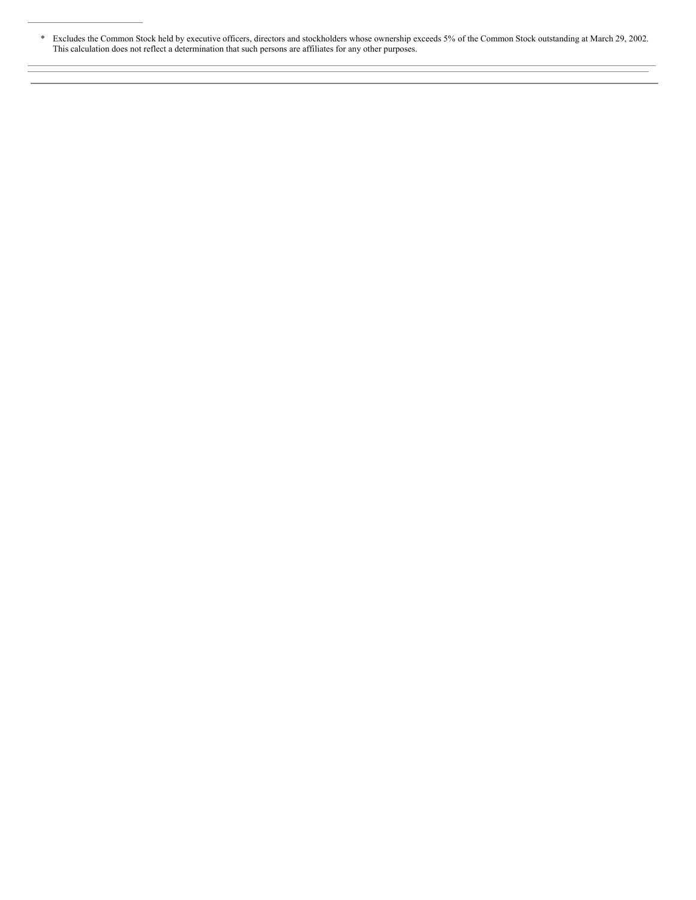* Excludes the Common Stock held by executive officers, directors and stockholders whose ownership exceeds 5% of the Common Stock outstanding at March 29, 2002. This calculation does not reflect a determination that such persons are affiliates for any other purposes.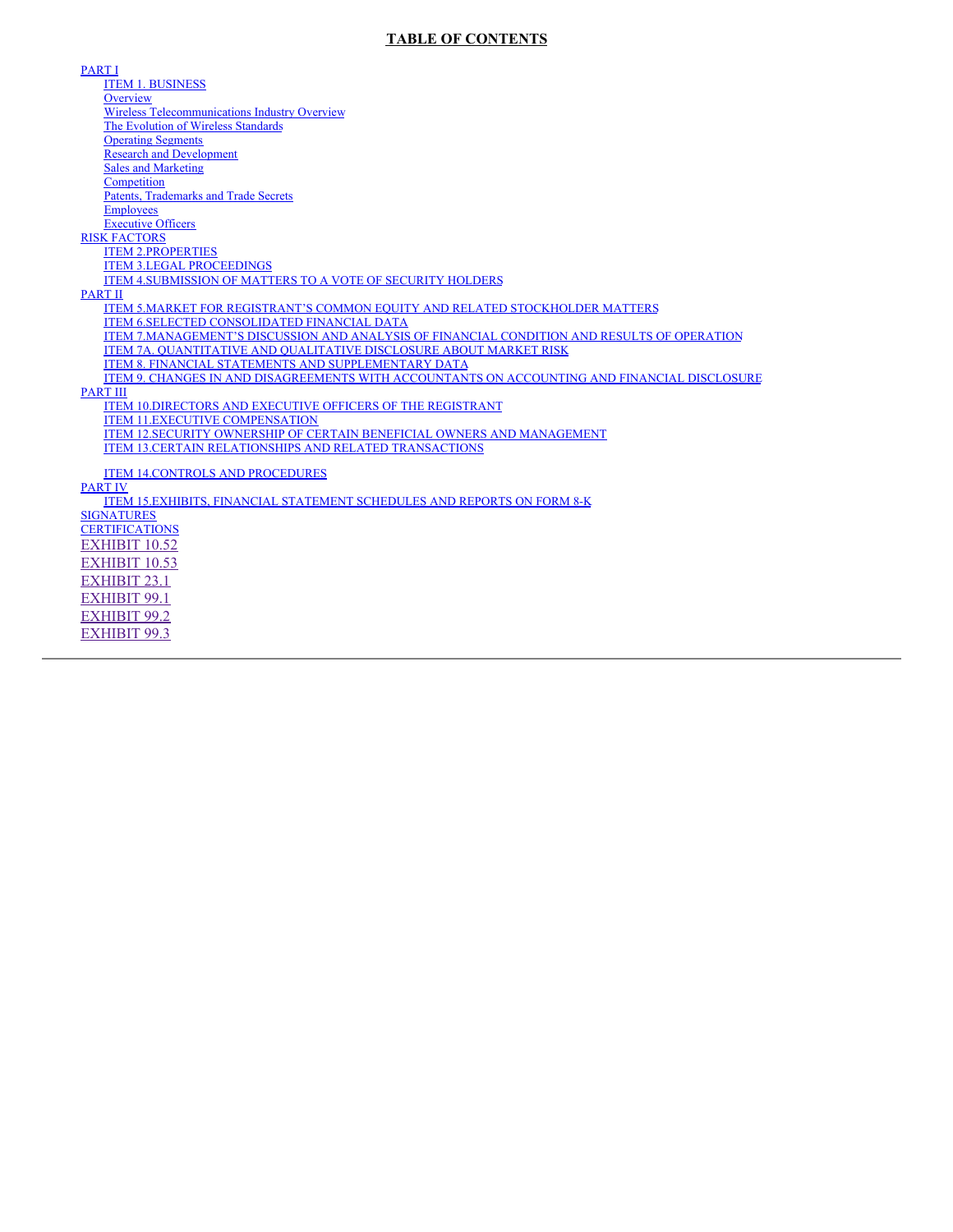# TABLE OF CONTENTS

- PART I
  - ITEM 1. BUSINESS
  - Overview
  - Wireless Telecommunications Industry Overview
  - The Evolution of Wireless Standards
  - Operating Segments
  - Research and Development
  - Sales and Marketing
  - Competition
  - Patents, Trademarks and Trade Secrets
  - Employees
  - Executive Officers
- RISK FACTORS
  - ITEM 2.PROPERTIES
  - ITEM 3.LEGAL PROCEEDINGS
  - ITEM 4.SUBMISSION OF MATTERS TO A VOTE OF SECURITY HOLDERS
- PART II
  - ITEM 5.MARKET FOR REGISTRANT'S COMMON EQUITY AND RELATED STOCKHOLDER MATTERS
  - ITEM 6.SELECTED CONSOLIDATED FINANCIAL DATA
  - ITEM 7.MANAGEMENT'S DISCUSSION AND ANALYSIS OF FINANCIAL CONDITION AND RESULTS OF OPERATION
  - ITEM 7A. QUANTITATIVE AND QUALITATIVE DISCLOSURE ABOUT MARKET RISK
  - ITEM 8. FINANCIAL STATEMENTS AND SUPPLEMENTARY DATA
  - ITEM 9. CHANGES IN AND DISAGREEMENTS WITH ACCOUNTANTS ON ACCOUNTING AND FINANCIAL DISCLOSURE
- PART III
  - ITEM 10.DIRECTORS AND EXECUTIVE OFFICERS OF THE REGISTRANT
  - ITEM 11.EXECUTIVE COMPENSATION
  - ITEM 12.SECURITY OWNERSHIP OF CERTAIN BENEFICIAL OWNERS AND MANAGEMENT
  - ITEM 13.CERTAIN RELATIONSHIPS AND RELATED TRANSACTIONS
  - ITEM 14.CONTROLS AND PROCEDURES
- PART IV
  - ITEM 15.EXHIBITS, FINANCIAL STATEMENT SCHEDULES AND REPORTS ON FORM 8-K
- SIGNATURES
- CERTIFICATIONS
- EXHIBIT 10.52
- EXHIBIT 10.53
- EXHIBIT 23.1
- EXHIBIT 99.1
- EXHIBIT 99.2
- EXHIBIT 99.3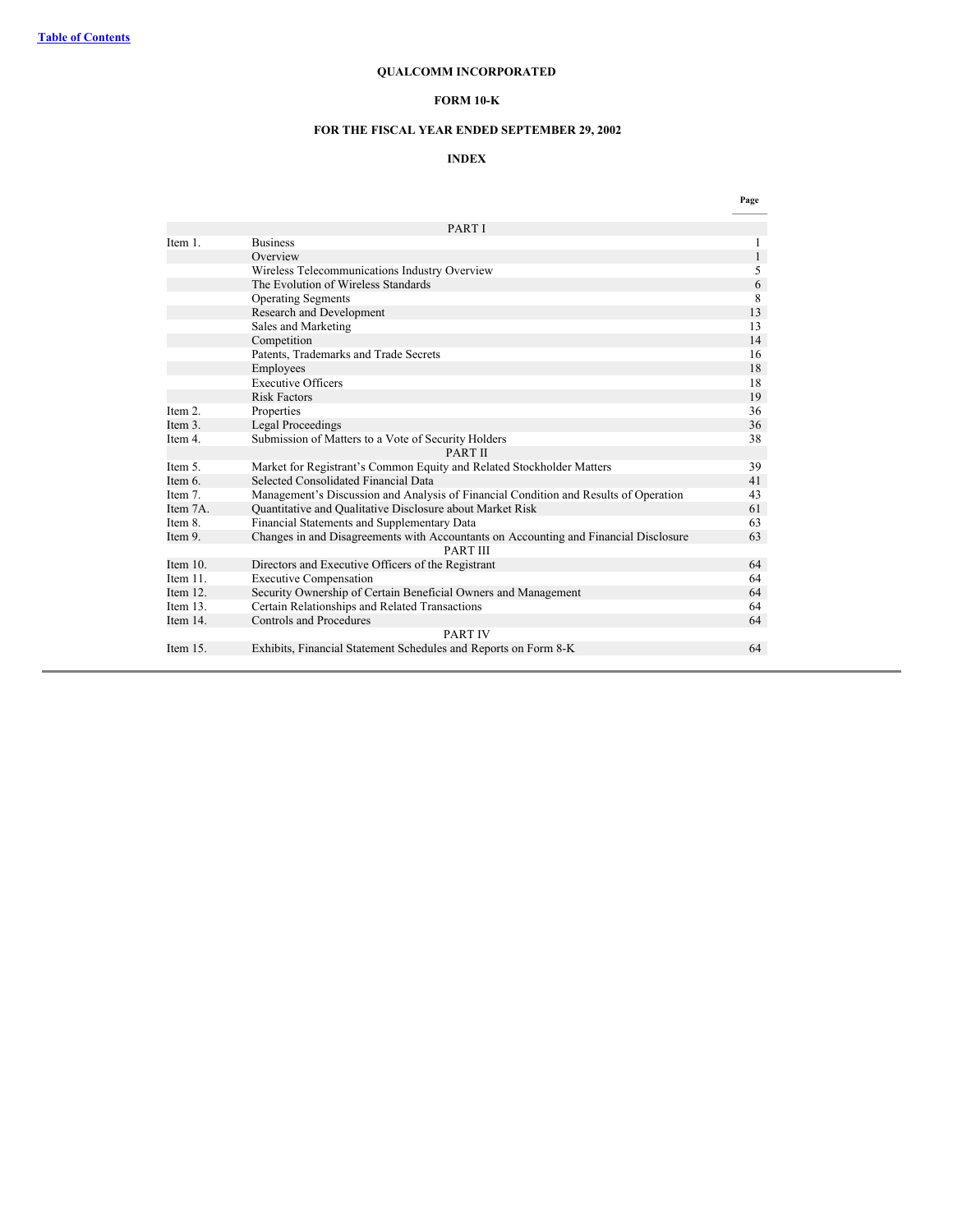[Table of Contents](#)

**QUALCOMM INCORPORATED**

**FORM 10-K**

**FOR THE FISCAL YEAR ENDED SEPTEMBER 29, 2002**

**INDEX**

| | | Page |
| --- | --- | --- |
| | PART I | |
| Item 1. | Business | 1 |
| | Overview | 1 |
| | Wireless Telecommunications Industry Overview | 5 |
| | The Evolution of Wireless Standards | 6 |
| | Operating Segments | 8 |
| | Research and Development | 13 |
| | Sales and Marketing | 13 |
| | Competition | 14 |
| | Patents, Trademarks and Trade Secrets | 16 |
| | Employees | 18 |
| | Executive Officers | 18 |
| | Risk Factors | 19 |
| Item 2. | Properties | 36 |
| Item 3. | Legal Proceedings | 36 |
| Item 4. | Submission of Matters to a Vote of Security Holders | 38 |
| | PART II | |
| Item 5. | Market for Registrant's Common Equity and Related Stockholder Matters | 39 |
| Item 6. | Selected Consolidated Financial Data | 41 |
| Item 7. | Management's Discussion and Analysis of Financial Condition and Results of Operation | 43 |
| Item 7A. | Quantitative and Qualitative Disclosure about Market Risk | 61 |
| Item 8. | Financial Statements and Supplementary Data | 63 |
| Item 9. | Changes in and Disagreements with Accountants on Accounting and Financial Disclosure | 63 |
| | PART III | |
| Item 10. | Directors and Executive Officers of the Registrant | 64 |
| Item 11. | Executive Compensation | 64 |
| Item 12. | Security Ownership of Certain Beneficial Owners and Management | 64 |
| Item 13. | Certain Relationships and Related Transactions | 64 |
| Item 14. | Controls and Procedures | 64 |
| | PART IV | |
| Item 15. | Exhibits, Financial Statement Schedules and Reports on Form 8-K | 64 |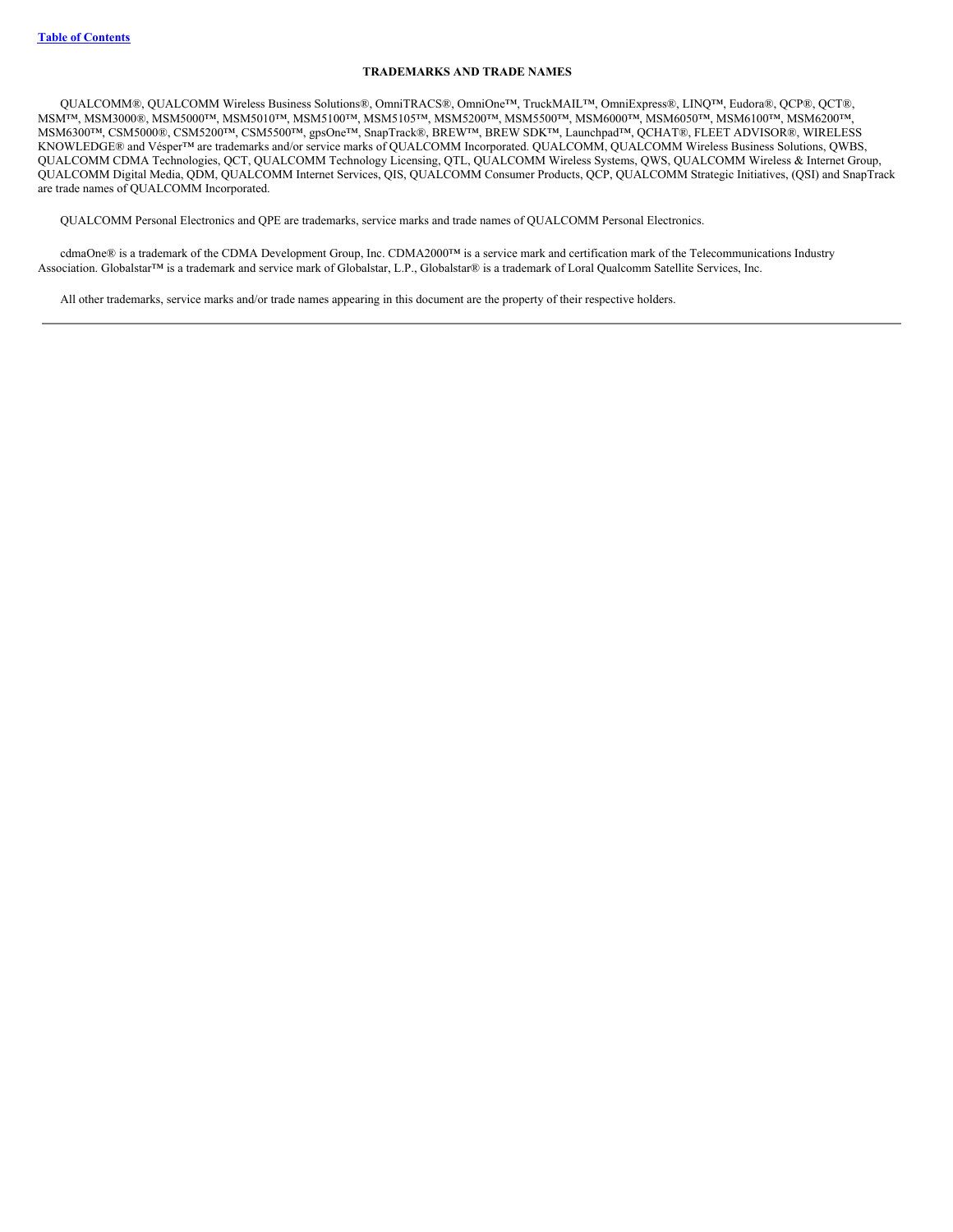[Table of Contents]

## TRADEMARKS AND TRADE NAMES

QUALCOMM®, QUALCOMM Wireless Business Solutions®, OmniTRACS®, OmniOne™, TruckMAIL™, OmniExpress®, LINQ™, Eudora®, QCP®, QCT®, MSM™, MSM3000®, MSM5000™, MSM5010™, MSM5100™, MSM5105™, MSM5200™, MSM5500™, MSM6000™, MSM6050™, MSM6100™, MSM6200™, MSM6300™, CSM5000®, CSM5200™, CSM5500™, gpsOne™, SnapTrack®, BREW™, BREW SDK™, Launchpad™, QCHAT®, FLEET ADVISOR®, WIRELESS KNOWLEDGE® and Vésper™ are trademarks and/or service marks of QUALCOMM Incorporated. QUALCOMM, QUALCOMM Wireless Business Solutions, QWBS, QUALCOMM CDMA Technologies, QCT, QUALCOMM Technology Licensing, QTL, QUALCOMM Wireless Systems, QWS, QUALCOMM Wireless & Internet Group, QUALCOMM Digital Media, QDM, QUALCOMM Internet Services, QIS, QUALCOMM Consumer Products, QCP, QUALCOMM Strategic Initiatives, (QSI) and SnapTrack are trade names of QUALCOMM Incorporated.

QUALCOMM Personal Electronics and QPE are trademarks, service marks and trade names of QUALCOMM Personal Electronics.

cdmaOne® is a trademark of the CDMA Development Group, Inc. CDMA2000™ is a service mark and certification mark of the Telecommunications Industry Association. Globalstar™ is a trademark and service mark of Globalstar, L.P., Globalstar® is a trademark of Loral Qualcomm Satellite Services, Inc.

All other trademarks, service marks and/or trade names appearing in this document are the property of their respective holders.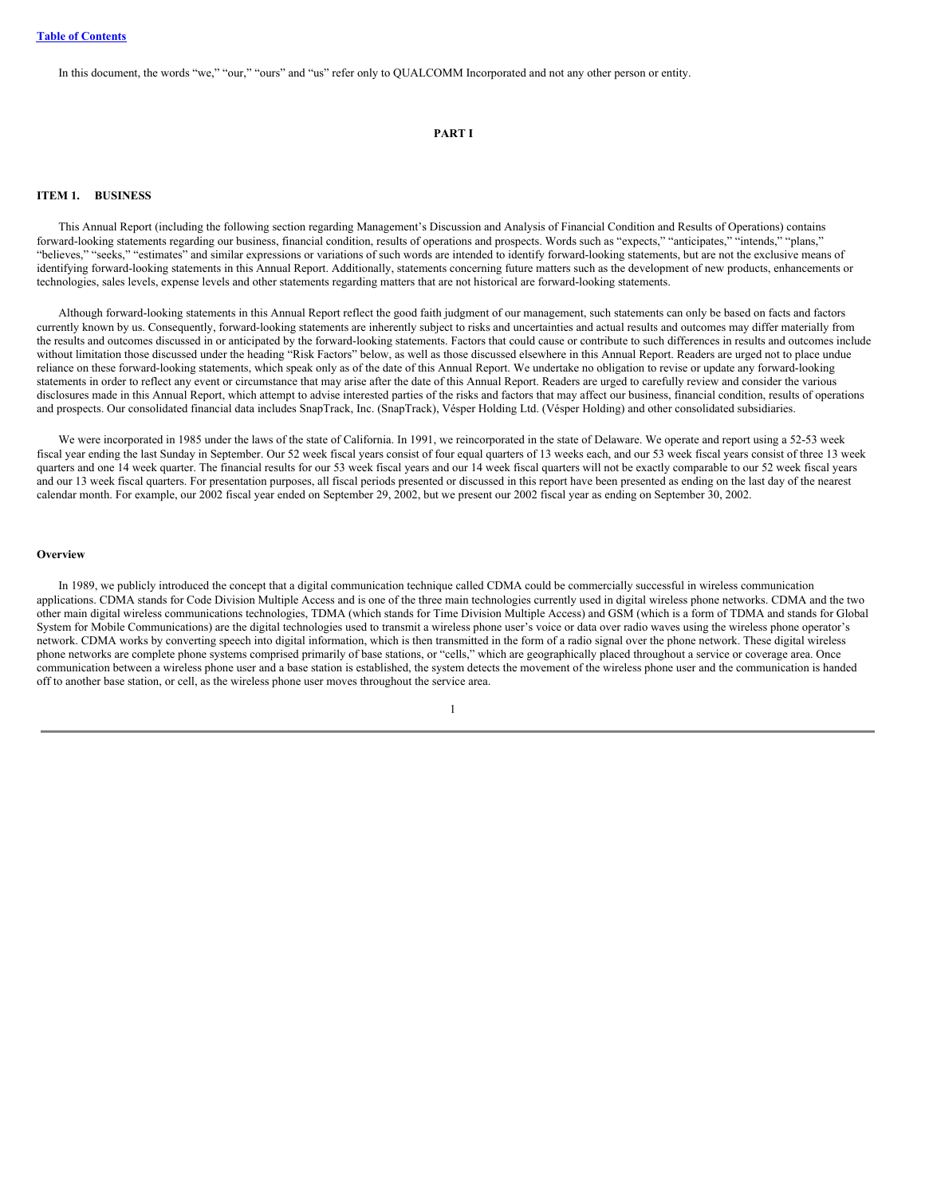In this document, the words “we,” “our,” “ours” and “us” refer only to QUALCOMM Incorporated and not any other person or entity.

# PART I

## ITEM 1. BUSINESS

This Annual Report (including the following section regarding Management’s Discussion and Analysis of Financial Condition and Results of Operations) contains forward-looking statements regarding our business, financial condition, results of operations and prospects. Words such as “expects,” “anticipates,” “intends,” “plans,” “believes,” “seeks,” “estimates” and similar expressions or variations of such words are intended to identify forward-looking statements, but are not the exclusive means of identifying forward-looking statements in this Annual Report. Additionally, statements concerning future matters such as the development of new products, enhancements or technologies, sales levels, expense levels and other statements regarding matters that are not historical are forward-looking statements.

Although forward-looking statements in this Annual Report reflect the good faith judgment of our management, such statements can only be based on facts and factors currently known by us. Consequently, forward-looking statements are inherently subject to risks and uncertainties and actual results and outcomes may differ materially from the results and outcomes discussed in or anticipated by the forward-looking statements. Factors that could cause or contribute to such differences in results and outcomes include without limitation those discussed under the heading “Risk Factors” below, as well as those discussed elsewhere in this Annual Report. Readers are urged not to place undue reliance on these forward-looking statements, which speak only as of the date of this Annual Report. We undertake no obligation to revise or update any forward-looking statements in order to reflect any event or circumstance that may arise after the date of this Annual Report. Readers are urged to carefully review and consider the various disclosures made in this Annual Report, which attempt to advise interested parties of the risks and factors that may affect our business, financial condition, results of operations and prospects. Our consolidated financial data includes SnapTrack, Inc. (SnapTrack), Vésper Holding Ltd. (Vésper Holding) and other consolidated subsidiaries.

We were incorporated in 1985 under the laws of the state of California. In 1991, we reincorporated in the state of Delaware. We operate and report using a 52-53 week fiscal year ending the last Sunday in September. Our 52 week fiscal years consist of four equal quarters of 13 weeks each, and our 53 week fiscal years consist of three 13 week quarters and one 14 week quarter. The financial results for our 53 week fiscal years and our 14 week fiscal quarters will not be exactly comparable to our 52 week fiscal years and our 13 week fiscal quarters. For presentation purposes, all fiscal periods presented or discussed in this report have been presented as ending on the last day of the nearest calendar month. For example, our 2002 fiscal year ended on September 29, 2002, but we present our 2002 fiscal year as ending on September 30, 2002.

### Overview

In 1989, we publicly introduced the concept that a digital communication technique called CDMA could be commercially successful in wireless communication applications. CDMA stands for Code Division Multiple Access and is one of the three main technologies currently used in digital wireless phone networks. CDMA and the two other main digital wireless communications technologies, TDMA (which stands for Time Division Multiple Access) and GSM (which is a form of TDMA and stands for Global System for Mobile Communications) are the digital technologies used to transmit a wireless phone user’s voice or data over radio waves using the wireless phone operator’s network. CDMA works by converting speech into digital information, which is then transmitted in the form of a radio signal over the phone network. These digital wireless phone networks are complete phone systems comprised primarily of base stations, or “cells,” which are geographically placed throughout a service or coverage area. Once communication between a wireless phone user and a base station is established, the system detects the movement of the wireless phone user and the communication is handed off to another base station, or cell, as the wireless phone user moves throughout the service area.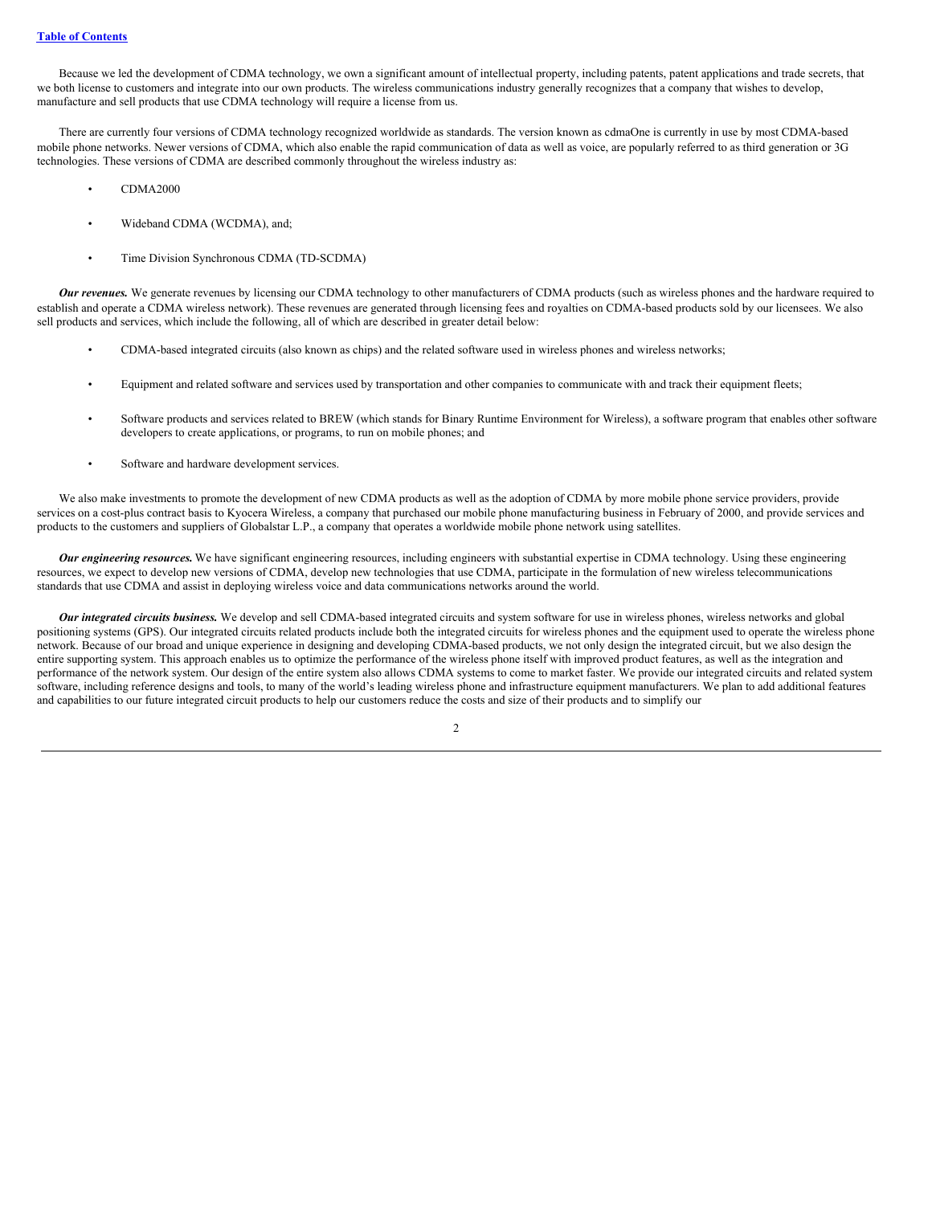Because we led the development of CDMA technology, we own a significant amount of intellectual property, including patents, patent applications and trade secrets, that we both license to customers and integrate into our own products. The wireless communications industry generally recognizes that a company that wishes to develop, manufacture and sell products that use CDMA technology will require a license from us.

There are currently four versions of CDMA technology recognized worldwide as standards. The version known as cdmaOne is currently in use by most CDMA-based mobile phone networks. Newer versions of CDMA, which also enable the rapid communication of data as well as voice, are popularly referred to as third generation or 3G technologies. These versions of CDMA are described commonly throughout the wireless industry as:

- CDMA2000
- Wideband CDMA (WCDMA), and;
- Time Division Synchronous CDMA (TD-SCDMA)

***Our revenues.*** We generate revenues by licensing our CDMA technology to other manufacturers of CDMA products (such as wireless phones and the hardware required to establish and operate a CDMA wireless network). These revenues are generated through licensing fees and royalties on CDMA-based products sold by our licensees. We also sell products and services, which include the following, all of which are described in greater detail below:

- CDMA-based integrated circuits (also known as chips) and the related software used in wireless phones and wireless networks;
- Equipment and related software and services used by transportation and other companies to communicate with and track their equipment fleets;
- Software products and services related to BREW (which stands for Binary Runtime Environment for Wireless), a software program that enables other software developers to create applications, or programs, to run on mobile phones; and
- Software and hardware development services.

We also make investments to promote the development of new CDMA products as well as the adoption of CDMA by more mobile phone service providers, provide services on a cost-plus contract basis to Kyocera Wireless, a company that purchased our mobile phone manufacturing business in February of 2000, and provide services and products to the customers and suppliers of Globalstar L.P., a company that operates a worldwide mobile phone network using satellites.

***Our engineering resources.*** We have significant engineering resources, including engineers with substantial expertise in CDMA technology. Using these engineering resources, we expect to develop new versions of CDMA, develop new technologies that use CDMA, participate in the formulation of new wireless telecommunications standards that use CDMA and assist in deploying wireless voice and data communications networks around the world.

***Our integrated circuits business.*** We develop and sell CDMA-based integrated circuits and system software for use in wireless phones, wireless networks and global positioning systems (GPS). Our integrated circuits related products include both the integrated circuits for wireless phones and the equipment used to operate the wireless phone network. Because of our broad and unique experience in designing and developing CDMA-based products, we not only design the integrated circuit, but we also design the entire supporting system. This approach enables us to optimize the performance of the wireless phone itself with improved product features, as well as the integration and performance of the network system. Our design of the entire system also allows CDMA systems to come to market faster. We provide our integrated circuits and related system software, including reference designs and tools, to many of the world's leading wireless phone and infrastructure equipment manufacturers. We plan to add additional features and capabilities to our future integrated circuit products to help our customers reduce the costs and size of their products and to simplify our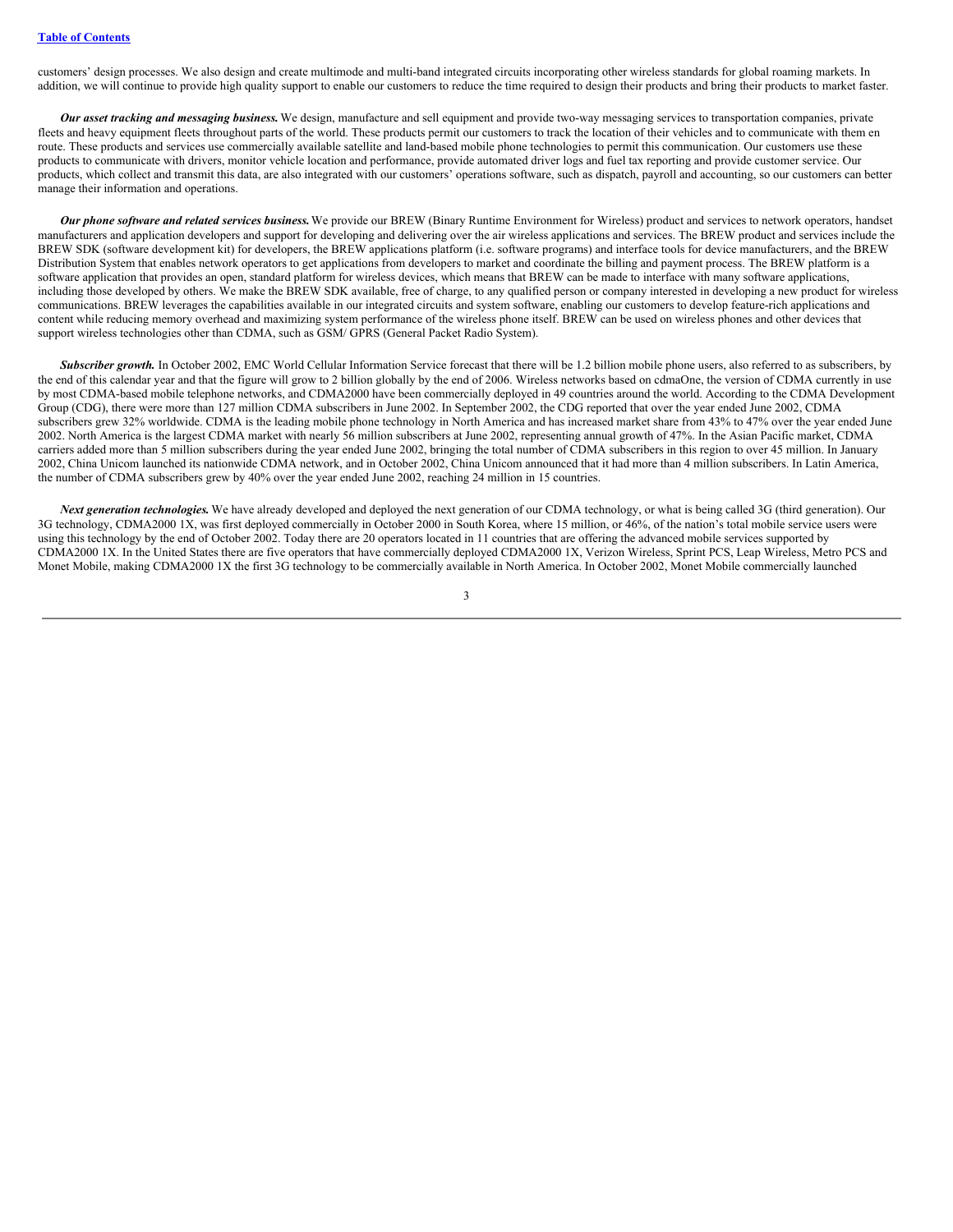customers' design processes. We also design and create multimode and multi-band integrated circuits incorporating other wireless standards for global roaming markets. In addition, we will continue to provide high quality support to enable our customers to reduce the time required to design their products and bring their products to market faster.

***Our asset tracking and messaging business.*** We design, manufacture and sell equipment and provide two-way messaging services to transportation companies, private fleets and heavy equipment fleets throughout parts of the world. These products permit our customers to track the location of their vehicles and to communicate with them en route. These products and services use commercially available satellite and land-based mobile phone technologies to permit this communication. Our customers use these products to communicate with drivers, monitor vehicle location and performance, provide automated driver logs and fuel tax reporting and provide customer service. Our products, which collect and transmit this data, are also integrated with our customers' operations software, such as dispatch, payroll and accounting, so our customers can better manage their information and operations.

***Our phone software and related services business.*** We provide our BREW (Binary Runtime Environment for Wireless) product and services to network operators, handset manufacturers and application developers and support for developing and delivering over the air wireless applications and services. The BREW product and services include the BREW SDK (software development kit) for developers, the BREW applications platform (i.e. software programs) and interface tools for device manufacturers, and the BREW Distribution System that enables network operators to get applications from developers to market and coordinate the billing and payment process. The BREW platform is a software application that provides an open, standard platform for wireless devices, which means that BREW can be made to interface with many software applications, including those developed by others. We make the BREW SDK available, free of charge, to any qualified person or company interested in developing a new product for wireless communications. BREW leverages the capabilities available in our integrated circuits and system software, enabling our customers to develop feature-rich applications and content while reducing memory overhead and maximizing system performance of the wireless phone itself. BREW can be used on wireless phones and other devices that support wireless technologies other than CDMA, such as GSM/ GPRS (General Packet Radio System).

***Subscriber growth.*** In October 2002, EMC World Cellular Information Service forecast that there will be 1.2 billion mobile phone users, also referred to as subscribers, by the end of this calendar year and that the figure will grow to 2 billion globally by the end of 2006. Wireless networks based on cdmaOne, the version of CDMA currently in use by most CDMA-based mobile telephone networks, and CDMA2000 have been commercially deployed in 49 countries around the world. According to the CDMA Development Group (CDG), there were more than 127 million CDMA subscribers in June 2002. In September 2002, the CDG reported that over the year ended June 2002, CDMA subscribers grew 32% worldwide. CDMA is the leading mobile phone technology in North America and has increased market share from 43% to 47% over the year ended June 2002. North America is the largest CDMA market with nearly 56 million subscribers at June 2002, representing annual growth of 47%. In the Asian Pacific market, CDMA carriers added more than 5 million subscribers during the year ended June 2002, bringing the total number of CDMA subscribers in this region to over 45 million. In January 2002, China Unicom launched its nationwide CDMA network, and in October 2002, China Unicom announced that it had more than 4 million subscribers. In Latin America, the number of CDMA subscribers grew by 40% over the year ended June 2002, reaching 24 million in 15 countries.

***Next generation technologies.*** We have already developed and deployed the next generation of our CDMA technology, or what is being called 3G (third generation). Our 3G technology, CDMA2000 1X, was first deployed commercially in October 2000 in South Korea, where 15 million, or 46%, of the nation's total mobile service users were using this technology by the end of October 2002. Today there are 20 operators located in 11 countries that are offering the advanced mobile services supported by CDMA2000 1X. In the United States there are five operators that have commercially deployed CDMA2000 1X, Verizon Wireless, Sprint PCS, Leap Wireless, Metro PCS and Monet Mobile, making CDMA2000 1X the first 3G technology to be commercially available in North America. In October 2002, Monet Mobile commercially launched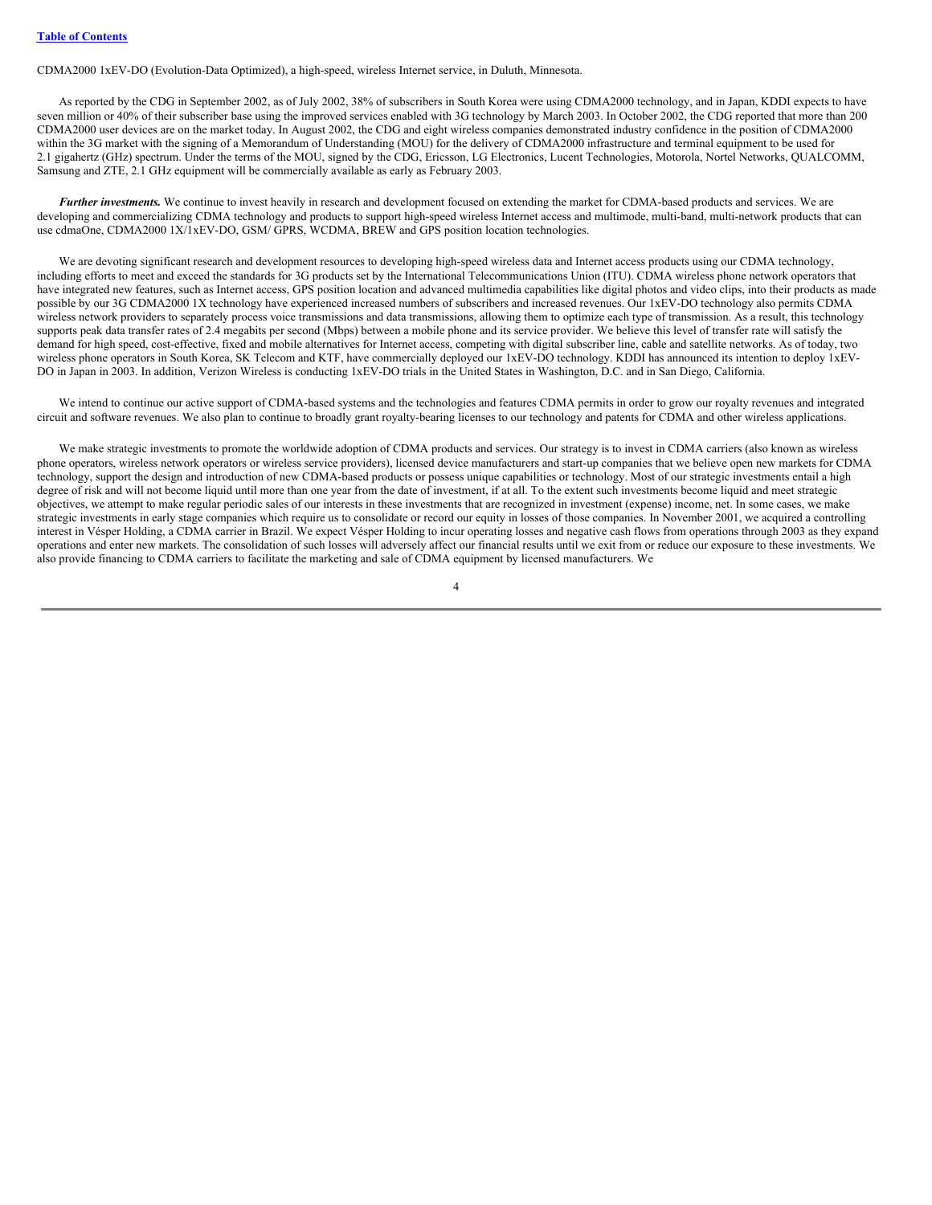CDMA2000 1xEV-DO (Evolution-Data Optimized), a high-speed, wireless Internet service, in Duluth, Minnesota.

As reported by the CDG in September 2002, as of July 2002, 38% of subscribers in South Korea were using CDMA2000 technology, and in Japan, KDDI expects to have seven million or 40% of their subscriber base using the improved services enabled with 3G technology by March 2003. In October 2002, the CDG reported that more than 200 CDMA2000 user devices are on the market today. In August 2002, the CDG and eight wireless companies demonstrated industry confidence in the position of CDMA2000 within the 3G market with the signing of a Memorandum of Understanding (MOU) for the delivery of CDMA2000 infrastructure and terminal equipment to be used for 2.1 gigahertz (GHz) spectrum. Under the terms of the MOU, signed by the CDG, Ericsson, LG Electronics, Lucent Technologies, Motorola, Nortel Networks, QUALCOMM, Samsung and ZTE, 2.1 GHz equipment will be commercially available as early as February 2003.

***Further investments.*** We continue to invest heavily in research and development focused on extending the market for CDMA-based products and services. We are developing and commercializing CDMA technology and products to support high-speed wireless Internet access and multimode, multi-band, multi-network products that can use cdmaOne, CDMA2000 1X/1xEV-DO, GSM/ GPRS, WCDMA, BREW and GPS position location technologies.

We are devoting significant research and development resources to developing high-speed wireless data and Internet access products using our CDMA technology, including efforts to meet and exceed the standards for 3G products set by the International Telecommunications Union (ITU). CDMA wireless phone network operators that have integrated new features, such as Internet access, GPS position location and advanced multimedia capabilities like digital photos and video clips, into their products as made possible by our 3G CDMA2000 1X technology have experienced increased numbers of subscribers and increased revenues. Our 1xEV-DO technology also permits CDMA wireless network providers to separately process voice transmissions and data transmissions, allowing them to optimize each type of transmission. As a result, this technology supports peak data transfer rates of 2.4 megabits per second (Mbps) between a mobile phone and its service provider. We believe this level of transfer rate will satisfy the demand for high speed, cost-effective, fixed and mobile alternatives for Internet access, competing with digital subscriber line, cable and satellite networks. As of today, two wireless phone operators in South Korea, SK Telecom and KTF, have commercially deployed our 1xEV-DO technology. KDDI has announced its intention to deploy 1xEV-DO in Japan in 2003. In addition, Verizon Wireless is conducting 1xEV-DO trials in the United States in Washington, D.C. and in San Diego, California.

We intend to continue our active support of CDMA-based systems and the technologies and features CDMA permits in order to grow our royalty revenues and integrated circuit and software revenues. We also plan to continue to broadly grant royalty-bearing licenses to our technology and patents for CDMA and other wireless applications.

We make strategic investments to promote the worldwide adoption of CDMA products and services. Our strategy is to invest in CDMA carriers (also known as wireless phone operators, wireless network operators or wireless service providers), licensed device manufacturers and start-up companies that we believe open new markets for CDMA technology, support the design and introduction of new CDMA-based products or possess unique capabilities or technology. Most of our strategic investments entail a high degree of risk and will not become liquid until more than one year from the date of investment, if at all. To the extent such investments become liquid and meet strategic objectives, we attempt to make regular periodic sales of our interests in these investments that are recognized in investment (expense) income, net. In some cases, we make strategic investments in early stage companies which require us to consolidate or record our equity in losses of those companies. In November 2001, we acquired a controlling interest in Vésper Holding, a CDMA carrier in Brazil. We expect Vésper Holding to incur operating losses and negative cash flows from operations through 2003 as they expand operations and enter new markets. The consolidation of such losses will adversely affect our financial results until we exit from or reduce our exposure to these investments. We also provide financing to CDMA carriers to facilitate the marketing and sale of CDMA equipment by licensed manufacturers. We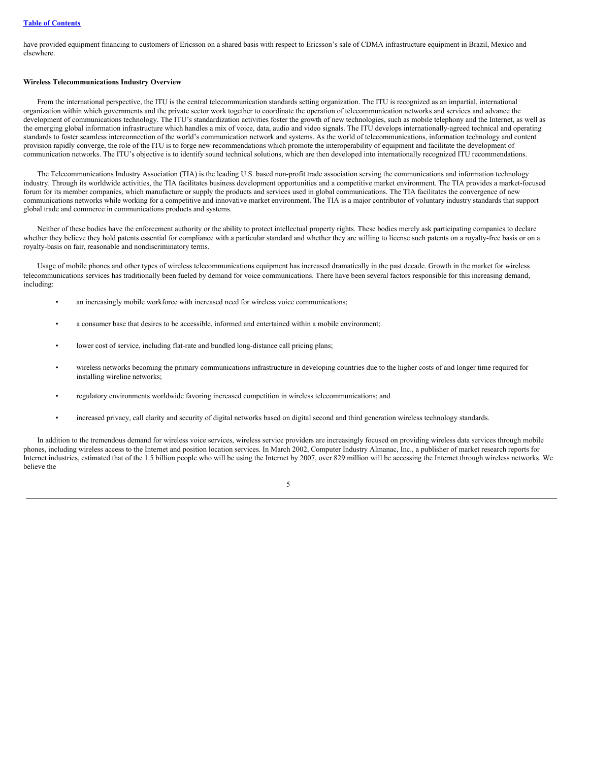have provided equipment financing to customers of Ericsson on a shared basis with respect to Ericsson's sale of CDMA infrastructure equipment in Brazil, Mexico and elsewhere.

**Wireless Telecommunications Industry Overview**

From the international perspective, the ITU is the central telecommunication standards setting organization. The ITU is recognized as an impartial, international organization within which governments and the private sector work together to coordinate the operation of telecommunication networks and services and advance the development of communications technology. The ITU's standardization activities foster the growth of new technologies, such as mobile telephony and the Internet, as well as the emerging global information infrastructure which handles a mix of voice, data, audio and video signals. The ITU develops internationally-agreed technical and operating standards to foster seamless interconnection of the world's communication network and systems. As the world of telecommunications, information technology and content provision rapidly converge, the role of the ITU is to forge new recommendations which promote the interoperability of equipment and facilitate the development of communication networks. The ITU's objective is to identify sound technical solutions, which are then developed into internationally recognized ITU recommendations.

The Telecommunications Industry Association (TIA) is the leading U.S. based non-profit trade association serving the communications and information technology industry. Through its worldwide activities, the TIA facilitates business development opportunities and a competitive market environment. The TIA provides a market-focused forum for its member companies, which manufacture or supply the products and services used in global communications. The TIA facilitates the convergence of new communications networks while working for a competitive and innovative market environment. The TIA is a major contributor of voluntary industry standards that support global trade and commerce in communications products and systems.

Neither of these bodies have the enforcement authority or the ability to protect intellectual property rights. These bodies merely ask participating companies to declare whether they believe they hold patents essential for compliance with a particular standard and whether they are willing to license such patents on a royalty-free basis or on a royalty-basis on fair, reasonable and nondiscriminatory terms.

Usage of mobile phones and other types of wireless telecommunications equipment has increased dramatically in the past decade. Growth in the market for wireless telecommunications services has traditionally been fueled by demand for voice communications. There have been several factors responsible for this increasing demand, including:

- an increasingly mobile workforce with increased need for wireless voice communications;
- a consumer base that desires to be accessible, informed and entertained within a mobile environment;
- lower cost of service, including flat-rate and bundled long-distance call pricing plans;
- wireless networks becoming the primary communications infrastructure in developing countries due to the higher costs of and longer time required for installing wireline networks;
- regulatory environments worldwide favoring increased competition in wireless telecommunications; and
- increased privacy, call clarity and security of digital networks based on digital second and third generation wireless technology standards.

In addition to the tremendous demand for wireless voice services, wireless service providers are increasingly focused on providing wireless data services through mobile phones, including wireless access to the Internet and position location services. In March 2002, Computer Industry Almanac, Inc., a publisher of market research reports for Internet industries, estimated that of the 1.5 billion people who will be using the Internet by 2007, over 829 million will be accessing the Internet through wireless networks. We believe the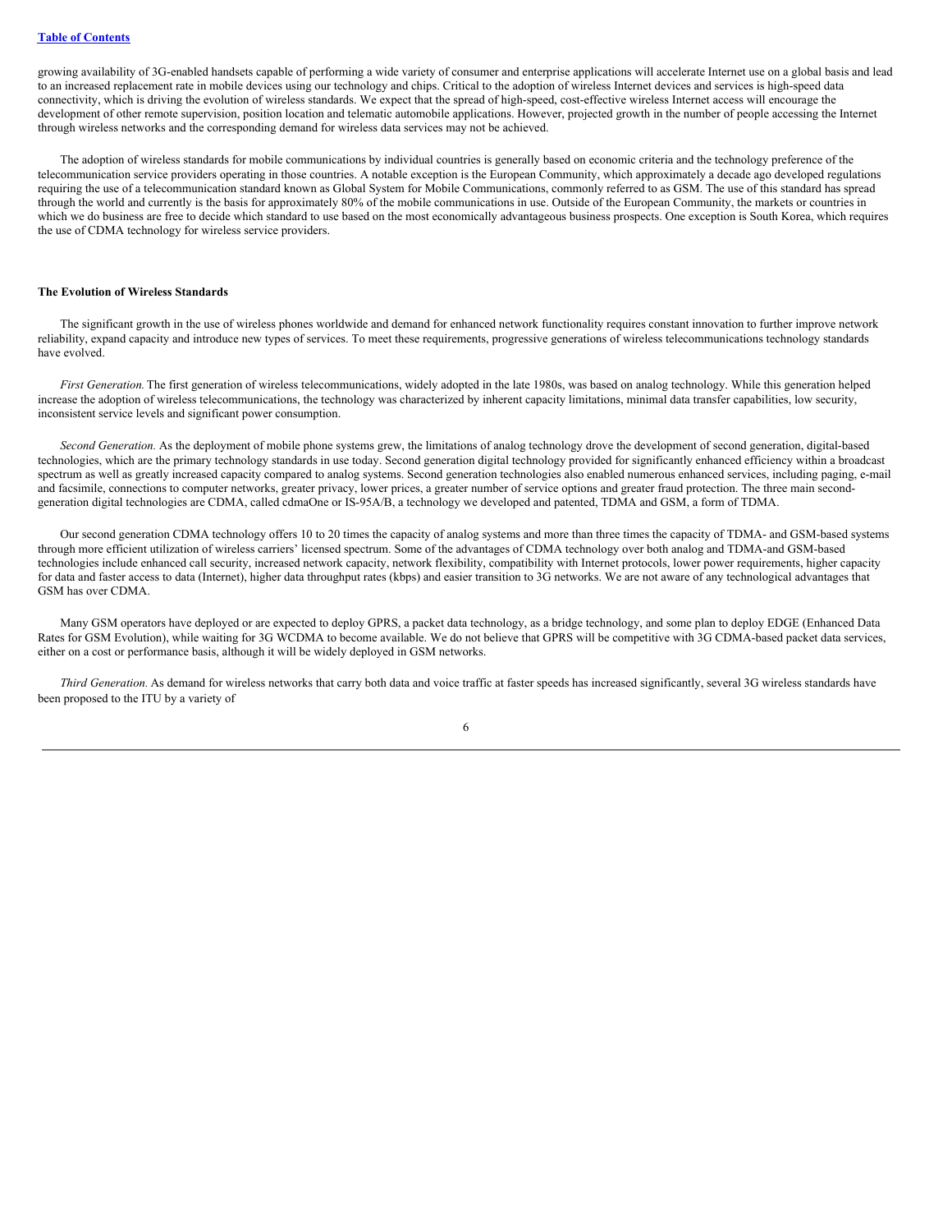growing availability of 3G-enabled handsets capable of performing a wide variety of consumer and enterprise applications will accelerate Internet use on a global basis and lead to an increased replacement rate in mobile devices using our technology and chips. Critical to the adoption of wireless Internet devices and services is high-speed data connectivity, which is driving the evolution of wireless standards. We expect that the spread of high-speed, cost-effective wireless Internet access will encourage the development of other remote supervision, position location and telematic automobile applications. However, projected growth in the number of people accessing the Internet through wireless networks and the corresponding demand for wireless data services may not be achieved.

The adoption of wireless standards for mobile communications by individual countries is generally based on economic criteria and the technology preference of the telecommunication service providers operating in those countries. A notable exception is the European Community, which approximately a decade ago developed regulations requiring the use of a telecommunication standard known as Global System for Mobile Communications, commonly referred to as GSM. The use of this standard has spread through the world and currently is the basis for approximately 80% of the mobile communications in use. Outside of the European Community, the markets or countries in which we do business are free to decide which standard to use based on the most economically advantageous business prospects. One exception is South Korea, which requires the use of CDMA technology for wireless service providers.

**The Evolution of Wireless Standards**

The significant growth in the use of wireless phones worldwide and demand for enhanced network functionality requires constant innovation to further improve network reliability, expand capacity and introduce new types of services. To meet these requirements, progressive generations of wireless telecommunications technology standards have evolved.

*First Generation.* The first generation of wireless telecommunications, widely adopted in the late 1980s, was based on analog technology. While this generation helped increase the adoption of wireless telecommunications, the technology was characterized by inherent capacity limitations, minimal data transfer capabilities, low security, inconsistent service levels and significant power consumption.

*Second Generation.* As the deployment of mobile phone systems grew, the limitations of analog technology drove the development of second generation, digital-based technologies, which are the primary technology standards in use today. Second generation digital technology provided for significantly enhanced efficiency within a broadcast spectrum as well as greatly increased capacity compared to analog systems. Second generation technologies also enabled numerous enhanced services, including paging, e-mail and facsimile, connections to computer networks, greater privacy, lower prices, a greater number of service options and greater fraud protection. The three main second-generation digital technologies are CDMA, called cdmaOne or IS-95A/B, a technology we developed and patented, TDMA and GSM, a form of TDMA.

Our second generation CDMA technology offers 10 to 20 times the capacity of analog systems and more than three times the capacity of TDMA- and GSM-based systems through more efficient utilization of wireless carriers' licensed spectrum. Some of the advantages of CDMA technology over both analog and TDMA-and GSM-based technologies include enhanced call security, increased network capacity, network flexibility, compatibility with Internet protocols, lower power requirements, higher capacity for data and faster access to data (Internet), higher data throughput rates (kbps) and easier transition to 3G networks. We are not aware of any technological advantages that GSM has over CDMA.

Many GSM operators have deployed or are expected to deploy GPRS, a packet data technology, as a bridge technology, and some plan to deploy EDGE (Enhanced Data Rates for GSM Evolution), while waiting for 3G WCDMA to become available. We do not believe that GPRS will be competitive with 3G CDMA-based packet data services, either on a cost or performance basis, although it will be widely deployed in GSM networks.

*Third Generation.* As demand for wireless networks that carry both data and voice traffic at faster speeds has increased significantly, several 3G wireless standards have been proposed to the ITU by a variety of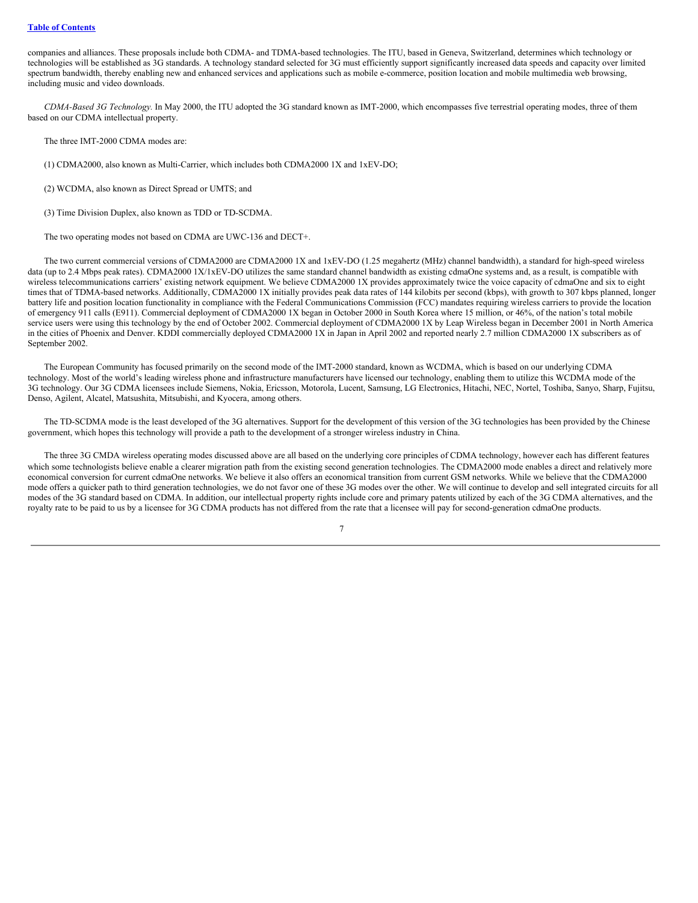companies and alliances. These proposals include both CDMA- and TDMA-based technologies. The ITU, based in Geneva, Switzerland, determines which technology or technologies will be established as 3G standards. A technology standard selected for 3G must efficiently support significantly increased data speeds and capacity over limited spectrum bandwidth, thereby enabling new and enhanced services and applications such as mobile e-commerce, position location and mobile multimedia web browsing, including music and video downloads.

*CDMA-Based 3G Technology.* In May 2000, the ITU adopted the 3G standard known as IMT-2000, which encompasses five terrestrial operating modes, three of them based on our CDMA intellectual property.

The three IMT-2000 CDMA modes are:

(1) CDMA2000, also known as Multi-Carrier, which includes both CDMA2000 1X and 1xEV-DO;

(2) WCDMA, also known as Direct Spread or UMTS; and

(3) Time Division Duplex, also known as TDD or TD-SCDMA.

The two operating modes not based on CDMA are UWC-136 and DECT+.

The two current commercial versions of CDMA2000 are CDMA2000 1X and 1xEV-DO (1.25 megahertz (MHz) channel bandwidth), a standard for high-speed wireless data (up to 2.4 Mbps peak rates). CDMA2000 1X/1xEV-DO utilizes the same standard channel bandwidth as existing cdmaOne systems and, as a result, is compatible with wireless telecommunications carriers' existing network equipment. We believe CDMA2000 1X provides approximately twice the voice capacity of cdmaOne and six to eight times that of TDMA-based networks. Additionally, CDMA2000 1X initially provides peak data rates of 144 kilobits per second (kbps), with growth to 307 kbps planned, longer battery life and position location functionality in compliance with the Federal Communications Commission (FCC) mandates requiring wireless carriers to provide the location of emergency 911 calls (E911). Commercial deployment of CDMA2000 1X began in October 2000 in South Korea where 15 million, or 46%, of the nation's total mobile service users were using this technology by the end of October 2002. Commercial deployment of CDMA2000 1X by Leap Wireless began in December 2001 in North America in the cities of Phoenix and Denver. KDDI commercially deployed CDMA2000 1X in Japan in April 2002 and reported nearly 2.7 million CDMA2000 1X subscribers as of September 2002.

The European Community has focused primarily on the second mode of the IMT-2000 standard, known as WCDMA, which is based on our underlying CDMA technology. Most of the world's leading wireless phone and infrastructure manufacturers have licensed our technology, enabling them to utilize this WCDMA mode of the 3G technology. Our 3G CDMA licensees include Siemens, Nokia, Ericsson, Motorola, Lucent, Samsung, LG Electronics, Hitachi, NEC, Nortel, Toshiba, Sanyo, Sharp, Fujitsu, Denso, Agilent, Alcatel, Matsushita, Mitsubishi, and Kyocera, among others.

The TD-SCDMA mode is the least developed of the 3G alternatives. Support for the development of this version of the 3G technologies has been provided by the Chinese government, which hopes this technology will provide a path to the development of a stronger wireless industry in China.

The three 3G CMDA wireless operating modes discussed above are all based on the underlying core principles of CDMA technology, however each has different features which some technologists believe enable a clearer migration path from the existing second generation technologies. The CDMA2000 mode enables a direct and relatively more economical conversion for current cdmaOne networks. We believe it also offers an economical transition from current GSM networks. While we believe that the CDMA2000 mode offers a quicker path to third generation technologies, we do not favor one of these 3G modes over the other. We will continue to develop and sell integrated circuits for all modes of the 3G standard based on CDMA. In addition, our intellectual property rights include core and primary patents utilized by each of the 3G CDMA alternatives, and the royalty rate to be paid to us by a licensee for 3G CDMA products has not differed from the rate that a licensee will pay for second-generation cdmaOne products.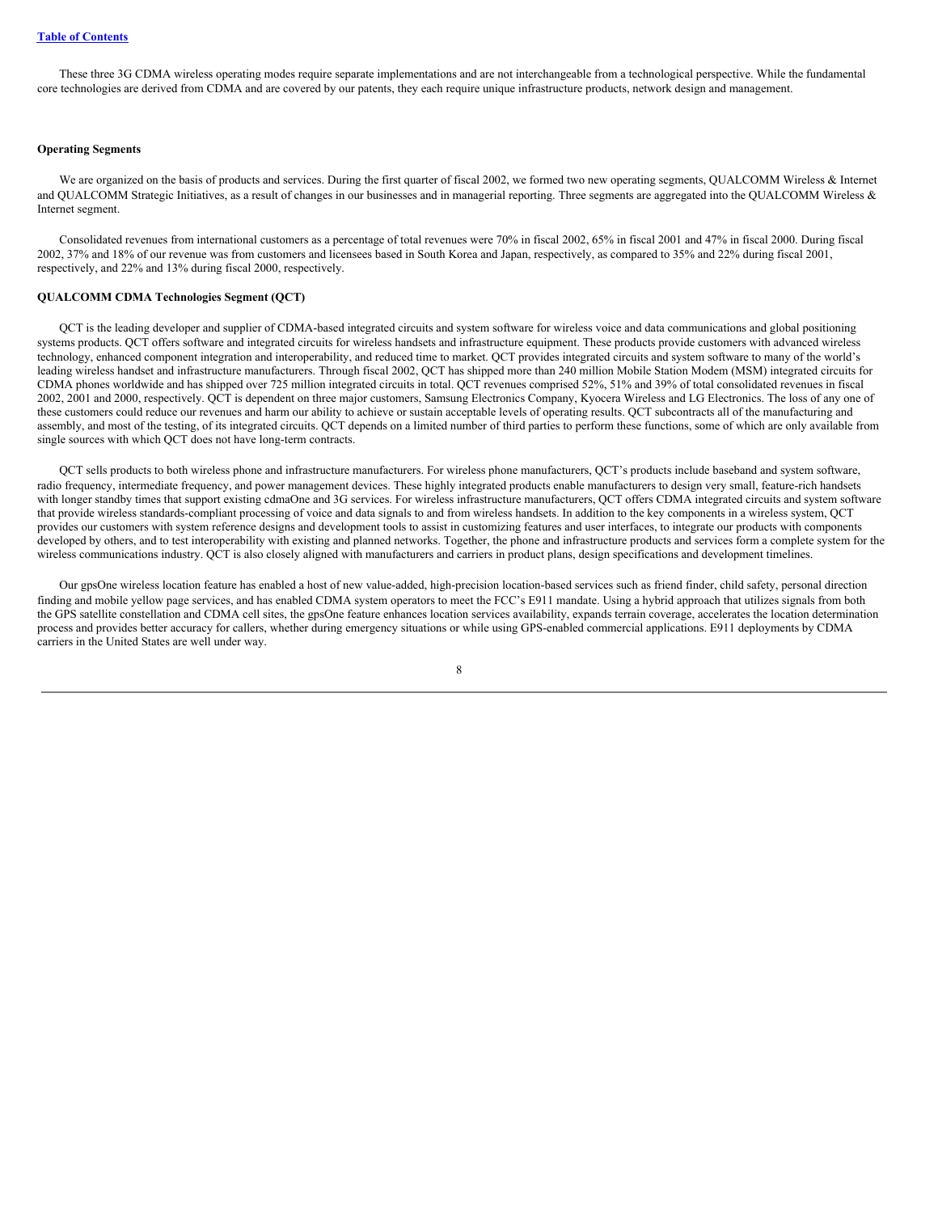These three 3G CDMA wireless operating modes require separate implementations and are not interchangeable from a technological perspective. While the fundamental core technologies are derived from CDMA and are covered by our patents, they each require unique infrastructure products, network design and management.

**Operating Segments**

We are organized on the basis of products and services. During the first quarter of fiscal 2002, we formed two new operating segments, QUALCOMM Wireless & Internet and QUALCOMM Strategic Initiatives, as a result of changes in our businesses and in managerial reporting. Three segments are aggregated into the QUALCOMM Wireless & Internet segment.

Consolidated revenues from international customers as a percentage of total revenues were 70% in fiscal 2002, 65% in fiscal 2001 and 47% in fiscal 2000. During fiscal 2002, 37% and 18% of our revenue was from customers and licensees based in South Korea and Japan, respectively, as compared to 35% and 22% during fiscal 2001, respectively, and 22% and 13% during fiscal 2000, respectively.

**QUALCOMM CDMA Technologies Segment (QCT)**

QCT is the leading developer and supplier of CDMA-based integrated circuits and system software for wireless voice and data communications and global positioning systems products. QCT offers software and integrated circuits for wireless handsets and infrastructure equipment. These products provide customers with advanced wireless technology, enhanced component integration and interoperability, and reduced time to market. QCT provides integrated circuits and system software to many of the world's leading wireless handset and infrastructure manufacturers. Through fiscal 2002, QCT has shipped more than 240 million Mobile Station Modem (MSM) integrated circuits for CDMA phones worldwide and has shipped over 725 million integrated circuits in total. QCT revenues comprised 52%, 51% and 39% of total consolidated revenues in fiscal 2002, 2001 and 2000, respectively. QCT is dependent on three major customers, Samsung Electronics Company, Kyocera Wireless and LG Electronics. The loss of any one of these customers could reduce our revenues and harm our ability to achieve or sustain acceptable levels of operating results. QCT subcontracts all of the manufacturing and assembly, and most of the testing, of its integrated circuits. QCT depends on a limited number of third parties to perform these functions, some of which are only available from single sources with which QCT does not have long-term contracts.

QCT sells products to both wireless phone and infrastructure manufacturers. For wireless phone manufacturers, QCT's products include baseband and system software, radio frequency, intermediate frequency, and power management devices. These highly integrated products enable manufacturers to design very small, feature-rich handsets with longer standby times that support existing cdmaOne and 3G services. For wireless infrastructure manufacturers, QCT offers CDMA integrated circuits and system software that provide wireless standards-compliant processing of voice and data signals to and from wireless handsets. In addition to the key components in a wireless system, QCT provides our customers with system reference designs and development tools to assist in customizing features and user interfaces, to integrate our products with components developed by others, and to test interoperability with existing and planned networks. Together, the phone and infrastructure products and services form a complete system for the wireless communications industry. QCT is also closely aligned with manufacturers and carriers in product plans, design specifications and development timelines.

Our gpsOne wireless location feature has enabled a host of new value-added, high-precision location-based services such as friend finder, child safety, personal direction finding and mobile yellow page services, and has enabled CDMA system operators to meet the FCC's E911 mandate. Using a hybrid approach that utilizes signals from both the GPS satellite constellation and CDMA cell sites, the gpsOne feature enhances location services availability, expands terrain coverage, accelerates the location determination process and provides better accuracy for callers, whether during emergency situations or while using GPS-enabled commercial applications. E911 deployments by CDMA carriers in the United States are well under way.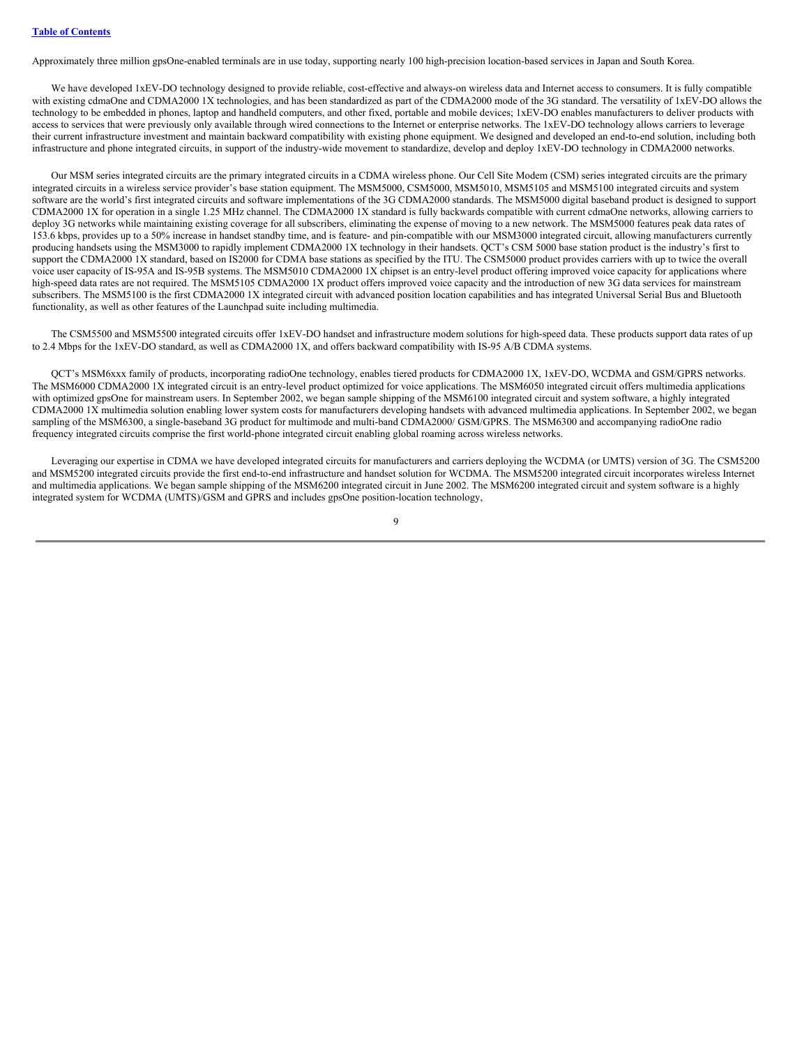Approximately three million gpsOne-enabled terminals are in use today, supporting nearly 100 high-precision location-based services in Japan and South Korea.

We have developed 1xEV-DO technology designed to provide reliable, cost-effective and always-on wireless data and Internet access to consumers. It is fully compatible with existing cdmaOne and CDMA2000 1X technologies, and has been standardized as part of the CDMA2000 mode of the 3G standard. The versatility of 1xEV-DO allows the technology to be embedded in phones, laptop and handheld computers, and other fixed, portable and mobile devices; 1xEV-DO enables manufacturers to deliver products with access to services that were previously only available through wired connections to the Internet or enterprise networks. The 1xEV-DO technology allows carriers to leverage their current infrastructure investment and maintain backward compatibility with existing phone equipment. We designed and developed an end-to-end solution, including both infrastructure and phone integrated circuits, in support of the industry-wide movement to standardize, develop and deploy 1xEV-DO technology in CDMA2000 networks.

Our MSM series integrated circuits are the primary integrated circuits in a CDMA wireless phone. Our Cell Site Modem (CSM) series integrated circuits are the primary integrated circuits in a wireless service provider's base station equipment. The MSM5000, CSM5000, MSM5010, MSM5105 and MSM5100 integrated circuits and system software are the world's first integrated circuits and software implementations of the 3G CDMA2000 standards. The MSM5000 digital baseband product is designed to support CDMA2000 1X for operation in a single 1.25 MHz channel. The CDMA2000 1X standard is fully backwards compatible with current cdmaOne networks, allowing carriers to deploy 3G networks while maintaining existing coverage for all subscribers, eliminating the expense of moving to a new network. The MSM5000 features peak data rates of 153.6 kbps, provides up to a 50% increase in handset standby time, and is feature- and pin-compatible with our MSM3000 integrated circuit, allowing manufacturers currently producing handsets using the MSM3000 to rapidly implement CDMA2000 1X technology in their handsets. QCT's CSM 5000 base station product is the industry's first to support the CDMA2000 1X standard, based on IS2000 for CDMA base stations as specified by the ITU. The CSM5000 product provides carriers with up to twice the overall voice user capacity of IS-95A and IS-95B systems. The MSM5010 CDMA2000 1X chipset is an entry-level product offering improved voice capacity for applications where high-speed data rates are not required. The MSM5105 CDMA2000 1X product offers improved voice capacity and the introduction of new 3G data services for mainstream subscribers. The MSM5100 is the first CDMA2000 1X integrated circuit with advanced position location capabilities and has integrated Universal Serial Bus and Bluetooth functionality, as well as other features of the Launchpad suite including multimedia.

The CSM5500 and MSM5500 integrated circuits offer 1xEV-DO handset and infrastructure modem solutions for high-speed data. These products support data rates of up to 2.4 Mbps for the 1xEV-DO standard, as well as CDMA2000 1X, and offers backward compatibility with IS-95 A/B CDMA systems.

QCT's MSM6xxx family of products, incorporating radioOne technology, enables tiered products for CDMA2000 1X, 1xEV-DO, WCDMA and GSM/GPRS networks. The MSM6000 CDMA2000 1X integrated circuit is an entry-level product optimized for voice applications. The MSM6050 integrated circuit offers multimedia applications with optimized gpsOne for mainstream users. In September 2002, we began sample shipping of the MSM6100 integrated circuit and system software, a highly integrated CDMA2000 1X multimedia solution enabling lower system costs for manufacturers developing handsets with advanced multimedia applications. In September 2002, we began sampling of the MSM6300, a single-baseband 3G product for multimode and multi-band CDMA2000/ GSM/GPRS. The MSM6300 and accompanying radioOne radio frequency integrated circuits comprise the first world-phone integrated circuit enabling global roaming across wireless networks.

Leveraging our expertise in CDMA we have developed integrated circuits for manufacturers and carriers deploying the WCDMA (or UMTS) version of 3G. The CSM5200 and MSM5200 integrated circuits provide the first end-to-end infrastructure and handset solution for WCDMA. The MSM5200 integrated circuit incorporates wireless Internet and multimedia applications. We began sample shipping of the MSM6200 integrated circuit in June 2002. The MSM6200 integrated circuit and system software is a highly integrated system for WCDMA (UMTS)/GSM and GPRS and includes gpsOne position-location technology,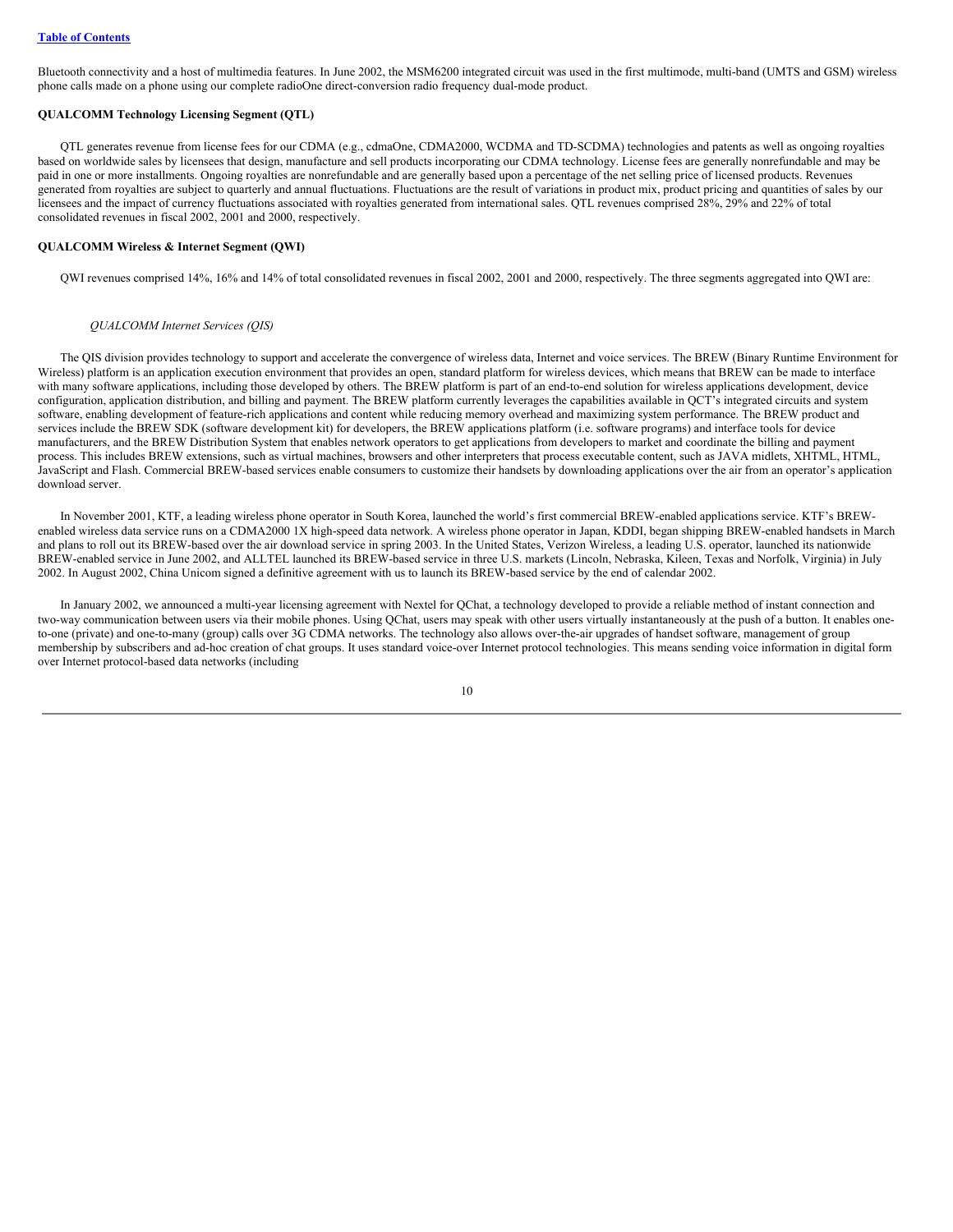Bluetooth connectivity and a host of multimedia features. In June 2002, the MSM6200 integrated circuit was used in the first multimode, multi-band (UMTS and GSM) wireless phone calls made on a phone using our complete radioOne direct-conversion radio frequency dual-mode product.

**QUALCOMM Technology Licensing Segment (QTL)**

QTL generates revenue from license fees for our CDMA (e.g., cdmaOne, CDMA2000, WCDMA and TD-SCDMA) technologies and patents as well as ongoing royalties based on worldwide sales by licensees that design, manufacture and sell products incorporating our CDMA technology. License fees are generally nonrefundable and may be paid in one or more installments. Ongoing royalties are nonrefundable and are generally based upon a percentage of the net selling price of licensed products. Revenues generated from royalties are subject to quarterly and annual fluctuations. Fluctuations are the result of variations in product mix, product pricing and quantities of sales by our licensees and the impact of currency fluctuations associated with royalties generated from international sales. QTL revenues comprised 28%, 29% and 22% of total consolidated revenues in fiscal 2002, 2001 and 2000, respectively.

**QUALCOMM Wireless & Internet Segment (QWI)**

QWI revenues comprised 14%, 16% and 14% of total consolidated revenues in fiscal 2002, 2001 and 2000, respectively. The three segments aggregated into QWI are:

*QUALCOMM Internet Services (QIS)*

The QIS division provides technology to support and accelerate the convergence of wireless data, Internet and voice services. The BREW (Binary Runtime Environment for Wireless) platform is an application execution environment that provides an open, standard platform for wireless devices, which means that BREW can be made to interface with many software applications, including those developed by others. The BREW platform is part of an end-to-end solution for wireless applications development, device configuration, application distribution, and billing and payment. The BREW platform currently leverages the capabilities available in QCT's integrated circuits and system software, enabling development of feature-rich applications and content while reducing memory overhead and maximizing system performance. The BREW product and services include the BREW SDK (software development kit) for developers, the BREW applications platform (i.e. software programs) and interface tools for device manufacturers, and the BREW Distribution System that enables network operators to get applications from developers to market and coordinate the billing and payment process. This includes BREW extensions, such as virtual machines, browsers and other interpreters that process executable content, such as JAVA midlets, XHTML, HTML, JavaScript and Flash. Commercial BREW-based services enable consumers to customize their handsets by downloading applications over the air from an operator's application download server.

In November 2001, KTF, a leading wireless phone operator in South Korea, launched the world's first commercial BREW-enabled applications service. KTF's BREW-enabled wireless data service runs on a CDMA2000 1X high-speed data network. A wireless phone operator in Japan, KDDI, began shipping BREW-enabled handsets in March and plans to roll out its BREW-based over the air download service in spring 2003. In the United States, Verizon Wireless, a leading U.S. operator, launched its nationwide BREW-enabled service in June 2002, and ALLTEL launched its BREW-based service in three U.S. markets (Lincoln, Nebraska, Kileen, Texas and Norfolk, Virginia) in July 2002. In August 2002, China Unicom signed a definitive agreement with us to launch its BREW-based service by the end of calendar 2002.

In January 2002, we announced a multi-year licensing agreement with Nextel for QChat, a technology developed to provide a reliable method of instant connection and two-way communication between users via their mobile phones. Using QChat, users may speak with other users virtually instantaneously at the push of a button. It enables one-to-one (private) and one-to-many (group) calls over 3G CDMA networks. The technology also allows over-the-air upgrades of handset software, management of group membership by subscribers and ad-hoc creation of chat groups. It uses standard voice-over Internet protocol technologies. This means sending voice information in digital form over Internet protocol-based data networks (including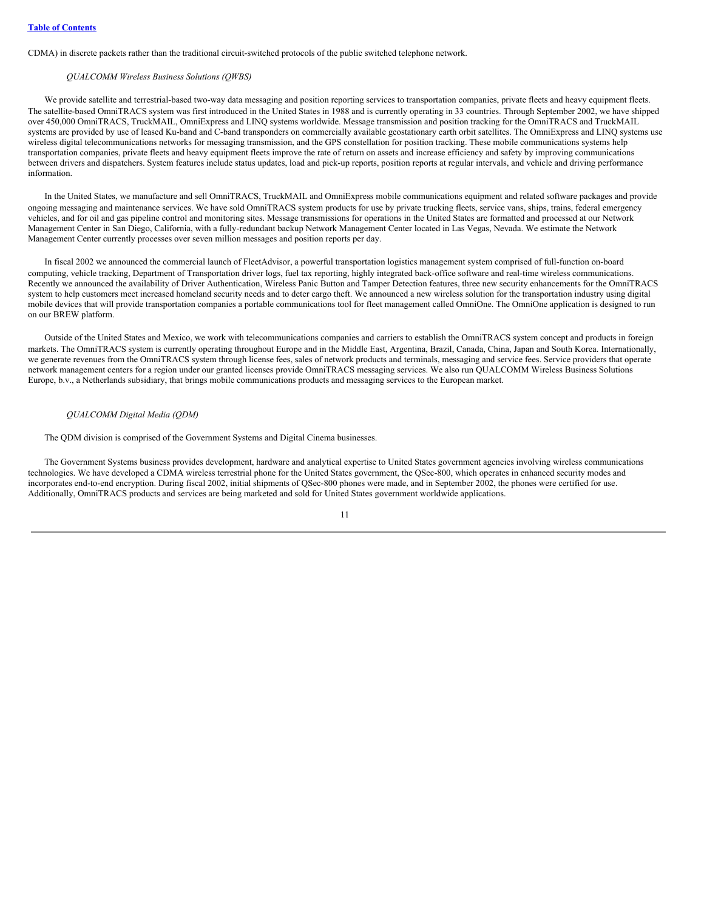CDMA) in discrete packets rather than the traditional circuit-switched protocols of the public switched telephone network.

*QUALCOMM Wireless Business Solutions (QWBS)*

We provide satellite and terrestrial-based two-way data messaging and position reporting services to transportation companies, private fleets and heavy equipment fleets. The satellite-based OmniTRACS system was first introduced in the United States in 1988 and is currently operating in 33 countries. Through September 2002, we have shipped over 450,000 OmniTRACS, TruckMAIL, OmniExpress and LINQ systems worldwide. Message transmission and position tracking for the OmniTRACS and TruckMAIL systems are provided by use of leased Ku-band and C-band transponders on commercially available geostationary earth orbit satellites. The OmniExpress and LINQ systems use wireless digital telecommunications networks for messaging transmission, and the GPS constellation for position tracking. These mobile communications systems help transportation companies, private fleets and heavy equipment fleets improve the rate of return on assets and increase efficiency and safety by improving communications between drivers and dispatchers. System features include status updates, load and pick-up reports, position reports at regular intervals, and vehicle and driving performance information.

In the United States, we manufacture and sell OmniTRACS, TruckMAIL and OmniExpress mobile communications equipment and related software packages and provide ongoing messaging and maintenance services. We have sold OmniTRACS system products for use by private trucking fleets, service vans, ships, trains, federal emergency vehicles, and for oil and gas pipeline control and monitoring sites. Message transmissions for operations in the United States are formatted and processed at our Network Management Center in San Diego, California, with a fully-redundant backup Network Management Center located in Las Vegas, Nevada. We estimate the Network Management Center currently processes over seven million messages and position reports per day.

In fiscal 2002 we announced the commercial launch of FleetAdvisor, a powerful transportation logistics management system comprised of full-function on-board computing, vehicle tracking, Department of Transportation driver logs, fuel tax reporting, highly integrated back-office software and real-time wireless communications. Recently we announced the availability of Driver Authentication, Wireless Panic Button and Tamper Detection features, three new security enhancements for the OmniTRACS system to help customers meet increased homeland security needs and to deter cargo theft. We announced a new wireless solution for the transportation industry using digital mobile devices that will provide transportation companies a portable communications tool for fleet management called OmniOne. The OmniOne application is designed to run on our BREW platform.

Outside of the United States and Mexico, we work with telecommunications companies and carriers to establish the OmniTRACS system concept and products in foreign markets. The OmniTRACS system is currently operating throughout Europe and in the Middle East, Argentina, Brazil, Canada, China, Japan and South Korea. Internationally, we generate revenues from the OmniTRACS system through license fees, sales of network products and terminals, messaging and service fees. Service providers that operate network management centers for a region under our granted licenses provide OmniTRACS messaging services. We also run QUALCOMM Wireless Business Solutions Europe, b.v., a Netherlands subsidiary, that brings mobile communications products and messaging services to the European market.

*QUALCOMM Digital Media (QDM)*

The QDM division is comprised of the Government Systems and Digital Cinema businesses.

The Government Systems business provides development, hardware and analytical expertise to United States government agencies involving wireless communications technologies. We have developed a CDMA wireless terrestrial phone for the United States government, the QSec-800, which operates in enhanced security modes and incorporates end-to-end encryption. During fiscal 2002, initial shipments of QSec-800 phones were made, and in September 2002, the phones were certified for use. Additionally, OmniTRACS products and services are being marketed and sold for United States government worldwide applications.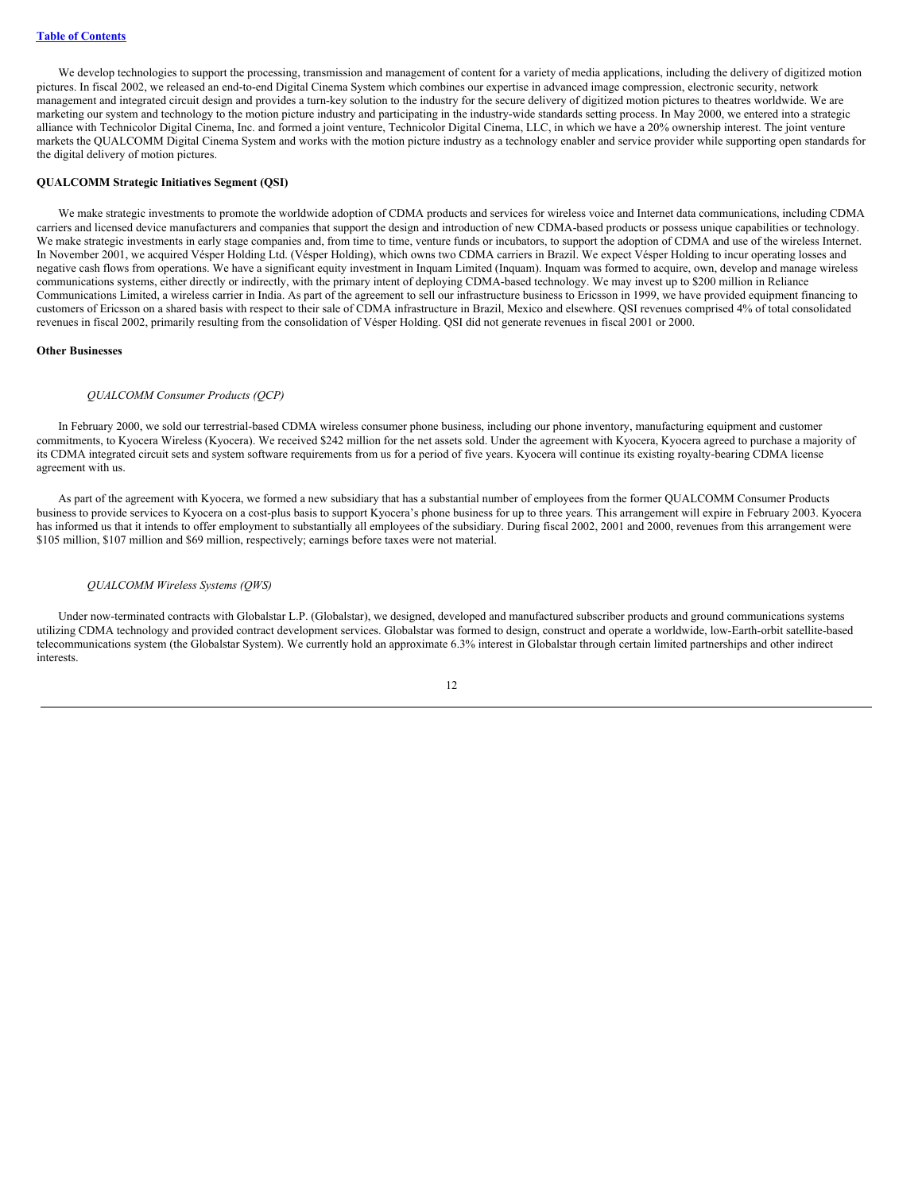We develop technologies to support the processing, transmission and management of content for a variety of media applications, including the delivery of digitized motion pictures. In fiscal 2002, we released an end-to-end Digital Cinema System which combines our expertise in advanced image compression, electronic security, network management and integrated circuit design and provides a turn-key solution to the industry for the secure delivery of digitized motion pictures to theatres worldwide. We are marketing our system and technology to the motion picture industry and participating in the industry-wide standards setting process. In May 2000, we entered into a strategic alliance with Technicolor Digital Cinema, Inc. and formed a joint venture, Technicolor Digital Cinema, LLC, in which we have a 20% ownership interest. The joint venture markets the QUALCOMM Digital Cinema System and works with the motion picture industry as a technology enabler and service provider while supporting open standards for the digital delivery of motion pictures.

**QUALCOMM Strategic Initiatives Segment (QSI)**

We make strategic investments to promote the worldwide adoption of CDMA products and services for wireless voice and Internet data communications, including CDMA carriers and licensed device manufacturers and companies that support the design and introduction of new CDMA-based products or possess unique capabilities or technology. We make strategic investments in early stage companies and, from time to time, venture funds or incubators, to support the adoption of CDMA and use of the wireless Internet. In November 2001, we acquired Vésper Holding Ltd. (Vésper Holding), which owns two CDMA carriers in Brazil. We expect Vésper Holding to incur operating losses and negative cash flows from operations. We have a significant equity investment in Inquam Limited (Inquam). Inquam was formed to acquire, own, develop and manage wireless communications systems, either directly or indirectly, with the primary intent of deploying CDMA-based technology. We may invest up to $200 million in Reliance Communications Limited, a wireless carrier in India. As part of the agreement to sell our infrastructure business to Ericsson in 1999, we have provided equipment financing to customers of Ericsson on a shared basis with respect to their sale of CDMA infrastructure in Brazil, Mexico and elsewhere. QSI revenues comprised 4% of total consolidated revenues in fiscal 2002, primarily resulting from the consolidation of Vésper Holding. QSI did not generate revenues in fiscal 2001 or 2000.

**Other Businesses**

*QUALCOMM Consumer Products (QCP)*

In February 2000, we sold our terrestrial-based CDMA wireless consumer phone business, including our phone inventory, manufacturing equipment and customer commitments, to Kyocera Wireless (Kyocera). We received $242 million for the net assets sold. Under the agreement with Kyocera, Kyocera agreed to purchase a majority of its CDMA integrated circuit sets and system software requirements from us for a period of five years. Kyocera will continue its existing royalty-bearing CDMA license agreement with us.

As part of the agreement with Kyocera, we formed a new subsidiary that has a substantial number of employees from the former QUALCOMM Consumer Products business to provide services to Kyocera on a cost-plus basis to support Kyocera's phone business for up to three years. This arrangement will expire in February 2003. Kyocera has informed us that it intends to offer employment to substantially all employees of the subsidiary. During fiscal 2002, 2001 and 2000, revenues from this arrangement were $105 million, $107 million and $69 million, respectively; earnings before taxes were not material.

*QUALCOMM Wireless Systems (QWS)*

Under now-terminated contracts with Globalstar L.P. (Globalstar), we designed, developed and manufactured subscriber products and ground communications systems utilizing CDMA technology and provided contract development services. Globalstar was formed to design, construct and operate a worldwide, low-Earth-orbit satellite-based telecommunications system (the Globalstar System). We currently hold an approximate 6.3% interest in Globalstar through certain limited partnerships and other indirect interests.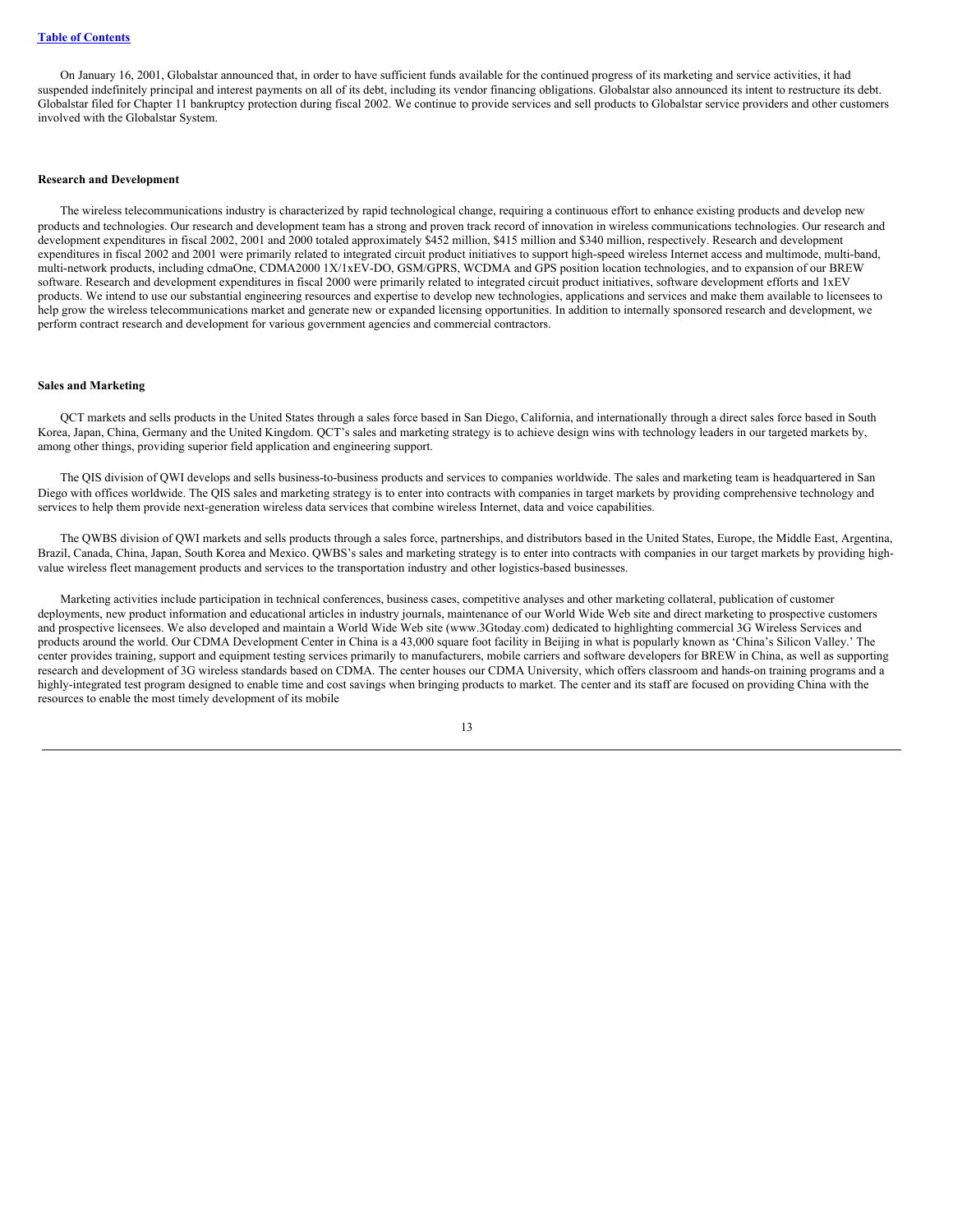On January 16, 2001, Globalstar announced that, in order to have sufficient funds available for the continued progress of its marketing and service activities, it had suspended indefinitely principal and interest payments on all of its debt, including its vendor financing obligations. Globalstar also announced its intent to restructure its debt. Globalstar filed for Chapter 11 bankruptcy protection during fiscal 2002. We continue to provide services and sell products to Globalstar service providers and other customers involved with the Globalstar System.

**Research and Development**

The wireless telecommunications industry is characterized by rapid technological change, requiring a continuous effort to enhance existing products and develop new products and technologies. Our research and development team has a strong and proven track record of innovation in wireless communications technologies. Our research and development expenditures in fiscal 2002, 2001 and 2000 totaled approximately $452 million, $415 million and $340 million, respectively. Research and development expenditures in fiscal 2002 and 2001 were primarily related to integrated circuit product initiatives to support high-speed wireless Internet access and multimode, multi-band, multi-network products, including cdmaOne, CDMA2000 1X/1xEV-DO, GSM/GPRS, WCDMA and GPS position location technologies, and to expansion of our BREW software. Research and development expenditures in fiscal 2000 were primarily related to integrated circuit product initiatives, software development efforts and 1xEV products. We intend to use our substantial engineering resources and expertise to develop new technologies, applications and services and make them available to licensees to help grow the wireless telecommunications market and generate new or expanded licensing opportunities. In addition to internally sponsored research and development, we perform contract research and development for various government agencies and commercial contractors.

**Sales and Marketing**

QCT markets and sells products in the United States through a sales force based in San Diego, California, and internationally through a direct sales force based in South Korea, Japan, China, Germany and the United Kingdom. QCT's sales and marketing strategy is to achieve design wins with technology leaders in our targeted markets by, among other things, providing superior field application and engineering support.

The QIS division of QWI develops and sells business-to-business products and services to companies worldwide. The sales and marketing team is headquartered in San Diego with offices worldwide. The QIS sales and marketing strategy is to enter into contracts with companies in target markets by providing comprehensive technology and services to help them provide next-generation wireless data services that combine wireless Internet, data and voice capabilities.

The QWBS division of QWI markets and sells products through a sales force, partnerships, and distributors based in the United States, Europe, the Middle East, Argentina, Brazil, Canada, China, Japan, South Korea and Mexico. QWBS's sales and marketing strategy is to enter into contracts with companies in our target markets by providing high-value wireless fleet management products and services to the transportation industry and other logistics-based businesses.

Marketing activities include participation in technical conferences, business cases, competitive analyses and other marketing collateral, publication of customer deployments, new product information and educational articles in industry journals, maintenance of our World Wide Web site and direct marketing to prospective customers and prospective licensees. We also developed and maintain a World Wide Web site (www.3Gtoday.com) dedicated to highlighting commercial 3G Wireless Services and products around the world. Our CDMA Development Center in China is a 43,000 square foot facility in Beijing in what is popularly known as 'China's Silicon Valley.' The center provides training, support and equipment testing services primarily to manufacturers, mobile carriers and software developers for BREW in China, as well as supporting research and development of 3G wireless standards based on CDMA. The center houses our CDMA University, which offers classroom and hands-on training programs and a highly-integrated test program designed to enable time and cost savings when bringing products to market. The center and its staff are focused on providing China with the resources to enable the most timely development of its mobile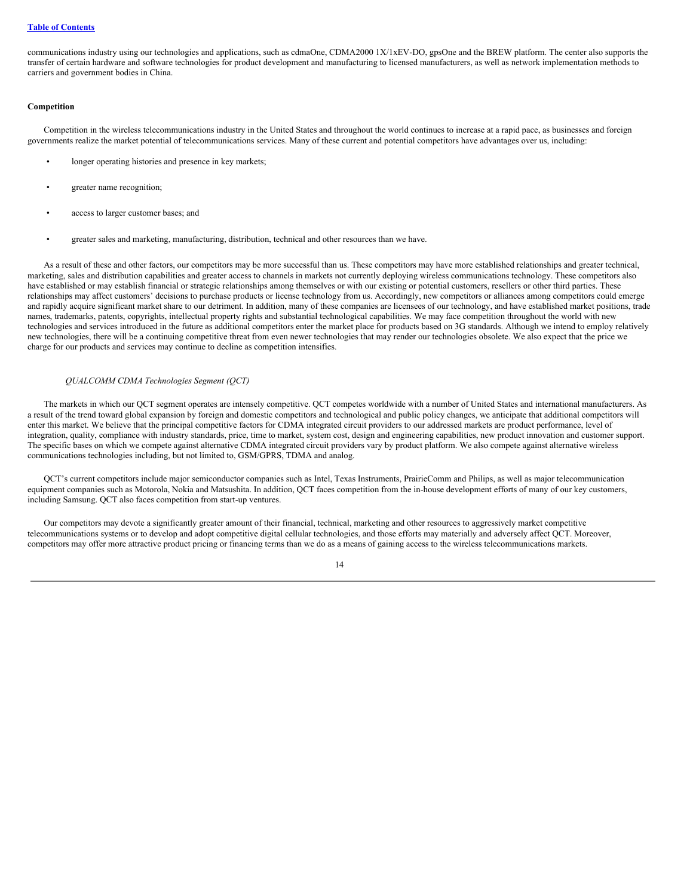communications industry using our technologies and applications, such as cdmaOne, CDMA2000 1X/1xEV-DO, gpsOne and the BREW platform. The center also supports the transfer of certain hardware and software technologies for product development and manufacturing to licensed manufacturers, as well as network implementation methods to carriers and government bodies in China.

**Competition**

Competition in the wireless telecommunications industry in the United States and throughout the world continues to increase at a rapid pace, as businesses and foreign governments realize the market potential of telecommunications services. Many of these current and potential competitors have advantages over us, including:

- longer operating histories and presence in key markets;
- greater name recognition;
- access to larger customer bases; and
- greater sales and marketing, manufacturing, distribution, technical and other resources than we have.

As a result of these and other factors, our competitors may be more successful than us. These competitors may have more established relationships and greater technical, marketing, sales and distribution capabilities and greater access to channels in markets not currently deploying wireless communications technology. These competitors also have established or may establish financial or strategic relationships among themselves or with our existing or potential customers, resellers or other third parties. These relationships may affect customers' decisions to purchase products or license technology from us. Accordingly, new competitors or alliances among competitors could emerge and rapidly acquire significant market share to our detriment. In addition, many of these companies are licensees of our technology, and have established market positions, trade names, trademarks, patents, copyrights, intellectual property rights and substantial technological capabilities. We may face competition throughout the world with new technologies and services introduced in the future as additional competitors enter the market place for products based on 3G standards. Although we intend to employ relatively new technologies, there will be a continuing competitive threat from even newer technologies that may render our technologies obsolete. We also expect that the price we charge for our products and services may continue to decline as competition intensifies.

*QUALCOMM CDMA Technologies Segment (QCT)*

The markets in which our QCT segment operates are intensely competitive. QCT competes worldwide with a number of United States and international manufacturers. As a result of the trend toward global expansion by foreign and domestic competitors and technological and public policy changes, we anticipate that additional competitors will enter this market. We believe that the principal competitive factors for CDMA integrated circuit providers to our addressed markets are product performance, level of integration, quality, compliance with industry standards, price, time to market, system cost, design and engineering capabilities, new product innovation and customer support. The specific bases on which we compete against alternative CDMA integrated circuit providers vary by product platform. We also compete against alternative wireless communications technologies including, but not limited to, GSM/GPRS, TDMA and analog.

QCT's current competitors include major semiconductor companies such as Intel, Texas Instruments, PrairieComm and Philips, as well as major telecommunication equipment companies such as Motorola, Nokia and Matsushita. In addition, QCT faces competition from the in-house development efforts of many of our key customers, including Samsung. QCT also faces competition from start-up ventures.

Our competitors may devote a significantly greater amount of their financial, technical, marketing and other resources to aggressively market competitive telecommunications systems or to develop and adopt competitive digital cellular technologies, and those efforts may materially and adversely affect QCT. Moreover, competitors may offer more attractive product pricing or financing terms than we do as a means of gaining access to the wireless telecommunications markets.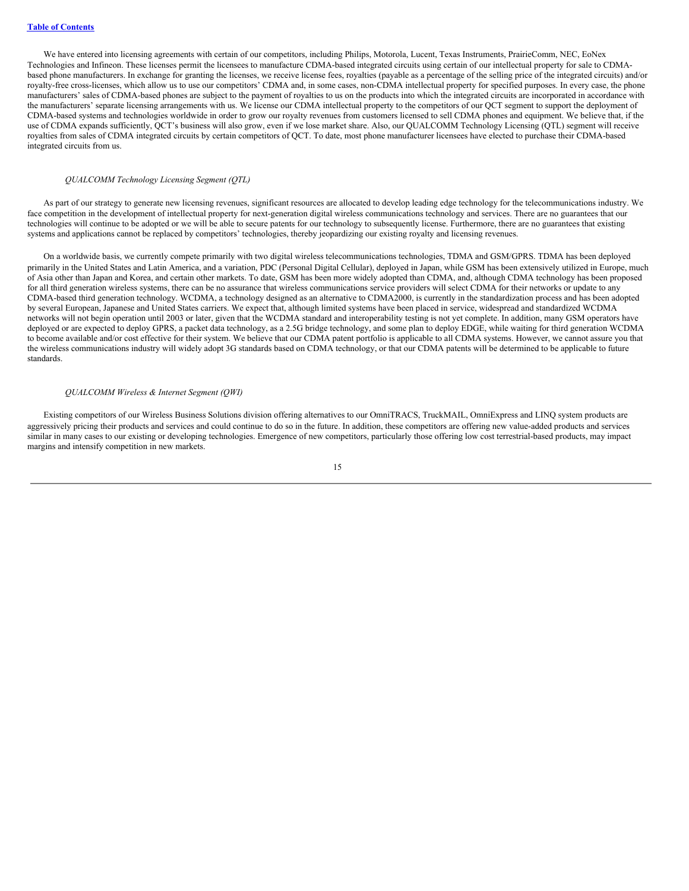We have entered into licensing agreements with certain of our competitors, including Philips, Motorola, Lucent, Texas Instruments, PrairieComm, NEC, EoNex Technologies and Infineon. These licenses permit the licensees to manufacture CDMA-based integrated circuits using certain of our intellectual property for sale to CDMA-based phone manufacturers. In exchange for granting the licenses, we receive license fees, royalties (payable as a percentage of the selling price of the integrated circuits) and/or royalty-free cross-licenses, which allow us to use our competitors' CDMA and, in some cases, non-CDMA intellectual property for specified purposes. In every case, the phone manufacturers' sales of CDMA-based phones are subject to the payment of royalties to us on the products into which the integrated circuits are incorporated in accordance with the manufacturers' separate licensing arrangements with us. We license our CDMA intellectual property to the competitors of our QCT segment to support the deployment of CDMA-based systems and technologies worldwide in order to grow our royalty revenues from customers licensed to sell CDMA phones and equipment. We believe that, if the use of CDMA expands sufficiently, QCT's business will also grow, even if we lose market share. Also, our QUALCOMM Technology Licensing (QTL) segment will receive royalties from sales of CDMA integrated circuits by certain competitors of QCT. To date, most phone manufacturer licensees have elected to purchase their CDMA-based integrated circuits from us.

*QUALCOMM Technology Licensing Segment (QTL)*

As part of our strategy to generate new licensing revenues, significant resources are allocated to develop leading edge technology for the telecommunications industry. We face competition in the development of intellectual property for next-generation digital wireless communications technology and services. There are no guarantees that our technologies will continue to be adopted or we will be able to secure patents for our technology to subsequently license. Furthermore, there are no guarantees that existing systems and applications cannot be replaced by competitors' technologies, thereby jeopardizing our existing royalty and licensing revenues.

On a worldwide basis, we currently compete primarily with two digital wireless telecommunications technologies, TDMA and GSM/GPRS. TDMA has been deployed primarily in the United States and Latin America, and a variation, PDC (Personal Digital Cellular), deployed in Japan, while GSM has been extensively utilized in Europe, much of Asia other than Japan and Korea, and certain other markets. To date, GSM has been more widely adopted than CDMA, and, although CDMA technology has been proposed for all third generation wireless systems, there can be no assurance that wireless communications service providers will select CDMA for their networks or update to any CDMA-based third generation technology. WCDMA, a technology designed as an alternative to CDMA2000, is currently in the standardization process and has been adopted by several European, Japanese and United States carriers. We expect that, although limited systems have been placed in service, widespread and standardized WCDMA networks will not begin operation until 2003 or later, given that the WCDMA standard and interoperability testing is not yet complete. In addition, many GSM operators have deployed or are expected to deploy GPRS, a packet data technology, as a 2.5G bridge technology, and some plan to deploy EDGE, while waiting for third generation WCDMA to become available and/or cost effective for their system. We believe that our CDMA patent portfolio is applicable to all CDMA systems. However, we cannot assure you that the wireless communications industry will widely adopt 3G standards based on CDMA technology, or that our CDMA patents will be determined to be applicable to future standards.

*QUALCOMM Wireless & Internet Segment (QWI)*

Existing competitors of our Wireless Business Solutions division offering alternatives to our OmniTRACS, TruckMAIL, OmniExpress and LINQ system products are aggressively pricing their products and services and could continue to do so in the future. In addition, these competitors are offering new value-added products and services similar in many cases to our existing or developing technologies. Emergence of new competitors, particularly those offering low cost terrestrial-based products, may impact margins and intensify competition in new markets.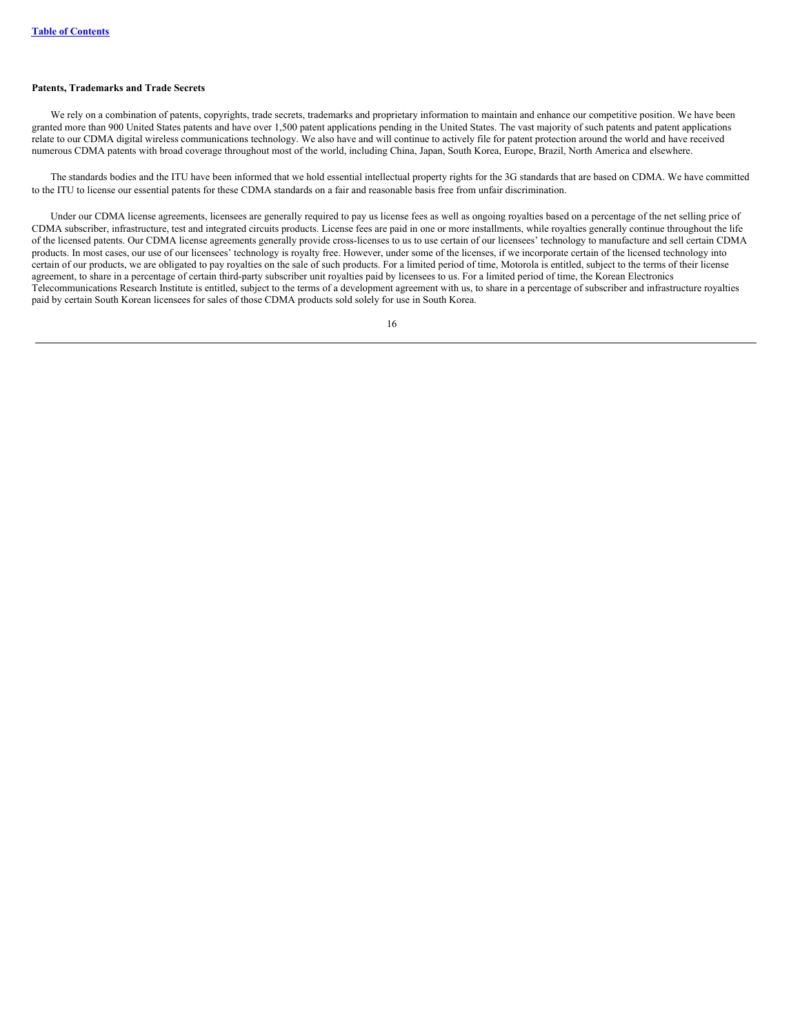**Patents, Trademarks and Trade Secrets**

We rely on a combination of patents, copyrights, trade secrets, trademarks and proprietary information to maintain and enhance our competitive position. We have been granted more than 900 United States patents and have over 1,500 patent applications pending in the United States. The vast majority of such patents and patent applications relate to our CDMA digital wireless communications technology. We also have and will continue to actively file for patent protection around the world and have received numerous CDMA patents with broad coverage throughout most of the world, including China, Japan, South Korea, Europe, Brazil, North America and elsewhere.

The standards bodies and the ITU have been informed that we hold essential intellectual property rights for the 3G standards that are based on CDMA. We have committed to the ITU to license our essential patents for these CDMA standards on a fair and reasonable basis free from unfair discrimination.

Under our CDMA license agreements, licensees are generally required to pay us license fees as well as ongoing royalties based on a percentage of the net selling price of CDMA subscriber, infrastructure, test and integrated circuits products. License fees are paid in one or more installments, while royalties generally continue throughout the life of the licensed patents. Our CDMA license agreements generally provide cross-licenses to us to use certain of our licensees' technology to manufacture and sell certain CDMA products. In most cases, our use of our licensees' technology is royalty free. However, under some of the licenses, if we incorporate certain of the licensed technology into certain of our products, we are obligated to pay royalties on the sale of such products. For a limited period of time, Motorola is entitled, subject to the terms of their license agreement, to share in a percentage of certain third-party subscriber unit royalties paid by licensees to us. For a limited period of time, the Korean Electronics Telecommunications Research Institute is entitled, subject to the terms of a development agreement with us, to share in a percentage of subscriber and infrastructure royalties paid by certain South Korean licensees for sales of those CDMA products sold solely for use in South Korea.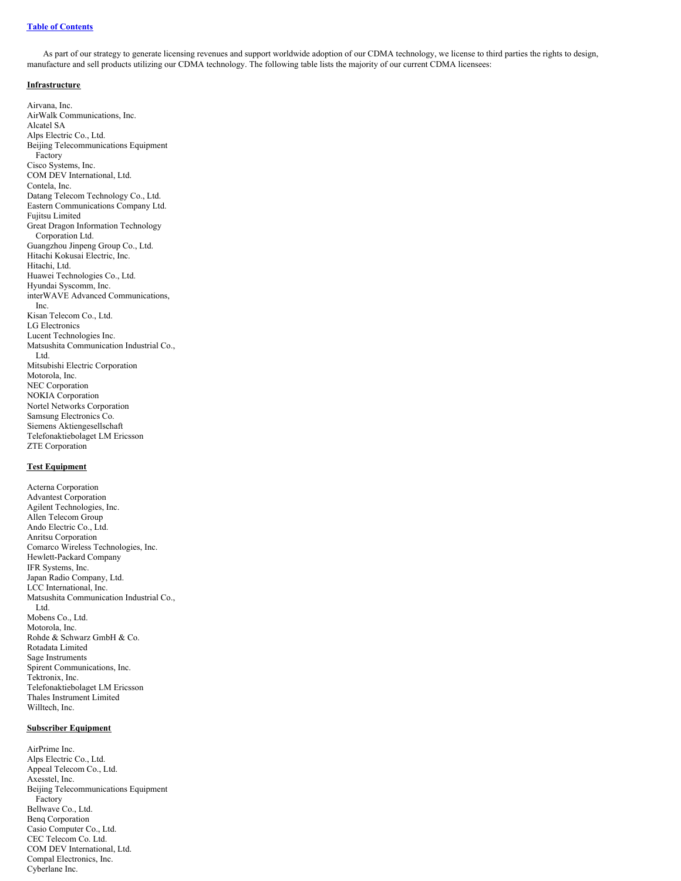Table of Contents

As part of our strategy to generate licensing revenues and support worldwide adoption of our CDMA technology, we license to third parties the rights to design, manufacture and sell products utilizing our CDMA technology. The following table lists the majority of our current CDMA licensees:

**Infrastructure**

Airvana, Inc.
AirWalk Communications, Inc.
Alcatel SA
Alps Electric Co., Ltd.
Beijing Telecommunications Equipment Factory
Cisco Systems, Inc.
COM DEV International, Ltd.
Contela, Inc.
Datang Telecom Technology Co., Ltd.
Eastern Communications Company Ltd.
Fujitsu Limited
Great Dragon Information Technology Corporation Ltd.
Guangzhou Jinpeng Group Co., Ltd.
Hitachi Kokusai Electric, Inc.
Hitachi, Ltd.
Huawei Technologies Co., Ltd.
Hyundai Syscomm, Inc.
interWAVE Advanced Communications, Inc.
Kisan Telecom Co., Ltd.
LG Electronics
Lucent Technologies Inc.
Matsushita Communication Industrial Co., Ltd.
Mitsubishi Electric Corporation
Motorola, Inc.
NEC Corporation
NOKIA Corporation
Nortel Networks Corporation
Samsung Electronics Co.
Siemens Aktiengesellschaft
Telefonaktiebolaget LM Ericsson
ZTE Corporation

**Test Equipment**

Acterna Corporation
Advantest Corporation
Agilent Technologies, Inc.
Allen Telecom Group
Ando Electric Co., Ltd.
Anritsu Corporation
Comarco Wireless Technologies, Inc.
Hewlett-Packard Company
IFR Systems, Inc.
Japan Radio Company, Ltd.
LCC International, Inc.
Matsushita Communication Industrial Co., Ltd.
Mobens Co., Ltd.
Motorola, Inc.
Rohde & Schwarz GmbH & Co.
Rotadata Limited
Sage Instruments
Spirent Communications, Inc.
Tektronix, Inc.
Telefonaktiebolaget LM Ericsson
Thales Instrument Limited
Willtech, Inc.

**Subscriber Equipment**

AirPrime Inc.
Alps Electric Co., Ltd.
Appeal Telecom Co., Ltd.
Axesstel, Inc.
Beijing Telecommunications Equipment Factory
Bellwave Co., Ltd.
Benq Corporation
Casio Computer Co., Ltd.
CEC Telecom Co. Ltd.
COM DEV International, Ltd.
Compal Electronics, Inc.
Cyberlane Inc.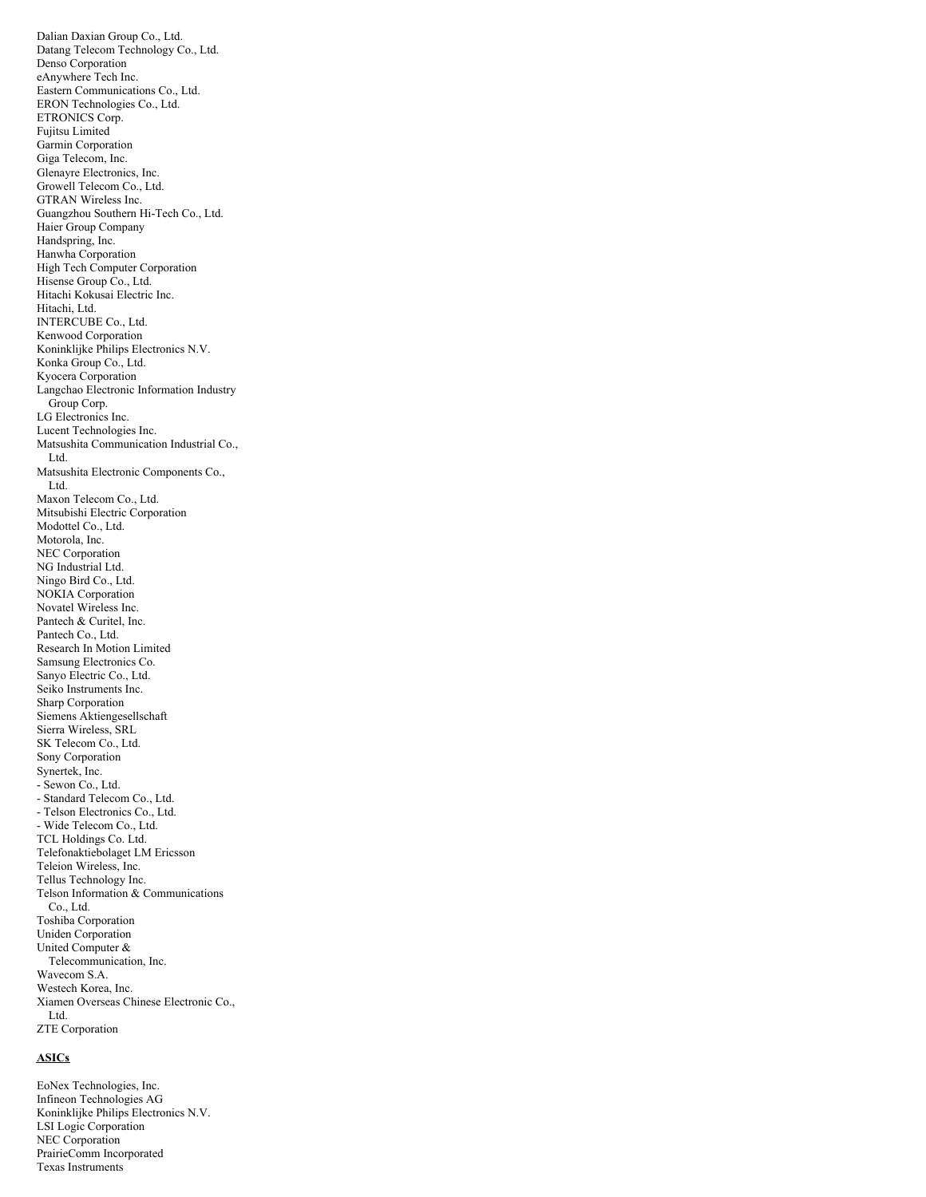Dalian Daxian Group Co., Ltd.
Datang Telecom Technology Co., Ltd.
Denso Corporation
eAnywhere Tech Inc.
Eastern Communications Co., Ltd.
ERON Technologies Co., Ltd.
ETRONICS Corp.
Fujitsu Limited
Garmin Corporation
Giga Telecom, Inc.
Glenayre Electronics, Inc.
Growell Telecom Co., Ltd.
GTRAN Wireless Inc.
Guangzhou Southern Hi-Tech Co., Ltd.
Haier Group Company
Handspring, Inc.
Hanwha Corporation
High Tech Computer Corporation
Hisense Group Co., Ltd.
Hitachi Kokusai Electric Inc.
Hitachi, Ltd.
INTERCUBE Co., Ltd.
Kenwood Corporation
Koninklijke Philips Electronics N.V.
Konka Group Co., Ltd.
Kyocera Corporation
Langchao Electronic Information Industry Group Corp.
LG Electronics Inc.
Lucent Technologies Inc.
Matsushita Communication Industrial Co., Ltd.
Matsushita Electronic Components Co., Ltd.
Maxon Telecom Co., Ltd.
Mitsubishi Electric Corporation
Modottel Co., Ltd.
Motorola, Inc.
NEC Corporation
NG Industrial Ltd.
Ningo Bird Co., Ltd.
NOKIA Corporation
Novatel Wireless Inc.
Pantech & Curitel, Inc.
Pantech Co., Ltd.
Research In Motion Limited
Samsung Electronics Co.
Sanyo Electric Co., Ltd.
Seiko Instruments Inc.
Sharp Corporation
Siemens Aktiengesellschaft
Sierra Wireless, SRL
SK Telecom Co., Ltd.
Sony Corporation
Synertek, Inc.
- Sewon Co., Ltd.
- Standard Telecom Co., Ltd.
- Telson Electronics Co., Ltd.
- Wide Telecom Co., Ltd.
TCL Holdings Co. Ltd.
Telefonaktiebolaget LM Ericsson
Teleion Wireless, Inc.
Tellus Technology Inc.
Telson Information & Communications Co., Ltd.
Toshiba Corporation
Uniden Corporation
United Computer & Telecommunication, Inc.
Wavecom S.A.
Westech Korea, Inc.
Xiamen Overseas Chinese Electronic Co., Ltd.
ZTE Corporation

**ASICs**

EoNex Technologies, Inc.
Infineon Technologies AG
Koninklijke Philips Electronics N.V.
LSI Logic Corporation
NEC Corporation
PrairieComm Incorporated
Texas Instruments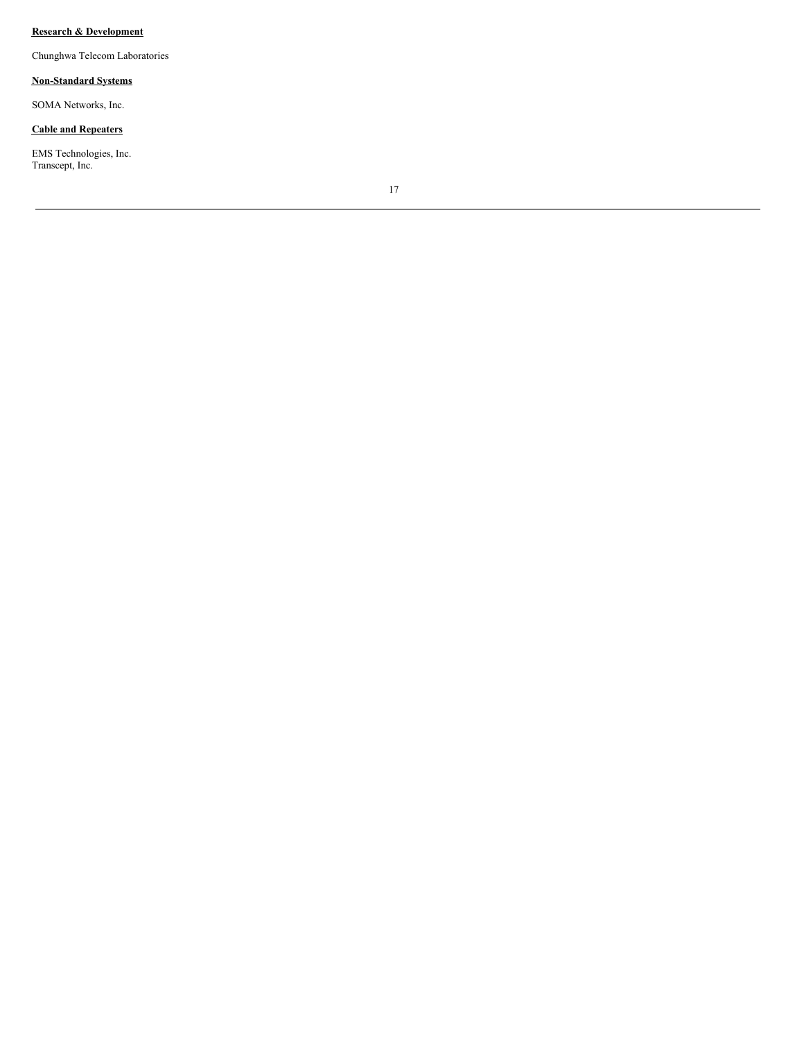**Research & Development**

Chunghwa Telecom Laboratories

**Non-Standard Systems**

SOMA Networks, Inc.

**Cable and Repeaters**

EMS Technologies, Inc.
Transcept, Inc.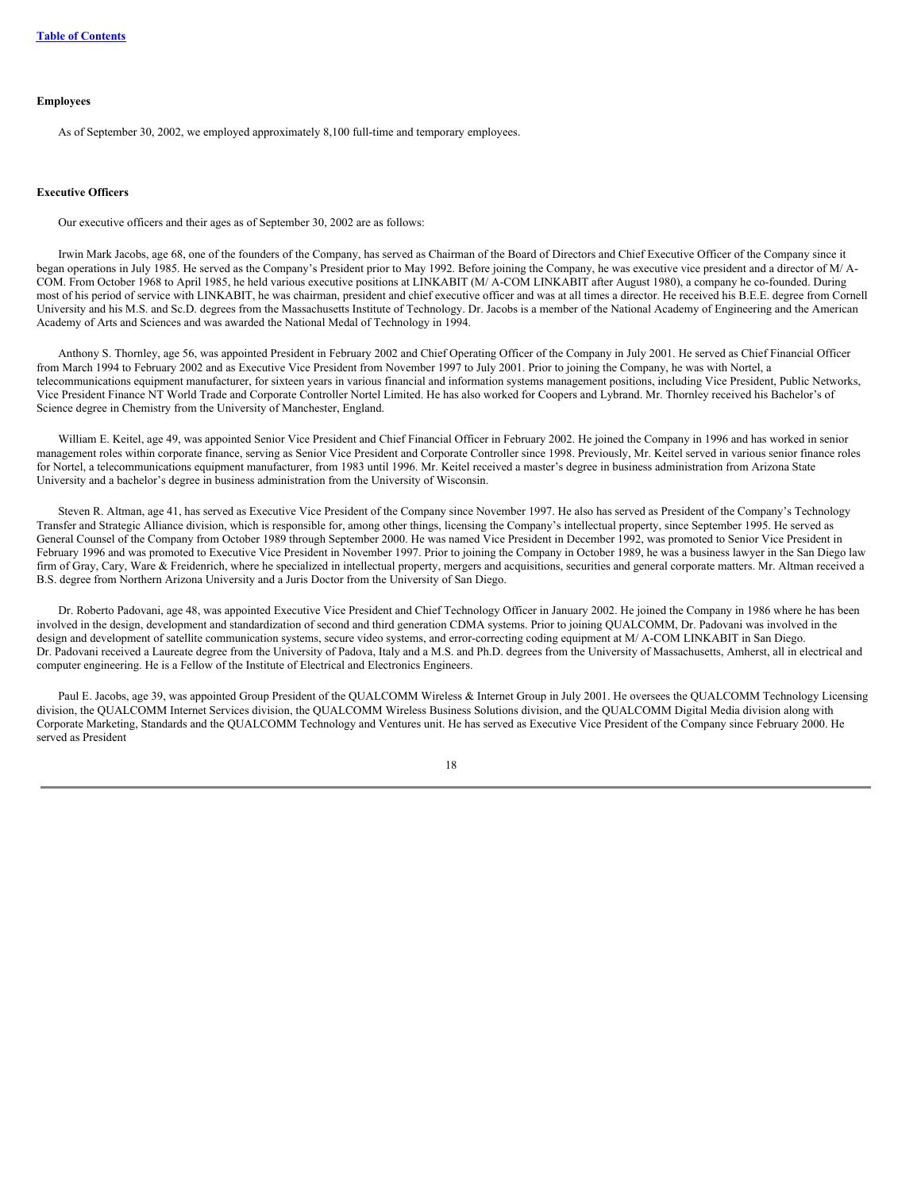**Employees**

As of September 30, 2002, we employed approximately 8,100 full-time and temporary employees.

**Executive Officers**

Our executive officers and their ages as of September 30, 2002 are as follows:

Irwin Mark Jacobs, age 68, one of the founders of the Company, has served as Chairman of the Board of Directors and Chief Executive Officer of the Company since it began operations in July 1985. He served as the Company's President prior to May 1992. Before joining the Company, he was executive vice president and a director of M/ A-COM. From October 1968 to April 1985, he held various executive positions at LINKABIT (M/ A-COM LINKABIT after August 1980), a company he co-founded. During most of his period of service with LINKABIT, he was chairman, president and chief executive officer and was at all times a director. He received his B.E.E. degree from Cornell University and his M.S. and Sc.D. degrees from the Massachusetts Institute of Technology. Dr. Jacobs is a member of the National Academy of Engineering and the American Academy of Arts and Sciences and was awarded the National Medal of Technology in 1994.

Anthony S. Thornley, age 56, was appointed President in February 2002 and Chief Operating Officer of the Company in July 2001. He served as Chief Financial Officer from March 1994 to February 2002 and as Executive Vice President from November 1997 to July 2001. Prior to joining the Company, he was with Nortel, a telecommunications equipment manufacturer, for sixteen years in various financial and information systems management positions, including Vice President, Public Networks, Vice President Finance NT World Trade and Corporate Controller Nortel Limited. He has also worked for Coopers and Lybrand. Mr. Thornley received his Bachelor's of Science degree in Chemistry from the University of Manchester, England.

William E. Keitel, age 49, was appointed Senior Vice President and Chief Financial Officer in February 2002. He joined the Company in 1996 and has worked in senior management roles within corporate finance, serving as Senior Vice President and Corporate Controller since 1998. Previously, Mr. Keitel served in various senior finance roles for Nortel, a telecommunications equipment manufacturer, from 1983 until 1996. Mr. Keitel received a master's degree in business administration from Arizona State University and a bachelor's degree in business administration from the University of Wisconsin.

Steven R. Altman, age 41, has served as Executive Vice President of the Company since November 1997. He also has served as President of the Company's Technology Transfer and Strategic Alliance division, which is responsible for, among other things, licensing the Company's intellectual property, since September 1995. He served as General Counsel of the Company from October 1989 through September 2000. He was named Vice President in December 1992, was promoted to Senior Vice President in February 1996 and was promoted to Executive Vice President in November 1997. Prior to joining the Company in October 1989, he was a business lawyer in the San Diego law firm of Gray, Cary, Ware & Freidenrich, where he specialized in intellectual property, mergers and acquisitions, securities and general corporate matters. Mr. Altman received a B.S. degree from Northern Arizona University and a Juris Doctor from the University of San Diego.

Dr. Roberto Padovani, age 48, was appointed Executive Vice President and Chief Technology Officer in January 2002. He joined the Company in 1986 where he has been involved in the design, development and standardization of second and third generation CDMA systems. Prior to joining QUALCOMM, Dr. Padovani was involved in the design and development of satellite communication systems, secure video systems, and error-correcting coding equipment at M/ A-COM LINKABIT in San Diego. Dr. Padovani received a Laureate degree from the University of Padova, Italy and a M.S. and Ph.D. degrees from the University of Massachusetts, Amherst, all in electrical and computer engineering. He is a Fellow of the Institute of Electrical and Electronics Engineers.

Paul E. Jacobs, age 39, was appointed Group President of the QUALCOMM Wireless & Internet Group in July 2001. He oversees the QUALCOMM Technology Licensing division, the QUALCOMM Internet Services division, the QUALCOMM Wireless Business Solutions division, and the QUALCOMM Digital Media division along with Corporate Marketing, Standards and the QUALCOMM Technology and Ventures unit. He has served as Executive Vice President of the Company since February 2000. He served as President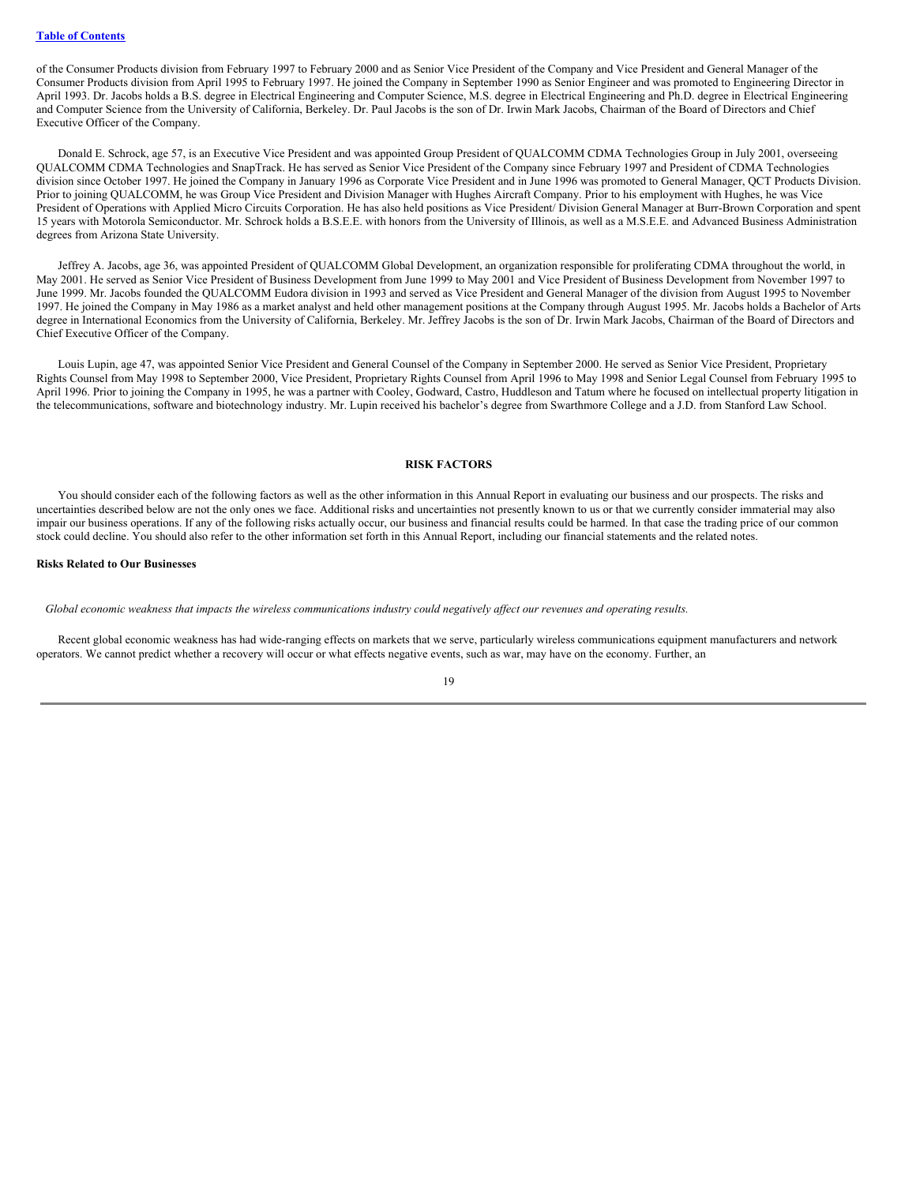of the Consumer Products division from February 1997 to February 2000 and as Senior Vice President of the Company and Vice President and General Manager of the Consumer Products division from April 1995 to February 1997. He joined the Company in September 1990 as Senior Engineer and was promoted to Engineering Director in April 1993. Dr. Jacobs holds a B.S. degree in Electrical Engineering and Computer Science, M.S. degree in Electrical Engineering and Ph.D. degree in Electrical Engineering and Computer Science from the University of California, Berkeley. Dr. Paul Jacobs is the son of Dr. Irwin Mark Jacobs, Chairman of the Board of Directors and Chief Executive Officer of the Company.

Donald E. Schrock, age 57, is an Executive Vice President and was appointed Group President of QUALCOMM CDMA Technologies Group in July 2001, overseeing QUALCOMM CDMA Technologies and SnapTrack. He has served as Senior Vice President of the Company since February 1997 and President of CDMA Technologies division since October 1997. He joined the Company in January 1996 as Corporate Vice President and in June 1996 was promoted to General Manager, QCT Products Division. Prior to joining QUALCOMM, he was Group Vice President and Division Manager with Hughes Aircraft Company. Prior to his employment with Hughes, he was Vice President of Operations with Applied Micro Circuits Corporation. He has also held positions as Vice President/ Division General Manager at Burr-Brown Corporation and spent 15 years with Motorola Semiconductor. Mr. Schrock holds a B.S.E.E. with honors from the University of Illinois, as well as a M.S.E.E. and Advanced Business Administration degrees from Arizona State University.

Jeffrey A. Jacobs, age 36, was appointed President of QUALCOMM Global Development, an organization responsible for proliferating CDMA throughout the world, in May 2001. He served as Senior Vice President of Business Development from June 1999 to May 2001 and Vice President of Business Development from November 1997 to June 1999. Mr. Jacobs founded the QUALCOMM Eudora division in 1993 and served as Vice President and General Manager of the division from August 1995 to November 1997. He joined the Company in May 1986 as a market analyst and held other management positions at the Company through August 1995. Mr. Jacobs holds a Bachelor of Arts degree in International Economics from the University of California, Berkeley. Mr. Jeffrey Jacobs is the son of Dr. Irwin Mark Jacobs, Chairman of the Board of Directors and Chief Executive Officer of the Company.

Louis Lupin, age 47, was appointed Senior Vice President and General Counsel of the Company in September 2000. He served as Senior Vice President, Proprietary Rights Counsel from May 1998 to September 2000, Vice President, Proprietary Rights Counsel from April 1996 to May 1998 and Senior Legal Counsel from February 1995 to April 1996. Prior to joining the Company in 1995, he was a partner with Cooley, Godward, Castro, Huddleson and Tatum where he focused on intellectual property litigation in the telecommunications, software and biotechnology industry. Mr. Lupin received his bachelor's degree from Swarthmore College and a J.D. from Stanford Law School.

## RISK FACTORS

You should consider each of the following factors as well as the other information in this Annual Report in evaluating our business and our prospects. The risks and uncertainties described below are not the only ones we face. Additional risks and uncertainties not presently known to us or that we currently consider immaterial may also impair our business operations. If any of the following risks actually occur, our business and financial results could be harmed. In that case the trading price of our common stock could decline. You should also refer to the other information set forth in this Annual Report, including our financial statements and the related notes.

### Risks Related to Our Businesses

*Global economic weakness that impacts the wireless communications industry could negatively affect our revenues and operating results.*

Recent global economic weakness has had wide-ranging effects on markets that we serve, particularly wireless communications equipment manufacturers and network operators. We cannot predict whether a recovery will occur or what effects negative events, such as war, may have on the economy. Further, an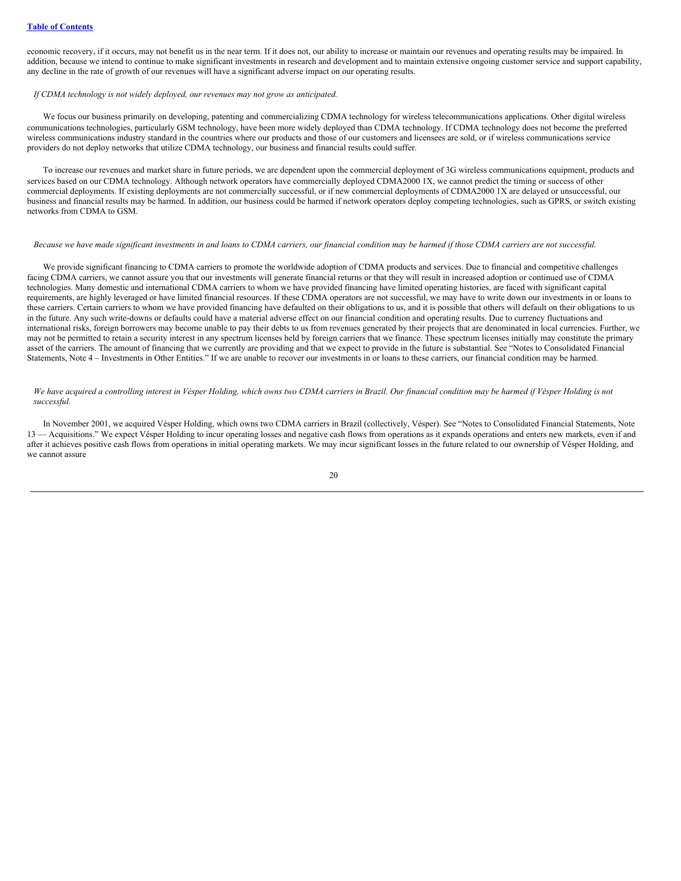economic recovery, if it occurs, may not benefit us in the near term. If it does not, our ability to increase or maintain our revenues and operating results may be impaired. In addition, because we intend to continue to make significant investments in research and development and to maintain extensive ongoing customer service and support capability, any decline in the rate of growth of our revenues will have a significant adverse impact on our operating results.

*If CDMA technology is not widely deployed, our revenues may not grow as anticipated.*

We focus our business primarily on developing, patenting and commercializing CDMA technology for wireless telecommunications applications. Other digital wireless communications technologies, particularly GSM technology, have been more widely deployed than CDMA technology. If CDMA technology does not become the preferred wireless communications industry standard in the countries where our products and those of our customers and licensees are sold, or if wireless communications service providers do not deploy networks that utilize CDMA technology, our business and financial results could suffer.

To increase our revenues and market share in future periods, we are dependent upon the commercial deployment of 3G wireless communications equipment, products and services based on our CDMA technology. Although network operators have commercially deployed CDMA2000 1X, we cannot predict the timing or success of other commercial deployments. If existing deployments are not commercially successful, or if new commercial deployments of CDMA2000 1X are delayed or unsuccessful, our business and financial results may be harmed. In addition, our business could be harmed if network operators deploy competing technologies, such as GPRS, or switch existing networks from CDMA to GSM.

*Because we have made significant investments in and loans to CDMA carriers, our financial condition may be harmed if those CDMA carriers are not successful.*

We provide significant financing to CDMA carriers to promote the worldwide adoption of CDMA products and services. Due to financial and competitive challenges facing CDMA carriers, we cannot assure you that our investments will generate financial returns or that they will result in increased adoption or continued use of CDMA technologies. Many domestic and international CDMA carriers to whom we have provided financing have limited operating histories, are faced with significant capital requirements, are highly leveraged or have limited financial resources. If these CDMA operators are not successful, we may have to write down our investments in or loans to these carriers. Certain carriers to whom we have provided financing have defaulted on their obligations to us, and it is possible that others will default on their obligations to us in the future. Any such write-downs or defaults could have a material adverse effect on our financial condition and operating results. Due to currency fluctuations and international risks, foreign borrowers may become unable to pay their debts to us from revenues generated by their projects that are denominated in local currencies. Further, we may not be permitted to retain a security interest in any spectrum licenses held by foreign carriers that we finance. These spectrum licenses initially may constitute the primary asset of the carriers. The amount of financing that we currently are providing and that we expect to provide in the future is substantial. See "Notes to Consolidated Financial Statements, Note 4 – Investments in Other Entities." If we are unable to recover our investments in or loans to these carriers, our financial condition may be harmed.

*We have acquired a controlling interest in Vésper Holding, which owns two CDMA carriers in Brazil. Our financial condition may be harmed if Vésper Holding is not successful.*

In November 2001, we acquired Vésper Holding, which owns two CDMA carriers in Brazil (collectively, Vésper). See "Notes to Consolidated Financial Statements, Note 13 — Acquisitions." We expect Vésper Holding to incur operating losses and negative cash flows from operations as it expands operations and enters new markets, even if and after it achieves positive cash flows from operations in initial operating markets. We may incur significant losses in the future related to our ownership of Vésper Holding, and we cannot assure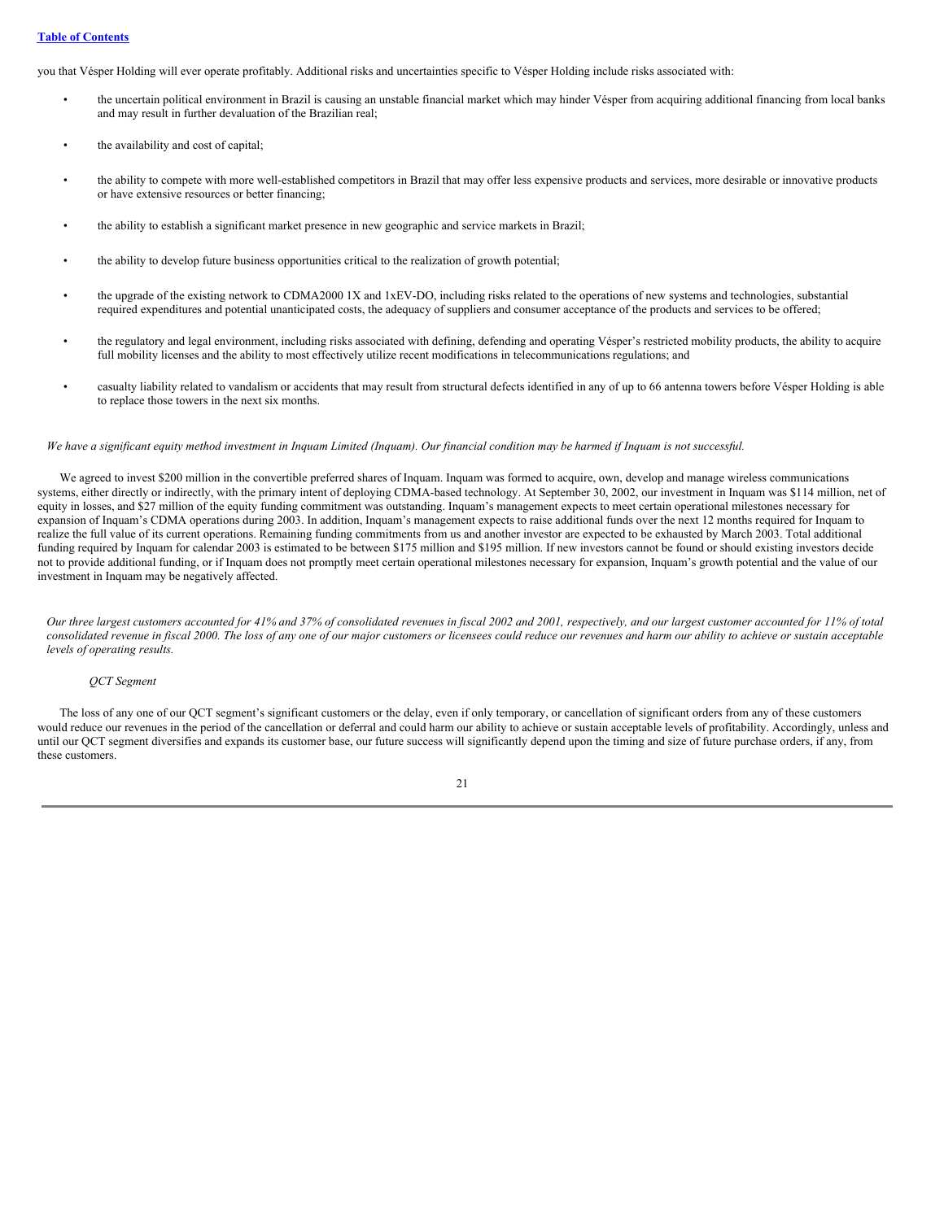you that Vésper Holding will ever operate profitably. Additional risks and uncertainties specific to Vésper Holding include risks associated with:

- the uncertain political environment in Brazil is causing an unstable financial market which may hinder Vésper from acquiring additional financing from local banks and may result in further devaluation of the Brazilian real;
- the availability and cost of capital;
- the ability to compete with more well-established competitors in Brazil that may offer less expensive products and services, more desirable or innovative products or have extensive resources or better financing;
- the ability to establish a significant market presence in new geographic and service markets in Brazil;
- the ability to develop future business opportunities critical to the realization of growth potential;
- the upgrade of the existing network to CDMA2000 1X and 1xEV-DO, including risks related to the operations of new systems and technologies, substantial required expenditures and potential unanticipated costs, the adequacy of suppliers and consumer acceptance of the products and services to be offered;
- the regulatory and legal environment, including risks associated with defining, defending and operating Vésper's restricted mobility products, the ability to acquire full mobility licenses and the ability to most effectively utilize recent modifications in telecommunications regulations; and
- casualty liability related to vandalism or accidents that may result from structural defects identified in any of up to 66 antenna towers before Vésper Holding is able to replace those towers in the next six months.

*We have a significant equity method investment in Inquam Limited (Inquam). Our financial condition may be harmed if Inquam is not successful.*

We agreed to invest $200 million in the convertible preferred shares of Inquam. Inquam was formed to acquire, own, develop and manage wireless communications systems, either directly or indirectly, with the primary intent of deploying CDMA-based technology. At September 30, 2002, our investment in Inquam was $114 million, net of equity in losses, and $27 million of the equity funding commitment was outstanding. Inquam's management expects to meet certain operational milestones necessary for expansion of Inquam's CDMA operations during 2003. In addition, Inquam's management expects to raise additional funds over the next 12 months required for Inquam to realize the full value of its current operations. Remaining funding commitments from us and another investor are expected to be exhausted by March 2003. Total additional funding required by Inquam for calendar 2003 is estimated to be between $175 million and $195 million. If new investors cannot be found or should existing investors decide not to provide additional funding, or if Inquam does not promptly meet certain operational milestones necessary for expansion, Inquam's growth potential and the value of our investment in Inquam may be negatively affected.

*Our three largest customers accounted for 41% and 37% of consolidated revenues in fiscal 2002 and 2001, respectively, and our largest customer accounted for 11% of total consolidated revenue in fiscal 2000. The loss of any one of our major customers or licensees could reduce our revenues and harm our ability to achieve or sustain acceptable levels of operating results.*

*QCT Segment*

The loss of any one of our QCT segment's significant customers or the delay, even if only temporary, or cancellation of significant orders from any of these customers would reduce our revenues in the period of the cancellation or deferral and could harm our ability to achieve or sustain acceptable levels of profitability. Accordingly, unless and until our QCT segment diversifies and expands its customer base, our future success will significantly depend upon the timing and size of future purchase orders, if any, from these customers.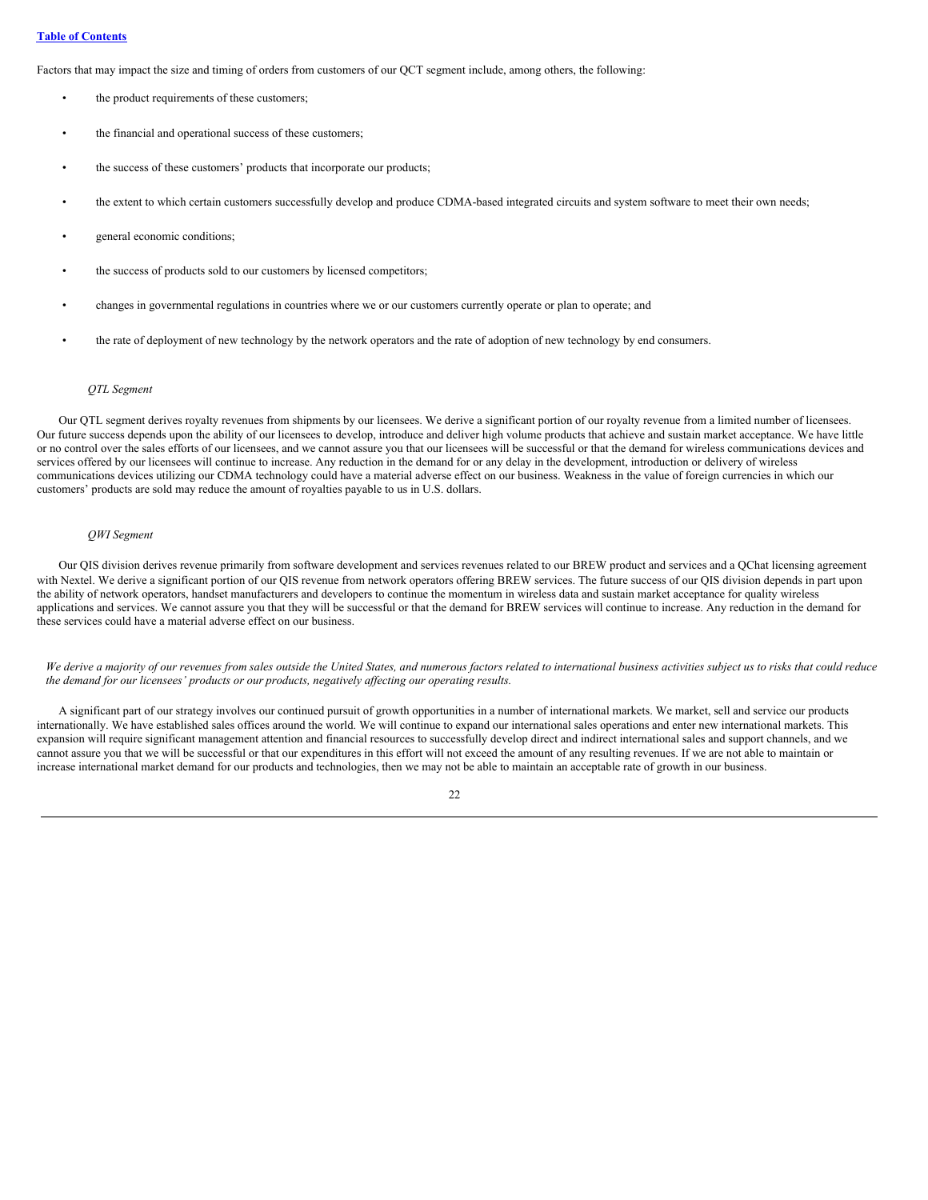Factors that may impact the size and timing of orders from customers of our QCT segment include, among others, the following:

- the product requirements of these customers;
- the financial and operational success of these customers;
- the success of these customers' products that incorporate our products;
- the extent to which certain customers successfully develop and produce CDMA-based integrated circuits and system software to meet their own needs;
- general economic conditions;
- the success of products sold to our customers by licensed competitors;
- changes in governmental regulations in countries where we or our customers currently operate or plan to operate; and
- the rate of deployment of new technology by the network operators and the rate of adoption of new technology by end consumers.

*QTL Segment*

Our QTL segment derives royalty revenues from shipments by our licensees. We derive a significant portion of our royalty revenue from a limited number of licensees. Our future success depends upon the ability of our licensees to develop, introduce and deliver high volume products that achieve and sustain market acceptance. We have little or no control over the sales efforts of our licensees, and we cannot assure you that our licensees will be successful or that the demand for wireless communications devices and services offered by our licensees will continue to increase. Any reduction in the demand for or any delay in the development, introduction or delivery of wireless communications devices utilizing our CDMA technology could have a material adverse effect on our business. Weakness in the value of foreign currencies in which our customers' products are sold may reduce the amount of royalties payable to us in U.S. dollars.

*QWI Segment*

Our QIS division derives revenue primarily from software development and services revenues related to our BREW product and services and a QChat licensing agreement with Nextel. We derive a significant portion of our QIS revenue from network operators offering BREW services. The future success of our QIS division depends in part upon the ability of network operators, handset manufacturers and developers to continue the momentum in wireless data and sustain market acceptance for quality wireless applications and services. We cannot assure you that they will be successful or that the demand for BREW services will continue to increase. Any reduction in the demand for these services could have a material adverse effect on our business.

*We derive a majority of our revenues from sales outside the United States, and numerous factors related to international business activities subject us to risks that could reduce the demand for our licensees' products or our products, negatively affecting our operating results.*

A significant part of our strategy involves our continued pursuit of growth opportunities in a number of international markets. We market, sell and service our products internationally. We have established sales offices around the world. We will continue to expand our international sales operations and enter new international markets. This expansion will require significant management attention and financial resources to successfully develop direct and indirect international sales and support channels, and we cannot assure you that we will be successful or that our expenditures in this effort will not exceed the amount of any resulting revenues. If we are not able to maintain or increase international market demand for our products and technologies, then we may not be able to maintain an acceptable rate of growth in our business.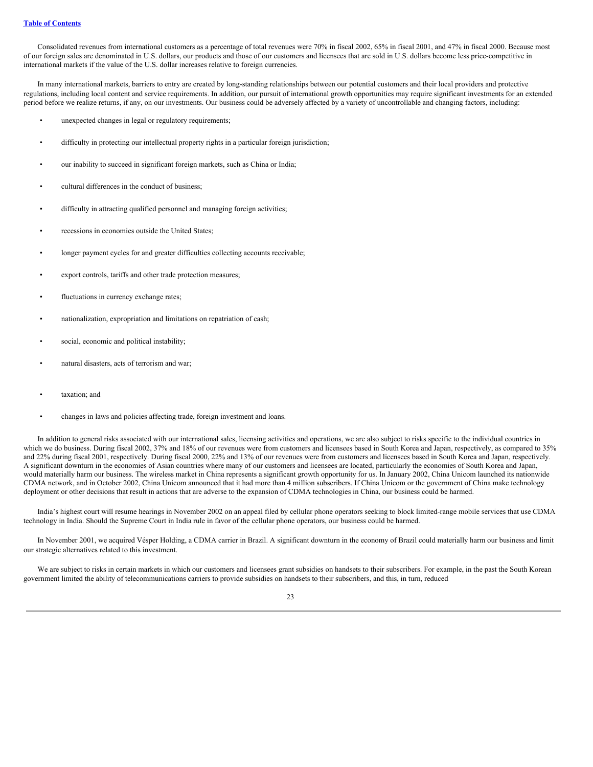Consolidated revenues from international customers as a percentage of total revenues were 70% in fiscal 2002, 65% in fiscal 2001, and 47% in fiscal 2000. Because most of our foreign sales are denominated in U.S. dollars, our products and those of our customers and licensees that are sold in U.S. dollars become less price-competitive in international markets if the value of the U.S. dollar increases relative to foreign currencies.

In many international markets, barriers to entry are created by long-standing relationships between our potential customers and their local providers and protective regulations, including local content and service requirements. In addition, our pursuit of international growth opportunities may require significant investments for an extended period before we realize returns, if any, on our investments. Our business could be adversely affected by a variety of uncontrollable and changing factors, including:

- unexpected changes in legal or regulatory requirements;
- difficulty in protecting our intellectual property rights in a particular foreign jurisdiction;
- our inability to succeed in significant foreign markets, such as China or India;
- cultural differences in the conduct of business;
- difficulty in attracting qualified personnel and managing foreign activities;
- recessions in economies outside the United States;
- longer payment cycles for and greater difficulties collecting accounts receivable;
- export controls, tariffs and other trade protection measures;
- fluctuations in currency exchange rates;
- nationalization, expropriation and limitations on repatriation of cash;
- social, economic and political instability;
- natural disasters, acts of terrorism and war;
- taxation; and
- changes in laws and policies affecting trade, foreign investment and loans.

In addition to general risks associated with our international sales, licensing activities and operations, we are also subject to risks specific to the individual countries in which we do business. During fiscal 2002, 37% and 18% of our revenues were from customers and licensees based in South Korea and Japan, respectively, as compared to 35% and 22% during fiscal 2001, respectively. During fiscal 2000, 22% and 13% of our revenues were from customers and licensees based in South Korea and Japan, respectively. A significant downturn in the economies of Asian countries where many of our customers and licensees are located, particularly the economies of South Korea and Japan, would materially harm our business. The wireless market in China represents a significant growth opportunity for us. In January 2002, China Unicom launched its nationwide CDMA network, and in October 2002, China Unicom announced that it had more than 4 million subscribers. If China Unicom or the government of China make technology deployment or other decisions that result in actions that are adverse to the expansion of CDMA technologies in China, our business could be harmed.

India's highest court will resume hearings in November 2002 on an appeal filed by cellular phone operators seeking to block limited-range mobile services that use CDMA technology in India. Should the Supreme Court in India rule in favor of the cellular phone operators, our business could be harmed.

In November 2001, we acquired Vésper Holding, a CDMA carrier in Brazil. A significant downturn in the economy of Brazil could materially harm our business and limit our strategic alternatives related to this investment.

We are subject to risks in certain markets in which our customers and licensees grant subsidies on handsets to their subscribers. For example, in the past the South Korean government limited the ability of telecommunications carriers to provide subsidies on handsets to their subscribers, and this, in turn, reduced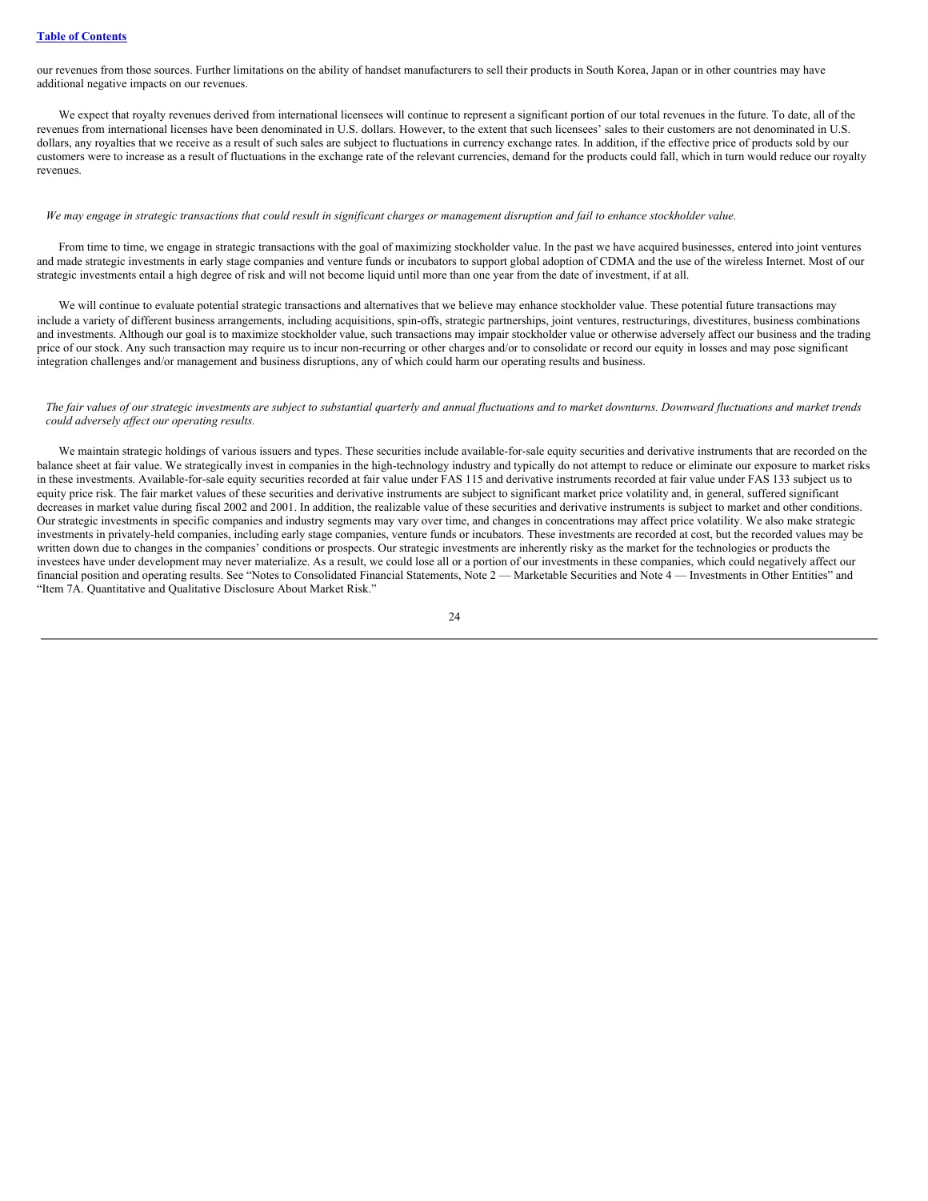our revenues from those sources. Further limitations on the ability of handset manufacturers to sell their products in South Korea, Japan or in other countries may have additional negative impacts on our revenues.

We expect that royalty revenues derived from international licensees will continue to represent a significant portion of our total revenues in the future. To date, all of the revenues from international licenses have been denominated in U.S. dollars. However, to the extent that such licensees' sales to their customers are not denominated in U.S. dollars, any royalties that we receive as a result of such sales are subject to fluctuations in currency exchange rates. In addition, if the effective price of products sold by our customers were to increase as a result of fluctuations in the exchange rate of the relevant currencies, demand for the products could fall, which in turn would reduce our royalty revenues.

*We may engage in strategic transactions that could result in significant charges or management disruption and fail to enhance stockholder value.*

From time to time, we engage in strategic transactions with the goal of maximizing stockholder value. In the past we have acquired businesses, entered into joint ventures and made strategic investments in early stage companies and venture funds or incubators to support global adoption of CDMA and the use of the wireless Internet. Most of our strategic investments entail a high degree of risk and will not become liquid until more than one year from the date of investment, if at all.

We will continue to evaluate potential strategic transactions and alternatives that we believe may enhance stockholder value. These potential future transactions may include a variety of different business arrangements, including acquisitions, spin-offs, strategic partnerships, joint ventures, restructurings, divestitures, business combinations and investments. Although our goal is to maximize stockholder value, such transactions may impair stockholder value or otherwise adversely affect our business and the trading price of our stock. Any such transaction may require us to incur non-recurring or other charges and/or to consolidate or record our equity in losses and may pose significant integration challenges and/or management and business disruptions, any of which could harm our operating results and business.

*The fair values of our strategic investments are subject to substantial quarterly and annual fluctuations and to market downturns. Downward fluctuations and market trends could adversely affect our operating results.*

We maintain strategic holdings of various issuers and types. These securities include available-for-sale equity securities and derivative instruments that are recorded on the balance sheet at fair value. We strategically invest in companies in the high-technology industry and typically do not attempt to reduce or eliminate our exposure to market risks in these investments. Available-for-sale equity securities recorded at fair value under FAS 115 and derivative instruments recorded at fair value under FAS 133 subject us to equity price risk. The fair market values of these securities and derivative instruments are subject to significant market price volatility and, in general, suffered significant decreases in market value during fiscal 2002 and 2001. In addition, the realizable value of these securities and derivative instruments is subject to market and other conditions. Our strategic investments in specific companies and industry segments may vary over time, and changes in concentrations may affect price volatility. We also make strategic investments in privately-held companies, including early stage companies, venture funds or incubators. These investments are recorded at cost, but the recorded values may be written down due to changes in the companies' conditions or prospects. Our strategic investments are inherently risky as the market for the technologies or products the investees have under development may never materialize. As a result, we could lose all or a portion of our investments in these companies, which could negatively affect our financial position and operating results. See "Notes to Consolidated Financial Statements, Note 2 — Marketable Securities and Note 4 — Investments in Other Entities" and "Item 7A. Quantitative and Qualitative Disclosure About Market Risk."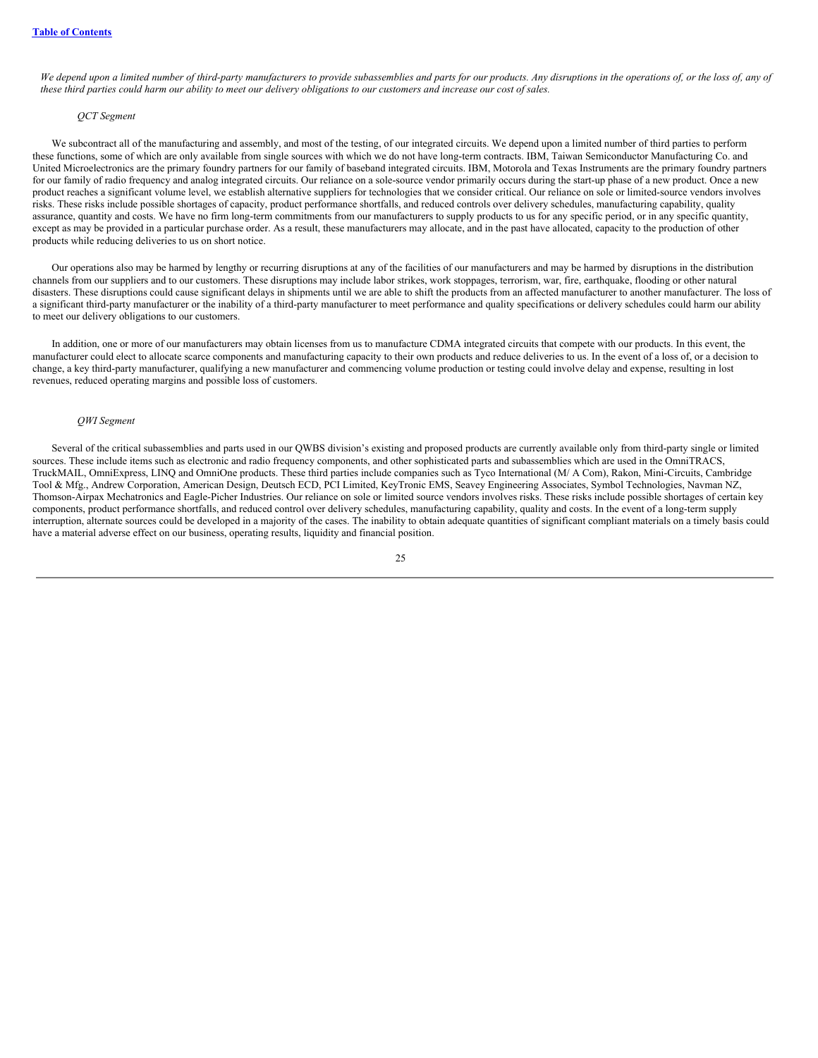*We depend upon a limited number of third-party manufacturers to provide subassemblies and parts for our products. Any disruptions in the operations of, or the loss of, any of these third parties could harm our ability to meet our delivery obligations to our customers and increase our cost of sales.*

*QCT Segment*

We subcontract all of the manufacturing and assembly, and most of the testing, of our integrated circuits. We depend upon a limited number of third parties to perform these functions, some of which are only available from single sources with which we do not have long-term contracts. IBM, Taiwan Semiconductor Manufacturing Co. and United Microelectronics are the primary foundry partners for our family of baseband integrated circuits. IBM, Motorola and Texas Instruments are the primary foundry partners for our family of radio frequency and analog integrated circuits. Our reliance on a sole-source vendor primarily occurs during the start-up phase of a new product. Once a new product reaches a significant volume level, we establish alternative suppliers for technologies that we consider critical. Our reliance on sole or limited-source vendors involves risks. These risks include possible shortages of capacity, product performance shortfalls, and reduced controls over delivery schedules, manufacturing capability, quality assurance, quantity and costs. We have no firm long-term commitments from our manufacturers to supply products to us for any specific period, or in any specific quantity, except as may be provided in a particular purchase order. As a result, these manufacturers may allocate, and in the past have allocated, capacity to the production of other products while reducing deliveries to us on short notice.

Our operations also may be harmed by lengthy or recurring disruptions at any of the facilities of our manufacturers and may be harmed by disruptions in the distribution channels from our suppliers and to our customers. These disruptions may include labor strikes, work stoppages, terrorism, war, fire, earthquake, flooding or other natural disasters. These disruptions could cause significant delays in shipments until we are able to shift the products from an affected manufacturer to another manufacturer. The loss of a significant third-party manufacturer or the inability of a third-party manufacturer to meet performance and quality specifications or delivery schedules could harm our ability to meet our delivery obligations to our customers.

In addition, one or more of our manufacturers may obtain licenses from us to manufacture CDMA integrated circuits that compete with our products. In this event, the manufacturer could elect to allocate scarce components and manufacturing capacity to their own products and reduce deliveries to us. In the event of a loss of, or a decision to change, a key third-party manufacturer, qualifying a new manufacturer and commencing volume production or testing could involve delay and expense, resulting in lost revenues, reduced operating margins and possible loss of customers.

*QWI Segment*

Several of the critical subassemblies and parts used in our QWBS division's existing and proposed products are currently available only from third-party single or limited sources. These include items such as electronic and radio frequency components, and other sophisticated parts and subassemblies which are used in the OmniTRACS, TruckMAIL, OmniExpress, LINQ and OmniOne products. These third parties include companies such as Tyco International (M/ A Com), Rakon, Mini-Circuits, Cambridge Tool & Mfg., Andrew Corporation, American Design, Deutsch ECD, PCI Limited, KeyTronic EMS, Seavey Engineering Associates, Symbol Technologies, Navman NZ, Thomson-Airpax Mechatronics and Eagle-Picher Industries. Our reliance on sole or limited source vendors involves risks. These risks include possible shortages of certain key components, product performance shortfalls, and reduced control over delivery schedules, manufacturing capability, quality and costs. In the event of a long-term supply interruption, alternate sources could be developed in a majority of the cases. The inability to obtain adequate quantities of significant compliant materials on a timely basis could have a material adverse effect on our business, operating results, liquidity and financial position.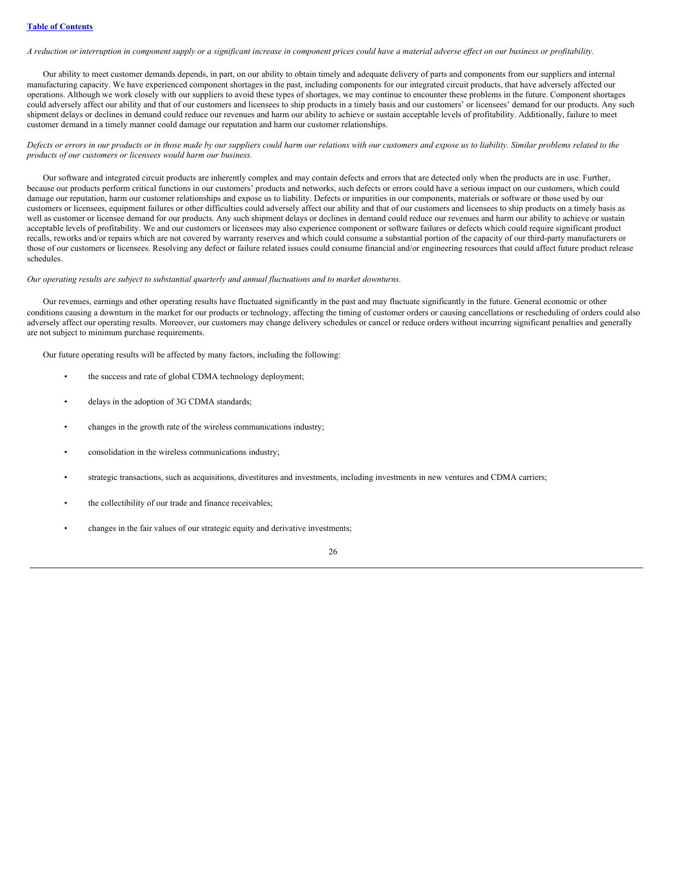*A reduction or interruption in component supply or a significant increase in component prices could have a material adverse effect on our business or profitability.*

Our ability to meet customer demands depends, in part, on our ability to obtain timely and adequate delivery of parts and components from our suppliers and internal manufacturing capacity. We have experienced component shortages in the past, including components for our integrated circuit products, that have adversely affected our operations. Although we work closely with our suppliers to avoid these types of shortages, we may continue to encounter these problems in the future. Component shortages could adversely affect our ability and that of our customers and licensees to ship products in a timely basis and our customers' or licensees' demand for our products. Any such shipment delays or declines in demand could reduce our revenues and harm our ability to achieve or sustain acceptable levels of profitability. Additionally, failure to meet customer demand in a timely manner could damage our reputation and harm our customer relationships.

*Defects or errors in our products or in those made by our suppliers could harm our relations with our customers and expose us to liability. Similar problems related to the products of our customers or licensees would harm our business.*

Our software and integrated circuit products are inherently complex and may contain defects and errors that are detected only when the products are in use. Further, because our products perform critical functions in our customers' products and networks, such defects or errors could have a serious impact on our customers, which could damage our reputation, harm our customer relationships and expose us to liability. Defects or impurities in our components, materials or software or those used by our customers or licensees, equipment failures or other difficulties could adversely affect our ability and that of our customers and licensees to ship products on a timely basis as well as customer or licensee demand for our products. Any such shipment delays or declines in demand could reduce our revenues and harm our ability to achieve or sustain acceptable levels of profitability. We and our customers or licensees may also experience component or software failures or defects which could require significant product recalls, reworks and/or repairs which are not covered by warranty reserves and which could consume a substantial portion of the capacity of our third-party manufacturers or those of our customers or licensees. Resolving any defect or failure related issues could consume financial and/or engineering resources that could affect future product release schedules.

*Our operating results are subject to substantial quarterly and annual fluctuations and to market downturns.*

Our revenues, earnings and other operating results have fluctuated significantly in the past and may fluctuate significantly in the future. General economic or other conditions causing a downturn in the market for our products or technology, affecting the timing of customer orders or causing cancellations or rescheduling of orders could also adversely affect our operating results. Moreover, our customers may change delivery schedules or cancel or reduce orders without incurring significant penalties and generally are not subject to minimum purchase requirements.

Our future operating results will be affected by many factors, including the following:

- the success and rate of global CDMA technology deployment;
- delays in the adoption of 3G CDMA standards;
- changes in the growth rate of the wireless communications industry;
- consolidation in the wireless communications industry;
- strategic transactions, such as acquisitions, divestitures and investments, including investments in new ventures and CDMA carriers;
- the collectibility of our trade and finance receivables;
- changes in the fair values of our strategic equity and derivative investments;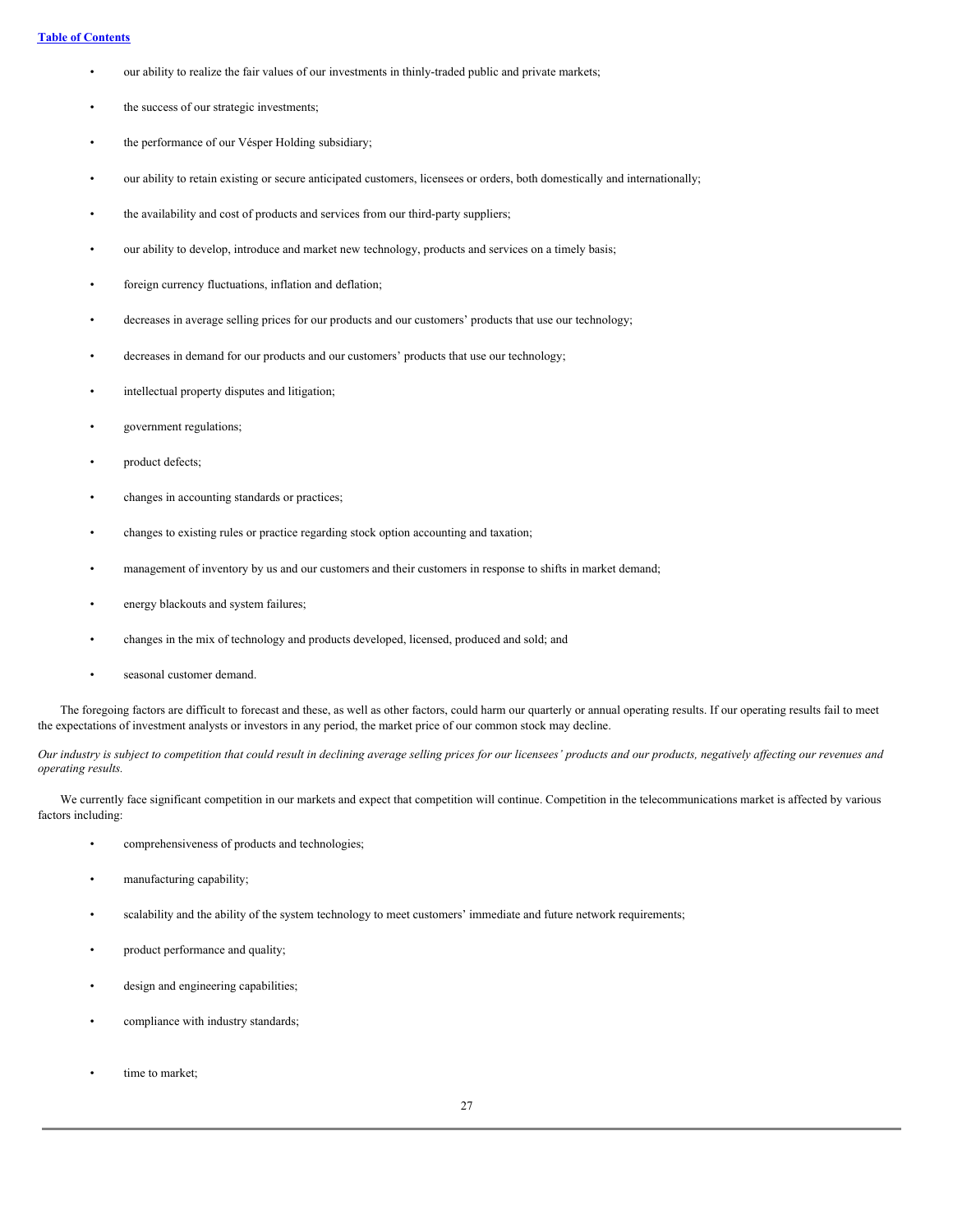- our ability to realize the fair values of our investments in thinly-traded public and private markets;
- the success of our strategic investments;
- the performance of our Vésper Holding subsidiary;
- our ability to retain existing or secure anticipated customers, licensees or orders, both domestically and internationally;
- the availability and cost of products and services from our third-party suppliers;
- our ability to develop, introduce and market new technology, products and services on a timely basis;
- foreign currency fluctuations, inflation and deflation;
- decreases in average selling prices for our products and our customers' products that use our technology;
- decreases in demand for our products and our customers' products that use our technology;
- intellectual property disputes and litigation;
- government regulations;
- product defects;
- changes in accounting standards or practices;
- changes to existing rules or practice regarding stock option accounting and taxation;
- management of inventory by us and our customers and their customers in response to shifts in market demand;
- energy blackouts and system failures;
- changes in the mix of technology and products developed, licensed, produced and sold; and
- seasonal customer demand.

The foregoing factors are difficult to forecast and these, as well as other factors, could harm our quarterly or annual operating results. If our operating results fail to meet the expectations of investment analysts or investors in any period, the market price of our common stock may decline.

*Our industry is subject to competition that could result in declining average selling prices for our licensees' products and our products, negatively affecting our revenues and operating results.*

We currently face significant competition in our markets and expect that competition will continue. Competition in the telecommunications market is affected by various factors including:

- comprehensiveness of products and technologies;
- manufacturing capability;
- scalability and the ability of the system technology to meet customers' immediate and future network requirements;
- product performance and quality;
- design and engineering capabilities;
- compliance with industry standards;
- time to market;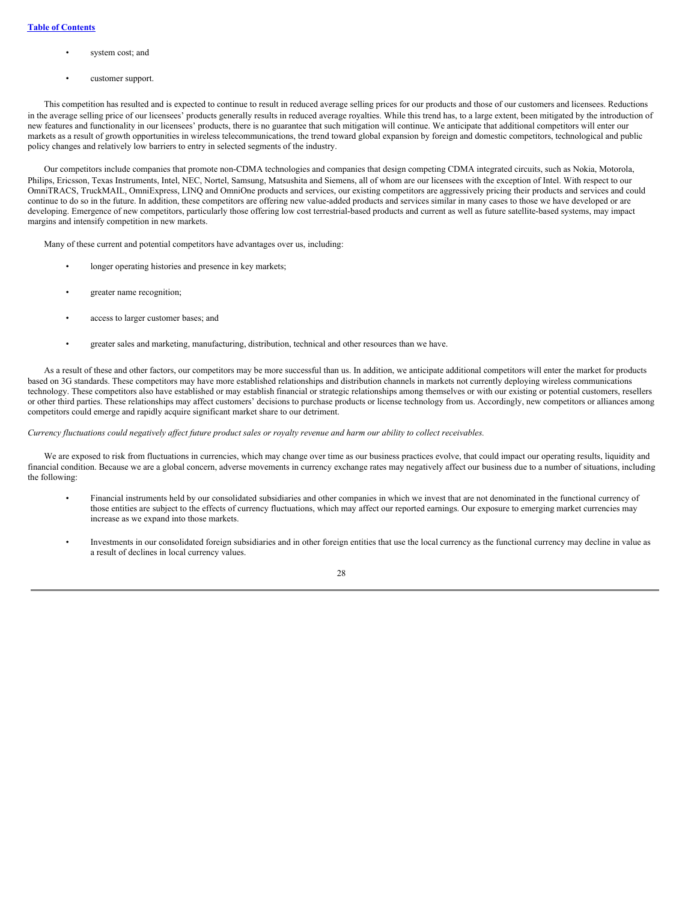- system cost; and
- customer support.

This competition has resulted and is expected to continue to result in reduced average selling prices for our products and those of our customers and licensees. Reductions in the average selling price of our licensees' products generally results in reduced average royalties. While this trend has, to a large extent, been mitigated by the introduction of new features and functionality in our licensees' products, there is no guarantee that such mitigation will continue. We anticipate that additional competitors will enter our markets as a result of growth opportunities in wireless telecommunications, the trend toward global expansion by foreign and domestic competitors, technological and public policy changes and relatively low barriers to entry in selected segments of the industry.

Our competitors include companies that promote non-CDMA technologies and companies that design competing CDMA integrated circuits, such as Nokia, Motorola, Philips, Ericsson, Texas Instruments, Intel, NEC, Nortel, Samsung, Matsushita and Siemens, all of whom are our licensees with the exception of Intel. With respect to our OmniTRACS, TruckMAIL, OmniExpress, LINQ and OmniOne products and services, our existing competitors are aggressively pricing their products and services and could continue to do so in the future. In addition, these competitors are offering new value-added products and services similar in many cases to those we have developed or are developing. Emergence of new competitors, particularly those offering low cost terrestrial-based products and current as well as future satellite-based systems, may impact margins and intensify competition in new markets.

Many of these current and potential competitors have advantages over us, including:

- longer operating histories and presence in key markets;
- greater name recognition;
- access to larger customer bases; and
- greater sales and marketing, manufacturing, distribution, technical and other resources than we have.

As a result of these and other factors, our competitors may be more successful than us. In addition, we anticipate additional competitors will enter the market for products based on 3G standards. These competitors may have more established relationships and distribution channels in markets not currently deploying wireless communications technology. These competitors also have established or may establish financial or strategic relationships among themselves or with our existing or potential customers, resellers or other third parties. These relationships may affect customers' decisions to purchase products or license technology from us. Accordingly, new competitors or alliances among competitors could emerge and rapidly acquire significant market share to our detriment.

*Currency fluctuations could negatively affect future product sales or royalty revenue and harm our ability to collect receivables.*

We are exposed to risk from fluctuations in currencies, which may change over time as our business practices evolve, that could impact our operating results, liquidity and financial condition. Because we are a global concern, adverse movements in currency exchange rates may negatively affect our business due to a number of situations, including the following:

- Financial instruments held by our consolidated subsidiaries and other companies in which we invest that are not denominated in the functional currency of those entities are subject to the effects of currency fluctuations, which may affect our reported earnings. Our exposure to emerging market currencies may increase as we expand into those markets.
- Investments in our consolidated foreign subsidiaries and in other foreign entities that use the local currency as the functional currency may decline in value as a result of declines in local currency values.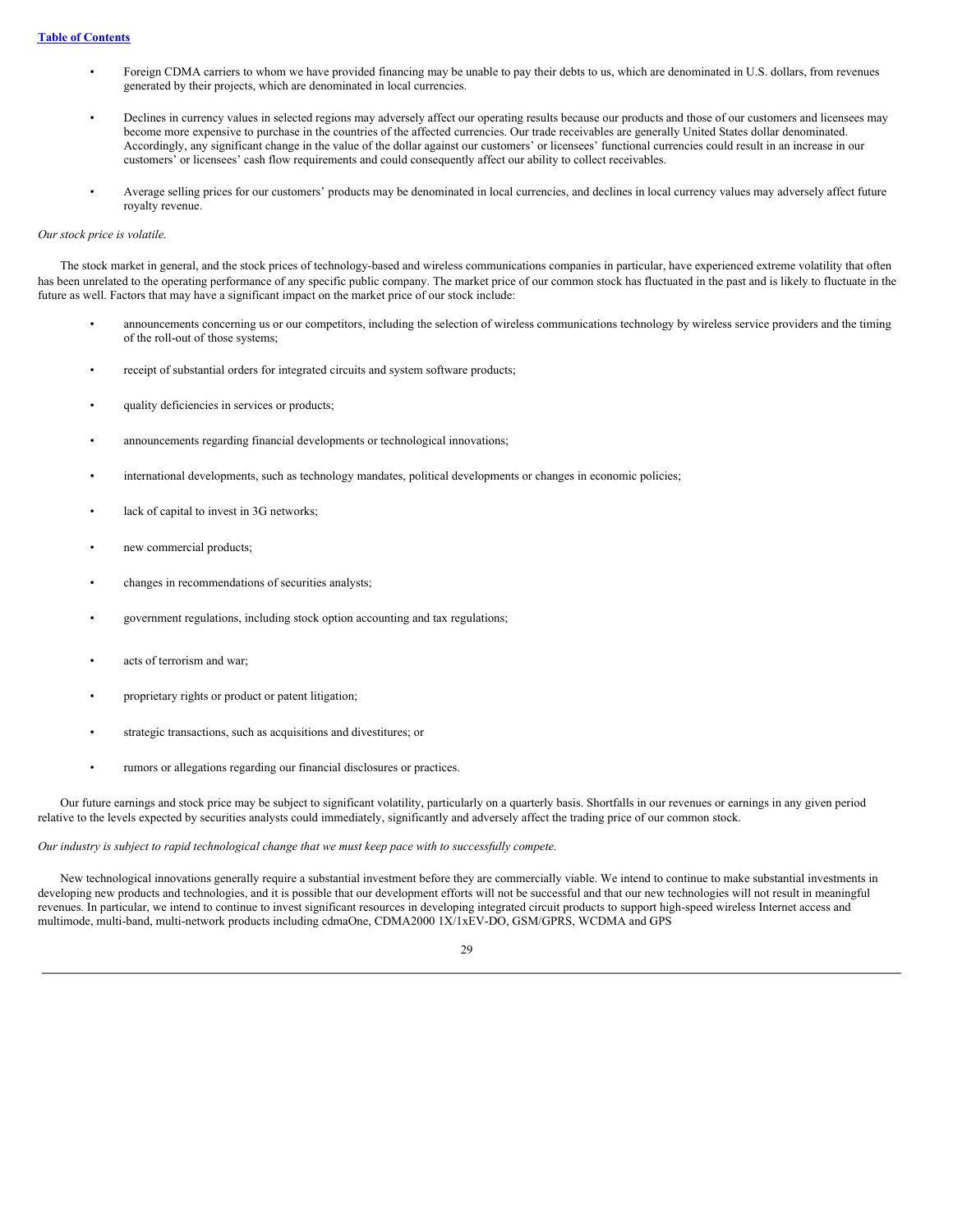- Foreign CDMA carriers to whom we have provided financing may be unable to pay their debts to us, which are denominated in U.S. dollars, from revenues generated by their projects, which are denominated in local currencies.
- Declines in currency values in selected regions may adversely affect our operating results because our products and those of our customers and licensees may become more expensive to purchase in the countries of the affected currencies. Our trade receivables are generally United States dollar denominated. Accordingly, any significant change in the value of the dollar against our customers' or licensees' functional currencies could result in an increase in our customers' or licensees' cash flow requirements and could consequently affect our ability to collect receivables.
- Average selling prices for our customers' products may be denominated in local currencies, and declines in local currency values may adversely affect future royalty revenue.

*Our stock price is volatile.*

The stock market in general, and the stock prices of technology-based and wireless communications companies in particular, have experienced extreme volatility that often has been unrelated to the operating performance of any specific public company. The market price of our common stock has fluctuated in the past and is likely to fluctuate in the future as well. Factors that may have a significant impact on the market price of our stock include:

- announcements concerning us or our competitors, including the selection of wireless communications technology by wireless service providers and the timing of the roll-out of those systems;
- receipt of substantial orders for integrated circuits and system software products;
- quality deficiencies in services or products;
- announcements regarding financial developments or technological innovations;
- international developments, such as technology mandates, political developments or changes in economic policies;
- lack of capital to invest in 3G networks;
- new commercial products;
- changes in recommendations of securities analysts;
- government regulations, including stock option accounting and tax regulations;
- acts of terrorism and war;
- proprietary rights or product or patent litigation;
- strategic transactions, such as acquisitions and divestitures; or
- rumors or allegations regarding our financial disclosures or practices.

Our future earnings and stock price may be subject to significant volatility, particularly on a quarterly basis. Shortfalls in our revenues or earnings in any given period relative to the levels expected by securities analysts could immediately, significantly and adversely affect the trading price of our common stock.

*Our industry is subject to rapid technological change that we must keep pace with to successfully compete.*

New technological innovations generally require a substantial investment before they are commercially viable. We intend to continue to make substantial investments in developing new products and technologies, and it is possible that our development efforts will not be successful and that our new technologies will not result in meaningful revenues. In particular, we intend to continue to invest significant resources in developing integrated circuit products to support high-speed wireless Internet access and multimode, multi-band, multi-network products including cdmaOne, CDMA2000 1X/1xEV-DO, GSM/GPRS, WCDMA and GPS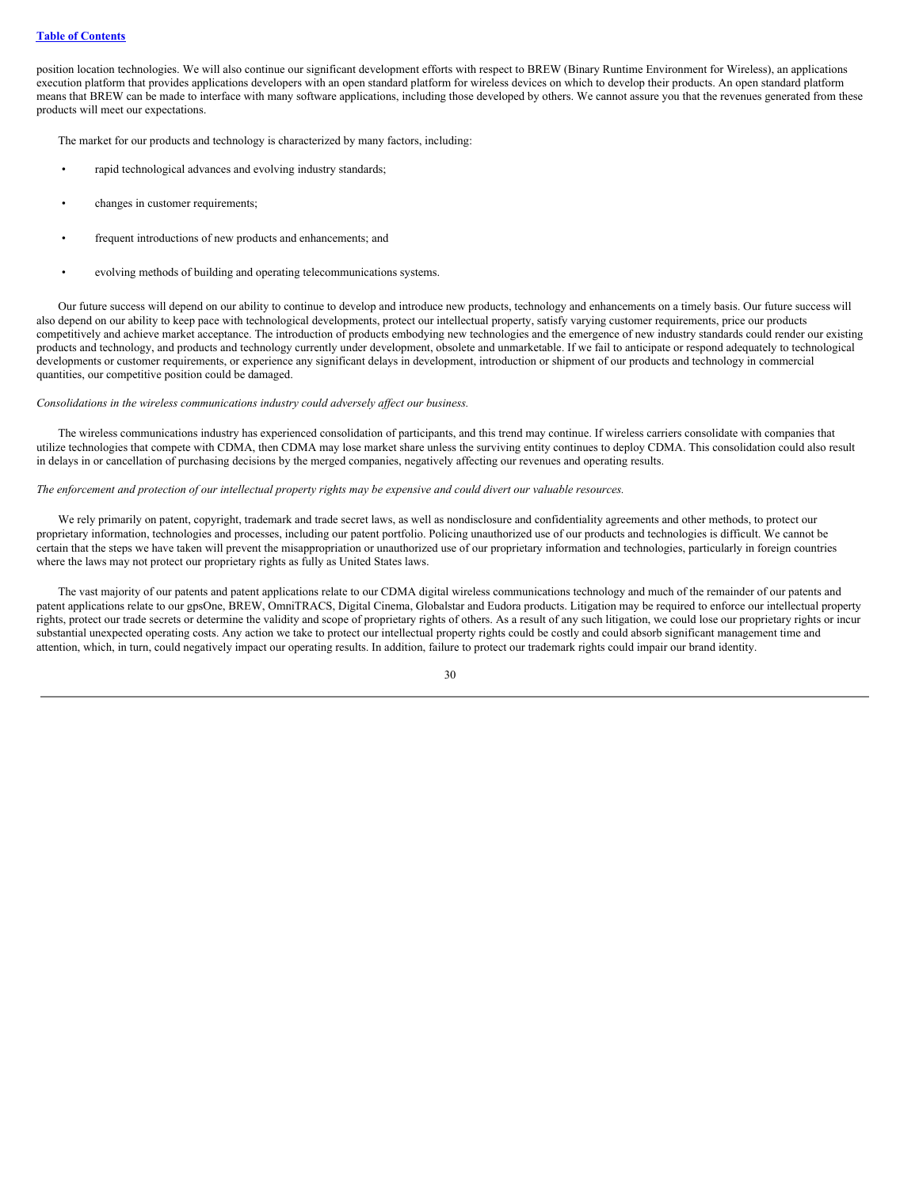position location technologies. We will also continue our significant development efforts with respect to BREW (Binary Runtime Environment for Wireless), an applications execution platform that provides applications developers with an open standard platform for wireless devices on which to develop their products. An open standard platform means that BREW can be made to interface with many software applications, including those developed by others. We cannot assure you that the revenues generated from these products will meet our expectations.

The market for our products and technology is characterized by many factors, including:

- rapid technological advances and evolving industry standards;
- changes in customer requirements;
- frequent introductions of new products and enhancements; and
- evolving methods of building and operating telecommunications systems.

Our future success will depend on our ability to continue to develop and introduce new products, technology and enhancements on a timely basis. Our future success will also depend on our ability to keep pace with technological developments, protect our intellectual property, satisfy varying customer requirements, price our products competitively and achieve market acceptance. The introduction of products embodying new technologies and the emergence of new industry standards could render our existing products and technology, and products and technology currently under development, obsolete and unmarketable. If we fail to anticipate or respond adequately to technological developments or customer requirements, or experience any significant delays in development, introduction or shipment of our products and technology in commercial quantities, our competitive position could be damaged.

*Consolidations in the wireless communications industry could adversely affect our business.*

The wireless communications industry has experienced consolidation of participants, and this trend may continue. If wireless carriers consolidate with companies that utilize technologies that compete with CDMA, then CDMA may lose market share unless the surviving entity continues to deploy CDMA. This consolidation could also result in delays in or cancellation of purchasing decisions by the merged companies, negatively affecting our revenues and operating results.

*The enforcement and protection of our intellectual property rights may be expensive and could divert our valuable resources.*

We rely primarily on patent, copyright, trademark and trade secret laws, as well as nondisclosure and confidentiality agreements and other methods, to protect our proprietary information, technologies and processes, including our patent portfolio. Policing unauthorized use of our products and technologies is difficult. We cannot be certain that the steps we have taken will prevent the misappropriation or unauthorized use of our proprietary information and technologies, particularly in foreign countries where the laws may not protect our proprietary rights as fully as United States laws.

The vast majority of our patents and patent applications relate to our CDMA digital wireless communications technology and much of the remainder of our patents and patent applications relate to our gpsOne, BREW, OmniTRACS, Digital Cinema, Globalstar and Eudora products. Litigation may be required to enforce our intellectual property rights, protect our trade secrets or determine the validity and scope of proprietary rights of others. As a result of any such litigation, we could lose our proprietary rights or incur substantial unexpected operating costs. Any action we take to protect our intellectual property rights could be costly and could absorb significant management time and attention, which, in turn, could negatively impact our operating results. In addition, failure to protect our trademark rights could impair our brand identity.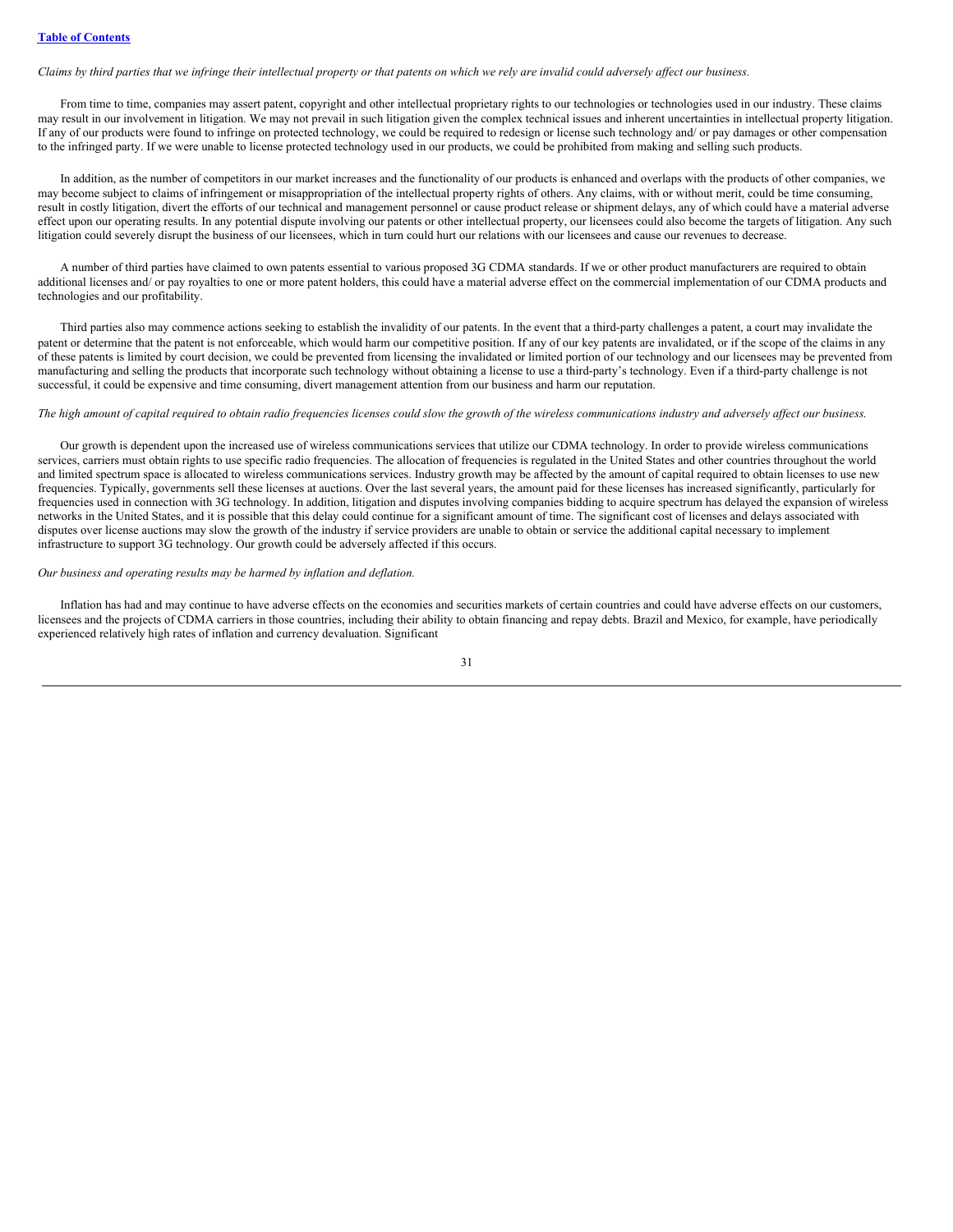*Claims by third parties that we infringe their intellectual property or that patents on which we rely are invalid could adversely affect our business.*

From time to time, companies may assert patent, copyright and other intellectual proprietary rights to our technologies or technologies used in our industry. These claims may result in our involvement in litigation. We may not prevail in such litigation given the complex technical issues and inherent uncertainties in intellectual property litigation. If any of our products were found to infringe on protected technology, we could be required to redesign or license such technology and/ or pay damages or other compensation to the infringed party. If we were unable to license protected technology used in our products, we could be prohibited from making and selling such products.

In addition, as the number of competitors in our market increases and the functionality of our products is enhanced and overlaps with the products of other companies, we may become subject to claims of infringement or misappropriation of the intellectual property rights of others. Any claims, with or without merit, could be time consuming, result in costly litigation, divert the efforts of our technical and management personnel or cause product release or shipment delays, any of which could have a material adverse effect upon our operating results. In any potential dispute involving our patents or other intellectual property, our licensees could also become the targets of litigation. Any such litigation could severely disrupt the business of our licensees, which in turn could hurt our relations with our licensees and cause our revenues to decrease.

A number of third parties have claimed to own patents essential to various proposed 3G CDMA standards. If we or other product manufacturers are required to obtain additional licenses and/ or pay royalties to one or more patent holders, this could have a material adverse effect on the commercial implementation of our CDMA products and technologies and our profitability.

Third parties also may commence actions seeking to establish the invalidity of our patents. In the event that a third-party challenges a patent, a court may invalidate the patent or determine that the patent is not enforceable, which would harm our competitive position. If any of our key patents are invalidated, or if the scope of the claims in any of these patents is limited by court decision, we could be prevented from licensing the invalidated or limited portion of our technology and our licensees may be prevented from manufacturing and selling the products that incorporate such technology without obtaining a license to use a third-party's technology. Even if a third-party challenge is not successful, it could be expensive and time consuming, divert management attention from our business and harm our reputation.

*The high amount of capital required to obtain radio frequencies licenses could slow the growth of the wireless communications industry and adversely affect our business.*

Our growth is dependent upon the increased use of wireless communications services that utilize our CDMA technology. In order to provide wireless communications services, carriers must obtain rights to use specific radio frequencies. The allocation of frequencies is regulated in the United States and other countries throughout the world and limited spectrum space is allocated to wireless communications services. Industry growth may be affected by the amount of capital required to obtain licenses to use new frequencies. Typically, governments sell these licenses at auctions. Over the last several years, the amount paid for these licenses has increased significantly, particularly for frequencies used in connection with 3G technology. In addition, litigation and disputes involving companies bidding to acquire spectrum has delayed the expansion of wireless networks in the United States, and it is possible that this delay could continue for a significant amount of time. The significant cost of licenses and delays associated with disputes over license auctions may slow the growth of the industry if service providers are unable to obtain or service the additional capital necessary to implement infrastructure to support 3G technology. Our growth could be adversely affected if this occurs.

*Our business and operating results may be harmed by inflation and deflation.*

Inflation has had and may continue to have adverse effects on the economies and securities markets of certain countries and could have adverse effects on our customers, licensees and the projects of CDMA carriers in those countries, including their ability to obtain financing and repay debts. Brazil and Mexico, for example, have periodically experienced relatively high rates of inflation and currency devaluation. Significant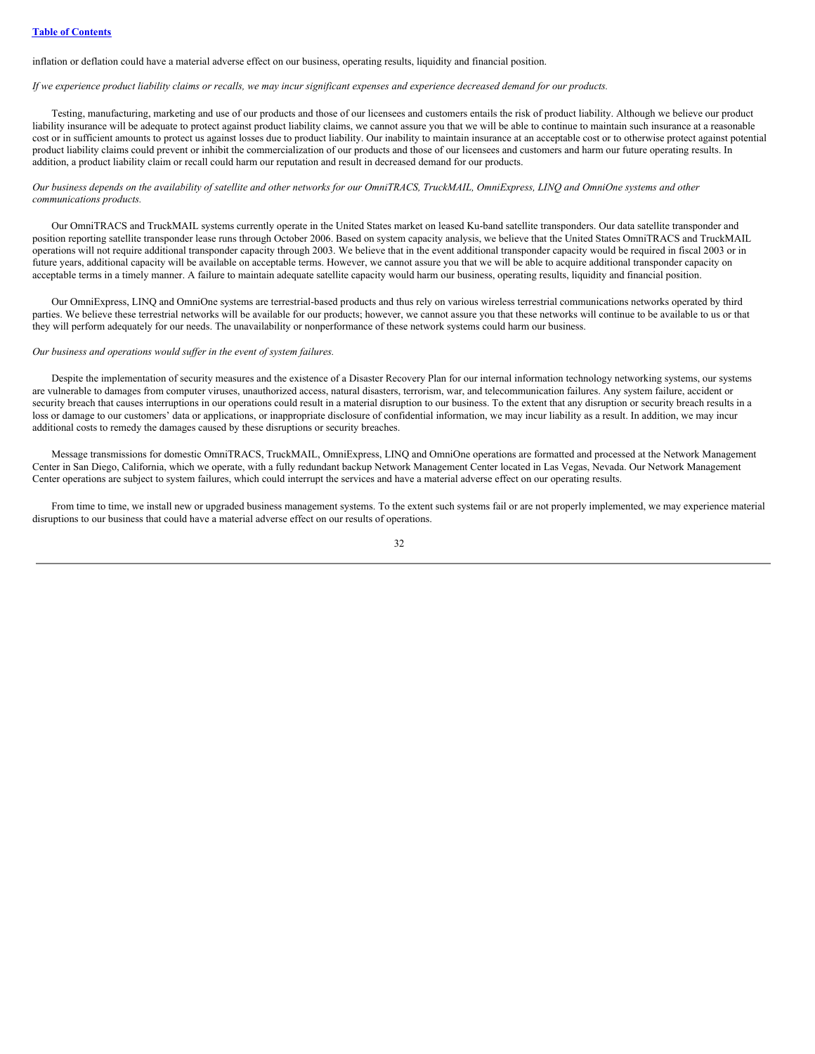inflation or deflation could have a material adverse effect on our business, operating results, liquidity and financial position.

*If we experience product liability claims or recalls, we may incur significant expenses and experience decreased demand for our products.*

Testing, manufacturing, marketing and use of our products and those of our licensees and customers entails the risk of product liability. Although we believe our product liability insurance will be adequate to protect against product liability claims, we cannot assure you that we will be able to continue to maintain such insurance at a reasonable cost or in sufficient amounts to protect us against losses due to product liability. Our inability to maintain insurance at an acceptable cost or to otherwise protect against potential product liability claims could prevent or inhibit the commercialization of our products and those of our licensees and customers and harm our future operating results. In addition, a product liability claim or recall could harm our reputation and result in decreased demand for our products.

*Our business depends on the availability of satellite and other networks for our OmniTRACS, TruckMAIL, OmniExpress, LINQ and OmniOne systems and other communications products.*

Our OmniTRACS and TruckMAIL systems currently operate in the United States market on leased Ku-band satellite transponders. Our data satellite transponder and position reporting satellite transponder lease runs through October 2006. Based on system capacity analysis, we believe that the United States OmniTRACS and TruckMAIL operations will not require additional transponder capacity through 2003. We believe that in the event additional transponder capacity would be required in fiscal 2003 or in future years, additional capacity will be available on acceptable terms. However, we cannot assure you that we will be able to acquire additional transponder capacity on acceptable terms in a timely manner. A failure to maintain adequate satellite capacity would harm our business, operating results, liquidity and financial position.

Our OmniExpress, LINQ and OmniOne systems are terrestrial-based products and thus rely on various wireless terrestrial communications networks operated by third parties. We believe these terrestrial networks will be available for our products; however, we cannot assure you that these networks will continue to be available to us or that they will perform adequately for our needs. The unavailability or nonperformance of these network systems could harm our business.

*Our business and operations would suffer in the event of system failures.*

Despite the implementation of security measures and the existence of a Disaster Recovery Plan for our internal information technology networking systems, our systems are vulnerable to damages from computer viruses, unauthorized access, natural disasters, terrorism, war, and telecommunication failures. Any system failure, accident or security breach that causes interruptions in our operations could result in a material disruption to our business. To the extent that any disruption or security breach results in a loss or damage to our customers' data or applications, or inappropriate disclosure of confidential information, we may incur liability as a result. In addition, we may incur additional costs to remedy the damages caused by these disruptions or security breaches.

Message transmissions for domestic OmniTRACS, TruckMAIL, OmniExpress, LINQ and OmniOne operations are formatted and processed at the Network Management Center in San Diego, California, which we operate, with a fully redundant backup Network Management Center located in Las Vegas, Nevada. Our Network Management Center operations are subject to system failures, which could interrupt the services and have a material adverse effect on our operating results.

From time to time, we install new or upgraded business management systems. To the extent such systems fail or are not properly implemented, we may experience material disruptions to our business that could have a material adverse effect on our results of operations.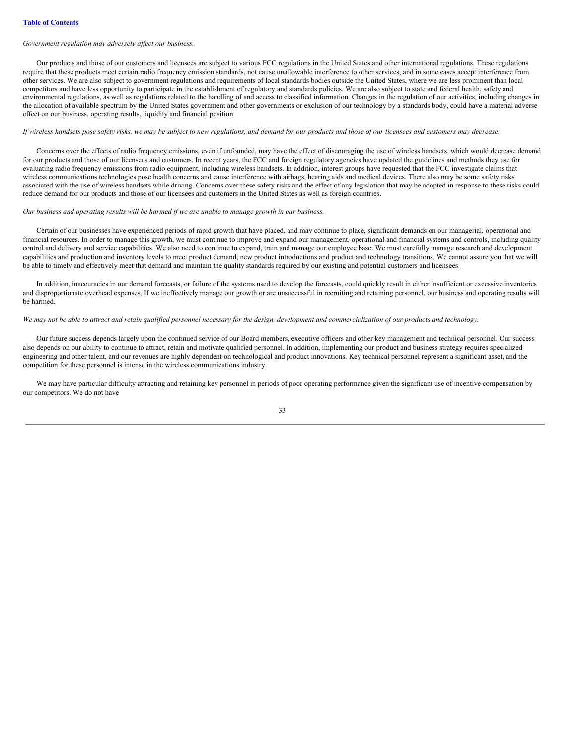*Government regulation may adversely affect our business.*

Our products and those of our customers and licensees are subject to various FCC regulations in the United States and other international regulations. These regulations require that these products meet certain radio frequency emission standards, not cause unallowable interference to other services, and in some cases accept interference from other services. We are also subject to government regulations and requirements of local standards bodies outside the United States, where we are less prominent than local competitors and have less opportunity to participate in the establishment of regulatory and standards policies. We are also subject to state and federal health, safety and environmental regulations, as well as regulations related to the handling of and access to classified information. Changes in the regulation of our activities, including changes in the allocation of available spectrum by the United States government and other governments or exclusion of our technology by a standards body, could have a material adverse effect on our business, operating results, liquidity and financial position.

*If wireless handsets pose safety risks, we may be subject to new regulations, and demand for our products and those of our licensees and customers may decrease.*

Concerns over the effects of radio frequency emissions, even if unfounded, may have the effect of discouraging the use of wireless handsets, which would decrease demand for our products and those of our licensees and customers. In recent years, the FCC and foreign regulatory agencies have updated the guidelines and methods they use for evaluating radio frequency emissions from radio equipment, including wireless handsets. In addition, interest groups have requested that the FCC investigate claims that wireless communications technologies pose health concerns and cause interference with airbags, hearing aids and medical devices. There also may be some safety risks associated with the use of wireless handsets while driving. Concerns over these safety risks and the effect of any legislation that may be adopted in response to these risks could reduce demand for our products and those of our licensees and customers in the United States as well as foreign countries.

*Our business and operating results will be harmed if we are unable to manage growth in our business.*

Certain of our businesses have experienced periods of rapid growth that have placed, and may continue to place, significant demands on our managerial, operational and financial resources. In order to manage this growth, we must continue to improve and expand our management, operational and financial systems and controls, including quality control and delivery and service capabilities. We also need to continue to expand, train and manage our employee base. We must carefully manage research and development capabilities and production and inventory levels to meet product demand, new product introductions and product and technology transitions. We cannot assure you that we will be able to timely and effectively meet that demand and maintain the quality standards required by our existing and potential customers and licensees.

In addition, inaccuracies in our demand forecasts, or failure of the systems used to develop the forecasts, could quickly result in either insufficient or excessive inventories and disproportionate overhead expenses. If we ineffectively manage our growth or are unsuccessful in recruiting and retaining personnel, our business and operating results will be harmed.

*We may not be able to attract and retain qualified personnel necessary for the design, development and commercialization of our products and technology.*

Our future success depends largely upon the continued service of our Board members, executive officers and other key management and technical personnel. Our success also depends on our ability to continue to attract, retain and motivate qualified personnel. In addition, implementing our product and business strategy requires specialized engineering and other talent, and our revenues are highly dependent on technological and product innovations. Key technical personnel represent a significant asset, and the competition for these personnel is intense in the wireless communications industry.

We may have particular difficulty attracting and retaining key personnel in periods of poor operating performance given the significant use of incentive compensation by our competitors. We do not have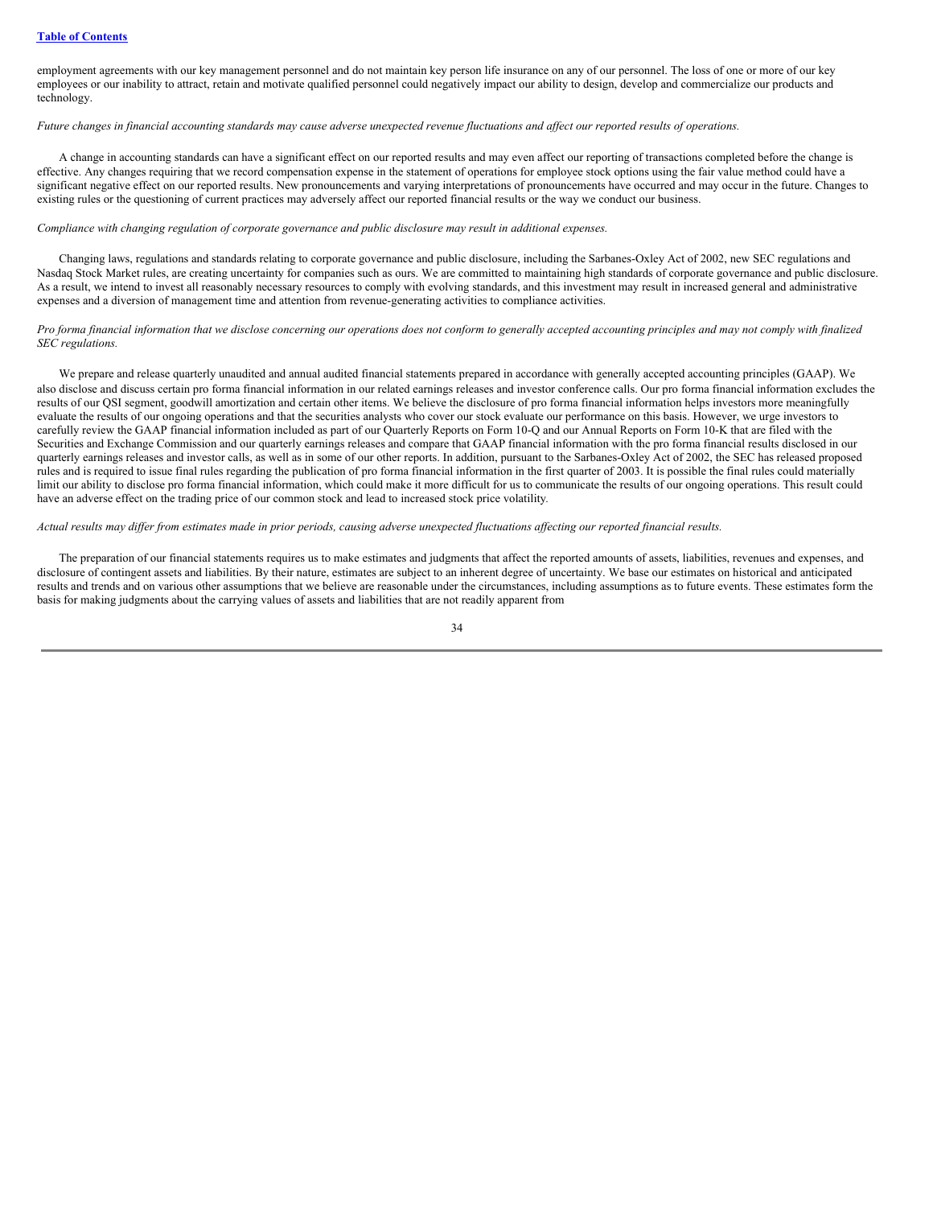employment agreements with our key management personnel and do not maintain key person life insurance on any of our personnel. The loss of one or more of our key employees or our inability to attract, retain and motivate qualified personnel could negatively impact our ability to design, develop and commercialize our products and technology.

*Future changes in financial accounting standards may cause adverse unexpected revenue fluctuations and affect our reported results of operations.*

A change in accounting standards can have a significant effect on our reported results and may even affect our reporting of transactions completed before the change is effective. Any changes requiring that we record compensation expense in the statement of operations for employee stock options using the fair value method could have a significant negative effect on our reported results. New pronouncements and varying interpretations of pronouncements have occurred and may occur in the future. Changes to existing rules or the questioning of current practices may adversely affect our reported financial results or the way we conduct our business.

*Compliance with changing regulation of corporate governance and public disclosure may result in additional expenses.*

Changing laws, regulations and standards relating to corporate governance and public disclosure, including the Sarbanes-Oxley Act of 2002, new SEC regulations and Nasdaq Stock Market rules, are creating uncertainty for companies such as ours. We are committed to maintaining high standards of corporate governance and public disclosure. As a result, we intend to invest all reasonably necessary resources to comply with evolving standards, and this investment may result in increased general and administrative expenses and a diversion of management time and attention from revenue-generating activities to compliance activities.

*Pro forma financial information that we disclose concerning our operations does not conform to generally accepted accounting principles and may not comply with finalized SEC regulations.*

We prepare and release quarterly unaudited and annual audited financial statements prepared in accordance with generally accepted accounting principles (GAAP). We also disclose and discuss certain pro forma financial information in our related earnings releases and investor conference calls. Our pro forma financial information excludes the results of our QSI segment, goodwill amortization and certain other items. We believe the disclosure of pro forma financial information helps investors more meaningfully evaluate the results of our ongoing operations and that the securities analysts who cover our stock evaluate our performance on this basis. However, we urge investors to carefully review the GAAP financial information included as part of our Quarterly Reports on Form 10-Q and our Annual Reports on Form 10-K that are filed with the Securities and Exchange Commission and our quarterly earnings releases and compare that GAAP financial information with the pro forma financial results disclosed in our quarterly earnings releases and investor calls, as well as in some of our other reports. In addition, pursuant to the Sarbanes-Oxley Act of 2002, the SEC has released proposed rules and is required to issue final rules regarding the publication of pro forma financial information in the first quarter of 2003. It is possible the final rules could materially limit our ability to disclose pro forma financial information, which could make it more difficult for us to communicate the results of our ongoing operations. This result could have an adverse effect on the trading price of our common stock and lead to increased stock price volatility.

*Actual results may differ from estimates made in prior periods, causing adverse unexpected fluctuations affecting our reported financial results.*

The preparation of our financial statements requires us to make estimates and judgments that affect the reported amounts of assets, liabilities, revenues and expenses, and disclosure of contingent assets and liabilities. By their nature, estimates are subject to an inherent degree of uncertainty. We base our estimates on historical and anticipated results and trends and on various other assumptions that we believe are reasonable under the circumstances, including assumptions as to future events. These estimates form the basis for making judgments about the carrying values of assets and liabilities that are not readily apparent from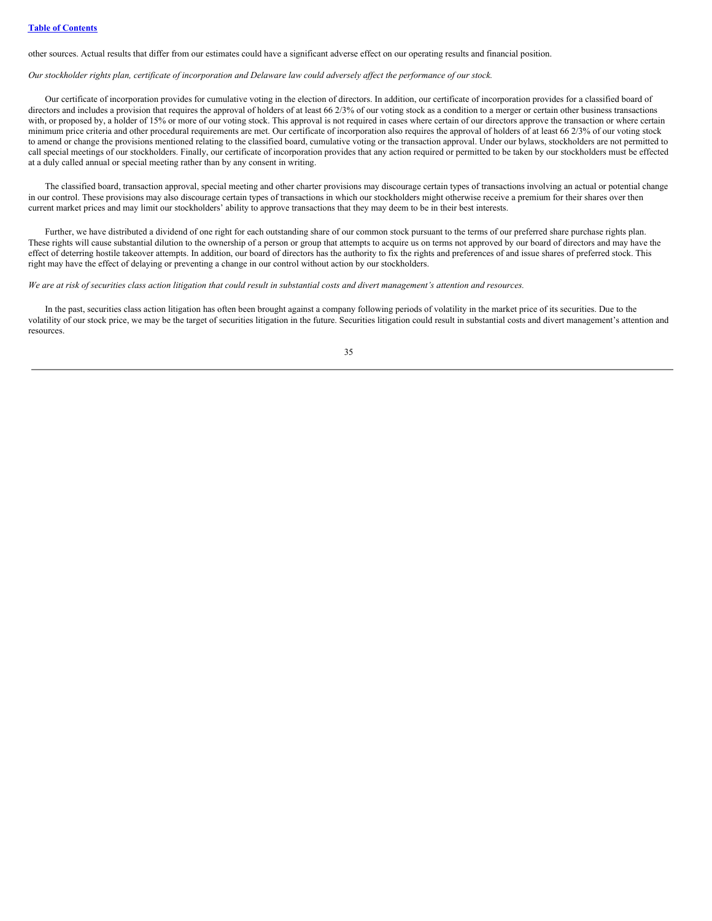other sources. Actual results that differ from our estimates could have a significant adverse effect on our operating results and financial position.

*Our stockholder rights plan, certificate of incorporation and Delaware law could adversely affect the performance of our stock.*

Our certificate of incorporation provides for cumulative voting in the election of directors. In addition, our certificate of incorporation provides for a classified board of directors and includes a provision that requires the approval of holders of at least 66 2/3% of our voting stock as a condition to a merger or certain other business transactions with, or proposed by, a holder of 15% or more of our voting stock. This approval is not required in cases where certain of our directors approve the transaction or where certain minimum price criteria and other procedural requirements are met. Our certificate of incorporation also requires the approval of holders of at least 66 2/3% of our voting stock to amend or change the provisions mentioned relating to the classified board, cumulative voting or the transaction approval. Under our bylaws, stockholders are not permitted to call special meetings of our stockholders. Finally, our certificate of incorporation provides that any action required or permitted to be taken by our stockholders must be effected at a duly called annual or special meeting rather than by any consent in writing.

The classified board, transaction approval, special meeting and other charter provisions may discourage certain types of transactions involving an actual or potential change in our control. These provisions may also discourage certain types of transactions in which our stockholders might otherwise receive a premium for their shares over then current market prices and may limit our stockholders' ability to approve transactions that they may deem to be in their best interests.

Further, we have distributed a dividend of one right for each outstanding share of our common stock pursuant to the terms of our preferred share purchase rights plan. These rights will cause substantial dilution to the ownership of a person or group that attempts to acquire us on terms not approved by our board of directors and may have the effect of deterring hostile takeover attempts. In addition, our board of directors has the authority to fix the rights and preferences of and issue shares of preferred stock. This right may have the effect of delaying or preventing a change in our control without action by our stockholders.

*We are at risk of securities class action litigation that could result in substantial costs and divert management's attention and resources.*

In the past, securities class action litigation has often been brought against a company following periods of volatility in the market price of its securities. Due to the volatility of our stock price, we may be the target of securities litigation in the future. Securities litigation could result in substantial costs and divert management's attention and resources.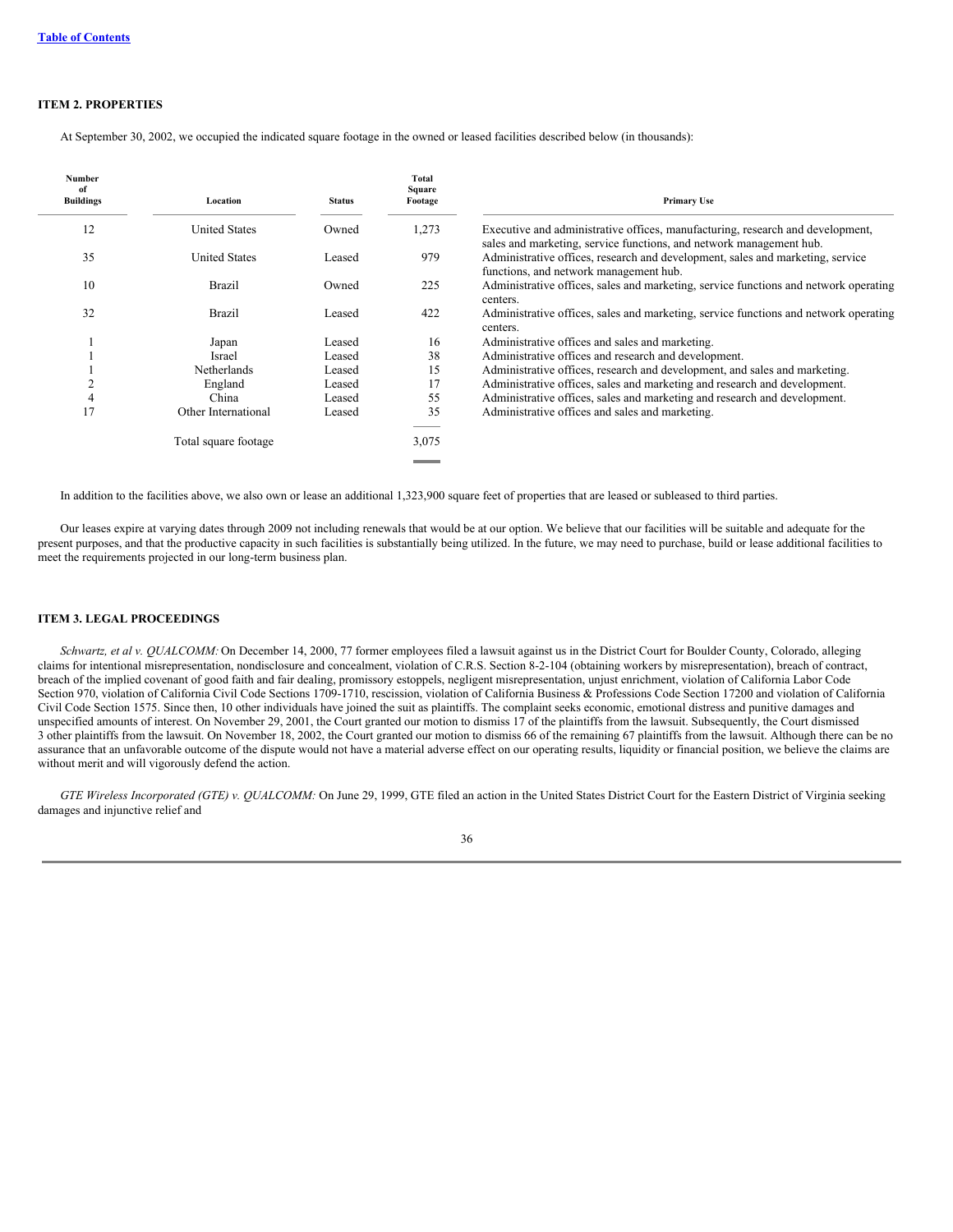### ITEM 2. PROPERTIES

At September 30, 2002, we occupied the indicated square footage in the owned or leased facilities described below (in thousands):

| Number of Buildings | Location | Status | Total Square Footage | Primary Use |
|---|---|---|---|---|
| 12 | United States | Owned | 1,273 | Executive and administrative offices, manufacturing, research and development, sales and marketing, service functions, and network management hub. |
| 35 | United States | Leased | 979 | Administrative offices, research and development, sales and marketing, service functions, and network management hub. |
| 10 | Brazil | Owned | 225 | Administrative offices, sales and marketing, service functions and network operating centers. |
| 32 | Brazil | Leased | 422 | Administrative offices, sales and marketing, service functions and network operating centers. |
| 1 | Japan | Leased | 16 | Administrative offices and sales and marketing. |
| 1 | Israel | Leased | 38 | Administrative offices and research and development. |
| 1 | Netherlands | Leased | 15 | Administrative offices, research and development, and sales and marketing. |
| 2 | England | Leased | 17 | Administrative offices, sales and marketing and research and development. |
| 4 | China | Leased | 55 | Administrative offices, sales and marketing and research and development. |
| 17 | Other International | Leased | 35 | Administrative offices and sales and marketing. |
| | Total square footage | | 3,075 | |

In addition to the facilities above, we also own or lease an additional 1,323,900 square feet of properties that are leased or subleased to third parties.

Our leases expire at varying dates through 2009 not including renewals that would be at our option. We believe that our facilities will be suitable and adequate for the present purposes, and that the productive capacity in such facilities is substantially being utilized. In the future, we may need to purchase, build or lease additional facilities to meet the requirements projected in our long-term business plan.

### ITEM 3. LEGAL PROCEEDINGS

*Schwartz, et al v. QUALCOMM:* On December 14, 2000, 77 former employees filed a lawsuit against us in the District Court for Boulder County, Colorado, alleging claims for intentional misrepresentation, nondisclosure and concealment, violation of C.R.S. Section 8-2-104 (obtaining workers by misrepresentation), breach of contract, breach of the implied covenant of good faith and fair dealing, promissory estoppels, negligent misrepresentation, unjust enrichment, violation of California Labor Code Section 970, violation of California Civil Code Sections 1709-1710, rescission, violation of California Business & Professions Code Section 17200 and violation of California Civil Code Section 1575. Since then, 10 other individuals have joined the suit as plaintiffs. The complaint seeks economic, emotional distress and punitive damages and unspecified amounts of interest. On November 29, 2001, the Court granted our motion to dismiss 17 of the plaintiffs from the lawsuit. Subsequently, the Court dismissed 3 other plaintiffs from the lawsuit. On November 18, 2002, the Court granted our motion to dismiss 66 of the remaining 67 plaintiffs from the lawsuit. Although there can be no assurance that an unfavorable outcome of the dispute would not have a material adverse effect on our operating results, liquidity or financial position, we believe the claims are without merit and will vigorously defend the action.

*GTE Wireless Incorporated (GTE) v. QUALCOMM:* On June 29, 1999, GTE filed an action in the United States District Court for the Eastern District of Virginia seeking damages and injunctive relief and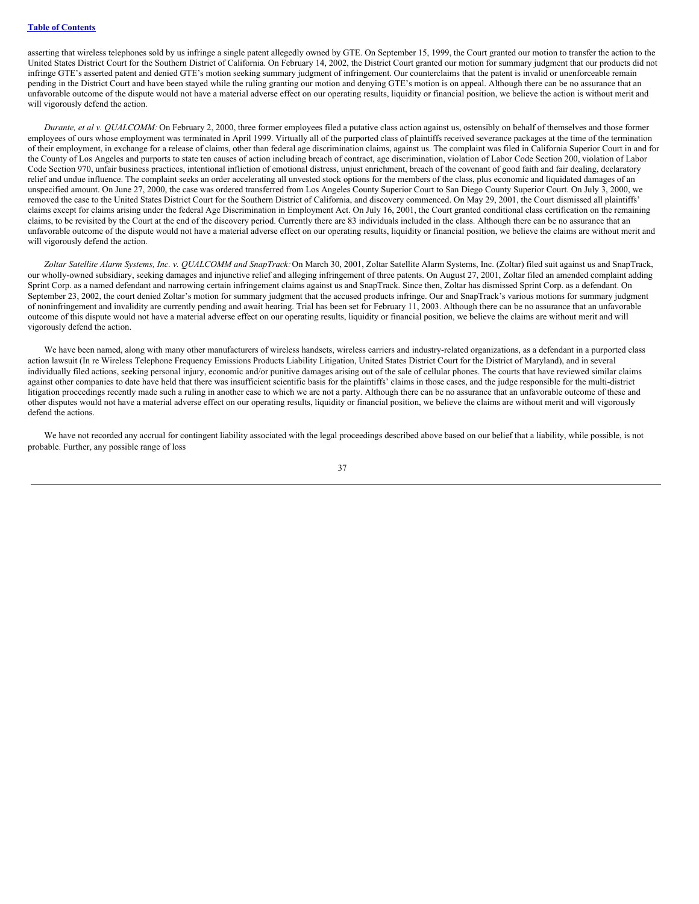asserting that wireless telephones sold by us infringe a single patent allegedly owned by GTE. On September 15, 1999, the Court granted our motion to transfer the action to the United States District Court for the Southern District of California. On February 14, 2002, the District Court granted our motion for summary judgment that our products did not infringe GTE's asserted patent and denied GTE's motion seeking summary judgment of infringement. Our counterclaims that the patent is invalid or unenforceable remain pending in the District Court and have been stayed while the ruling granting our motion and denying GTE's motion is on appeal. Although there can be no assurance that an unfavorable outcome of the dispute would not have a material adverse effect on our operating results, liquidity or financial position, we believe the action is without merit and will vigorously defend the action.

*Durante, et al v. QUALCOMM:* On February 2, 2000, three former employees filed a putative class action against us, ostensibly on behalf of themselves and those former employees of ours whose employment was terminated in April 1999. Virtually all of the purported class of plaintiffs received severance packages at the time of the termination of their employment, in exchange for a release of claims, other than federal age discrimination claims, against us. The complaint was filed in California Superior Court in and for the County of Los Angeles and purports to state ten causes of action including breach of contract, age discrimination, violation of Labor Code Section 200, violation of Labor Code Section 970, unfair business practices, intentional infliction of emotional distress, unjust enrichment, breach of the covenant of good faith and fair dealing, declaratory relief and undue influence. The complaint seeks an order accelerating all unvested stock options for the members of the class, plus economic and liquidated damages of an unspecified amount. On June 27, 2000, the case was ordered transferred from Los Angeles County Superior Court to San Diego County Superior Court. On July 3, 2000, we removed the case to the United States District Court for the Southern District of California, and discovery commenced. On May 29, 2001, the Court dismissed all plaintiffs' claims except for claims arising under the federal Age Discrimination in Employment Act. On July 16, 2001, the Court granted conditional class certification on the remaining claims, to be revisited by the Court at the end of the discovery period. Currently there are 83 individuals included in the class. Although there can be no assurance that an unfavorable outcome of the dispute would not have a material adverse effect on our operating results, liquidity or financial position, we believe the claims are without merit and will vigorously defend the action.

*Zoltar Satellite Alarm Systems, Inc. v. QUALCOMM and SnapTrack:* On March 30, 2001, Zoltar Satellite Alarm Systems, Inc. (Zoltar) filed suit against us and SnapTrack, our wholly-owned subsidiary, seeking damages and injunctive relief and alleging infringement of three patents. On August 27, 2001, Zoltar filed an amended complaint adding Sprint Corp. as a named defendant and narrowing certain infringement claims against us and SnapTrack. Since then, Zoltar has dismissed Sprint Corp. as a defendant. On September 23, 2002, the court denied Zoltar's motion for summary judgment that the accused products infringe. Our and SnapTrack's various motions for summary judgment of noninfringement and invalidity are currently pending and await hearing. Trial has been set for February 11, 2003. Although there can be no assurance that an unfavorable outcome of this dispute would not have a material adverse effect on our operating results, liquidity or financial position, we believe the claims are without merit and will vigorously defend the action.

We have been named, along with many other manufacturers of wireless handsets, wireless carriers and industry-related organizations, as a defendant in a purported class action lawsuit (In re Wireless Telephone Frequency Emissions Products Liability Litigation, United States District Court for the District of Maryland), and in several individually filed actions, seeking personal injury, economic and/or punitive damages arising out of the sale of cellular phones. The courts that have reviewed similar claims against other companies to date have held that there was insufficient scientific basis for the plaintiffs' claims in those cases, and the judge responsible for the multi-district litigation proceedings recently made such a ruling in another case to which we are not a party. Although there can be no assurance that an unfavorable outcome of these and other disputes would not have a material adverse effect on our operating results, liquidity or financial position, we believe the claims are without merit and will vigorously defend the actions.

We have not recorded any accrual for contingent liability associated with the legal proceedings described above based on our belief that a liability, while possible, is not probable. Further, any possible range of loss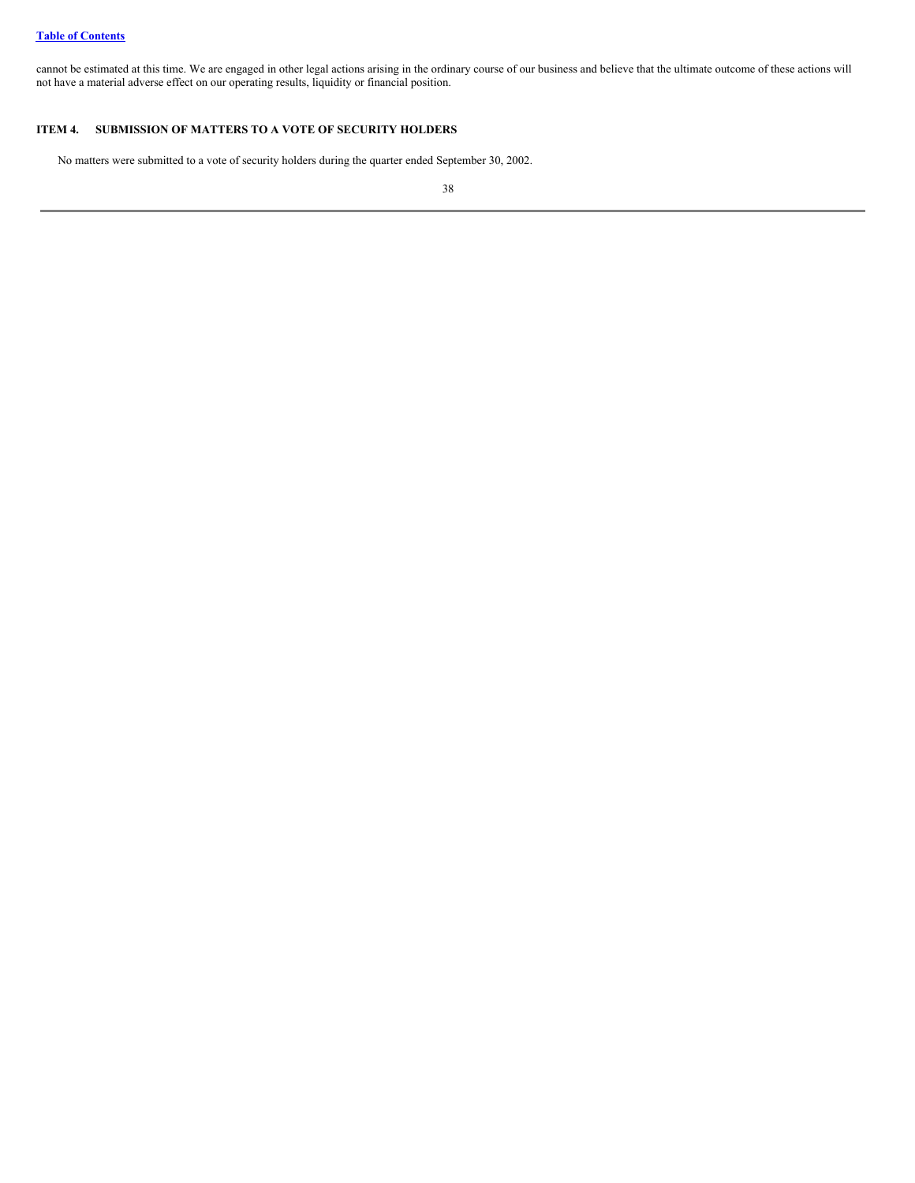cannot be estimated at this time. We are engaged in other legal actions arising in the ordinary course of our business and believe that the ultimate outcome of these actions will not have a material adverse effect on our operating results, liquidity or financial position.

## ITEM 4. SUBMISSION OF MATTERS TO A VOTE OF SECURITY HOLDERS

No matters were submitted to a vote of security holders during the quarter ended September 30, 2002.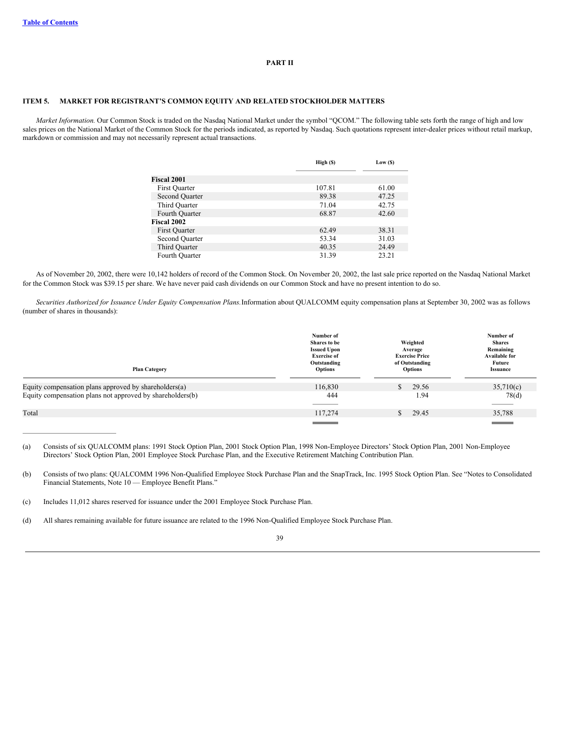## PART II

### ITEM 5. MARKET FOR REGISTRANT'S COMMON EQUITY AND RELATED STOCKHOLDER MATTERS

*Market Information.* Our Common Stock is traded on the Nasdaq National Market under the symbol "QCOM." The following table sets forth the range of high and low sales prices on the National Market of the Common Stock for the periods indicated, as reported by Nasdaq. Such quotations represent inter-dealer prices without retail markup, markdown or commission and may not necessarily represent actual transactions.

| | High ($) | Low ($) |
|---|---|---|
| **Fiscal 2001** | | |
| First Quarter | 107.81 | 61.00 |
| Second Quarter | 89.38 | 47.25 |
| Third Quarter | 71.04 | 42.75 |
| Fourth Quarter | 68.87 | 42.60 |
| **Fiscal 2002** | | |
| First Quarter | 62.49 | 38.31 |
| Second Quarter | 53.34 | 31.03 |
| Third Quarter | 40.35 | 24.49 |
| Fourth Quarter | 31.39 | 23.21 |

As of November 20, 2002, there were 10,142 holders of record of the Common Stock. On November 20, 2002, the last sale price reported on the Nasdaq National Market for the Common Stock was $39.15 per share. We have never paid cash dividends on our Common Stock and have no present intention to do so.

*Securities Authorized for Issuance Under Equity Compensation Plans.* Information about QUALCOMM equity compensation plans at September 30, 2002 was as follows (number of shares in thousands):

| Plan Category | Number of Shares to be Issued Upon Exercise of Outstanding Options | Weighted Average Exercise Price of Outstanding Options | Number of Shares Remaining Available for Future Issuance |
|---|---|---|---|
| Equity compensation plans approved by shareholders(a) | 116,830 | $ 29.56 | 35,710(c) |
| Equity compensation plans not approved by shareholders(b) | 444 | 1.94 | 78(d) |
| Total | 117,274 | $ 29.45 | 35,788 |

(a) Consists of six QUALCOMM plans: 1991 Stock Option Plan, 2001 Stock Option Plan, 1998 Non-Employee Directors' Stock Option Plan, 2001 Non-Employee Directors' Stock Option Plan, 2001 Employee Stock Purchase Plan, and the Executive Retirement Matching Contribution Plan.

(b) Consists of two plans: QUALCOMM 1996 Non-Qualified Employee Stock Purchase Plan and the SnapTrack, Inc. 1995 Stock Option Plan. See "Notes to Consolidated Financial Statements, Note 10 — Employee Benefit Plans."

(c) Includes 11,012 shares reserved for issuance under the 2001 Employee Stock Purchase Plan.

(d) All shares remaining available for future issuance are related to the 1996 Non-Qualified Employee Stock Purchase Plan.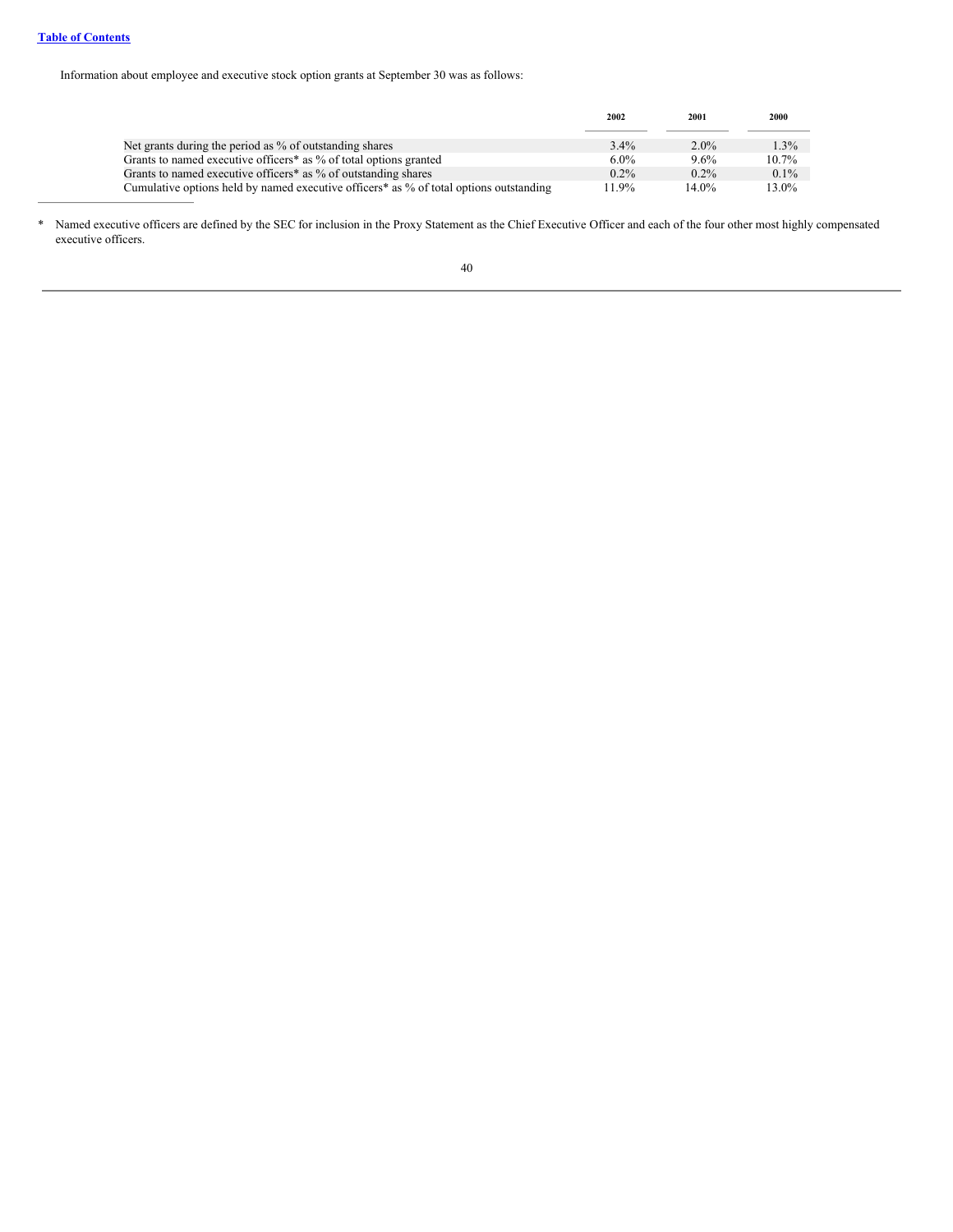Information about employee and executive stock option grants at September 30 was as follows:

| | 2002 | 2001 | 2000 |
|---|---|---|---|
| Net grants during the period as % of outstanding shares | 3.4% | 2.0% | 1.3% |
| Grants to named executive officers* as % of total options granted | 6.0% | 9.6% | 10.7% |
| Grants to named executive officers* as % of outstanding shares | 0.2% | 0.2% | 0.1% |
| Cumulative options held by named executive officers* as % of total options outstanding | 11.9% | 14.0% | 13.0% |

\* Named executive officers are defined by the SEC for inclusion in the Proxy Statement as the Chief Executive Officer and each of the four other most highly compensated executive officers.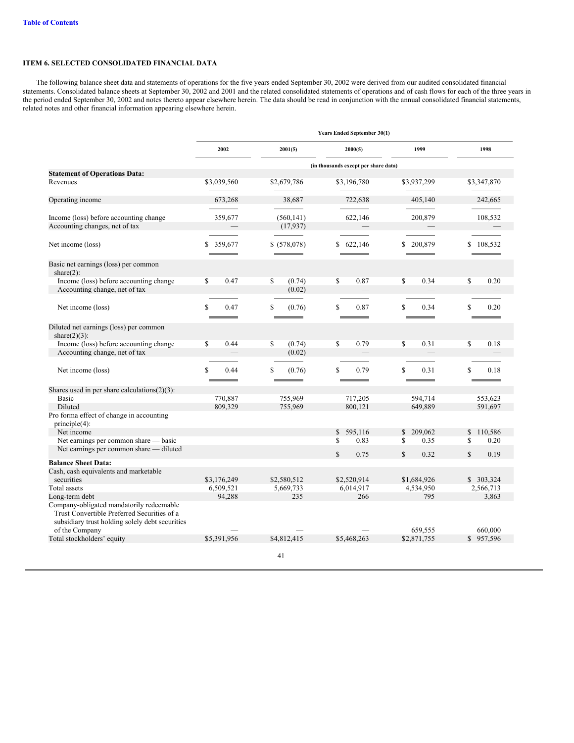[Table of Contents](#)

### ITEM 6. SELECTED CONSOLIDATED FINANCIAL DATA

The following balance sheet data and statements of operations for the five years ended September 30, 2002 were derived from our audited consolidated financial statements. Consolidated balance sheets at September 30, 2002 and 2001 and the related consolidated statements of operations and of cash flows for each of the three years in the period ended September 30, 2002 and notes thereto appear elsewhere herein. The data should be read in conjunction with the annual consolidated financial statements, related notes and other financial information appearing elsewhere herein.

| | Years Ended September 30(1) | | | | |
|---|---|---|---|---|---|
| | 2002 | 2001(5) | 2000(5) | 1999 | 1998 |
| | (in thousands except per share data) | | | | |
| **Statement of Operations Data:** | | | | | |
| Revenues | $3,039,560 | $2,679,786 | $3,196,780 | $3,937,299 | $3,347,870 |
| Operating income | 673,268 | 38,687 | 722,638 | 405,140 | 242,665 |
| Income (loss) before accounting change | 359,677 | (560,141) | 622,146 | 200,879 | 108,532 |
| Accounting changes, net of tax | — | (17,937) | — | — | — |
| Net income (loss) | $ 359,677 | $ (578,078) | $ 622,146 | $ 200,879 | $ 108,532 |
| Basic net earnings (loss) per common share(2): | | | | | |
| Income (loss) before accounting change | $ 0.47 | $ (0.74) | $ 0.87 | $ 0.34 | $ 0.20 |
| Accounting change, net of tax | — | (0.02) | — | — | — |
| Net income (loss) | $ 0.47 | $ (0.76) | $ 0.87 | $ 0.34 | $ 0.20 |
| Diluted net earnings (loss) per common share(2)(3): | | | | | |
| Income (loss) before accounting change | $ 0.44 | $ (0.74) | $ 0.79 | $ 0.31 | $ 0.18 |
| Accounting change, net of tax | — | (0.02) | — | — | — |
| Net income (loss) | $ 0.44 | $ (0.76) | $ 0.79 | $ 0.31 | $ 0.18 |
| Shares used in per share calculations(2)(3): | | | | | |
| Basic | 770,887 | 755,969 | 717,205 | 594,714 | 553,623 |
| Diluted | 809,329 | 755,969 | 800,121 | 649,889 | 591,697 |
| Pro forma effect of change in accounting principle(4): | | | | | |
| Net income | | | $ 595,116 | $ 209,062 | $ 110,586 |
| Net earnings per common share — basic | | | $ 0.83 | $ 0.35 | $ 0.20 |
| Net earnings per common share — diluted | | | $ 0.75 | $ 0.32 | $ 0.19 |
| **Balance Sheet Data:** | | | | | |
| Cash, cash equivalents and marketable securities | $3,176,249 | $2,580,512 | $2,520,914 | $1,684,926 | $ 303,324 |
| Total assets | 6,509,521 | 5,669,733 | 6,014,917 | 4,534,950 | 2,566,713 |
| Long-term debt | 94,288 | 235 | 266 | 795 | 3,863 |
| Company-obligated mandatorily redeemable Trust Convertible Preferred Securities of a subsidiary trust holding solely debt securities of the Company | — | — | — | 659,555 | 660,000 |
| Total stockholders' equity | $5,391,956 | $4,812,415 | $5,468,263 | $2,871,755 | $ 957,596 |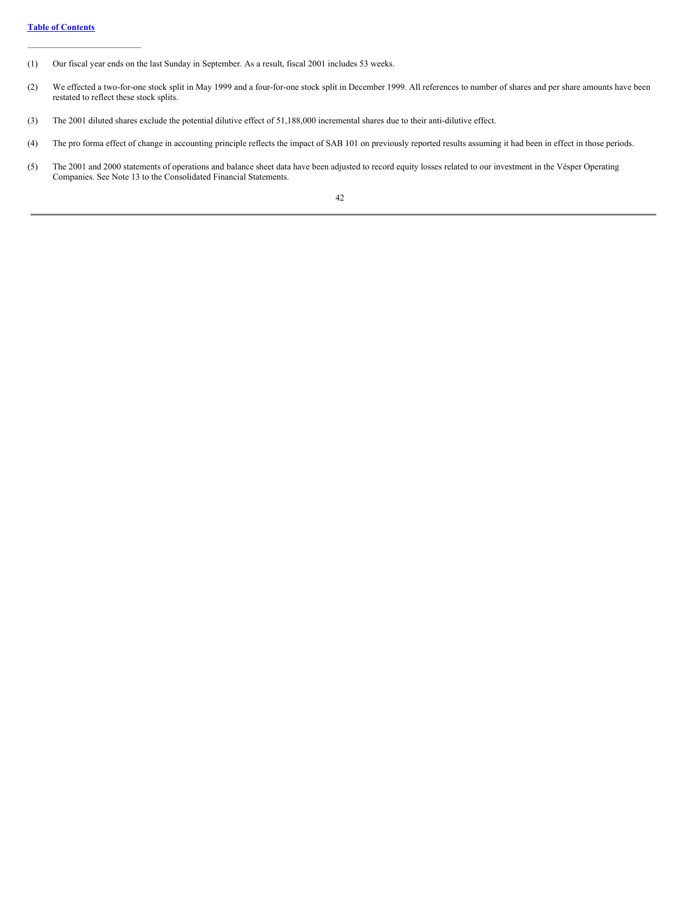(1) Our fiscal year ends on the last Sunday in September. As a result, fiscal 2001 includes 53 weeks.

(2) We effected a two-for-one stock split in May 1999 and a four-for-one stock split in December 1999. All references to number of shares and per share amounts have been restated to reflect these stock splits.

(3) The 2001 diluted shares exclude the potential dilutive effect of 51,188,000 incremental shares due to their anti-dilutive effect.

(4) The pro forma effect of change in accounting principle reflects the impact of SAB 101 on previously reported results assuming it had been in effect in those periods.

(5) The 2001 and 2000 statements of operations and balance sheet data have been adjusted to record equity losses related to our investment in the Vésper Operating Companies. See Note 13 to the Consolidated Financial Statements.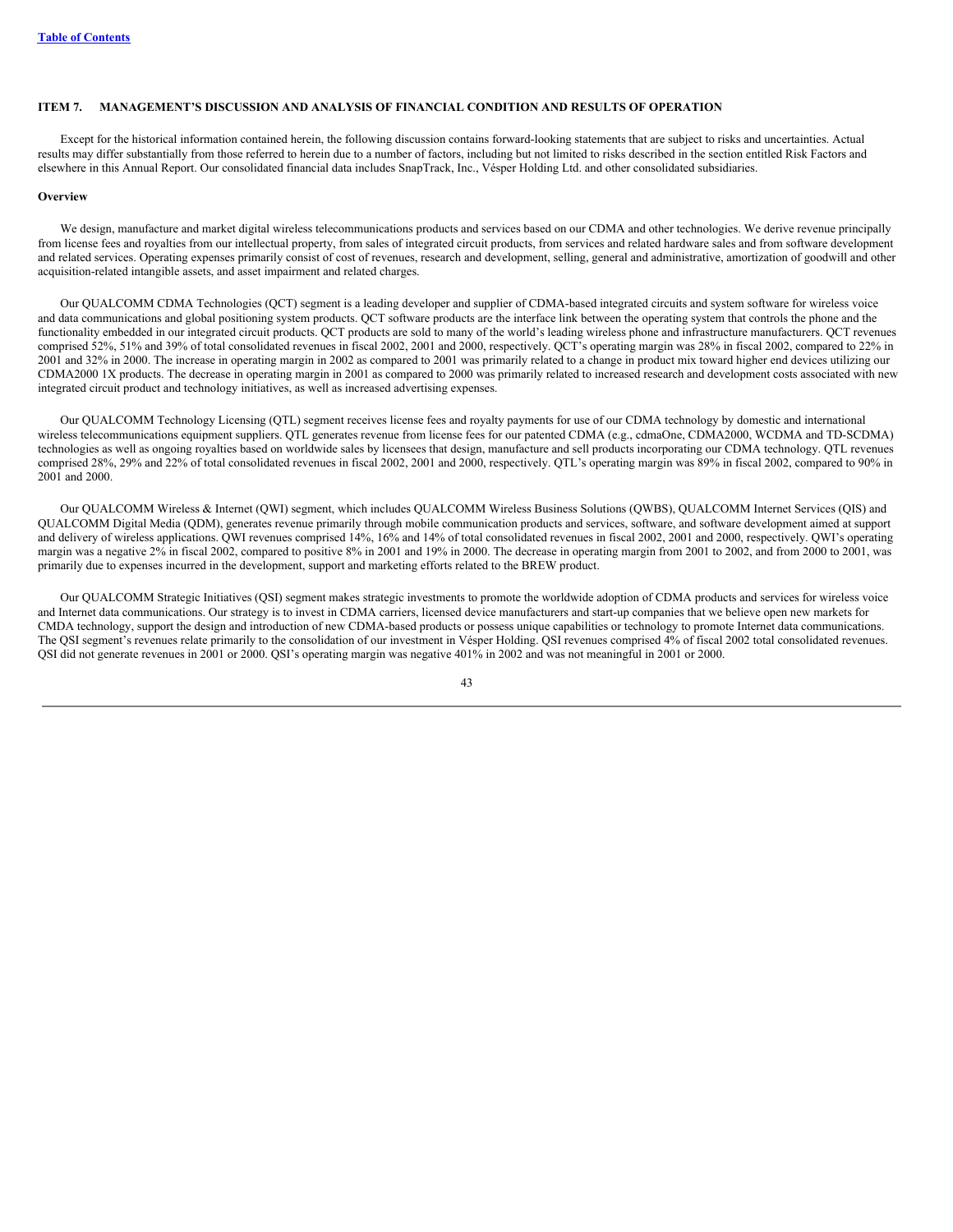### ITEM 7. MANAGEMENT'S DISCUSSION AND ANALYSIS OF FINANCIAL CONDITION AND RESULTS OF OPERATION

Except for the historical information contained herein, the following discussion contains forward-looking statements that are subject to risks and uncertainties. Actual results may differ substantially from those referred to herein due to a number of factors, including but not limited to risks described in the section entitled Risk Factors and elsewhere in this Annual Report. Our consolidated financial data includes SnapTrack, Inc., Vésper Holding Ltd. and other consolidated subsidiaries.

#### Overview

We design, manufacture and market digital wireless telecommunications products and services based on our CDMA and other technologies. We derive revenue principally from license fees and royalties from our intellectual property, from sales of integrated circuit products, from services and related hardware sales and from software development and related services. Operating expenses primarily consist of cost of revenues, research and development, selling, general and administrative, amortization of goodwill and other acquisition-related intangible assets, and asset impairment and related charges.

Our QUALCOMM CDMA Technologies (QCT) segment is a leading developer and supplier of CDMA-based integrated circuits and system software for wireless voice and data communications and global positioning system products. QCT software products are the interface link between the operating system that controls the phone and the functionality embedded in our integrated circuit products. QCT products are sold to many of the world's leading wireless phone and infrastructure manufacturers. QCT revenues comprised 52%, 51% and 39% of total consolidated revenues in fiscal 2002, 2001 and 2000, respectively. QCT's operating margin was 28% in fiscal 2002, compared to 22% in 2001 and 32% in 2000. The increase in operating margin in 2002 as compared to 2001 was primarily related to a change in product mix toward higher end devices utilizing our CDMA2000 1X products. The decrease in operating margin in 2001 as compared to 2000 was primarily related to increased research and development costs associated with new integrated circuit product and technology initiatives, as well as increased advertising expenses.

Our QUALCOMM Technology Licensing (QTL) segment receives license fees and royalty payments for use of our CDMA technology by domestic and international wireless telecommunications equipment suppliers. QTL generates revenue from license fees for our patented CDMA (e.g., cdmaOne, CDMA2000, WCDMA and TD-SCDMA) technologies as well as ongoing royalties based on worldwide sales by licensees that design, manufacture and sell products incorporating our CDMA technology. QTL revenues comprised 28%, 29% and 22% of total consolidated revenues in fiscal 2002, 2001 and 2000, respectively. QTL's operating margin was 89% in fiscal 2002, compared to 90% in 2001 and 2000.

Our QUALCOMM Wireless & Internet (QWI) segment, which includes QUALCOMM Wireless Business Solutions (QWBS), QUALCOMM Internet Services (QIS) and QUALCOMM Digital Media (QDM), generates revenue primarily through mobile communication products and services, software, and software development aimed at support and delivery of wireless applications. QWI revenues comprised 14%, 16% and 14% of total consolidated revenues in fiscal 2002, 2001 and 2000, respectively. QWI's operating margin was a negative 2% in fiscal 2002, compared to positive 8% in 2001 and 19% in 2000. The decrease in operating margin from 2001 to 2002, and from 2000 to 2001, was primarily due to expenses incurred in the development, support and marketing efforts related to the BREW product.

Our QUALCOMM Strategic Initiatives (QSI) segment makes strategic investments to promote the worldwide adoption of CDMA products and services for wireless voice and Internet data communications. Our strategy is to invest in CDMA carriers, licensed device manufacturers and start-up companies that we believe open new markets for CMDA technology, support the design and introduction of new CDMA-based products or possess unique capabilities or technology to promote Internet data communications. The QSI segment's revenues relate primarily to the consolidation of our investment in Vésper Holding. QSI revenues comprised 4% of fiscal 2002 total consolidated revenues. QSI did not generate revenues in 2001 or 2000. QSI's operating margin was negative 401% in 2002 and was not meaningful in 2001 or 2000.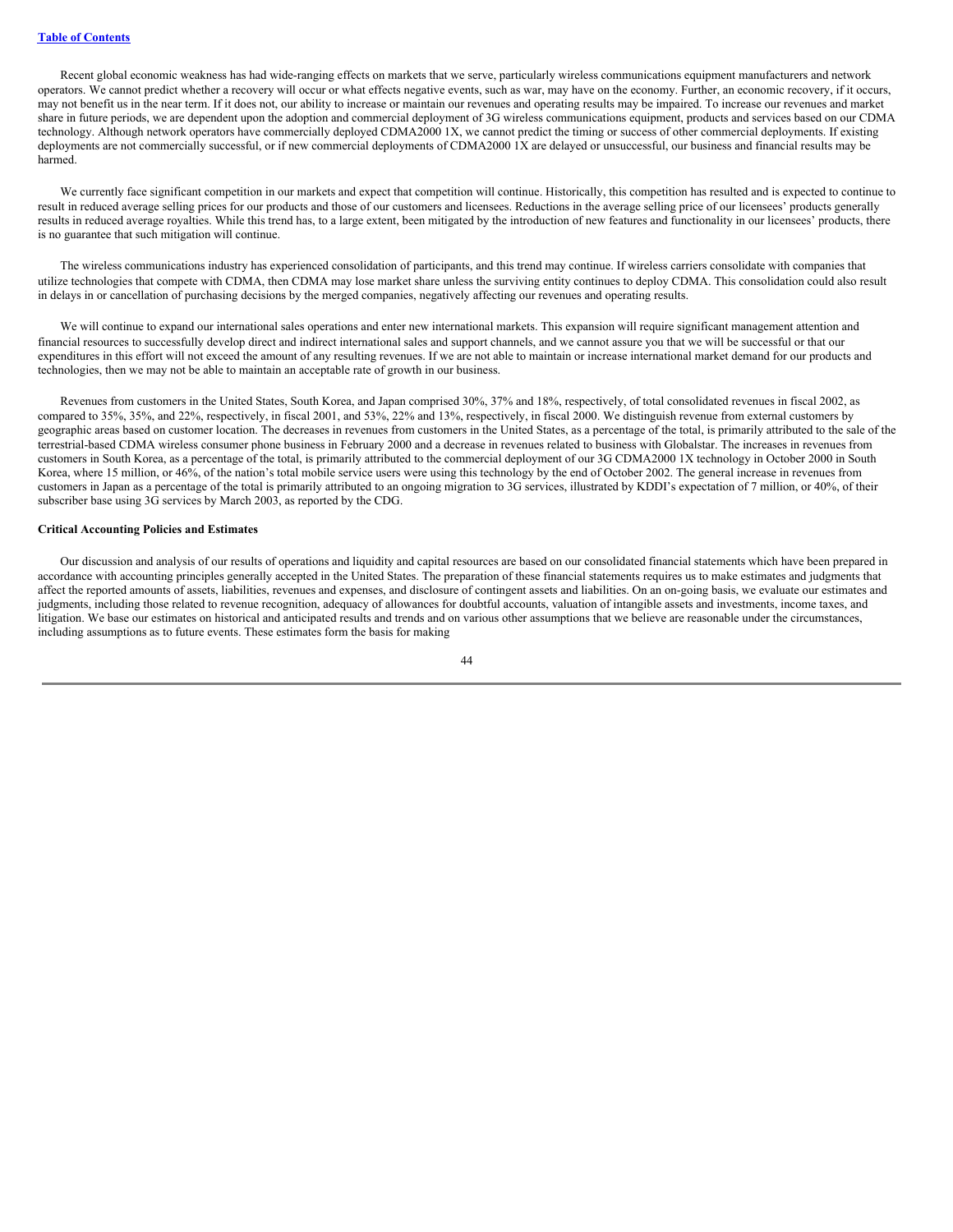Recent global economic weakness has had wide-ranging effects on markets that we serve, particularly wireless communications equipment manufacturers and network operators. We cannot predict whether a recovery will occur or what effects negative events, such as war, may have on the economy. Further, an economic recovery, if it occurs, may not benefit us in the near term. If it does not, our ability to increase or maintain our revenues and operating results may be impaired. To increase our revenues and market share in future periods, we are dependent upon the adoption and commercial deployment of 3G wireless communications equipment, products and services based on our CDMA technology. Although network operators have commercially deployed CDMA2000 1X, we cannot predict the timing or success of other commercial deployments. If existing deployments are not commercially successful, or if new commercial deployments of CDMA2000 1X are delayed or unsuccessful, our business and financial results may be harmed.

We currently face significant competition in our markets and expect that competition will continue. Historically, this competition has resulted and is expected to continue to result in reduced average selling prices for our products and those of our customers and licensees. Reductions in the average selling price of our licensees' products generally results in reduced average royalties. While this trend has, to a large extent, been mitigated by the introduction of new features and functionality in our licensees' products, there is no guarantee that such mitigation will continue.

The wireless communications industry has experienced consolidation of participants, and this trend may continue. If wireless carriers consolidate with companies that utilize technologies that compete with CDMA, then CDMA may lose market share unless the surviving entity continues to deploy CDMA. This consolidation could also result in delays in or cancellation of purchasing decisions by the merged companies, negatively affecting our revenues and operating results.

We will continue to expand our international sales operations and enter new international markets. This expansion will require significant management attention and financial resources to successfully develop direct and indirect international sales and support channels, and we cannot assure you that we will be successful or that our expenditures in this effort will not exceed the amount of any resulting revenues. If we are not able to maintain or increase international market demand for our products and technologies, then we may not be able to maintain an acceptable rate of growth in our business.

Revenues from customers in the United States, South Korea, and Japan comprised 30%, 37% and 18%, respectively, of total consolidated revenues in fiscal 2002, as compared to 35%, 35%, and 22%, respectively, in fiscal 2001, and 53%, 22% and 13%, respectively, in fiscal 2000. We distinguish revenue from external customers by geographic areas based on customer location. The decreases in revenues from customers in the United States, as a percentage of the total, is primarily attributed to the sale of the terrestrial-based CDMA wireless consumer phone business in February 2000 and a decrease in revenues related to business with Globalstar. The increases in revenues from customers in South Korea, as a percentage of the total, is primarily attributed to the commercial deployment of our 3G CDMA2000 1X technology in October 2000 in South Korea, where 15 million, or 46%, of the nation's total mobile service users were using this technology by the end of October 2002. The general increase in revenues from customers in Japan as a percentage of the total is primarily attributed to an ongoing migration to 3G services, illustrated by KDDI's expectation of 7 million, or 40%, of their subscriber base using 3G services by March 2003, as reported by the CDG.

**Critical Accounting Policies and Estimates**

Our discussion and analysis of our results of operations and liquidity and capital resources are based on our consolidated financial statements which have been prepared in accordance with accounting principles generally accepted in the United States. The preparation of these financial statements requires us to make estimates and judgments that affect the reported amounts of assets, liabilities, revenues and expenses, and disclosure of contingent assets and liabilities. On an on-going basis, we evaluate our estimates and judgments, including those related to revenue recognition, adequacy of allowances for doubtful accounts, valuation of intangible assets and investments, income taxes, and litigation. We base our estimates on historical and anticipated results and trends and on various other assumptions that we believe are reasonable under the circumstances, including assumptions as to future events. These estimates form the basis for making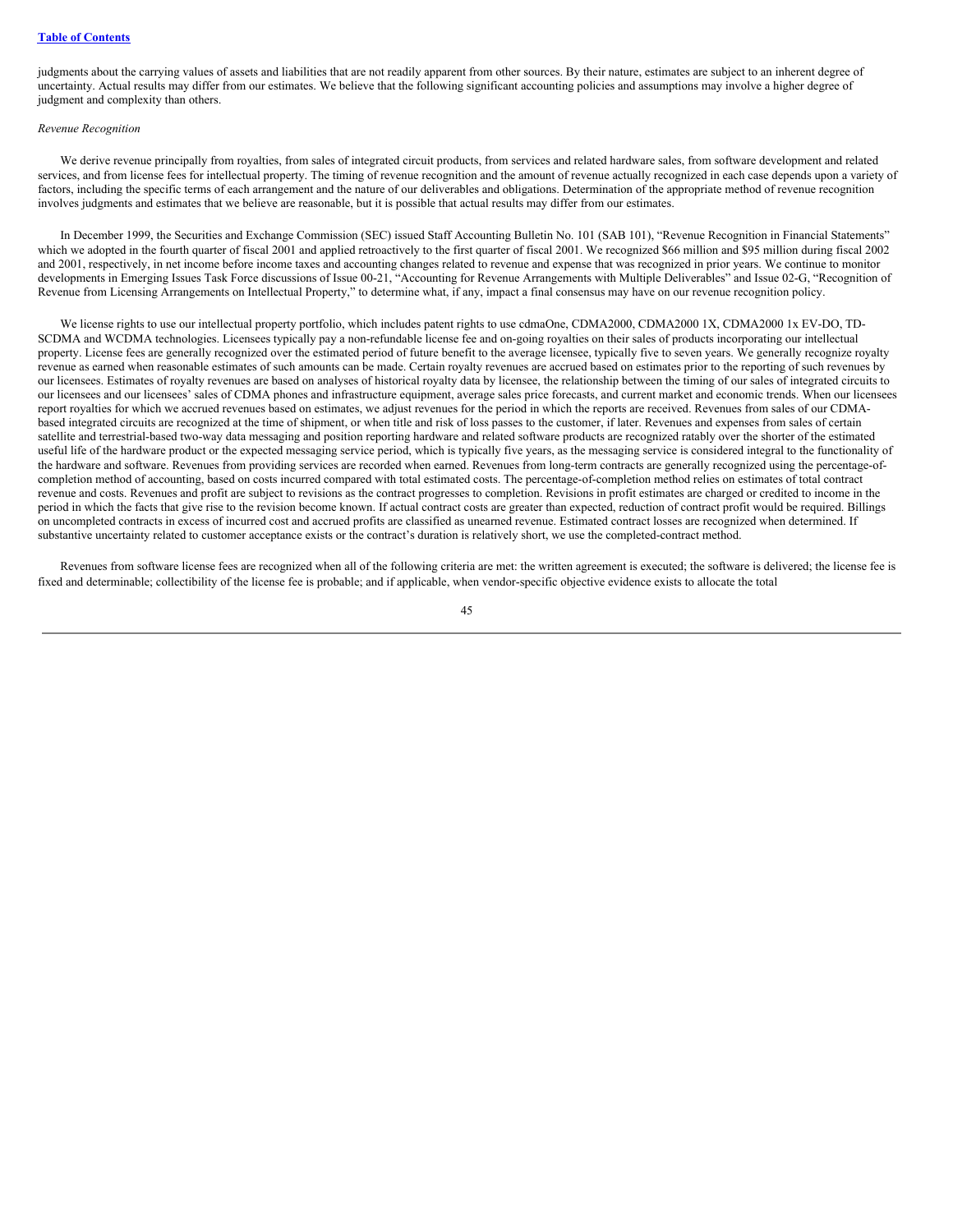judgments about the carrying values of assets and liabilities that are not readily apparent from other sources. By their nature, estimates are subject to an inherent degree of uncertainty. Actual results may differ from our estimates. We believe that the following significant accounting policies and assumptions may involve a higher degree of judgment and complexity than others.

*Revenue Recognition*

We derive revenue principally from royalties, from sales of integrated circuit products, from services and related hardware sales, from software development and related services, and from license fees for intellectual property. The timing of revenue recognition and the amount of revenue actually recognized in each case depends upon a variety of factors, including the specific terms of each arrangement and the nature of our deliverables and obligations. Determination of the appropriate method of revenue recognition involves judgments and estimates that we believe are reasonable, but it is possible that actual results may differ from our estimates.

In December 1999, the Securities and Exchange Commission (SEC) issued Staff Accounting Bulletin No. 101 (SAB 101), "Revenue Recognition in Financial Statements" which we adopted in the fourth quarter of fiscal 2001 and applied retroactively to the first quarter of fiscal 2001. We recognized $66 million and $95 million during fiscal 2002 and 2001, respectively, in net income before income taxes and accounting changes related to revenue and expense that was recognized in prior years. We continue to monitor developments in Emerging Issues Task Force discussions of Issue 00-21, "Accounting for Revenue Arrangements with Multiple Deliverables" and Issue 02-G, "Recognition of Revenue from Licensing Arrangements on Intellectual Property," to determine what, if any, impact a final consensus may have on our revenue recognition policy.

We license rights to use our intellectual property portfolio, which includes patent rights to use cdmaOne, CDMA2000, CDMA2000 1X, CDMA2000 1x EV-DO, TD-SCDMA and WCDMA technologies. Licensees typically pay a non-refundable license fee and on-going royalties on their sales of products incorporating our intellectual property. License fees are generally recognized over the estimated period of future benefit to the average licensee, typically five to seven years. We generally recognize royalty revenue as earned when reasonable estimates of such amounts can be made. Certain royalty revenues are accrued based on estimates prior to the reporting of such revenues by our licensees. Estimates of royalty revenues are based on analyses of historical royalty data by licensee, the relationship between the timing of our sales of integrated circuits to our licensees and our licensees' sales of CDMA phones and infrastructure equipment, average sales price forecasts, and current market and economic trends. When our licensees report royalties for which we accrued revenues based on estimates, we adjust revenues for the period in which the reports are received. Revenues from sales of our CDMA-based integrated circuits are recognized at the time of shipment, or when title and risk of loss passes to the customer, if later. Revenues and expenses from sales of certain satellite and terrestrial-based two-way data messaging and position reporting hardware and related software products are recognized ratably over the shorter of the estimated useful life of the hardware product or the expected messaging service period, which is typically five years, as the messaging service is considered integral to the functionality of the hardware and software. Revenues from providing services are recorded when earned. Revenues from long-term contracts are generally recognized using the percentage-of-completion method of accounting, based on costs incurred compared with total estimated costs. The percentage-of-completion method relies on estimates of total contract revenue and costs. Revenues and profit are subject to revisions as the contract progresses to completion. Revisions in profit estimates are charged or credited to income in the period in which the facts that give rise to the revision become known. If actual contract costs are greater than expected, reduction of contract profit would be required. Billings on uncompleted contracts in excess of incurred cost and accrued profits are classified as unearned revenue. Estimated contract losses are recognized when determined. If substantive uncertainty related to customer acceptance exists or the contract's duration is relatively short, we use the completed-contract method.

Revenues from software license fees are recognized when all of the following criteria are met: the written agreement is executed; the software is delivered; the license fee is fixed and determinable; collectibility of the license fee is probable; and if applicable, when vendor-specific objective evidence exists to allocate the total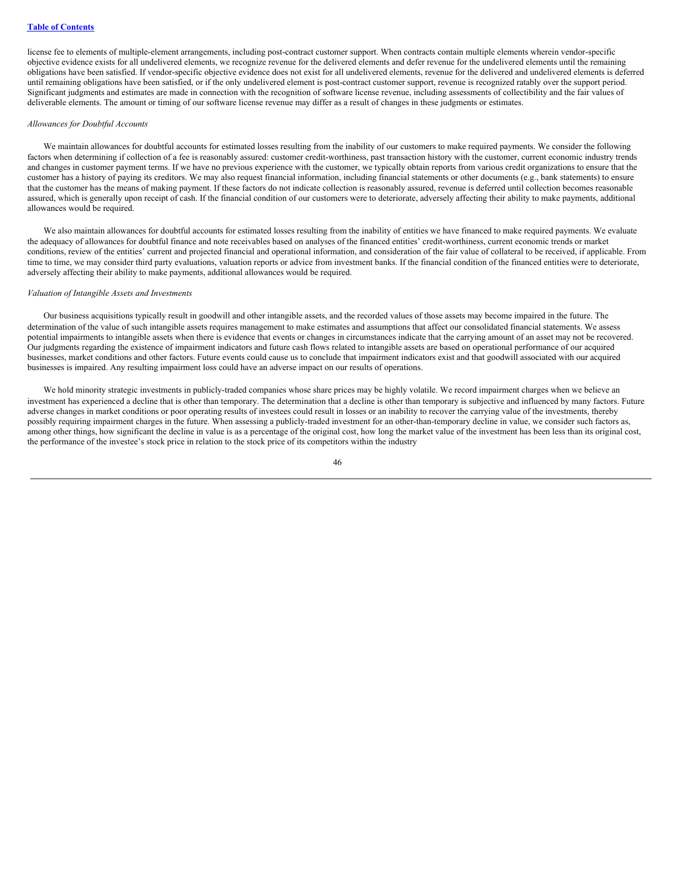license fee to elements of multiple-element arrangements, including post-contract customer support. When contracts contain multiple elements wherein vendor-specific objective evidence exists for all undelivered elements, we recognize revenue for the delivered elements and defer revenue for the undelivered elements until the remaining obligations have been satisfied. If vendor-specific objective evidence does not exist for all undelivered elements, revenue for the delivered and undelivered elements is deferred until remaining obligations have been satisfied, or if the only undelivered element is post-contract customer support, revenue is recognized ratably over the support period. Significant judgments and estimates are made in connection with the recognition of software license revenue, including assessments of collectibility and the fair values of deliverable elements. The amount or timing of our software license revenue may differ as a result of changes in these judgments or estimates.

*Allowances for Doubtful Accounts*

We maintain allowances for doubtful accounts for estimated losses resulting from the inability of our customers to make required payments. We consider the following factors when determining if collection of a fee is reasonably assured: customer credit-worthiness, past transaction history with the customer, current economic industry trends and changes in customer payment terms. If we have no previous experience with the customer, we typically obtain reports from various credit organizations to ensure that the customer has a history of paying its creditors. We may also request financial information, including financial statements or other documents (e.g., bank statements) to ensure that the customer has the means of making payment. If these factors do not indicate collection is reasonably assured, revenue is deferred until collection becomes reasonable assured, which is generally upon receipt of cash. If the financial condition of our customers were to deteriorate, adversely affecting their ability to make payments, additional allowances would be required.

We also maintain allowances for doubtful accounts for estimated losses resulting from the inability of entities we have financed to make required payments. We evaluate the adequacy of allowances for doubtful finance and note receivables based on analyses of the financed entities' credit-worthiness, current economic trends or market conditions, review of the entities' current and projected financial and operational information, and consideration of the fair value of collateral to be received, if applicable. From time to time, we may consider third party evaluations, valuation reports or advice from investment banks. If the financial condition of the financed entities were to deteriorate, adversely affecting their ability to make payments, additional allowances would be required.

*Valuation of Intangible Assets and Investments*

Our business acquisitions typically result in goodwill and other intangible assets, and the recorded values of those assets may become impaired in the future. The determination of the value of such intangible assets requires management to make estimates and assumptions that affect our consolidated financial statements. We assess potential impairments to intangible assets when there is evidence that events or changes in circumstances indicate that the carrying amount of an asset may not be recovered. Our judgments regarding the existence of impairment indicators and future cash flows related to intangible assets are based on operational performance of our acquired businesses, market conditions and other factors. Future events could cause us to conclude that impairment indicators exist and that goodwill associated with our acquired businesses is impaired. Any resulting impairment loss could have an adverse impact on our results of operations.

We hold minority strategic investments in publicly-traded companies whose share prices may be highly volatile. We record impairment charges when we believe an investment has experienced a decline that is other than temporary. The determination that a decline is other than temporary is subjective and influenced by many factors. Future adverse changes in market conditions or poor operating results of investees could result in losses or an inability to recover the carrying value of the investments, thereby possibly requiring impairment charges in the future. When assessing a publicly-traded investment for an other-than-temporary decline in value, we consider such factors as, among other things, how significant the decline in value is as a percentage of the original cost, how long the market value of the investment has been less than its original cost, the performance of the investee's stock price in relation to the stock price of its competitors within the industry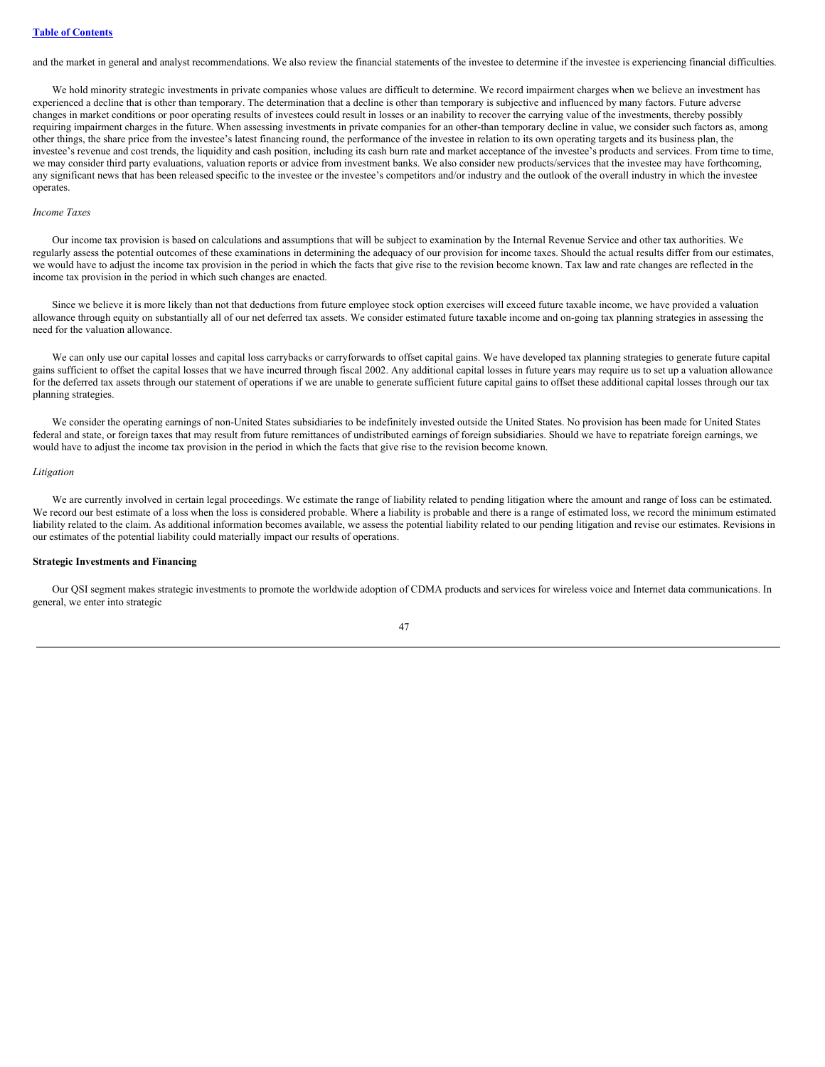and the market in general and analyst recommendations. We also review the financial statements of the investee to determine if the investee is experiencing financial difficulties.

We hold minority strategic investments in private companies whose values are difficult to determine. We record impairment charges when we believe an investment has experienced a decline that is other than temporary. The determination that a decline is other than temporary is subjective and influenced by many factors. Future adverse changes in market conditions or poor operating results of investees could result in losses or an inability to recover the carrying value of the investments, thereby possibly requiring impairment charges in the future. When assessing investments in private companies for an other-than temporary decline in value, we consider such factors as, among other things, the share price from the investee's latest financing round, the performance of the investee in relation to its own operating targets and its business plan, the investee's revenue and cost trends, the liquidity and cash position, including its cash burn rate and market acceptance of the investee's products and services. From time to time, we may consider third party evaluations, valuation reports or advice from investment banks. We also consider new products/services that the investee may have forthcoming, any significant news that has been released specific to the investee or the investee's competitors and/or industry and the outlook of the overall industry in which the investee operates.

*Income Taxes*

Our income tax provision is based on calculations and assumptions that will be subject to examination by the Internal Revenue Service and other tax authorities. We regularly assess the potential outcomes of these examinations in determining the adequacy of our provision for income taxes. Should the actual results differ from our estimates, we would have to adjust the income tax provision in the period in which the facts that give rise to the revision become known. Tax law and rate changes are reflected in the income tax provision in the period in which such changes are enacted.

Since we believe it is more likely than not that deductions from future employee stock option exercises will exceed future taxable income, we have provided a valuation allowance through equity on substantially all of our net deferred tax assets. We consider estimated future taxable income and on-going tax planning strategies in assessing the need for the valuation allowance.

We can only use our capital losses and capital loss carrybacks or carryforwards to offset capital gains. We have developed tax planning strategies to generate future capital gains sufficient to offset the capital losses that we have incurred through fiscal 2002. Any additional capital losses in future years may require us to set up a valuation allowance for the deferred tax assets through our statement of operations if we are unable to generate sufficient future capital gains to offset these additional capital losses through our tax planning strategies.

We consider the operating earnings of non-United States subsidiaries to be indefinitely invested outside the United States. No provision has been made for United States federal and state, or foreign taxes that may result from future remittances of undistributed earnings of foreign subsidiaries. Should we have to repatriate foreign earnings, we would have to adjust the income tax provision in the period in which the facts that give rise to the revision become known.

*Litigation*

We are currently involved in certain legal proceedings. We estimate the range of liability related to pending litigation where the amount and range of loss can be estimated. We record our best estimate of a loss when the loss is considered probable. Where a liability is probable and there is a range of estimated loss, we record the minimum estimated liability related to the claim. As additional information becomes available, we assess the potential liability related to our pending litigation and revise our estimates. Revisions in our estimates of the potential liability could materially impact our results of operations.

**Strategic Investments and Financing**

Our QSI segment makes strategic investments to promote the worldwide adoption of CDMA products and services for wireless voice and Internet data communications. In general, we enter into strategic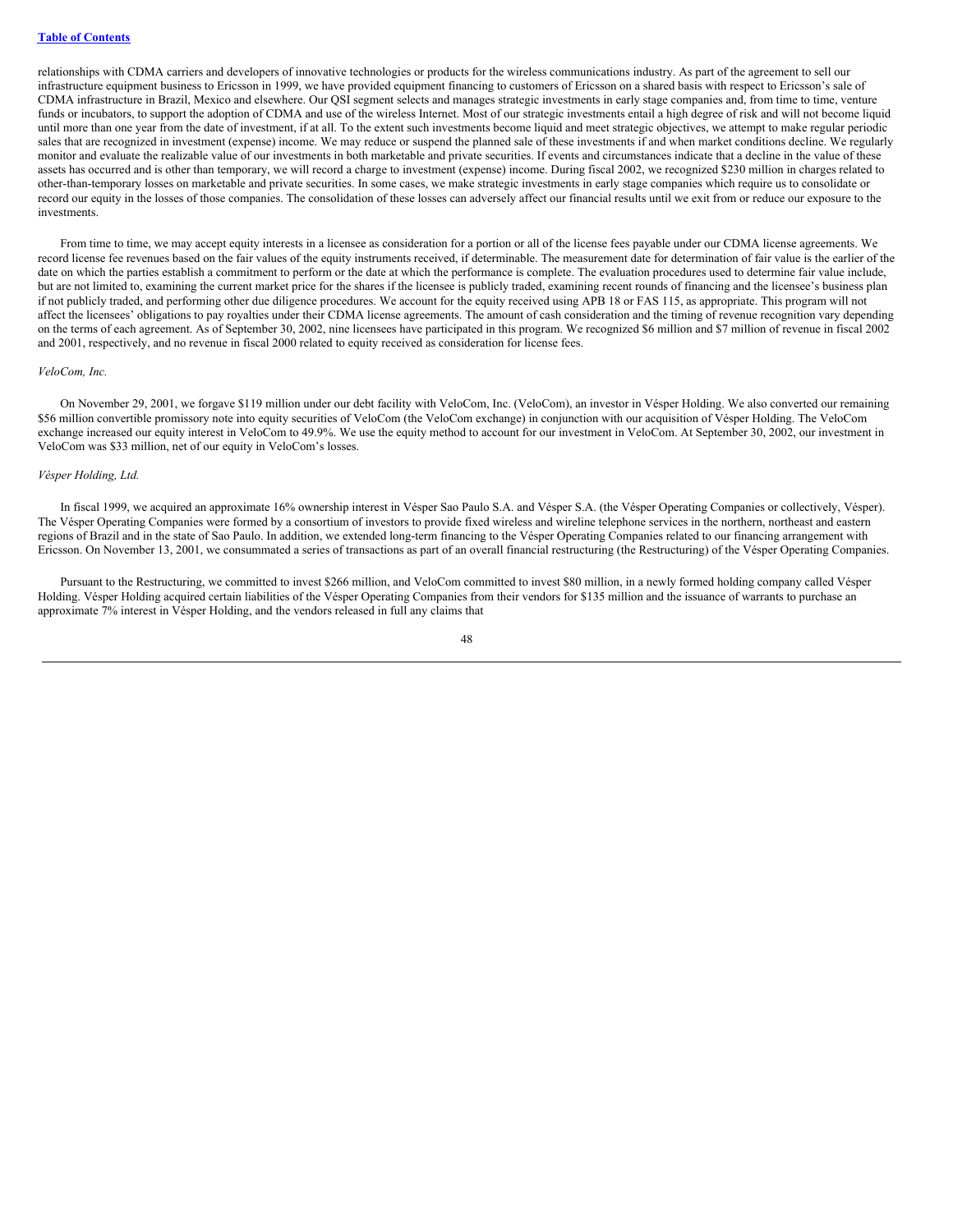relationships with CDMA carriers and developers of innovative technologies or products for the wireless communications industry. As part of the agreement to sell our infrastructure equipment business to Ericsson in 1999, we have provided equipment financing to customers of Ericsson on a shared basis with respect to Ericsson's sale of CDMA infrastructure in Brazil, Mexico and elsewhere. Our QSI segment selects and manages strategic investments in early stage companies and, from time to time, venture funds or incubators, to support the adoption of CDMA and use of the wireless Internet. Most of our strategic investments entail a high degree of risk and will not become liquid until more than one year from the date of investment, if at all. To the extent such investments become liquid and meet strategic objectives, we attempt to make regular periodic sales that are recognized in investment (expense) income. We may reduce or suspend the planned sale of these investments if and when market conditions decline. We regularly monitor and evaluate the realizable value of our investments in both marketable and private securities. If events and circumstances indicate that a decline in the value of these assets has occurred and is other than temporary, we will record a charge to investment (expense) income. During fiscal 2002, we recognized $230 million in charges related to other-than-temporary losses on marketable and private securities. In some cases, we make strategic investments in early stage companies which require us to consolidate or record our equity in the losses of those companies. The consolidation of these losses can adversely affect our financial results until we exit from or reduce our exposure to the investments.

From time to time, we may accept equity interests in a licensee as consideration for a portion or all of the license fees payable under our CDMA license agreements. We record license fee revenues based on the fair values of the equity instruments received, if determinable. The measurement date for determination of fair value is the earlier of the date on which the parties establish a commitment to perform or the date at which the performance is complete. The evaluation procedures used to determine fair value include, but are not limited to, examining the current market price for the shares if the licensee is publicly traded, examining recent rounds of financing and the licensee's business plan if not publicly traded, and performing other due diligence procedures. We account for the equity received using APB 18 or FAS 115, as appropriate. This program will not affect the licensees' obligations to pay royalties under their CDMA license agreements. The amount of cash consideration and the timing of revenue recognition vary depending on the terms of each agreement. As of September 30, 2002, nine licensees have participated in this program. We recognized $6 million and $7 million of revenue in fiscal 2002 and 2001, respectively, and no revenue in fiscal 2000 related to equity received as consideration for license fees.

*VeloCom, Inc.*

On November 29, 2001, we forgave $119 million under our debt facility with VeloCom, Inc. (VeloCom), an investor in Vésper Holding. We also converted our remaining $56 million convertible promissory note into equity securities of VeloCom (the VeloCom exchange) in conjunction with our acquisition of Vésper Holding. The VeloCom exchange increased our equity interest in VeloCom to 49.9%. We use the equity method to account for our investment in VeloCom. At September 30, 2002, our investment in VeloCom was $33 million, net of our equity in VeloCom's losses.

*Vésper Holding, Ltd.*

In fiscal 1999, we acquired an approximate 16% ownership interest in Vésper Sao Paulo S.A. and Vésper S.A. (the Vésper Operating Companies or collectively, Vésper). The Vésper Operating Companies were formed by a consortium of investors to provide fixed wireless and wireline telephone services in the northern, northeast and eastern regions of Brazil and in the state of Sao Paulo. In addition, we extended long-term financing to the Vésper Operating Companies related to our financing arrangement with Ericsson. On November 13, 2001, we consummated a series of transactions as part of an overall financial restructuring (the Restructuring) of the Vésper Operating Companies.

Pursuant to the Restructuring, we committed to invest $266 million, and VeloCom committed to invest $80 million, in a newly formed holding company called Vésper Holding. Vésper Holding acquired certain liabilities of the Vésper Operating Companies from their vendors for $135 million and the issuance of warrants to purchase an approximate 7% interest in Vésper Holding, and the vendors released in full any claims that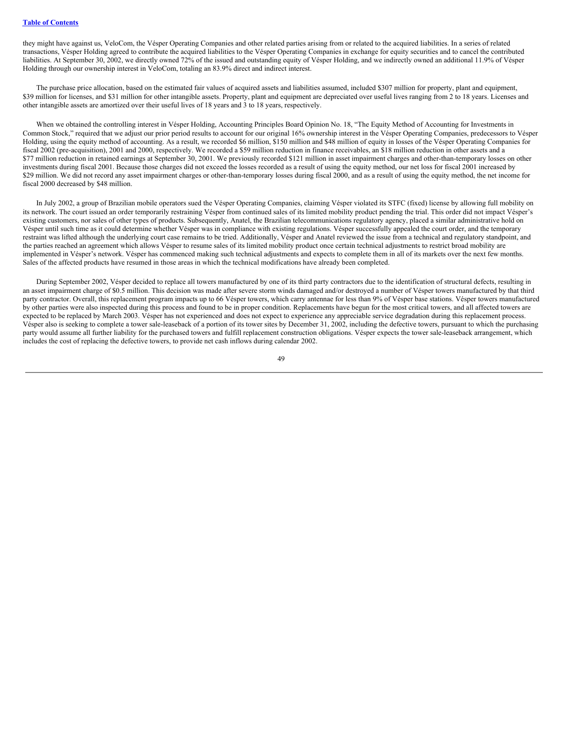they might have against us, VeloCom, the Vésper Operating Companies and other related parties arising from or related to the acquired liabilities. In a series of related transactions, Vésper Holding agreed to contribute the acquired liabilities to the Vésper Operating Companies in exchange for equity securities and to cancel the contributed liabilities. At September 30, 2002, we directly owned 72% of the issued and outstanding equity of Vésper Holding, and we indirectly owned an additional 11.9% of Vésper Holding through our ownership interest in VeloCom, totaling an 83.9% direct and indirect interest.

The purchase price allocation, based on the estimated fair values of acquired assets and liabilities assumed, included $307 million for property, plant and equipment, $39 million for licenses, and $31 million for other intangible assets. Property, plant and equipment are depreciated over useful lives ranging from 2 to 18 years. Licenses and other intangible assets are amortized over their useful lives of 18 years and 3 to 18 years, respectively.

When we obtained the controlling interest in Vésper Holding, Accounting Principles Board Opinion No. 18, "The Equity Method of Accounting for Investments in Common Stock," required that we adjust our prior period results to account for our original 16% ownership interest in the Vésper Operating Companies, predecessors to Vésper Holding, using the equity method of accounting. As a result, we recorded $6 million, $150 million and $48 million of equity in losses of the Vésper Operating Companies for fiscal 2002 (pre-acquisition), 2001 and 2000, respectively. We recorded a $59 million reduction in finance receivables, an $18 million reduction in other assets and a $77 million reduction in retained earnings at September 30, 2001. We previously recorded $121 million in asset impairment charges and other-than-temporary losses on other investments during fiscal 2001. Because those charges did not exceed the losses recorded as a result of using the equity method, our net loss for fiscal 2001 increased by $29 million. We did not record any asset impairment charges or other-than-temporary losses during fiscal 2000, and as a result of using the equity method, the net income for fiscal 2000 decreased by $48 million.

In July 2002, a group of Brazilian mobile operators sued the Vésper Operating Companies, claiming Vésper violated its STFC (fixed) license by allowing full mobility on its network. The court issued an order temporarily restraining Vésper from continued sales of its limited mobility product pending the trial. This order did not impact Vésper's existing customers, nor sales of other types of products. Subsequently, Anatel, the Brazilian telecommunications regulatory agency, placed a similar administrative hold on Vésper until such time as it could determine whether Vésper was in compliance with existing regulations. Vésper successfully appealed the court order, and the temporary restraint was lifted although the underlying court case remains to be tried. Additionally, Vésper and Anatel reviewed the issue from a technical and regulatory standpoint, and the parties reached an agreement which allows Vésper to resume sales of its limited mobility product once certain technical adjustments to restrict broad mobility are implemented in Vésper's network. Vésper has commenced making such technical adjustments and expects to complete them in all of its markets over the next few months. Sales of the affected products have resumed in those areas in which the technical modifications have already been completed.

During September 2002, Vésper decided to replace all towers manufactured by one of its third party contractors due to the identification of structural defects, resulting in an asset impairment charge of $0.5 million. This decision was made after severe storm winds damaged and/or destroyed a number of Vésper towers manufactured by that third party contractor. Overall, this replacement program impacts up to 66 Vésper towers, which carry antennae for less than 9% of Vésper base stations. Vésper towers manufactured by other parties were also inspected during this process and found to be in proper condition. Replacements have begun for the most critical towers, and all affected towers are expected to be replaced by March 2003. Vésper has not experienced and does not expect to experience any appreciable service degradation during this replacement process. Vésper also is seeking to complete a tower sale-leaseback of a portion of its tower sites by December 31, 2002, including the defective towers, pursuant to which the purchasing party would assume all further liability for the purchased towers and fulfill replacement construction obligations. Vésper expects the tower sale-leaseback arrangement, which includes the cost of replacing the defective towers, to provide net cash inflows during calendar 2002.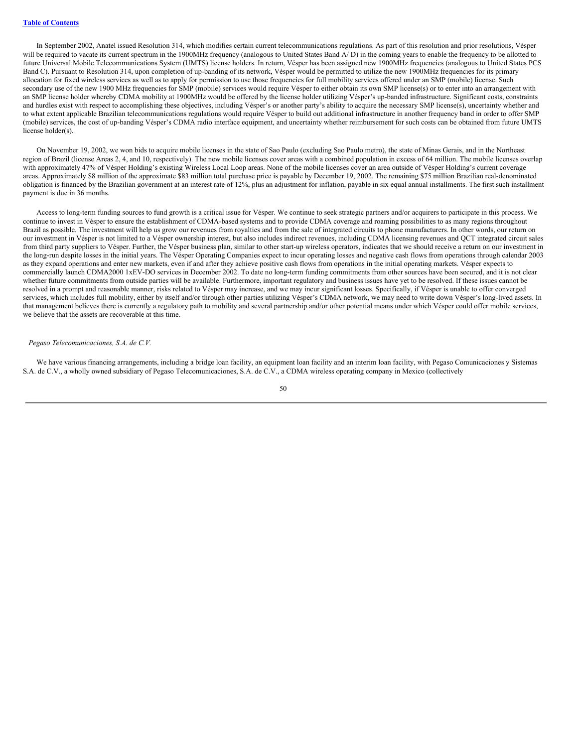In September 2002, Anatel issued Resolution 314, which modifies certain current telecommunications regulations. As part of this resolution and prior resolutions, Vésper will be required to vacate its current spectrum in the 1900MHz frequency (analogous to United States Band A/ D) in the coming years to enable the frequency to be allotted to future Universal Mobile Telecommunications System (UMTS) license holders. In return, Vésper has been assigned new 1900MHz frequencies (analogous to United States PCS Band C). Pursuant to Resolution 314, upon completion of up-banding of its network, Vésper would be permitted to utilize the new 1900MHz frequencies for its primary allocation for fixed wireless services as well as to apply for permission to use those frequencies for full mobility services offered under an SMP (mobile) license. Such secondary use of the new 1900 MHz frequencies for SMP (mobile) services would require Vésper to either obtain its own SMP license(s) or to enter into an arrangement with an SMP license holder whereby CDMA mobility at 1900MHz would be offered by the license holder utilizing Vésper's up-banded infrastructure. Significant costs, constraints and hurdles exist with respect to accomplishing these objectives, including Vésper's or another party's ability to acquire the necessary SMP license(s), uncertainty whether and to what extent applicable Brazilian telecommunications regulations would require Vésper to build out additional infrastructure in another frequency band in order to offer SMP (mobile) services, the cost of up-banding Vésper's CDMA radio interface equipment, and uncertainty whether reimbursement for such costs can be obtained from future UMTS license holder(s).

On November 19, 2002, we won bids to acquire mobile licenses in the state of Sao Paulo (excluding Sao Paulo metro), the state of Minas Gerais, and in the Northeast region of Brazil (license Areas 2, 4, and 10, respectively). The new mobile licenses cover areas with a combined population in excess of 64 million. The mobile licenses overlap with approximately 47% of Vésper Holding's existing Wireless Local Loop areas. None of the mobile licenses cover an area outside of Vésper Holding's current coverage areas. Approximately $8 million of the approximate $83 million total purchase price is payable by December 19, 2002. The remaining $75 million Brazilian real-denominated obligation is financed by the Brazilian government at an interest rate of 12%, plus an adjustment for inflation, payable in six equal annual installments. The first such installment payment is due in 36 months.

Access to long-term funding sources to fund growth is a critical issue for Vésper. We continue to seek strategic partners and/or acquirers to participate in this process. We continue to invest in Vésper to ensure the establishment of CDMA-based systems and to provide CDMA coverage and roaming possibilities to as many regions throughout Brazil as possible. The investment will help us grow our revenues from royalties and from the sale of integrated circuits to phone manufacturers. In other words, our return on our investment in Vésper is not limited to a Vésper ownership interest, but also includes indirect revenues, including CDMA licensing revenues and QCT integrated circuit sales from third party suppliers to Vésper. Further, the Vésper business plan, similar to other start-up wireless operators, indicates that we should receive a return on our investment in the long-run despite losses in the initial years. The Vésper Operating Companies expect to incur operating losses and negative cash flows from operations through calendar 2003 as they expand operations and enter new markets, even if and after they achieve positive cash flows from operations in the initial operating markets. Vésper expects to commercially launch CDMA2000 1xEV-DO services in December 2002. To date no long-term funding commitments from other sources have been secured, and it is not clear whether future commitments from outside parties will be available. Furthermore, important regulatory and business issues have yet to be resolved. If these issues cannot be resolved in a prompt and reasonable manner, risks related to Vésper may increase, and we may incur significant losses. Specifically, if Vésper is unable to offer converged services, which includes full mobility, either by itself and/or through other parties utilizing Vésper's CDMA network, we may need to write down Vésper's long-lived assets. In that management believes there is currently a regulatory path to mobility and several partnership and/or other potential means under which Vésper could offer mobile services, we believe that the assets are recoverable at this time.

*Pegaso Telecomunicaciones, S.A. de C.V.*

We have various financing arrangements, including a bridge loan facility, an equipment loan facility and an interim loan facility, with Pegaso Comunicaciones y Sistemas S.A. de C.V., a wholly owned subsidiary of Pegaso Telecomunicaciones, S.A. de C.V., a CDMA wireless operating company in Mexico (collectively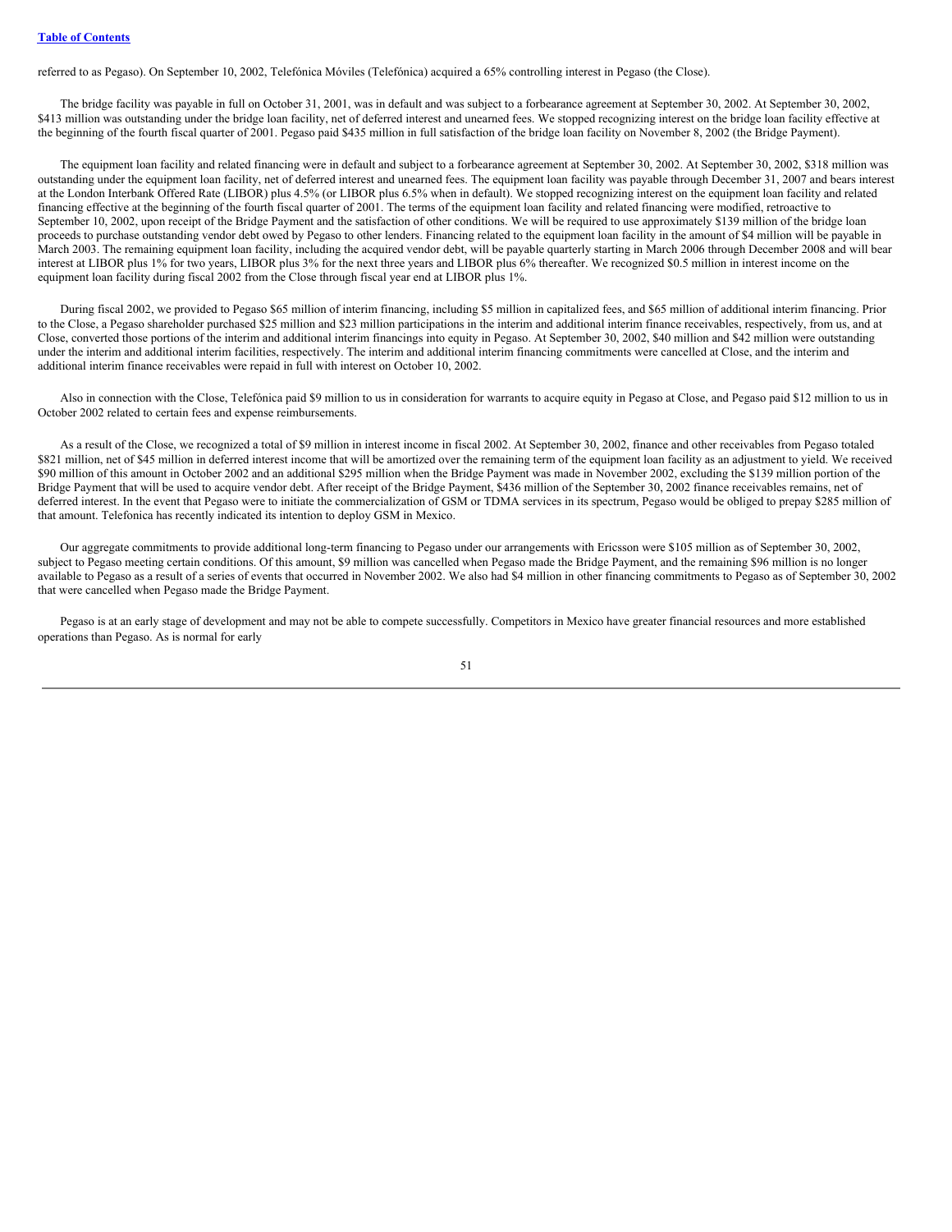referred to as Pegaso). On September 10, 2002, Telefónica Móviles (Telefónica) acquired a 65% controlling interest in Pegaso (the Close).

The bridge facility was payable in full on October 31, 2001, was in default and was subject to a forbearance agreement at September 30, 2002. At September 30, 2002, $413 million was outstanding under the bridge loan facility, net of deferred interest and unearned fees. We stopped recognizing interest on the bridge loan facility effective at the beginning of the fourth fiscal quarter of 2001. Pegaso paid $435 million in full satisfaction of the bridge loan facility on November 8, 2002 (the Bridge Payment).

The equipment loan facility and related financing were in default and subject to a forbearance agreement at September 30, 2002. At September 30, 2002, $318 million was outstanding under the equipment loan facility, net of deferred interest and unearned fees. The equipment loan facility was payable through December 31, 2007 and bears interest at the London Interbank Offered Rate (LIBOR) plus 4.5% (or LIBOR plus 6.5% when in default). We stopped recognizing interest on the equipment loan facility and related financing effective at the beginning of the fourth fiscal quarter of 2001. The terms of the equipment loan facility and related financing were modified, retroactive to September 10, 2002, upon receipt of the Bridge Payment and the satisfaction of other conditions. We will be required to use approximately $139 million of the bridge loan proceeds to purchase outstanding vendor debt owed by Pegaso to other lenders. Financing related to the equipment loan facility in the amount of $4 million will be payable in March 2003. The remaining equipment loan facility, including the acquired vendor debt, will be payable quarterly starting in March 2006 through December 2008 and will bear interest at LIBOR plus 1% for two years, LIBOR plus 3% for the next three years and LIBOR plus 6% thereafter. We recognized $0.5 million in interest income on the equipment loan facility during fiscal 2002 from the Close through fiscal year end at LIBOR plus 1%.

During fiscal 2002, we provided to Pegaso $65 million of interim financing, including $5 million in capitalized fees, and $65 million of additional interim financing. Prior to the Close, a Pegaso shareholder purchased $25 million and $23 million participations in the interim and additional interim finance receivables, respectively, from us, and at Close, converted those portions of the interim and additional interim financings into equity in Pegaso. At September 30, 2002, $40 million and $42 million were outstanding under the interim and additional interim facilities, respectively. The interim and additional interim financing commitments were cancelled at Close, and the interim and additional interim finance receivables were repaid in full with interest on October 10, 2002.

Also in connection with the Close, Telefónica paid $9 million to us in consideration for warrants to acquire equity in Pegaso at Close, and Pegaso paid $12 million to us in October 2002 related to certain fees and expense reimbursements.

As a result of the Close, we recognized a total of $9 million in interest income in fiscal 2002. At September 30, 2002, finance and other receivables from Pegaso totaled $821 million, net of $45 million in deferred interest income that will be amortized over the remaining term of the equipment loan facility as an adjustment to yield. We received $90 million of this amount in October 2002 and an additional $295 million when the Bridge Payment was made in November 2002, excluding the $139 million portion of the Bridge Payment that will be used to acquire vendor debt. After receipt of the Bridge Payment, $436 million of the September 30, 2002 finance receivables remains, net of deferred interest. In the event that Pegaso were to initiate the commercialization of GSM or TDMA services in its spectrum, Pegaso would be obliged to prepay $285 million of that amount. Telefonica has recently indicated its intention to deploy GSM in Mexico.

Our aggregate commitments to provide additional long-term financing to Pegaso under our arrangements with Ericsson were $105 million as of September 30, 2002, subject to Pegaso meeting certain conditions. Of this amount, $9 million was cancelled when Pegaso made the Bridge Payment, and the remaining $96 million is no longer available to Pegaso as a result of a series of events that occurred in November 2002. We also had $4 million in other financing commitments to Pegaso as of September 30, 2002 that were cancelled when Pegaso made the Bridge Payment.

Pegaso is at an early stage of development and may not be able to compete successfully. Competitors in Mexico have greater financial resources and more established operations than Pegaso. As is normal for early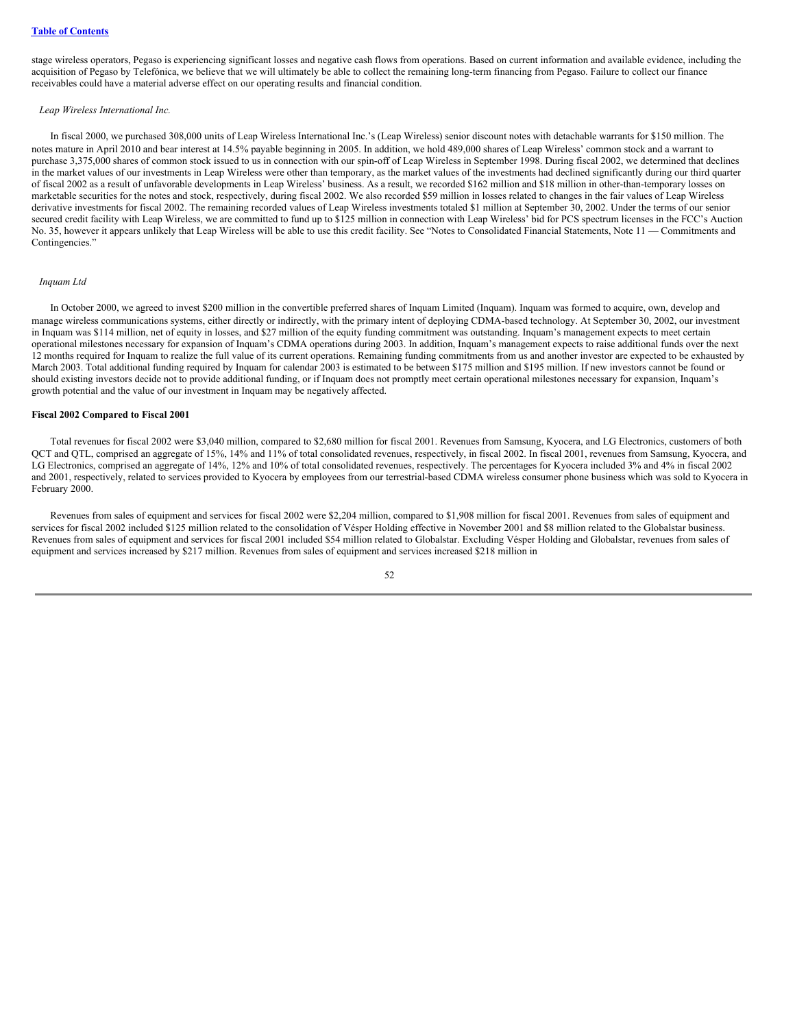stage wireless operators, Pegaso is experiencing significant losses and negative cash flows from operations. Based on current information and available evidence, including the acquisition of Pegaso by Telefónica, we believe that we will ultimately be able to collect the remaining long-term financing from Pegaso. Failure to collect our finance receivables could have a material adverse effect on our operating results and financial condition.

*Leap Wireless International Inc.*

In fiscal 2000, we purchased 308,000 units of Leap Wireless International Inc.'s (Leap Wireless) senior discount notes with detachable warrants for $150 million. The notes mature in April 2010 and bear interest at 14.5% payable beginning in 2005. In addition, we hold 489,000 shares of Leap Wireless' common stock and a warrant to purchase 3,375,000 shares of common stock issued to us in connection with our spin-off of Leap Wireless in September 1998. During fiscal 2002, we determined that declines in the market values of our investments in Leap Wireless were other than temporary, as the market values of the investments had declined significantly during our third quarter of fiscal 2002 as a result of unfavorable developments in Leap Wireless' business. As a result, we recorded $162 million and $18 million in other-than-temporary losses on marketable securities for the notes and stock, respectively, during fiscal 2002. We also recorded $59 million in losses related to changes in the fair values of Leap Wireless derivative investments for fiscal 2002. The remaining recorded values of Leap Wireless investments totaled $1 million at September 30, 2002. Under the terms of our senior secured credit facility with Leap Wireless, we are committed to fund up to $125 million in connection with Leap Wireless' bid for PCS spectrum licenses in the FCC's Auction No. 35, however it appears unlikely that Leap Wireless will be able to use this credit facility. See "Notes to Consolidated Financial Statements, Note 11 — Commitments and Contingencies."

*Inquam Ltd*

In October 2000, we agreed to invest $200 million in the convertible preferred shares of Inquam Limited (Inquam). Inquam was formed to acquire, own, develop and manage wireless communications systems, either directly or indirectly, with the primary intent of deploying CDMA-based technology. At September 30, 2002, our investment in Inquam was $114 million, net of equity in losses, and $27 million of the equity funding commitment was outstanding. Inquam's management expects to meet certain operational milestones necessary for expansion of Inquam's CDMA operations during 2003. In addition, Inquam's management expects to raise additional funds over the next 12 months required for Inquam to realize the full value of its current operations. Remaining funding commitments from us and another investor are expected to be exhausted by March 2003. Total additional funding required by Inquam for calendar 2003 is estimated to be between $175 million and $195 million. If new investors cannot be found or should existing investors decide not to provide additional funding, or if Inquam does not promptly meet certain operational milestones necessary for expansion, Inquam's growth potential and the value of our investment in Inquam may be negatively affected.

**Fiscal 2002 Compared to Fiscal 2001**

Total revenues for fiscal 2002 were $3,040 million, compared to $2,680 million for fiscal 2001. Revenues from Samsung, Kyocera, and LG Electronics, customers of both QCT and QTL, comprised an aggregate of 15%, 14% and 11% of total consolidated revenues, respectively, in fiscal 2002. In fiscal 2001, revenues from Samsung, Kyocera, and LG Electronics, comprised an aggregate of 14%, 12% and 10% of total consolidated revenues, respectively. The percentages for Kyocera included 3% and 4% in fiscal 2002 and 2001, respectively, related to services provided to Kyocera by employees from our terrestrial-based CDMA wireless consumer phone business which was sold to Kyocera in February 2000.

Revenues from sales of equipment and services for fiscal 2002 were $2,204 million, compared to $1,908 million for fiscal 2001. Revenues from sales of equipment and services for fiscal 2002 included $125 million related to the consolidation of Vésper Holding effective in November 2001 and $8 million related to the Globalstar business. Revenues from sales of equipment and services for fiscal 2001 included $54 million related to Globalstar. Excluding Vésper Holding and Globalstar, revenues from sales of equipment and services increased by $217 million. Revenues from sales of equipment and services increased $218 million in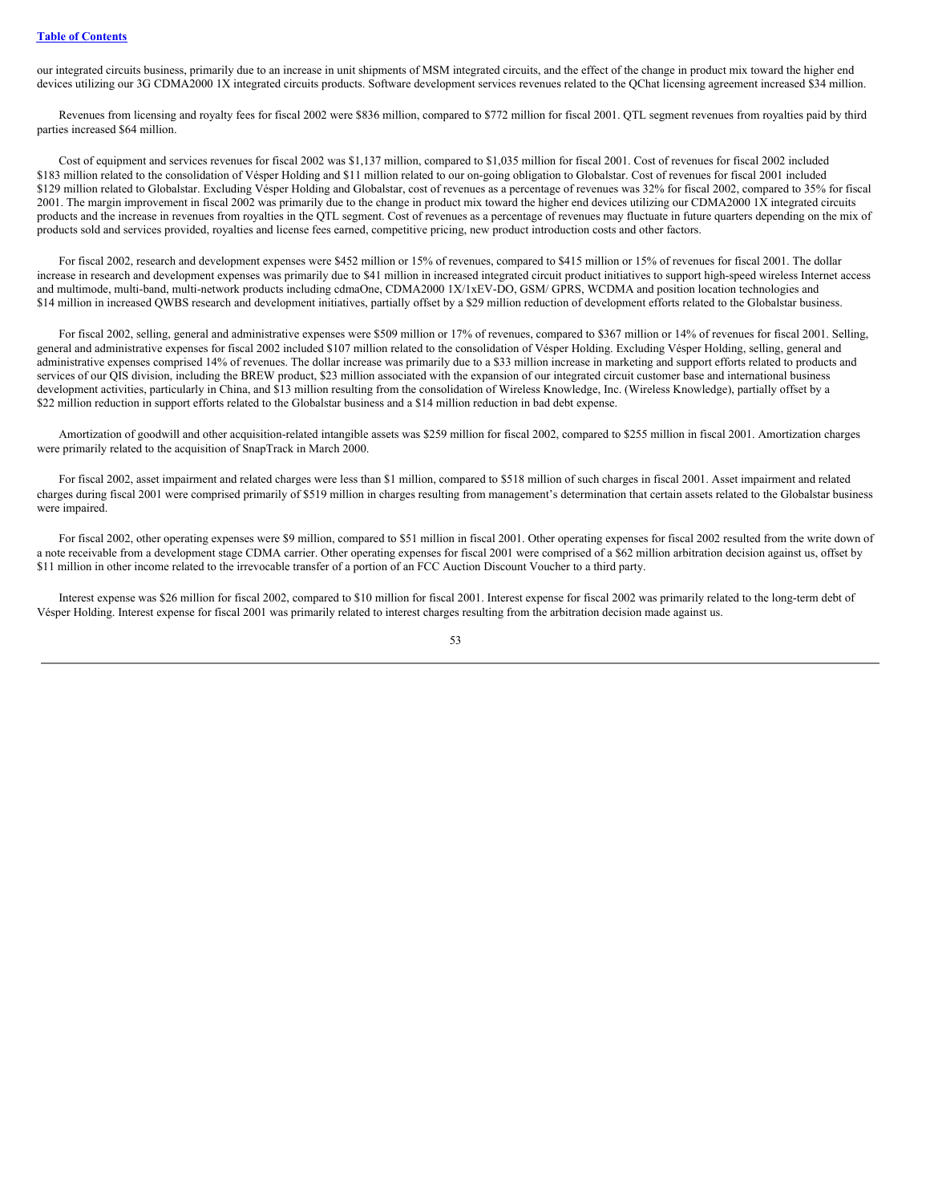our integrated circuits business, primarily due to an increase in unit shipments of MSM integrated circuits, and the effect of the change in product mix toward the higher end devices utilizing our 3G CDMA2000 1X integrated circuits products. Software development services revenues related to the QChat licensing agreement increased $34 million.

Revenues from licensing and royalty fees for fiscal 2002 were $836 million, compared to $772 million for fiscal 2001. QTL segment revenues from royalties paid by third parties increased $64 million.

Cost of equipment and services revenues for fiscal 2002 was $1,137 million, compared to $1,035 million for fiscal 2001. Cost of revenues for fiscal 2002 included $183 million related to the consolidation of Vésper Holding and $11 million related to our on-going obligation to Globalstar. Cost of revenues for fiscal 2001 included $129 million related to Globalstar. Excluding Vésper Holding and Globalstar, cost of revenues as a percentage of revenues was 32% for fiscal 2002, compared to 35% for fiscal 2001. The margin improvement in fiscal 2002 was primarily due to the change in product mix toward the higher end devices utilizing our CDMA2000 1X integrated circuits products and the increase in revenues from royalties in the QTL segment. Cost of revenues as a percentage of revenues may fluctuate in future quarters depending on the mix of products sold and services provided, royalties and license fees earned, competitive pricing, new product introduction costs and other factors.

For fiscal 2002, research and development expenses were $452 million or 15% of revenues, compared to $415 million or 15% of revenues for fiscal 2001. The dollar increase in research and development expenses was primarily due to $41 million in increased integrated circuit product initiatives to support high-speed wireless Internet access and multimode, multi-band, multi-network products including cdmaOne, CDMA2000 1X/1xEV-DO, GSM/ GPRS, WCDMA and position location technologies and $14 million in increased QWBS research and development initiatives, partially offset by a $29 million reduction of development efforts related to the Globalstar business.

For fiscal 2002, selling, general and administrative expenses were $509 million or 17% of revenues, compared to $367 million or 14% of revenues for fiscal 2001. Selling, general and administrative expenses for fiscal 2002 included $107 million related to the consolidation of Vésper Holding. Excluding Vésper Holding, selling, general and administrative expenses comprised 14% of revenues. The dollar increase was primarily due to a $33 million increase in marketing and support efforts related to products and services of our QIS division, including the BREW product, $23 million associated with the expansion of our integrated circuit customer base and international business development activities, particularly in China, and $13 million resulting from the consolidation of Wireless Knowledge, Inc. (Wireless Knowledge), partially offset by a $22 million reduction in support efforts related to the Globalstar business and a $14 million reduction in bad debt expense.

Amortization of goodwill and other acquisition-related intangible assets was $259 million for fiscal 2002, compared to $255 million in fiscal 2001. Amortization charges were primarily related to the acquisition of SnapTrack in March 2000.

For fiscal 2002, asset impairment and related charges were less than $1 million, compared to $518 million of such charges in fiscal 2001. Asset impairment and related charges during fiscal 2001 were comprised primarily of $519 million in charges resulting from management's determination that certain assets related to the Globalstar business were impaired.

For fiscal 2002, other operating expenses were $9 million, compared to $51 million in fiscal 2001. Other operating expenses for fiscal 2002 resulted from the write down of a note receivable from a development stage CDMA carrier. Other operating expenses for fiscal 2001 were comprised of a $62 million arbitration decision against us, offset by $11 million in other income related to the irrevocable transfer of a portion of an FCC Auction Discount Voucher to a third party.

Interest expense was $26 million for fiscal 2002, compared to $10 million for fiscal 2001. Interest expense for fiscal 2002 was primarily related to the long-term debt of Vésper Holding. Interest expense for fiscal 2001 was primarily related to interest charges resulting from the arbitration decision made against us.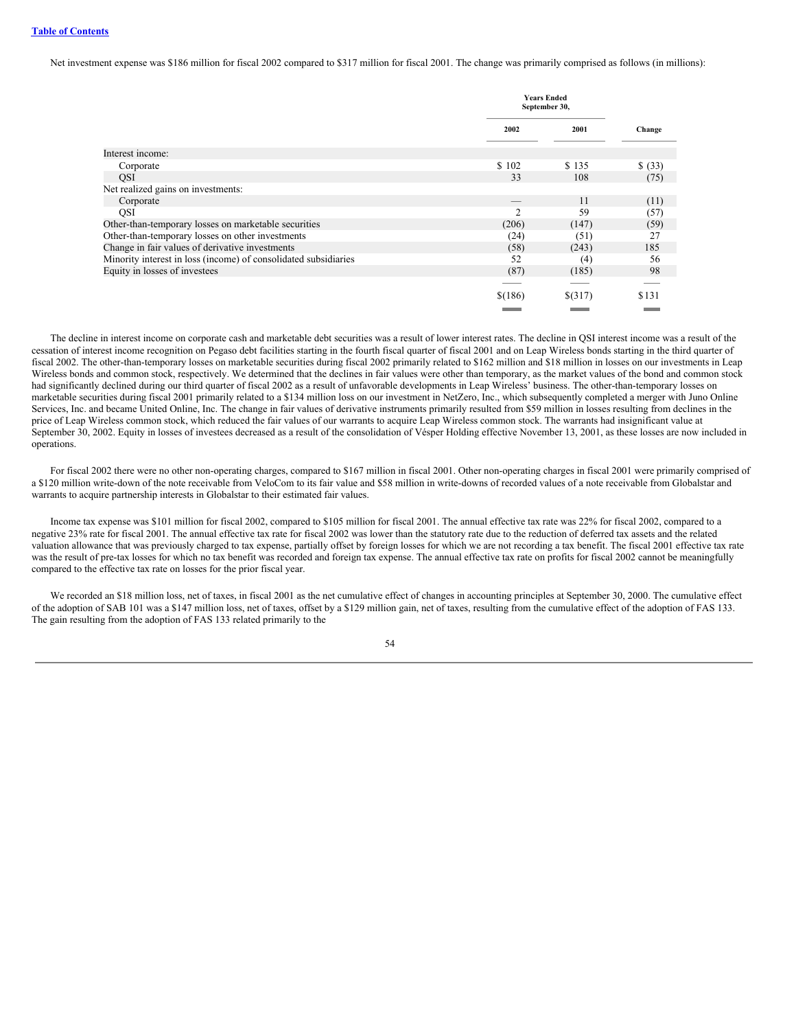[Table of Contents](#)

Net investment expense was $186 million for fiscal 2002 compared to $317 million for fiscal 2001. The change was primarily comprised as follows (in millions):

| | Years Ended September 30, | | |
|---|---|---|---|
| | 2002 | 2001 | Change |
| Interest income: | | | |
| Corporate | $ 102 | $ 135 | $ (33) |
| QSI | 33 | 108 | (75) |
| Net realized gains on investments: | | | |
| Corporate | — | 11 | (11) |
| QSI | 2 | 59 | (57) |
| Other-than-temporary losses on marketable securities | (206) | (147) | (59) |
| Other-than-temporary losses on other investments | (24) | (51) | 27 |
| Change in fair values of derivative investments | (58) | (243) | 185 |
| Minority interest in loss (income) of consolidated subsidiaries | 52 | (4) | 56 |
| Equity in losses of investees | (87) | (185) | 98 |
| | $(186) | $(317) | $131 |

The decline in interest income on corporate cash and marketable debt securities was a result of lower interest rates. The decline in QSI interest income was a result of the cessation of interest income recognition on Pegaso debt facilities starting in the fourth fiscal quarter of fiscal 2001 and on Leap Wireless bonds starting in the third quarter of fiscal 2002. The other-than-temporary losses on marketable securities during fiscal 2002 primarily related to $162 million and $18 million in losses on our investments in Leap Wireless bonds and common stock, respectively. We determined that the declines in fair values were other than temporary, as the market values of the bond and common stock had significantly declined during our third quarter of fiscal 2002 as a result of unfavorable developments in Leap Wireless' business. The other-than-temporary losses on marketable securities during fiscal 2001 primarily related to a $134 million loss on our investment in NetZero, Inc., which subsequently completed a merger with Juno Online Services, Inc. and became United Online, Inc. The change in fair values of derivative instruments primarily resulted from $59 million in losses resulting from declines in the price of Leap Wireless common stock, which reduced the fair values of our warrants to acquire Leap Wireless common stock. The warrants had insignificant value at September 30, 2002. Equity in losses of investees decreased as a result of the consolidation of Vésper Holding effective November 13, 2001, as these losses are now included in operations.

For fiscal 2002 there were no other non-operating charges, compared to $167 million in fiscal 2001. Other non-operating charges in fiscal 2001 were primarily comprised of a $120 million write-down of the note receivable from VeloCom to its fair value and $58 million in write-downs of recorded values of a note receivable from Globalstar and warrants to acquire partnership interests in Globalstar to their estimated fair values.

Income tax expense was $101 million for fiscal 2002, compared to $105 million for fiscal 2001. The annual effective tax rate was 22% for fiscal 2002, compared to a negative 23% rate for fiscal 2001. The annual effective tax rate for fiscal 2002 was lower than the statutory rate due to the reduction of deferred tax assets and the related valuation allowance that was previously charged to tax expense, partially offset by foreign losses for which we are not recording a tax benefit. The fiscal 2001 effective tax rate was the result of pre-tax losses for which no tax benefit was recorded and foreign tax expense. The annual effective tax rate on profits for fiscal 2002 cannot be meaningfully compared to the effective tax rate on losses for the prior fiscal year.

We recorded an $18 million loss, net of taxes, in fiscal 2001 as the net cumulative effect of changes in accounting principles at September 30, 2000. The cumulative effect of the adoption of SAB 101 was a $147 million loss, net of taxes, offset by a $129 million gain, net of taxes, resulting from the cumulative effect of the adoption of FAS 133. The gain resulting from the adoption of FAS 133 related primarily to the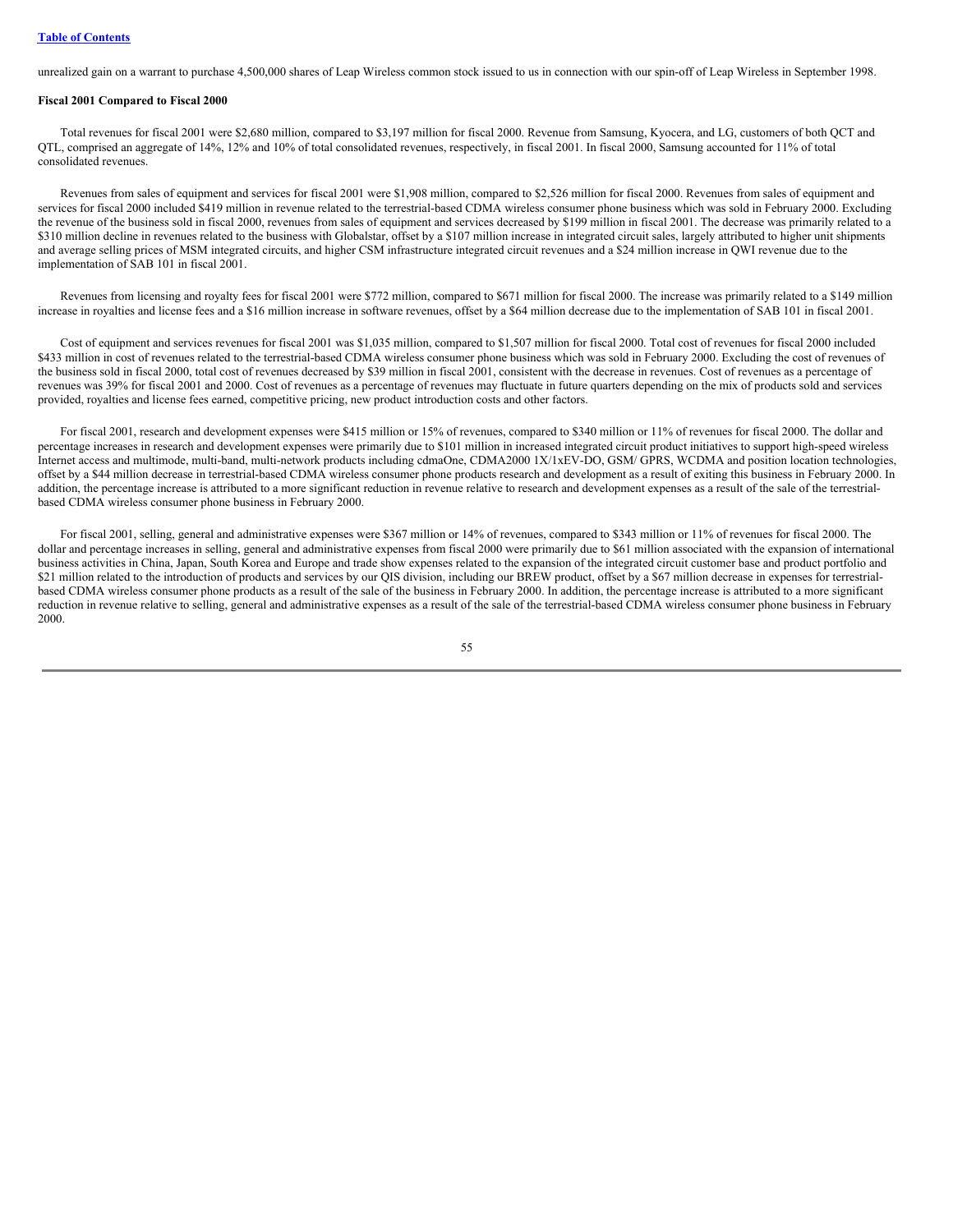unrealized gain on a warrant to purchase 4,500,000 shares of Leap Wireless common stock issued to us in connection with our spin-off of Leap Wireless in September 1998.

**Fiscal 2001 Compared to Fiscal 2000**

Total revenues for fiscal 2001 were $2,680 million, compared to $3,197 million for fiscal 2000. Revenue from Samsung, Kyocera, and LG, customers of both QCT and QTL, comprised an aggregate of 14%, 12% and 10% of total consolidated revenues, respectively, in fiscal 2001. In fiscal 2000, Samsung accounted for 11% of total consolidated revenues.

Revenues from sales of equipment and services for fiscal 2001 were $1,908 million, compared to $2,526 million for fiscal 2000. Revenues from sales of equipment and services for fiscal 2000 included $419 million in revenue related to the terrestrial-based CDMA wireless consumer phone business which was sold in February 2000. Excluding the revenue of the business sold in fiscal 2000, revenues from sales of equipment and services decreased by $199 million in fiscal 2001. The decrease was primarily related to a $310 million decline in revenues related to the business with Globalstar, offset by a $107 million increase in integrated circuit sales, largely attributed to higher unit shipments and average selling prices of MSM integrated circuits, and higher CSM infrastructure integrated circuit revenues and a $24 million increase in QWI revenue due to the implementation of SAB 101 in fiscal 2001.

Revenues from licensing and royalty fees for fiscal 2001 were $772 million, compared to $671 million for fiscal 2000. The increase was primarily related to a $149 million increase in royalties and license fees and a $16 million increase in software revenues, offset by a $64 million decrease due to the implementation of SAB 101 in fiscal 2001.

Cost of equipment and services revenues for fiscal 2001 was $1,035 million, compared to $1,507 million for fiscal 2000. Total cost of revenues for fiscal 2000 included $433 million in cost of revenues related to the terrestrial-based CDMA wireless consumer phone business which was sold in February 2000. Excluding the cost of revenues of the business sold in fiscal 2000, total cost of revenues decreased by $39 million in fiscal 2001, consistent with the decrease in revenues. Cost of revenues as a percentage of revenues was 39% for fiscal 2001 and 2000. Cost of revenues as a percentage of revenues may fluctuate in future quarters depending on the mix of products sold and services provided, royalties and license fees earned, competitive pricing, new product introduction costs and other factors.

For fiscal 2001, research and development expenses were $415 million or 15% of revenues, compared to $340 million or 11% of revenues for fiscal 2000. The dollar and percentage increases in research and development expenses were primarily due to $101 million in increased integrated circuit product initiatives to support high-speed wireless Internet access and multimode, multi-band, multi-network products including cdmaOne, CDMA2000 1X/1xEV-DO, GSM/ GPRS, WCDMA and position location technologies, offset by a $44 million decrease in terrestrial-based CDMA wireless consumer phone products research and development as a result of exiting this business in February 2000. In addition, the percentage increase is attributed to a more significant reduction in revenue relative to research and development expenses as a result of the sale of the terrestrial-based CDMA wireless consumer phone business in February 2000.

For fiscal 2001, selling, general and administrative expenses were $367 million or 14% of revenues, compared to $343 million or 11% of revenues for fiscal 2000. The dollar and percentage increases in selling, general and administrative expenses from fiscal 2000 were primarily due to $61 million associated with the expansion of international business activities in China, Japan, South Korea and Europe and trade show expenses related to the expansion of the integrated circuit customer base and product portfolio and $21 million related to the introduction of products and services by our QIS division, including our BREW product, offset by a $67 million decrease in expenses for terrestrial-based CDMA wireless consumer phone products as a result of the sale of the business in February 2000. In addition, the percentage increase is attributed to a more significant reduction in revenue relative to selling, general and administrative expenses as a result of the sale of the terrestrial-based CDMA wireless consumer phone business in February 2000.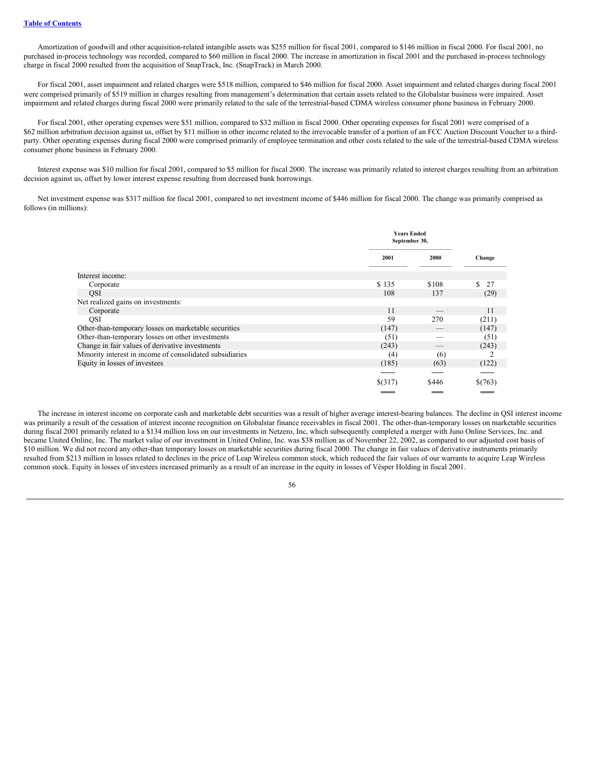Amortization of goodwill and other acquisition-related intangible assets was $255 million for fiscal 2001, compared to $146 million in fiscal 2000. For fiscal 2001, no purchased in-process technology was recorded, compared to $60 million in fiscal 2000. The increase in amortization in fiscal 2001 and the purchased in-process technology charge in fiscal 2000 resulted from the acquisition of SnapTrack, Inc. (SnapTrack) in March 2000.

For fiscal 2001, asset impairment and related charges were $518 million, compared to $46 million for fiscal 2000. Asset impairment and related charges during fiscal 2001 were comprised primarily of $519 million in charges resulting from management's determination that certain assets related to the Globalstar business were impaired. Asset impairment and related charges during fiscal 2000 were primarily related to the sale of the terrestrial-based CDMA wireless consumer phone business in February 2000.

For fiscal 2001, other operating expenses were $51 million, compared to $32 million in fiscal 2000. Other operating expenses for fiscal 2001 were comprised of a $62 million arbitration decision against us, offset by $11 million in other income related to the irrevocable transfer of a portion of an FCC Auction Discount Voucher to a third-party. Other operating expenses during fiscal 2000 were comprised primarily of employee termination and other costs related to the sale of the terrestrial-based CDMA wireless consumer phone business in February 2000.

Interest expense was $10 million for fiscal 2001, compared to $5 million for fiscal 2000. The increase was primarily related to interest charges resulting from an arbitration decision against us, offset by lower interest expense resulting from decreased bank borrowings.

Net investment expense was $317 million for fiscal 2001, compared to net investment income of $446 million for fiscal 2000. The change was primarily comprised as follows (in millions):

| | Years Ended September 30, | | |
|---|---|---|---|
| | 2001 | 2000 | Change |
| Interest income: | | | |
| Corporate | $ 135 | $108 | $ 27 |
| QSI | 108 | 137 | (29) |
| Net realized gains on investments: | | | |
| Corporate | 11 | — | 11 |
| QSI | 59 | 270 | (211) |
| Other-than-temporary losses on marketable securities | (147) | — | (147) |
| Other-than-temporary losses on other investments | (51) | — | (51) |
| Change in fair values of derivative investments | (243) | — | (243) |
| Minority interest in income of consolidated subsidiaries | (4) | (6) | 2 |
| Equity in losses of investees | (185) | (63) | (122) |
| | $(317) | $446 | $(763) |

The increase in interest income on corporate cash and marketable debt securities was a result of higher average interest-bearing balances. The decline in QSI interest income was primarily a result of the cessation of interest income recognition on Globalstar finance receivables in fiscal 2001. The other-than-temporary losses on marketable securities during fiscal 2001 primarily related to a $134 million loss on our investments in Netzero, Inc, which subsequently completed a merger with Juno Online Services, Inc. and became United Online, Inc. The market value of our investment in United Online, Inc. was $38 million as of November 22, 2002, as compared to our adjusted cost basis of $10 million. We did not record any other-than temporary losses on marketable securities during fiscal 2000. The change in fair values of derivative instruments primarily resulted from $213 million in losses related to declines in the price of Leap Wireless common stock, which reduced the fair values of our warrants to acquire Leap Wireless common stock. Equity in losses of investees increased primarily as a result of an increase in the equity in losses of Vésper Holding in fiscal 2001.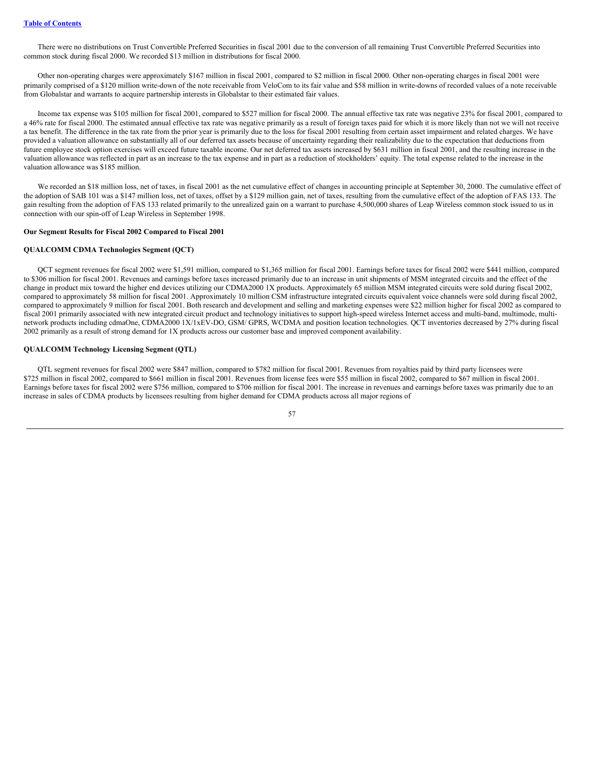There were no distributions on Trust Convertible Preferred Securities in fiscal 2001 due to the conversion of all remaining Trust Convertible Preferred Securities into common stock during fiscal 2000. We recorded $13 million in distributions for fiscal 2000.

Other non-operating charges were approximately $167 million in fiscal 2001, compared to $2 million in fiscal 2000. Other non-operating charges in fiscal 2001 were primarily comprised of a $120 million write-down of the note receivable from VeloCom to its fair value and $58 million in write-downs of recorded values of a note receivable from Globalstar and warrants to acquire partnership interests in Globalstar to their estimated fair values.

Income tax expense was $105 million for fiscal 2001, compared to $527 million for fiscal 2000. The annual effective tax rate was negative 23% for fiscal 2001, compared to a 46% rate for fiscal 2000. The estimated annual effective tax rate was negative primarily as a result of foreign taxes paid for which it is more likely than not we will not receive a tax benefit. The difference in the tax rate from the prior year is primarily due to the loss for fiscal 2001 resulting from certain asset impairment and related charges. We have provided a valuation allowance on substantially all of our deferred tax assets because of uncertainty regarding their realizability due to the expectation that deductions from future employee stock option exercises will exceed future taxable income. Our net deferred tax assets increased by $631 million in fiscal 2001, and the resulting increase in the valuation allowance was reflected in part as an increase to the tax expense and in part as a reduction of stockholders' equity. The total expense related to the increase in the valuation allowance was $185 million.

We recorded an $18 million loss, net of taxes, in fiscal 2001 as the net cumulative effect of changes in accounting principle at September 30, 2000. The cumulative effect of the adoption of SAB 101 was a $147 million loss, net of taxes, offset by a $129 million gain, net of taxes, resulting from the cumulative effect of the adoption of FAS 133. The gain resulting from the adoption of FAS 133 related primarily to the unrealized gain on a warrant to purchase 4,500,000 shares of Leap Wireless common stock issued to us in connection with our spin-off of Leap Wireless in September 1998.

**Our Segment Results for Fiscal 2002 Compared to Fiscal 2001**

**QUALCOMM CDMA Technologies Segment (QCT)**

QCT segment revenues for fiscal 2002 were $1,591 million, compared to $1,365 million for fiscal 2001. Earnings before taxes for fiscal 2002 were $441 million, compared to $306 million for fiscal 2001. Revenues and earnings before taxes increased primarily due to an increase in unit shipments of MSM integrated circuits and the effect of the change in product mix toward the higher end devices utilizing our CDMA2000 1X products. Approximately 65 million MSM integrated circuits were sold during fiscal 2002, compared to approximately 58 million for fiscal 2001. Approximately 10 million CSM infrastructure integrated circuits equivalent voice channels were sold during fiscal 2002, compared to approximately 9 million for fiscal 2001. Both research and development and selling and marketing expenses were $22 million higher for fiscal 2002 as compared to fiscal 2001 primarily associated with new integrated circuit product and technology initiatives to support high-speed wireless Internet access and multi-band, multimode, multi-network products including cdmaOne, CDMA2000 1X/1xEV-DO, GSM/ GPRS, WCDMA and position location technologies. QCT inventories decreased by 27% during fiscal 2002 primarily as a result of strong demand for 1X products across our customer base and improved component availability.

**QUALCOMM Technology Licensing Segment (QTL)**

QTL segment revenues for fiscal 2002 were $847 million, compared to $782 million for fiscal 2001. Revenues from royalties paid by third party licensees were $725 million in fiscal 2002, compared to $661 million in fiscal 2001. Revenues from license fees were $55 million in fiscal 2002, compared to $67 million in fiscal 2001. Earnings before taxes for fiscal 2002 were $756 million, compared to $706 million for fiscal 2001. The increase in revenues and earnings before taxes was primarily due to an increase in sales of CDMA products by licensees resulting from higher demand for CDMA products across all major regions of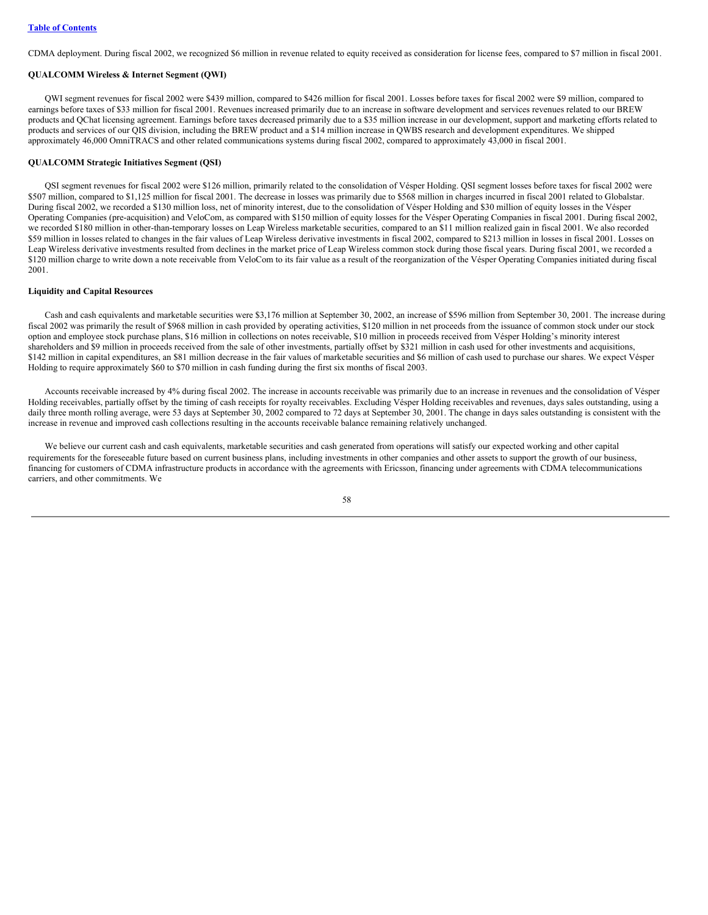CDMA deployment. During fiscal 2002, we recognized $6 million in revenue related to equity received as consideration for license fees, compared to $7 million in fiscal 2001.

**QUALCOMM Wireless & Internet Segment (QWI)**

QWI segment revenues for fiscal 2002 were $439 million, compared to $426 million for fiscal 2001. Losses before taxes for fiscal 2002 were $9 million, compared to earnings before taxes of $33 million for fiscal 2001. Revenues increased primarily due to an increase in software development and services revenues related to our BREW products and QChat licensing agreement. Earnings before taxes decreased primarily due to a $35 million increase in our development, support and marketing efforts related to products and services of our QIS division, including the BREW product and a $14 million increase in QWBS research and development expenditures. We shipped approximately 46,000 OmniTRACS and other related communications systems during fiscal 2002, compared to approximately 43,000 in fiscal 2001.

**QUALCOMM Strategic Initiatives Segment (QSI)**

QSI segment revenues for fiscal 2002 were $126 million, primarily related to the consolidation of Vésper Holding. QSI segment losses before taxes for fiscal 2002 were $507 million, compared to $1,125 million for fiscal 2001. The decrease in losses was primarily due to $568 million in charges incurred in fiscal 2001 related to Globalstar. During fiscal 2002, we recorded a $130 million loss, net of minority interest, due to the consolidation of Vésper Holding and $30 million of equity losses in the Vésper Operating Companies (pre-acquisition) and VeloCom, as compared with $150 million of equity losses for the Vésper Operating Companies in fiscal 2001. During fiscal 2002, we recorded $180 million in other-than-temporary losses on Leap Wireless marketable securities, compared to an $11 million realized gain in fiscal 2001. We also recorded $59 million in losses related to changes in the fair values of Leap Wireless derivative investments in fiscal 2002, compared to $213 million in losses in fiscal 2001. Losses on Leap Wireless derivative investments resulted from declines in the market price of Leap Wireless common stock during those fiscal years. During fiscal 2001, we recorded a $120 million charge to write down a note receivable from VeloCom to its fair value as a result of the reorganization of the Vésper Operating Companies initiated during fiscal 2001.

**Liquidity and Capital Resources**

Cash and cash equivalents and marketable securities were $3,176 million at September 30, 2002, an increase of $596 million from September 30, 2001. The increase during fiscal 2002 was primarily the result of $968 million in cash provided by operating activities, $120 million in net proceeds from the issuance of common stock under our stock option and employee stock purchase plans, $16 million in collections on notes receivable, $10 million in proceeds received from Vésper Holding's minority interest shareholders and $9 million in proceeds received from the sale of other investments, partially offset by $321 million in cash used for other investments and acquisitions, $142 million in capital expenditures, an $81 million decrease in the fair values of marketable securities and $6 million of cash used to purchase our shares. We expect Vésper Holding to require approximately $60 to $70 million in cash funding during the first six months of fiscal 2003.

Accounts receivable increased by 4% during fiscal 2002. The increase in accounts receivable was primarily due to an increase in revenues and the consolidation of Vésper Holding receivables, partially offset by the timing of cash receipts for royalty receivables. Excluding Vésper Holding receivables and revenues, days sales outstanding, using a daily three month rolling average, were 53 days at September 30, 2002 compared to 72 days at September 30, 2001. The change in days sales outstanding is consistent with the increase in revenue and improved cash collections resulting in the accounts receivable balance remaining relatively unchanged.

We believe our current cash and cash equivalents, marketable securities and cash generated from operations will satisfy our expected working and other capital requirements for the foreseeable future based on current business plans, including investments in other companies and other assets to support the growth of our business, financing for customers of CDMA infrastructure products in accordance with the agreements with Ericsson, financing under agreements with CDMA telecommunications carriers, and other commitments. We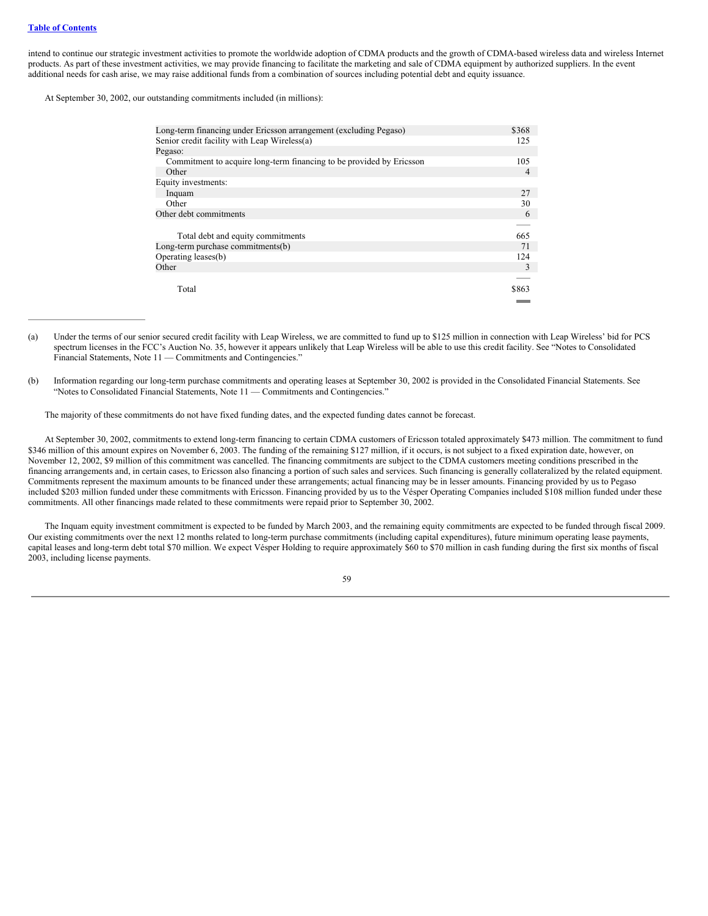intend to continue our strategic investment activities to promote the worldwide adoption of CDMA products and the growth of CDMA-based wireless data and wireless Internet products. As part of these investment activities, we may provide financing to facilitate the marketing and sale of CDMA equipment by authorized suppliers. In the event additional needs for cash arise, we may raise additional funds from a combination of sources including potential debt and equity issuance.

At September 30, 2002, our outstanding commitments included (in millions):

| | |
|---|---|
| Long-term financing under Ericsson arrangement (excluding Pegaso) | $368 |
| Senior credit facility with Leap Wireless(a) | 125 |
| Pegaso: | |
| Commitment to acquire long-term financing to be provided by Ericsson | 105 |
| Other | 4 |
| Equity investments: | |
| Inquam | 27 |
| Other | 30 |
| Other debt commitments | 6 |
| Total debt and equity commitments | 665 |
| Long-term purchase commitments(b) | 71 |
| Operating leases(b) | 124 |
| Other | 3 |
| Total | $863 |

(a) Under the terms of our senior secured credit facility with Leap Wireless, we are committed to fund up to $125 million in connection with Leap Wireless' bid for PCS spectrum licenses in the FCC's Auction No. 35, however it appears unlikely that Leap Wireless will be able to use this credit facility. See "Notes to Consolidated Financial Statements, Note 11 — Commitments and Contingencies."

(b) Information regarding our long-term purchase commitments and operating leases at September 30, 2002 is provided in the Consolidated Financial Statements. See "Notes to Consolidated Financial Statements, Note 11 — Commitments and Contingencies."

The majority of these commitments do not have fixed funding dates, and the expected funding dates cannot be forecast.

At September 30, 2002, commitments to extend long-term financing to certain CDMA customers of Ericsson totaled approximately $473 million. The commitment to fund $346 million of this amount expires on November 6, 2003. The funding of the remaining $127 million, if it occurs, is not subject to a fixed expiration date, however, on November 12, 2002, $9 million of this commitment was cancelled. The financing commitments are subject to the CDMA customers meeting conditions prescribed in the financing arrangements and, in certain cases, to Ericsson also financing a portion of such sales and services. Such financing is generally collateralized by the related equipment. Commitments represent the maximum amounts to be financed under these arrangements; actual financing may be in lesser amounts. Financing provided by us to Pegaso included $203 million funded under these commitments with Ericsson. Financing provided by us to the Vésper Operating Companies included $108 million funded under these commitments. All other financings made related to these commitments were repaid prior to September 30, 2002.

The Inquam equity investment commitment is expected to be funded by March 2003, and the remaining equity commitments are expected to be funded through fiscal 2009. Our existing commitments over the next 12 months related to long-term purchase commitments (including capital expenditures), future minimum operating lease payments, capital leases and long-term debt total $70 million. We expect Vésper Holding to require approximately $60 to $70 million in cash funding during the first six months of fiscal 2003, including license payments.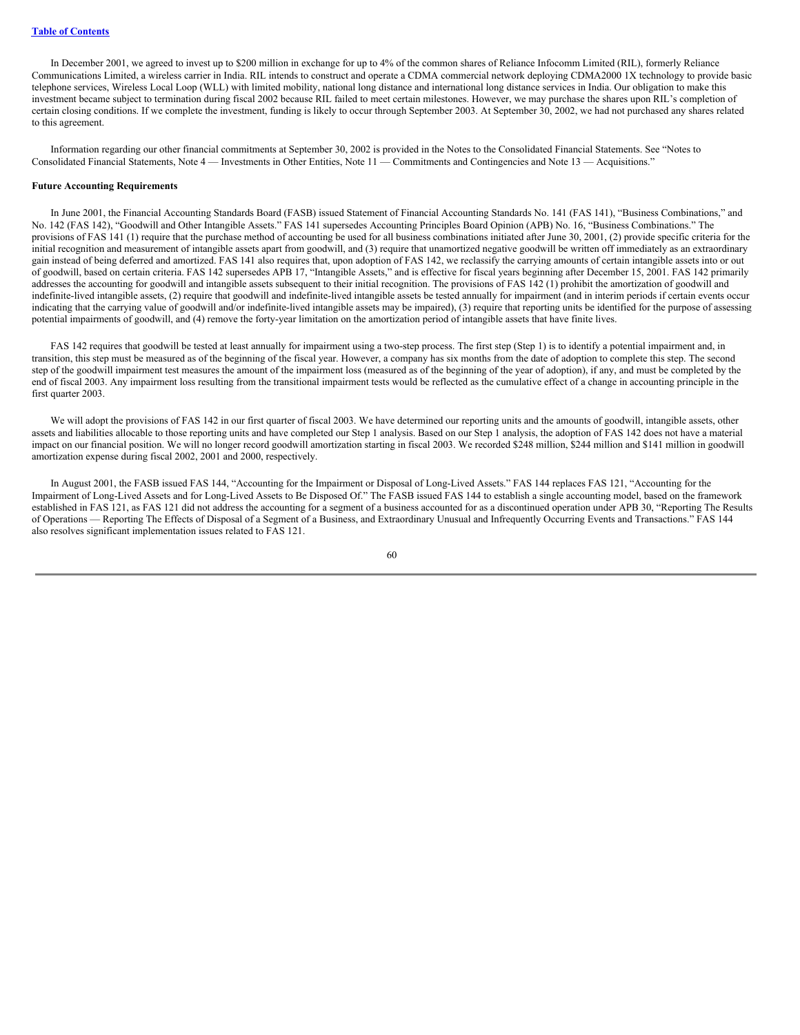In December 2001, we agreed to invest up to $200 million in exchange for up to 4% of the common shares of Reliance Infocomm Limited (RIL), formerly Reliance Communications Limited, a wireless carrier in India. RIL intends to construct and operate a CDMA commercial network deploying CDMA2000 1X technology to provide basic telephone services, Wireless Local Loop (WLL) with limited mobility, national long distance and international long distance services in India. Our obligation to make this investment became subject to termination during fiscal 2002 because RIL failed to meet certain milestones. However, we may purchase the shares upon RIL's completion of certain closing conditions. If we complete the investment, funding is likely to occur through September 2003. At September 30, 2002, we had not purchased any shares related to this agreement.

Information regarding our other financial commitments at September 30, 2002 is provided in the Notes to the Consolidated Financial Statements. See "Notes to Consolidated Financial Statements, Note 4 — Investments in Other Entities, Note 11 — Commitments and Contingencies and Note 13 — Acquisitions."

**Future Accounting Requirements**

In June 2001, the Financial Accounting Standards Board (FASB) issued Statement of Financial Accounting Standards No. 141 (FAS 141), "Business Combinations," and No. 142 (FAS 142), "Goodwill and Other Intangible Assets." FAS 141 supersedes Accounting Principles Board Opinion (APB) No. 16, "Business Combinations." The provisions of FAS 141 (1) require that the purchase method of accounting be used for all business combinations initiated after June 30, 2001, (2) provide specific criteria for the initial recognition and measurement of intangible assets apart from goodwill, and (3) require that unamortized negative goodwill be written off immediately as an extraordinary gain instead of being deferred and amortized. FAS 141 also requires that, upon adoption of FAS 142, we reclassify the carrying amounts of certain intangible assets into or out of goodwill, based on certain criteria. FAS 142 supersedes APB 17, "Intangible Assets," and is effective for fiscal years beginning after December 15, 2001. FAS 142 primarily addresses the accounting for goodwill and intangible assets subsequent to their initial recognition. The provisions of FAS 142 (1) prohibit the amortization of goodwill and indefinite-lived intangible assets, (2) require that goodwill and indefinite-lived intangible assets be tested annually for impairment (and in interim periods if certain events occur indicating that the carrying value of goodwill and/or indefinite-lived intangible assets may be impaired), (3) require that reporting units be identified for the purpose of assessing potential impairments of goodwill, and (4) remove the forty-year limitation on the amortization period of intangible assets that have finite lives.

FAS 142 requires that goodwill be tested at least annually for impairment using a two-step process. The first step (Step 1) is to identify a potential impairment and, in transition, this step must be measured as of the beginning of the fiscal year. However, a company has six months from the date of adoption to complete this step. The second step of the goodwill impairment test measures the amount of the impairment loss (measured as of the beginning of the year of adoption), if any, and must be completed by the end of fiscal 2003. Any impairment loss resulting from the transitional impairment tests would be reflected as the cumulative effect of a change in accounting principle in the first quarter 2003.

We will adopt the provisions of FAS 142 in our first quarter of fiscal 2003. We have determined our reporting units and the amounts of goodwill, intangible assets, other assets and liabilities allocable to those reporting units and have completed our Step 1 analysis. Based on our Step 1 analysis, the adoption of FAS 142 does not have a material impact on our financial position. We will no longer record goodwill amortization starting in fiscal 2003. We recorded $248 million, $244 million and $141 million in goodwill amortization expense during fiscal 2002, 2001 and 2000, respectively.

In August 2001, the FASB issued FAS 144, "Accounting for the Impairment or Disposal of Long-Lived Assets." FAS 144 replaces FAS 121, "Accounting for the Impairment of Long-Lived Assets and for Long-Lived Assets to Be Disposed Of." The FASB issued FAS 144 to establish a single accounting model, based on the framework established in FAS 121, as FAS 121 did not address the accounting for a segment of a business accounted for as a discontinued operation under APB 30, "Reporting The Results of Operations — Reporting The Effects of Disposal of a Segment of a Business, and Extraordinary Unusual and Infrequently Occurring Events and Transactions." FAS 144 also resolves significant implementation issues related to FAS 121.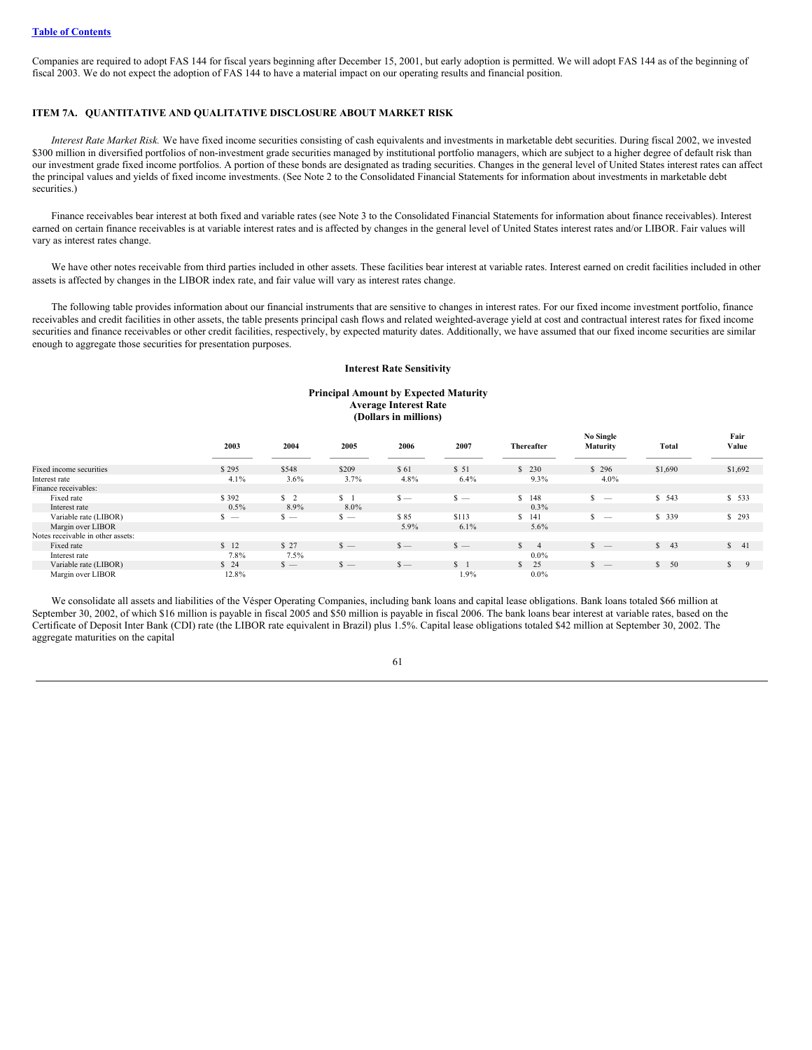Companies are required to adopt FAS 144 for fiscal years beginning after December 15, 2001, but early adoption is permitted. We will adopt FAS 144 as of the beginning of fiscal 2003. We do not expect the adoption of FAS 144 to have a material impact on our operating results and financial position.

## ITEM 7A. QUANTITATIVE AND QUALITATIVE DISCLOSURE ABOUT MARKET RISK

*Interest Rate Market Risk.* We have fixed income securities consisting of cash equivalents and investments in marketable debt securities. During fiscal 2002, we invested $300 million in diversified portfolios of non-investment grade securities managed by institutional portfolio managers, which are subject to a higher degree of default risk than our investment grade fixed income portfolios. A portion of these bonds are designated as trading securities. Changes in the general level of United States interest rates can affect the principal values and yields of fixed income investments. (See Note 2 to the Consolidated Financial Statements for information about investments in marketable debt securities.)

Finance receivables bear interest at both fixed and variable rates (see Note 3 to the Consolidated Financial Statements for information about finance receivables). Interest earned on certain finance receivables is at variable interest rates and is affected by changes in the general level of United States interest rates and/or LIBOR. Fair values will vary as interest rates change.

We have other notes receivable from third parties included in other assets. These facilities bear interest at variable rates. Interest earned on credit facilities included in other assets is affected by changes in the LIBOR index rate, and fair value will vary as interest rates change.

The following table provides information about our financial instruments that are sensitive to changes in interest rates. For our fixed income investment portfolio, finance receivables and credit facilities in other assets, the table presents principal cash flows and related weighted-average yield at cost and contractual interest rates for fixed income securities and finance receivables or other credit facilities, respectively, by expected maturity dates. Additionally, we have assumed that our fixed income securities are similar enough to aggregate those securities for presentation purposes.

**Interest Rate Sensitivity**

**Principal Amount by Expected Maturity**
**Average Interest Rate**
**(Dollars in millions)**

| | 2003 | 2004 | 2005 | 2006 | 2007 | Thereafter | No Single Maturity | Total | Fair Value |
|---|---|---|---|---|---|---|---|---|---|
| Fixed income securities | $ 295 | $548 | $209 | $ 61 | $ 51 | $ 230 | $ 296 | $1,690 | $1,692 |
| Interest rate | 4.1% | 3.6% | 3.7% | 4.8% | 6.4% | 9.3% | 4.0% | | |
| Finance receivables: | | | | | | | | | |
| Fixed rate | $ 392 | $ 2 | $ 1 | $ — | $ — | $ 148 | $ — | $ 543 | $ 533 |
| Interest rate | 0.5% | 8.9% | 8.0% | | | 0.3% | | | |
| Variable rate (LIBOR) | $ — | $ — | $ — | $ 85 | $113 | $ 141 | $ — | $ 339 | $ 293 |
| Margin over LIBOR | | | | 5.9% | 6.1% | 5.6% | | | |
| Notes receivable in other assets: | | | | | | | | | |
| Fixed rate | $ 12 | $ 27 | $ — | $ — | $ — | $ 4 | $ — | $ 43 | $ 41 |
| Interest rate | 7.8% | 7.5% | | | | 0.0% | | | |
| Variable rate (LIBOR) | $ 24 | $ — | $ — | $ — | $ 1 | $ 25 | $ — | $ 50 | $ 9 |
| Margin over LIBOR | 12.8% | | | | 1.9% | 0.0% | | | |

We consolidate all assets and liabilities of the Vésper Operating Companies, including bank loans and capital lease obligations. Bank loans totaled $66 million at September 30, 2002, of which $16 million is payable in fiscal 2005 and $50 million is payable in fiscal 2006. The bank loans bear interest at variable rates, based on the Certificate of Deposit Inter Bank (CDI) rate (the LIBOR rate equivalent in Brazil) plus 1.5%. Capital lease obligations totaled $42 million at September 30, 2002. The aggregate maturities on the capital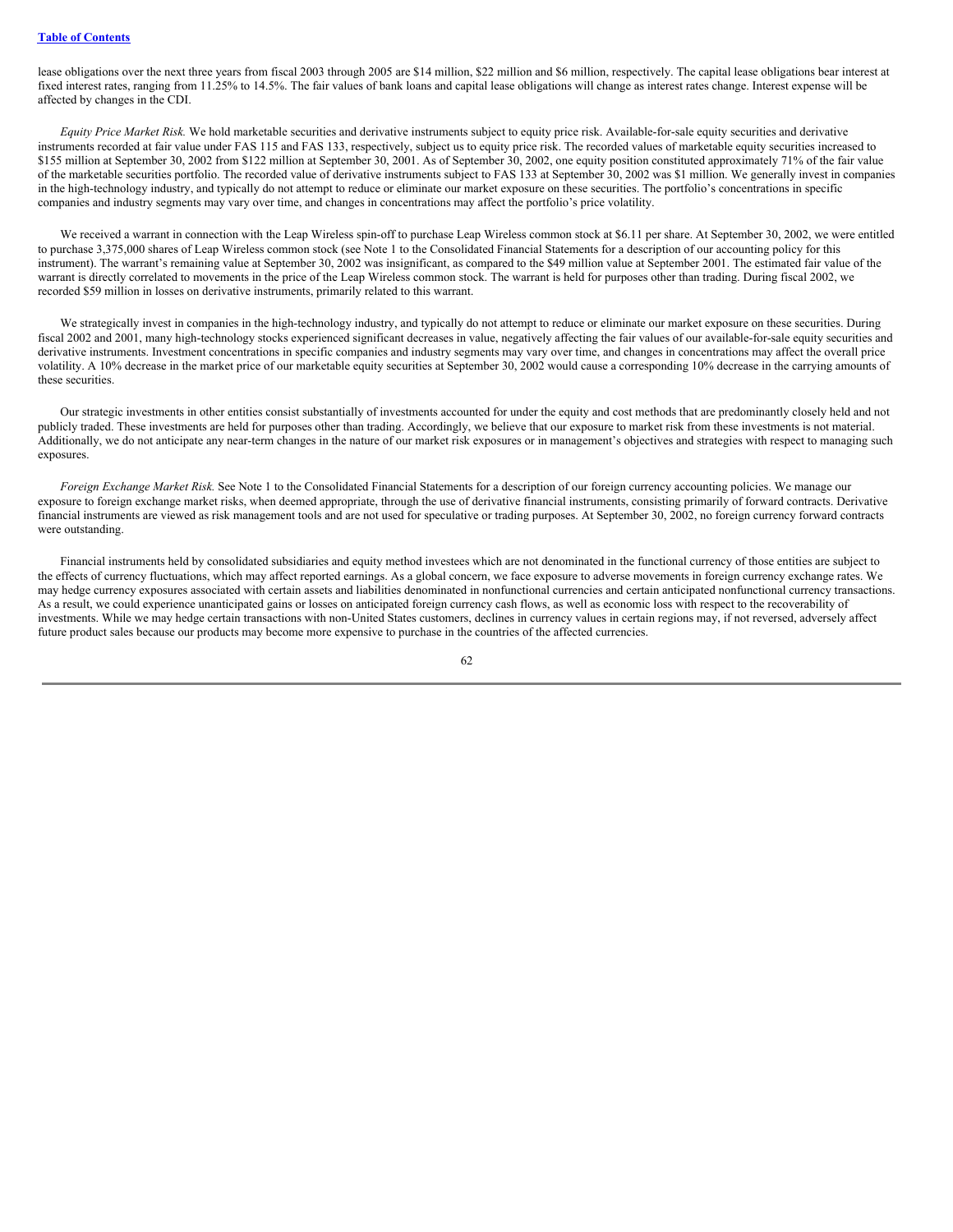lease obligations over the next three years from fiscal 2003 through 2005 are $14 million, $22 million and $6 million, respectively. The capital lease obligations bear interest at fixed interest rates, ranging from 11.25% to 14.5%. The fair values of bank loans and capital lease obligations will change as interest rates change. Interest expense will be affected by changes in the CDI.

*Equity Price Market Risk.* We hold marketable securities and derivative instruments subject to equity price risk. Available-for-sale equity securities and derivative instruments recorded at fair value under FAS 115 and FAS 133, respectively, subject us to equity price risk. The recorded values of marketable equity securities increased to $155 million at September 30, 2002 from $122 million at September 30, 2001. As of September 30, 2002, one equity position constituted approximately 71% of the fair value of the marketable securities portfolio. The recorded value of derivative instruments subject to FAS 133 at September 30, 2002 was $1 million. We generally invest in companies in the high-technology industry, and typically do not attempt to reduce or eliminate our market exposure on these securities. The portfolio's concentrations in specific companies and industry segments may vary over time, and changes in concentrations may affect the portfolio's price volatility.

We received a warrant in connection with the Leap Wireless spin-off to purchase Leap Wireless common stock at $6.11 per share. At September 30, 2002, we were entitled to purchase 3,375,000 shares of Leap Wireless common stock (see Note 1 to the Consolidated Financial Statements for a description of our accounting policy for this instrument). The warrant's remaining value at September 30, 2002 was insignificant, as compared to the $49 million value at September 2001. The estimated fair value of the warrant is directly correlated to movements in the price of the Leap Wireless common stock. The warrant is held for purposes other than trading. During fiscal 2002, we recorded $59 million in losses on derivative instruments, primarily related to this warrant.

We strategically invest in companies in the high-technology industry, and typically do not attempt to reduce or eliminate our market exposure on these securities. During fiscal 2002 and 2001, many high-technology stocks experienced significant decreases in value, negatively affecting the fair values of our available-for-sale equity securities and derivative instruments. Investment concentrations in specific companies and industry segments may vary over time, and changes in concentrations may affect the overall price volatility. A 10% decrease in the market price of our marketable equity securities at September 30, 2002 would cause a corresponding 10% decrease in the carrying amounts of these securities.

Our strategic investments in other entities consist substantially of investments accounted for under the equity and cost methods that are predominantly closely held and not publicly traded. These investments are held for purposes other than trading. Accordingly, we believe that our exposure to market risk from these investments is not material. Additionally, we do not anticipate any near-term changes in the nature of our market risk exposures or in management's objectives and strategies with respect to managing such exposures.

*Foreign Exchange Market Risk.* See Note 1 to the Consolidated Financial Statements for a description of our foreign currency accounting policies. We manage our exposure to foreign exchange market risks, when deemed appropriate, through the use of derivative financial instruments, consisting primarily of forward contracts. Derivative financial instruments are viewed as risk management tools and are not used for speculative or trading purposes. At September 30, 2002, no foreign currency forward contracts were outstanding.

Financial instruments held by consolidated subsidiaries and equity method investees which are not denominated in the functional currency of those entities are subject to the effects of currency fluctuations, which may affect reported earnings. As a global concern, we face exposure to adverse movements in foreign currency exchange rates. We may hedge currency exposures associated with certain assets and liabilities denominated in nonfunctional currencies and certain anticipated nonfunctional currency transactions. As a result, we could experience unanticipated gains or losses on anticipated foreign currency cash flows, as well as economic loss with respect to the recoverability of investments. While we may hedge certain transactions with non-United States customers, declines in currency values in certain regions may, if not reversed, adversely affect future product sales because our products may become more expensive to purchase in the countries of the affected currencies.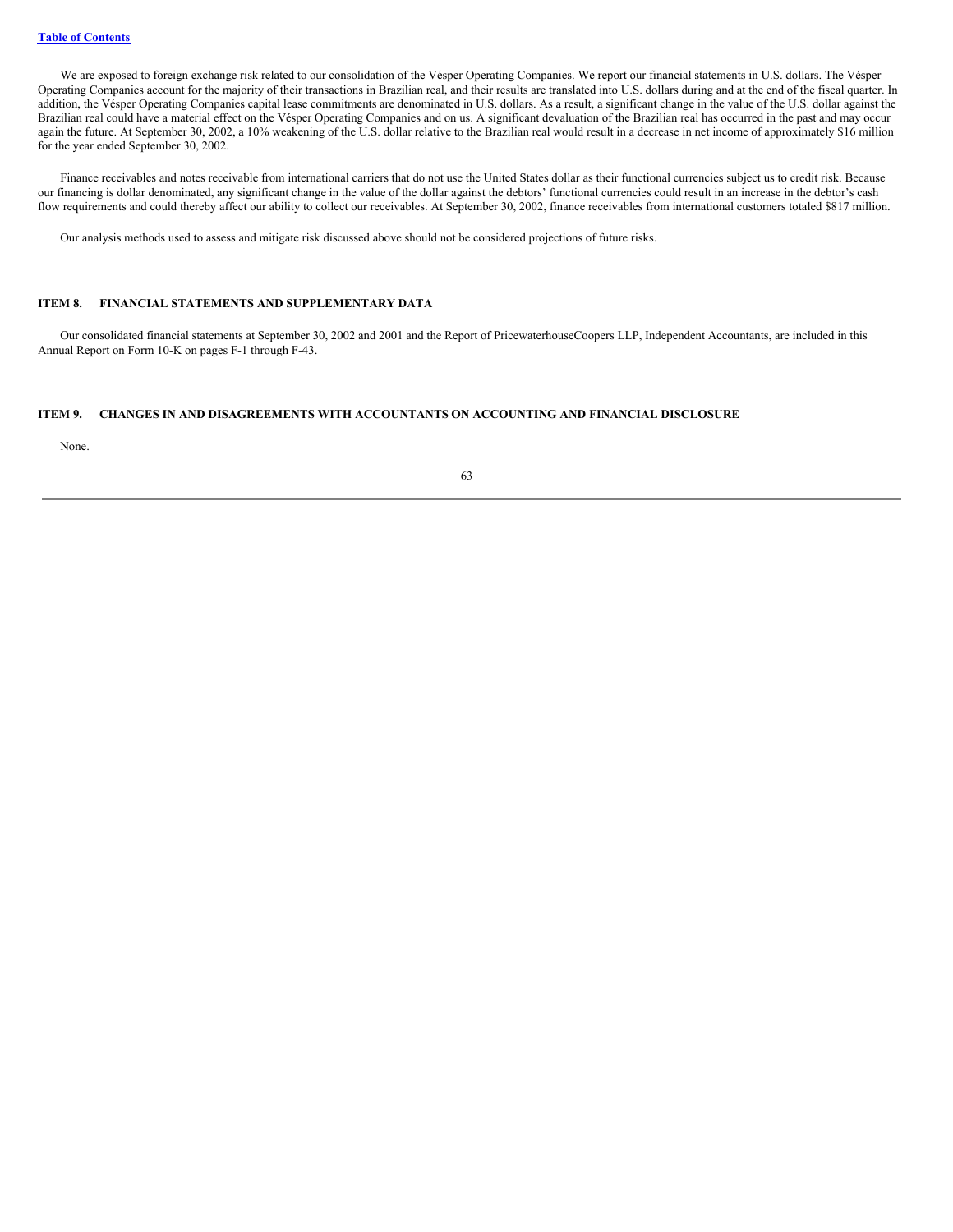We are exposed to foreign exchange risk related to our consolidation of the Vésper Operating Companies. We report our financial statements in U.S. dollars. The Vésper Operating Companies account for the majority of their transactions in Brazilian real, and their results are translated into U.S. dollars during and at the end of the fiscal quarter. In addition, the Vésper Operating Companies capital lease commitments are denominated in U.S. dollars. As a result, a significant change in the value of the U.S. dollar against the Brazilian real could have a material effect on the Vésper Operating Companies and on us. A significant devaluation of the Brazilian real has occurred in the past and may occur again the future. At September 30, 2002, a 10% weakening of the U.S. dollar relative to the Brazilian real would result in a decrease in net income of approximately $16 million for the year ended September 30, 2002.

Finance receivables and notes receivable from international carriers that do not use the United States dollar as their functional currencies subject us to credit risk. Because our financing is dollar denominated, any significant change in the value of the dollar against the debtors' functional currencies could result in an increase in the debtor's cash flow requirements and could thereby affect our ability to collect our receivables. At September 30, 2002, finance receivables from international customers totaled $817 million.

Our analysis methods used to assess and mitigate risk discussed above should not be considered projections of future risks.

## ITEM 8. FINANCIAL STATEMENTS AND SUPPLEMENTARY DATA

Our consolidated financial statements at September 30, 2002 and 2001 and the Report of PricewaterhouseCoopers LLP, Independent Accountants, are included in this Annual Report on Form 10-K on pages F-1 through F-43.

## ITEM 9. CHANGES IN AND DISAGREEMENTS WITH ACCOUNTANTS ON ACCOUNTING AND FINANCIAL DISCLOSURE

None.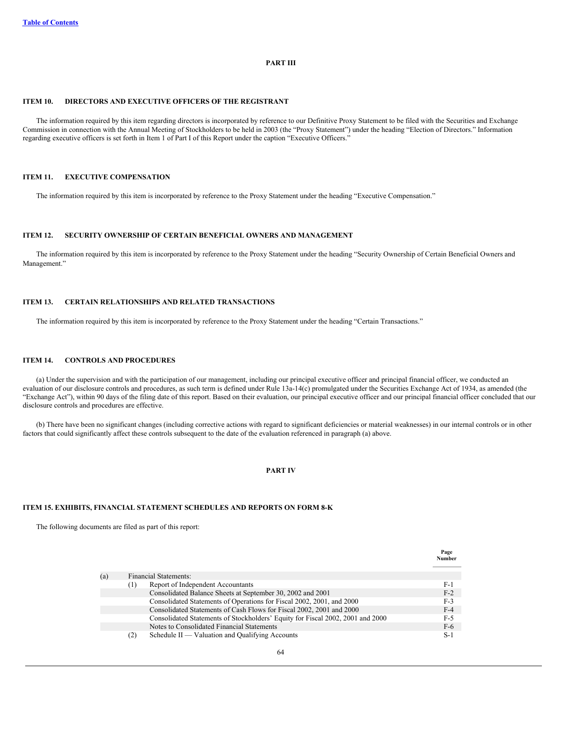[Table of Contents](#)

## PART III

### ITEM 10. DIRECTORS AND EXECUTIVE OFFICERS OF THE REGISTRANT

The information required by this item regarding directors is incorporated by reference to our Definitive Proxy Statement to be filed with the Securities and Exchange Commission in connection with the Annual Meeting of Stockholders to be held in 2003 (the "Proxy Statement") under the heading "Election of Directors." Information regarding executive officers is set forth in Item 1 of Part I of this Report under the caption "Executive Officers."

### ITEM 11. EXECUTIVE COMPENSATION

The information required by this item is incorporated by reference to the Proxy Statement under the heading "Executive Compensation."

### ITEM 12. SECURITY OWNERSHIP OF CERTAIN BENEFICIAL OWNERS AND MANAGEMENT

The information required by this item is incorporated by reference to the Proxy Statement under the heading "Security Ownership of Certain Beneficial Owners and Management."

### ITEM 13. CERTAIN RELATIONSHIPS AND RELATED TRANSACTIONS

The information required by this item is incorporated by reference to the Proxy Statement under the heading "Certain Transactions."

### ITEM 14. CONTROLS AND PROCEDURES

(a) Under the supervision and with the participation of our management, including our principal executive officer and principal financial officer, we conducted an evaluation of our disclosure controls and procedures, as such term is defined under Rule 13a-14(c) promulgated under the Securities Exchange Act of 1934, as amended (the "Exchange Act"), within 90 days of the filing date of this report. Based on their evaluation, our principal executive officer and our principal financial officer concluded that our disclosure controls and procedures are effective.

(b) There have been no significant changes (including corrective actions with regard to significant deficiencies or material weaknesses) in our internal controls or in other factors that could significantly affect these controls subsequent to the date of the evaluation referenced in paragraph (a) above.

## PART IV

### ITEM 15. EXHIBITS, FINANCIAL STATEMENT SCHEDULES AND REPORTS ON FORM 8-K

The following documents are filed as part of this report:

| | | | Page Number |
|---|---|---|---|
| (a) | Financial Statements: | | |
| | (1) | Report of Independent Accountants | F-1 |
| | | Consolidated Balance Sheets at September 30, 2002 and 2001 | F-2 |
| | | Consolidated Statements of Operations for Fiscal 2002, 2001, and 2000 | F-3 |
| | | Consolidated Statements of Cash Flows for Fiscal 2002, 2001 and 2000 | F-4 |
| | | Consolidated Statements of Stockholders' Equity for Fiscal 2002, 2001 and 2000 | F-5 |
| | | Notes to Consolidated Financial Statements | F-6 |
| | (2) | Schedule II — Valuation and Qualifying Accounts | S-1 |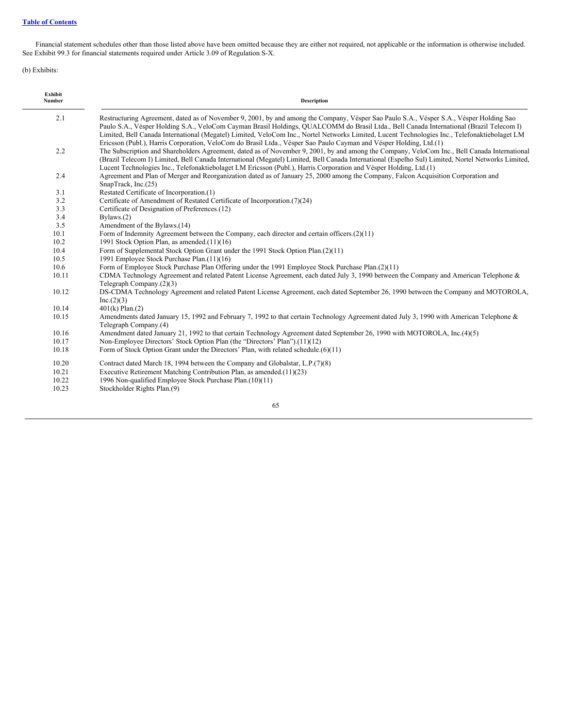Financial statement schedules other than those listed above have been omitted because they are either not required, not applicable or the information is otherwise included. See Exhibit 99.3 for financial statements required under Article 3.09 of Regulation S-X.

(b) Exhibits:

| Exhibit Number | Description |
|---|---|
| 2.1 | Restructuring Agreement, dated as of November 9, 2001, by and among the Company, Vésper Sao Paulo S.A., Vésper S.A., Vésper Holding Sao Paulo S.A., Vésper Holding S.A., VeloCom Cayman Brasil Holdings, QUALCOMM do Brasil Ltda., Bell Canada International (Brazil Telecom I) Limited, Bell Canada International (Megatel) Limited, VeloCom Inc., Nortel Networks Limited, Lucent Technologies Inc., Telefonaktiebolaget LM Ericsson (Publ.), Harris Corporation, VeloCom do Brasil Ltda., Vésper Sao Paulo Cayman and Vésper Holding, Ltd.(1) |
| 2.2 | The Subscription and Shareholders Agreement, dated as of November 9, 2001, by and among the Company, VeloCom Inc., Bell Canada International (Brazil Telecom I) Limited, Bell Canada International (Megatel) Limited, Bell Canada International (Espelho Sul) Limited, Nortel Networks Limited, Lucent Technologies Inc., Telefonaktiebolaget LM Ericsson (Publ.), Harris Corporation and Vésper Holding, Ltd.(1) |
| 2.4 | Agreement and Plan of Merger and Reorganization dated as of January 25, 2000 among the Company, Falcon Acquisition Corporation and SnapTrack, Inc.(25) |
| 3.1 | Restated Certificate of Incorporation.(1) |
| 3.2 | Certificate of Amendment of Restated Certificate of Incorporation.(7)(24) |
| 3.3 | Certificate of Designation of Preferences.(12) |
| 3.4 | Bylaws.(2) |
| 3.5 | Amendment of the Bylaws.(14) |
| 10.1 | Form of Indemnity Agreement between the Company, each director and certain officers.(2)(11) |
| 10.2 | 1991 Stock Option Plan, as amended.(11)(16) |
| 10.4 | Form of Supplemental Stock Option Grant under the 1991 Stock Option Plan.(2)(11) |
| 10.5 | 1991 Employee Stock Purchase Plan.(11)(16) |
| 10.6 | Form of Employee Stock Purchase Plan Offering under the 1991 Employee Stock Purchase Plan.(2)(11) |
| 10.11 | CDMA Technology Agreement and related Patent License Agreement, each dated July 3, 1990 between the Company and American Telephone & Telegraph Company.(2)(3) |
| 10.12 | DS-CDMA Technology Agreement and related Patent License Agreement, each dated September 26, 1990 between the Company and MOTOROLA, Inc.(2)(3) |
| 10.14 | 401(k) Plan.(2) |
| 10.15 | Amendments dated January 15, 1992 and February 7, 1992 to that certain Technology Agreement dated July 3, 1990 with American Telephone & Telegraph Company.(4) |
| 10.16 | Amendment dated January 21, 1992 to that certain Technology Agreement dated September 26, 1990 with MOTOROLA, Inc.(4)(5) |
| 10.17 | Non-Employee Directors' Stock Option Plan (the "Directors' Plan").(11)(12) |
| 10.18 | Form of Stock Option Grant under the Directors' Plan, with related schedule.(6)(11) |
| 10.20 | Contract dated March 18, 1994 between the Company and Globalstar, L.P.(7)(8) |
| 10.21 | Executive Retirement Matching Contribution Plan, as amended.(11)(23) |
| 10.22 | 1996 Non-qualified Employee Stock Purchase Plan.(10)(11) |
| 10.23 | Stockholder Rights Plan.(9) |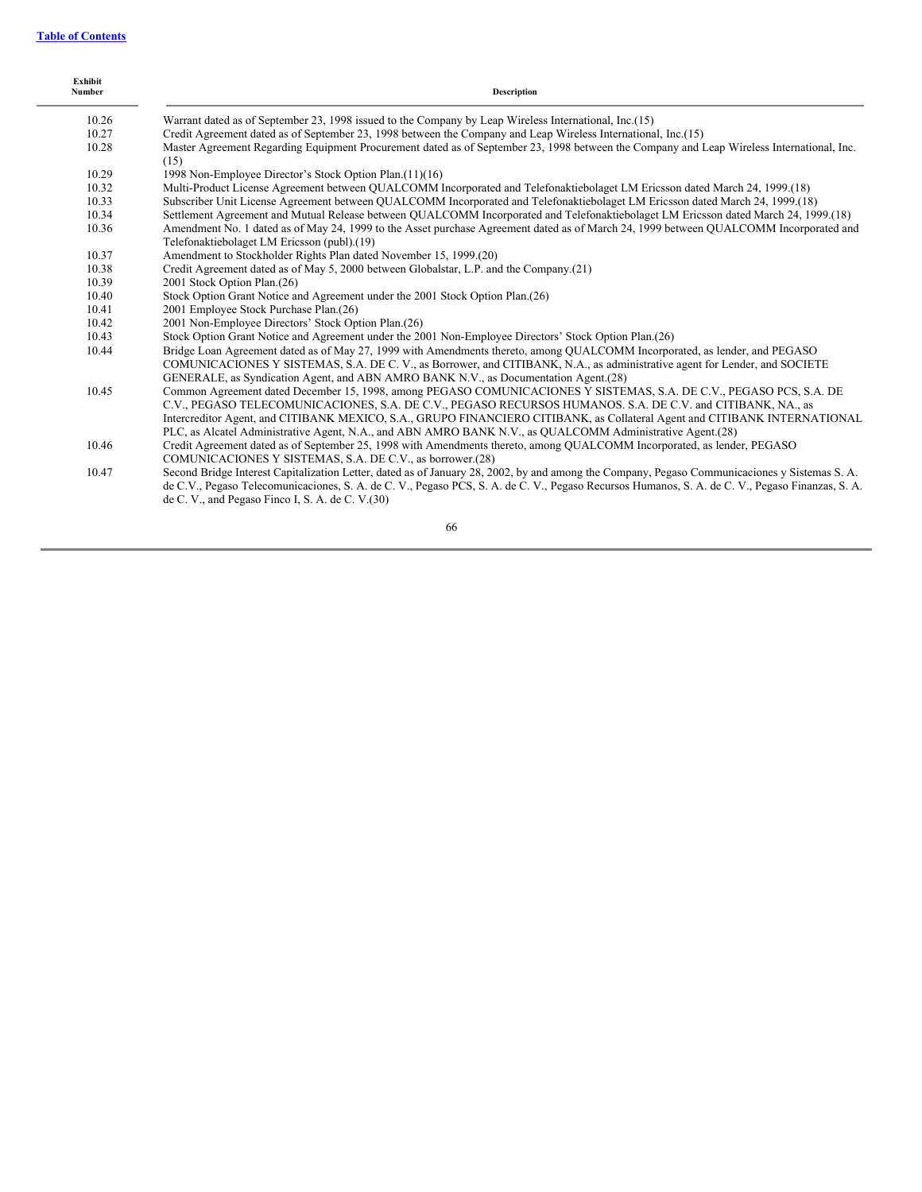[Table of Contents](#)

| Exhibit Number | Description |
| --- | --- |
| 10.26 | Warrant dated as of September 23, 1998 issued to the Company by Leap Wireless International, Inc.(15) |
| 10.27 | Credit Agreement dated as of September 23, 1998 between the Company and Leap Wireless International, Inc.(15) |
| 10.28 | Master Agreement Regarding Equipment Procurement dated as of September 23, 1998 between the Company and Leap Wireless International, Inc. (15) |
| 10.29 | 1998 Non-Employee Director's Stock Option Plan.(11)(16) |
| 10.32 | Multi-Product License Agreement between QUALCOMM Incorporated and Telefonaktiebolaget LM Ericsson dated March 24, 1999.(18) |
| 10.33 | Subscriber Unit License Agreement between QUALCOMM Incorporated and Telefonaktiebolaget LM Ericsson dated March 24, 1999.(18) |
| 10.34 | Settlement Agreement and Mutual Release between QUALCOMM Incorporated and Telefonaktiebolaget LM Ericsson dated March 24, 1999.(18) |
| 10.36 | Amendment No. 1 dated as of May 24, 1999 to the Asset purchase Agreement dated as of March 24, 1999 between QUALCOMM Incorporated and Telefonaktiebolaget LM Ericsson (publ).(19) |
| 10.37 | Amendment to Stockholder Rights Plan dated November 15, 1999.(20) |
| 10.38 | Credit Agreement dated as of May 5, 2000 between Globalstar, L.P. and the Company.(21) |
| 10.39 | 2001 Stock Option Plan.(26) |
| 10.40 | Stock Option Grant Notice and Agreement under the 2001 Stock Option Plan.(26) |
| 10.41 | 2001 Employee Stock Purchase Plan.(26) |
| 10.42 | 2001 Non-Employee Directors' Stock Option Plan.(26) |
| 10.43 | Stock Option Grant Notice and Agreement under the 2001 Non-Employee Directors' Stock Option Plan.(26) |
| 10.44 | Bridge Loan Agreement dated as of May 27, 1999 with Amendments thereto, among QUALCOMM Incorporated, as lender, and PEGASO COMUNICACIONES Y SISTEMAS, S.A. DE C. V., as Borrower, and CITIBANK, N.A., as administrative agent for Lender, and SOCIETE GENERALE, as Syndication Agent, and ABN AMRO BANK N.V., as Documentation Agent.(28) |
| 10.45 | Common Agreement dated December 15, 1998, among PEGASO COMUNICACIONES Y SISTEMAS, S.A. DE C.V., PEGASO PCS, S.A. DE C.V., PEGASO TELECOMUNICACIONES, S.A. DE C.V., PEGASO RECURSOS HUMANOS. S.A. DE C.V. and CITIBANK, NA., as Intercreditor Agent, and CITIBANK MEXICO, S.A., GRUPO FINANCIERO CITIBANK, as Collateral Agent and CITIBANK INTERNATIONAL PLC, as Alcatel Administrative Agent, N.A., and ABN AMRO BANK N.V., as QUALCOMM Administrative Agent.(28) |
| 10.46 | Credit Agreement dated as of September 25, 1998 with Amendments thereto, among QUALCOMM Incorporated, as lender, PEGASO COMUNICACIONES Y SISTEMAS, S.A. DE C.V., as borrower.(28) |
| 10.47 | Second Bridge Interest Capitalization Letter, dated as of January 28, 2002, by and among the Company, Pegaso Communicaciones y Sistemas S. A. de C.V., Pegaso Telecomunicaciones, S. A. de C. V., Pegaso PCS, S. A. de C. V., Pegaso Recursos Humanos, S. A. de C. V., Pegaso Finanzas, S. A. de C. V., and Pegaso Finco I, S. A. de C. V.(30) |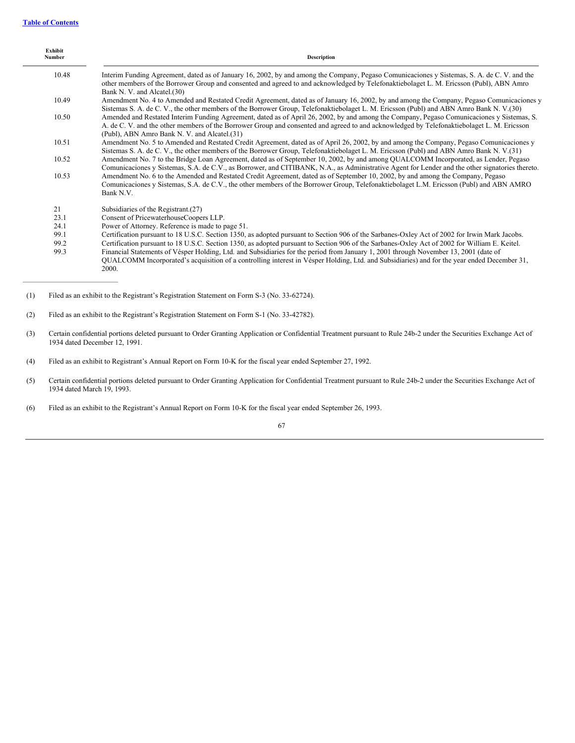| Exhibit Number | Description |
|---|---|
| 10.48 | Interim Funding Agreement, dated as of January 16, 2002, by and among the Company, Pegaso Comunicaciones y Sistemas, S. A. de C. V. and the other members of the Borrower Group and consented and agreed to and acknowledged by Telefonaktiebolaget L. M. Ericsson (Publ), ABN Amro Bank N. V. and Alcatel.(30) |
| 10.49 | Amendment No. 4 to Amended and Restated Credit Agreement, dated as of January 16, 2002, by and among the Company, Pegaso Comunicaciones y Sistemas S. A. de C. V., the other members of the Borrower Group, Telefonaktiebolaget L. M. Ericsson (Publ) and ABN Amro Bank N. V.(30) |
| 10.50 | Amended and Restated Interim Funding Agreement, dated as of April 26, 2002, by and among the Company, Pegaso Comunicaciones y Sistemas, S. A. de C. V. and the other members of the Borrower Group and consented and agreed to and acknowledged by Telefonaktiebolaget L. M. Ericsson (Publ), ABN Amro Bank N. V. and Alcatel.(31) |
| 10.51 | Amendment No. 5 to Amended and Restated Credit Agreement, dated as of April 26, 2002, by and among the Company, Pegaso Comunicaciones y Sistemas S. A. de C. V., the other members of the Borrower Group, Telefonaktiebolaget L. M. Ericsson (Publ) and ABN Amro Bank N. V.(31) |
| 10.52 | Amendment No. 7 to the Bridge Loan Agreement, dated as of September 10, 2002, by and among QUALCOMM Incorporated, as Lender, Pegaso Comunicaciones y Sistemas, S.A. de C.V., as Borrower, and CITIBANK, N.A., as Administrative Agent for Lender and the other signatories thereto. |
| 10.53 | Amendment No. 6 to the Amended and Restated Credit Agreement, dated as of September 10, 2002, by and among the Company, Pegaso Comunicaciones y Sistemas, S.A. de C.V., the other members of the Borrower Group, Telefonaktiebolaget L.M. Ericsson (Publ) and ABN AMRO Bank N.V. |
| 21 | Subsidiaries of the Registrant.(27) |
| 23.1 | Consent of PricewaterhouseCoopers LLP. |
| 24.1 | Power of Attorney. Reference is made to page 51. |
| 99.1 | Certification pursuant to 18 U.S.C. Section 1350, as adopted pursuant to Section 906 of the Sarbanes-Oxley Act of 2002 for Irwin Mark Jacobs. |
| 99.2 | Certification pursuant to 18 U.S.C. Section 1350, as adopted pursuant to Section 906 of the Sarbanes-Oxley Act of 2002 for William E. Keitel. |
| 99.3 | Financial Statements of Vésper Holding, Ltd. and Subsidiaries for the period from January 1, 2001 through November 13, 2001 (date of QUALCOMM Incorporated's acquisition of a controlling interest in Vésper Holding, Ltd. and Subsidiaries) and for the year ended December 31, 2000. |

(1) Filed as an exhibit to the Registrant's Registration Statement on Form S-3 (No. 33-62724).

(2) Filed as an exhibit to the Registrant's Registration Statement on Form S-1 (No. 33-42782).

(3) Certain confidential portions deleted pursuant to Order Granting Application or Confidential Treatment pursuant to Rule 24b-2 under the Securities Exchange Act of 1934 dated December 12, 1991.

(4) Filed as an exhibit to Registrant's Annual Report on Form 10-K for the fiscal year ended September 27, 1992.

(5) Certain confidential portions deleted pursuant to Order Granting Application for Confidential Treatment pursuant to Rule 24b-2 under the Securities Exchange Act of 1934 dated March 19, 1993.

(6) Filed as an exhibit to the Registrant's Annual Report on Form 10-K for the fiscal year ended September 26, 1993.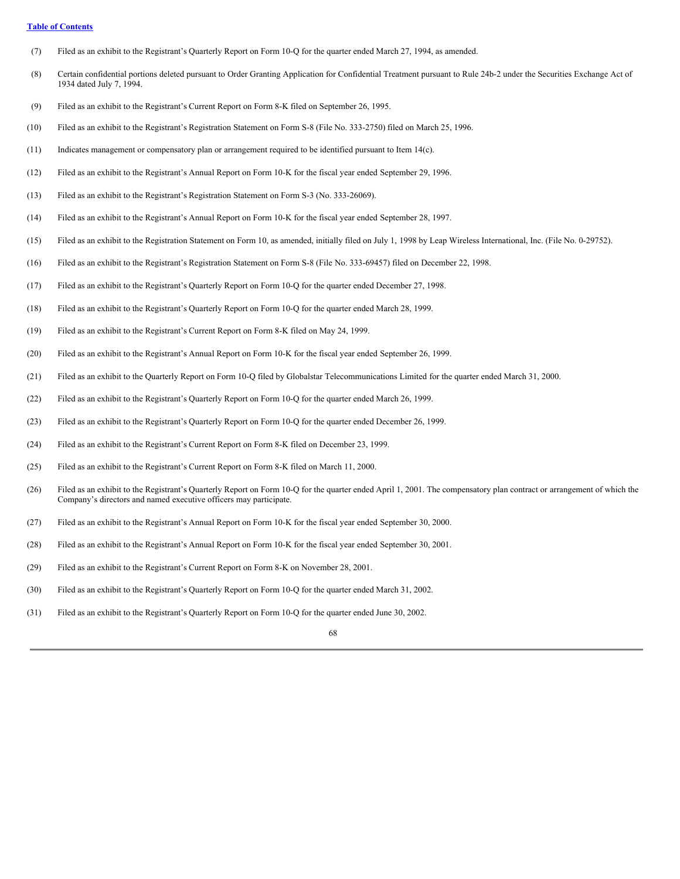(7) Filed as an exhibit to the Registrant's Quarterly Report on Form 10-Q for the quarter ended March 27, 1994, as amended.

(8) Certain confidential portions deleted pursuant to Order Granting Application for Confidential Treatment pursuant to Rule 24b-2 under the Securities Exchange Act of 1934 dated July 7, 1994.

(9) Filed as an exhibit to the Registrant's Current Report on Form 8-K filed on September 26, 1995.

(10) Filed as an exhibit to the Registrant's Registration Statement on Form S-8 (File No. 333-2750) filed on March 25, 1996.

(11) Indicates management or compensatory plan or arrangement required to be identified pursuant to Item 14(c).

(12) Filed as an exhibit to the Registrant's Annual Report on Form 10-K for the fiscal year ended September 29, 1996.

(13) Filed as an exhibit to the Registrant's Registration Statement on Form S-3 (No. 333-26069).

(14) Filed as an exhibit to the Registrant's Annual Report on Form 10-K for the fiscal year ended September 28, 1997.

(15) Filed as an exhibit to the Registration Statement on Form 10, as amended, initially filed on July 1, 1998 by Leap Wireless International, Inc. (File No. 0-29752).

(16) Filed as an exhibit to the Registrant's Registration Statement on Form S-8 (File No. 333-69457) filed on December 22, 1998.

(17) Filed as an exhibit to the Registrant's Quarterly Report on Form 10-Q for the quarter ended December 27, 1998.

(18) Filed as an exhibit to the Registrant's Quarterly Report on Form 10-Q for the quarter ended March 28, 1999.

(19) Filed as an exhibit to the Registrant's Current Report on Form 8-K filed on May 24, 1999.

(20) Filed as an exhibit to the Registrant's Annual Report on Form 10-K for the fiscal year ended September 26, 1999.

(21) Filed as an exhibit to the Quarterly Report on Form 10-Q filed by Globalstar Telecommunications Limited for the quarter ended March 31, 2000.

(22) Filed as an exhibit to the Registrant's Quarterly Report on Form 10-Q for the quarter ended March 26, 1999.

(23) Filed as an exhibit to the Registrant's Quarterly Report on Form 10-Q for the quarter ended December 26, 1999.

(24) Filed as an exhibit to the Registrant's Current Report on Form 8-K filed on December 23, 1999.

(25) Filed as an exhibit to the Registrant's Current Report on Form 8-K filed on March 11, 2000.

(26) Filed as an exhibit to the Registrant's Quarterly Report on Form 10-Q for the quarter ended April 1, 2001. The compensatory plan contract or arrangement of which the Company's directors and named executive officers may participate.

(27) Filed as an exhibit to the Registrant's Annual Report on Form 10-K for the fiscal year ended September 30, 2000.

(28) Filed as an exhibit to the Registrant's Annual Report on Form 10-K for the fiscal year ended September 30, 2001.

(29) Filed as an exhibit to the Registrant's Current Report on Form 8-K on November 28, 2001.

(30) Filed as an exhibit to the Registrant's Quarterly Report on Form 10-Q for the quarter ended March 31, 2002.

(31) Filed as an exhibit to the Registrant's Quarterly Report on Form 10-Q for the quarter ended June 30, 2002.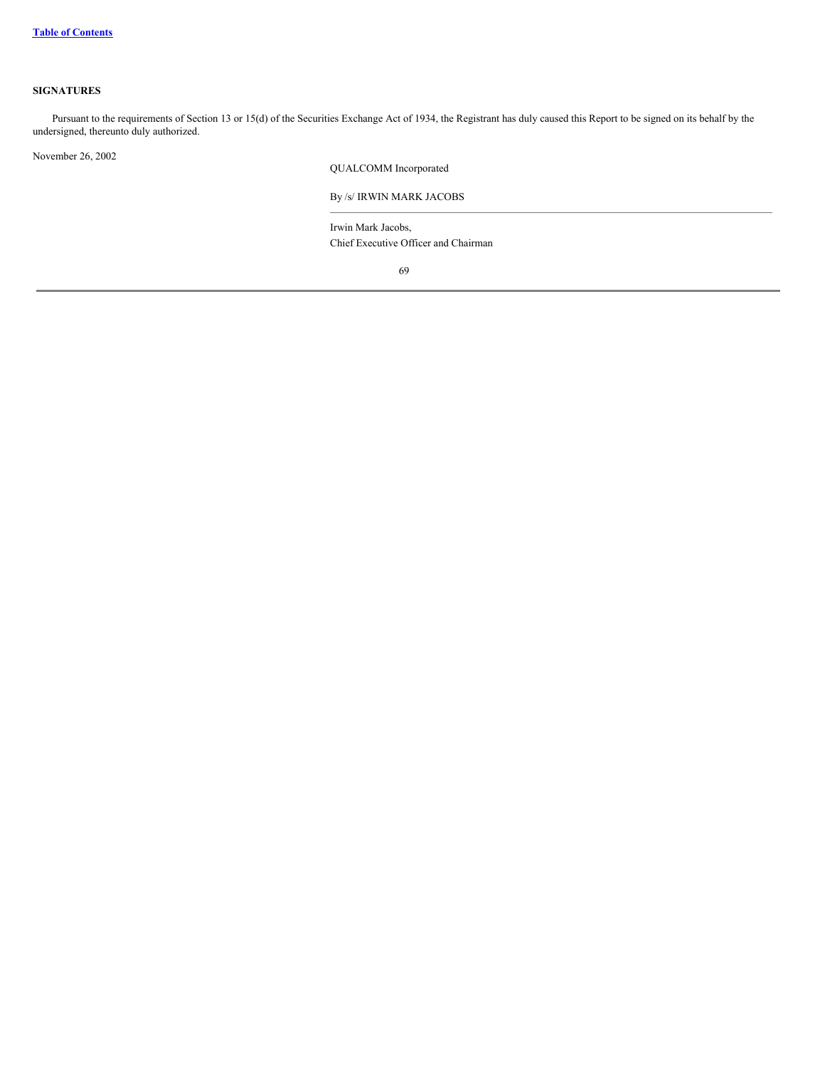## SIGNATURES

Pursuant to the requirements of Section 13 or 15(d) of the Securities Exchange Act of 1934, the Registrant has duly caused this Report to be signed on its behalf by the undersigned, thereunto duly authorized.

November 26, 2002

QUALCOMM Incorporated

By /s/ IRWIN MARK JACOBS

---

Irwin Mark Jacobs,
Chief Executive Officer and Chairman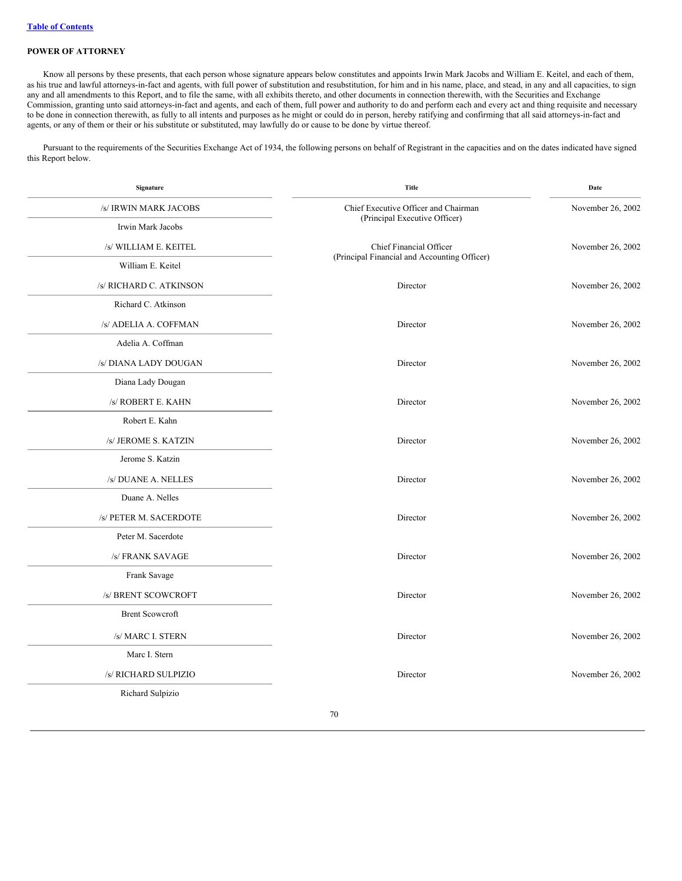[Table of Contents](#)

**POWER OF ATTORNEY**

Know all persons by these presents, that each person whose signature appears below constitutes and appoints Irwin Mark Jacobs and William E. Keitel, and each of them, as his true and lawful attorneys-in-fact and agents, with full power of substitution and resubstitution, for him and in his name, place, and stead, in any and all capacities, to sign any and all amendments to this Report, and to file the same, with all exhibits thereto, and other documents in connection therewith, with the Securities and Exchange Commission, granting unto said attorneys-in-fact and agents, and each of them, full power and authority to do and perform each and every act and thing requisite and necessary to be done in connection therewith, as fully to all intents and purposes as he might or could do in person, hereby ratifying and confirming that all said attorneys-in-fact and agents, or any of them or their or his substitute or substituted, may lawfully do or cause to be done by virtue thereof.

Pursuant to the requirements of the Securities Exchange Act of 1934, the following persons on behalf of Registrant in the capacities and on the dates indicated have signed this Report below.

| Signature | Title | Date |
|---|---|---|
| /s/ IRWIN MARK JACOBS<br>Irwin Mark Jacobs | Chief Executive Officer and Chairman<br>(Principal Executive Officer) | November 26, 2002 |
| /s/ WILLIAM E. KEITEL<br>William E. Keitel | Chief Financial Officer<br>(Principal Financial and Accounting Officer) | November 26, 2002 |
| /s/ RICHARD C. ATKINSON<br>Richard C. Atkinson | Director | November 26, 2002 |
| /s/ ADELIA A. COFFMAN<br>Adelia A. Coffman | Director | November 26, 2002 |
| /s/ DIANA LADY DOUGAN<br>Diana Lady Dougan | Director | November 26, 2002 |
| /s/ ROBERT E. KAHN<br>Robert E. Kahn | Director | November 26, 2002 |
| /s/ JEROME S. KATZIN<br>Jerome S. Katzin | Director | November 26, 2002 |
| /s/ DUANE A. NELLES<br>Duane A. Nelles | Director | November 26, 2002 |
| /s/ PETER M. SACERDOTE<br>Peter M. Sacerdote | Director | November 26, 2002 |
| /s/ FRANK SAVAGE<br>Frank Savage | Director | November 26, 2002 |
| /s/ BRENT SCOWCROFT<br>Brent Scowcroft | Director | November 26, 2002 |
| /s/ MARC I. STERN<br>Marc I. Stern | Director | November 26, 2002 |
| /s/ RICHARD SULPIZIO<br>Richard Sulpizio | Director | November 26, 2002 |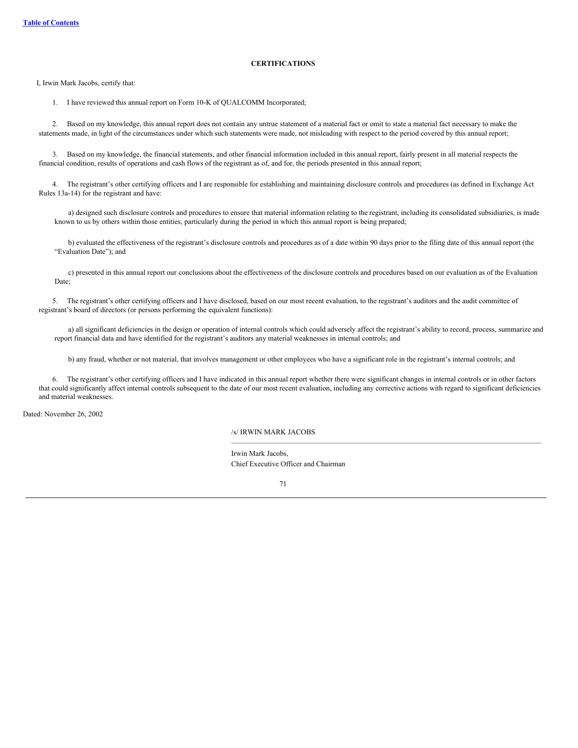**CERTIFICATIONS**

I, Irwin Mark Jacobs, certify that:

1. I have reviewed this annual report on Form 10-K of QUALCOMM Incorporated;

2. Based on my knowledge, this annual report does not contain any untrue statement of a material fact or omit to state a material fact necessary to make the statements made, in light of the circumstances under which such statements were made, not misleading with respect to the period covered by this annual report;

3. Based on my knowledge, the financial statements, and other financial information included in this annual report, fairly present in all material respects the financial condition, results of operations and cash flows of the registrant as of, and for, the periods presented in this annual report;

4. The registrant's other certifying officers and I are responsible for establishing and maintaining disclosure controls and procedures (as defined in Exchange Act Rules 13a-14) for the registrant and have:

a) designed such disclosure controls and procedures to ensure that material information relating to the registrant, including its consolidated subsidiaries, is made known to us by others within those entities, particularly during the period in which this annual report is being prepared;

b) evaluated the effectiveness of the registrant's disclosure controls and procedures as of a date within 90 days prior to the filing date of this annual report (the "Evaluation Date"); and

c) presented in this annual report our conclusions about the effectiveness of the disclosure controls and procedures based on our evaluation as of the Evaluation Date;

5. The registrant's other certifying officers and I have disclosed, based on our most recent evaluation, to the registrant's auditors and the audit committee of registrant's board of directors (or persons performing the equivalent functions):

a) all significant deficiencies in the design or operation of internal controls which could adversely affect the registrant's ability to record, process, summarize and report financial data and have identified for the registrant's auditors any material weaknesses in internal controls; and

b) any fraud, whether or not material, that involves management or other employees who have a significant role in the registrant's internal controls; and

6. The registrant's other certifying officers and I have indicated in this annual report whether there were significant changes in internal controls or in other factors that could significantly affect internal controls subsequent to the date of our most recent evaluation, including any corrective actions with regard to significant deficiencies and material weaknesses.

Dated: November 26, 2002

/s/ IRWIN MARK JACOBS

Irwin Mark Jacobs,
Chief Executive Officer and Chairman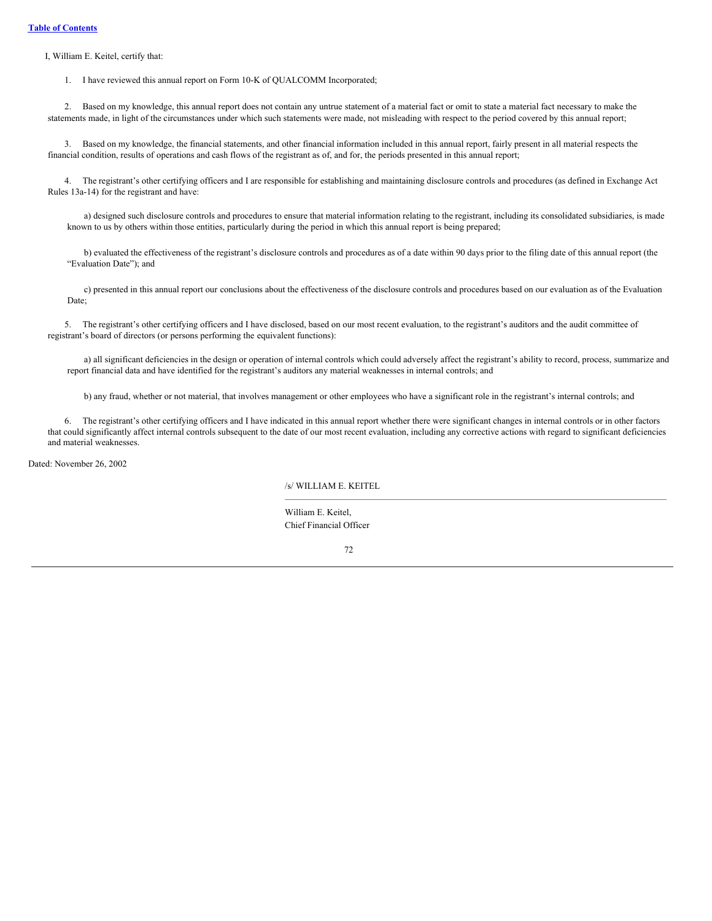I, William E. Keitel, certify that:

1. I have reviewed this annual report on Form 10-K of QUALCOMM Incorporated;

2. Based on my knowledge, this annual report does not contain any untrue statement of a material fact or omit to state a material fact necessary to make the statements made, in light of the circumstances under which such statements were made, not misleading with respect to the period covered by this annual report;

3. Based on my knowledge, the financial statements, and other financial information included in this annual report, fairly present in all material respects the financial condition, results of operations and cash flows of the registrant as of, and for, the periods presented in this annual report;

4. The registrant's other certifying officers and I are responsible for establishing and maintaining disclosure controls and procedures (as defined in Exchange Act Rules 13a-14) for the registrant and have:

   a) designed such disclosure controls and procedures to ensure that material information relating to the registrant, including its consolidated subsidiaries, is made known to us by others within those entities, particularly during the period in which this annual report is being prepared;

   b) evaluated the effectiveness of the registrant's disclosure controls and procedures as of a date within 90 days prior to the filing date of this annual report (the "Evaluation Date"); and

   c) presented in this annual report our conclusions about the effectiveness of the disclosure controls and procedures based on our evaluation as of the Evaluation Date;

5. The registrant's other certifying officers and I have disclosed, based on our most recent evaluation, to the registrant's auditors and the audit committee of registrant's board of directors (or persons performing the equivalent functions):

   a) all significant deficiencies in the design or operation of internal controls which could adversely affect the registrant's ability to record, process, summarize and report financial data and have identified for the registrant's auditors any material weaknesses in internal controls; and

   b) any fraud, whether or not material, that involves management or other employees who have a significant role in the registrant's internal controls; and

6. The registrant's other certifying officers and I have indicated in this annual report whether there were significant changes in internal controls or in other factors that could significantly affect internal controls subsequent to the date of our most recent evaluation, including any corrective actions with regard to significant deficiencies and material weaknesses.

Dated: November 26, 2002

/s/ WILLIAM E. KEITEL

William E. Keitel,
Chief Financial Officer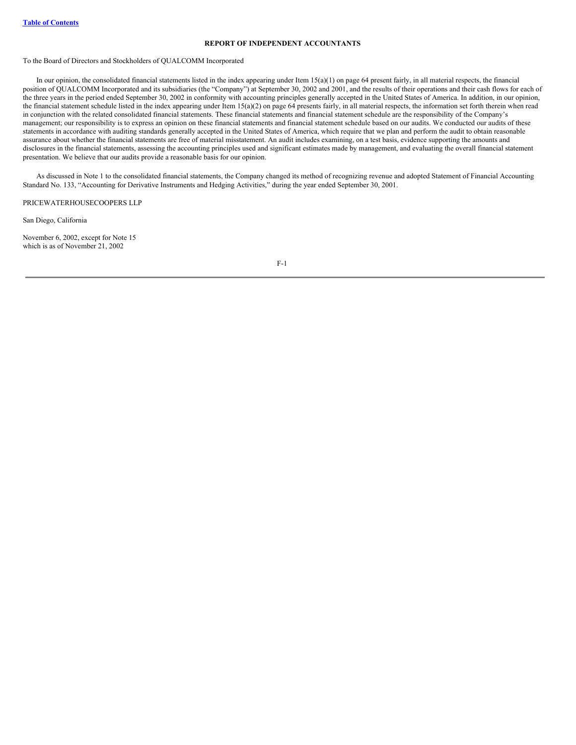## REPORT OF INDEPENDENT ACCOUNTANTS

To the Board of Directors and Stockholders of QUALCOMM Incorporated

In our opinion, the consolidated financial statements listed in the index appearing under Item 15(a)(1) on page 64 present fairly, in all material respects, the financial position of QUALCOMM Incorporated and its subsidiaries (the "Company") at September 30, 2002 and 2001, and the results of their operations and their cash flows for each of the three years in the period ended September 30, 2002 in conformity with accounting principles generally accepted in the United States of America. In addition, in our opinion, the financial statement schedule listed in the index appearing under Item 15(a)(2) on page 64 presents fairly, in all material respects, the information set forth therein when read in conjunction with the related consolidated financial statements. These financial statements and financial statement schedule are the responsibility of the Company's management; our responsibility is to express an opinion on these financial statements and financial statement schedule based on our audits. We conducted our audits of these statements in accordance with auditing standards generally accepted in the United States of America, which require that we plan and perform the audit to obtain reasonable assurance about whether the financial statements are free of material misstatement. An audit includes examining, on a test basis, evidence supporting the amounts and disclosures in the financial statements, assessing the accounting principles used and significant estimates made by management, and evaluating the overall financial statement presentation. We believe that our audits provide a reasonable basis for our opinion.

As discussed in Note 1 to the consolidated financial statements, the Company changed its method of recognizing revenue and adopted Statement of Financial Accounting Standard No. 133, "Accounting for Derivative Instruments and Hedging Activities," during the year ended September 30, 2001.

PRICEWATERHOUSECOOPERS LLP

San Diego, California

November 6, 2002, except for Note 15
which is as of November 21, 2002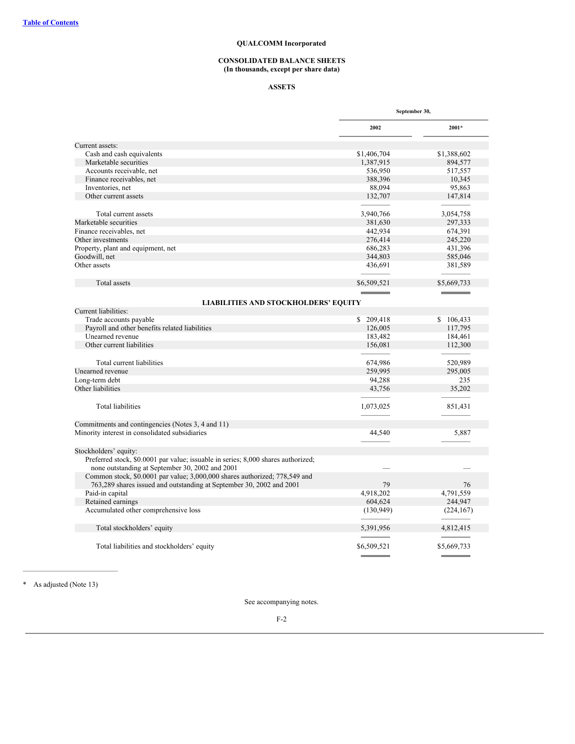Table of Contents

**QUALCOMM Incorporated**

**CONSOLIDATED BALANCE SHEETS**
**(In thousands, except per share data)**

**ASSETS**

| | September 30, | |
|---|---|---|
| | 2002 | 2001* |
| Current assets: | | |
| Cash and cash equivalents | $1,406,704 | $1,388,602 |
| Marketable securities | 1,387,915 | 894,577 |
| Accounts receivable, net | 536,950 | 517,557 |
| Finance receivables, net | 388,396 | 10,345 |
| Inventories, net | 88,094 | 95,863 |
| Other current assets | 132,707 | 147,814 |
| Total current assets | 3,940,766 | 3,054,758 |
| Marketable securities | 381,630 | 297,333 |
| Finance receivables, net | 442,934 | 674,391 |
| Other investments | 276,414 | 245,220 |
| Property, plant and equipment, net | 686,283 | 431,396 |
| Goodwill, net | 344,803 | 585,046 |
| Other assets | 436,691 | 381,589 |
| Total assets | $6,509,521 | $5,669,733 |

**LIABILITIES AND STOCKHOLDERS' EQUITY**

| | 2002 | 2001* |
|---|---|---|
| Current liabilities: | | |
| Trade accounts payable | $ 209,418 | $ 106,433 |
| Payroll and other benefits related liabilities | 126,005 | 117,795 |
| Unearned revenue | 183,482 | 184,461 |
| Other current liabilities | 156,081 | 112,300 |
| Total current liabilities | 674,986 | 520,989 |
| Unearned revenue | 259,995 | 295,005 |
| Long-term debt | 94,288 | 235 |
| Other liabilities | 43,756 | 35,202 |
| Total liabilities | 1,073,025 | 851,431 |
| Commitments and contingencies (Notes 3, 4 and 11) | | |
| Minority interest in consolidated subsidiaries | 44,540 | 5,887 |
| Stockholders' equity: | | |
| Preferred stock, $0.0001 par value; issuable in series; 8,000 shares authorized; none outstanding at September 30, 2002 and 2001 | — | — |
| Common stock, $0.0001 par value; 3,000,000 shares authorized; 778,549 and 763,289 shares issued and outstanding at September 30, 2002 and 2001 | 79 | 76 |
| Paid-in capital | 4,918,202 | 4,791,559 |
| Retained earnings | 604,624 | 244,947 |
| Accumulated other comprehensive loss | (130,949) | (224,167) |
| Total stockholders' equity | 5,391,956 | 4,812,415 |
| Total liabilities and stockholders' equity | $6,509,521 | $5,669,733 |

* As adjusted (Note 13)

See accompanying notes.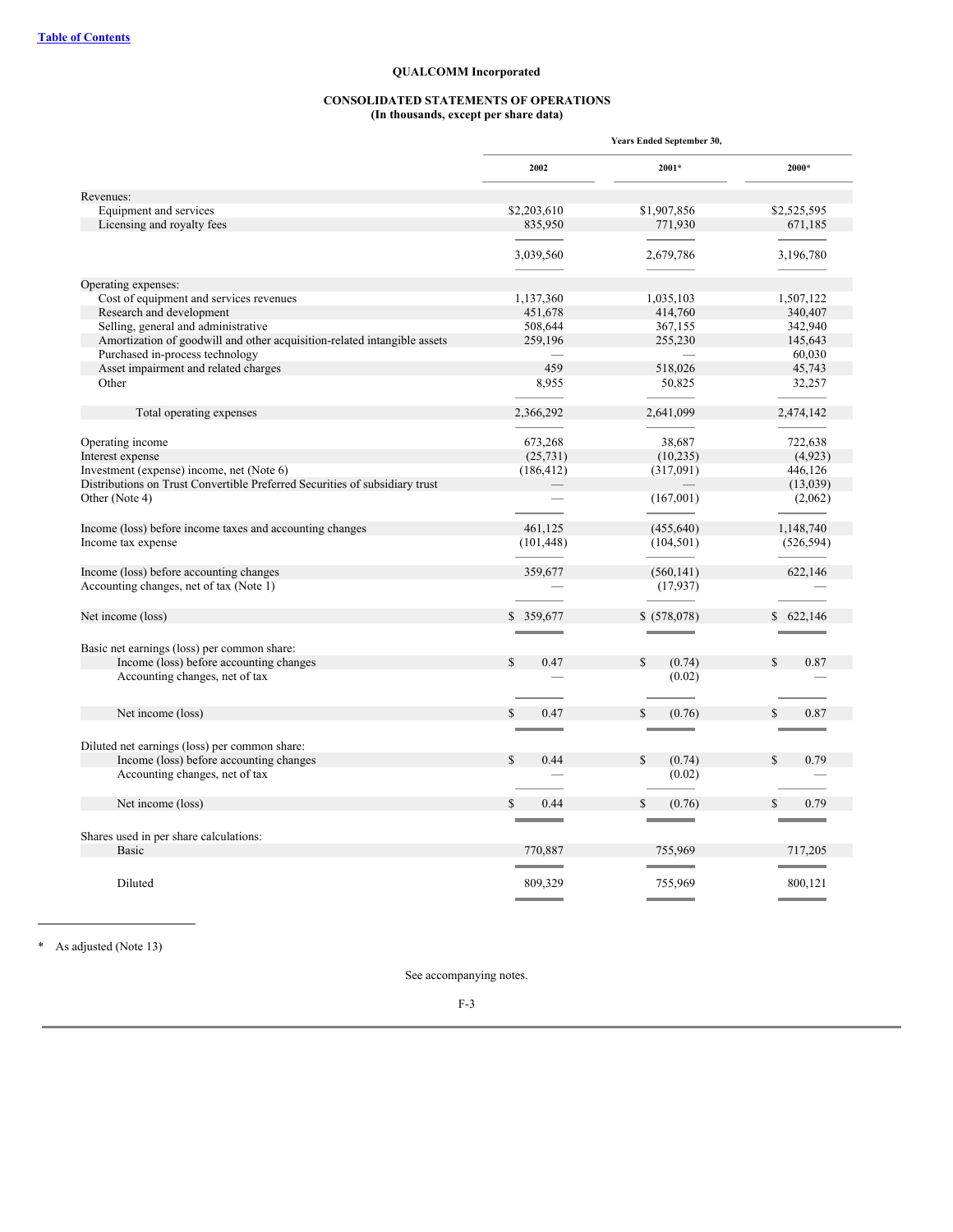[Table of Contents](#)

**QUALCOMM Incorporated**

**CONSOLIDATED STATEMENTS OF OPERATIONS**
**(In thousands, except per share data)**

| | Years Ended September 30, | | |
|---|---|---|---|
| | 2002 | 2001* | 2000* |
| Revenues: | | | |
| Equipment and services | $2,203,610 | $1,907,856 | $2,525,595 |
| Licensing and royalty fees | 835,950 | 771,930 | 671,185 |
| | 3,039,560 | 2,679,786 | 3,196,780 |
| Operating expenses: | | | |
| Cost of equipment and services revenues | 1,137,360 | 1,035,103 | 1,507,122 |
| Research and development | 451,678 | 414,760 | 340,407 |
| Selling, general and administrative | 508,644 | 367,155 | 342,940 |
| Amortization of goodwill and other acquisition-related intangible assets | 259,196 | 255,230 | 145,643 |
| Purchased in-process technology | — | — | 60,030 |
| Asset impairment and related charges | 459 | 518,026 | 45,743 |
| Other | 8,955 | 50,825 | 32,257 |
| Total operating expenses | 2,366,292 | 2,641,099 | 2,474,142 |
| Operating income | 673,268 | 38,687 | 722,638 |
| Interest expense | (25,731) | (10,235) | (4,923) |
| Investment (expense) income, net (Note 6) | (186,412) | (317,091) | 446,126 |
| Distributions on Trust Convertible Preferred Securities of subsidiary trust | — | — | (13,039) |
| Other (Note 4) | — | (167,001) | (2,062) |
| Income (loss) before income taxes and accounting changes | 461,125 | (455,640) | 1,148,740 |
| Income tax expense | (101,448) | (104,501) | (526,594) |
| Income (loss) before accounting changes | 359,677 | (560,141) | 622,146 |
| Accounting changes, net of tax (Note 1) | — | (17,937) | — |
| Net income (loss) | $ 359,677 | $ (578,078) | $ 622,146 |
| Basic net earnings (loss) per common share: | | | |
| Income (loss) before accounting changes | $ 0.47 | $ (0.74) | $ 0.87 |
| Accounting changes, net of tax | — | (0.02) | — |
| Net income (loss) | $ 0.47 | $ (0.76) | $ 0.87 |
| Diluted net earnings (loss) per common share: | | | |
| Income (loss) before accounting changes | $ 0.44 | $ (0.74) | $ 0.79 |
| Accounting changes, net of tax | — | (0.02) | — |
| Net income (loss) | $ 0.44 | $ (0.76) | $ 0.79 |
| Shares used in per share calculations: | | | |
| Basic | 770,887 | 755,969 | 717,205 |
| Diluted | 809,329 | 755,969 | 800,121 |

* As adjusted (Note 13)

See accompanying notes.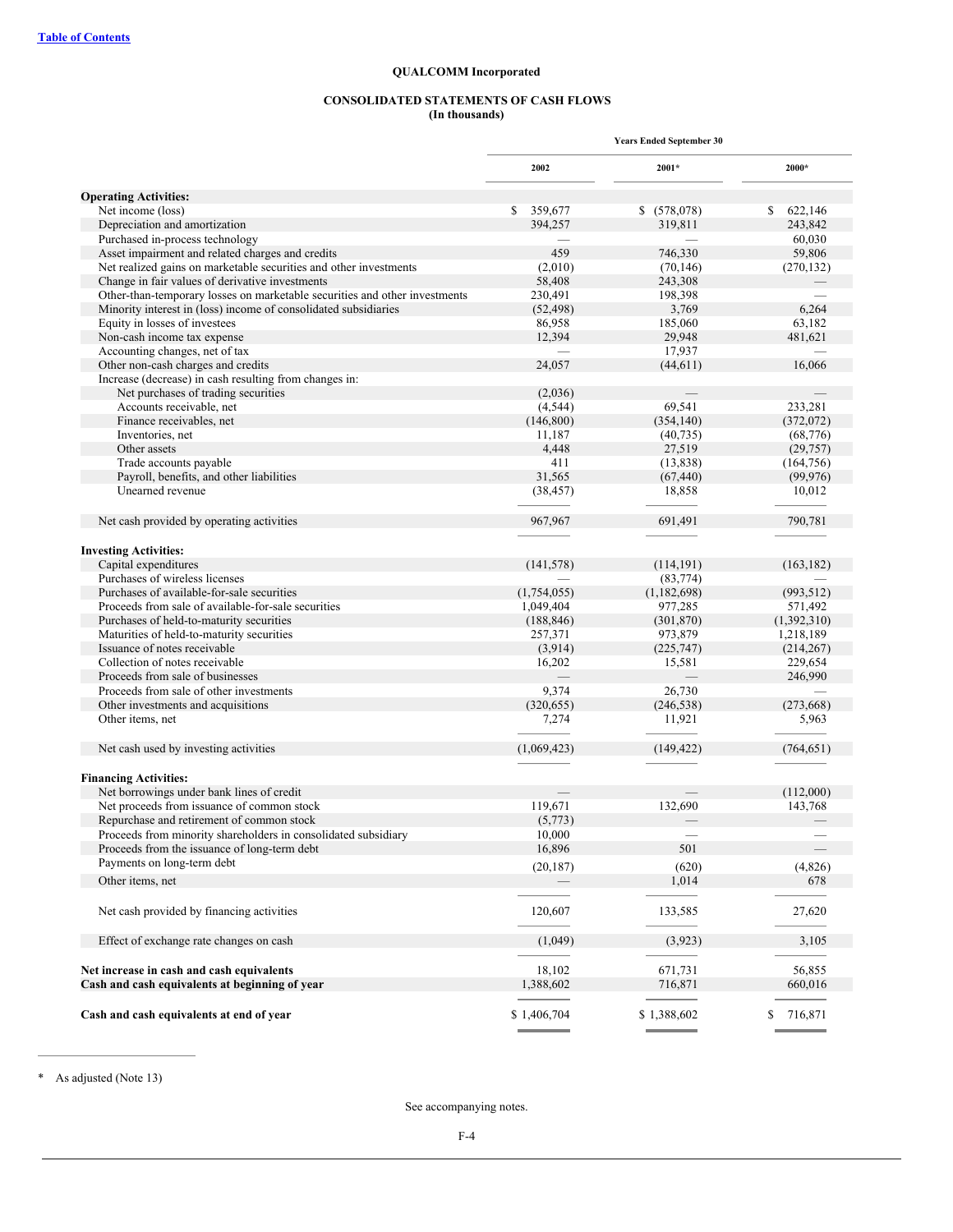[Table of Contents](#)

**QUALCOMM Incorporated**

**CONSOLIDATED STATEMENTS OF CASH FLOWS**
**(In thousands)**

| | Years Ended September 30 | | |
|---|---|---|---|
| | **2002** | **2001*** | **2000*** |
| **Operating Activities:** | | | |
| Net income (loss) | $ 359,677 | $ (578,078) | $ 622,146 |
| Depreciation and amortization | 394,257 | 319,811 | 243,842 |
| Purchased in-process technology | — | — | 60,030 |
| Asset impairment and related charges and credits | 459 | 746,330 | 59,806 |
| Net realized gains on marketable securities and other investments | (2,010) | (70,146) | (270,132) |
| Change in fair values of derivative investments | 58,408 | 243,308 | — |
| Other-than-temporary losses on marketable securities and other investments | 230,491 | 198,398 | — |
| Minority interest in (loss) income of consolidated subsidiaries | (52,498) | 3,769 | 6,264 |
| Equity in losses of investees | 86,958 | 185,060 | 63,182 |
| Non-cash income tax expense | 12,394 | 29,948 | 481,621 |
| Accounting changes, net of tax | — | 17,937 | — |
| Other non-cash charges and credits | 24,057 | (44,611) | 16,066 |
| Increase (decrease) in cash resulting from changes in: | | | |
| Net purchases of trading securities | (2,036) | — | — |
| Accounts receivable, net | (4,544) | 69,541 | 233,281 |
| Finance receivables, net | (146,800) | (354,140) | (372,072) |
| Inventories, net | 11,187 | (40,735) | (68,776) |
| Other assets | 4,448 | 27,519 | (29,757) |
| Trade accounts payable | 411 | (13,838) | (164,756) |
| Payroll, benefits, and other liabilities | 31,565 | (67,440) | (99,976) |
| Unearned revenue | (38,457) | 18,858 | 10,012 |
| Net cash provided by operating activities | 967,967 | 691,491 | 790,781 |
| **Investing Activities:** | | | |
| Capital expenditures | (141,578) | (114,191) | (163,182) |
| Purchases of wireless licenses | — | (83,774) | — |
| Purchases of available-for-sale securities | (1,754,055) | (1,182,698) | (993,512) |
| Proceeds from sale of available-for-sale securities | 1,049,404 | 977,285 | 571,492 |
| Purchases of held-to-maturity securities | (188,846) | (301,870) | (1,392,310) |
| Maturities of held-to-maturity securities | 257,371 | 973,879 | 1,218,189 |
| Issuance of notes receivable | (3,914) | (225,747) | (214,267) |
| Collection of notes receivable | 16,202 | 15,581 | 229,654 |
| Proceeds from sale of businesses | — | — | 246,990 |
| Proceeds from sale of other investments | 9,374 | 26,730 | — |
| Other investments and acquisitions | (320,655) | (246,538) | (273,668) |
| Other items, net | 7,274 | 11,921 | 5,963 |
| Net cash used by investing activities | (1,069,423) | (149,422) | (764,651) |
| **Financing Activities:** | | | |
| Net borrowings under bank lines of credit | — | — | (112,000) |
| Net proceeds from issuance of common stock | 119,671 | 132,690 | 143,768 |
| Repurchase and retirement of common stock | (5,773) | — | — |
| Proceeds from minority shareholders in consolidated subsidiary | 10,000 | — | — |
| Proceeds from the issuance of long-term debt | 16,896 | 501 | — |
| Payments on long-term debt | (20,187) | (620) | (4,826) |
| Other items, net | — | 1,014 | 678 |
| Net cash provided by financing activities | 120,607 | 133,585 | 27,620 |
| Effect of exchange rate changes on cash | (1,049) | (3,923) | 3,105 |
| **Net increase in cash and cash equivalents** | 18,102 | 671,731 | 56,855 |
| **Cash and cash equivalents at beginning of year** | 1,388,602 | 716,871 | 660,016 |
| **Cash and cash equivalents at end of year** | $ 1,406,704 | $ 1,388,602 | $ 716,871 |

\* As adjusted (Note 13)

See accompanying notes.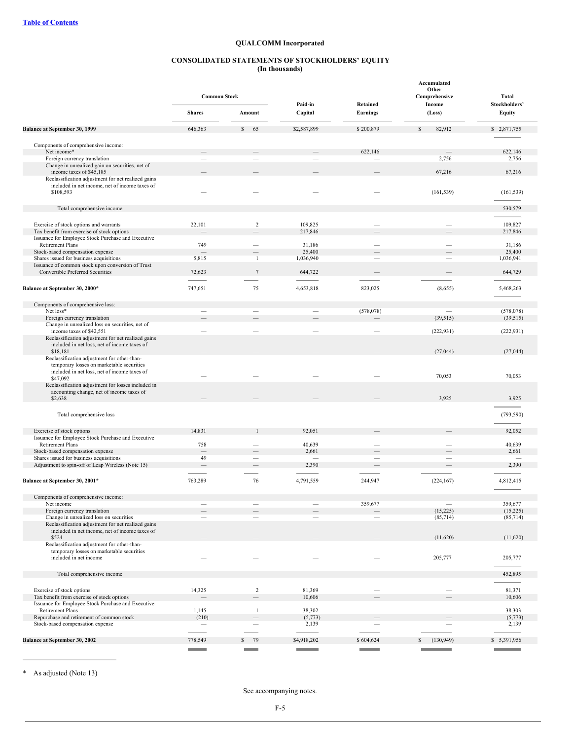[Table of Contents](#)

# QUALCOMM Incorporated

## CONSOLIDATED STATEMENTS OF STOCKHOLDERS' EQUITY
### (In thousands)

| | Common Stock | | Paid-in Capital | Retained Earnings | Accumulated Other Comprehensive Income (Loss) | Total Stockholders' Equity |
|---|---|---|---|---|---|---|
| | Shares | Amount | | | | |
| **Balance at September 30, 1999** | 646,363 | $ 65 | $2,587,899 | $ 200,879 | $ 82,912 | $ 2,871,755 |
| Components of comprehensive income: | | | | | | |
| Net income* | — | — | — | 622,146 | — | 622,146 |
| Foreign currency translation | — | — | — | — | 2,756 | 2,756 |
| Change in unrealized gain on securities, net of income taxes of $45,185 | — | — | — | — | 67,216 | 67,216 |
| Reclassification adjustment for net realized gains included in net income, net of income taxes of $108,593 | — | — | — | — | (161,539) | (161,539) |
| Total comprehensive income | | | | | | 530,579 |
| Exercise of stock options and warrants | 22,101 | 2 | 109,825 | — | — | 109,827 |
| Tax benefit from exercise of stock options | — | — | 217,846 | — | — | 217,846 |
| Issuance for Employee Stock Purchase and Executive Retirement Plans | 749 | — | 31,186 | — | — | 31,186 |
| Stock-based compensation expense | — | — | 25,400 | — | — | 25,400 |
| Shares issued for business acquisitions | 5,815 | 1 | 1,036,940 | — | — | 1,036,941 |
| Issuance of common stock upon conversion of Trust Convertible Preferred Securities | 72,623 | 7 | 644,722 | — | — | 644,729 |
| **Balance at September 30, 2000*** | 747,651 | 75 | 4,653,818 | 823,025 | (8,655) | 5,468,263 |
| Components of comprehensive loss: | | | | | | |
| Net loss* | — | — | — | (578,078) | — | (578,078) |
| Foreign currency translation | — | — | — | — | (39,515) | (39,515) |
| Change in unrealized loss on securities, net of income taxes of $42,551 | — | — | — | — | (222,931) | (222,931) |
| Reclassification adjustment for net realized gains included in net loss, net of income taxes of $18,181 | — | — | — | — | (27,044) | (27,044) |
| Reclassification adjustment for other-than-temporary losses on marketable securities included in net loss, net of income taxes of $47,092 | — | — | — | — | 70,053 | 70,053 |
| Reclassification adjustment for losses included in accounting change, net of income taxes of $2,638 | — | — | — | — | 3,925 | 3,925 |
| Total comprehensive loss | | | | | | (793,590) |
| Exercise of stock options | 14,831 | 1 | 92,051 | — | — | 92,052 |
| Issuance for Employee Stock Purchase and Executive Retirement Plans | 758 | — | 40,639 | — | — | 40,639 |
| Stock-based compensation expense | — | — | 2,661 | — | — | 2,661 |
| Shares issued for business acquisitions | 49 | — | — | — | — | — |
| Adjustment to spin-off of Leap Wireless (Note 15) | — | — | 2,390 | — | — | 2,390 |
| **Balance at September 30, 2001*** | 763,289 | 76 | 4,791,559 | 244,947 | (224,167) | 4,812,415 |
| Components of comprehensive income: | | | | | | |
| Net income | — | — | — | 359,677 | — | 359,677 |
| Foreign currency translation | — | — | — | — | (15,225) | (15,225) |
| Change in unrealized loss on securities | — | — | — | — | (85,714) | (85,714) |
| Reclassification adjustment for net realized gains included in net income, net of income taxes of $524 | — | — | — | — | (11,620) | (11,620) |
| Reclassification adjustment for other-than-temporary losses on marketable securities included in net income | — | — | — | — | 205,777 | 205,777 |
| Total comprehensive income | | | | | | 452,895 |
| Exercise of stock options | 14,325 | 2 | 81,369 | — | — | 81,371 |
| Tax benefit from exercise of stock options | — | — | 10,606 | — | — | 10,606 |
| Issuance for Employee Stock Purchase and Executive Retirement Plans | 1,145 | 1 | 38,302 | — | — | 38,303 |
| Repurchase and retirement of common stock | (210) | — | (5,773) | — | — | (5,773) |
| Stock-based compensation expense | — | — | 2,139 | — | — | 2,139 |
| **Balance at September 30, 2002** | 778,549 | $ 79 | $4,918,202 | $ 604,624 | $ (130,949) | $ 5,391,956 |

\* As adjusted (Note 13)

See accompanying notes.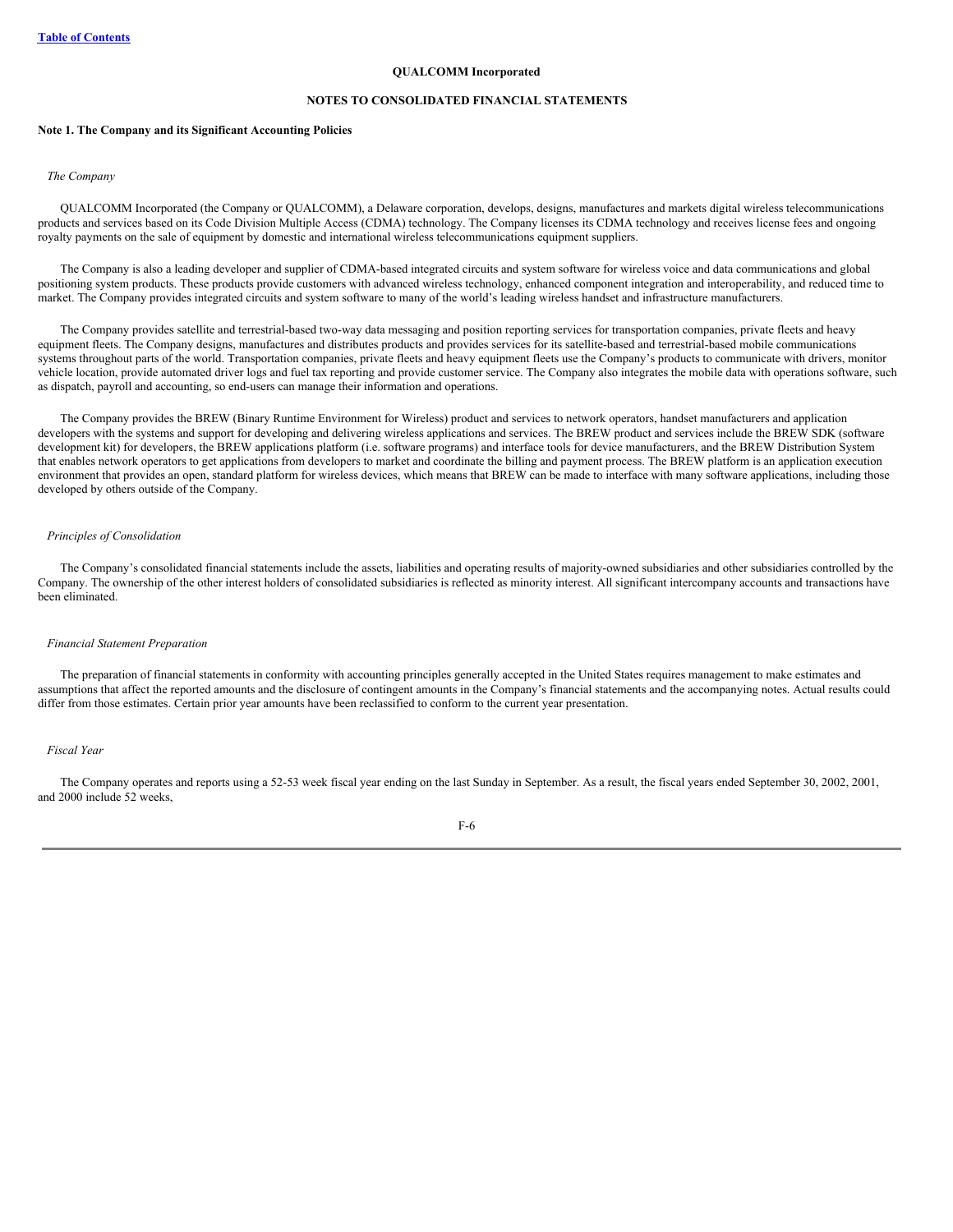**QUALCOMM Incorporated**

**NOTES TO CONSOLIDATED FINANCIAL STATEMENTS**

**Note 1. The Company and its Significant Accounting Policies**

*The Company*

QUALCOMM Incorporated (the Company or QUALCOMM), a Delaware corporation, develops, designs, manufactures and markets digital wireless telecommunications products and services based on its Code Division Multiple Access (CDMA) technology. The Company licenses its CDMA technology and receives license fees and ongoing royalty payments on the sale of equipment by domestic and international wireless telecommunications equipment suppliers.

The Company is also a leading developer and supplier of CDMA-based integrated circuits and system software for wireless voice and data communications and global positioning system products. These products provide customers with advanced wireless technology, enhanced component integration and interoperability, and reduced time to market. The Company provides integrated circuits and system software to many of the world's leading wireless handset and infrastructure manufacturers.

The Company provides satellite and terrestrial-based two-way data messaging and position reporting services for transportation companies, private fleets and heavy equipment fleets. The Company designs, manufactures and distributes products and provides services for its satellite-based and terrestrial-based mobile communications systems throughout parts of the world. Transportation companies, private fleets and heavy equipment fleets use the Company's products to communicate with drivers, monitor vehicle location, provide automated driver logs and fuel tax reporting and provide customer service. The Company also integrates the mobile data with operations software, such as dispatch, payroll and accounting, so end-users can manage their information and operations.

The Company provides the BREW (Binary Runtime Environment for Wireless) product and services to network operators, handset manufacturers and application developers with the systems and support for developing and delivering wireless applications and services. The BREW product and services include the BREW SDK (software development kit) for developers, the BREW applications platform (i.e. software programs) and interface tools for device manufacturers, and the BREW Distribution System that enables network operators to get applications from developers to market and coordinate the billing and payment process. The BREW platform is an application execution environment that provides an open, standard platform for wireless devices, which means that BREW can be made to interface with many software applications, including those developed by others outside of the Company.

*Principles of Consolidation*

The Company's consolidated financial statements include the assets, liabilities and operating results of majority-owned subsidiaries and other subsidiaries controlled by the Company. The ownership of the other interest holders of consolidated subsidiaries is reflected as minority interest. All significant intercompany accounts and transactions have been eliminated.

*Financial Statement Preparation*

The preparation of financial statements in conformity with accounting principles generally accepted in the United States requires management to make estimates and assumptions that affect the reported amounts and the disclosure of contingent amounts in the Company's financial statements and the accompanying notes. Actual results could differ from those estimates. Certain prior year amounts have been reclassified to conform to the current year presentation.

*Fiscal Year*

The Company operates and reports using a 52-53 week fiscal year ending on the last Sunday in September. As a result, the fiscal years ended September 30, 2002, 2001, and 2000 include 52 weeks,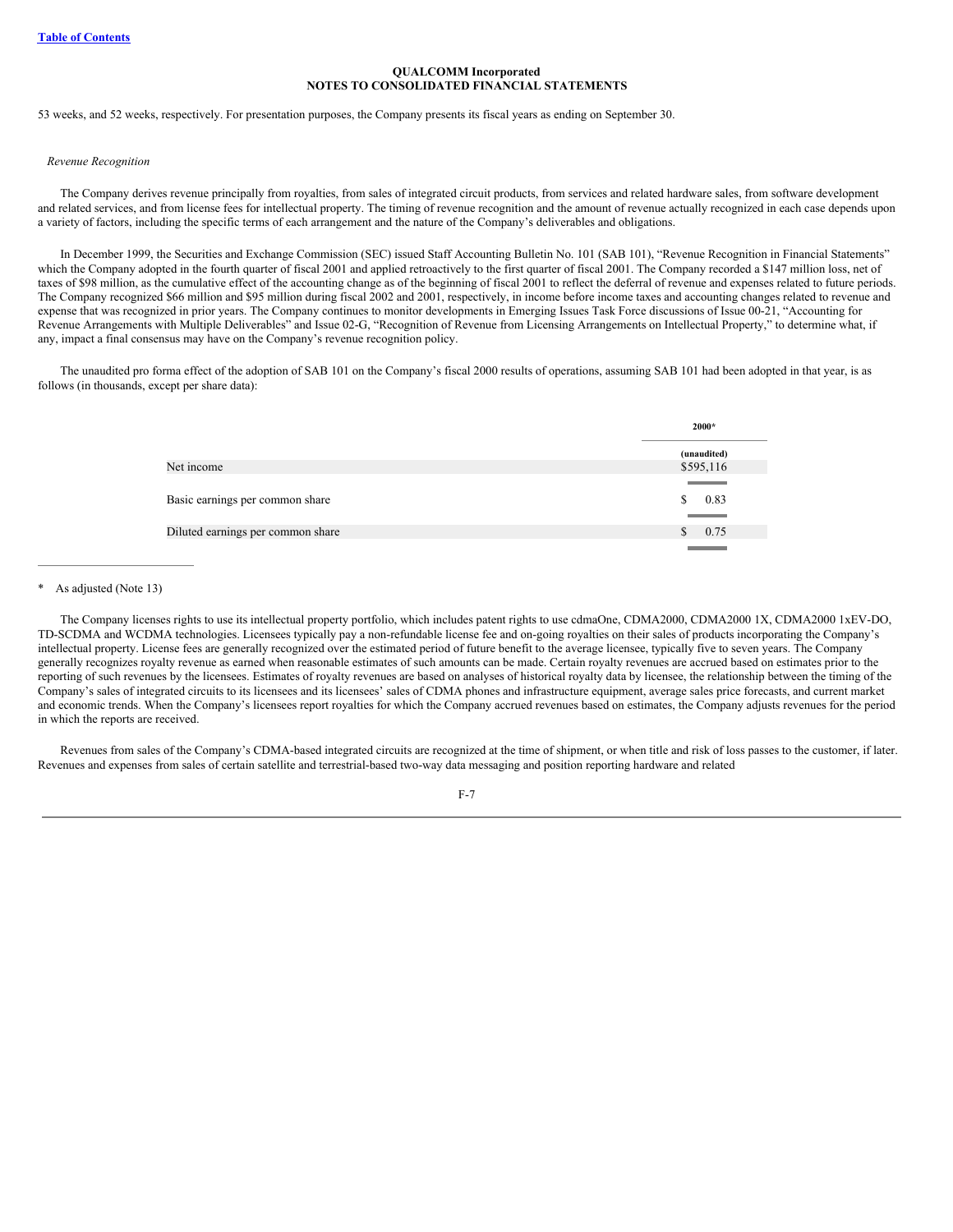53 weeks, and 52 weeks, respectively. For presentation purposes, the Company presents its fiscal years as ending on September 30.

*Revenue Recognition*

The Company derives revenue principally from royalties, from sales of integrated circuit products, from services and related hardware sales, from software development and related services, and from license fees for intellectual property. The timing of revenue recognition and the amount of revenue actually recognized in each case depends upon a variety of factors, including the specific terms of each arrangement and the nature of the Company's deliverables and obligations.

In December 1999, the Securities and Exchange Commission (SEC) issued Staff Accounting Bulletin No. 101 (SAB 101), "Revenue Recognition in Financial Statements" which the Company adopted in the fourth quarter of fiscal 2001 and applied retroactively to the first quarter of fiscal 2001. The Company recorded a $147 million loss, net of taxes of $98 million, as the cumulative effect of the accounting change as of the beginning of fiscal 2001 to reflect the deferral of revenue and expenses related to future periods. The Company recognized $66 million and $95 million during fiscal 2002 and 2001, respectively, in income before income taxes and accounting changes related to revenue and expense that was recognized in prior years. The Company continues to monitor developments in Emerging Issues Task Force discussions of Issue 00-21, "Accounting for Revenue Arrangements with Multiple Deliverables" and Issue 02-G, "Recognition of Revenue from Licensing Arrangements on Intellectual Property," to determine what, if any, impact a final consensus may have on the Company's revenue recognition policy.

The unaudited pro forma effect of the adoption of SAB 101 on the Company's fiscal 2000 results of operations, assuming SAB 101 had been adopted in that year, is as follows (in thousands, except per share data):

| | 2000* |
|---|---|
| | (unaudited) |
| Net income | $595,116 |
| Basic earnings per common share | $ 0.83 |
| Diluted earnings per common share | $ 0.75 |

\* As adjusted (Note 13)

The Company licenses rights to use its intellectual property portfolio, which includes patent rights to use cdmaOne, CDMA2000, CDMA2000 1X, CDMA2000 1xEV-DO, TD-SCDMA and WCDMA technologies. Licensees typically pay a non-refundable license fee and on-going royalties on their sales of products incorporating the Company's intellectual property. License fees are generally recognized over the estimated period of future benefit to the average licensee, typically five to seven years. The Company generally recognizes royalty revenue as earned when reasonable estimates of such amounts can be made. Certain royalty revenues are accrued based on estimates prior to the reporting of such revenues by the licensees. Estimates of royalty revenues are based on analyses of historical royalty data by licensee, the relationship between the timing of the Company's sales of integrated circuits to its licensees and its licensees' sales of CDMA phones and infrastructure equipment, average sales price forecasts, and current market and economic trends. When the Company's licensees report royalties for which the Company accrued revenues based on estimates, the Company adjusts revenues for the period in which the reports are received.

Revenues from sales of the Company's CDMA-based integrated circuits are recognized at the time of shipment, or when title and risk of loss passes to the customer, if later. Revenues and expenses from sales of certain satellite and terrestrial-based two-way data messaging and position reporting hardware and related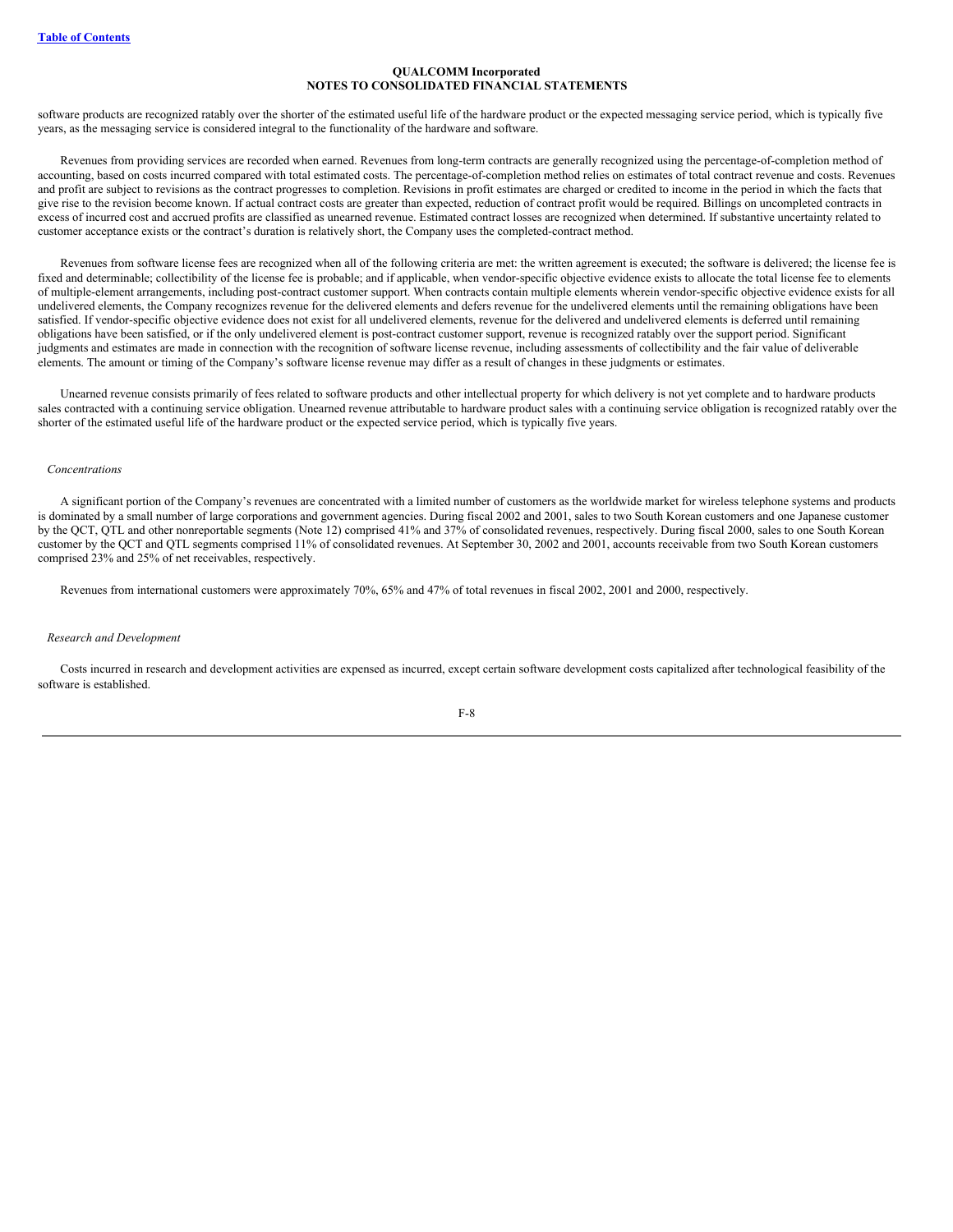**QUALCOMM Incorporated**
**NOTES TO CONSOLIDATED FINANCIAL STATEMENTS**

software products are recognized ratably over the shorter of the estimated useful life of the hardware product or the expected messaging service period, which is typically five years, as the messaging service is considered integral to the functionality of the hardware and software.

Revenues from providing services are recorded when earned. Revenues from long-term contracts are generally recognized using the percentage-of-completion method of accounting, based on costs incurred compared with total estimated costs. The percentage-of-completion method relies on estimates of total contract revenue and costs. Revenues and profit are subject to revisions as the contract progresses to completion. Revisions in profit estimates are charged or credited to income in the period in which the facts that give rise to the revision become known. If actual contract costs are greater than expected, reduction of contract profit would be required. Billings on uncompleted contracts in excess of incurred cost and accrued profits are classified as unearned revenue. Estimated contract losses are recognized when determined. If substantive uncertainty related to customer acceptance exists or the contract's duration is relatively short, the Company uses the completed-contract method.

Revenues from software license fees are recognized when all of the following criteria are met: the written agreement is executed; the software is delivered; the license fee is fixed and determinable; collectibility of the license fee is probable; and if applicable, when vendor-specific objective evidence exists to allocate the total license fee to elements of multiple-element arrangements, including post-contract customer support. When contracts contain multiple elements wherein vendor-specific objective evidence exists for all undelivered elements, the Company recognizes revenue for the delivered elements and defers revenue for the undelivered elements until the remaining obligations have been satisfied. If vendor-specific objective evidence does not exist for all undelivered elements, revenue for the delivered and undelivered elements is deferred until remaining obligations have been satisfied, or if the only undelivered element is post-contract customer support, revenue is recognized ratably over the support period. Significant judgments and estimates are made in connection with the recognition of software license revenue, including assessments of collectibility and the fair value of deliverable elements. The amount or timing of the Company's software license revenue may differ as a result of changes in these judgments or estimates.

Unearned revenue consists primarily of fees related to software products and other intellectual property for which delivery is not yet complete and to hardware products sales contracted with a continuing service obligation. Unearned revenue attributable to hardware product sales with a continuing service obligation is recognized ratably over the shorter of the estimated useful life of the hardware product or the expected service period, which is typically five years.

*Concentrations*

A significant portion of the Company's revenues are concentrated with a limited number of customers as the worldwide market for wireless telephone systems and products is dominated by a small number of large corporations and government agencies. During fiscal 2002 and 2001, sales to two South Korean customers and one Japanese customer by the QCT, QTL and other nonreportable segments (Note 12) comprised 41% and 37% of consolidated revenues, respectively. During fiscal 2000, sales to one South Korean customer by the QCT and QTL segments comprised 11% of consolidated revenues. At September 30, 2002 and 2001, accounts receivable from two South Korean customers comprised 23% and 25% of net receivables, respectively.

Revenues from international customers were approximately 70%, 65% and 47% of total revenues in fiscal 2002, 2001 and 2000, respectively.

*Research and Development*

Costs incurred in research and development activities are expensed as incurred, except certain software development costs capitalized after technological feasibility of the software is established.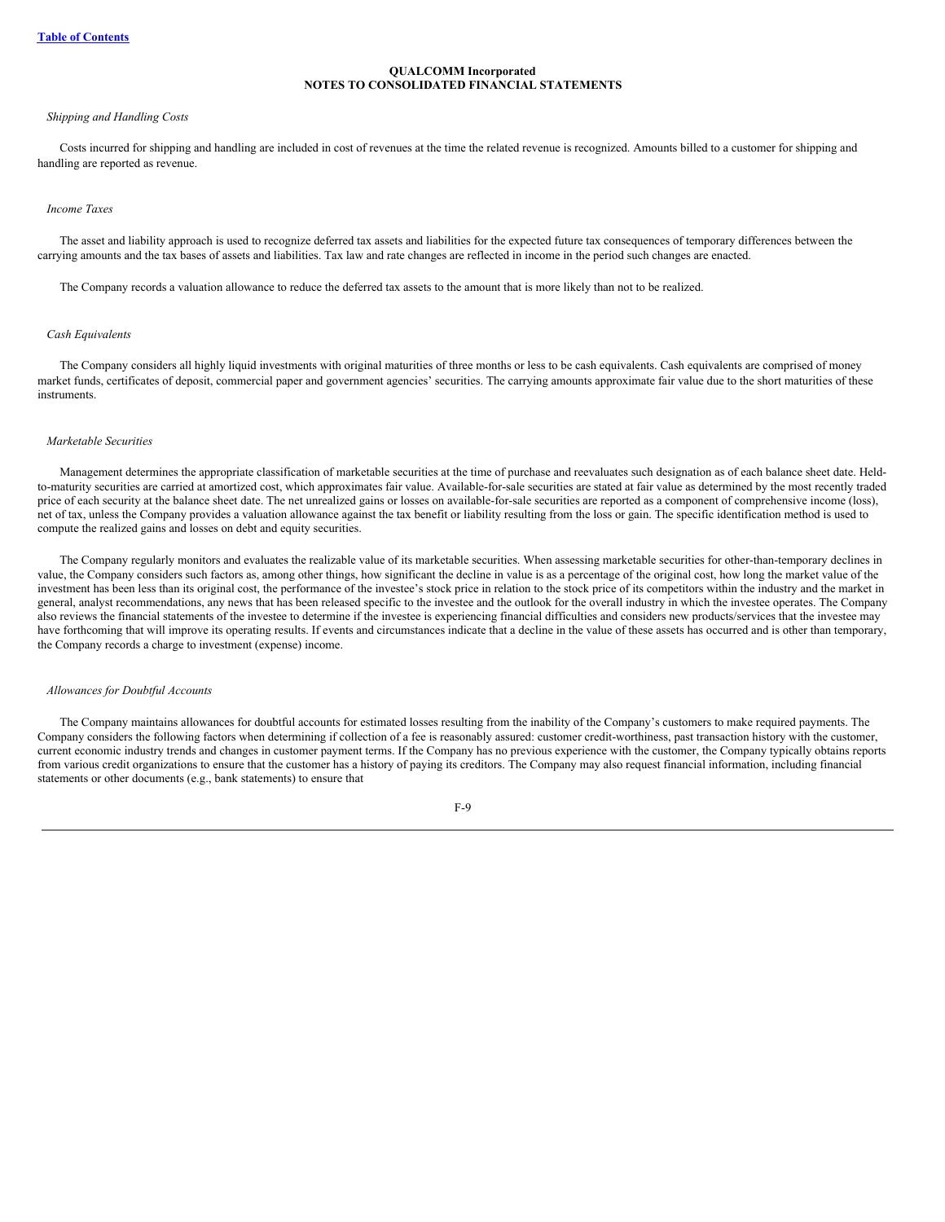**QUALCOMM Incorporated**
**NOTES TO CONSOLIDATED FINANCIAL STATEMENTS**

*Shipping and Handling Costs*

Costs incurred for shipping and handling are included in cost of revenues at the time the related revenue is recognized. Amounts billed to a customer for shipping and handling are reported as revenue.

*Income Taxes*

The asset and liability approach is used to recognize deferred tax assets and liabilities for the expected future tax consequences of temporary differences between the carrying amounts and the tax bases of assets and liabilities. Tax law and rate changes are reflected in income in the period such changes are enacted.

The Company records a valuation allowance to reduce the deferred tax assets to the amount that is more likely than not to be realized.

*Cash Equivalents*

The Company considers all highly liquid investments with original maturities of three months or less to be cash equivalents. Cash equivalents are comprised of money market funds, certificates of deposit, commercial paper and government agencies' securities. The carrying amounts approximate fair value due to the short maturities of these instruments.

*Marketable Securities*

Management determines the appropriate classification of marketable securities at the time of purchase and reevaluates such designation as of each balance sheet date. Held-to-maturity securities are carried at amortized cost, which approximates fair value. Available-for-sale securities are stated at fair value as determined by the most recently traded price of each security at the balance sheet date. The net unrealized gains or losses on available-for-sale securities are reported as a component of comprehensive income (loss), net of tax, unless the Company provides a valuation allowance against the tax benefit or liability resulting from the loss or gain. The specific identification method is used to compute the realized gains and losses on debt and equity securities.

The Company regularly monitors and evaluates the realizable value of its marketable securities. When assessing marketable securities for other-than-temporary declines in value, the Company considers such factors as, among other things, how significant the decline in value is as a percentage of the original cost, how long the market value of the investment has been less than its original cost, the performance of the investee's stock price in relation to the stock price of its competitors within the industry and the market in general, analyst recommendations, any news that has been released specific to the investee and the outlook for the overall industry in which the investee operates. The Company also reviews the financial statements of the investee to determine if the investee is experiencing financial difficulties and considers new products/services that the investee may have forthcoming that will improve its operating results. If events and circumstances indicate that a decline in the value of these assets has occurred and is other than temporary, the Company records a charge to investment (expense) income.

*Allowances for Doubtful Accounts*

The Company maintains allowances for doubtful accounts for estimated losses resulting from the inability of the Company's customers to make required payments. The Company considers the following factors when determining if collection of a fee is reasonably assured: customer credit-worthiness, past transaction history with the customer, current economic industry trends and changes in customer payment terms. If the Company has no previous experience with the customer, the Company typically obtains reports from various credit organizations to ensure that the customer has a history of paying its creditors. The Company may also request financial information, including financial statements or other documents (e.g., bank statements) to ensure that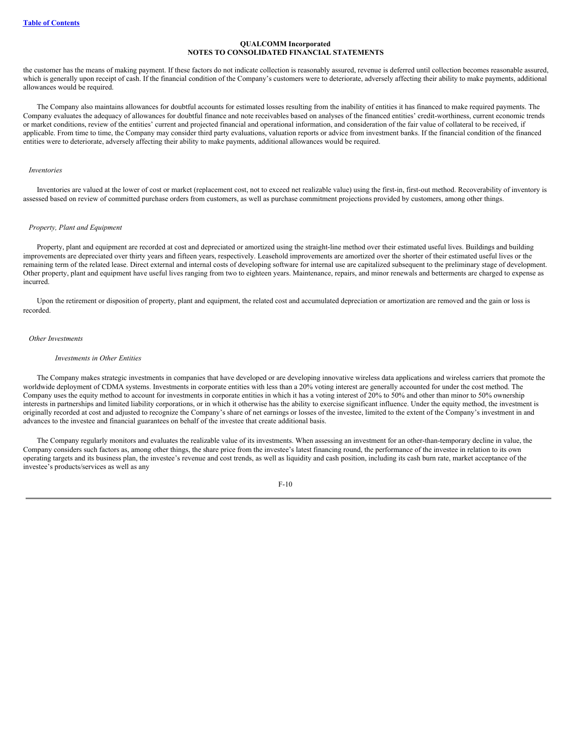**QUALCOMM Incorporated**
**NOTES TO CONSOLIDATED FINANCIAL STATEMENTS**

the customer has the means of making payment. If these factors do not indicate collection is reasonably assured, revenue is deferred until collection becomes reasonable assured, which is generally upon receipt of cash. If the financial condition of the Company's customers were to deteriorate, adversely affecting their ability to make payments, additional allowances would be required.

The Company also maintains allowances for doubtful accounts for estimated losses resulting from the inability of entities it has financed to make required payments. The Company evaluates the adequacy of allowances for doubtful finance and note receivables based on analyses of the financed entities' credit-worthiness, current economic trends or market conditions, review of the entities' current and projected financial and operational information, and consideration of the fair value of collateral to be received, if applicable. From time to time, the Company may consider third party evaluations, valuation reports or advice from investment banks. If the financial condition of the financed entities were to deteriorate, adversely affecting their ability to make payments, additional allowances would be required.

*Inventories*

Inventories are valued at the lower of cost or market (replacement cost, not to exceed net realizable value) using the first-in, first-out method. Recoverability of inventory is assessed based on review of committed purchase orders from customers, as well as purchase commitment projections provided by customers, among other things.

*Property, Plant and Equipment*

Property, plant and equipment are recorded at cost and depreciated or amortized using the straight-line method over their estimated useful lives. Buildings and building improvements are depreciated over thirty years and fifteen years, respectively. Leasehold improvements are amortized over the shorter of their estimated useful lives or the remaining term of the related lease. Direct external and internal costs of developing software for internal use are capitalized subsequent to the preliminary stage of development. Other property, plant and equipment have useful lives ranging from two to eighteen years. Maintenance, repairs, and minor renewals and betterments are charged to expense as incurred.

Upon the retirement or disposition of property, plant and equipment, the related cost and accumulated depreciation or amortization are removed and the gain or loss is recorded.

*Other Investments*

*Investments in Other Entities*

The Company makes strategic investments in companies that have developed or are developing innovative wireless data applications and wireless carriers that promote the worldwide deployment of CDMA systems. Investments in corporate entities with less than a 20% voting interest are generally accounted for under the cost method. The Company uses the equity method to account for investments in corporate entities in which it has a voting interest of 20% to 50% and other than minor to 50% ownership interests in partnerships and limited liability corporations, or in which it otherwise has the ability to exercise significant influence. Under the equity method, the investment is originally recorded at cost and adjusted to recognize the Company's share of net earnings or losses of the investee, limited to the extent of the Company's investment in and advances to the investee and financial guarantees on behalf of the investee that create additional basis.

The Company regularly monitors and evaluates the realizable value of its investments. When assessing an investment for an other-than-temporary decline in value, the Company considers such factors as, among other things, the share price from the investee's latest financing round, the performance of the investee in relation to its own operating targets and its business plan, the investee's revenue and cost trends, as well as liquidity and cash position, including its cash burn rate, market acceptance of the investee's products/services as well as any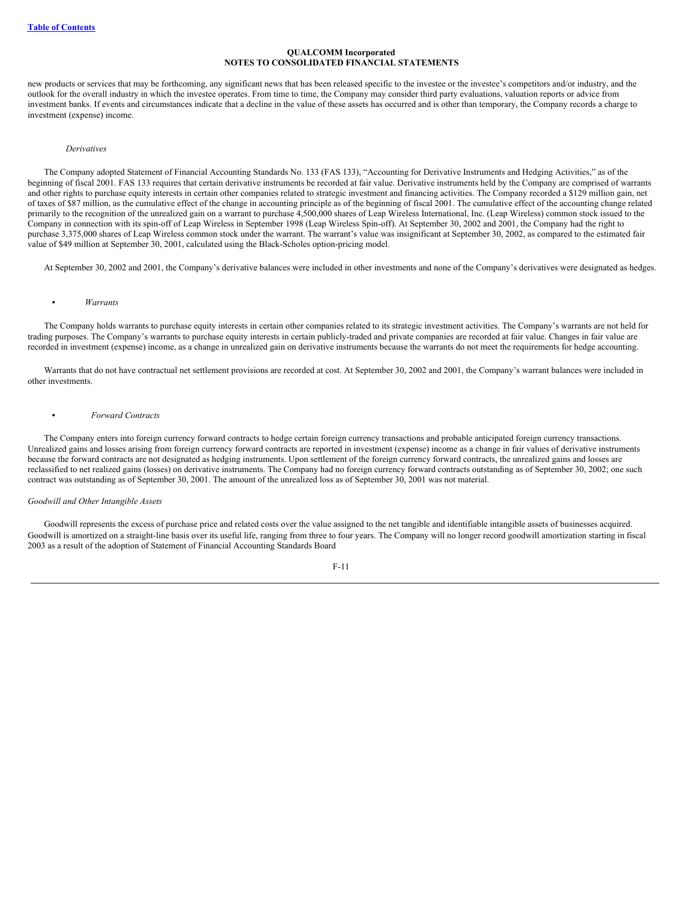new products or services that may be forthcoming, any significant news that has been released specific to the investee or the investee's competitors and/or industry, and the outlook for the overall industry in which the investee operates. From time to time, the Company may consider third party evaluations, valuation reports or advice from investment banks. If events and circumstances indicate that a decline in the value of these assets has occurred and is other than temporary, the Company records a charge to investment (expense) income.

*Derivatives*

The Company adopted Statement of Financial Accounting Standards No. 133 (FAS 133), "Accounting for Derivative Instruments and Hedging Activities," as of the beginning of fiscal 2001. FAS 133 requires that certain derivative instruments be recorded at fair value. Derivative instruments held by the Company are comprised of warrants and other rights to purchase equity interests in certain other companies related to strategic investment and financing activities. The Company recorded a $129 million gain, net of taxes of $87 million, as the cumulative effect of the change in accounting principle as of the beginning of fiscal 2001. The cumulative effect of the accounting change related primarily to the recognition of the unrealized gain on a warrant to purchase 4,500,000 shares of Leap Wireless International, Inc. (Leap Wireless) common stock issued to the Company in connection with its spin-off of Leap Wireless in September 1998 (Leap Wireless Spin-off). At September 30, 2002 and 2001, the Company had the right to purchase 3,375,000 shares of Leap Wireless common stock under the warrant. The warrant's value was insignificant at September 30, 2002, as compared to the estimated fair value of $49 million at September 30, 2001, calculated using the Black-Scholes option-pricing model.

At September 30, 2002 and 2001, the Company's derivative balances were included in other investments and none of the Company's derivatives were designated as hedges.

- *Warrants*

The Company holds warrants to purchase equity interests in certain other companies related to its strategic investment activities. The Company's warrants are not held for trading purposes. The Company's warrants to purchase equity interests in certain publicly-traded and private companies are recorded at fair value. Changes in fair value are recorded in investment (expense) income, as a change in unrealized gain on derivative instruments because the warrants do not meet the requirements for hedge accounting.

Warrants that do not have contractual net settlement provisions are recorded at cost. At September 30, 2002 and 2001, the Company's warrant balances were included in other investments.

- *Forward Contracts*

The Company enters into foreign currency forward contracts to hedge certain foreign currency transactions and probable anticipated foreign currency transactions. Unrealized gains and losses arising from foreign currency forward contracts are reported in investment (expense) income as a change in fair values of derivative instruments because the forward contracts are not designated as hedging instruments. Upon settlement of the foreign currency forward contracts, the unrealized gains and losses are reclassified to net realized gains (losses) on derivative instruments. The Company had no foreign currency forward contracts outstanding as of September 30, 2002; one such contract was outstanding as of September 30, 2001. The amount of the unrealized loss as of September 30, 2001 was not material.

*Goodwill and Other Intangible Assets*

Goodwill represents the excess of purchase price and related costs over the value assigned to the net tangible and identifiable intangible assets of businesses acquired. Goodwill is amortized on a straight-line basis over its useful life, ranging from three to four years. The Company will no longer record goodwill amortization starting in fiscal 2003 as a result of the adoption of Statement of Financial Accounting Standards Board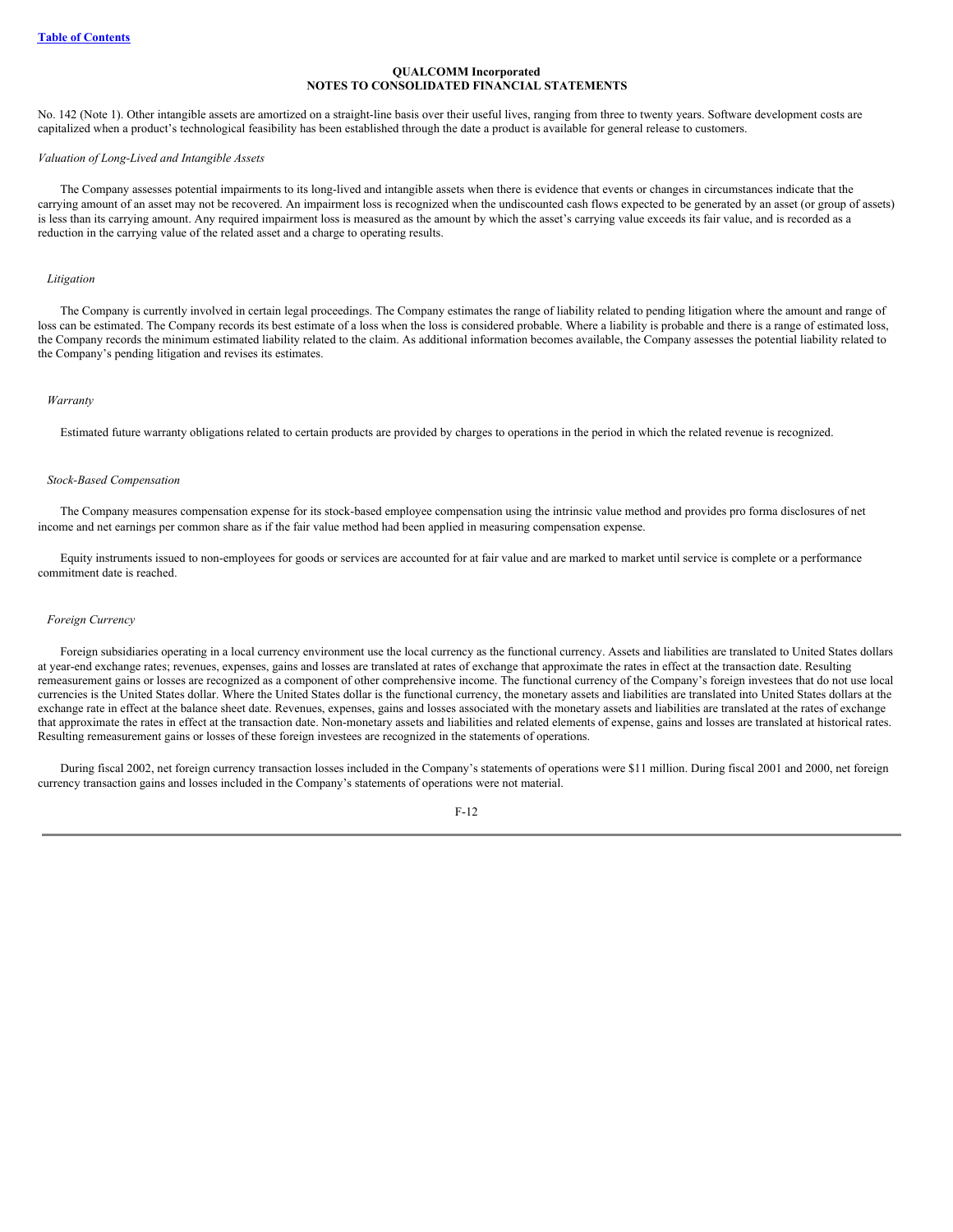**QUALCOMM Incorporated**
**NOTES TO CONSOLIDATED FINANCIAL STATEMENTS**

No. 142 (Note 1). Other intangible assets are amortized on a straight-line basis over their useful lives, ranging from three to twenty years. Software development costs are capitalized when a product's technological feasibility has been established through the date a product is available for general release to customers.

*Valuation of Long-Lived and Intangible Assets*

The Company assesses potential impairments to its long-lived and intangible assets when there is evidence that events or changes in circumstances indicate that the carrying amount of an asset may not be recovered. An impairment loss is recognized when the undiscounted cash flows expected to be generated by an asset (or group of assets) is less than its carrying amount. Any required impairment loss is measured as the amount by which the asset's carrying value exceeds its fair value, and is recorded as a reduction in the carrying value of the related asset and a charge to operating results.

*Litigation*

The Company is currently involved in certain legal proceedings. The Company estimates the range of liability related to pending litigation where the amount and range of loss can be estimated. The Company records its best estimate of a loss when the loss is considered probable. Where a liability is probable and there is a range of estimated loss, the Company records the minimum estimated liability related to the claim. As additional information becomes available, the Company assesses the potential liability related to the Company's pending litigation and revises its estimates.

*Warranty*

Estimated future warranty obligations related to certain products are provided by charges to operations in the period in which the related revenue is recognized.

*Stock-Based Compensation*

The Company measures compensation expense for its stock-based employee compensation using the intrinsic value method and provides pro forma disclosures of net income and net earnings per common share as if the fair value method had been applied in measuring compensation expense.

Equity instruments issued to non-employees for goods or services are accounted for at fair value and are marked to market until service is complete or a performance commitment date is reached.

*Foreign Currency*

Foreign subsidiaries operating in a local currency environment use the local currency as the functional currency. Assets and liabilities are translated to United States dollars at year-end exchange rates; revenues, expenses, gains and losses are translated at rates of exchange that approximate the rates in effect at the transaction date. Resulting remeasurement gains or losses are recognized as a component of other comprehensive income. The functional currency of the Company's foreign investees that do not use local currencies is the United States dollar. Where the United States dollar is the functional currency, the monetary assets and liabilities are translated into United States dollars at the exchange rate in effect at the balance sheet date. Revenues, expenses, gains and losses associated with the monetary assets and liabilities are translated at the rates of exchange that approximate the rates in effect at the transaction date. Non-monetary assets and liabilities and related elements of expense, gains and losses are translated at historical rates. Resulting remeasurement gains or losses of these foreign investees are recognized in the statements of operations.

During fiscal 2002, net foreign currency transaction losses included in the Company's statements of operations were $11 million. During fiscal 2001 and 2000, net foreign currency transaction gains and losses included in the Company's statements of operations were not material.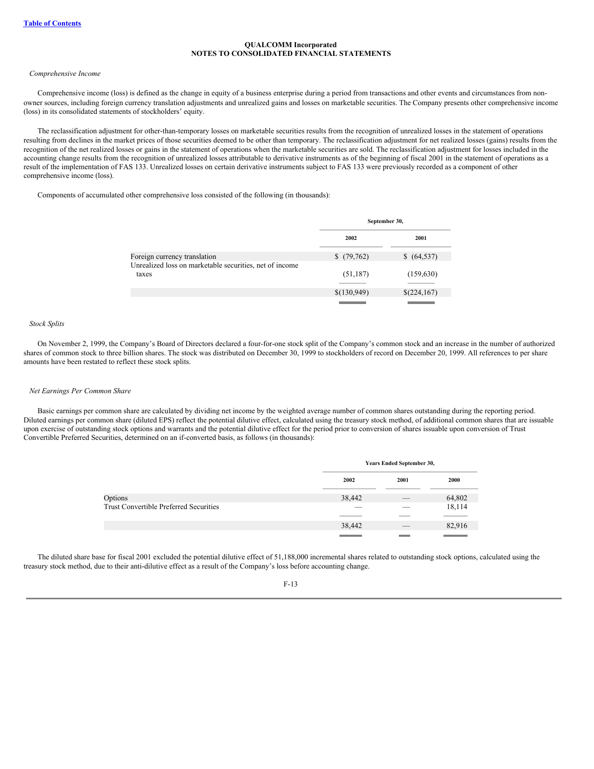**QUALCOMM Incorporated**
**NOTES TO CONSOLIDATED FINANCIAL STATEMENTS**

*Comprehensive Income*

Comprehensive income (loss) is defined as the change in equity of a business enterprise during a period from transactions and other events and circumstances from non-owner sources, including foreign currency translation adjustments and unrealized gains and losses on marketable securities. The Company presents other comprehensive income (loss) in its consolidated statements of stockholders' equity.

The reclassification adjustment for other-than-temporary losses on marketable securities results from the recognition of unrealized losses in the statement of operations resulting from declines in the market prices of those securities deemed to be other than temporary. The reclassification adjustment for net realized losses (gains) results from the recognition of the net realized losses or gains in the statement of operations when the marketable securities are sold. The reclassification adjustment for losses included in the accounting change results from the recognition of unrealized losses attributable to derivative instruments as of the beginning of fiscal 2001 in the statement of operations as a result of the implementation of FAS 133. Unrealized losses on certain derivative instruments subject to FAS 133 were previously recorded as a component of other comprehensive income (loss).

Components of accumulated other comprehensive loss consisted of the following (in thousands):

| | September 30, | |
|---|---|---|
| | 2002 | 2001 |
| Foreign currency translation | $ (79,762) | $ (64,537) |
| Unrealized loss on marketable securities, net of income taxes | (51,187) | (159,630) |
| | $(130,949) | $(224,167) |

*Stock Splits*

On November 2, 1999, the Company's Board of Directors declared a four-for-one stock split of the Company's common stock and an increase in the number of authorized shares of common stock to three billion shares. The stock was distributed on December 30, 1999 to stockholders of record on December 20, 1999. All references to per share amounts have been restated to reflect these stock splits.

*Net Earnings Per Common Share*

Basic earnings per common share are calculated by dividing net income by the weighted average number of common shares outstanding during the reporting period. Diluted earnings per common share (diluted EPS) reflect the potential dilutive effect, calculated using the treasury stock method, of additional common shares that are issuable upon exercise of outstanding stock options and warrants and the potential dilutive effect for the period prior to conversion of shares issuable upon conversion of Trust Convertible Preferred Securities, determined on an if-converted basis, as follows (in thousands):

| | Years Ended September 30, | | |
|---|---|---|---|
| | 2002 | 2001 | 2000 |
| Options | 38,442 | — | 64,802 |
| Trust Convertible Preferred Securities | — | — | 18,114 |
| | 38,442 | — | 82,916 |

The diluted share base for fiscal 2001 excluded the potential dilutive effect of 51,188,000 incremental shares related to outstanding stock options, calculated using the treasury stock method, due to their anti-dilutive effect as a result of the Company's loss before accounting change.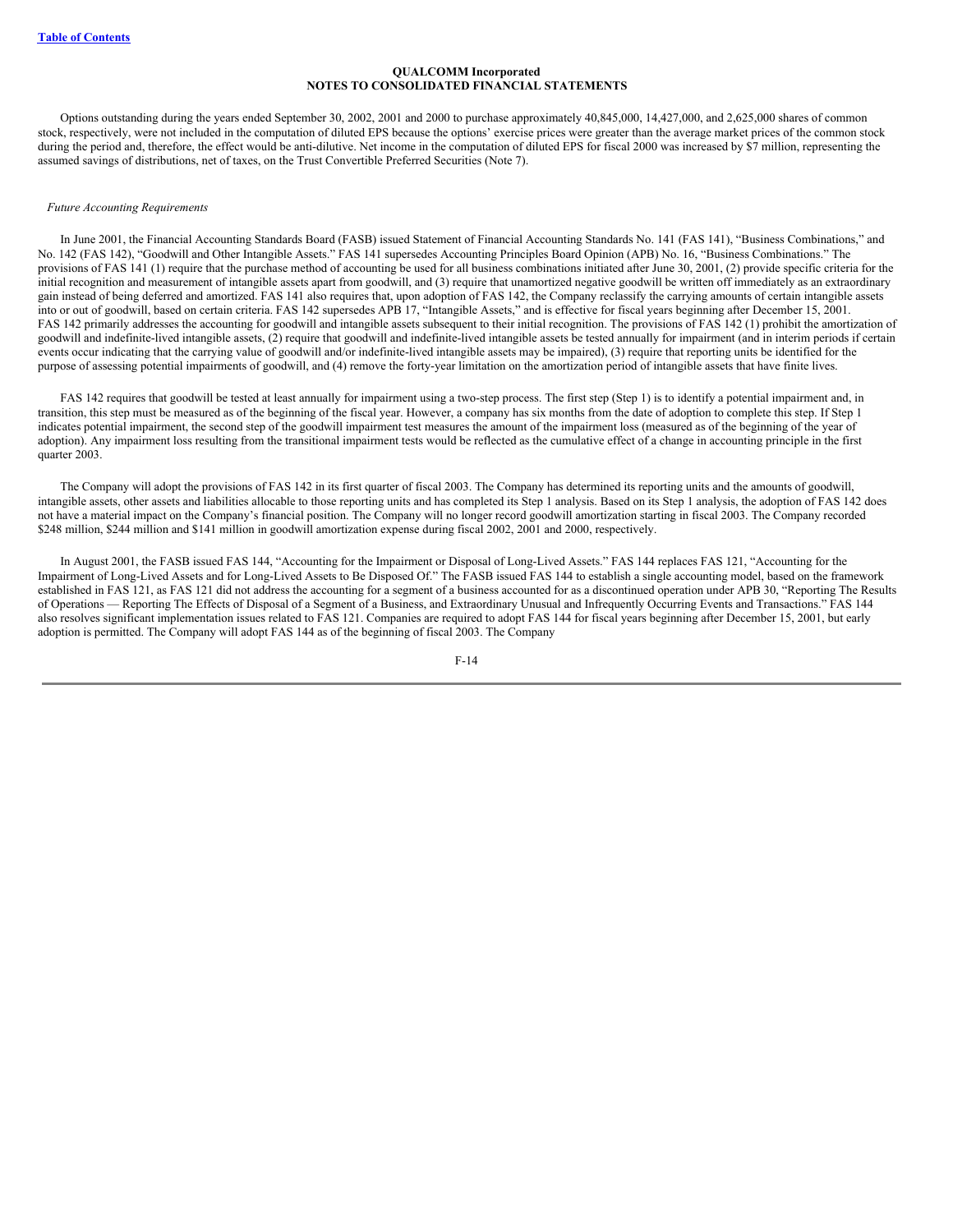**QUALCOMM Incorporated**
**NOTES TO CONSOLIDATED FINANCIAL STATEMENTS**

Options outstanding during the years ended September 30, 2002, 2001 and 2000 to purchase approximately 40,845,000, 14,427,000, and 2,625,000 shares of common stock, respectively, were not included in the computation of diluted EPS because the options' exercise prices were greater than the average market prices of the common stock during the period and, therefore, the effect would be anti-dilutive. Net income in the computation of diluted EPS for fiscal 2000 was increased by $7 million, representing the assumed savings of distributions, net of taxes, on the Trust Convertible Preferred Securities (Note 7).

*Future Accounting Requirements*

In June 2001, the Financial Accounting Standards Board (FASB) issued Statement of Financial Accounting Standards No. 141 (FAS 141), "Business Combinations," and No. 142 (FAS 142), "Goodwill and Other Intangible Assets." FAS 141 supersedes Accounting Principles Board Opinion (APB) No. 16, "Business Combinations." The provisions of FAS 141 (1) require that the purchase method of accounting be used for all business combinations initiated after June 30, 2001, (2) provide specific criteria for the initial recognition and measurement of intangible assets apart from goodwill, and (3) require that unamortized negative goodwill be written off immediately as an extraordinary gain instead of being deferred and amortized. FAS 141 also requires that, upon adoption of FAS 142, the Company reclassify the carrying amounts of certain intangible assets into or out of goodwill, based on certain criteria. FAS 142 supersedes APB 17, "Intangible Assets," and is effective for fiscal years beginning after December 15, 2001. FAS 142 primarily addresses the accounting for goodwill and intangible assets subsequent to their initial recognition. The provisions of FAS 142 (1) prohibit the amortization of goodwill and indefinite-lived intangible assets, (2) require that goodwill and indefinite-lived intangible assets be tested annually for impairment (and in interim periods if certain events occur indicating that the carrying value of goodwill and/or indefinite-lived intangible assets may be impaired), (3) require that reporting units be identified for the purpose of assessing potential impairments of goodwill, and (4) remove the forty-year limitation on the amortization period of intangible assets that have finite lives.

FAS 142 requires that goodwill be tested at least annually for impairment using a two-step process. The first step (Step 1) is to identify a potential impairment and, in transition, this step must be measured as of the beginning of the fiscal year. However, a company has six months from the date of adoption to complete this step. If Step 1 indicates potential impairment, the second step of the goodwill impairment test measures the amount of the impairment loss (measured as of the beginning of the year of adoption). Any impairment loss resulting from the transitional impairment tests would be reflected as the cumulative effect of a change in accounting principle in the first quarter 2003.

The Company will adopt the provisions of FAS 142 in its first quarter of fiscal 2003. The Company has determined its reporting units and the amounts of goodwill, intangible assets, other assets and liabilities allocable to those reporting units and has completed its Step 1 analysis. Based on its Step 1 analysis, the adoption of FAS 142 does not have a material impact on the Company's financial position. The Company will no longer record goodwill amortization starting in fiscal 2003. The Company recorded $248 million, $244 million and $141 million in goodwill amortization expense during fiscal 2002, 2001 and 2000, respectively.

In August 2001, the FASB issued FAS 144, "Accounting for the Impairment or Disposal of Long-Lived Assets." FAS 144 replaces FAS 121, "Accounting for the Impairment of Long-Lived Assets and for Long-Lived Assets to Be Disposed Of." The FASB issued FAS 144 to establish a single accounting model, based on the framework established in FAS 121, as FAS 121 did not address the accounting for a segment of a business accounted for as a discontinued operation under APB 30, "Reporting The Results of Operations — Reporting The Effects of Disposal of a Segment of a Business, and Extraordinary Unusual and Infrequently Occurring Events and Transactions." FAS 144 also resolves significant implementation issues related to FAS 121. Companies are required to adopt FAS 144 for fiscal years beginning after December 15, 2001, but early adoption is permitted. The Company will adopt FAS 144 as of the beginning of fiscal 2003. The Company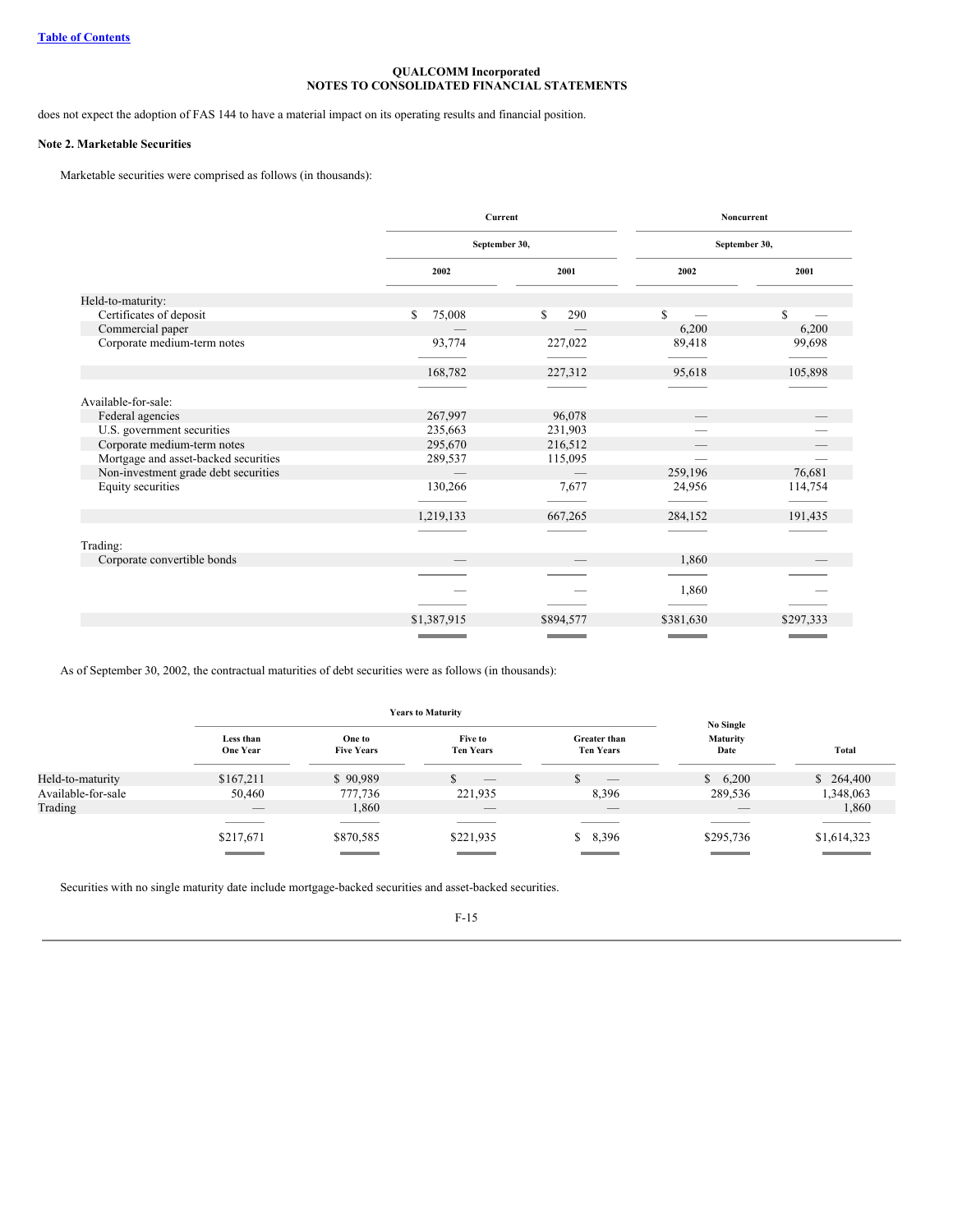does not expect the adoption of FAS 144 to have a material impact on its operating results and financial position.

**Note 2. Marketable Securities**

Marketable securities were comprised as follows (in thousands):

| | Current | | Noncurrent | |
|---|---|---|---|---|
| | September 30, | | September 30, | |
| | 2002 | 2001 | 2002 | 2001 |
| Held-to-maturity: | | | | |
| Certificates of deposit | $ 75,008 | $ 290 | $ — | $ — |
| Commercial paper | — | — | 6,200 | 6,200 |
| Corporate medium-term notes | 93,774 | 227,022 | 89,418 | 99,698 |
| | 168,782 | 227,312 | 95,618 | 105,898 |
| Available-for-sale: | | | | |
| Federal agencies | 267,997 | 96,078 | — | — |
| U.S. government securities | 235,663 | 231,903 | — | — |
| Corporate medium-term notes | 295,670 | 216,512 | — | — |
| Mortgage and asset-backed securities | 289,537 | 115,095 | — | — |
| Non-investment grade debt securities | — | — | 259,196 | 76,681 |
| Equity securities | 130,266 | 7,677 | 24,956 | 114,754 |
| | 1,219,133 | 667,265 | 284,152 | 191,435 |
| Trading: | | | | |
| Corporate convertible bonds | — | — | 1,860 | — |
| | — | — | 1,860 | — |
| | $1,387,915 | $894,577 | $381,630 | $297,333 |

As of September 30, 2002, the contractual maturities of debt securities were as follows (in thousands):

| | Years to Maturity | | | | No Single Maturity Date | Total |
|---|---|---|---|---|---|---|
| | Less than One Year | One to Five Years | Five to Ten Years | Greater than Ten Years | | |
| Held-to-maturity | $167,211 | $ 90,989 | $ — | $ — | $ 6,200 | $ 264,400 |
| Available-for-sale | 50,460 | 777,736 | 221,935 | 8,396 | 289,536 | 1,348,063 |
| Trading | — | 1,860 | — | — | — | 1,860 |
| | $217,671 | $870,585 | $221,935 | $ 8,396 | $295,736 | $1,614,323 |

Securities with no single maturity date include mortgage-backed securities and asset-backed securities.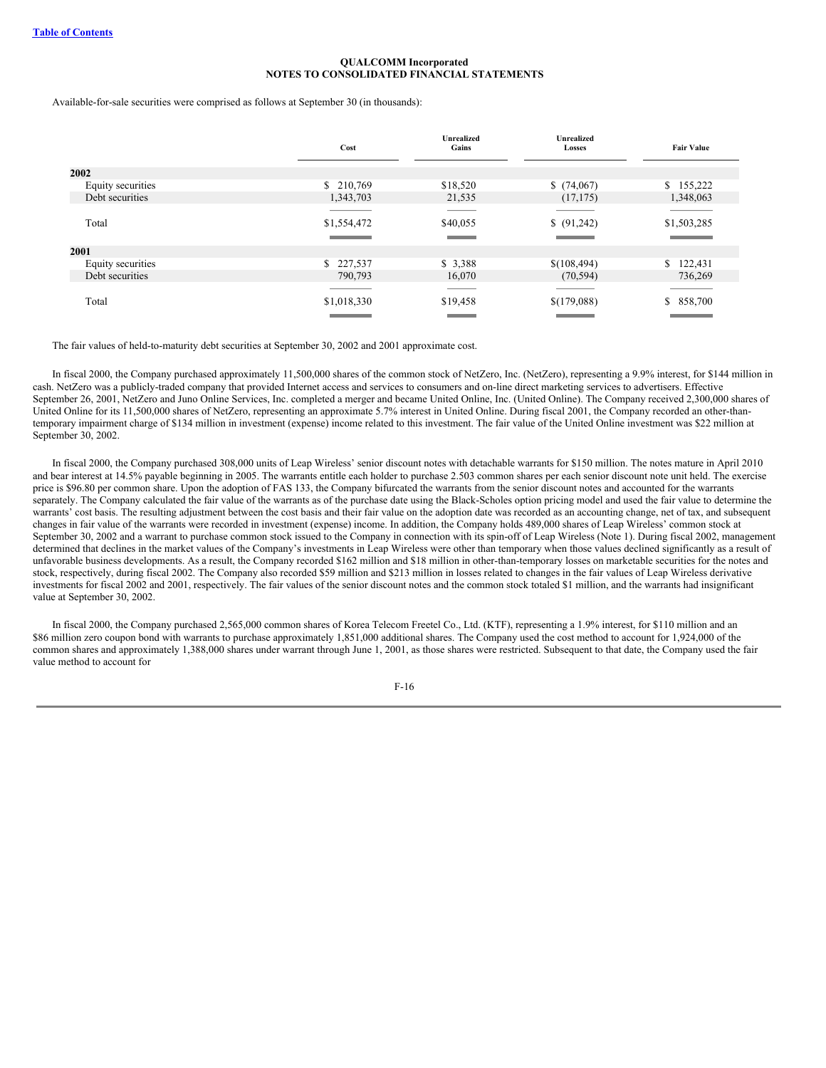QUALCOMM Incorporated
NOTES TO CONSOLIDATED FINANCIAL STATEMENTS

Available-for-sale securities were comprised as follows at September 30 (in thousands):

| | Cost | Unrealized Gains | Unrealized Losses | Fair Value |
|---|---|---|---|---|
| **2002** | | | | |
| Equity securities | $ 210,769 | $18,520 | $ (74,067) | $ 155,222 |
| Debt securities | 1,343,703 | 21,535 | (17,175) | 1,348,063 |
| Total | $1,554,472 | $40,055 | $ (91,242) | $1,503,285 |
| **2001** | | | | |
| Equity securities | $ 227,537 | $ 3,388 | $(108,494) | $ 122,431 |
| Debt securities | 790,793 | 16,070 | (70,594) | 736,269 |
| Total | $1,018,330 | $19,458 | $(179,088) | $ 858,700 |

The fair values of held-to-maturity debt securities at September 30, 2002 and 2001 approximate cost.

In fiscal 2000, the Company purchased approximately 11,500,000 shares of the common stock of NetZero, Inc. (NetZero), representing a 9.9% interest, for $144 million in cash. NetZero was a publicly-traded company that provided Internet access and services to consumers and on-line direct marketing services to advertisers. Effective September 26, 2001, NetZero and Juno Online Services, Inc. completed a merger and became United Online, Inc. (United Online). The Company received 2,300,000 shares of United Online for its 11,500,000 shares of NetZero, representing an approximate 5.7% interest in United Online. During fiscal 2001, the Company recorded an other-than-temporary impairment charge of $134 million in investment (expense) income related to this investment. The fair value of the United Online investment was $22 million at September 30, 2002.

In fiscal 2000, the Company purchased 308,000 units of Leap Wireless' senior discount notes with detachable warrants for $150 million. The notes mature in April 2010 and bear interest at 14.5% payable beginning in 2005. The warrants entitle each holder to purchase 2.503 common shares per each senior discount note unit held. The exercise price is $96.80 per common share. Upon the adoption of FAS 133, the Company bifurcated the warrants from the senior discount notes and accounted for the warrants separately. The Company calculated the fair value of the warrants as of the purchase date using the Black-Scholes option pricing model and used the fair value to determine the warrants' cost basis. The resulting adjustment between the cost basis and their fair value on the adoption date was recorded as an accounting change, net of tax, and subsequent changes in fair value of the warrants were recorded in investment (expense) income. In addition, the Company holds 489,000 shares of Leap Wireless' common stock at September 30, 2002 and a warrant to purchase common stock issued to the Company in connection with its spin-off of Leap Wireless (Note 1). During fiscal 2002, management determined that declines in the market values of the Company's investments in Leap Wireless were other than temporary when those values declined significantly as a result of unfavorable business developments. As a result, the Company recorded $162 million and $18 million in other-than-temporary losses on marketable securities for the notes and stock, respectively, during fiscal 2002. The Company also recorded $59 million and $213 million in losses related to changes in the fair values of Leap Wireless derivative investments for fiscal 2002 and 2001, respectively. The fair values of the senior discount notes and the common stock totaled $1 million, and the warrants had insignificant value at September 30, 2002.

In fiscal 2000, the Company purchased 2,565,000 common shares of Korea Telecom Freetel Co., Ltd. (KTF), representing a 1.9% interest, for $110 million and an $86 million zero coupon bond with warrants to purchase approximately 1,851,000 additional shares. The Company used the cost method to account for 1,924,000 of the common shares and approximately 1,388,000 shares under warrant through June 1, 2001, as those shares were restricted. Subsequent to that date, the Company used the fair value method to account for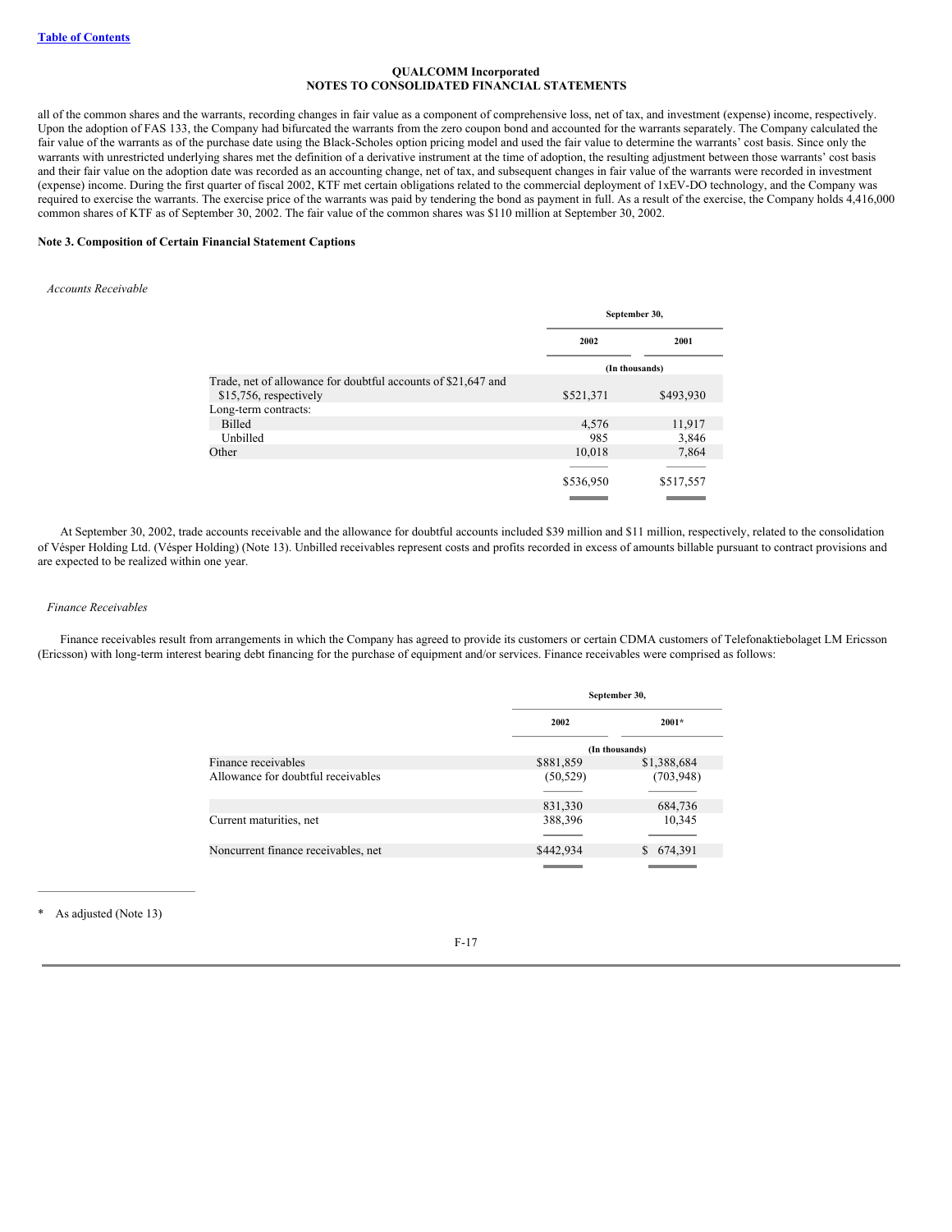all of the common shares and the warrants, recording changes in fair value as a component of comprehensive loss, net of tax, and investment (expense) income, respectively. Upon the adoption of FAS 133, the Company had bifurcated the warrants from the zero coupon bond and accounted for the warrants separately. The Company calculated the fair value of the warrants as of the purchase date using the Black-Scholes option pricing model and used the fair value to determine the warrants' cost basis. Since only the warrants with unrestricted underlying shares met the definition of a derivative instrument at the time of adoption, the resulting adjustment between those warrants' cost basis and their fair value on the adoption date was recorded as an accounting change, net of tax, and subsequent changes in fair value of the warrants were recorded in investment (expense) income. During the first quarter of fiscal 2002, KTF met certain obligations related to the commercial deployment of 1xEV-DO technology, and the Company was required to exercise the warrants. The exercise price of the warrants was paid by tendering the bond as payment in full. As a result of the exercise, the Company holds 4,416,000 common shares of KTF as of September 30, 2002. The fair value of the common shares was $110 million at September 30, 2002.

**Note 3. Composition of Certain Financial Statement Captions**

*Accounts Receivable*

| | September 30, | |
|---|---|---|
| | 2002 | 2001 |
| | (In thousands) | |
| Trade, net of allowance for doubtful accounts of $21,647 and $15,756, respectively | $521,371 | $493,930 |
| Long-term contracts: | | |
| Billed | 4,576 | 11,917 |
| Unbilled | 985 | 3,846 |
| Other | 10,018 | 7,864 |
| | $536,950 | $517,557 |

At September 30, 2002, trade accounts receivable and the allowance for doubtful accounts included $39 million and $11 million, respectively, related to the consolidation of Vésper Holding Ltd. (Vésper Holding) (Note 13). Unbilled receivables represent costs and profits recorded in excess of amounts billable pursuant to contract provisions and are expected to be realized within one year.

*Finance Receivables*

Finance receivables result from arrangements in which the Company has agreed to provide its customers or certain CDMA customers of Telefonaktiebolaget LM Ericsson (Ericsson) with long-term interest bearing debt financing for the purchase of equipment and/or services. Finance receivables were comprised as follows:

| | September 30, | |
|---|---|---|
| | 2002 | 2001* |
| | (In thousands) | |
| Finance receivables | $881,859 | $1,388,684 |
| Allowance for doubtful receivables | (50,529) | (703,948) |
| | 831,330 | 684,736 |
| Current maturities, net | 388,396 | 10,345 |
| Noncurrent finance receivables, net | $442,934 | $ 674,391 |

\* As adjusted (Note 13)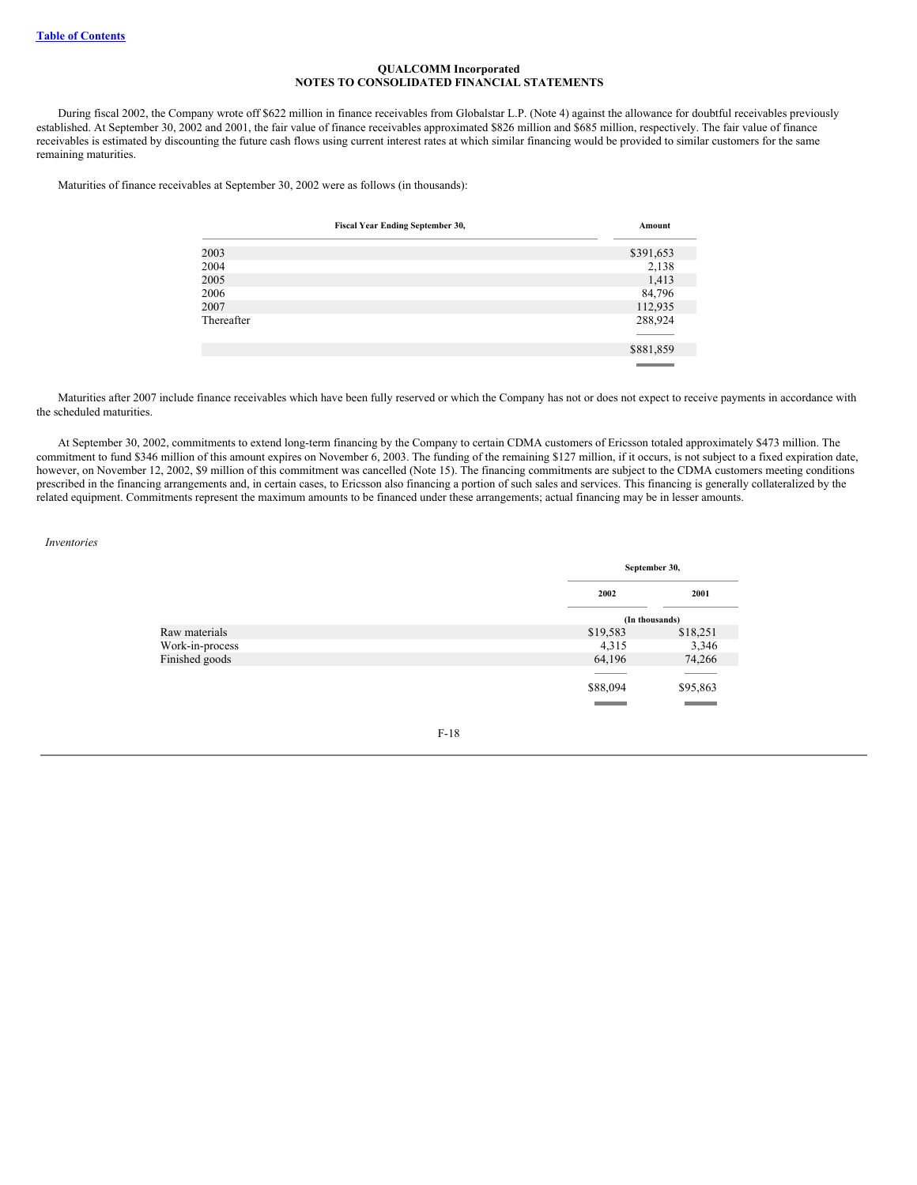**QUALCOMM Incorporated**
**NOTES TO CONSOLIDATED FINANCIAL STATEMENTS**

During fiscal 2002, the Company wrote off $622 million in finance receivables from Globalstar L.P. (Note 4) against the allowance for doubtful receivables previously established. At September 30, 2002 and 2001, the fair value of finance receivables approximated $826 million and $685 million, respectively. The fair value of finance receivables is estimated by discounting the future cash flows using current interest rates at which similar financing would be provided to similar customers for the same remaining maturities.

Maturities of finance receivables at September 30, 2002 were as follows (in thousands):

| Fiscal Year Ending September 30, | Amount |
|---|---|
| 2003 | $391,653 |
| 2004 | 2,138 |
| 2005 | 1,413 |
| 2006 | 84,796 |
| 2007 | 112,935 |
| Thereafter | 288,924 |
| | $881,859 |

Maturities after 2007 include finance receivables which have been fully reserved or which the Company has not or does not expect to receive payments in accordance with the scheduled maturities.

At September 30, 2002, commitments to extend long-term financing by the Company to certain CDMA customers of Ericsson totaled approximately $473 million. The commitment to fund $346 million of this amount expires on November 6, 2003. The funding of the remaining $127 million, if it occurs, is not subject to a fixed expiration date, however, on November 12, 2002, $9 million of this commitment was cancelled (Note 15). The financing commitments are subject to the CDMA customers meeting conditions prescribed in the financing arrangements and, in certain cases, to Ericsson also financing a portion of such sales and services. This financing is generally collateralized by the related equipment. Commitments represent the maximum amounts to be financed under these arrangements; actual financing may be in lesser amounts.

*Inventories*

| | September 30, | |
|---|---|---|
| | 2002 | 2001 |
| | (In thousands) | |
| Raw materials | $19,583 | $18,251 |
| Work-in-process | 4,315 | 3,346 |
| Finished goods | 64,196 | 74,266 |
| | $88,094 | $95,863 |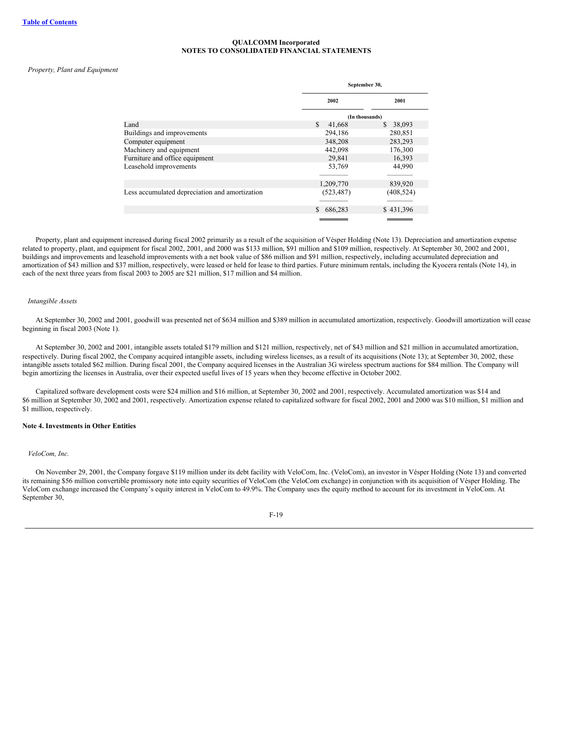QUALCOMM Incorporated
NOTES TO CONSOLIDATED FINANCIAL STATEMENTS

*Property, Plant and Equipment*

| | September 30, | |
|---|---|---|
| | 2002 | 2001 |
| | (In thousands) | |
| Land | $ 41,668 | $ 38,093 |
| Buildings and improvements | 294,186 | 280,851 |
| Computer equipment | 348,208 | 283,293 |
| Machinery and equipment | 442,098 | 176,300 |
| Furniture and office equipment | 29,841 | 16,393 |
| Leasehold improvements | 53,769 | 44,990 |
| | 1,209,770 | 839,920 |
| Less accumulated depreciation and amortization | (523,487) | (408,524) |
| | $ 686,283 | $ 431,396 |

Property, plant and equipment increased during fiscal 2002 primarily as a result of the acquisition of Vésper Holding (Note 13). Depreciation and amortization expense related to property, plant, and equipment for fiscal 2002, 2001, and 2000 was $133 million, $91 million and $109 million, respectively. At September 30, 2002 and 2001, buildings and improvements and leasehold improvements with a net book value of $86 million and $91 million, respectively, including accumulated depreciation and amortization of $43 million and $37 million, respectively, were leased or held for lease to third parties. Future minimum rentals, including the Kyocera rentals (Note 14), in each of the next three years from fiscal 2003 to 2005 are $21 million, $17 million and $4 million.

*Intangible Assets*

At September 30, 2002 and 2001, goodwill was presented net of $634 million and $389 million in accumulated amortization, respectively. Goodwill amortization will cease beginning in fiscal 2003 (Note 1).

At September 30, 2002 and 2001, intangible assets totaled $179 million and $121 million, respectively, net of $43 million and $21 million in accumulated amortization, respectively. During fiscal 2002, the Company acquired intangible assets, including wireless licenses, as a result of its acquisitions (Note 13); at September 30, 2002, these intangible assets totaled $62 million. During fiscal 2001, the Company acquired licenses in the Australian 3G wireless spectrum auctions for $84 million. The Company will begin amortizing the licenses in Australia, over their expected useful lives of 15 years when they become effective in October 2002.

Capitalized software development costs were $24 million and $16 million, at September 30, 2002 and 2001, respectively. Accumulated amortization was $14 and $6 million at September 30, 2002 and 2001, respectively. Amortization expense related to capitalized software for fiscal 2002, 2001 and 2000 was $10 million, $1 million and $1 million, respectively.

**Note 4. Investments in Other Entities**

*VeloCom, Inc.*

On November 29, 2001, the Company forgave $119 million under its debt facility with VeloCom, Inc. (VeloCom), an investor in Vésper Holding (Note 13) and converted its remaining $56 million convertible promissory note into equity securities of VeloCom (the VeloCom exchange) in conjunction with its acquisition of Vésper Holding. The VeloCom exchange increased the Company's equity interest in VeloCom to 49.9%. The Company uses the equity method to account for its investment in VeloCom. At September 30,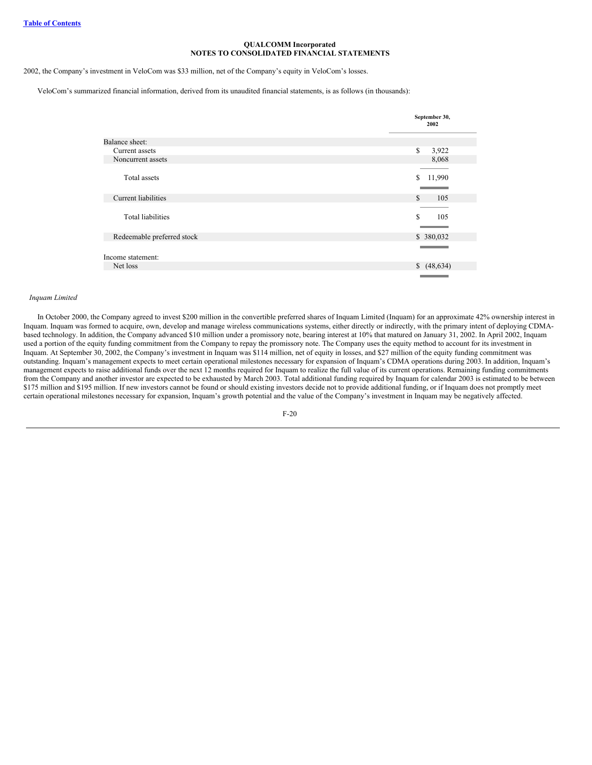2002, the Company's investment in VeloCom was $33 million, net of the Company's equity in VeloCom's losses.

VeloCom's summarized financial information, derived from its unaudited financial statements, is as follows (in thousands):

| | September 30, 2002 |
|---|---|
| Balance sheet: | |
| Current assets | $ 3,922 |
| Noncurrent assets | 8,068 |
| Total assets | $ 11,990 |
| Current liabilities | $ 105 |
| Total liabilities | $ 105 |
| Redeemable preferred stock | $ 380,032 |
| Income statement: | |
| Net loss | $ (48,634) |

*Inquam Limited*

In October 2000, the Company agreed to invest $200 million in the convertible preferred shares of Inquam Limited (Inquam) for an approximate 42% ownership interest in Inquam. Inquam was formed to acquire, own, develop and manage wireless communications systems, either directly or indirectly, with the primary intent of deploying CDMA-based technology. In addition, the Company advanced $10 million under a promissory note, bearing interest at 10% that matured on January 31, 2002. In April 2002, Inquam used a portion of the equity funding commitment from the Company to repay the promissory note. The Company uses the equity method to account for its investment in Inquam. At September 30, 2002, the Company's investment in Inquam was $114 million, net of equity in losses, and $27 million of the equity funding commitment was outstanding. Inquam's management expects to meet certain operational milestones necessary for expansion of Inquam's CDMA operations during 2003. In addition, Inquam's management expects to raise additional funds over the next 12 months required for Inquam to realize the full value of its current operations. Remaining funding commitments from the Company and another investor are expected to be exhausted by March 2003. Total additional funding required by Inquam for calendar 2003 is estimated to be between $175 million and $195 million. If new investors cannot be found or should existing investors decide not to provide additional funding, or if Inquam does not promptly meet certain operational milestones necessary for expansion, Inquam's growth potential and the value of the Company's investment in Inquam may be negatively affected.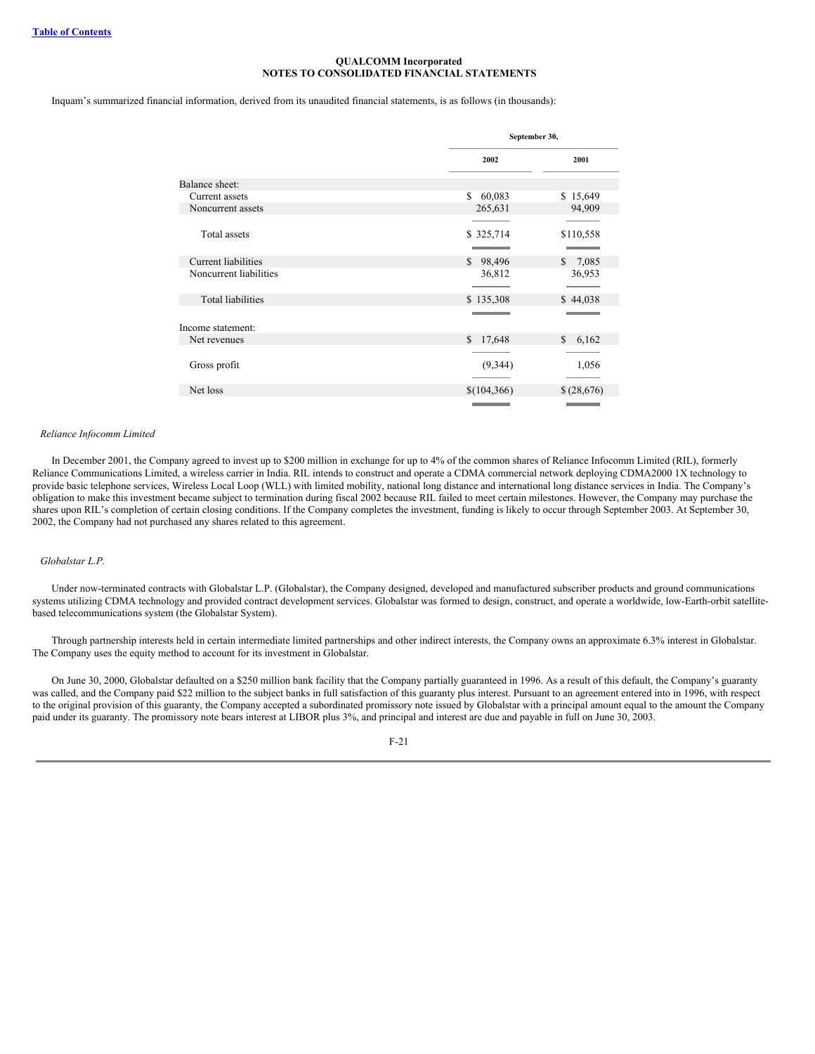**QUALCOMM Incorporated**
**NOTES TO CONSOLIDATED FINANCIAL STATEMENTS**

Inquam's summarized financial information, derived from its unaudited financial statements, is as follows (in thousands):

| | September 30, | |
|---|---|---|
| | 2002 | 2001 |
| Balance sheet: | | |
| Current assets | $ 60,083 | $ 15,649 |
| Noncurrent assets | 265,631 | 94,909 |
| Total assets | $ 325,714 | $110,558 |
| Current liabilities | $ 98,496 | $ 7,085 |
| Noncurrent liabilities | 36,812 | 36,953 |
| Total liabilities | $ 135,308 | $ 44,038 |
| Income statement: | | |
| Net revenues | $ 17,648 | $ 6,162 |
| Gross profit | (9,344) | 1,056 |
| Net loss | $(104,366) | $ (28,676) |

*Reliance Infocomm Limited*

In December 2001, the Company agreed to invest up to $200 million in exchange for up to 4% of the common shares of Reliance Infocomm Limited (RIL), formerly Reliance Communications Limited, a wireless carrier in India. RIL intends to construct and operate a CDMA commercial network deploying CDMA2000 1X technology to provide basic telephone services, Wireless Local Loop (WLL) with limited mobility, national long distance and international long distance services in India. The Company's obligation to make this investment became subject to termination during fiscal 2002 because RIL failed to meet certain milestones. However, the Company may purchase the shares upon RIL's completion of certain closing conditions. If the Company completes the investment, funding is likely to occur through September 2003. At September 30, 2002, the Company had not purchased any shares related to this agreement.

*Globalstar L.P.*

Under now-terminated contracts with Globalstar L.P. (Globalstar), the Company designed, developed and manufactured subscriber products and ground communications systems utilizing CDMA technology and provided contract development services. Globalstar was formed to design, construct, and operate a worldwide, low-Earth-orbit satellite-based telecommunications system (the Globalstar System).

Through partnership interests held in certain intermediate limited partnerships and other indirect interests, the Company owns an approximate 6.3% interest in Globalstar. The Company uses the equity method to account for its investment in Globalstar.

On June 30, 2000, Globalstar defaulted on a $250 million bank facility that the Company partially guaranteed in 1996. As a result of this default, the Company's guaranty was called, and the Company paid $22 million to the subject banks in full satisfaction of this guaranty plus interest. Pursuant to an agreement entered into in 1996, with respect to the original provision of this guaranty, the Company accepted a subordinated promissory note issued by Globalstar with a principal amount equal to the amount the Company paid under its guaranty. The promissory note bears interest at LIBOR plus 3%, and principal and interest are due and payable in full on June 30, 2003.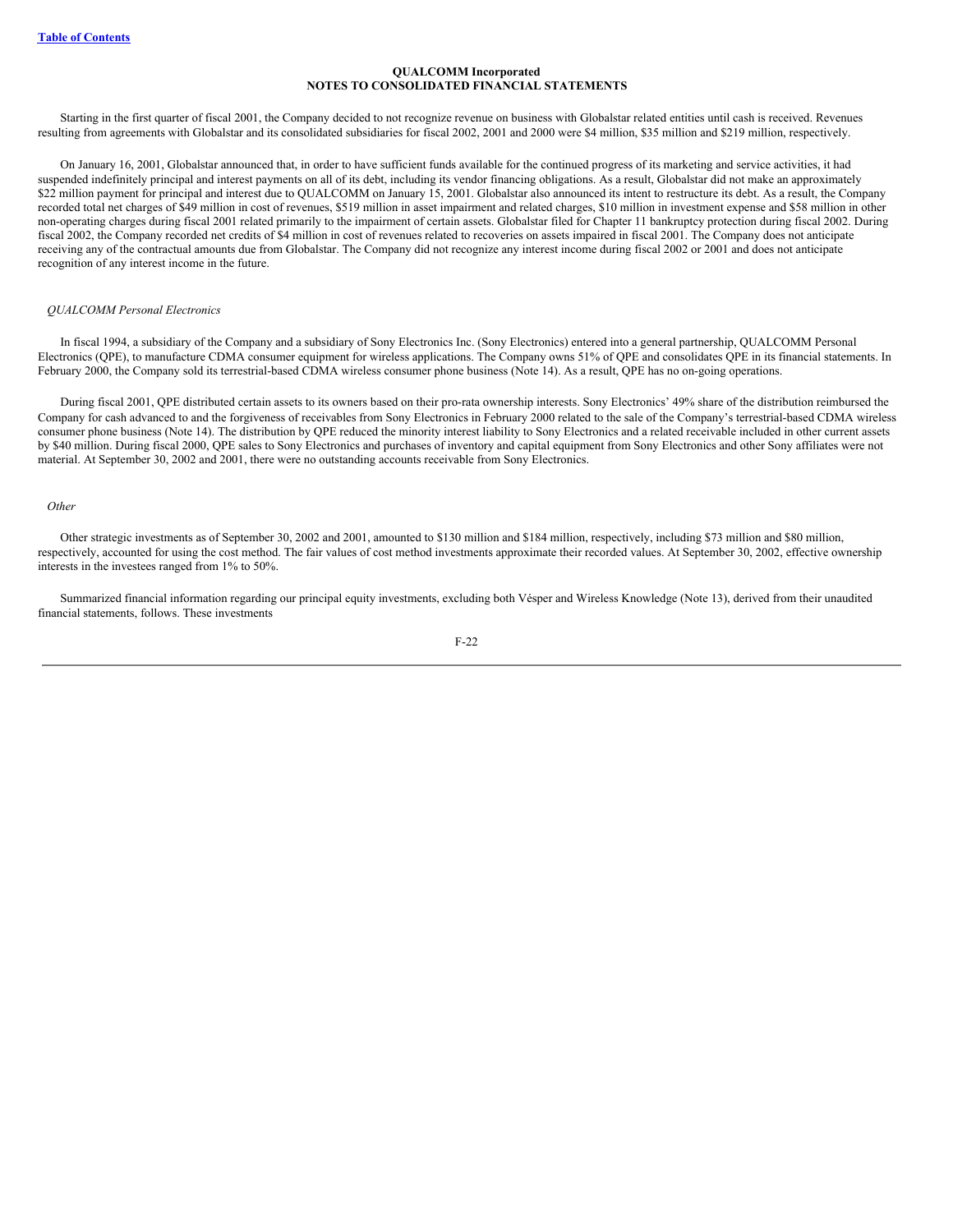Starting in the first quarter of fiscal 2001, the Company decided to not recognize revenue on business with Globalstar related entities until cash is received. Revenues resulting from agreements with Globalstar and its consolidated subsidiaries for fiscal 2002, 2001 and 2000 were $4 million, $35 million and $219 million, respectively.

On January 16, 2001, Globalstar announced that, in order to have sufficient funds available for the continued progress of its marketing and service activities, it had suspended indefinitely principal and interest payments on all of its debt, including its vendor financing obligations. As a result, Globalstar did not make an approximately $22 million payment for principal and interest due to QUALCOMM on January 15, 2001. Globalstar also announced its intent to restructure its debt. As a result, the Company recorded total net charges of $49 million in cost of revenues, $519 million in asset impairment and related charges, $10 million in investment expense and $58 million in other non-operating charges during fiscal 2001 related primarily to the impairment of certain assets. Globalstar filed for Chapter 11 bankruptcy protection during fiscal 2002. During fiscal 2002, the Company recorded net credits of $4 million in cost of revenues related to recoveries on assets impaired in fiscal 2001. The Company does not anticipate receiving any of the contractual amounts due from Globalstar. The Company did not recognize any interest income during fiscal 2002 or 2001 and does not anticipate recognition of any interest income in the future.

*QUALCOMM Personal Electronics*

In fiscal 1994, a subsidiary of the Company and a subsidiary of Sony Electronics Inc. (Sony Electronics) entered into a general partnership, QUALCOMM Personal Electronics (QPE), to manufacture CDMA consumer equipment for wireless applications. The Company owns 51% of QPE and consolidates QPE in its financial statements. In February 2000, the Company sold its terrestrial-based CDMA wireless consumer phone business (Note 14). As a result, QPE has no on-going operations.

During fiscal 2001, QPE distributed certain assets to its owners based on their pro-rata ownership interests. Sony Electronics' 49% share of the distribution reimbursed the Company for cash advanced to and the forgiveness of receivables from Sony Electronics in February 2000 related to the sale of the Company's terrestrial-based CDMA wireless consumer phone business (Note 14). The distribution by QPE reduced the minority interest liability to Sony Electronics and a related receivable included in other current assets by $40 million. During fiscal 2000, QPE sales to Sony Electronics and purchases of inventory and capital equipment from Sony Electronics and other Sony affiliates were not material. At September 30, 2002 and 2001, there were no outstanding accounts receivable from Sony Electronics.

*Other*

Other strategic investments as of September 30, 2002 and 2001, amounted to $130 million and $184 million, respectively, including $73 million and $80 million, respectively, accounted for using the cost method. The fair values of cost method investments approximate their recorded values. At September 30, 2002, effective ownership interests in the investees ranged from 1% to 50%.

Summarized financial information regarding our principal equity investments, excluding both Vésper and Wireless Knowledge (Note 13), derived from their unaudited financial statements, follows. These investments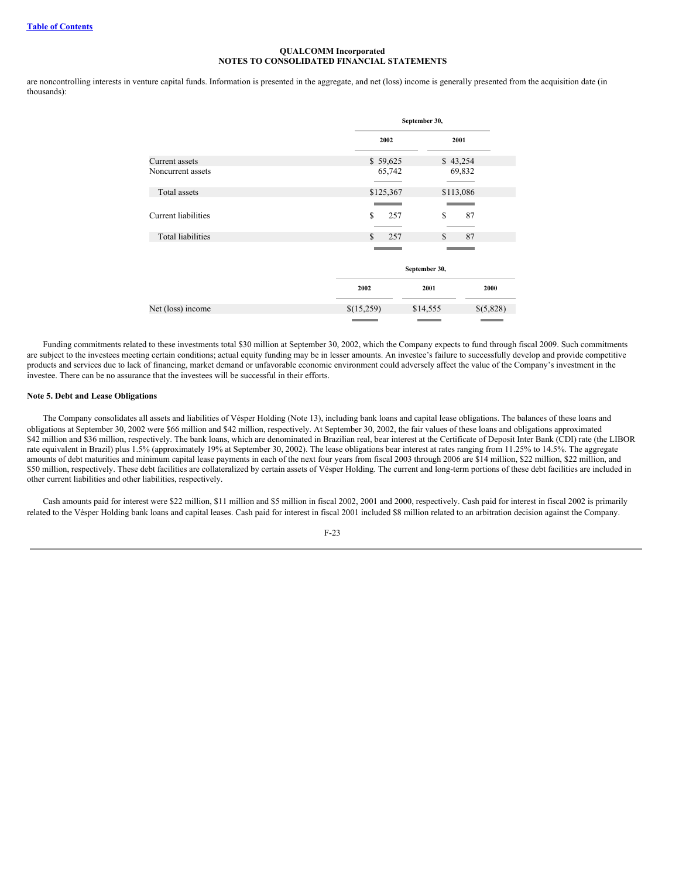are noncontrolling interests in venture capital funds. Information is presented in the aggregate, and net (loss) income is generally presented from the acquisition date (in thousands):

| | September 30, | |
|---|---|---|
| | 2002 | 2001 |
| Current assets | $ 59,625 | $ 43,254 |
| Noncurrent assets | 65,742 | 69,832 |
| Total assets | $125,367 | $113,086 |
| Current liabilities | $ 257 | $ 87 |
| Total liabilities | $ 257 | $ 87 |

| | September 30, | | |
|---|---|---|---|
| | 2002 | 2001 | 2000 |
| Net (loss) income | $(15,259) | $14,555 | $(5,828) |

Funding commitments related to these investments total $30 million at September 30, 2002, which the Company expects to fund through fiscal 2009. Such commitments are subject to the investees meeting certain conditions; actual equity funding may be in lesser amounts. An investee's failure to successfully develop and provide competitive products and services due to lack of financing, market demand or unfavorable economic environment could adversely affect the value of the Company's investment in the investee. There can be no assurance that the investees will be successful in their efforts.

**Note 5. Debt and Lease Obligations**

The Company consolidates all assets and liabilities of Vésper Holding (Note 13), including bank loans and capital lease obligations. The balances of these loans and obligations at September 30, 2002 were $66 million and $42 million, respectively. At September 30, 2002, the fair values of these loans and obligations approximated $42 million and $36 million, respectively. The bank loans, which are denominated in Brazilian real, bear interest at the Certificate of Deposit Inter Bank (CDI) rate (the LIBOR rate equivalent in Brazil) plus 1.5% (approximately 19% at September 30, 2002). The lease obligations bear interest at rates ranging from 11.25% to 14.5%. The aggregate amounts of debt maturities and minimum capital lease payments in each of the next four years from fiscal 2003 through 2006 are $14 million, $22 million, $22 million, and $50 million, respectively. These debt facilities are collateralized by certain assets of Vésper Holding. The current and long-term portions of these debt facilities are included in other current liabilities and other liabilities, respectively.

Cash amounts paid for interest were $22 million, $11 million and $5 million in fiscal 2002, 2001 and 2000, respectively. Cash paid for interest in fiscal 2002 is primarily related to the Vésper Holding bank loans and capital leases. Cash paid for interest in fiscal 2001 included $8 million related to an arbitration decision against the Company.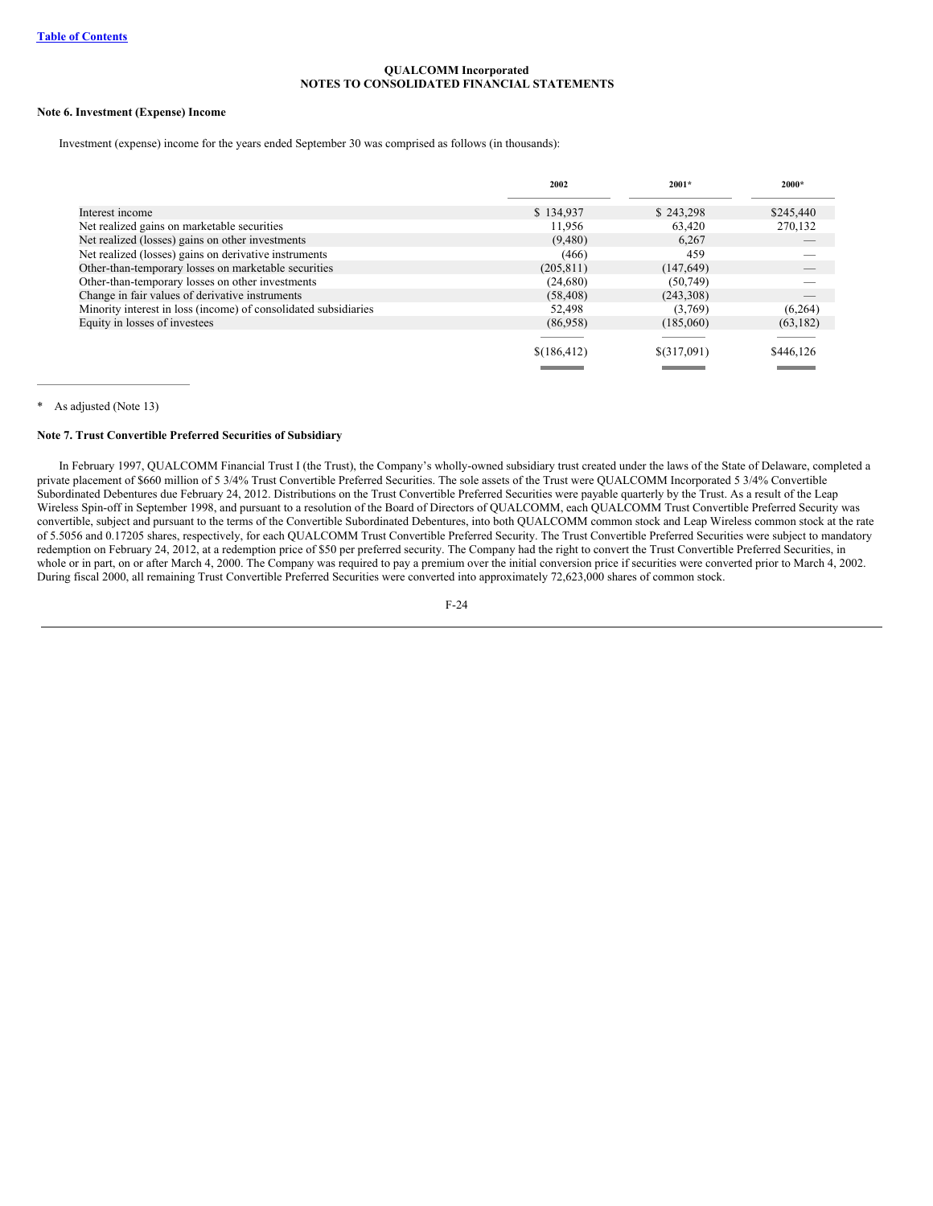**QUALCOMM Incorporated**
**NOTES TO CONSOLIDATED FINANCIAL STATEMENTS**

**Note 6. Investment (Expense) Income**

Investment (expense) income for the years ended September 30 was comprised as follows (in thousands):

| | 2002 | 2001* | 2000* |
|---|---|---|---|
| Interest income | $ 134,937 | $ 243,298 | $245,440 |
| Net realized gains on marketable securities | 11,956 | 63,420 | 270,132 |
| Net realized (losses) gains on other investments | (9,480) | 6,267 | — |
| Net realized (losses) gains on derivative instruments | (466) | 459 | — |
| Other-than-temporary losses on marketable securities | (205,811) | (147,649) | — |
| Other-than-temporary losses on other investments | (24,680) | (50,749) | — |
| Change in fair values of derivative instruments | (58,408) | (243,308) | — |
| Minority interest in loss (income) of consolidated subsidiaries | 52,498 | (3,769) | (6,264) |
| Equity in losses of investees | (86,958) | (185,060) | (63,182) |
| | $(186,412) | $(317,091) | $446,126 |

\* As adjusted (Note 13)

**Note 7. Trust Convertible Preferred Securities of Subsidiary**

In February 1997, QUALCOMM Financial Trust I (the Trust), the Company's wholly-owned subsidiary trust created under the laws of the State of Delaware, completed a private placement of $660 million of 5 3/4% Trust Convertible Preferred Securities. The sole assets of the Trust were QUALCOMM Incorporated 5 3/4% Convertible Subordinated Debentures due February 24, 2012. Distributions on the Trust Convertible Preferred Securities were payable quarterly by the Trust. As a result of the Leap Wireless Spin-off in September 1998, and pursuant to a resolution of the Board of Directors of QUALCOMM, each QUALCOMM Trust Convertible Preferred Security was convertible, subject and pursuant to the terms of the Convertible Subordinated Debentures, into both QUALCOMM common stock and Leap Wireless common stock at the rate of 5.5056 and 0.17205 shares, respectively, for each QUALCOMM Trust Convertible Preferred Security. The Trust Convertible Preferred Securities were subject to mandatory redemption on February 24, 2012, at a redemption price of $50 per preferred security. The Company had the right to convert the Trust Convertible Preferred Securities, in whole or in part, on or after March 4, 2000. The Company was required to pay a premium over the initial conversion price if securities were converted prior to March 4, 2002. During fiscal 2000, all remaining Trust Convertible Preferred Securities were converted into approximately 72,623,000 shares of common stock.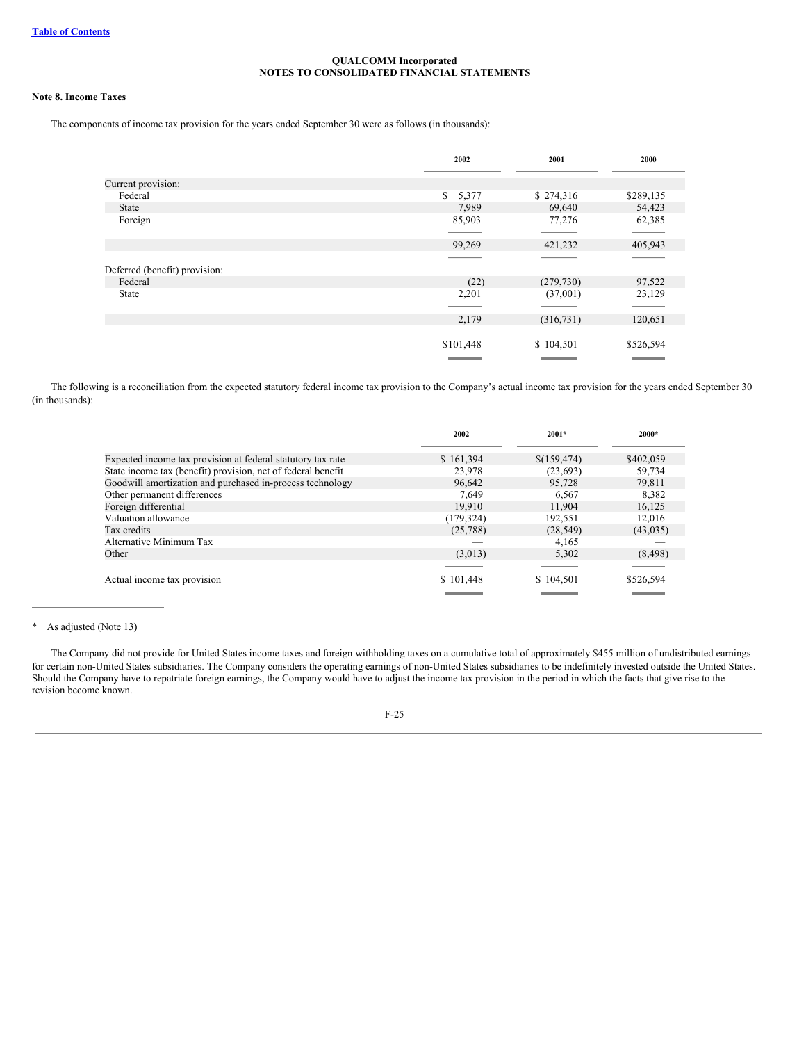[Table of Contents](#)

**QUALCOMM Incorporated**
**NOTES TO CONSOLIDATED FINANCIAL STATEMENTS**

**Note 8. Income Taxes**

The components of income tax provision for the years ended September 30 were as follows (in thousands):

| | 2002 | 2001 | 2000 |
|---|---|---|---|
| Current provision: | | | |
| Federal | $ 5,377 | $ 274,316 | $289,135 |
| State | 7,989 | 69,640 | 54,423 |
| Foreign | 85,903 | 77,276 | 62,385 |
| | 99,269 | 421,232 | 405,943 |
| Deferred (benefit) provision: | | | |
| Federal | (22) | (279,730) | 97,522 |
| State | 2,201 | (37,001) | 23,129 |
| | 2,179 | (316,731) | 120,651 |
| | $101,448 | $ 104,501 | $526,594 |

The following is a reconciliation from the expected statutory federal income tax provision to the Company's actual income tax provision for the years ended September 30 (in thousands):

| | 2002 | 2001* | 2000* |
|---|---|---|---|
| Expected income tax provision at federal statutory tax rate | $ 161,394 | $(159,474) | $402,059 |
| State income tax (benefit) provision, net of federal benefit | 23,978 | (23,693) | 59,734 |
| Goodwill amortization and purchased in-process technology | 96,642 | 95,728 | 79,811 |
| Other permanent differences | 7,649 | 6,567 | 8,382 |
| Foreign differential | 19,910 | 11,904 | 16,125 |
| Valuation allowance | (179,324) | 192,551 | 12,016 |
| Tax credits | (25,788) | (28,549) | (43,035) |
| Alternative Minimum Tax | — | 4,165 | — |
| Other | (3,013) | 5,302 | (8,498) |
| Actual income tax provision | $ 101,448 | $ 104,501 | $526,594 |

\* As adjusted (Note 13)

The Company did not provide for United States income taxes and foreign withholding taxes on a cumulative total of approximately $455 million of undistributed earnings for certain non-United States subsidiaries. The Company considers the operating earnings of non-United States subsidiaries to be indefinitely invested outside the United States. Should the Company have to repatriate foreign earnings, the Company would have to adjust the income tax provision in the period in which the facts that give rise to the revision become known.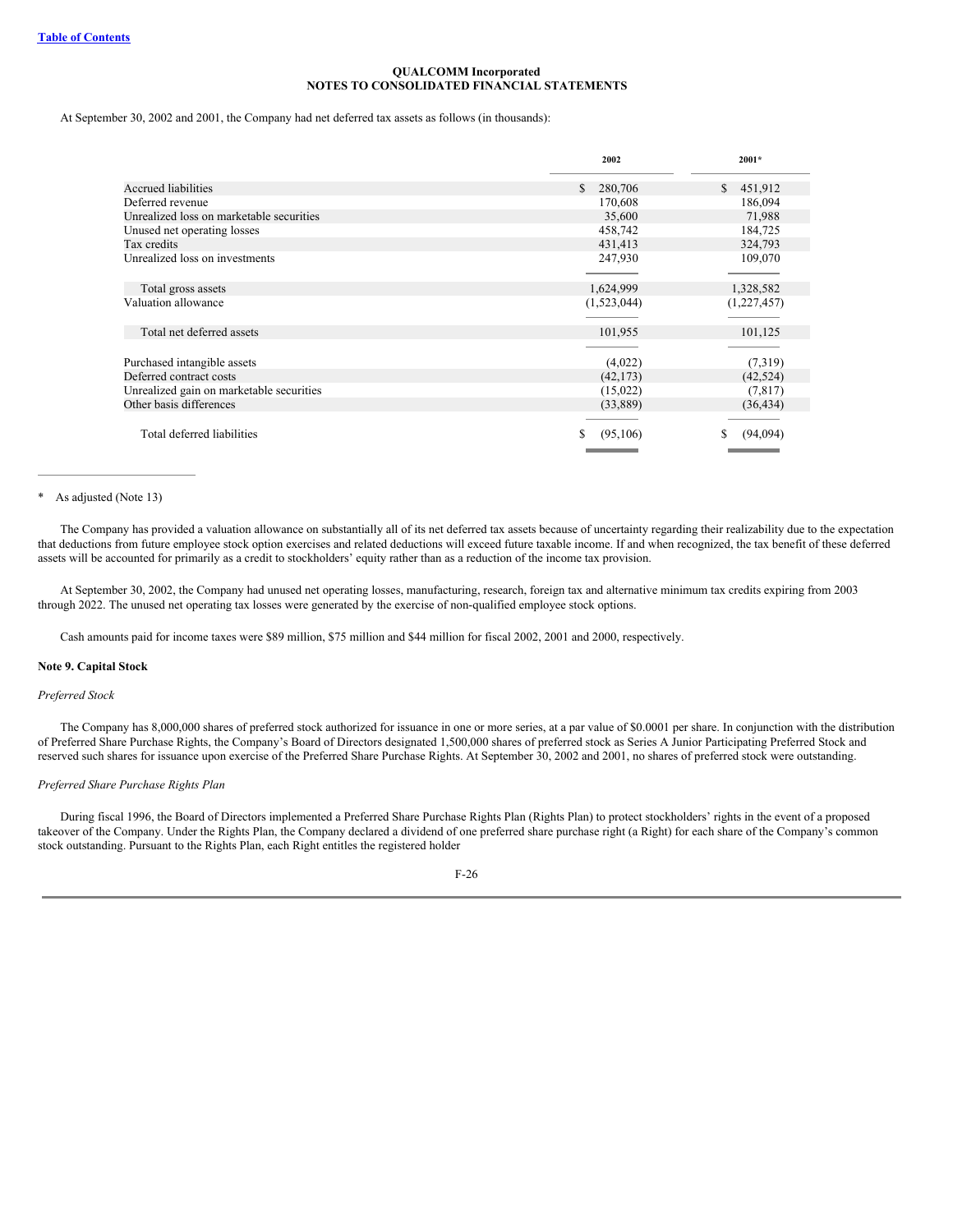**QUALCOMM Incorporated**
**NOTES TO CONSOLIDATED FINANCIAL STATEMENTS**

At September 30, 2002 and 2001, the Company had net deferred tax assets as follows (in thousands):

| | 2002 | 2001* |
|---|---|---|
| Accrued liabilities | $ 280,706 | $ 451,912 |
| Deferred revenue | 170,608 | 186,094 |
| Unrealized loss on marketable securities | 35,600 | 71,988 |
| Unused net operating losses | 458,742 | 184,725 |
| Tax credits | 431,413 | 324,793 |
| Unrealized loss on investments | 247,930 | 109,070 |
| Total gross assets | 1,624,999 | 1,328,582 |
| Valuation allowance | (1,523,044) | (1,227,457) |
| Total net deferred assets | 101,955 | 101,125 |
| Purchased intangible assets | (4,022) | (7,319) |
| Deferred contract costs | (42,173) | (42,524) |
| Unrealized gain on marketable securities | (15,022) | (7,817) |
| Other basis differences | (33,889) | (36,434) |
| Total deferred liabilities | $ (95,106) | $ (94,094) |

\* As adjusted (Note 13)

The Company has provided a valuation allowance on substantially all of its net deferred tax assets because of uncertainty regarding their realizability due to the expectation that deductions from future employee stock option exercises and related deductions will exceed future taxable income. If and when recognized, the tax benefit of these deferred assets will be accounted for primarily as a credit to stockholders' equity rather than as a reduction of the income tax provision.

At September 30, 2002, the Company had unused net operating losses, manufacturing, research, foreign tax and alternative minimum tax credits expiring from 2003 through 2022. The unused net operating tax losses were generated by the exercise of non-qualified employee stock options.

Cash amounts paid for income taxes were $89 million, $75 million and $44 million for fiscal 2002, 2001 and 2000, respectively.

**Note 9. Capital Stock**

*Preferred Stock*

The Company has 8,000,000 shares of preferred stock authorized for issuance in one or more series, at a par value of $0.0001 per share. In conjunction with the distribution of Preferred Share Purchase Rights, the Company's Board of Directors designated 1,500,000 shares of preferred stock as Series A Junior Participating Preferred Stock and reserved such shares for issuance upon exercise of the Preferred Share Purchase Rights. At September 30, 2002 and 2001, no shares of preferred stock were outstanding.

*Preferred Share Purchase Rights Plan*

During fiscal 1996, the Board of Directors implemented a Preferred Share Purchase Rights Plan (Rights Plan) to protect stockholders' rights in the event of a proposed takeover of the Company. Under the Rights Plan, the Company declared a dividend of one preferred share purchase right (a Right) for each share of the Company's common stock outstanding. Pursuant to the Rights Plan, each Right entitles the registered holder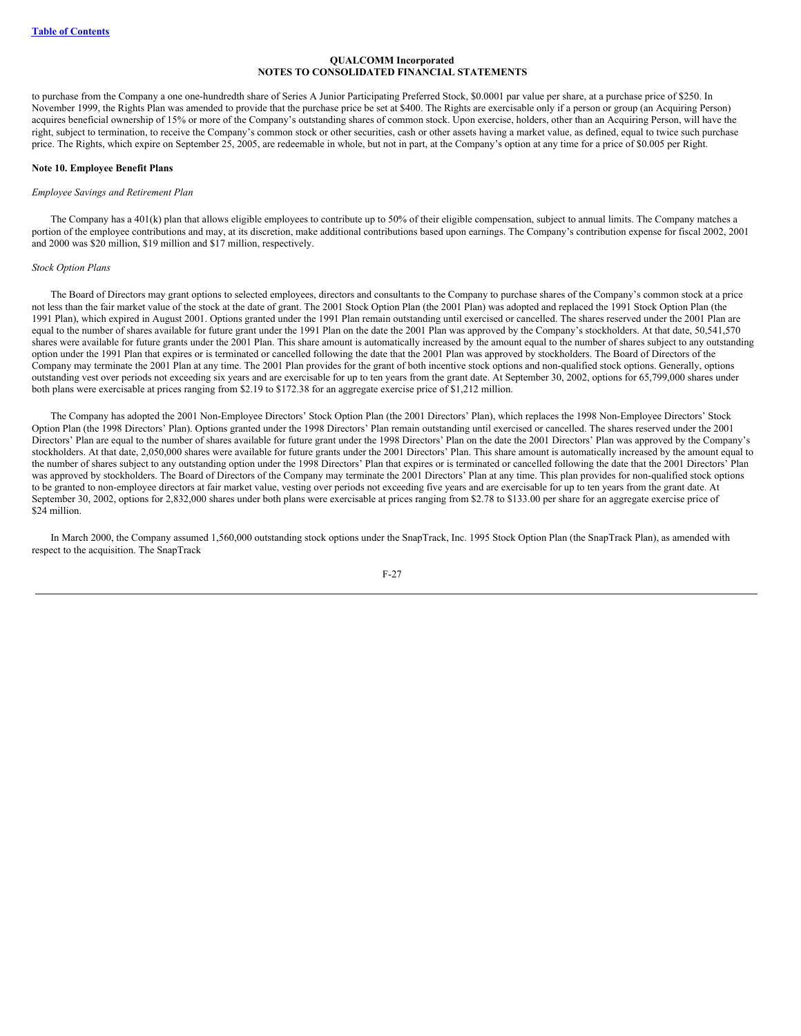to purchase from the Company a one one-hundredth share of Series A Junior Participating Preferred Stock, $0.0001 par value per share, at a purchase price of $250. In November 1999, the Rights Plan was amended to provide that the purchase price be set at $400. The Rights are exercisable only if a person or group (an Acquiring Person) acquires beneficial ownership of 15% or more of the Company's outstanding shares of common stock. Upon exercise, holders, other than an Acquiring Person, will have the right, subject to termination, to receive the Company's common stock or other securities, cash or other assets having a market value, as defined, equal to twice such purchase price. The Rights, which expire on September 25, 2005, are redeemable in whole, but not in part, at the Company's option at any time for a price of $0.005 per Right.

**Note 10. Employee Benefit Plans**

*Employee Savings and Retirement Plan*

The Company has a 401(k) plan that allows eligible employees to contribute up to 50% of their eligible compensation, subject to annual limits. The Company matches a portion of the employee contributions and may, at its discretion, make additional contributions based upon earnings. The Company's contribution expense for fiscal 2002, 2001 and 2000 was $20 million, $19 million and $17 million, respectively.

*Stock Option Plans*

The Board of Directors may grant options to selected employees, directors and consultants to the Company to purchase shares of the Company's common stock at a price not less than the fair market value of the stock at the date of grant. The 2001 Stock Option Plan (the 2001 Plan) was adopted and replaced the 1991 Stock Option Plan (the 1991 Plan), which expired in August 2001. Options granted under the 1991 Plan remain outstanding until exercised or cancelled. The shares reserved under the 2001 Plan are equal to the number of shares available for future grant under the 1991 Plan on the date the 2001 Plan was approved by the Company's stockholders. At that date, 50,541,570 shares were available for future grants under the 2001 Plan. This share amount is automatically increased by the amount equal to the number of shares subject to any outstanding option under the 1991 Plan that expires or is terminated or cancelled following the date that the 2001 Plan was approved by stockholders. The Board of Directors of the Company may terminate the 2001 Plan at any time. The 2001 Plan provides for the grant of both incentive stock options and non-qualified stock options. Generally, options outstanding vest over periods not exceeding six years and are exercisable for up to ten years from the grant date. At September 30, 2002, options for 65,799,000 shares under both plans were exercisable at prices ranging from $2.19 to $172.38 for an aggregate exercise price of $1,212 million.

The Company has adopted the 2001 Non-Employee Directors' Stock Option Plan (the 2001 Directors' Plan), which replaces the 1998 Non-Employee Directors' Stock Option Plan (the 1998 Directors' Plan). Options granted under the 1998 Directors' Plan remain outstanding until exercised or cancelled. The shares reserved under the 2001 Directors' Plan are equal to the number of shares available for future grant under the 1998 Directors' Plan on the date the 2001 Directors' Plan was approved by the Company's stockholders. At that date, 2,050,000 shares were available for future grants under the 2001 Directors' Plan. This share amount is automatically increased by the amount equal to the number of shares subject to any outstanding option under the 1998 Directors' Plan that expires or is terminated or cancelled following the date that the 2001 Directors' Plan was approved by stockholders. The Board of Directors of the Company may terminate the 2001 Directors' Plan at any time. This plan provides for non-qualified stock options to be granted to non-employee directors at fair market value, vesting over periods not exceeding five years and are exercisable for up to ten years from the grant date. At September 30, 2002, options for 2,832,000 shares under both plans were exercisable at prices ranging from $2.78 to $133.00 per share for an aggregate exercise price of $24 million.

In March 2000, the Company assumed 1,560,000 outstanding stock options under the SnapTrack, Inc. 1995 Stock Option Plan (the SnapTrack Plan), as amended with respect to the acquisition. The SnapTrack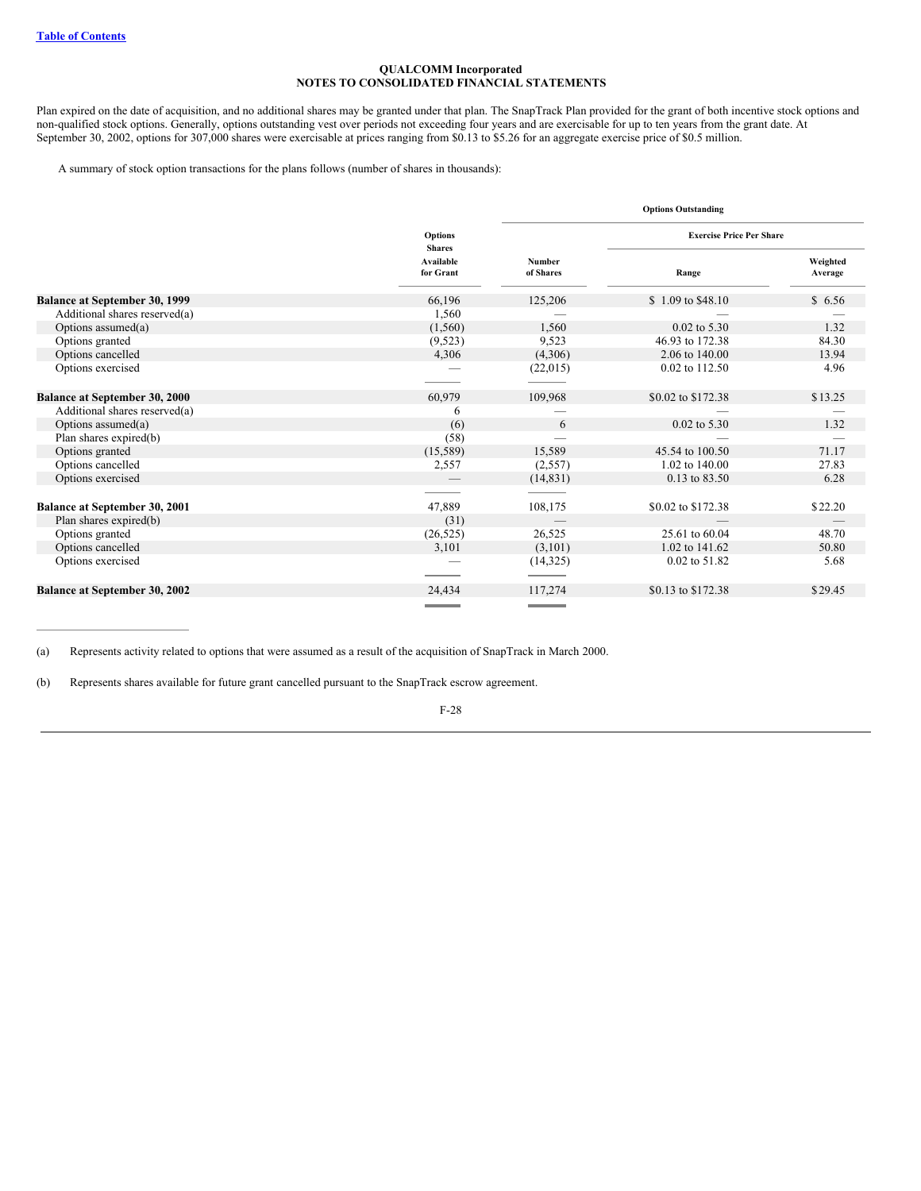**QUALCOMM Incorporated**
**NOTES TO CONSOLIDATED FINANCIAL STATEMENTS**

Plan expired on the date of acquisition, and no additional shares may be granted under that plan. The SnapTrack Plan provided for the grant of both incentive stock options and non-qualified stock options. Generally, options outstanding vest over periods not exceeding four years and are exercisable for up to ten years from the grant date. At September 30, 2002, options for 307,000 shares were exercisable at prices ranging from $0.13 to $5.26 for an aggregate exercise price of $0.5 million.

A summary of stock option transactions for the plans follows (number of shares in thousands):

| | Options Shares Available for Grant | Options Outstanding | | |
|---|---|---|---|---|
| | | Number of Shares | Exercise Price Per Share | |
| | | | Range | Weighted Average |
| **Balance at September 30, 1999** | 66,196 | 125,206 | $ 1.09 to $48.10 | $ 6.56 |
| Additional shares reserved(a) | 1,560 | — | — | — |
| Options assumed(a) | (1,560) | 1,560 | 0.02 to 5.30 | 1.32 |
| Options granted | (9,523) | 9,523 | 46.93 to 172.38 | 84.30 |
| Options cancelled | 4,306 | (4,306) | 2.06 to 140.00 | 13.94 |
| Options exercised | — | (22,015) | 0.02 to 112.50 | 4.96 |
| **Balance at September 30, 2000** | 60,979 | 109,968 | $0.02 to $172.38 | $13.25 |
| Additional shares reserved(a) | 6 | — | — | — |
| Options assumed(a) | (6) | 6 | 0.02 to 5.30 | 1.32 |
| Plan shares expired(b) | (58) | — | — | — |
| Options granted | (15,589) | 15,589 | 45.54 to 100.50 | 71.17 |
| Options cancelled | 2,557 | (2,557) | 1.02 to 140.00 | 27.83 |
| Options exercised | — | (14,831) | 0.13 to 83.50 | 6.28 |
| **Balance at September 30, 2001** | 47,889 | 108,175 | $0.02 to $172.38 | $22.20 |
| Plan shares expired(b) | (31) | — | — | — |
| Options granted | (26,525) | 26,525 | 25.61 to 60.04 | 48.70 |
| Options cancelled | 3,101 | (3,101) | 1.02 to 141.62 | 50.80 |
| Options exercised | — | (14,325) | 0.02 to 51.82 | 5.68 |
| **Balance at September 30, 2002** | 24,434 | 117,274 | $0.13 to $172.38 | $29.45 |

(a) Represents activity related to options that were assumed as a result of the acquisition of SnapTrack in March 2000.

(b) Represents shares available for future grant cancelled pursuant to the SnapTrack escrow agreement.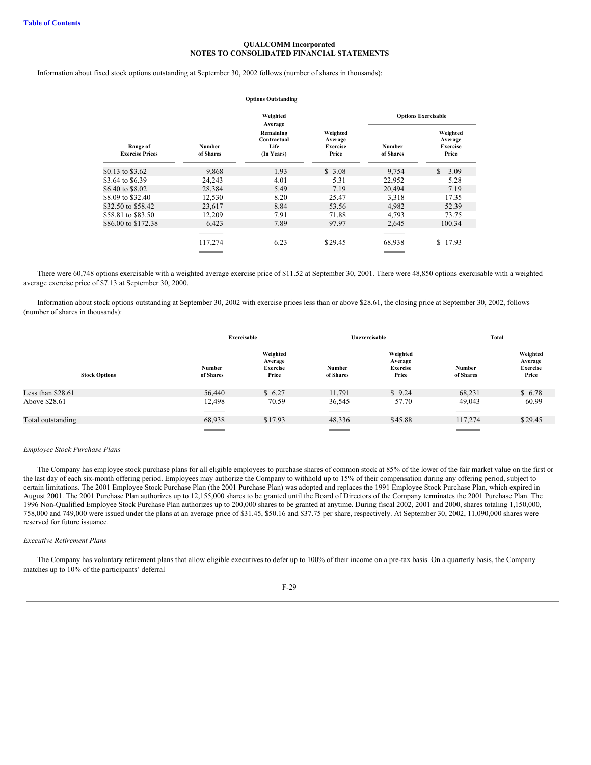Table of Contents

**QUALCOMM Incorporated**
**NOTES TO CONSOLIDATED FINANCIAL STATEMENTS**

Information about fixed stock options outstanding at September 30, 2002 follows (number of shares in thousands):

| | Options Outstanding | | | Options Exercisable | |
|---|---|---|---|---|---|
| Range of Exercise Prices | Number of Shares | Weighted Average Remaining Contractual Life (In Years) | Weighted Average Exercise Price | Number of Shares | Weighted Average Exercise Price |
| $0.13 to $3.62 | 9,868 | 1.93 | $ 3.08 | 9,754 | $ 3.09 |
| $3.64 to $6.39 | 24,243 | 4.01 | 5.31 | 22,952 | 5.28 |
| $6.40 to $8.02 | 28,384 | 5.49 | 7.19 | 20,494 | 7.19 |
| $8.09 to $32.40 | 12,530 | 8.20 | 25.47 | 3,318 | 17.35 |
| $32.50 to $58.42 | 23,617 | 8.84 | 53.56 | 4,982 | 52.39 |
| $58.81 to $83.50 | 12,209 | 7.91 | 71.88 | 4,793 | 73.75 |
| $86.00 to $172.38 | 6,423 | 7.89 | 97.97 | 2,645 | 100.34 |
| | 117,274 | 6.23 | $29.45 | 68,938 | $ 17.93 |

There were 60,748 options exercisable with a weighted average exercise price of $11.52 at September 30, 2001. There were 48,850 options exercisable with a weighted average exercise price of $7.13 at September 30, 2000.

Information about stock options outstanding at September 30, 2002 with exercise prices less than or above $28.61, the closing price at September 30, 2002, follows (number of shares in thousands):

| | Exercisable | | Unexercisable | | Total | |
|---|---|---|---|---|---|---|
| Stock Options | Number of Shares | Weighted Average Exercise Price | Number of Shares | Weighted Average Exercise Price | Number of Shares | Weighted Average Exercise Price |
| Less than $28.61 | 56,440 | $ 6.27 | 11,791 | $ 9.24 | 68,231 | $ 6.78 |
| Above $28.61 | 12,498 | 70.59 | 36,545 | 57.70 | 49,043 | 60.99 |
| Total outstanding | 68,938 | $17.93 | 48,336 | $45.88 | 117,274 | $29.45 |

*Employee Stock Purchase Plans*

The Company has employee stock purchase plans for all eligible employees to purchase shares of common stock at 85% of the lower of the fair market value on the first or the last day of each six-month offering period. Employees may authorize the Company to withhold up to 15% of their compensation during any offering period, subject to certain limitations. The 2001 Employee Stock Purchase Plan (the 2001 Purchase Plan) was adopted and replaces the 1991 Employee Stock Purchase Plan, which expired in August 2001. The 2001 Purchase Plan authorizes up to 12,155,000 shares to be granted until the Board of Directors of the Company terminates the 2001 Purchase Plan. The 1996 Non-Qualified Employee Stock Purchase Plan authorizes up to 200,000 shares to be granted at anytime. During fiscal 2002, 2001 and 2000, shares totaling 1,150,000, 758,000 and 749,000 were issued under the plans at an average price of $31.45, $50.16 and $37.75 per share, respectively. At September 30, 2002, 11,090,000 shares were reserved for future issuance.

*Executive Retirement Plans*

The Company has voluntary retirement plans that allow eligible executives to defer up to 100% of their income on a pre-tax basis. On a quarterly basis, the Company matches up to 10% of the participants' deferral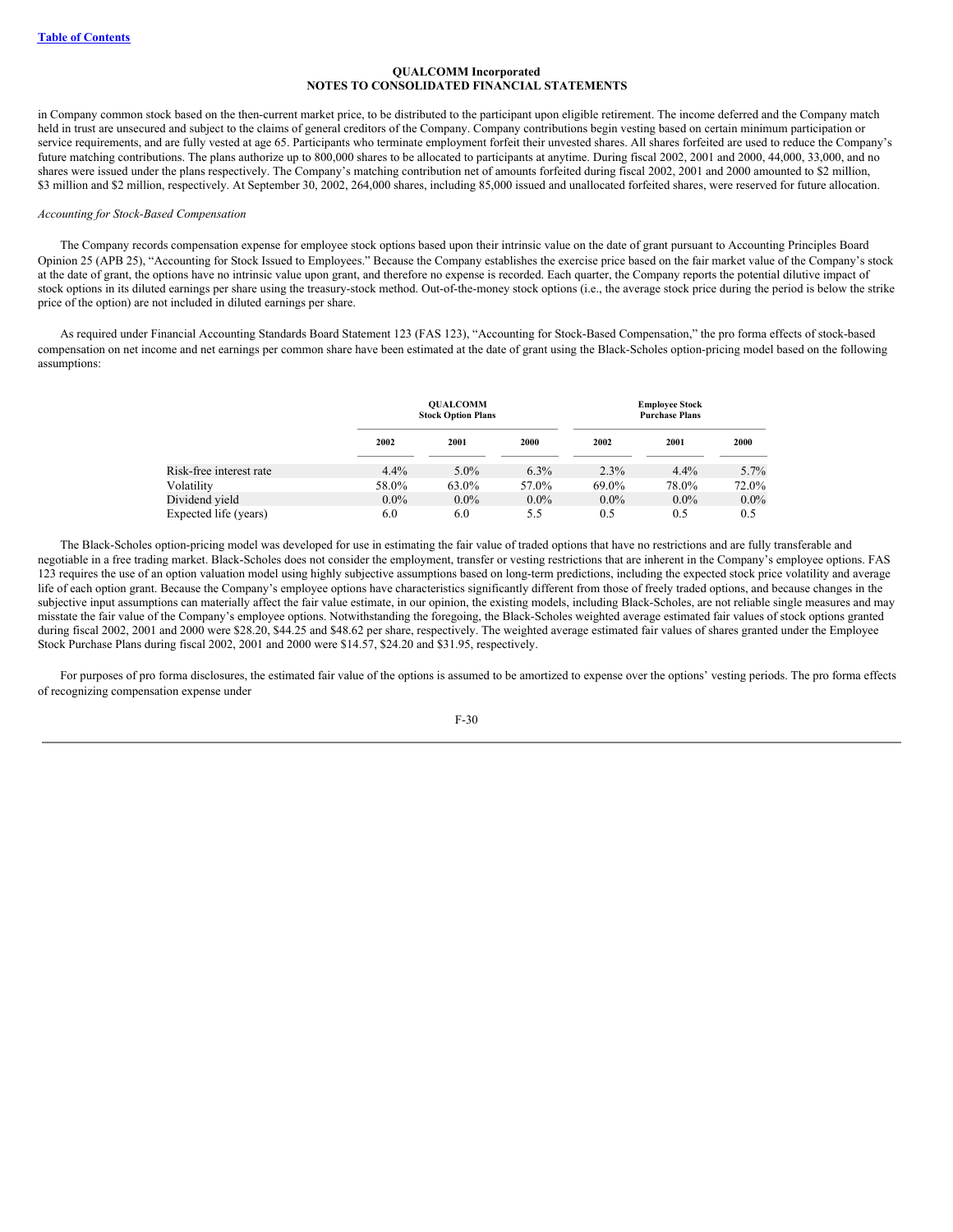in Company common stock based on the then-current market price, to be distributed to the participant upon eligible retirement. The income deferred and the Company match held in trust are unsecured and subject to the claims of general creditors of the Company. Company contributions begin vesting based on certain minimum participation or service requirements, and are fully vested at age 65. Participants who terminate employment forfeit their unvested shares. All shares forfeited are used to reduce the Company's future matching contributions. The plans authorize up to 800,000 shares to be allocated to participants at anytime. During fiscal 2002, 2001 and 2000, 44,000, 33,000, and no shares were issued under the plans respectively. The Company's matching contribution net of amounts forfeited during fiscal 2002, 2001 and 2000 amounted to $2 million, $3 million and $2 million, respectively. At September 30, 2002, 264,000 shares, including 85,000 issued and unallocated forfeited shares, were reserved for future allocation.

*Accounting for Stock-Based Compensation*

The Company records compensation expense for employee stock options based upon their intrinsic value on the date of grant pursuant to Accounting Principles Board Opinion 25 (APB 25), "Accounting for Stock Issued to Employees." Because the Company establishes the exercise price based on the fair market value of the Company's stock at the date of grant, the options have no intrinsic value upon grant, and therefore no expense is recorded. Each quarter, the Company reports the potential dilutive impact of stock options in its diluted earnings per share using the treasury-stock method. Out-of-the-money stock options (i.e., the average stock price during the period is below the strike price of the option) are not included in diluted earnings per share.

As required under Financial Accounting Standards Board Statement 123 (FAS 123), "Accounting for Stock-Based Compensation," the pro forma effects of stock-based compensation on net income and net earnings per common share have been estimated at the date of grant using the Black-Scholes option-pricing model based on the following assumptions:

| | QUALCOMM Stock Option Plans | | | Employee Stock Purchase Plans | | |
|---|---|---|---|---|---|---|
| | 2002 | 2001 | 2000 | 2002 | 2001 | 2000 |
| Risk-free interest rate | 4.4% | 5.0% | 6.3% | 2.3% | 4.4% | 5.7% |
| Volatility | 58.0% | 63.0% | 57.0% | 69.0% | 78.0% | 72.0% |
| Dividend yield | 0.0% | 0.0% | 0.0% | 0.0% | 0.0% | 0.0% |
| Expected life (years) | 6.0 | 6.0 | 5.5 | 0.5 | 0.5 | 0.5 |

The Black-Scholes option-pricing model was developed for use in estimating the fair value of traded options that have no restrictions and are fully transferable and negotiable in a free trading market. Black-Scholes does not consider the employment, transfer or vesting restrictions that are inherent in the Company's employee options. FAS 123 requires the use of an option valuation model using highly subjective assumptions based on long-term predictions, including the expected stock price volatility and average life of each option grant. Because the Company's employee options have characteristics significantly different from those of freely traded options, and because changes in the subjective input assumptions can materially affect the fair value estimate, in our opinion, the existing models, including Black-Scholes, are not reliable single measures and may misstate the fair value of the Company's employee options. Notwithstanding the foregoing, the Black-Scholes weighted average estimated fair values of stock options granted during fiscal 2002, 2001 and 2000 were $28.20, $44.25 and $48.62 per share, respectively. The weighted average estimated fair values of shares granted under the Employee Stock Purchase Plans during fiscal 2002, 2001 and 2000 were $14.57, $24.20 and $31.95, respectively.

For purposes of pro forma disclosures, the estimated fair value of the options is assumed to be amortized to expense over the options' vesting periods. The pro forma effects of recognizing compensation expense under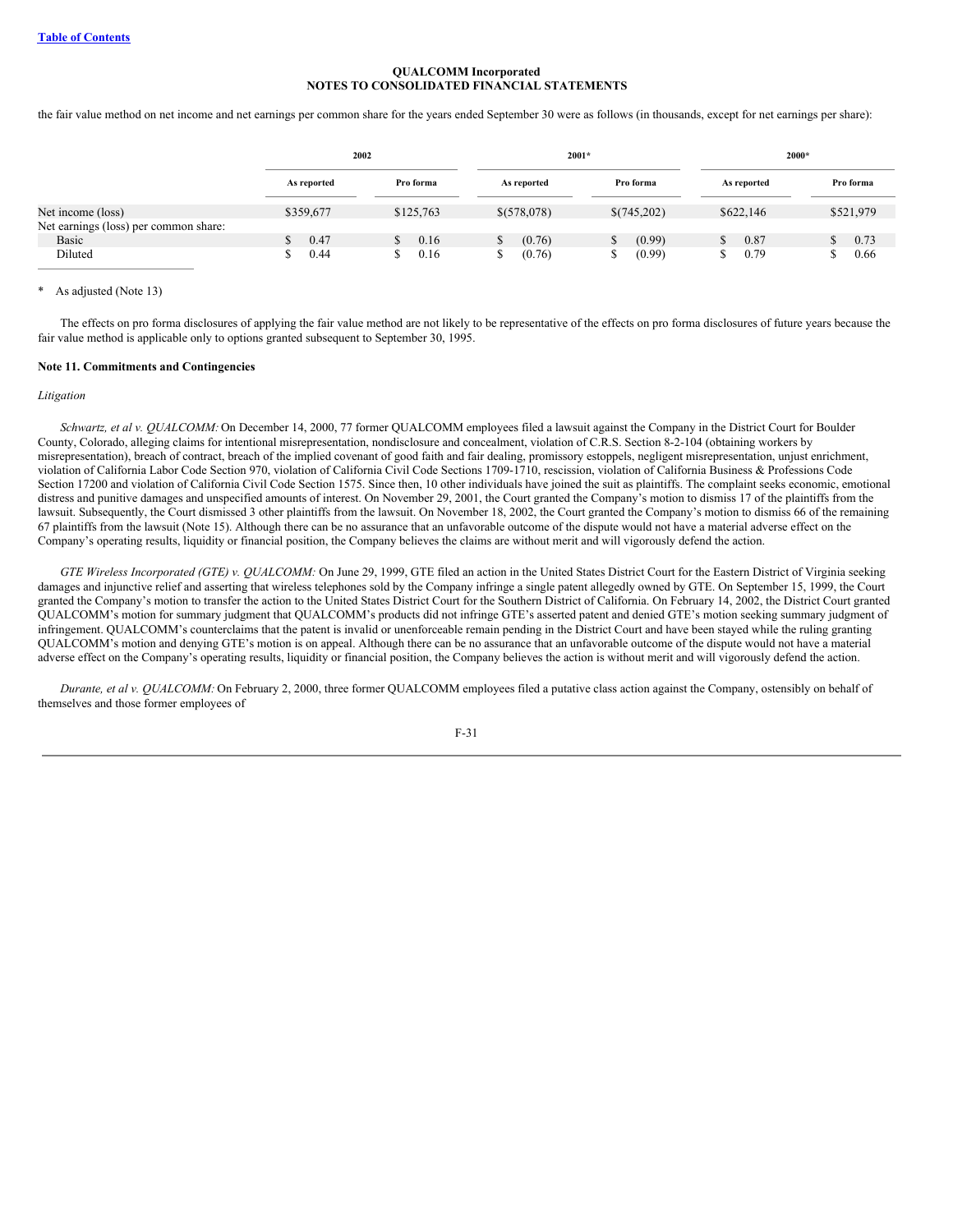**QUALCOMM Incorporated**
**NOTES TO CONSOLIDATED FINANCIAL STATEMENTS**

the fair value method on net income and net earnings per common share for the years ended September 30 were as follows (in thousands, except for net earnings per share):

| | 2002 | | 2001* | | 2000* | |
|---|---|---|---|---|---|---|
| | As reported | Pro forma | As reported | Pro forma | As reported | Pro forma |
| Net income (loss) | $359,677 | $125,763 | $(578,078) | $(745,202) | $622,146 | $521,979 |
| Net earnings (loss) per common share: | | | | | | |
| Basic | $ 0.47 | $ 0.16 | $ (0.76) | $ (0.99) | $ 0.87 | $ 0.73 |
| Diluted | $ 0.44 | $ 0.16 | $ (0.76) | $ (0.99) | $ 0.79 | $ 0.66 |

\* As adjusted (Note 13)

The effects on pro forma disclosures of applying the fair value method are not likely to be representative of the effects on pro forma disclosures of future years because the fair value method is applicable only to options granted subsequent to September 30, 1995.

**Note 11. Commitments and Contingencies**

*Litigation*

*Schwartz, et al v. QUALCOMM:* On December 14, 2000, 77 former QUALCOMM employees filed a lawsuit against the Company in the District Court for Boulder County, Colorado, alleging claims for intentional misrepresentation, nondisclosure and concealment, violation of C.R.S. Section 8-2-104 (obtaining workers by misrepresentation), breach of contract, breach of the implied covenant of good faith and fair dealing, promissory estoppels, negligent misrepresentation, unjust enrichment, violation of California Labor Code Section 970, violation of California Civil Code Sections 1709-1710, rescission, violation of California Business & Professions Code Section 17200 and violation of California Civil Code Section 1575. Since then, 10 other individuals have joined the suit as plaintiffs. The complaint seeks economic, emotional distress and punitive damages and unspecified amounts of interest. On November 29, 2001, the Court granted the Company's motion to dismiss 17 of the plaintiffs from the lawsuit. Subsequently, the Court dismissed 3 other plaintiffs from the lawsuit. On November 18, 2002, the Court granted the Company's motion to dismiss 66 of the remaining 67 plaintiffs from the lawsuit (Note 15). Although there can be no assurance that an unfavorable outcome of the dispute would not have a material adverse effect on the Company's operating results, liquidity or financial position, the Company believes the claims are without merit and will vigorously defend the action.

*GTE Wireless Incorporated (GTE) v. QUALCOMM:* On June 29, 1999, GTE filed an action in the United States District Court for the Eastern District of Virginia seeking damages and injunctive relief and asserting that wireless telephones sold by the Company infringe a single patent allegedly owned by GTE. On September 15, 1999, the Court granted the Company's motion to transfer the action to the United States District Court for the Southern District of California. On February 14, 2002, the District Court granted QUALCOMM's motion for summary judgment that QUALCOMM's products did not infringe GTE's asserted patent and denied GTE's motion seeking summary judgment of infringement. QUALCOMM's counterclaims that the patent is invalid or unenforceable remain pending in the District Court and have been stayed while the ruling granting QUALCOMM's motion and denying GTE's motion is on appeal. Although there can be no assurance that an unfavorable outcome of the dispute would not have a material adverse effect on the Company's operating results, liquidity or financial position, the Company believes the action is without merit and will vigorously defend the action.

*Durante, et al v. QUALCOMM:* On February 2, 2000, three former QUALCOMM employees filed a putative class action against the Company, ostensibly on behalf of themselves and those former employees of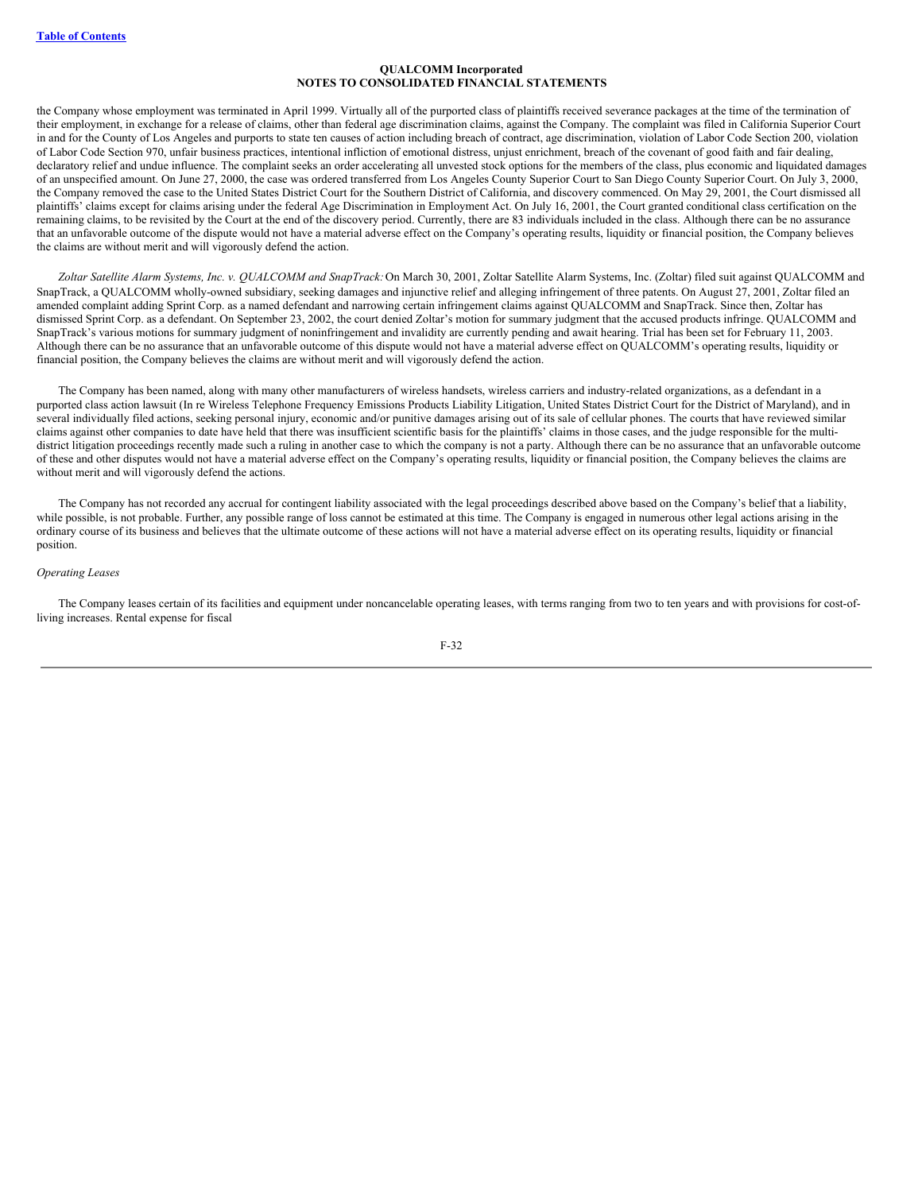the Company whose employment was terminated in April 1999. Virtually all of the purported class of plaintiffs received severance packages at the time of the termination of their employment, in exchange for a release of claims, other than federal age discrimination claims, against the Company. The complaint was filed in California Superior Court in and for the County of Los Angeles and purports to state ten causes of action including breach of contract, age discrimination, violation of Labor Code Section 200, violation of Labor Code Section 970, unfair business practices, intentional infliction of emotional distress, unjust enrichment, breach of the covenant of good faith and fair dealing, declaratory relief and undue influence. The complaint seeks an order accelerating all unvested stock options for the members of the class, plus economic and liquidated damages of an unspecified amount. On June 27, 2000, the case was ordered transferred from Los Angeles County Superior Court to San Diego County Superior Court. On July 3, 2000, the Company removed the case to the United States District Court for the Southern District of California, and discovery commenced. On May 29, 2001, the Court dismissed all plaintiffs' claims except for claims arising under the federal Age Discrimination in Employment Act. On July 16, 2001, the Court granted conditional class certification on the remaining claims, to be revisited by the Court at the end of the discovery period. Currently, there are 83 individuals included in the class. Although there can be no assurance that an unfavorable outcome of the dispute would not have a material adverse effect on the Company's operating results, liquidity or financial position, the Company believes the claims are without merit and will vigorously defend the action.

*Zoltar Satellite Alarm Systems, Inc. v. QUALCOMM and SnapTrack:* On March 30, 2001, Zoltar Satellite Alarm Systems, Inc. (Zoltar) filed suit against QUALCOMM and SnapTrack, a QUALCOMM wholly-owned subsidiary, seeking damages and injunctive relief and alleging infringement of three patents. On August 27, 2001, Zoltar filed an amended complaint adding Sprint Corp. as a named defendant and narrowing certain infringement claims against QUALCOMM and SnapTrack. Since then, Zoltar has dismissed Sprint Corp. as a defendant. On September 23, 2002, the court denied Zoltar's motion for summary judgment that the accused products infringe. QUALCOMM and SnapTrack's various motions for summary judgment of noninfringement and invalidity are currently pending and await hearing. Trial has been set for February 11, 2003. Although there can be no assurance that an unfavorable outcome of this dispute would not have a material adverse effect on QUALCOMM's operating results, liquidity or financial position, the Company believes the claims are without merit and will vigorously defend the action.

The Company has been named, along with many other manufacturers of wireless handsets, wireless carriers and industry-related organizations, as a defendant in a purported class action lawsuit (In re Wireless Telephone Frequency Emissions Products Liability Litigation, United States District Court for the District of Maryland), and in several individually filed actions, seeking personal injury, economic and/or punitive damages arising out of its sale of cellular phones. The courts that have reviewed similar claims against other companies to date have held that there was insufficient scientific basis for the plaintiffs' claims in those cases, and the judge responsible for the multi-district litigation proceedings recently made such a ruling in another case to which the company is not a party. Although there can be no assurance that an unfavorable outcome of these and other disputes would not have a material adverse effect on the Company's operating results, liquidity or financial position, the Company believes the claims are without merit and will vigorously defend the actions.

The Company has not recorded any accrual for contingent liability associated with the legal proceedings described above based on the Company's belief that a liability, while possible, is not probable. Further, any possible range of loss cannot be estimated at this time. The Company is engaged in numerous other legal actions arising in the ordinary course of its business and believes that the ultimate outcome of these actions will not have a material adverse effect on its operating results, liquidity or financial position.

*Operating Leases*

The Company leases certain of its facilities and equipment under noncancelable operating leases, with terms ranging from two to ten years and with provisions for cost-of-living increases. Rental expense for fiscal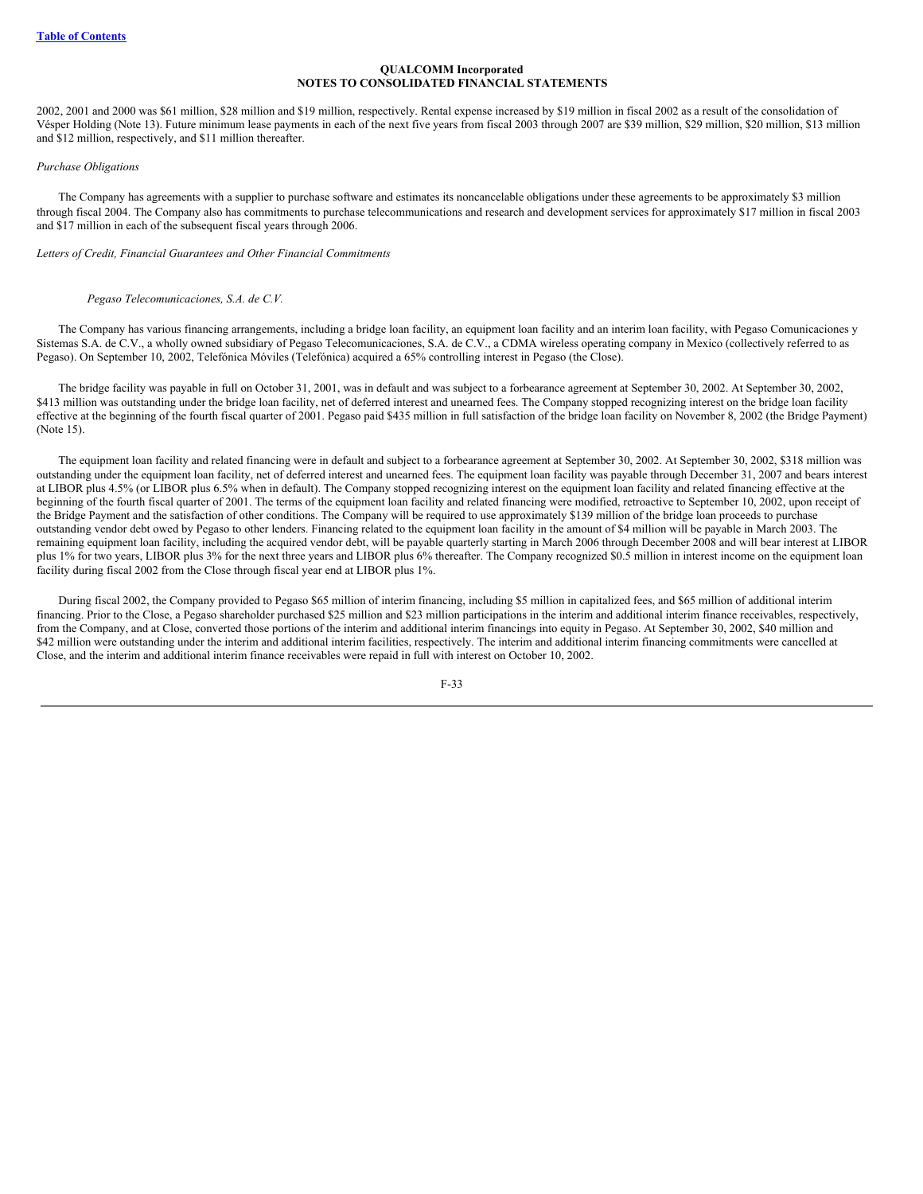2002, 2001 and 2000 was $61 million, $28 million and $19 million, respectively. Rental expense increased by $19 million in fiscal 2002 as a result of the consolidation of Vésper Holding (Note 13). Future minimum lease payments in each of the next five years from fiscal 2003 through 2007 are $39 million, $29 million, $20 million, $13 million and $12 million, respectively, and $11 million thereafter.

*Purchase Obligations*

The Company has agreements with a supplier to purchase software and estimates its noncancelable obligations under these agreements to be approximately $3 million through fiscal 2004. The Company also has commitments to purchase telecommunications and research and development services for approximately $17 million in fiscal 2003 and $17 million in each of the subsequent fiscal years through 2006.

*Letters of Credit, Financial Guarantees and Other Financial Commitments*

*Pegaso Telecomunicaciones, S.A. de C.V.*

The Company has various financing arrangements, including a bridge loan facility, an equipment loan facility and an interim loan facility, with Pegaso Comunicaciones y Sistemas S.A. de C.V., a wholly owned subsidiary of Pegaso Telecomunicaciones, S.A. de C.V., a CDMA wireless operating company in Mexico (collectively referred to as Pegaso). On September 10, 2002, Telefónica Móviles (Telefónica) acquired a 65% controlling interest in Pegaso (the Close).

The bridge facility was payable in full on October 31, 2001, was in default and was subject to a forbearance agreement at September 30, 2002. At September 30, 2002, $413 million was outstanding under the bridge loan facility, net of deferred interest and unearned fees. The Company stopped recognizing interest on the bridge loan facility effective at the beginning of the fourth fiscal quarter of 2001. Pegaso paid $435 million in full satisfaction of the bridge loan facility on November 8, 2002 (the Bridge Payment) (Note 15).

The equipment loan facility and related financing were in default and subject to a forbearance agreement at September 30, 2002. At September 30, 2002, $318 million was outstanding under the equipment loan facility, net of deferred interest and unearned fees. The equipment loan facility was payable through December 31, 2007 and bears interest at LIBOR plus 4.5% (or LIBOR plus 6.5% when in default). The Company stopped recognizing interest on the equipment loan facility and related financing effective at the beginning of the fourth fiscal quarter of 2001. The terms of the equipment loan facility and related financing were modified, retroactive to September 10, 2002, upon receipt of the Bridge Payment and the satisfaction of other conditions. The Company will be required to use approximately $139 million of the bridge loan proceeds to purchase outstanding vendor debt owed by Pegaso to other lenders. Financing related to the equipment loan facility in the amount of $4 million will be payable in March 2003. The remaining equipment loan facility, including the acquired vendor debt, will be payable quarterly starting in March 2006 through December 2008 and will bear interest at LIBOR plus 1% for two years, LIBOR plus 3% for the next three years and LIBOR plus 6% thereafter. The Company recognized $0.5 million in interest income on the equipment loan facility during fiscal 2002 from the Close through fiscal year end at LIBOR plus 1%.

During fiscal 2002, the Company provided to Pegaso $65 million of interim financing, including $5 million in capitalized fees, and $65 million of additional interim financing. Prior to the Close, a Pegaso shareholder purchased $25 million and $23 million participations in the interim and additional interim finance receivables, respectively, from the Company, and at Close, converted those portions of the interim and additional interim financings into equity in Pegaso. At September 30, 2002, $40 million and $42 million were outstanding under the interim and additional interim facilities, respectively. The interim and additional interim financing commitments were cancelled at Close, and the interim and additional interim finance receivables were repaid in full with interest on October 10, 2002.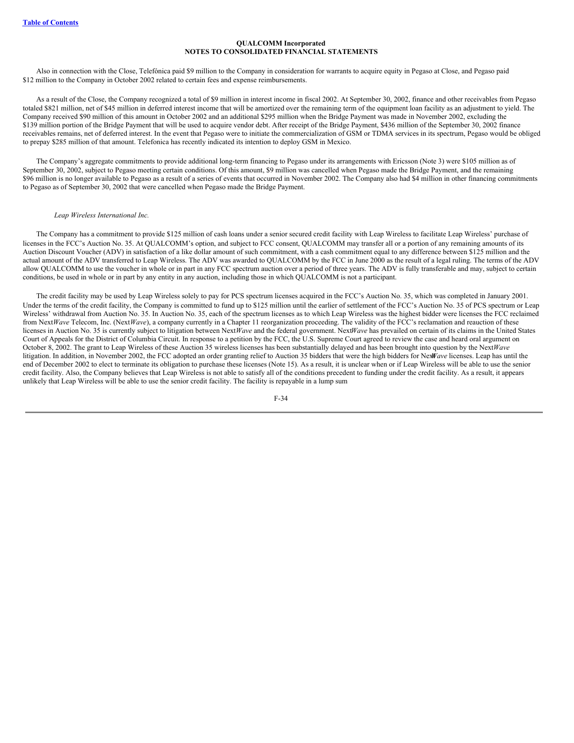**QUALCOMM Incorporated**
**NOTES TO CONSOLIDATED FINANCIAL STATEMENTS**

Also in connection with the Close, Telefónica paid $9 million to the Company in consideration for warrants to acquire equity in Pegaso at Close, and Pegaso paid $12 million to the Company in October 2002 related to certain fees and expense reimbursements.

As a result of the Close, the Company recognized a total of $9 million in interest income in fiscal 2002. At September 30, 2002, finance and other receivables from Pegaso totaled $821 million, net of $45 million in deferred interest income that will be amortized over the remaining term of the equipment loan facility as an adjustment to yield. The Company received $90 million of this amount in October 2002 and an additional $295 million when the Bridge Payment was made in November 2002, excluding the $139 million portion of the Bridge Payment that will be used to acquire vendor debt. After receipt of the Bridge Payment, $436 million of the September 30, 2002 finance receivables remains, net of deferred interest. In the event that Pegaso were to initiate the commercialization of GSM or TDMA services in its spectrum, Pegaso would be obliged to prepay $285 million of that amount. Telefonica has recently indicated its intention to deploy GSM in Mexico.

The Company's aggregate commitments to provide additional long-term financing to Pegaso under its arrangements with Ericsson (Note 3) were $105 million as of September 30, 2002, subject to Pegaso meeting certain conditions. Of this amount, $9 million was cancelled when Pegaso made the Bridge Payment, and the remaining $96 million is no longer available to Pegaso as a result of a series of events that occurred in November 2002. The Company also had $4 million in other financing commitments to Pegaso as of September 30, 2002 that were cancelled when Pegaso made the Bridge Payment.

*Leap Wireless International Inc.*

The Company has a commitment to provide $125 million of cash loans under a senior secured credit facility with Leap Wireless to facilitate Leap Wireless' purchase of licenses in the FCC's Auction No. 35. At QUALCOMM's option, and subject to FCC consent, QUALCOMM may transfer all or a portion of any remaining amounts of its Auction Discount Voucher (ADV) in satisfaction of a like dollar amount of such commitment, with a cash commitment equal to any difference between $125 million and the actual amount of the ADV transferred to Leap Wireless. The ADV was awarded to QUALCOMM by the FCC in June 2000 as the result of a legal ruling. The terms of the ADV allow QUALCOMM to use the voucher in whole or in part in any FCC spectrum auction over a period of three years. The ADV is fully transferable and may, subject to certain conditions, be used in whole or in part by any entity in any auction, including those in which QUALCOMM is not a participant.

The credit facility may be used by Leap Wireless solely to pay for PCS spectrum licenses acquired in the FCC's Auction No. 35, which was completed in January 2001. Under the terms of the credit facility, the Company is committed to fund up to $125 million until the earlier of settlement of the FCC's Auction No. 35 of PCS spectrum or Leap Wireless' withdrawal from Auction No. 35. In Auction No. 35, each of the spectrum licenses as to which Leap Wireless was the highest bidder were licenses the FCC reclaimed from Next*Wave* Telecom, Inc. (Next*Wave*), a company currently in a Chapter 11 reorganization proceeding. The validity of the FCC's reclamation and reauction of these licenses in Auction No. 35 is currently subject to litigation between Next*Wave* and the federal government. Next*Wave* has prevailed on certain of its claims in the United States Court of Appeals for the District of Columbia Circuit. In response to a petition by the FCC, the U.S. Supreme Court agreed to review the case and heard oral argument on October 8, 2002. The grant to Leap Wireless of these Auction 35 wireless licenses has been substantially delayed and has been brought into question by the Next*Wave* litigation. In addition, in November 2002, the FCC adopted an order granting relief to Auction 35 bidders that were the high bidders for Next*Wave* licenses. Leap has until the end of December 2002 to elect to terminate its obligation to purchase these licenses (Note 15). As a result, it is unclear when or if Leap Wireless will be able to use the senior credit facility. Also, the Company believes that Leap Wireless is not able to satisfy all of the conditions precedent to funding under the credit facility. As a result, it appears unlikely that Leap Wireless will be able to use the senior credit facility. The facility is repayable in a lump sum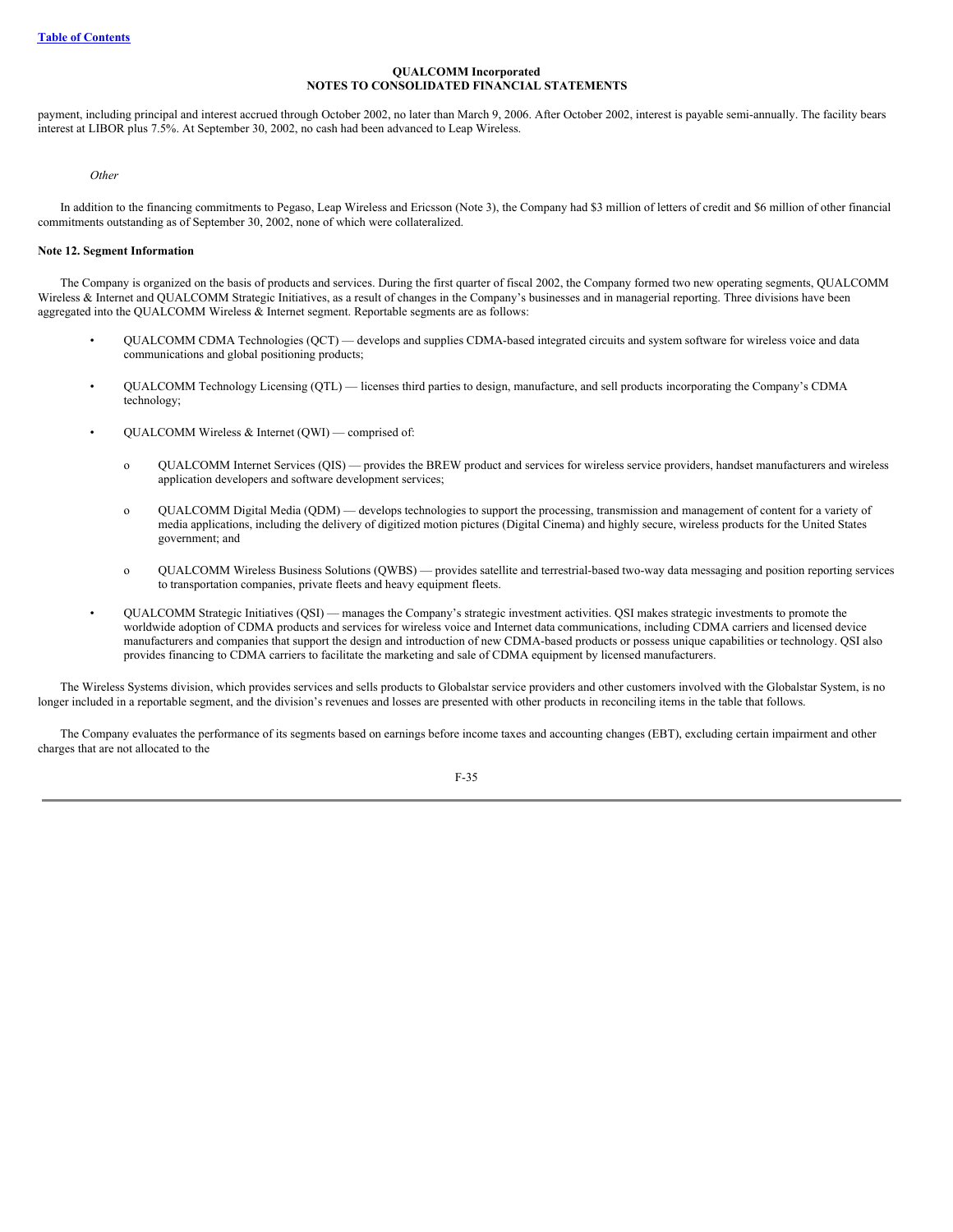payment, including principal and interest accrued through October 2002, no later than March 9, 2006. After October 2002, interest is payable semi-annually. The facility bears interest at LIBOR plus 7.5%. At September 30, 2002, no cash had been advanced to Leap Wireless.

*Other*

In addition to the financing commitments to Pegaso, Leap Wireless and Ericsson (Note 3), the Company had $3 million of letters of credit and $6 million of other financial commitments outstanding as of September 30, 2002, none of which were collateralized.

**Note 12. Segment Information**

The Company is organized on the basis of products and services. During the first quarter of fiscal 2002, the Company formed two new operating segments, QUALCOMM Wireless & Internet and QUALCOMM Strategic Initiatives, as a result of changes in the Company's businesses and in managerial reporting. Three divisions have been aggregated into the QUALCOMM Wireless & Internet segment. Reportable segments are as follows:

- QUALCOMM CDMA Technologies (QCT) — develops and supplies CDMA-based integrated circuits and system software for wireless voice and data communications and global positioning products;
- QUALCOMM Technology Licensing (QTL) — licenses third parties to design, manufacture, and sell products incorporating the Company's CDMA technology;
- QUALCOMM Wireless & Internet (QWI) — comprised of:
  - QUALCOMM Internet Services (QIS) — provides the BREW product and services for wireless service providers, handset manufacturers and wireless application developers and software development services;
  - QUALCOMM Digital Media (QDM) — develops technologies to support the processing, transmission and management of content for a variety of media applications, including the delivery of digitized motion pictures (Digital Cinema) and highly secure, wireless products for the United States government; and
  - QUALCOMM Wireless Business Solutions (QWBS) — provides satellite and terrestrial-based two-way data messaging and position reporting services to transportation companies, private fleets and heavy equipment fleets.
- QUALCOMM Strategic Initiatives (QSI) — manages the Company's strategic investment activities. QSI makes strategic investments to promote the worldwide adoption of CDMA products and services for wireless voice and Internet data communications, including CDMA carriers and licensed device manufacturers and companies that support the design and introduction of new CDMA-based products or possess unique capabilities or technology. QSI also provides financing to CDMA carriers to facilitate the marketing and sale of CDMA equipment by licensed manufacturers.

The Wireless Systems division, which provides services and sells products to Globalstar service providers and other customers involved with the Globalstar System, is no longer included in a reportable segment, and the division's revenues and losses are presented with other products in reconciling items in the table that follows.

The Company evaluates the performance of its segments based on earnings before income taxes and accounting changes (EBT), excluding certain impairment and other charges that are not allocated to the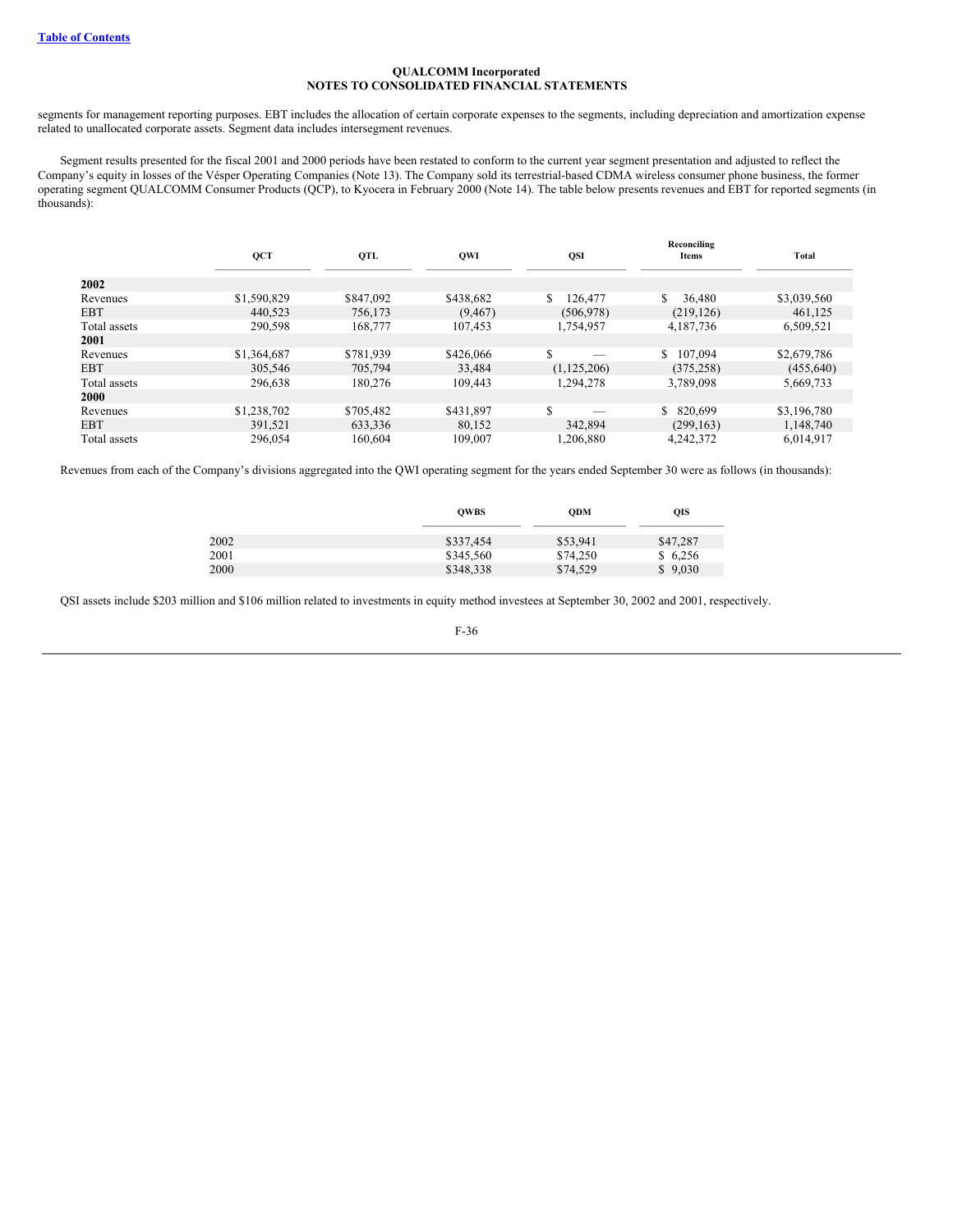**QUALCOMM Incorporated**
**NOTES TO CONSOLIDATED FINANCIAL STATEMENTS**

segments for management reporting purposes. EBT includes the allocation of certain corporate expenses to the segments, including depreciation and amortization expense related to unallocated corporate assets. Segment data includes intersegment revenues.

Segment results presented for the fiscal 2001 and 2000 periods have been restated to conform to the current year segment presentation and adjusted to reflect the Company's equity in losses of the Vésper Operating Companies (Note 13). The Company sold its terrestrial-based CDMA wireless consumer phone business, the former operating segment QUALCOMM Consumer Products (QCP), to Kyocera in February 2000 (Note 14). The table below presents revenues and EBT for reported segments (in thousands):

| | QCT | QTL | QWI | QSI | Reconciling Items | Total |
|---|---|---|---|---|---|---|
| **2002** | | | | | | |
| Revenues | $1,590,829 | $847,092 | $438,682 | $ 126,477 | $ 36,480 | $3,039,560 |
| EBT | 440,523 | 756,173 | (9,467) | (506,978) | (219,126) | 461,125 |
| Total assets | 290,598 | 168,777 | 107,453 | 1,754,957 | 4,187,736 | 6,509,521 |
| **2001** | | | | | | |
| Revenues | $1,364,687 | $781,939 | $426,066 | $ — | $ 107,094 | $2,679,786 |
| EBT | 305,546 | 705,794 | 33,484 | (1,125,206) | (375,258) | (455,640) |
| Total assets | 296,638 | 180,276 | 109,443 | 1,294,278 | 3,789,098 | 5,669,733 |
| **2000** | | | | | | |
| Revenues | $1,238,702 | $705,482 | $431,897 | $ — | $ 820,699 | $3,196,780 |
| EBT | 391,521 | 633,336 | 80,152 | 342,894 | (299,163) | 1,148,740 |
| Total assets | 296,054 | 160,604 | 109,007 | 1,206,880 | 4,242,372 | 6,014,917 |

Revenues from each of the Company's divisions aggregated into the QWI operating segment for the years ended September 30 were as follows (in thousands):

| | QWBS | QDM | QIS |
|---|---|---|---|
| 2002 | $337,454 | $53,941 | $47,287 |
| 2001 | $345,560 | $74,250 | $ 6,256 |
| 2000 | $348,338 | $74,529 | $ 9,030 |

QSI assets include $203 million and $106 million related to investments in equity method investees at September 30, 2002 and 2001, respectively.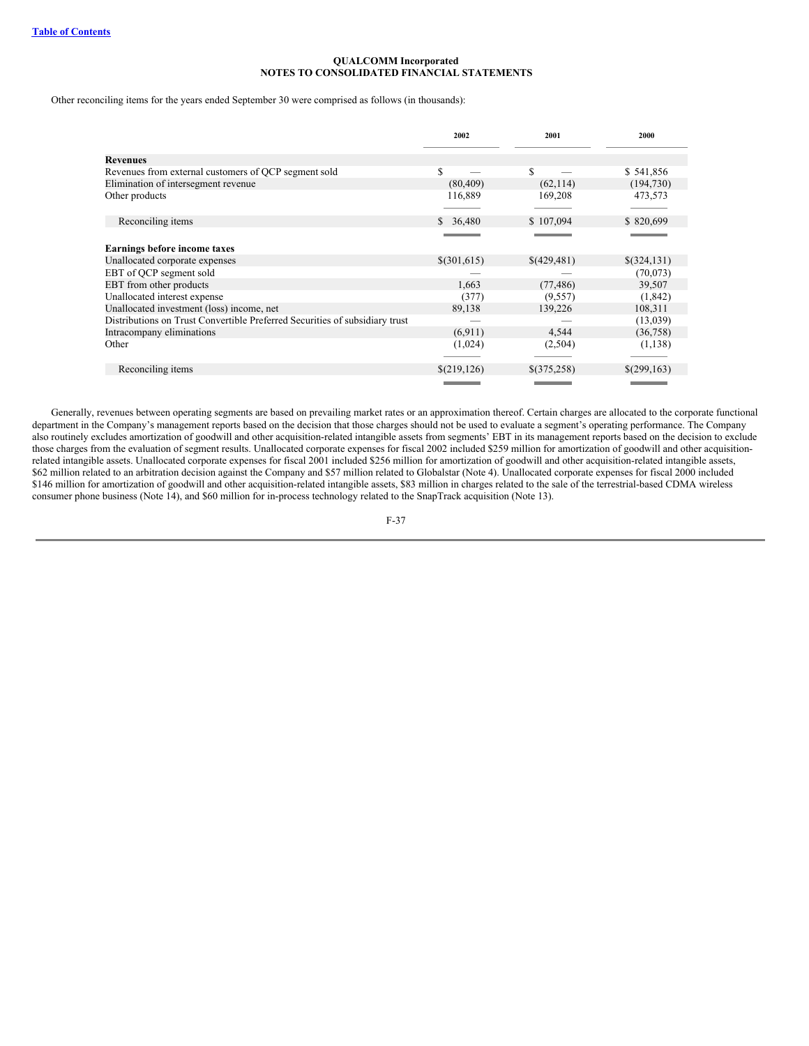QUALCOMM Incorporated
NOTES TO CONSOLIDATED FINANCIAL STATEMENTS

Other reconciling items for the years ended September 30 were comprised as follows (in thousands):

| | 2002 | 2001 | 2000 |
|---|---|---|---|
| **Revenues** | | | |
| Revenues from external customers of QCP segment sold | $ — | $ — | $ 541,856 |
| Elimination of intersegment revenue | (80,409) | (62,114) | (194,730) |
| Other products | 116,889 | 169,208 | 473,573 |
| Reconciling items | $ 36,480 | $ 107,094 | $ 820,699 |
| **Earnings before income taxes** | | | |
| Unallocated corporate expenses | $(301,615) | $(429,481) | $(324,131) |
| EBT of QCP segment sold | — | — | (70,073) |
| EBT from other products | 1,663 | (77,486) | 39,507 |
| Unallocated interest expense | (377) | (9,557) | (1,842) |
| Unallocated investment (loss) income, net | 89,138 | 139,226 | 108,311 |
| Distributions on Trust Convertible Preferred Securities of subsidiary trust | — | — | (13,039) |
| Intracompany eliminations | (6,911) | 4,544 | (36,758) |
| Other | (1,024) | (2,504) | (1,138) |
| Reconciling items | $(219,126) | $(375,258) | $(299,163) |

Generally, revenues between operating segments are based on prevailing market rates or an approximation thereof. Certain charges are allocated to the corporate functional department in the Company's management reports based on the decision that those charges should not be used to evaluate a segment's operating performance. The Company also routinely excludes amortization of goodwill and other acquisition-related intangible assets from segments' EBT in its management reports based on the decision to exclude those charges from the evaluation of segment results. Unallocated corporate expenses for fiscal 2002 included $259 million for amortization of goodwill and other acquisition-related intangible assets. Unallocated corporate expenses for fiscal 2001 included $256 million for amortization of goodwill and other acquisition-related intangible assets, $62 million related to an arbitration decision against the Company and $57 million related to Globalstar (Note 4). Unallocated corporate expenses for fiscal 2000 included $146 million for amortization of goodwill and other acquisition-related intangible assets, $83 million in charges related to the sale of the terrestrial-based CDMA wireless consumer phone business (Note 14), and $60 million for in-process technology related to the SnapTrack acquisition (Note 13).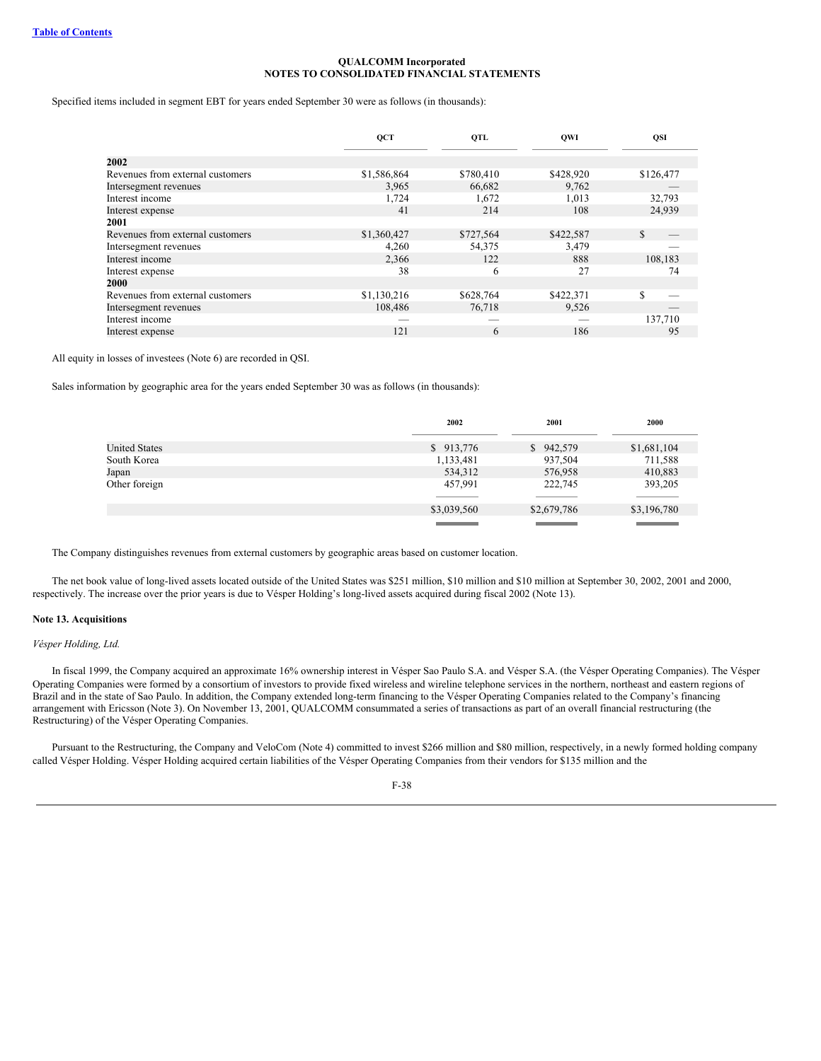**QUALCOMM Incorporated**
**NOTES TO CONSOLIDATED FINANCIAL STATEMENTS**

Specified items included in segment EBT for years ended September 30 were as follows (in thousands):

| | QCT | QTL | QWI | QSI |
|---|---|---|---|---|
| **2002** | | | | |
| Revenues from external customers | $1,586,864 | $780,410 | $428,920 | $126,477 |
| Intersegment revenues | 3,965 | 66,682 | 9,762 | — |
| Interest income | 1,724 | 1,672 | 1,013 | 32,793 |
| Interest expense | 41 | 214 | 108 | 24,939 |
| **2001** | | | | |
| Revenues from external customers | $1,360,427 | $727,564 | $422,587 | $ — |
| Intersegment revenues | 4,260 | 54,375 | 3,479 | — |
| Interest income | 2,366 | 122 | 888 | 108,183 |
| Interest expense | 38 | 6 | 27 | 74 |
| **2000** | | | | |
| Revenues from external customers | $1,130,216 | $628,764 | $422,371 | $ — |
| Intersegment revenues | 108,486 | 76,718 | 9,526 | — |
| Interest income | — | — | — | 137,710 |
| Interest expense | 121 | 6 | 186 | 95 |

All equity in losses of investees (Note 6) are recorded in QSI.

Sales information by geographic area for the years ended September 30 was as follows (in thousands):

| | 2002 | 2001 | 2000 |
|---|---|---|---|
| United States | $ 913,776 | $ 942,579 | $1,681,104 |
| South Korea | 1,133,481 | 937,504 | 711,588 |
| Japan | 534,312 | 576,958 | 410,883 |
| Other foreign | 457,991 | 222,745 | 393,205 |
| | $3,039,560 | $2,679,786 | $3,196,780 |

The Company distinguishes revenues from external customers by geographic areas based on customer location.

The net book value of long-lived assets located outside of the United States was $251 million, $10 million and $10 million at September 30, 2002, 2001 and 2000, respectively. The increase over the prior years is due to Vésper Holding's long-lived assets acquired during fiscal 2002 (Note 13).

**Note 13. Acquisitions**

*Vésper Holding, Ltd.*

In fiscal 1999, the Company acquired an approximate 16% ownership interest in Vésper Sao Paulo S.A. and Vésper S.A. (the Vésper Operating Companies). The Vésper Operating Companies were formed by a consortium of investors to provide fixed wireless and wireline telephone services in the northern, northeast and eastern regions of Brazil and in the state of Sao Paulo. In addition, the Company extended long-term financing to the Vésper Operating Companies related to the Company's financing arrangement with Ericsson (Note 3). On November 13, 2001, QUALCOMM consummated a series of transactions as part of an overall financial restructuring (the Restructuring) of the Vésper Operating Companies.

Pursuant to the Restructuring, the Company and VeloCom (Note 4) committed to invest $266 million and $80 million, respectively, in a newly formed holding company called Vésper Holding. Vésper Holding acquired certain liabilities of the Vésper Operating Companies from their vendors for $135 million and the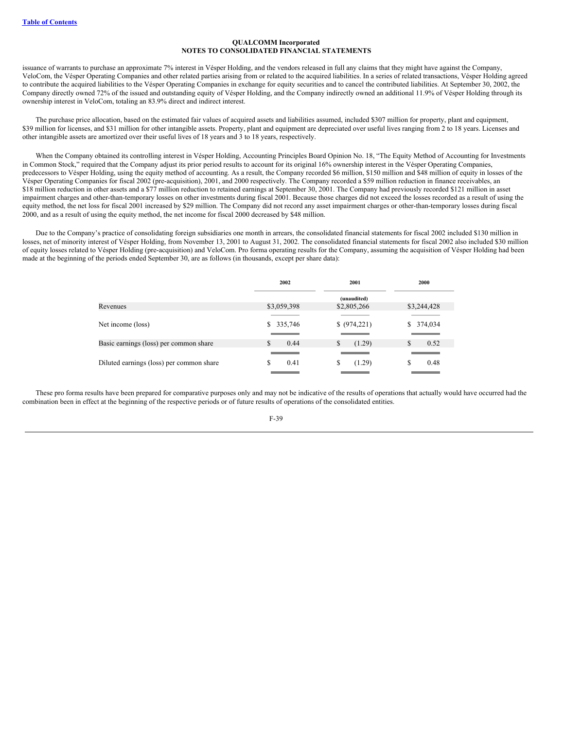# QUALCOMM Incorporated
## NOTES TO CONSOLIDATED FINANCIAL STATEMENTS

issuance of warrants to purchase an approximate 7% interest in Vésper Holding, and the vendors released in full any claims that they might have against the Company, VeloCom, the Vésper Operating Companies and other related parties arising from or related to the acquired liabilities. In a series of related transactions, Vésper Holding agreed to contribute the acquired liabilities to the Vésper Operating Companies in exchange for equity securities and to cancel the contributed liabilities. At September 30, 2002, the Company directly owned 72% of the issued and outstanding equity of Vésper Holding, and the Company indirectly owned an additional 11.9% of Vésper Holding through its ownership interest in VeloCom, totaling an 83.9% direct and indirect interest.

The purchase price allocation, based on the estimated fair values of acquired assets and liabilities assumed, included $307 million for property, plant and equipment, $39 million for licenses, and $31 million for other intangible assets. Property, plant and equipment are depreciated over useful lives ranging from 2 to 18 years. Licenses and other intangible assets are amortized over their useful lives of 18 years and 3 to 18 years, respectively.

When the Company obtained its controlling interest in Vésper Holding, Accounting Principles Board Opinion No. 18, "The Equity Method of Accounting for Investments in Common Stock," required that the Company adjust its prior period results to account for its original 16% ownership interest in the Vésper Operating Companies, predecessors to Vésper Holding, using the equity method of accounting. As a result, the Company recorded $6 million, $150 million and $48 million of equity in losses of the Vésper Operating Companies for fiscal 2002 (pre-acquisition), 2001, and 2000 respectively. The Company recorded a $59 million reduction in finance receivables, an $18 million reduction in other assets and a $77 million reduction to retained earnings at September 30, 2001. The Company had previously recorded $121 million in asset impairment charges and other-than-temporary losses on other investments during fiscal 2001. Because those charges did not exceed the losses recorded as a result of using the equity method, the net loss for fiscal 2001 increased by $29 million. The Company did not record any asset impairment charges or other-than-temporary losses during fiscal 2000, and as a result of using the equity method, the net income for fiscal 2000 decreased by $48 million.

Due to the Company's practice of consolidating foreign subsidiaries one month in arrears, the consolidated financial statements for fiscal 2002 included $130 million in losses, net of minority interest of Vésper Holding, from November 13, 2001 to August 31, 2002. The consolidated financial statements for fiscal 2002 also included $30 million of equity losses related to Vésper Holding (pre-acquisition) and VeloCom. Pro forma operating results for the Company, assuming the acquisition of Vésper Holding had been made at the beginning of the periods ended September 30, are as follows (in thousands, except per share data):

| | 2002 | 2001 | 2000 |
|---|---|---|---|
| | | (unaudited) | |
| Revenues | $3,059,398 | $2,805,266 | $3,244,428 |
| Net income (loss) | $ 335,746 | $ (974,221) | $ 374,034 |
| Basic earnings (loss) per common share | $ 0.44 | $ (1.29) | $ 0.52 |
| Diluted earnings (loss) per common share | $ 0.41 | $ (1.29) | $ 0.48 |

These pro forma results have been prepared for comparative purposes only and may not be indicative of the results of operations that actually would have occurred had the combination been in effect at the beginning of the respective periods or of future results of operations of the consolidated entities.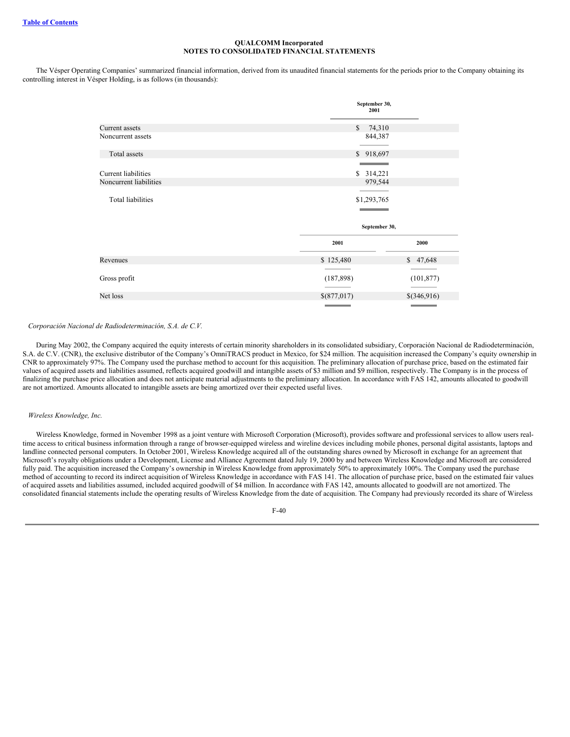The Vésper Operating Companies' summarized financial information, derived from its unaudited financial statements for the periods prior to the Company obtaining its controlling interest in Vésper Holding, is as follows (in thousands):

| | September 30, 2001 |
|---|---|
| Current assets | $ 74,310 |
| Noncurrent assets | 844,387 |
| Total assets | $ 918,697 |
| Current liabilities | $ 314,221 |
| Noncurrent liabilities | 979,544 |
| Total liabilities | $1,293,765 |

| | September 30, | |
|---|---|---|
| | 2001 | 2000 |
| Revenues | $ 125,480 | $ 47,648 |
| Gross profit | (187,898) | (101,877) |
| Net loss | $(877,017) | $(346,916) |

*Corporación Nacional de Radiodeterminación, S.A. de C.V.*

During May 2002, the Company acquired the equity interests of certain minority shareholders in its consolidated subsidiary, Corporación Nacional de Radiodeterminación, S.A. de C.V. (CNR), the exclusive distributor of the Company's OmniTRACS product in Mexico, for $24 million. The acquisition increased the Company's equity ownership in CNR to approximately 97%. The Company used the purchase method to account for this acquisition. The preliminary allocation of purchase price, based on the estimated fair values of acquired assets and liabilities assumed, reflects acquired goodwill and intangible assets of $3 million and $9 million, respectively. The Company is in the process of finalizing the purchase price allocation and does not anticipate material adjustments to the preliminary allocation. In accordance with FAS 142, amounts allocated to goodwill are not amortized. Amounts allocated to intangible assets are being amortized over their expected useful lives.

*Wireless Knowledge, Inc.*

Wireless Knowledge, formed in November 1998 as a joint venture with Microsoft Corporation (Microsoft), provides software and professional services to allow users real-time access to critical business information through a range of browser-equipped wireless and wireline devices including mobile phones, personal digital assistants, laptops and landline connected personal computers. In October 2001, Wireless Knowledge acquired all of the outstanding shares owned by Microsoft in exchange for an agreement that Microsoft's royalty obligations under a Development, License and Alliance Agreement dated July 19, 2000 by and between Wireless Knowledge and Microsoft are considered fully paid. The acquisition increased the Company's ownership in Wireless Knowledge from approximately 50% to approximately 100%. The Company used the purchase method of accounting to record its indirect acquisition of Wireless Knowledge in accordance with FAS 141. The allocation of purchase price, based on the estimated fair values of acquired assets and liabilities assumed, included acquired goodwill of $4 million. In accordance with FAS 142, amounts allocated to goodwill are not amortized. The consolidated financial statements include the operating results of Wireless Knowledge from the date of acquisition. The Company had previously recorded its share of Wireless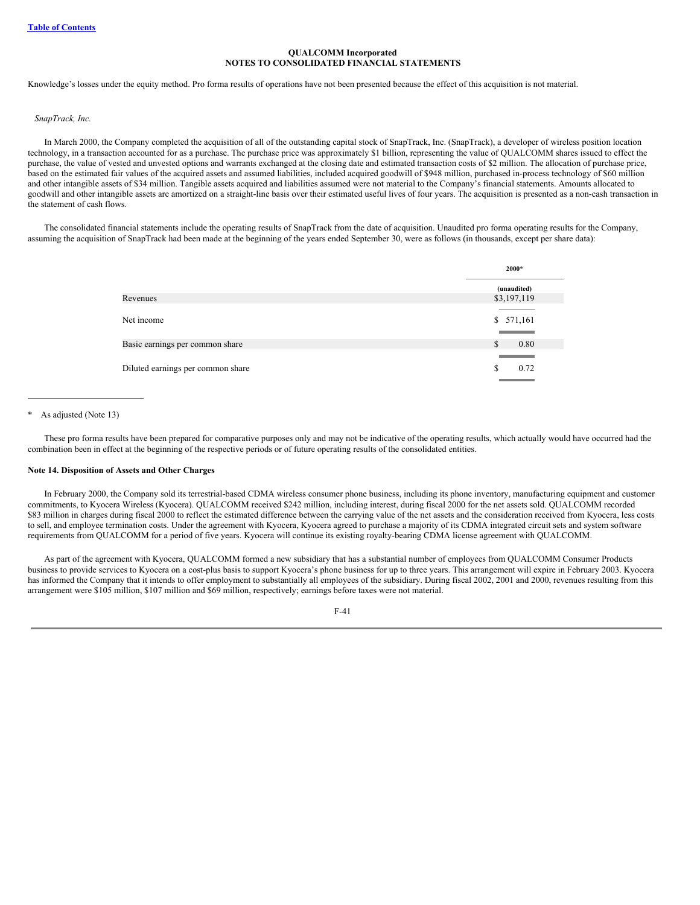Knowledge's losses under the equity method. Pro forma results of operations have not been presented because the effect of this acquisition is not material.

*SnapTrack, Inc.*

In March 2000, the Company completed the acquisition of all of the outstanding capital stock of SnapTrack, Inc. (SnapTrack), a developer of wireless position location technology, in a transaction accounted for as a purchase. The purchase price was approximately $1 billion, representing the value of QUALCOMM shares issued to effect the purchase, the value of vested and unvested options and warrants exchanged at the closing date and estimated transaction costs of $2 million. The allocation of purchase price, based on the estimated fair values of the acquired assets and assumed liabilities, included acquired goodwill of $948 million, purchased in-process technology of $60 million and other intangible assets of $34 million. Tangible assets acquired and liabilities assumed were not material to the Company's financial statements. Amounts allocated to goodwill and other intangible assets are amortized on a straight-line basis over their estimated useful lives of four years. The acquisition is presented as a non-cash transaction in the statement of cash flows.

The consolidated financial statements include the operating results of SnapTrack from the date of acquisition. Unaudited pro forma operating results for the Company, assuming the acquisition of SnapTrack had been made at the beginning of the years ended September 30, were as follows (in thousands, except per share data):

| | 2000* |
|---|---|
| | (unaudited) |
| Revenues | $3,197,119 |
| Net income | $ 571,161 |
| Basic earnings per common share | $ 0.80 |
| Diluted earnings per common share | $ 0.72 |

\* As adjusted (Note 13)

These pro forma results have been prepared for comparative purposes only and may not be indicative of the operating results, which actually would have occurred had the combination been in effect at the beginning of the respective periods or of future operating results of the consolidated entities.

**Note 14. Disposition of Assets and Other Charges**

In February 2000, the Company sold its terrestrial-based CDMA wireless consumer phone business, including its phone inventory, manufacturing equipment and customer commitments, to Kyocera Wireless (Kyocera). QUALCOMM received $242 million, including interest, during fiscal 2000 for the net assets sold. QUALCOMM recorded $83 million in charges during fiscal 2000 to reflect the estimated difference between the carrying value of the net assets and the consideration received from Kyocera, less costs to sell, and employee termination costs. Under the agreement with Kyocera, Kyocera agreed to purchase a majority of its CDMA integrated circuit sets and system software requirements from QUALCOMM for a period of five years. Kyocera will continue its existing royalty-bearing CDMA license agreement with QUALCOMM.

As part of the agreement with Kyocera, QUALCOMM formed a new subsidiary that has a substantial number of employees from QUALCOMM Consumer Products business to provide services to Kyocera on a cost-plus basis to support Kyocera's phone business for up to three years. This arrangement will expire in February 2003. Kyocera has informed the Company that it intends to offer employment to substantially all employees of the subsidiary. During fiscal 2002, 2001 and 2000, revenues resulting from this arrangement were $105 million, $107 million and $69 million, respectively; earnings before taxes were not material.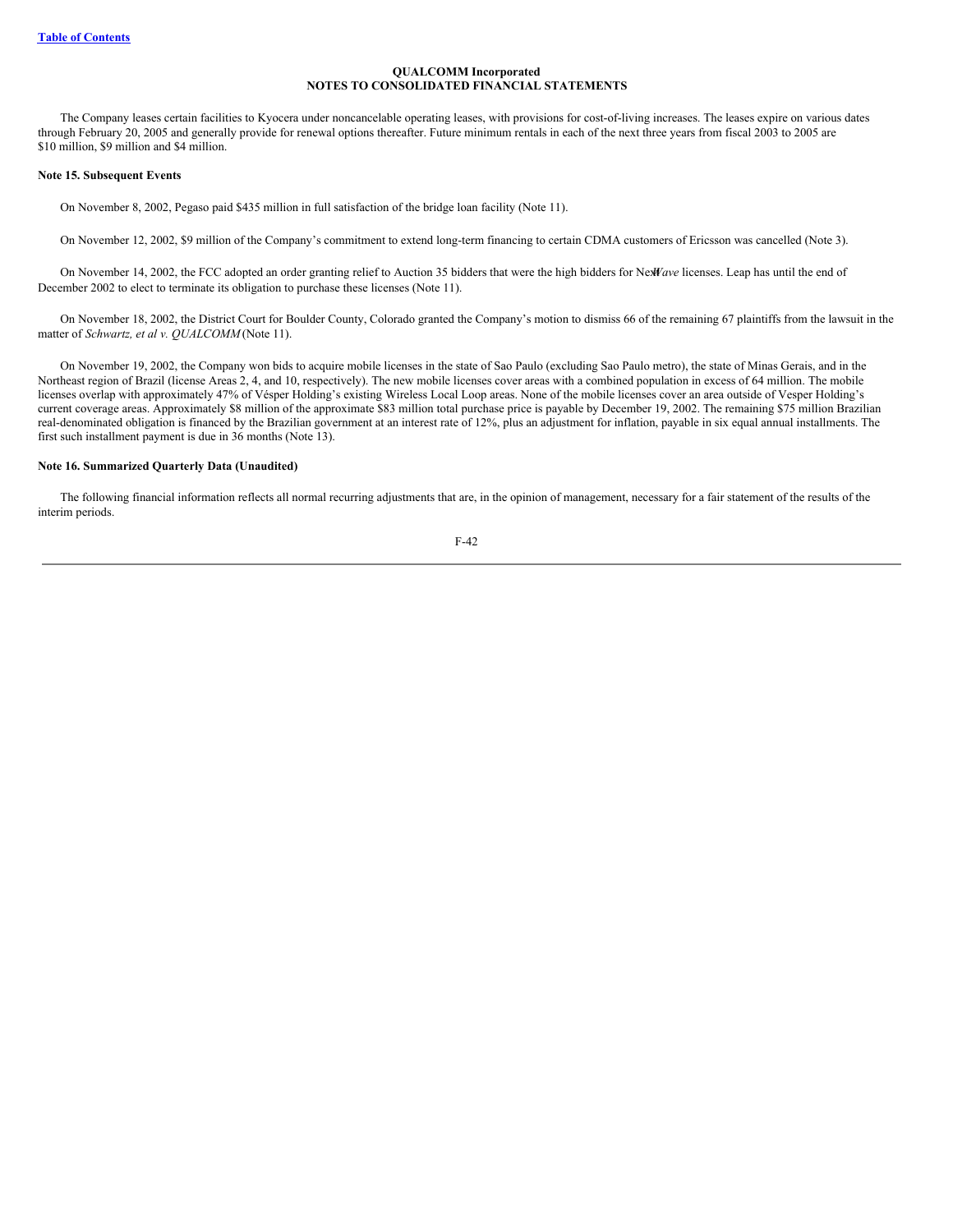The Company leases certain facilities to Kyocera under noncancelable operating leases, with provisions for cost-of-living increases. The leases expire on various dates through February 20, 2005 and generally provide for renewal options thereafter. Future minimum rentals in each of the next three years from fiscal 2003 to 2005 are $10 million, $9 million and $4 million.

**Note 15. Subsequent Events**

On November 8, 2002, Pegaso paid $435 million in full satisfaction of the bridge loan facility (Note 11).

On November 12, 2002, $9 million of the Company's commitment to extend long-term financing to certain CDMA customers of Ericsson was cancelled (Note 3).

On November 14, 2002, the FCC adopted an order granting relief to Auction 35 bidders that were the high bidders for Next*Wave* licenses. Leap has until the end of December 2002 to elect to terminate its obligation to purchase these licenses (Note 11).

On November 18, 2002, the District Court for Boulder County, Colorado granted the Company's motion to dismiss 66 of the remaining 67 plaintiffs from the lawsuit in the matter of *Schwartz, et al v. QUALCOMM* (Note 11).

On November 19, 2002, the Company won bids to acquire mobile licenses in the state of Sao Paulo (excluding Sao Paulo metro), the state of Minas Gerais, and in the Northeast region of Brazil (license Areas 2, 4, and 10, respectively). The new mobile licenses cover areas with a combined population in excess of 64 million. The mobile licenses overlap with approximately 47% of Vésper Holding's existing Wireless Local Loop areas. None of the mobile licenses cover an area outside of Vesper Holding's current coverage areas. Approximately $8 million of the approximate $83 million total purchase price is payable by December 19, 2002. The remaining $75 million Brazilian real-denominated obligation is financed by the Brazilian government at an interest rate of 12%, plus an adjustment for inflation, payable in six equal annual installments. The first such installment payment is due in 36 months (Note 13).

**Note 16. Summarized Quarterly Data (Unaudited)**

The following financial information reflects all normal recurring adjustments that are, in the opinion of management, necessary for a fair statement of the results of the interim periods.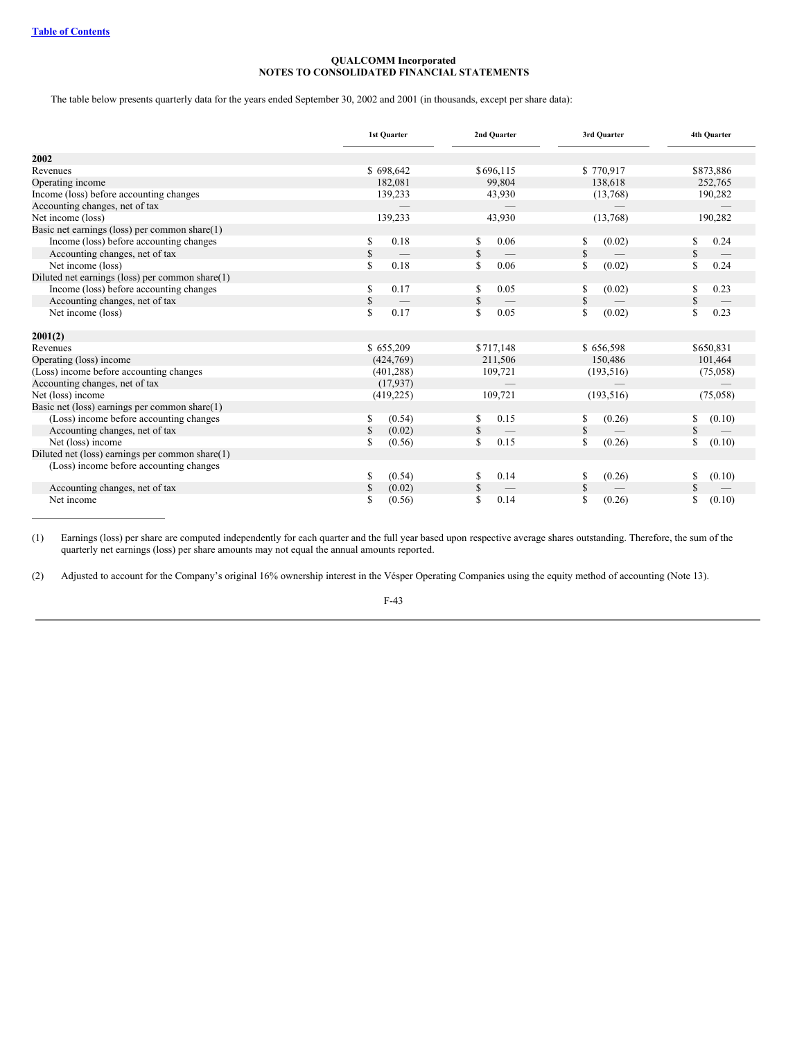**QUALCOMM Incorporated**
**NOTES TO CONSOLIDATED FINANCIAL STATEMENTS**

The table below presents quarterly data for the years ended September 30, 2002 and 2001 (in thousands, except per share data):

| | 1st Quarter | 2nd Quarter | 3rd Quarter | 4th Quarter |
|---|---|---|---|---|
| **2002** | | | | |
| Revenues | $ 698,642 | $ 696,115 | $ 770,917 | $ 873,886 |
| Operating income | 182,081 | 99,804 | 138,618 | 252,765 |
| Income (loss) before accounting changes | 139,233 | 43,930 | (13,768) | 190,282 |
| Accounting changes, net of tax | — | — | — | — |
| Net income (loss) | 139,233 | 43,930 | (13,768) | 190,282 |
| Basic net earnings (loss) per common share(1) | | | | |
| Income (loss) before accounting changes | $ 0.18 | $ 0.06 | $ (0.02) | $ 0.24 |
| Accounting changes, net of tax | $ — | $ — | $ — | $ — |
| Net income (loss) | $ 0.18 | $ 0.06 | $ (0.02) | $ 0.24 |
| Diluted net earnings (loss) per common share(1) | | | | |
| Income (loss) before accounting changes | $ 0.17 | $ 0.05 | $ (0.02) | $ 0.23 |
| Accounting changes, net of tax | $ — | $ — | $ — | $ — |
| Net income (loss) | $ 0.17 | $ 0.05 | $ (0.02) | $ 0.23 |
| **2001(2)** | | | | |
| Revenues | $ 655,209 | $ 717,148 | $ 656,598 | $ 650,831 |
| Operating (loss) income | (424,769) | 211,506 | 150,486 | 101,464 |
| (Loss) income before accounting changes | (401,288) | 109,721 | (193,516) | (75,058) |
| Accounting changes, net of tax | (17,937) | — | — | — |
| Net (loss) income | (419,225) | 109,721 | (193,516) | (75,058) |
| Basic net (loss) earnings per common share(1) | | | | |
| (Loss) income before accounting changes | $ (0.54) | $ 0.15 | $ (0.26) | $ (0.10) |
| Accounting changes, net of tax | $ (0.02) | $ — | $ — | $ — |
| Net (loss) income | $ (0.56) | $ 0.15 | $ (0.26) | $ (0.10) |
| Diluted net (loss) earnings per common share(1) | | | | |
| (Loss) income before accounting changes | $ (0.54) | $ 0.14 | $ (0.26) | $ (0.10) |
| Accounting changes, net of tax | $ (0.02) | $ — | $ — | $ — |
| Net income | $ (0.56) | $ 0.14 | $ (0.26) | $ (0.10) |

(1) Earnings (loss) per share are computed independently for each quarter and the full year based upon respective average shares outstanding. Therefore, the sum of the quarterly net earnings (loss) per share amounts may not equal the annual amounts reported.

(2) Adjusted to account for the Company's original 16% ownership interest in the Vésper Operating Companies using the equity method of accounting (Note 13).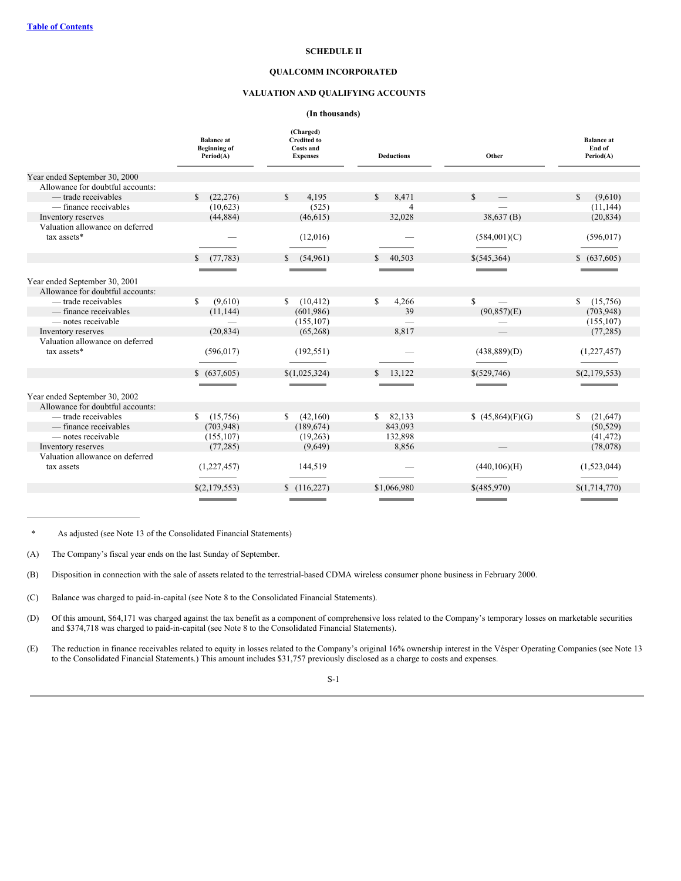# SCHEDULE II

## QUALCOMM INCORPORATED

## VALUATION AND QUALIFYING ACCOUNTS

**(In thousands)**

| | Balance at Beginning of Period(A) | (Charged) Credited to Costs and Expenses | Deductions | Other | Balance at End of Period(A) |
|---|---|---|---|---|---|
| Year ended September 30, 2000 | | | | | |
| Allowance for doubtful accounts: | | | | | |
| — trade receivables | $ (22,276) | $ 4,195 | $ 8,471 | $ — | $ (9,610) |
| — finance receivables | (10,623) | (525) | 4 | — | (11,144) |
| Inventory reserves | (44,884) | (46,615) | 32,028 | 38,637 (B) | (20,834) |
| Valuation allowance on deferred tax assets* | — | (12,016) | — | (584,001)(C) | (596,017) |
| | $ (77,783) | $ (54,961) | $ 40,503 | $(545,364) | $ (637,605) |
| Year ended September 30, 2001 | | | | | |
| Allowance for doubtful accounts: | | | | | |
| — trade receivables | $ (9,610) | $ (10,412) | $ 4,266 | $ — | $ (15,756) |
| — finance receivables | (11,144) | (601,986) | 39 | (90,857)(E) | (703,948) |
| — notes receivable | — | (155,107) | — | — | (155,107) |
| Inventory reserves | (20,834) | (65,268) | 8,817 | — | (77,285) |
| Valuation allowance on deferred tax assets* | (596,017) | (192,551) | — | (438,889)(D) | (1,227,457) |
| | $ (637,605) | $(1,025,324) | $ 13,122 | $(529,746) | $(2,179,553) |
| Year ended September 30, 2002 | | | | | |
| Allowance for doubtful accounts: | | | | | |
| — trade receivables | $ (15,756) | $ (42,160) | $ 82,133 | $ (45,864)(F)(G) | $ (21,647) |
| — finance receivables | (703,948) | (189,674) | 843,093 | | (50,529) |
| — notes receivable | (155,107) | (19,263) | 132,898 | | (41,472) |
| Inventory reserves | (77,285) | (9,649) | 8,856 | — | (78,078) |
| Valuation allowance on deferred tax assets | (1,227,457) | 144,519 | — | (440,106)(H) | (1,523,044) |
| | $(2,179,553) | $ (116,227) | $1,066,980 | $(485,970) | $(1,714,770) |

\* As adjusted (see Note 13 of the Consolidated Financial Statements)

(A) The Company's fiscal year ends on the last Sunday of September.

(B) Disposition in connection with the sale of assets related to the terrestrial-based CDMA wireless consumer phone business in February 2000.

(C) Balance was charged to paid-in-capital (see Note 8 to the Consolidated Financial Statements).

(D) Of this amount, $64,171 was charged against the tax benefit as a component of comprehensive loss related to the Company's temporary losses on marketable securities and $374,718 was charged to paid-in-capital (see Note 8 to the Consolidated Financial Statements).

(E) The reduction in finance receivables related to equity in losses related to the Company's original 16% ownership interest in the Vésper Operating Companies (see Note 13 to the Consolidated Financial Statements.) This amount includes $31,757 previously disclosed as a charge to costs and expenses.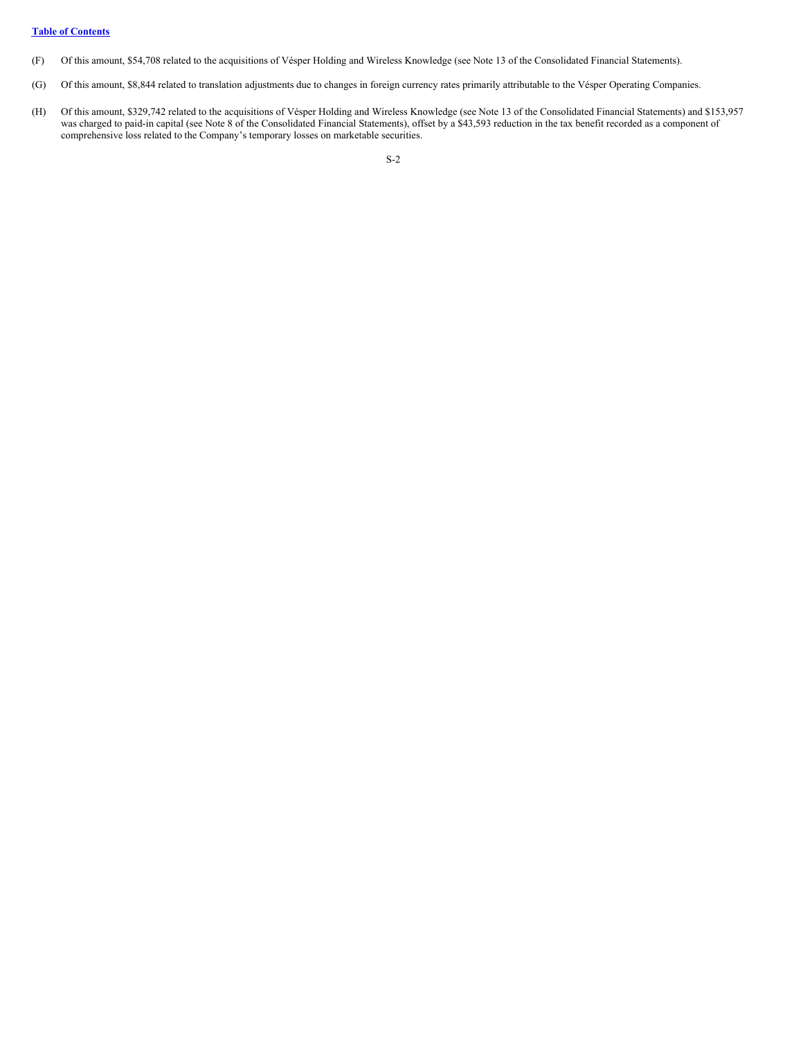(F) Of this amount, \$54,708 related to the acquisitions of Vésper Holding and Wireless Knowledge (see Note 13 of the Consolidated Financial Statements).

(G) Of this amount, \$8,844 related to translation adjustments due to changes in foreign currency rates primarily attributable to the Vésper Operating Companies.

(H) Of this amount, \$329,742 related to the acquisitions of Vésper Holding and Wireless Knowledge (see Note 13 of the Consolidated Financial Statements) and \$153,957 was charged to paid-in capital (see Note 8 of the Consolidated Financial Statements), offset by a \$43,593 reduction in the tax benefit recorded as a component of comprehensive loss related to the Company's temporary losses on marketable securities.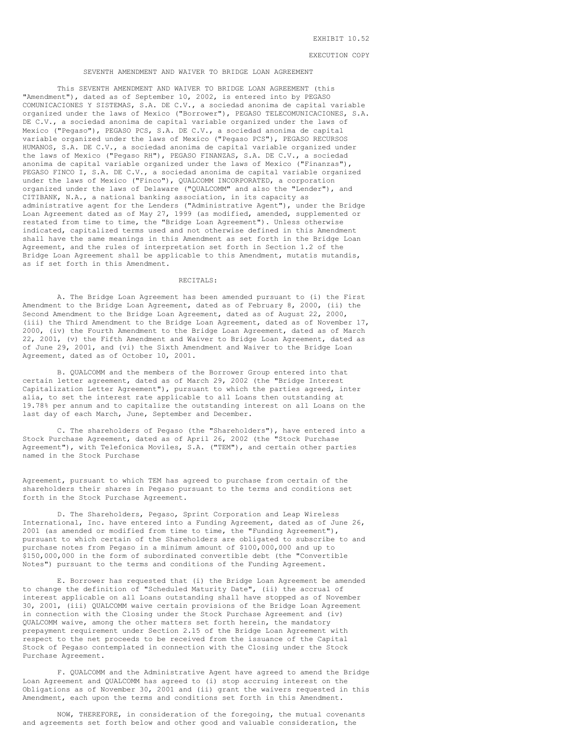EXHIBIT 10.52

EXECUTION COPY

# SEVENTH AMENDMENT AND WAIVER TO BRIDGE LOAN AGREEMENT

This SEVENTH AMENDMENT AND WAIVER TO BRIDGE LOAN AGREEMENT (this "Amendment"), dated as of September 10, 2002, is entered into by PEGASO COMUNICACIONES Y SISTEMAS, S.A. DE C.V., a sociedad anonima de capital variable organized under the laws of Mexico ("Borrower"), PEGASO TELECOMUNICACIONES, S.A. DE C.V., a sociedad anonima de capital variable organized under the laws of Mexico ("Pegaso"), PEGASO PCS, S.A. DE C.V., a sociedad anonima de capital variable organized under the laws of Mexico ("Pegaso PCS"), PEGASO RECURSOS HUMANOS, S.A. DE C.V., a sociedad anonima de capital variable organized under the laws of Mexico ("Pegaso RH"), PEGASO FINANZAS, S.A. DE C.V., a sociedad anonima de capital variable organized under the laws of Mexico ("Finanzas"), PEGASO FINCO I, S.A. DE C.V., a sociedad anonima de capital variable organized under the laws of Mexico ("Finco"), QUALCOMM INCORPORATED, a corporation organized under the laws of Delaware ("QUALCOMM" and also the "Lender"), and CITIBANK, N.A., a national banking association, in its capacity as administrative agent for the Lenders ("Administrative Agent"), under the Bridge Loan Agreement dated as of May 27, 1999 (as modified, amended, supplemented or restated from time to time, the "Bridge Loan Agreement"). Unless otherwise indicated, capitalized terms used and not otherwise defined in this Amendment shall have the same meanings in this Amendment as set forth in the Bridge Loan Agreement, and the rules of interpretation set forth in Section 1.2 of the Bridge Loan Agreement shall be applicable to this Amendment, mutatis mutandis, as if set forth in this Amendment.

## RECITALS:

A. The Bridge Loan Agreement has been amended pursuant to (i) the First Amendment to the Bridge Loan Agreement, dated as of February 8, 2000, (ii) the Second Amendment to the Bridge Loan Agreement, dated as of August 22, 2000, (iii) the Third Amendment to the Bridge Loan Agreement, dated as of November 17, 2000, (iv) the Fourth Amendment to the Bridge Loan Agreement, dated as of March 22, 2001, (v) the Fifth Amendment and Waiver to Bridge Loan Agreement, dated as of June 29, 2001, and (vi) the Sixth Amendment and Waiver to the Bridge Loan Agreement, dated as of October 10, 2001.

B. QUALCOMM and the members of the Borrower Group entered into that certain letter agreement, dated as of March 29, 2002 (the "Bridge Interest Capitalization Letter Agreement"), pursuant to which the parties agreed, inter alia, to set the interest rate applicable to all Loans then outstanding at 19.78% per annum and to capitalize the outstanding interest on all Loans on the last day of each March, June, September and December.

C. The shareholders of Pegaso (the "Shareholders"), have entered into a Stock Purchase Agreement, dated as of April 26, 2002 (the "Stock Purchase Agreement"), with Telefonica Moviles, S.A. ("TEM"), and certain other parties named in the Stock Purchase Agreement, pursuant to which TEM has agreed to purchase from certain of the shareholders their shares in Pegaso pursuant to the terms and conditions set forth in the Stock Purchase Agreement.

D. The Shareholders, Pegaso, Sprint Corporation and Leap Wireless International, Inc. have entered into a Funding Agreement, dated as of June 26, 2001 (as amended or modified from time to time, the "Funding Agreement"), pursuant to which certain of the Shareholders are obligated to subscribe to and purchase notes from Pegaso in a minimum amount of $100,000,000 and up to $150,000,000 in the form of subordinated convertible debt (the "Convertible Notes") pursuant to the terms and conditions of the Funding Agreement.

E. Borrower has requested that (i) the Bridge Loan Agreement be amended to change the definition of "Scheduled Maturity Date", (ii) the accrual of interest applicable on all Loans outstanding shall have stopped as of November 30, 2001, (iii) QUALCOMM waive certain provisions of the Bridge Loan Agreement in connection with the Closing under the Stock Purchase Agreement and (iv) QUALCOMM waive, among the other matters set forth herein, the mandatory prepayment requirement under Section 2.15 of the Bridge Loan Agreement with respect to the net proceeds to be received from the issuance of the Capital Stock of Pegaso contemplated in connection with the Closing under the Stock Purchase Agreement.

F. QUALCOMM and the Administrative Agent have agreed to amend the Bridge Loan Agreement and QUALCOMM has agreed to (i) stop accruing interest on the Obligations as of November 30, 2001 and (ii) grant the waivers requested in this Amendment, each upon the terms and conditions set forth in this Amendment.

NOW, THEREFORE, in consideration of the foregoing, the mutual covenants and agreements set forth below and other good and valuable consideration, the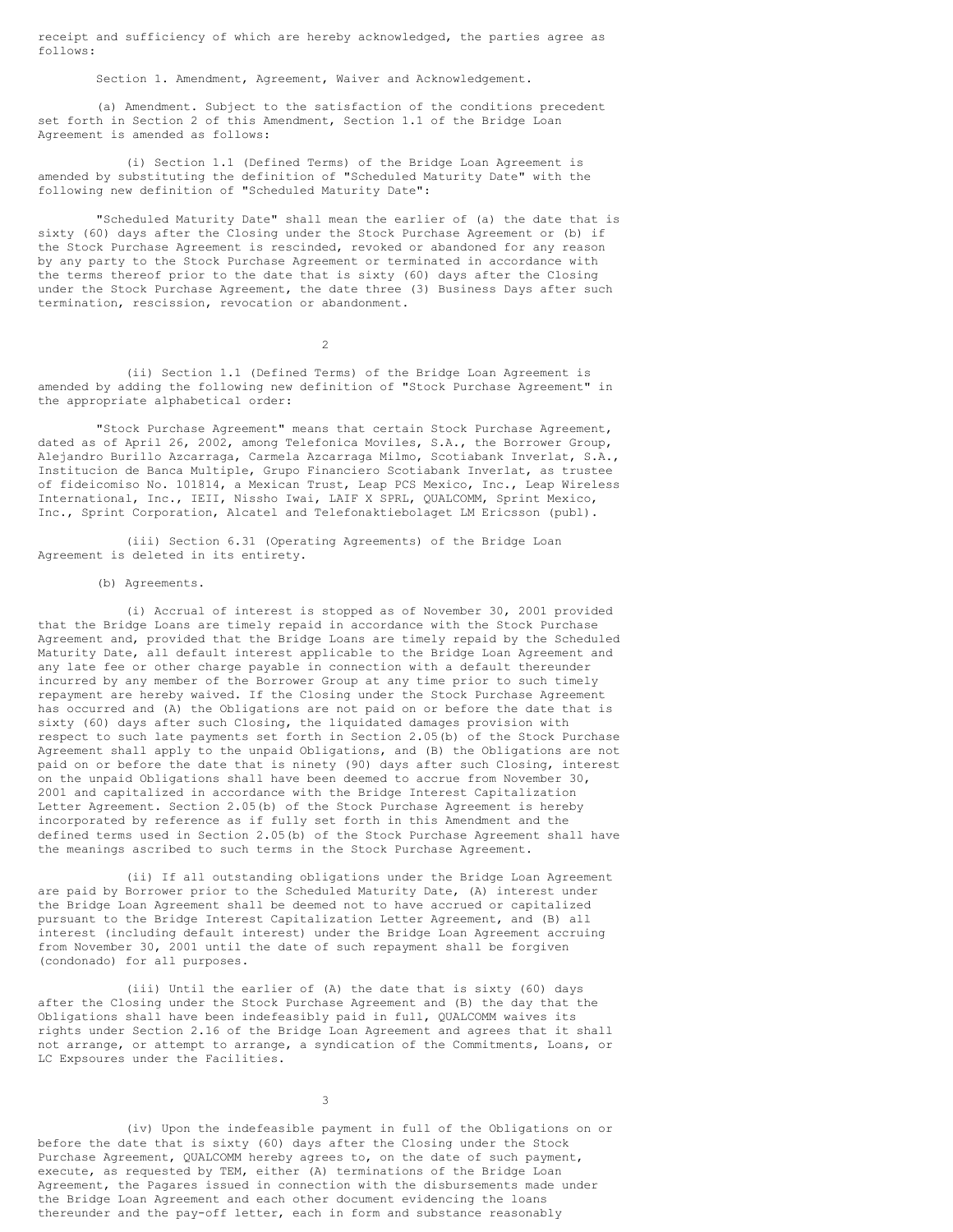receipt and sufficiency of which are hereby acknowledged, the parties agree as follows:

Section 1. Amendment, Agreement, Waiver and Acknowledgement.

(a) Amendment. Subject to the satisfaction of the conditions precedent set forth in Section 2 of this Amendment, Section 1.1 of the Bridge Loan Agreement is amended as follows:

(i) Section 1.1 (Defined Terms) of the Bridge Loan Agreement is amended by substituting the definition of "Scheduled Maturity Date" with the following new definition of "Scheduled Maturity Date":

"Scheduled Maturity Date" shall mean the earlier of (a) the date that is sixty (60) days after the Closing under the Stock Purchase Agreement or (b) if the Stock Purchase Agreement is rescinded, revoked or abandoned for any reason by any party to the Stock Purchase Agreement or terminated in accordance with the terms thereof prior to the date that is sixty (60) days after the Closing under the Stock Purchase Agreement, the date three (3) Business Days after such termination, rescission, revocation or abandonment.

(ii) Section 1.1 (Defined Terms) of the Bridge Loan Agreement is amended by adding the following new definition of "Stock Purchase Agreement" in the appropriate alphabetical order:

"Stock Purchase Agreement" means that certain Stock Purchase Agreement, dated as of April 26, 2002, among Telefonica Moviles, S.A., the Borrower Group, Alejandro Burillo Azcarraga, Carmela Azcarraga Milmo, Scotiabank Inverlat, S.A., Institucion de Banca Multiple, Grupo Financiero Scotiabank Inverlat, as trustee of fideicomiso No. 101814, a Mexican Trust, Leap PCS Mexico, Inc., Leap Wireless International, Inc., IEII, Nissho Iwai, LAIF X SPRL, QUALCOMM, Sprint Mexico, Inc., Sprint Corporation, Alcatel and Telefonaktiebolaget LM Ericsson (publ).

(iii) Section 6.31 (Operating Agreements) of the Bridge Loan Agreement is deleted in its entirety.

(b) Agreements.

(i) Accrual of interest is stopped as of November 30, 2001 provided that the Bridge Loans are timely repaid in accordance with the Stock Purchase Agreement and, provided that the Bridge Loans are timely repaid by the Scheduled Maturity Date, all default interest applicable to the Bridge Loan Agreement and any late fee or other charge payable in connection with a default thereunder incurred by any member of the Borrower Group at any time prior to such timely repayment are hereby waived. If the Closing under the Stock Purchase Agreement has occurred and (A) the Obligations are not paid on or before the date that is sixty (60) days after such Closing, the liquidated damages provision with respect to such late payments set forth in Section 2.05(b) of the Stock Purchase Agreement shall apply to the unpaid Obligations, and (B) the Obligations are not paid on or before the date that is ninety (90) days after such Closing, interest on the unpaid Obligations shall have been deemed to accrue from November 30, 2001 and capitalized in accordance with the Bridge Interest Capitalization Letter Agreement. Section 2.05(b) of the Stock Purchase Agreement is hereby incorporated by reference as if fully set forth in this Amendment and the defined terms used in Section 2.05(b) of the Stock Purchase Agreement shall have the meanings ascribed to such terms in the Stock Purchase Agreement.

(ii) If all outstanding obligations under the Bridge Loan Agreement are paid by Borrower prior to the Scheduled Maturity Date, (A) interest under the Bridge Loan Agreement shall be deemed not to have accrued or capitalized pursuant to the Bridge Interest Capitalization Letter Agreement, and (B) all interest (including default interest) under the Bridge Loan Agreement accruing from November 30, 2001 until the date of such repayment shall be forgiven (condonado) for all purposes.

(iii) Until the earlier of (A) the date that is sixty (60) days after the Closing under the Stock Purchase Agreement and (B) the day that the Obligations shall have been indefeasibly paid in full, QUALCOMM waives its rights under Section 2.16 of the Bridge Loan Agreement and agrees that it shall not arrange, or attempt to arrange, a syndication of the Commitments, Loans, or LC Expsoures under the Facilities.

(iv) Upon the indefeasible payment in full of the Obligations on or before the date that is sixty (60) days after the Closing under the Stock Purchase Agreement, QUALCOMM hereby agrees to, on the date of such payment, execute, as requested by TEM, either (A) terminations of the Bridge Loan Agreement, the Pagares issued in connection with the disbursements made under the Bridge Loan Agreement and each other document evidencing the loans thereunder and the pay-off letter, each in form and substance reasonably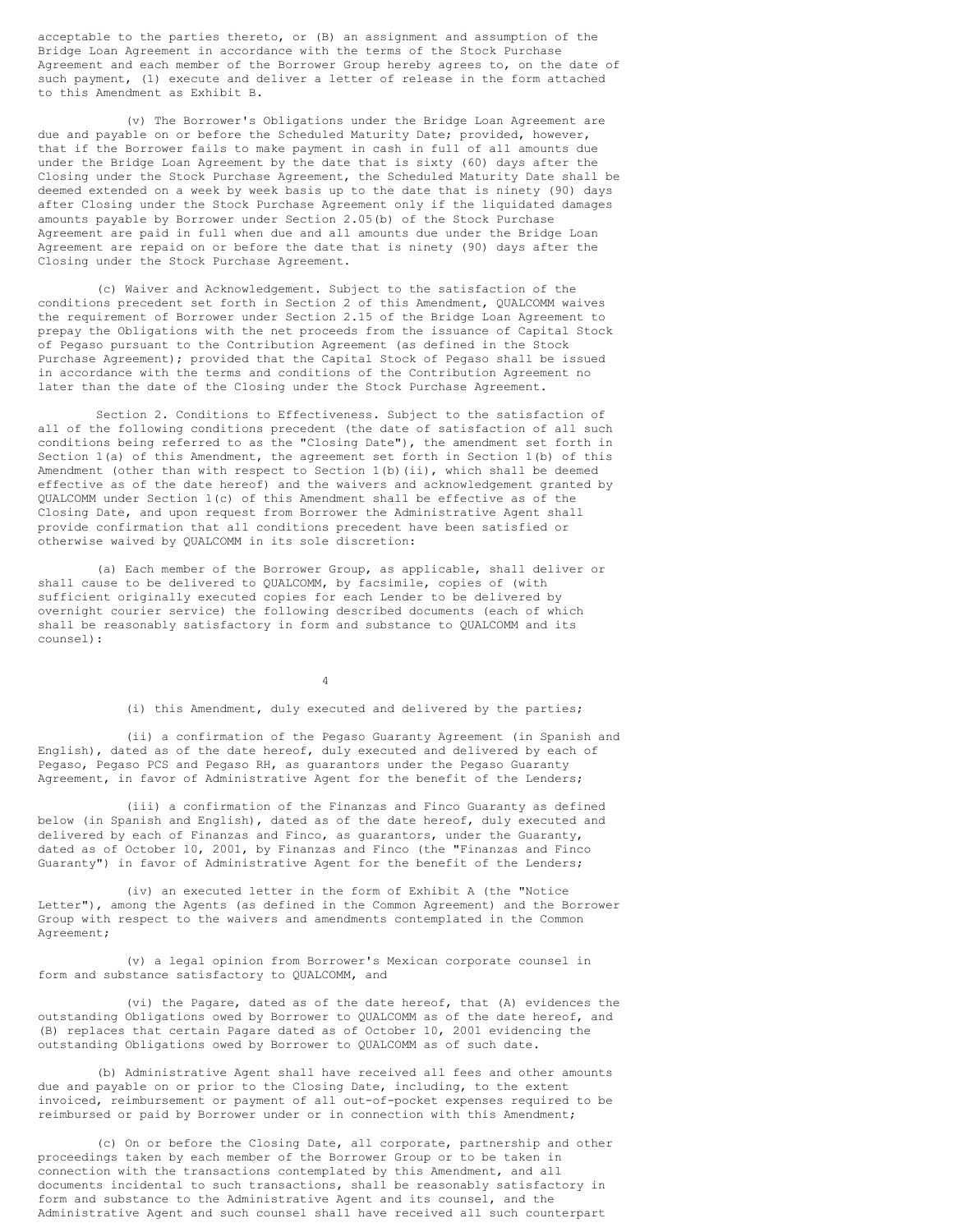acceptable to the parties thereto, or (B) an assignment and assumption of the Bridge Loan Agreement in accordance with the terms of the Stock Purchase Agreement and each member of the Borrower Group hereby agrees to, on the date of such payment, (1) execute and deliver a letter of release in the form attached to this Amendment as Exhibit B.

(v) The Borrower's Obligations under the Bridge Loan Agreement are due and payable on or before the Scheduled Maturity Date; provided, however, that if the Borrower fails to make payment in cash in full of all amounts due under the Bridge Loan Agreement by the date that is sixty (60) days after the Closing under the Stock Purchase Agreement, the Scheduled Maturity Date shall be deemed extended on a week by week basis up to the date that is ninety (90) days after Closing under the Stock Purchase Agreement only if the liquidated damages amounts payable by Borrower under Section 2.05(b) of the Stock Purchase Agreement are paid in full when due and all amounts due under the Bridge Loan Agreement are repaid on or before the date that is ninety (90) days after the Closing under the Stock Purchase Agreement.

(c) Waiver and Acknowledgement. Subject to the satisfaction of the conditions precedent set forth in Section 2 of this Amendment, QUALCOMM waives the requirement of Borrower under Section 2.15 of the Bridge Loan Agreement to prepay the Obligations with the net proceeds from the issuance of Capital Stock of Pegaso pursuant to the Contribution Agreement (as defined in the Stock Purchase Agreement); provided that the Capital Stock of Pegaso shall be issued in accordance with the terms and conditions of the Contribution Agreement no later than the date of the Closing under the Stock Purchase Agreement.

Section 2. Conditions to Effectiveness. Subject to the satisfaction of all of the following conditions precedent (the date of satisfaction of all such conditions being referred to as the "Closing Date"), the amendment set forth in Section 1(a) of this Amendment, the agreement set forth in Section 1(b) of this Amendment (other than with respect to Section 1(b)(ii), which shall be deemed effective as of the date hereof) and the waivers and acknowledgement granted by QUALCOMM under Section 1(c) of this Amendment shall be effective as of the Closing Date, and upon request from Borrower the Administrative Agent shall provide confirmation that all conditions precedent have been satisfied or otherwise waived by QUALCOMM in its sole discretion:

(a) Each member of the Borrower Group, as applicable, shall deliver or shall cause to be delivered to QUALCOMM, by facsimile, copies of (with sufficient originally executed copies for each Lender to be delivered by overnight courier service) the following described documents (each of which shall be reasonably satisfactory in form and substance to QUALCOMM and its counsel):

(i) this Amendment, duly executed and delivered by the parties;

(ii) a confirmation of the Pegaso Guaranty Agreement (in Spanish and English), dated as of the date hereof, duly executed and delivered by each of Pegaso, Pegaso PCS and Pegaso RH, as guarantors under the Pegaso Guaranty Agreement, in favor of Administrative Agent for the benefit of the Lenders;

(iii) a confirmation of the Finanzas and Finco Guaranty as defined below (in Spanish and English), dated as of the date hereof, duly executed and delivered by each of Finanzas and Finco, as guarantors, under the Guaranty, dated as of October 10, 2001, by Finanzas and Finco (the "Finanzas and Finco Guaranty") in favor of Administrative Agent for the benefit of the Lenders;

(iv) an executed letter in the form of Exhibit A (the "Notice Letter"), among the Agents (as defined in the Common Agreement) and the Borrower Group with respect to the waivers and amendments contemplated in the Common Agreement;

(v) a legal opinion from Borrower's Mexican corporate counsel in form and substance satisfactory to QUALCOMM, and

(vi) the Pagare, dated as of the date hereof, that (A) evidences the outstanding Obligations owed by Borrower to QUALCOMM as of the date hereof, and (B) replaces that certain Pagare dated as of October 10, 2001 evidencing the outstanding Obligations owed by Borrower to QUALCOMM as of such date.

(b) Administrative Agent shall have received all fees and other amounts due and payable on or prior to the Closing Date, including, to the extent invoiced, reimbursement or payment of all out-of-pocket expenses required to be reimbursed or paid by Borrower under or in connection with this Amendment;

(c) On or before the Closing Date, all corporate, partnership and other proceedings taken by each member of the Borrower Group or to be taken in connection with the transactions contemplated by this Amendment, and all documents incidental to such transactions, shall be reasonably satisfactory in form and substance to the Administrative Agent and its counsel, and the Administrative Agent and such counsel shall have received all such counterpart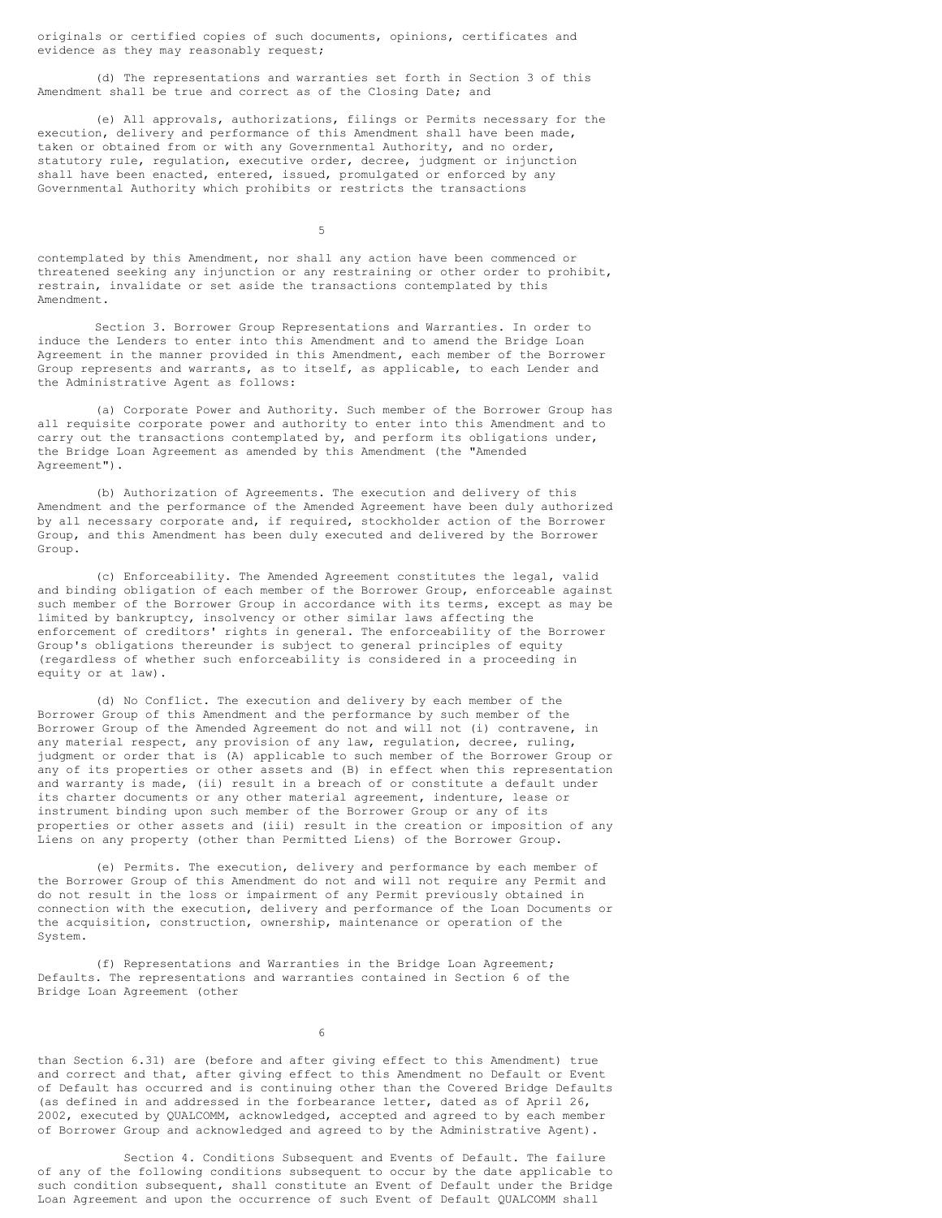originals or certified copies of such documents, opinions, certificates and evidence as they may reasonably request;

(d) The representations and warranties set forth in Section 3 of this Amendment shall be true and correct as of the Closing Date; and

(e) All approvals, authorizations, filings or Permits necessary for the execution, delivery and performance of this Amendment shall have been made, taken or obtained from or with any Governmental Authority, and no order, statutory rule, regulation, executive order, decree, judgment or injunction shall have been enacted, entered, issued, promulgated or enforced by any Governmental Authority which prohibits or restricts the transactions contemplated by this Amendment, nor shall any action have been commenced or threatened seeking any injunction or any restraining or other order to prohibit, restrain, invalidate or set aside the transactions contemplated by this Amendment.

Section 3. Borrower Group Representations and Warranties. In order to induce the Lenders to enter into this Amendment and to amend the Bridge Loan Agreement in the manner provided in this Amendment, each member of the Borrower Group represents and warrants, as to itself, as applicable, to each Lender and the Administrative Agent as follows:

(a) Corporate Power and Authority. Such member of the Borrower Group has all requisite corporate power and authority to enter into this Amendment and to carry out the transactions contemplated by, and perform its obligations under, the Bridge Loan Agreement as amended by this Amendment (the "Amended Agreement").

(b) Authorization of Agreements. The execution and delivery of this Amendment and the performance of the Amended Agreement have been duly authorized by all necessary corporate and, if required, stockholder action of the Borrower Group, and this Amendment has been duly executed and delivered by the Borrower Group.

(c) Enforceability. The Amended Agreement constitutes the legal, valid and binding obligation of each member of the Borrower Group, enforceable against such member of the Borrower Group in accordance with its terms, except as may be limited by bankruptcy, insolvency or other similar laws affecting the enforcement of creditors' rights in general. The enforceability of the Borrower Group's obligations thereunder is subject to general principles of equity (regardless of whether such enforceability is considered in a proceeding in equity or at law).

(d) No Conflict. The execution and delivery by each member of the Borrower Group of this Amendment and the performance by such member of the Borrower Group of the Amended Agreement do not and will not (i) contravene, in any material respect, any provision of any law, regulation, decree, ruling, judgment or order that is (A) applicable to such member of the Borrower Group or any of its properties or other assets and (B) in effect when this representation and warranty is made, (ii) result in a breach of or constitute a default under its charter documents or any other material agreement, indenture, lease or instrument binding upon such member of the Borrower Group or any of its properties or other assets and (iii) result in the creation or imposition of any Liens on any property (other than Permitted Liens) of the Borrower Group.

(e) Permits. The execution, delivery and performance by each member of the Borrower Group of this Amendment do not and will not require any Permit and do not result in the loss or impairment of any Permit previously obtained in connection with the execution, delivery and performance of the Loan Documents or the acquisition, construction, ownership, maintenance or operation of the System.

(f) Representations and Warranties in the Bridge Loan Agreement; Defaults. The representations and warranties contained in Section 6 of the Bridge Loan Agreement (other than Section 6.31) are (before and after giving effect to this Amendment) true and correct and that, after giving effect to this Amendment no Default or Event of Default has occurred and is continuing other than the Covered Bridge Defaults (as defined in and addressed in the forbearance letter, dated as of April 26, 2002, executed by QUALCOMM, acknowledged, accepted and agreed to by each member of Borrower Group and acknowledged and agreed to by the Administrative Agent).

Section 4. Conditions Subsequent and Events of Default. The failure of any of the following conditions subsequent to occur by the date applicable to such condition subsequent, shall constitute an Event of Default under the Bridge Loan Agreement and upon the occurrence of such Event of Default QUALCOMM shall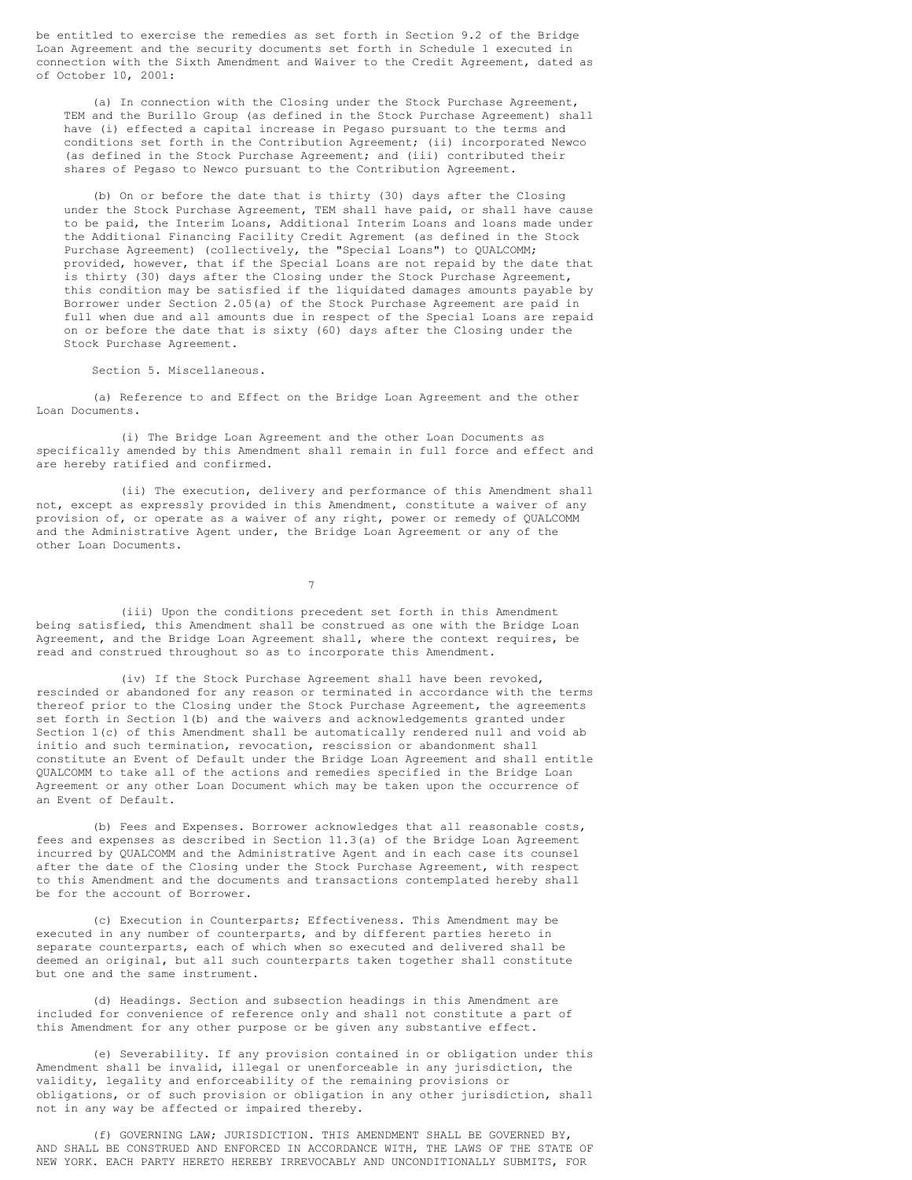be entitled to exercise the remedies as set forth in Section 9.2 of the Bridge Loan Agreement and the security documents set forth in Schedule 1 executed in connection with the Sixth Amendment and Waiver to the Credit Agreement, dated as of October 10, 2001:

(a) In connection with the Closing under the Stock Purchase Agreement, TEM and the Burillo Group (as defined in the Stock Purchase Agreement) shall have (i) effected a capital increase in Pegaso pursuant to the terms and conditions set forth in the Contribution Agreement; (ii) incorporated Newco (as defined in the Stock Purchase Agreement; and (iii) contributed their shares of Pegaso to Newco pursuant to the Contribution Agreement.

(b) On or before the date that is thirty (30) days after the Closing under the Stock Purchase Agreement, TEM shall have paid, or shall have cause to be paid, the Interim Loans, Additional Interim Loans and loans made under the Additional Financing Facility Credit Agrement (as defined in the Stock Purchase Agreement) (collectively, the "Special Loans") to QUALCOMM; provided, however, that if the Special Loans are not repaid by the date that is thirty (30) days after the Closing under the Stock Purchase Agreement, this condition may be satisfied if the liquidated damages amounts payable by Borrower under Section 2.05(a) of the Stock Purchase Agreement are paid in full when due and all amounts due in respect of the Special Loans are repaid on or before the date that is sixty (60) days after the Closing under the Stock Purchase Agreement.

Section 5. Miscellaneous.

(a) Reference to and Effect on the Bridge Loan Agreement and the other Loan Documents.

(i) The Bridge Loan Agreement and the other Loan Documents as specifically amended by this Amendment shall remain in full force and effect and are hereby ratified and confirmed.

(ii) The execution, delivery and performance of this Amendment shall not, except as expressly provided in this Amendment, constitute a waiver of any provision of, or operate as a waiver of any right, power or remedy of QUALCOMM and the Administrative Agent under, the Bridge Loan Agreement or any of the other Loan Documents.

(iii) Upon the conditions precedent set forth in this Amendment being satisfied, this Amendment shall be construed as one with the Bridge Loan Agreement, and the Bridge Loan Agreement shall, where the context requires, be read and construed throughout so as to incorporate this Amendment.

(iv) If the Stock Purchase Agreement shall have been revoked, rescinded or abandoned for any reason or terminated in accordance with the terms thereof prior to the Closing under the Stock Purchase Agreement, the agreements set forth in Section 1(b) and the waivers and acknowledgements granted under Section 1(c) of this Amendment shall be automatically rendered null and void ab initio and such termination, revocation, rescission or abandonment shall constitute an Event of Default under the Bridge Loan Agreement and shall entitle QUALCOMM to take all of the actions and remedies specified in the Bridge Loan Agreement or any other Loan Document which may be taken upon the occurrence of an Event of Default.

(b) Fees and Expenses. Borrower acknowledges that all reasonable costs, fees and expenses as described in Section 11.3(a) of the Bridge Loan Agreement incurred by QUALCOMM and the Administrative Agent and in each case its counsel after the date of the Closing under the Stock Purchase Agreement, with respect to this Amendment and the documents and transactions contemplated hereby shall be for the account of Borrower.

(c) Execution in Counterparts; Effectiveness. This Amendment may be executed in any number of counterparts, and by different parties hereto in separate counterparts, each of which when so executed and delivered shall be deemed an original, but all such counterparts taken together shall constitute but one and the same instrument.

(d) Headings. Section and subsection headings in this Amendment are included for convenience of reference only and shall not constitute a part of this Amendment for any other purpose or be given any substantive effect.

(e) Severability. If any provision contained in or obligation under this Amendment shall be invalid, illegal or unenforceable in any jurisdiction, the validity, legality and enforceability of the remaining provisions or obligations, or of such provision or obligation in any other jurisdiction, shall not in any way be affected or impaired thereby.

(f) GOVERNING LAW; JURISDICTION. THIS AMENDMENT SHALL BE GOVERNED BY, AND SHALL BE CONSTRUED AND ENFORCED IN ACCORDANCE WITH, THE LAWS OF THE STATE OF NEW YORK. EACH PARTY HERETO HEREBY IRREVOCABLY AND UNCONDITIONALLY SUBMITS, FOR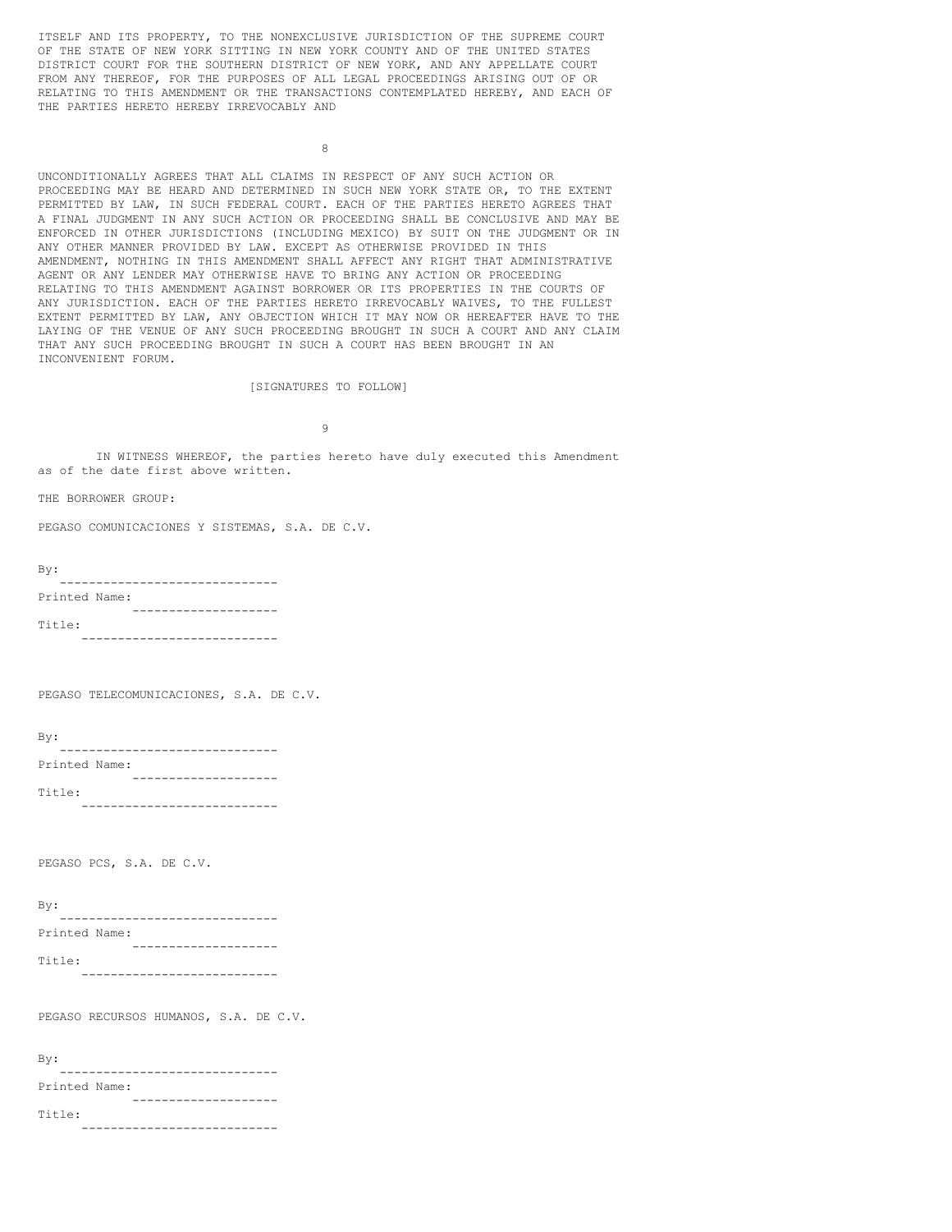ITSELF AND ITS PROPERTY, TO THE NONEXCLUSIVE JURISDICTION OF THE SUPREME COURT OF THE STATE OF NEW YORK SITTING IN NEW YORK COUNTY AND OF THE UNITED STATES DISTRICT COURT FOR THE SOUTHERN DISTRICT OF NEW YORK, AND ANY APPELLATE COURT FROM ANY THEREOF, FOR THE PURPOSES OF ALL LEGAL PROCEEDINGS ARISING OUT OF OR RELATING TO THIS AMENDMENT OR THE TRANSACTIONS CONTEMPLATED HEREBY, AND EACH OF THE PARTIES HERETO HEREBY IRREVOCABLY AND UNCONDITIONALLY AGREES THAT ALL CLAIMS IN RESPECT OF ANY SUCH ACTION OR PROCEEDING MAY BE HEARD AND DETERMINED IN SUCH NEW YORK STATE OR, TO THE EXTENT PERMITTED BY LAW, IN SUCH FEDERAL COURT. EACH OF THE PARTIES HERETO AGREES THAT A FINAL JUDGMENT IN ANY SUCH ACTION OR PROCEEDING SHALL BE CONCLUSIVE AND MAY BE ENFORCED IN OTHER JURISDICTIONS (INCLUDING MEXICO) BY SUIT ON THE JUDGMENT OR IN ANY OTHER MANNER PROVIDED BY LAW. EXCEPT AS OTHERWISE PROVIDED IN THIS AMENDMENT, NOTHING IN THIS AMENDMENT SHALL AFFECT ANY RIGHT THAT ADMINISTRATIVE AGENT OR ANY LENDER MAY OTHERWISE HAVE TO BRING ANY ACTION OR PROCEEDING RELATING TO THIS AMENDMENT AGAINST BORROWER OR ITS PROPERTIES IN THE COURTS OF ANY JURISDICTION. EACH OF THE PARTIES HERETO IRREVOCABLY WAIVES, TO THE FULLEST EXTENT PERMITTED BY LAW, ANY OBJECTION WHICH IT MAY NOW OR HEREAFTER HAVE TO THE LAYING OF THE VENUE OF ANY SUCH PROCEEDING BROUGHT IN SUCH A COURT AND ANY CLAIM THAT ANY SUCH PROCEEDING BROUGHT IN SUCH A COURT HAS BEEN BROUGHT IN AN INCONVENIENT FORUM.

[SIGNATURES TO FOLLOW]

IN WITNESS WHEREOF, the parties hereto have duly executed this Amendment as of the date first above written.

THE BORROWER GROUP:

PEGASO COMUNICACIONES Y SISTEMAS, S.A. DE C.V.

By: ______________________________

Printed Name: ____________________

Title: ___________________________

PEGASO TELECOMUNICACIONES, S.A. DE C.V.

By: ______________________________

Printed Name: ____________________

Title: ___________________________

PEGASO PCS, S.A. DE C.V.

By: ______________________________

Printed Name: ____________________

Title: ___________________________

PEGASO RECURSOS HUMANOS, S.A. DE C.V.

By: ______________________________

Printed Name: ____________________

Title: ___________________________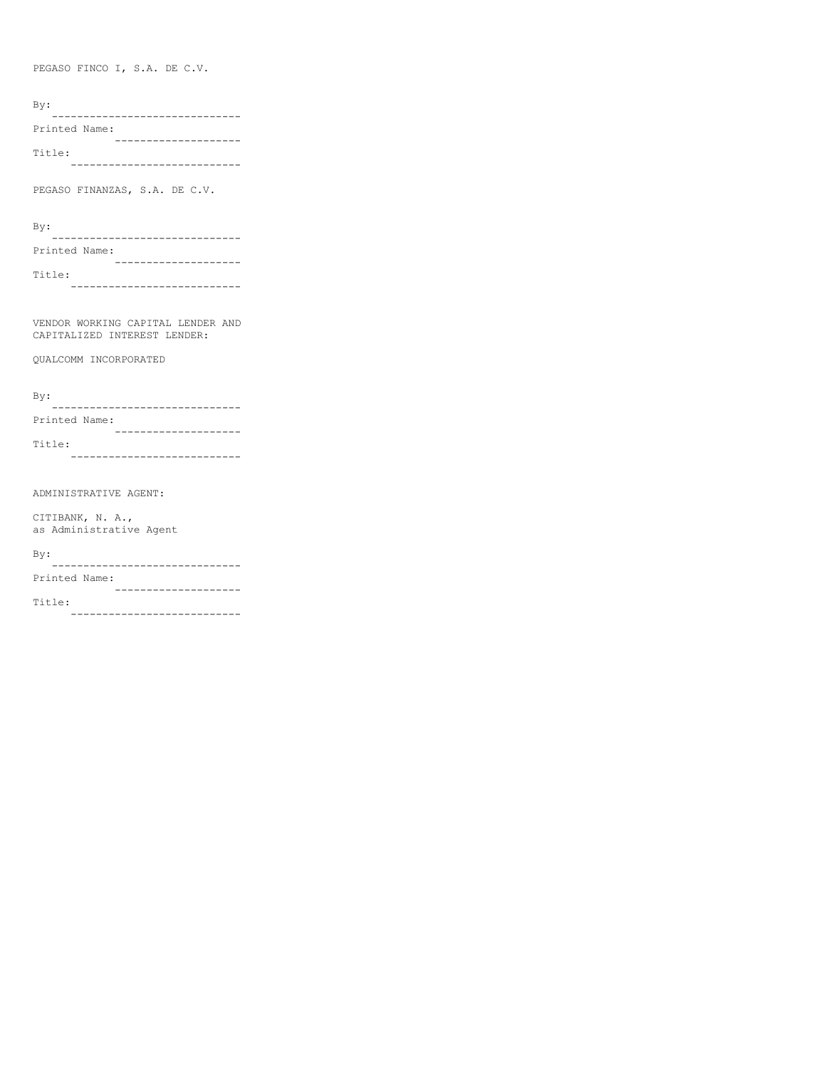PEGASO FINCO I, S.A. DE C.V.

By: ______________________________

Printed Name: ____________________

Title: ___________________________

PEGASO FINANZAS, S.A. DE C.V.

By: ______________________________

Printed Name: ____________________

Title: ___________________________

VENDOR WORKING CAPITAL LENDER AND CAPITALIZED INTEREST LENDER:

QUALCOMM INCORPORATED

By: ______________________________

Printed Name: ____________________

Title: ___________________________

ADMINISTRATIVE AGENT:

CITIBANK, N. A.,
as Administrative Agent

By: ______________________________

Printed Name: ____________________

Title: ___________________________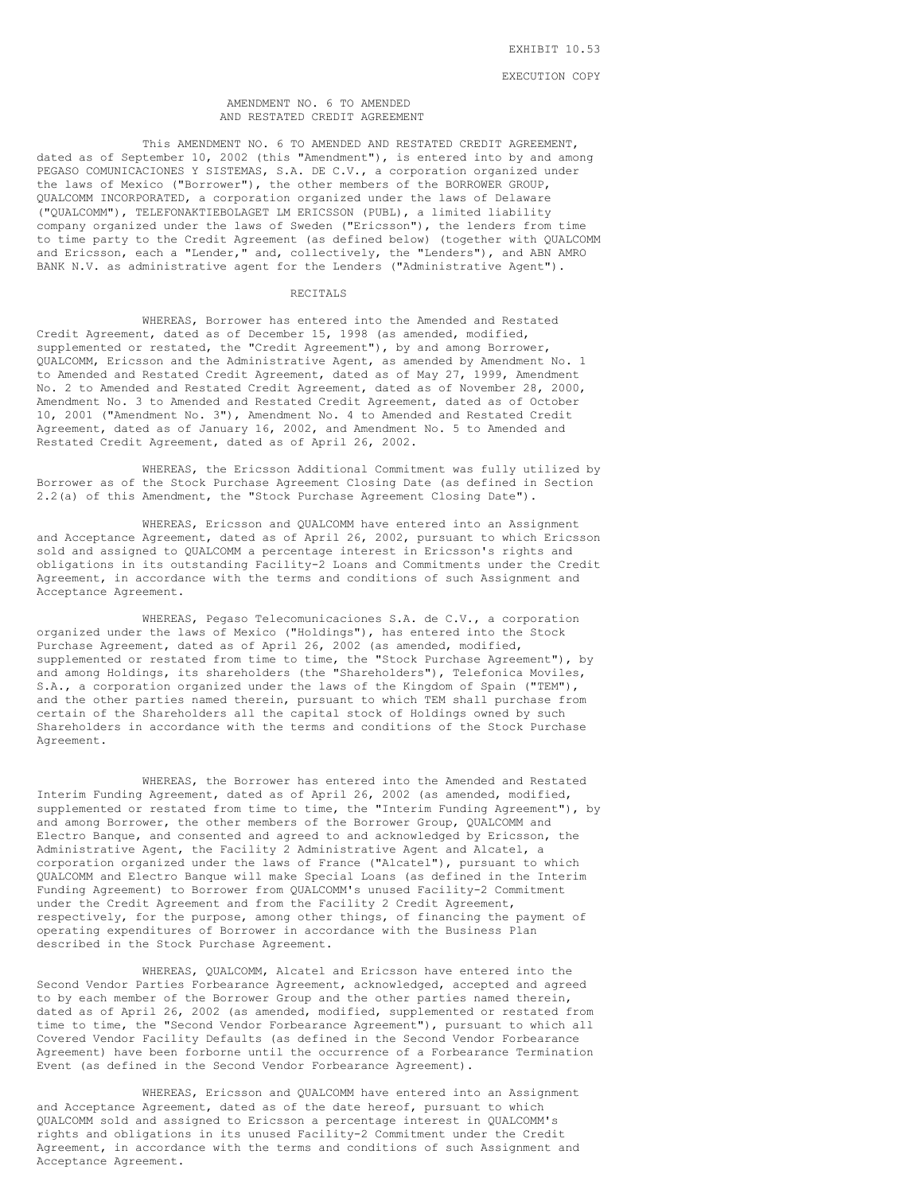EXHIBIT 10.53

EXECUTION COPY

# AMENDMENT NO. 6 TO AMENDED AND RESTATED CREDIT AGREEMENT

This AMENDMENT NO. 6 TO AMENDED AND RESTATED CREDIT AGREEMENT, dated as of September 10, 2002 (this "Amendment"), is entered into by and among PEGASO COMUNICACIONES Y SISTEMAS, S.A. DE C.V., a corporation organized under the laws of Mexico ("Borrower"), the other members of the BORROWER GROUP, QUALCOMM INCORPORATED, a corporation organized under the laws of Delaware ("QUALCOMM"), TELEFONAKTIEBOLAGET LM ERICSSON (PUBL), a limited liability company organized under the laws of Sweden ("Ericsson"), the lenders from time to time party to the Credit Agreement (as defined below) (together with QUALCOMM and Ericsson, each a "Lender," and, collectively, the "Lenders"), and ABN AMRO BANK N.V. as administrative agent for the Lenders ("Administrative Agent").

## RECITALS

WHEREAS, Borrower has entered into the Amended and Restated Credit Agreement, dated as of December 15, 1998 (as amended, modified, supplemented or restated, the "Credit Agreement"), by and among Borrower, QUALCOMM, Ericsson and the Administrative Agent, as amended by Amendment No. 1 to Amended and Restated Credit Agreement, dated as of May 27, 1999, Amendment No. 2 to Amended and Restated Credit Agreement, dated as of November 28, 2000, Amendment No. 3 to Amended and Restated Credit Agreement, dated as of October 10, 2001 ("Amendment No. 3"), Amendment No. 4 to Amended and Restated Credit Agreement, dated as of January 16, 2002, and Amendment No. 5 to Amended and Restated Credit Agreement, dated as of April 26, 2002.

WHEREAS, the Ericsson Additional Commitment was fully utilized by Borrower as of the Stock Purchase Agreement Closing Date (as defined in Section 2.2(a) of this Amendment, the "Stock Purchase Agreement Closing Date").

WHEREAS, Ericsson and QUALCOMM have entered into an Assignment and Acceptance Agreement, dated as of April 26, 2002, pursuant to which Ericsson sold and assigned to QUALCOMM a percentage interest in Ericsson's rights and obligations in its outstanding Facility-2 Loans and Commitments under the Credit Agreement, in accordance with the terms and conditions of such Assignment and Acceptance Agreement.

WHEREAS, Pegaso Telecomunicaciones S.A. de C.V., a corporation organized under the laws of Mexico ("Holdings"), has entered into the Stock Purchase Agreement, dated as of April 26, 2002 (as amended, modified, supplemented or restated from time to time, the "Stock Purchase Agreement"), by and among Holdings, its shareholders (the "Shareholders"), Telefonica Moviles, S.A., a corporation organized under the laws of the Kingdom of Spain ("TEM"), and the other parties named therein, pursuant to which TEM shall purchase from certain of the Shareholders all the capital stock of Holdings owned by such Shareholders in accordance with the terms and conditions of the Stock Purchase Agreement.

WHEREAS, the Borrower has entered into the Amended and Restated Interim Funding Agreement, dated as of April 26, 2002 (as amended, modified, supplemented or restated from time to time, the "Interim Funding Agreement"), by and among Borrower, the other members of the Borrower Group, QUALCOMM and Electro Banque, and consented and agreed to and acknowledged by Ericsson, the Administrative Agent, the Facility 2 Administrative Agent and Alcatel, a corporation organized under the laws of France ("Alcatel"), pursuant to which QUALCOMM and Electro Banque will make Special Loans (as defined in the Interim Funding Agreement) to Borrower from QUALCOMM's unused Facility-2 Commitment under the Credit Agreement and from the Facility 2 Credit Agreement, respectively, for the purpose, among other things, of financing the payment of operating expenditures of Borrower in accordance with the Business Plan described in the Stock Purchase Agreement.

WHEREAS, QUALCOMM, Alcatel and Ericsson have entered into the Second Vendor Parties Forbearance Agreement, acknowledged, accepted and agreed to by each member of the Borrower Group and the other parties named therein, dated as of April 26, 2002 (as amended, modified, supplemented or restated from time to time, the "Second Vendor Forbearance Agreement"), pursuant to which all Covered Vendor Facility Defaults (as defined in the Second Vendor Forbearance Agreement) have been forborne until the occurrence of a Forbearance Termination Event (as defined in the Second Vendor Forbearance Agreement).

WHEREAS, Ericsson and QUALCOMM have entered into an Assignment and Acceptance Agreement, dated as of the date hereof, pursuant to which QUALCOMM sold and assigned to Ericsson a percentage interest in QUALCOMM's rights and obligations in its unused Facility-2 Commitment under the Credit Agreement, in accordance with the terms and conditions of such Assignment and Acceptance Agreement.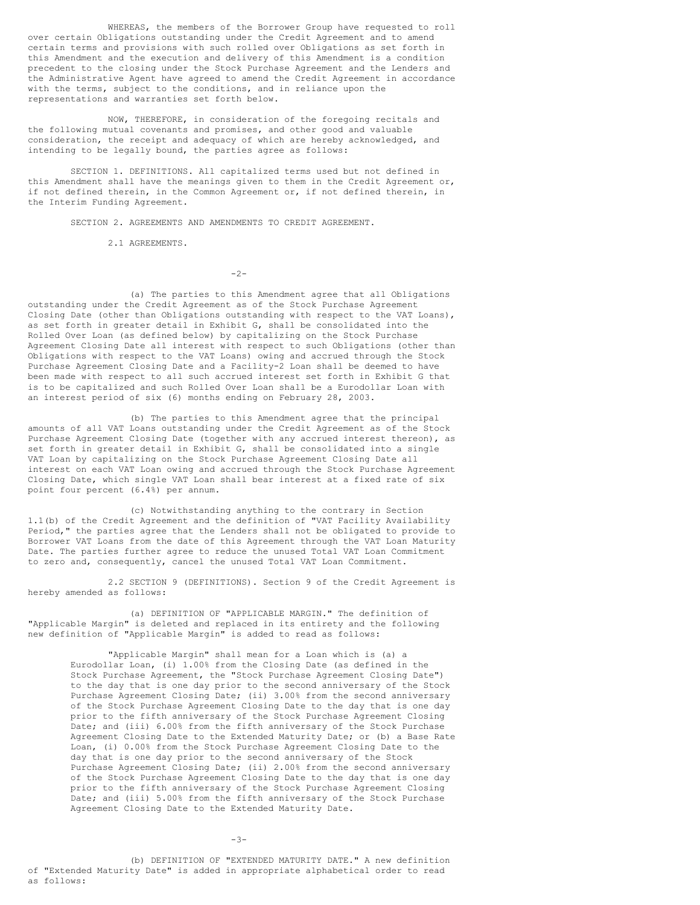WHEREAS, the members of the Borrower Group have requested to roll over certain Obligations outstanding under the Credit Agreement and to amend certain terms and provisions with such rolled over Obligations as set forth in this Amendment and the execution and delivery of this Amendment is a condition precedent to the closing under the Stock Purchase Agreement and the Lenders and the Administrative Agent have agreed to amend the Credit Agreement in accordance with the terms, subject to the conditions, and in reliance upon the representations and warranties set forth below.

NOW, THEREFORE, in consideration of the foregoing recitals and the following mutual covenants and promises, and other good and valuable consideration, the receipt and adequacy of which are hereby acknowledged, and intending to be legally bound, the parties agree as follows:

SECTION 1. DEFINITIONS. All capitalized terms used but not defined in this Amendment shall have the meanings given to them in the Credit Agreement or, if not defined therein, in the Common Agreement or, if not defined therein, in the Interim Funding Agreement.

SECTION 2. AGREEMENTS AND AMENDMENTS TO CREDIT AGREEMENT.

2.1 AGREEMENTS.

(a) The parties to this Amendment agree that all Obligations outstanding under the Credit Agreement as of the Stock Purchase Agreement Closing Date (other than Obligations outstanding with respect to the VAT Loans), as set forth in greater detail in Exhibit G, shall be consolidated into the Rolled Over Loan (as defined below) by capitalizing on the Stock Purchase Agreement Closing Date all interest with respect to such Obligations (other than Obligations with respect to the VAT Loans) owing and accrued through the Stock Purchase Agreement Closing Date and a Facility-2 Loan shall be deemed to have been made with respect to all such accrued interest set forth in Exhibit G that is to be capitalized and such Rolled Over Loan shall be a Eurodollar Loan with an interest period of six (6) months ending on February 28, 2003.

(b) The parties to this Amendment agree that the principal amounts of all VAT Loans outstanding under the Credit Agreement as of the Stock Purchase Agreement Closing Date (together with any accrued interest thereon), as set forth in greater detail in Exhibit G, shall be consolidated into a single VAT Loan by capitalizing on the Stock Purchase Agreement Closing Date all interest on each VAT Loan owing and accrued through the Stock Purchase Agreement Closing Date, which single VAT Loan shall bear interest at a fixed rate of six point four percent (6.4%) per annum.

(c) Notwithstanding anything to the contrary in Section 1.1(b) of the Credit Agreement and the definition of "VAT Facility Availability Period," the parties agree that the Lenders shall not be obligated to provide to Borrower VAT Loans from the date of this Agreement through the VAT Loan Maturity Date. The parties further agree to reduce the unused Total VAT Loan Commitment to zero and, consequently, cancel the unused Total VAT Loan Commitment.

2.2 SECTION 9 (DEFINITIONS). Section 9 of the Credit Agreement is hereby amended as follows:

(a) DEFINITION OF "APPLICABLE MARGIN." The definition of "Applicable Margin" is deleted and replaced in its entirety and the following new definition of "Applicable Margin" is added to read as follows:

> "Applicable Margin" shall mean for a Loan which is (a) a Eurodollar Loan, (i) 1.00% from the Closing Date (as defined in the Stock Purchase Agreement, the "Stock Purchase Agreement Closing Date") to the day that is one day prior to the second anniversary of the Stock Purchase Agreement Closing Date; (ii) 3.00% from the second anniversary of the Stock Purchase Agreement Closing Date to the day that is one day prior to the fifth anniversary of the Stock Purchase Agreement Closing Date; and (iii) 6.00% from the fifth anniversary of the Stock Purchase Agreement Closing Date to the Extended Maturity Date; or (b) a Base Rate Loan, (i) 0.00% from the Stock Purchase Agreement Closing Date to the day that is one day prior to the second anniversary of the Stock Purchase Agreement Closing Date; (ii) 2.00% from the second anniversary of the Stock Purchase Agreement Closing Date to the day that is one day prior to the fifth anniversary of the Stock Purchase Agreement Closing Date; and (iii) 5.00% from the fifth anniversary of the Stock Purchase Agreement Closing Date to the Extended Maturity Date.

(b) DEFINITION OF "EXTENDED MATURITY DATE." A new definition of "Extended Maturity Date" is added in appropriate alphabetical order to read as follows: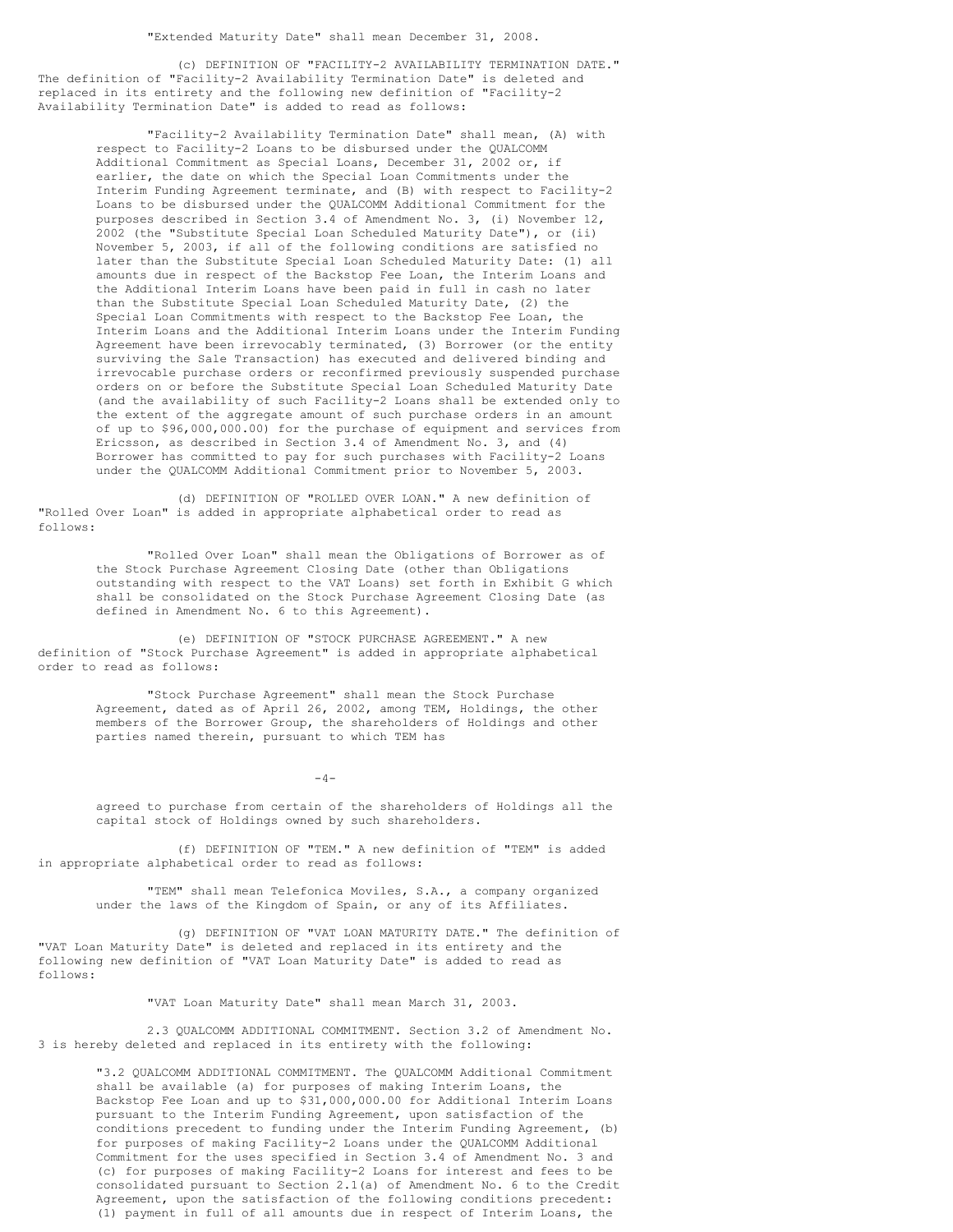"Extended Maturity Date" shall mean December 31, 2008.

(c) DEFINITION OF "FACILITY-2 AVAILABILITY TERMINATION DATE." The definition of "Facility-2 Availability Termination Date" is deleted and replaced in its entirety and the following new definition of "Facility-2 Availability Termination Date" is added to read as follows:

> "Facility-2 Availability Termination Date" shall mean, (A) with respect to Facility-2 Loans to be disbursed under the QUALCOMM Additional Commitment as Special Loans, December 31, 2002 or, if earlier, the date on which the Special Loan Commitments under the Interim Funding Agreement terminate, and (B) with respect to Facility-2 Loans to be disbursed under the QUALCOMM Additional Commitment for the purposes described in Section 3.4 of Amendment No. 3, (i) November 12, 2002 (the "Substitute Special Loan Scheduled Maturity Date"), or (ii) November 5, 2003, if all of the following conditions are satisfied no later than the Substitute Special Loan Scheduled Maturity Date: (1) all amounts due in respect of the Backstop Fee Loan, the Interim Loans and the Additional Interim Loans have been paid in full in cash no later than the Substitute Special Loan Scheduled Maturity Date, (2) the Special Loan Commitments with respect to the Backstop Fee Loan, the Interim Loans and the Additional Interim Loans under the Interim Funding Agreement have been irrevocably terminated, (3) Borrower (or the entity surviving the Sale Transaction) has executed and delivered binding and irrevocable purchase orders or reconfirmed previously suspended purchase orders on or before the Substitute Special Loan Scheduled Maturity Date (and the availability of such Facility-2 Loans shall be extended only to the extent of the aggregate amount of such purchase orders in an amount of up to $96,000,000.00) for the purchase of equipment and services from Ericsson, as described in Section 3.4 of Amendment No. 3, and (4) Borrower has committed to pay for such purchases with Facility-2 Loans under the QUALCOMM Additional Commitment prior to November 5, 2003.

(d) DEFINITION OF "ROLLED OVER LOAN." A new definition of "Rolled Over Loan" is added in appropriate alphabetical order to read as follows:

> "Rolled Over Loan" shall mean the Obligations of Borrower as of the Stock Purchase Agreement Closing Date (other than Obligations outstanding with respect to the VAT Loans) set forth in Exhibit G which shall be consolidated on the Stock Purchase Agreement Closing Date (as defined in Amendment No. 6 to this Agreement).

(e) DEFINITION OF "STOCK PURCHASE AGREEMENT." A new definition of "Stock Purchase Agreement" is added in appropriate alphabetical order to read as follows:

> "Stock Purchase Agreement" shall mean the Stock Purchase Agreement, dated as of April 26, 2002, among TEM, Holdings, the other members of the Borrower Group, the shareholders of Holdings and other parties named therein, pursuant to which TEM has agreed to purchase from certain of the shareholders of Holdings all the capital stock of Holdings owned by such shareholders.

(f) DEFINITION OF "TEM." A new definition of "TEM" is added in appropriate alphabetical order to read as follows:

> "TEM" shall mean Telefonica Moviles, S.A., a company organized under the laws of the Kingdom of Spain, or any of its Affiliates.

(g) DEFINITION OF "VAT LOAN MATURITY DATE." The definition of "VAT Loan Maturity Date" is deleted and replaced in its entirety and the following new definition of "VAT Loan Maturity Date" is added to read as follows:

> "VAT Loan Maturity Date" shall mean March 31, 2003.

2.3 QUALCOMM ADDITIONAL COMMITMENT. Section 3.2 of Amendment No. 3 is hereby deleted and replaced in its entirety with the following:

> "3.2 QUALCOMM ADDITIONAL COMMITMENT. The QUALCOMM Additional Commitment shall be available (a) for purposes of making Interim Loans, the Backstop Fee Loan and up to $31,000,000.00 for Additional Interim Loans pursuant to the Interim Funding Agreement, upon satisfaction of the conditions precedent to funding under the Interim Funding Agreement, (b) for purposes of making Facility-2 Loans under the QUALCOMM Additional Commitment for the uses specified in Section 3.4 of Amendment No. 3 and (c) for purposes of making Facility-2 Loans for interest and fees to be consolidated pursuant to Section 2.1(a) of Amendment No. 6 to the Credit Agreement, upon the satisfaction of the following conditions precedent: (1) payment in full of all amounts due in respect of Interim Loans, the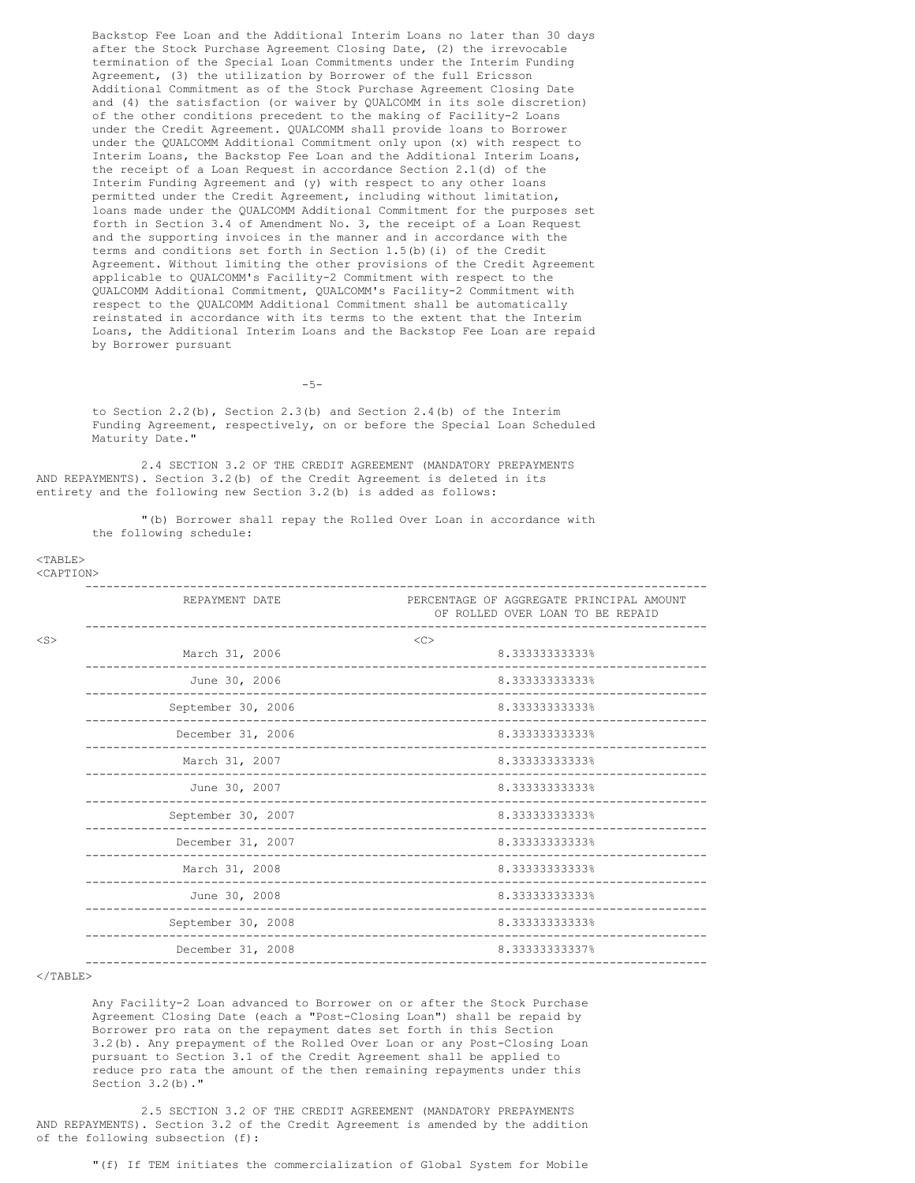Backstop Fee Loan and the Additional Interim Loans no later than 30 days after the Stock Purchase Agreement Closing Date, (2) the irrevocable termination of the Special Loan Commitments under the Interim Funding Agreement, (3) the utilization by Borrower of the full Ericsson Additional Commitment as of the Stock Purchase Agreement Closing Date and (4) the satisfaction (or waiver by QUALCOMM in its sole discretion) of the other conditions precedent to the making of Facility-2 Loans under the Credit Agreement. QUALCOMM shall provide loans to Borrower under the QUALCOMM Additional Commitment only upon (x) with respect to Interim Loans, the Backstop Fee Loan and the Additional Interim Loans, the receipt of a Loan Request in accordance Section 2.1(d) of the Interim Funding Agreement and (y) with respect to any other loans permitted under the Credit Agreement, including without limitation, loans made under the QUALCOMM Additional Commitment for the purposes set forth in Section 3.4 of Amendment No. 3, the receipt of a Loan Request and the supporting invoices in the manner and in accordance with the terms and conditions set forth in Section 1.5(b)(i) of the Credit Agreement. Without limiting the other provisions of the Credit Agreement applicable to QUALCOMM's Facility-2 Commitment with respect to the QUALCOMM Additional Commitment, QUALCOMM's Facility-2 Commitment with respect to the QUALCOMM Additional Commitment shall be automatically reinstated in accordance with its terms to the extent that the Interim Loans, the Additional Interim Loans and the Backstop Fee Loan are repaid by Borrower pursuant to Section 2.2(b), Section 2.3(b) and Section 2.4(b) of the Interim Funding Agreement, respectively, on or before the Special Loan Scheduled Maturity Date."

2.4 SECTION 3.2 OF THE CREDIT AGREEMENT (MANDATORY PREPAYMENTS AND REPAYMENTS). Section 3.2(b) of the Credit Agreement is deleted in its entirety and the following new Section 3.2(b) is added as follows:

"(b) Borrower shall repay the Rolled Over Loan in accordance with the following schedule:

| REPAYMENT DATE | PERCENTAGE OF AGGREGATE PRINCIPAL AMOUNT OF ROLLED OVER LOAN TO BE REPAID |
|---|---|
| March 31, 2006 | 8.33333333333% |
| June 30, 2006 | 8.33333333333% |
| September 30, 2006 | 8.33333333333% |
| December 31, 2006 | 8.33333333333% |
| March 31, 2007 | 8.33333333333% |
| June 30, 2007 | 8.33333333333% |
| September 30, 2007 | 8.33333333333% |
| December 31, 2007 | 8.33333333333% |
| March 31, 2008 | 8.33333333333% |
| June 30, 2008 | 8.33333333333% |
| September 30, 2008 | 8.33333333333% |
| December 31, 2008 | 8.33333333337% |

Any Facility-2 Loan advanced to Borrower on or after the Stock Purchase Agreement Closing Date (each a "Post-Closing Loan") shall be repaid by Borrower pro rata on the repayment dates set forth in this Section 3.2(b). Any prepayment of the Rolled Over Loan or any Post-Closing Loan pursuant to Section 3.1 of the Credit Agreement shall be applied to reduce pro rata the amount of the then remaining repayments under this Section 3.2(b)."

2.5 SECTION 3.2 OF THE CREDIT AGREEMENT (MANDATORY PREPAYMENTS AND REPAYMENTS). Section 3.2 of the Credit Agreement is amended by the addition of the following subsection (f):

"(f) If TEM initiates the commercialization of Global System for Mobile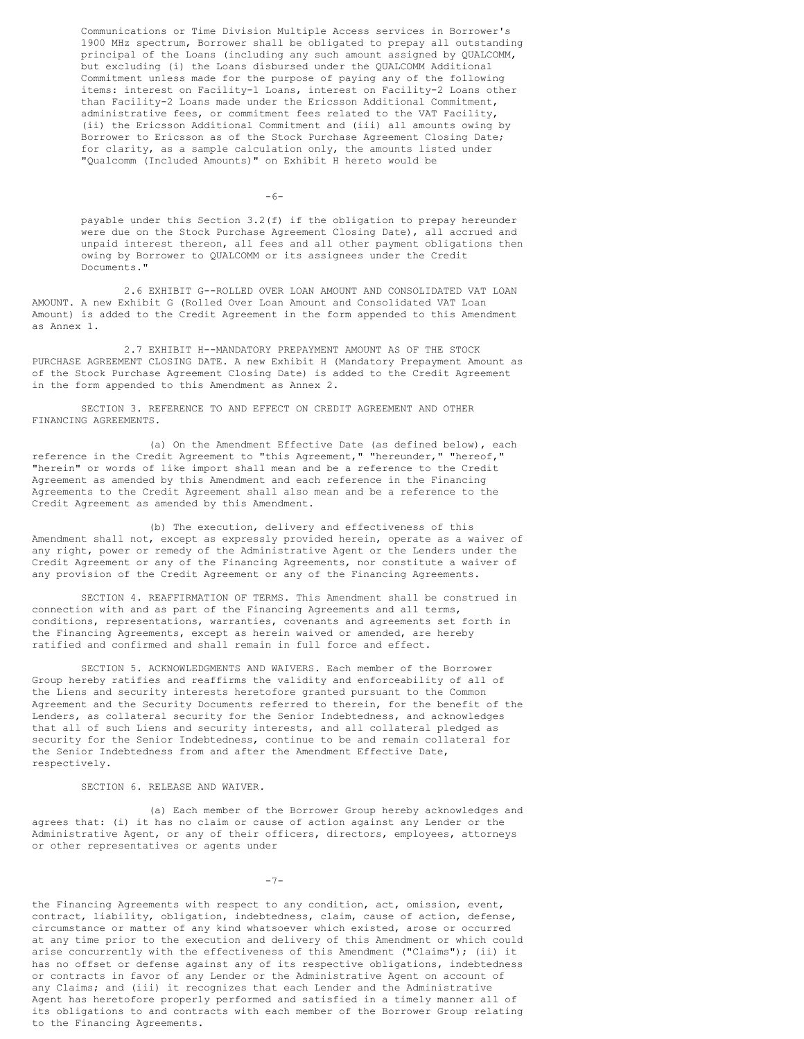Communications or Time Division Multiple Access services in Borrower's 1900 MHz spectrum, Borrower shall be obligated to prepay all outstanding principal of the Loans (including any such amount assigned by QUALCOMM, but excluding (i) the Loans disbursed under the QUALCOMM Additional Commitment unless made for the purpose of paying any of the following items: interest on Facility-1 Loans, interest on Facility-2 Loans other than Facility-2 Loans made under the Ericsson Additional Commitment, administrative fees, or commitment fees related to the VAT Facility, (ii) the Ericsson Additional Commitment and (iii) all amounts owing by Borrower to Ericsson as of the Stock Purchase Agreement Closing Date; for clarity, as a sample calculation only, the amounts listed under "Qualcomm (Included Amounts)" on Exhibit H hereto would be payable under this Section 3.2(f) if the obligation to prepay hereunder were due on the Stock Purchase Agreement Closing Date), all accrued and unpaid interest thereon, all fees and all other payment obligations then owing by Borrower to QUALCOMM or its assignees under the Credit Documents."

2.6 EXHIBIT G--ROLLED OVER LOAN AMOUNT AND CONSOLIDATED VAT LOAN AMOUNT. A new Exhibit G (Rolled Over Loan Amount and Consolidated VAT Loan Amount) is added to the Credit Agreement in the form appended to this Amendment as Annex 1.

2.7 EXHIBIT H--MANDATORY PREPAYMENT AMOUNT AS OF THE STOCK PURCHASE AGREEMENT CLOSING DATE. A new Exhibit H (Mandatory Prepayment Amount as of the Stock Purchase Agreement Closing Date) is added to the Credit Agreement in the form appended to this Amendment as Annex 2.

SECTION 3. REFERENCE TO AND EFFECT ON CREDIT AGREEMENT AND OTHER FINANCING AGREEMENTS.

(a) On the Amendment Effective Date (as defined below), each reference in the Credit Agreement to "this Agreement," "hereunder," "hereof," "herein" or words of like import shall mean and be a reference to the Credit Agreement as amended by this Amendment and each reference in the Financing Agreements to the Credit Agreement shall also mean and be a reference to the Credit Agreement as amended by this Amendment.

(b) The execution, delivery and effectiveness of this Amendment shall not, except as expressly provided herein, operate as a waiver of any right, power or remedy of the Administrative Agent or the Lenders under the Credit Agreement or any of the Financing Agreements, nor constitute a waiver of any provision of the Credit Agreement or any of the Financing Agreements.

SECTION 4. REAFFIRMATION OF TERMS. This Amendment shall be construed in connection with and as part of the Financing Agreements and all terms, conditions, representations, warranties, covenants and agreements set forth in the Financing Agreements, except as herein waived or amended, are hereby ratified and confirmed and shall remain in full force and effect.

SECTION 5. ACKNOWLEDGMENTS AND WAIVERS. Each member of the Borrower Group hereby ratifies and reaffirms the validity and enforceability of all of the Liens and security interests heretofore granted pursuant to the Common Agreement and the Security Documents referred to therein, for the benefit of the Lenders, as collateral security for the Senior Indebtedness, and acknowledges that all of such Liens and security interests, and all collateral pledged as security for the Senior Indebtedness, continue to be and remain collateral for the Senior Indebtedness from and after the Amendment Effective Date, respectively.

SECTION 6. RELEASE AND WAIVER.

(a) Each member of the Borrower Group hereby acknowledges and agrees that: (i) it has no claim or cause of action against any Lender or the Administrative Agent, or any of their officers, directors, employees, attorneys or other representatives or agents under the Financing Agreements with respect to any condition, act, omission, event, contract, liability, obligation, indebtedness, claim, cause of action, defense, circumstance or matter of any kind whatsoever which existed, arose or occurred at any time prior to the execution and delivery of this Amendment or which could arise concurrently with the effectiveness of this Amendment ("Claims"); (ii) it has no offset or defense against any of its respective obligations, indebtedness or contracts in favor of any Lender or the Administrative Agent on account of any Claims; and (iii) it recognizes that each Lender and the Administrative Agent has heretofore properly performed and satisfied in a timely manner all of its obligations to and contracts with each member of the Borrower Group relating to the Financing Agreements.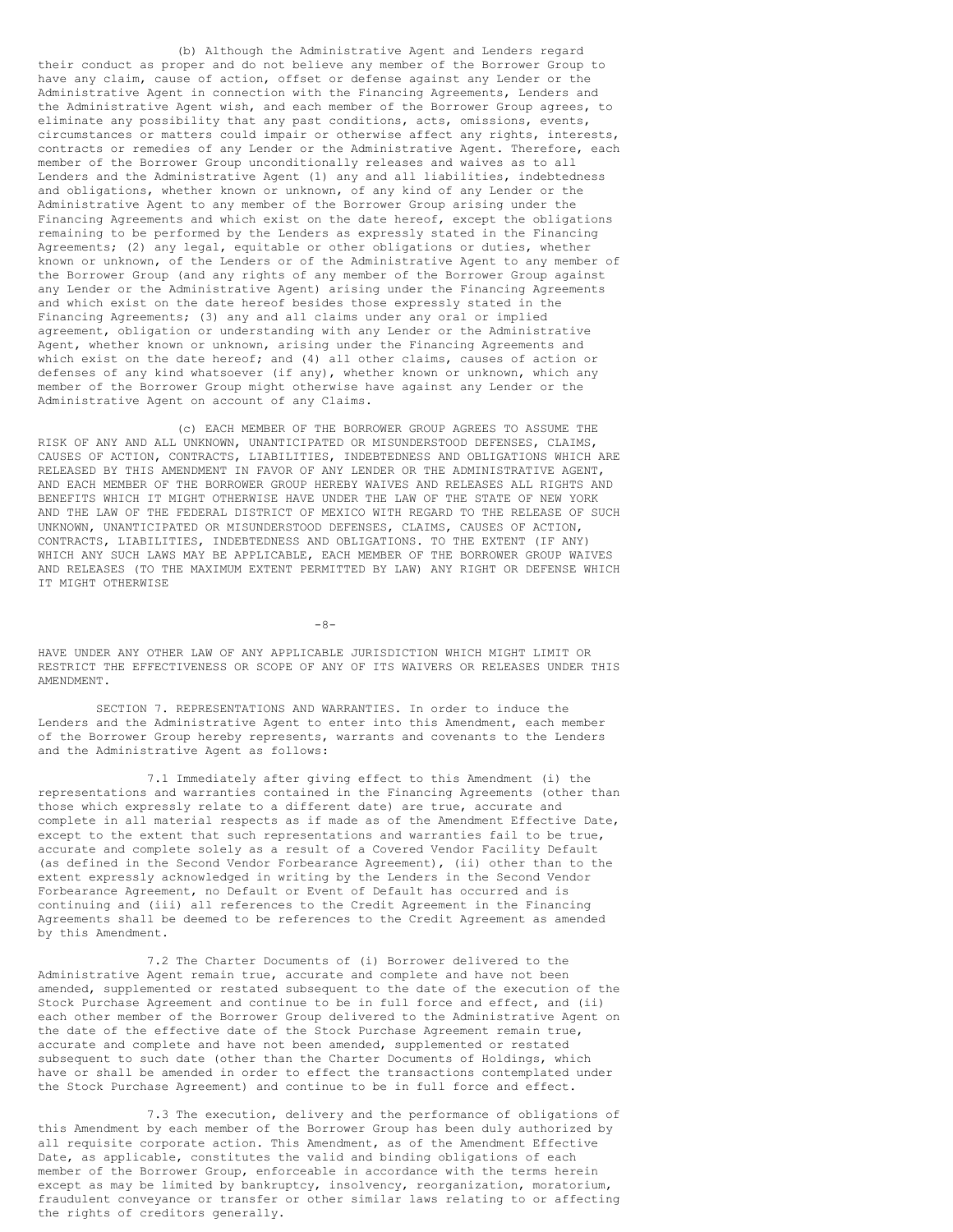(b) Although the Administrative Agent and Lenders regard their conduct as proper and do not believe any member of the Borrower Group to have any claim, cause of action, offset or defense against any Lender or the Administrative Agent in connection with the Financing Agreements, Lenders and the Administrative Agent wish, and each member of the Borrower Group agrees, to eliminate any possibility that any past conditions, acts, omissions, events, circumstances or matters could impair or otherwise affect any rights, interests, contracts or remedies of any Lender or the Administrative Agent. Therefore, each member of the Borrower Group unconditionally releases and waives as to all Lenders and the Administrative Agent (1) any and all liabilities, indebtedness and obligations, whether known or unknown, of any kind of any Lender or the Administrative Agent to any member of the Borrower Group arising under the Financing Agreements and which exist on the date hereof, except the obligations remaining to be performed by the Lenders as expressly stated in the Financing Agreements; (2) any legal, equitable or other obligations or duties, whether known or unknown, of the Lenders or of the Administrative Agent to any member of the Borrower Group (and any rights of any member of the Borrower Group against any Lender or the Administrative Agent) arising under the Financing Agreements and which exist on the date hereof besides those expressly stated in the Financing Agreements; (3) any and all claims under any oral or implied agreement, obligation or understanding with any Lender or the Administrative Agent, whether known or unknown, arising under the Financing Agreements and which exist on the date hereof; and (4) all other claims, causes of action or defenses of any kind whatsoever (if any), whether known or unknown, which any member of the Borrower Group might otherwise have against any Lender or the Administrative Agent on account of any Claims.

(c) EACH MEMBER OF THE BORROWER GROUP AGREES TO ASSUME THE RISK OF ANY AND ALL UNKNOWN, UNANTICIPATED OR MISUNDERSTOOD DEFENSES, CLAIMS, CAUSES OF ACTION, CONTRACTS, LIABILITIES, INDEBTEDNESS AND OBLIGATIONS WHICH ARE RELEASED BY THIS AMENDMENT IN FAVOR OF ANY LENDER OR THE ADMINISTRATIVE AGENT, AND EACH MEMBER OF THE BORROWER GROUP HEREBY WAIVES AND RELEASES ALL RIGHTS AND BENEFITS WHICH IT MIGHT OTHERWISE HAVE UNDER THE LAW OF THE STATE OF NEW YORK AND THE LAW OF THE FEDERAL DISTRICT OF MEXICO WITH REGARD TO THE RELEASE OF SUCH UNKNOWN, UNANTICIPATED OR MISUNDERSTOOD DEFENSES, CLAIMS, CAUSES OF ACTION, CONTRACTS, LIABILITIES, INDEBTEDNESS AND OBLIGATIONS. TO THE EXTENT (IF ANY) WHICH ANY SUCH LAWS MAY BE APPLICABLE, EACH MEMBER OF THE BORROWER GROUP WAIVES AND RELEASES (TO THE MAXIMUM EXTENT PERMITTED BY LAW) ANY RIGHT OR DEFENSE WHICH IT MIGHT OTHERWISE HAVE UNDER ANY OTHER LAW OF ANY APPLICABLE JURISDICTION WHICH MIGHT LIMIT OR RESTRICT THE EFFECTIVENESS OR SCOPE OF ANY OF ITS WAIVERS OR RELEASES UNDER THIS AMENDMENT.

SECTION 7. REPRESENTATIONS AND WARRANTIES. In order to induce the Lenders and the Administrative Agent to enter into this Amendment, each member of the Borrower Group hereby represents, warrants and covenants to the Lenders and the Administrative Agent as follows:

7.1 Immediately after giving effect to this Amendment (i) the representations and warranties contained in the Financing Agreements (other than those which expressly relate to a different date) are true, accurate and complete in all material respects as if made as of the Amendment Effective Date, except to the extent that such representations and warranties fail to be true, accurate and complete solely as a result of a Covered Vendor Facility Default (as defined in the Second Vendor Forbearance Agreement), (ii) other than to the extent expressly acknowledged in writing by the Lenders in the Second Vendor Forbearance Agreement, no Default or Event of Default has occurred and is continuing and (iii) all references to the Credit Agreement in the Financing Agreements shall be deemed to be references to the Credit Agreement as amended by this Amendment.

7.2 The Charter Documents of (i) Borrower delivered to the Administrative Agent remain true, accurate and complete and have not been amended, supplemented or restated subsequent to the date of the execution of the Stock Purchase Agreement and continue to be in full force and effect, and (ii) each other member of the Borrower Group delivered to the Administrative Agent on the date of the effective date of the Stock Purchase Agreement remain true, accurate and complete and have not been amended, supplemented or restated subsequent to such date (other than the Charter Documents of Holdings, which have or shall be amended in order to effect the transactions contemplated under the Stock Purchase Agreement) and continue to be in full force and effect.

7.3 The execution, delivery and the performance of obligations of this Amendment by each member of the Borrower Group has been duly authorized by all requisite corporate action. This Amendment, as of the Amendment Effective Date, as applicable, constitutes the valid and binding obligations of each member of the Borrower Group, enforceable in accordance with the terms herein except as may be limited by bankruptcy, insolvency, reorganization, moratorium, fraudulent conveyance or transfer or other similar laws relating to or affecting the rights of creditors generally.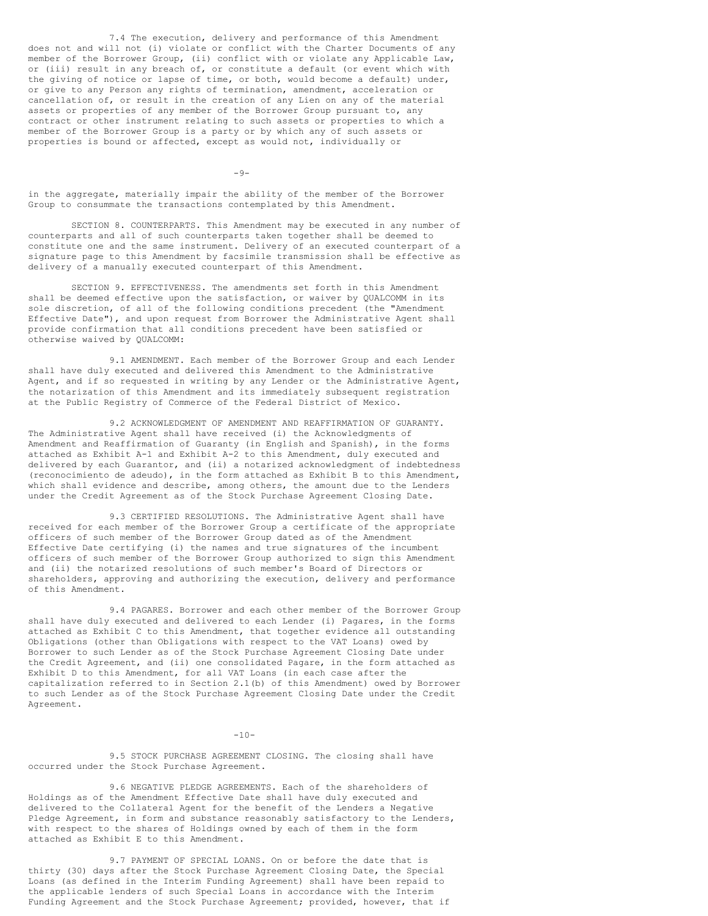7.4 The execution, delivery and performance of this Amendment does not and will not (i) violate or conflict with the Charter Documents of any member of the Borrower Group, (ii) conflict with or violate any Applicable Law, or (iii) result in any breach of, or constitute a default (or event which with the giving of notice or lapse of time, or both, would become a default) under, or give to any Person any rights of termination, amendment, acceleration or cancellation of, or result in the creation of any Lien on any of the material assets or properties of any member of the Borrower Group pursuant to, any contract or other instrument relating to such assets or properties to which a member of the Borrower Group is a party or by which any of such assets or properties is bound or affected, except as would not, individually or in the aggregate, materially impair the ability of the member of the Borrower Group to consummate the transactions contemplated by this Amendment.

SECTION 8. COUNTERPARTS. This Amendment may be executed in any number of counterparts and all of such counterparts taken together shall be deemed to constitute one and the same instrument. Delivery of an executed counterpart of a signature page to this Amendment by facsimile transmission shall be effective as delivery of a manually executed counterpart of this Amendment.

SECTION 9. EFFECTIVENESS. The amendments set forth in this Amendment shall be deemed effective upon the satisfaction, or waiver by QUALCOMM in its sole discretion, of all of the following conditions precedent (the "Amendment Effective Date"), and upon request from Borrower the Administrative Agent shall provide confirmation that all conditions precedent have been satisfied or otherwise waived by QUALCOMM:

9.1 AMENDMENT. Each member of the Borrower Group and each Lender shall have duly executed and delivered this Amendment to the Administrative Agent, and if so requested in writing by any Lender or the Administrative Agent, the notarization of this Amendment and its immediately subsequent registration at the Public Registry of Commerce of the Federal District of Mexico.

9.2 ACKNOWLEDGMENT OF AMENDMENT AND REAFFIRMATION OF GUARANTY. The Administrative Agent shall have received (i) the Acknowledgments of Amendment and Reaffirmation of Guaranty (in English and Spanish), in the forms attached as Exhibit A-1 and Exhibit A-2 to this Amendment, duly executed and delivered by each Guarantor, and (ii) a notarized acknowledgment of indebtedness (reconocimiento de adeudo), in the form attached as Exhibit B to this Amendment, which shall evidence and describe, among others, the amount due to the Lenders under the Credit Agreement as of the Stock Purchase Agreement Closing Date.

9.3 CERTIFIED RESOLUTIONS. The Administrative Agent shall have received for each member of the Borrower Group a certificate of the appropriate officers of such member of the Borrower Group dated as of the Amendment Effective Date certifying (i) the names and true signatures of the incumbent officers of such member of the Borrower Group authorized to sign this Amendment and (ii) the notarized resolutions of such member's Board of Directors or shareholders, approving and authorizing the execution, delivery and performance of this Amendment.

9.4 PAGARES. Borrower and each other member of the Borrower Group shall have duly executed and delivered to each Lender (i) Pagares, in the forms attached as Exhibit C to this Amendment, that together evidence all outstanding Obligations (other than Obligations with respect to the VAT Loans) owed by Borrower to such Lender as of the Stock Purchase Agreement Closing Date under the Credit Agreement, and (ii) one consolidated Pagare, in the form attached as Exhibit D to this Amendment, for all VAT Loans (in each case after the capitalization referred to in Section 2.1(b) of this Amendment) owed by Borrower to such Lender as of the Stock Purchase Agreement Closing Date under the Credit Agreement.

9.5 STOCK PURCHASE AGREEMENT CLOSING. The closing shall have occurred under the Stock Purchase Agreement.

9.6 NEGATIVE PLEDGE AGREEMENTS. Each of the shareholders of Holdings as of the Amendment Effective Date shall have duly executed and delivered to the Collateral Agent for the benefit of the Lenders a Negative Pledge Agreement, in form and substance reasonably satisfactory to the Lenders, with respect to the shares of Holdings owned by each of them in the form attached as Exhibit E to this Amendment.

9.7 PAYMENT OF SPECIAL LOANS. On or before the date that is thirty (30) days after the Stock Purchase Agreement Closing Date, the Special Loans (as defined in the Interim Funding Agreement) shall have been repaid to the applicable lenders of such Special Loans in accordance with the Interim Funding Agreement and the Stock Purchase Agreement; provided, however, that if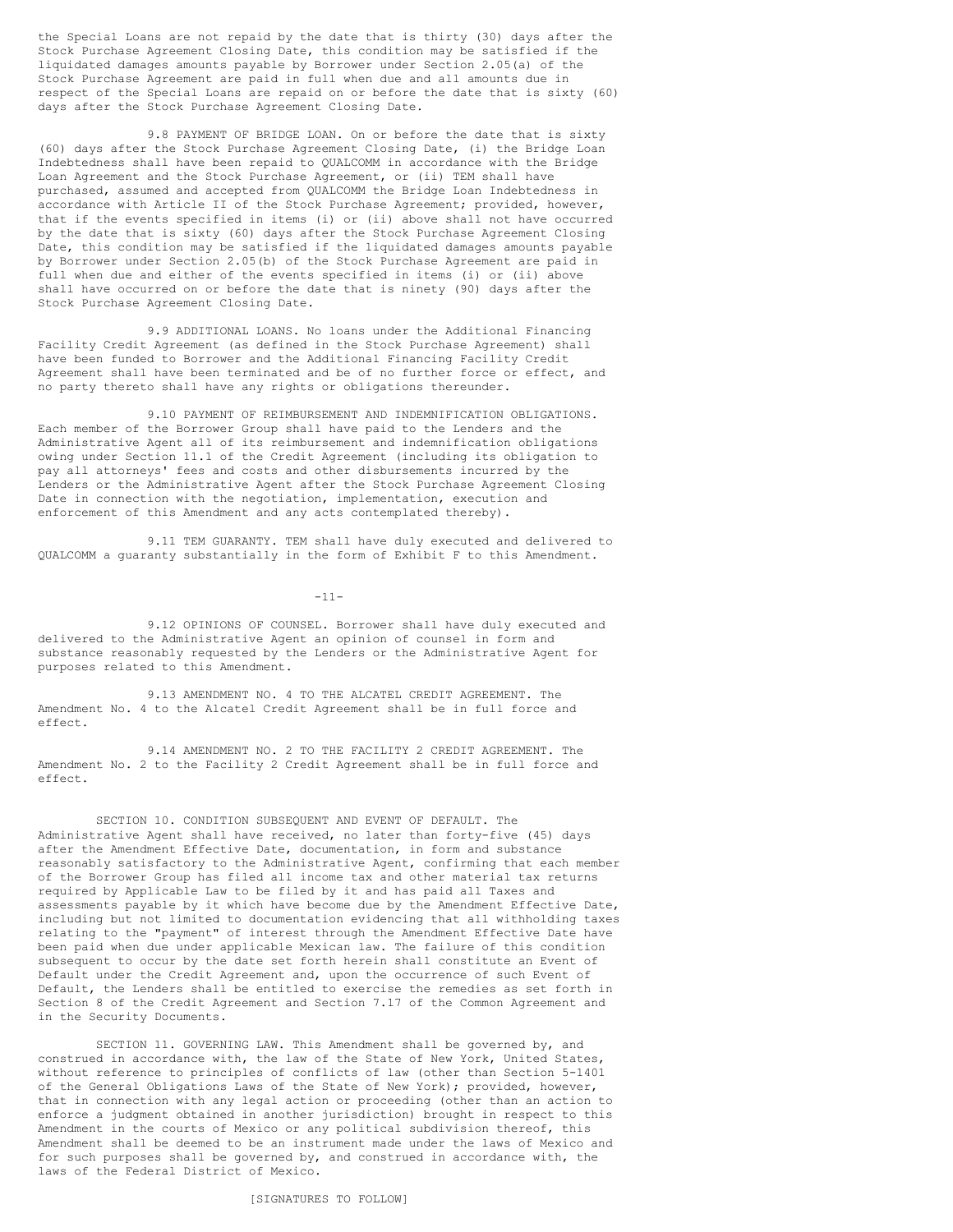the Special Loans are not repaid by the date that is thirty (30) days after the Stock Purchase Agreement Closing Date, this condition may be satisfied if the liquidated damages amounts payable by Borrower under Section 2.05(a) of the Stock Purchase Agreement are paid in full when due and all amounts due in respect of the Special Loans are repaid on or before the date that is sixty (60) days after the Stock Purchase Agreement Closing Date.

9.8 PAYMENT OF BRIDGE LOAN. On or before the date that is sixty (60) days after the Stock Purchase Agreement Closing Date, (i) the Bridge Loan Indebtedness shall have been repaid to QUALCOMM in accordance with the Bridge Loan Agreement and the Stock Purchase Agreement, or (ii) TEM shall have purchased, assumed and accepted from QUALCOMM the Bridge Loan Indebtedness in accordance with Article II of the Stock Purchase Agreement; provided, however, that if the events specified in items (i) or (ii) above shall not have occurred by the date that is sixty (60) days after the Stock Purchase Agreement Closing Date, this condition may be satisfied if the liquidated damages amounts payable by Borrower under Section 2.05(b) of the Stock Purchase Agreement are paid in full when due and either of the events specified in items (i) or (ii) above shall have occurred on or before the date that is ninety (90) days after the Stock Purchase Agreement Closing Date.

9.9 ADDITIONAL LOANS. No loans under the Additional Financing Facility Credit Agreement (as defined in the Stock Purchase Agreement) shall have been funded to Borrower and the Additional Financing Facility Credit Agreement shall have been terminated and be of no further force or effect, and no party thereto shall have any rights or obligations thereunder.

9.10 PAYMENT OF REIMBURSEMENT AND INDEMNIFICATION OBLIGATIONS. Each member of the Borrower Group shall have paid to the Lenders and the Administrative Agent all of its reimbursement and indemnification obligations owing under Section 11.1 of the Credit Agreement (including its obligation to pay all attorneys' fees and costs and other disbursements incurred by the Lenders or the Administrative Agent after the Stock Purchase Agreement Closing Date in connection with the negotiation, implementation, execution and enforcement of this Amendment and any acts contemplated thereby).

9.11 TEM GUARANTY. TEM shall have duly executed and delivered to QUALCOMM a guaranty substantially in the form of Exhibit F to this Amendment.

9.12 OPINIONS OF COUNSEL. Borrower shall have duly executed and delivered to the Administrative Agent an opinion of counsel in form and substance reasonably requested by the Lenders or the Administrative Agent for purposes related to this Amendment.

9.13 AMENDMENT NO. 4 TO THE ALCATEL CREDIT AGREEMENT. The Amendment No. 4 to the Alcatel Credit Agreement shall be in full force and effect.

9.14 AMENDMENT NO. 2 TO THE FACILITY 2 CREDIT AGREEMENT. The Amendment No. 2 to the Facility 2 Credit Agreement shall be in full force and effect.

SECTION 10. CONDITION SUBSEQUENT AND EVENT OF DEFAULT. The Administrative Agent shall have received, no later than forty-five (45) days after the Amendment Effective Date, documentation, in form and substance reasonably satisfactory to the Administrative Agent, confirming that each member of the Borrower Group has filed all income tax and other material tax returns required by Applicable Law to be filed by it and has paid all Taxes and assessments payable by it which have become due by the Amendment Effective Date, including but not limited to documentation evidencing that all withholding taxes relating to the "payment" of interest through the Amendment Effective Date have been paid when due under applicable Mexican law. The failure of this condition subsequent to occur by the date set forth herein shall constitute an Event of Default under the Credit Agreement and, upon the occurrence of such Event of Default, the Lenders shall be entitled to exercise the remedies as set forth in Section 8 of the Credit Agreement and Section 7.17 of the Common Agreement and in the Security Documents.

SECTION 11. GOVERNING LAW. This Amendment shall be governed by, and construed in accordance with, the law of the State of New York, United States, without reference to principles of conflicts of law (other than Section 5-1401 of the General Obligations Laws of the State of New York); provided, however, that in connection with any legal action or proceeding (other than an action to enforce a judgment obtained in another jurisdiction) brought in respect to this Amendment in the courts of Mexico or any political subdivision thereof, this Amendment shall be deemed to be an instrument made under the laws of Mexico and for such purposes shall be governed by, and construed in accordance with, the laws of the Federal District of Mexico.

[SIGNATURES TO FOLLOW]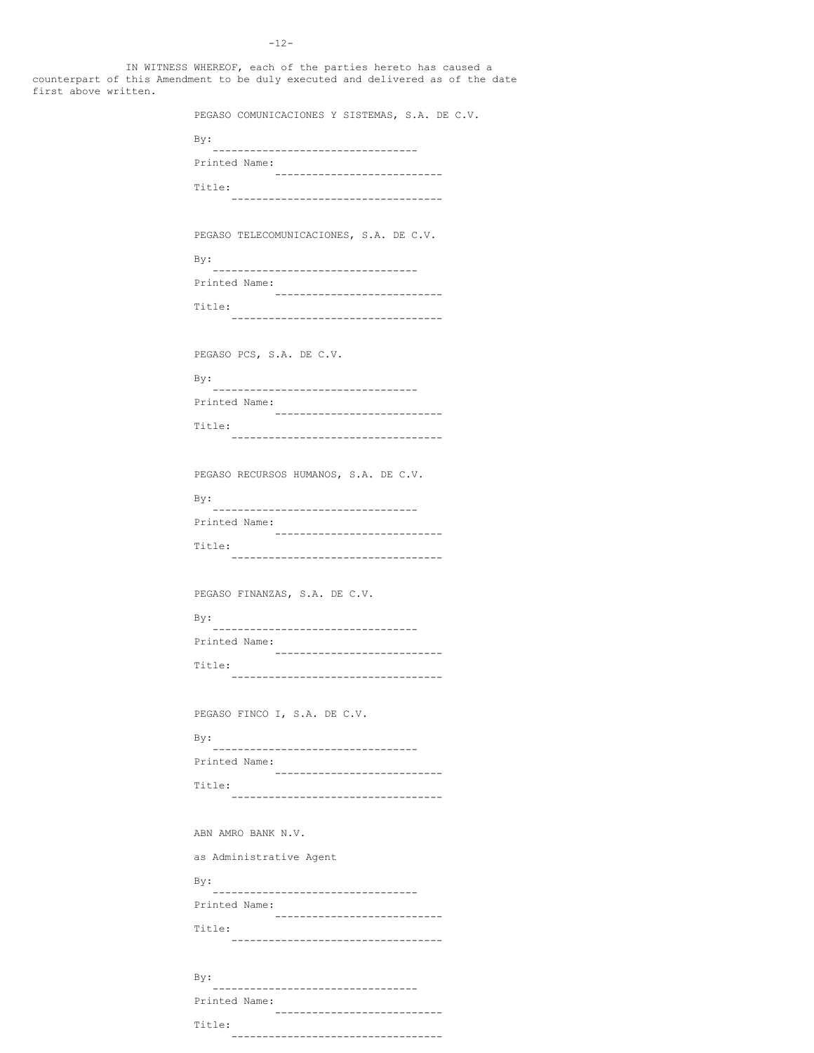IN WITNESS WHEREOF, each of the parties hereto has caused a counterpart of this Amendment to be duly executed and delivered as of the date first above written.

PEGASO COMUNICACIONES Y SISTEMAS, S.A. DE C.V.

By: ________________________________

Printed Name: ______________________

Title: _____________________________

PEGASO TELECOMUNICACIONES, S.A. DE C.V.

By: ________________________________

Printed Name: ______________________

Title: _____________________________

PEGASO PCS, S.A. DE C.V.

By: ________________________________

Printed Name: ______________________

Title: _____________________________

PEGASO RECURSOS HUMANOS, S.A. DE C.V.

By: ________________________________

Printed Name: ______________________

Title: _____________________________

PEGASO FINANZAS, S.A. DE C.V.

By: ________________________________

Printed Name: ______________________

Title: _____________________________

PEGASO FINCO I, S.A. DE C.V.

By: ________________________________

Printed Name: ______________________

Title: _____________________________

ABN AMRO BANK N.V.

as Administrative Agent

By: ________________________________

Printed Name: ______________________

Title: _____________________________

By: ________________________________

Printed Name: ______________________

Title: _____________________________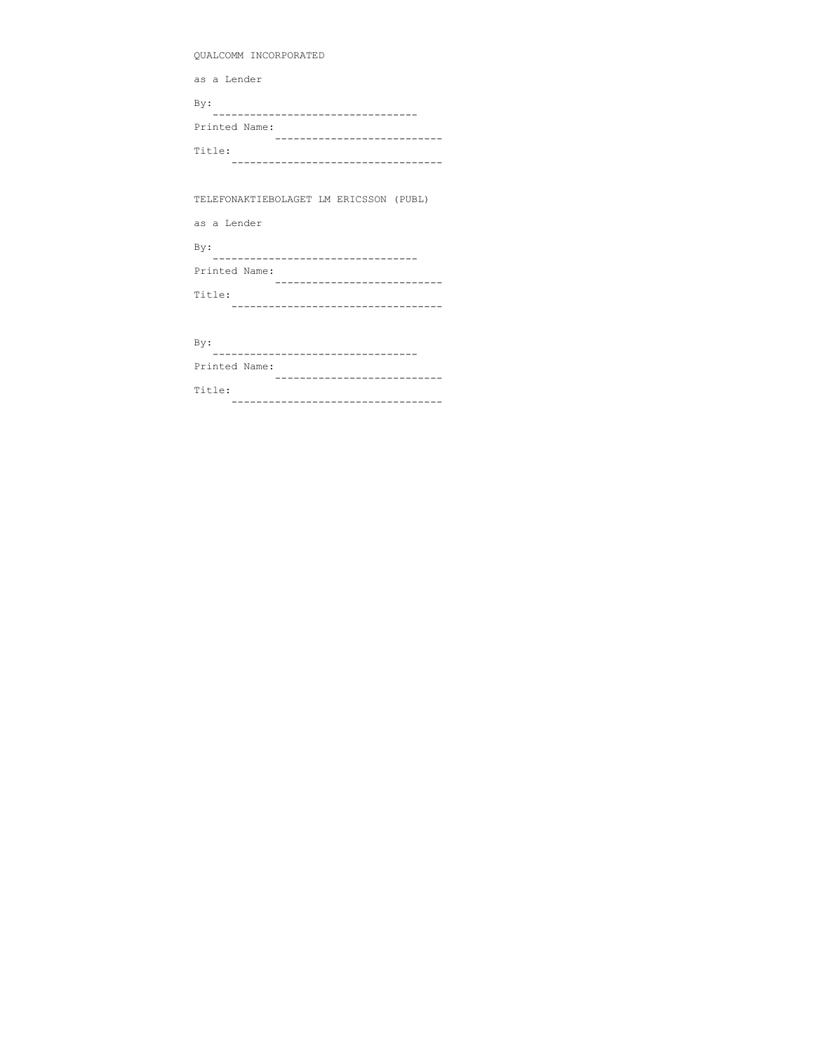QUALCOMM INCORPORATED

as a Lender

By: ---------------------------------

Printed Name: ---------------------------

Title: ----------------------------------

TELEFONAKTIEBOLAGET LM ERICSSON (PUBL)

as a Lender

By: ---------------------------------

Printed Name: ---------------------------

Title: ----------------------------------

By: ---------------------------------

Printed Name: ---------------------------

Title: ----------------------------------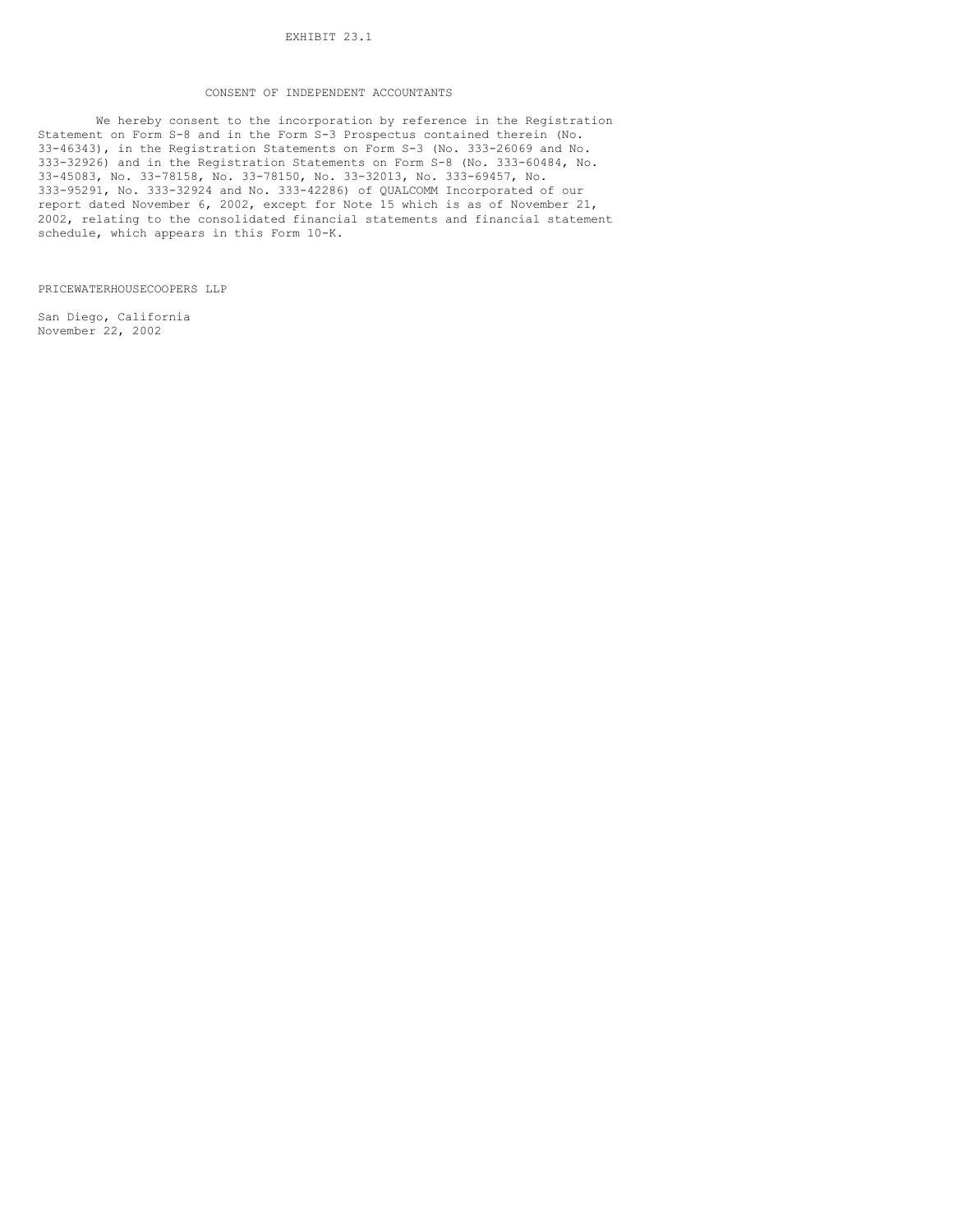EXHIBIT 23.1

## CONSENT OF INDEPENDENT ACCOUNTANTS

We hereby consent to the incorporation by reference in the Registration Statement on Form S-8 and in the Form S-3 Prospectus contained therein (No. 33-46343), in the Registration Statements on Form S-3 (No. 333-26069 and No. 333-32926) and in the Registration Statements on Form S-8 (No. 333-60484, No. 33-45083, No. 33-78158, No. 33-78150, No. 33-32013, No. 333-69457, No. 333-95291, No. 333-32924 and No. 333-42286) of QUALCOMM Incorporated of our report dated November 6, 2002, except for Note 15 which is as of November 21, 2002, relating to the consolidated financial statements and financial statement schedule, which appears in this Form 10-K.

PRICEWATERHOUSECOOPERS LLP

San Diego, California
November 22, 2002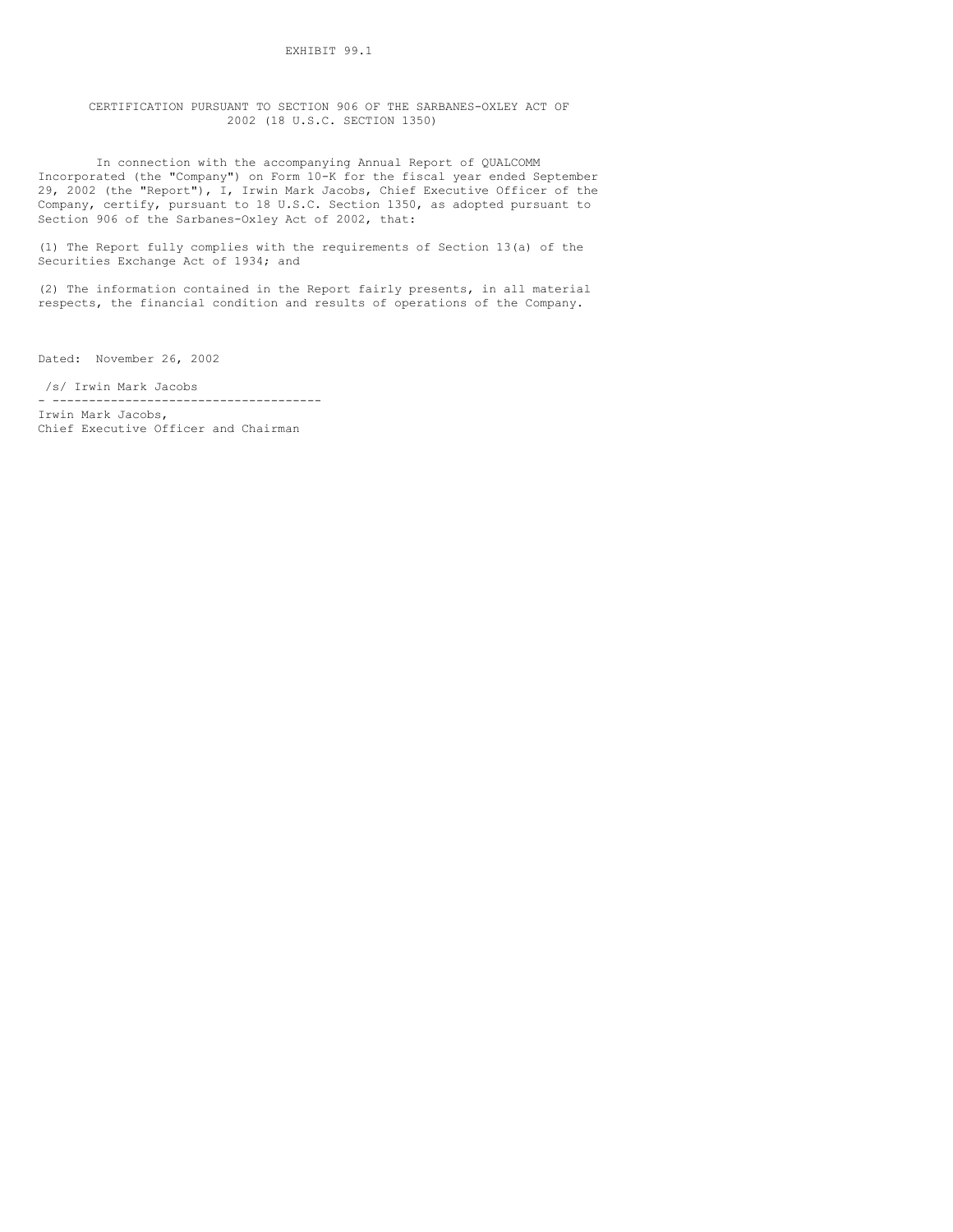EXHIBIT 99.1

CERTIFICATION PURSUANT TO SECTION 906 OF THE SARBANES-OXLEY ACT OF 2002 (18 U.S.C. SECTION 1350)

In connection with the accompanying Annual Report of QUALCOMM Incorporated (the "Company") on Form 10-K for the fiscal year ended September 29, 2002 (the "Report"), I, Irwin Mark Jacobs, Chief Executive Officer of the Company, certify, pursuant to 18 U.S.C. Section 1350, as adopted pursuant to Section 906 of the Sarbanes-Oxley Act of 2002, that:

(1) The Report fully complies with the requirements of Section 13(a) of the Securities Exchange Act of 1934; and

(2) The information contained in the Report fairly presents, in all material respects, the financial condition and results of operations of the Company.

Dated: November 26, 2002

/s/ Irwin Mark Jacobs

---

Irwin Mark Jacobs,
Chief Executive Officer and Chairman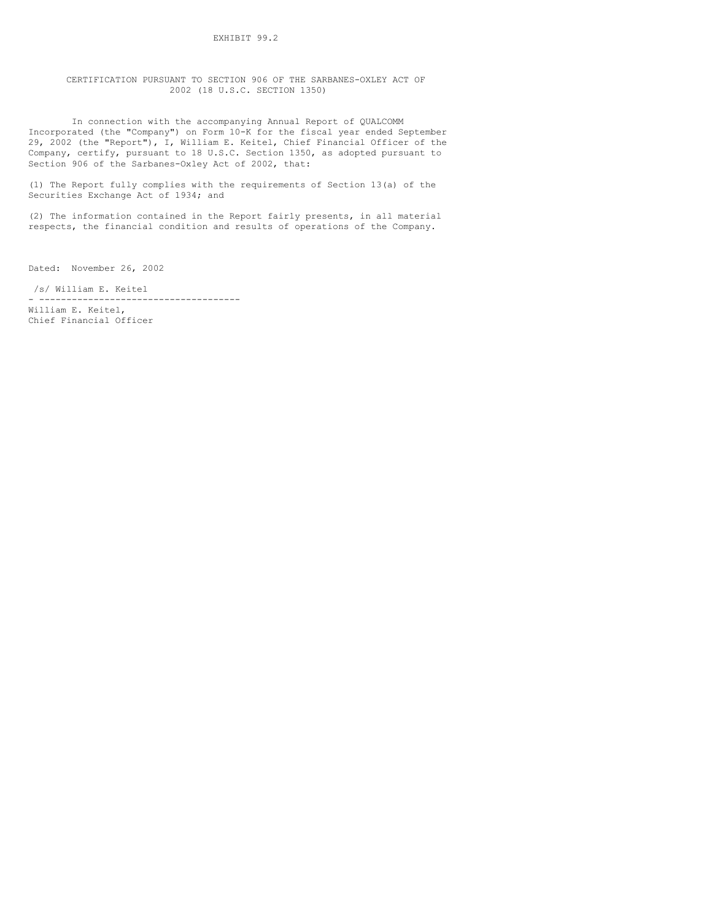EXHIBIT 99.2

CERTIFICATION PURSUANT TO SECTION 906 OF THE SARBANES-OXLEY ACT OF 2002 (18 U.S.C. SECTION 1350)

In connection with the accompanying Annual Report of QUALCOMM Incorporated (the "Company") on Form 10-K for the fiscal year ended September 29, 2002 (the "Report"), I, William E. Keitel, Chief Financial Officer of the Company, certify, pursuant to 18 U.S.C. Section 1350, as adopted pursuant to Section 906 of the Sarbanes-Oxley Act of 2002, that:

(1) The Report fully complies with the requirements of Section 13(a) of the Securities Exchange Act of 1934; and

(2) The information contained in the Report fairly presents, in all material respects, the financial condition and results of operations of the Company.

Dated: November 26, 2002

/s/ William E. Keitel

---

William E. Keitel,
Chief Financial Officer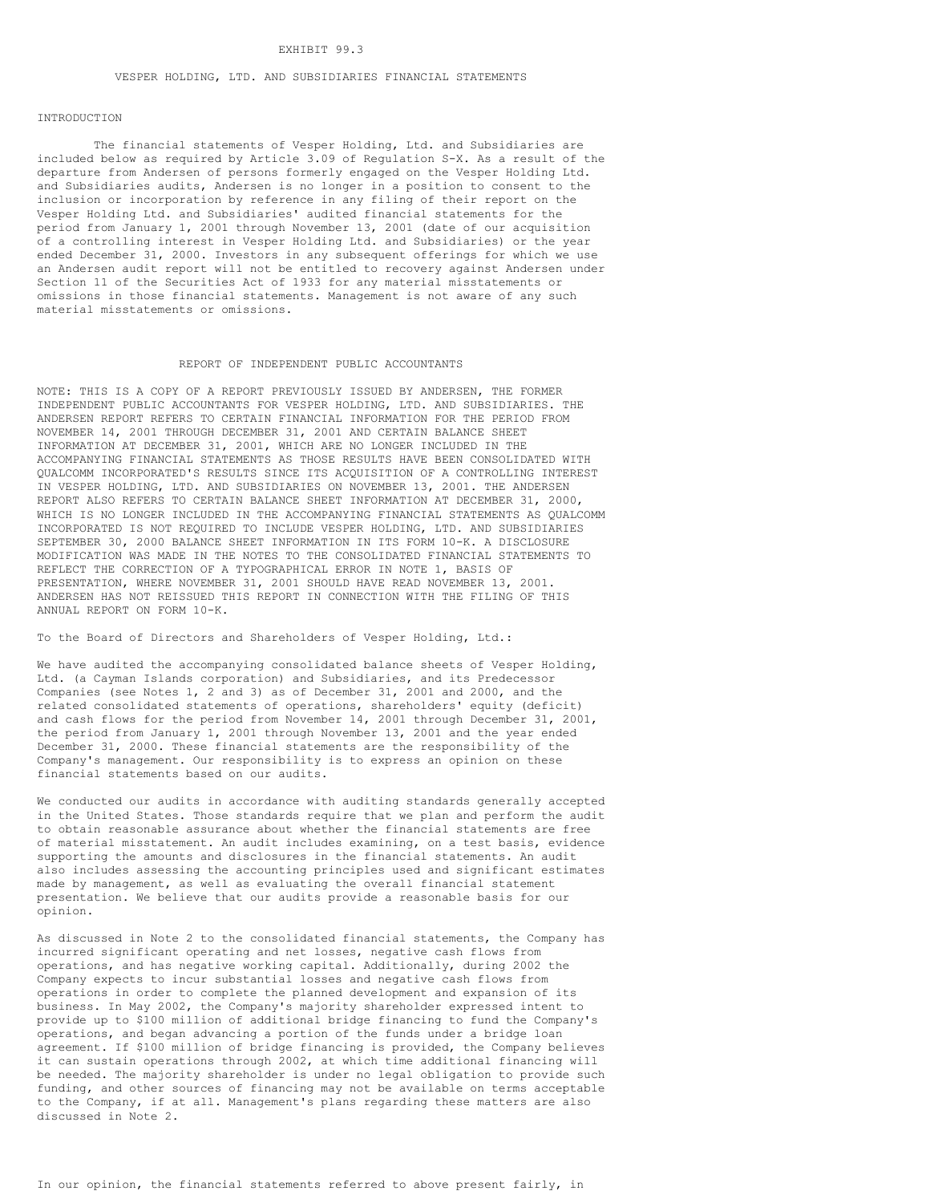EXHIBIT 99.3

# VESPER HOLDING, LTD. AND SUBSIDIARIES FINANCIAL STATEMENTS

## INTRODUCTION

The financial statements of Vesper Holding, Ltd. and Subsidiaries are included below as required by Article 3.09 of Regulation S-X. As a result of the departure from Andersen of persons formerly engaged on the Vesper Holding Ltd. and Subsidiaries audits, Andersen is no longer in a position to consent to the inclusion or incorporation by reference in any filing of their report on the Vesper Holding Ltd. and Subsidiaries' audited financial statements for the period from January 1, 2001 through November 13, 2001 (date of our acquisition of a controlling interest in Vesper Holding Ltd. and Subsidiaries) or the year ended December 31, 2000. Investors in any subsequent offerings for which we use an Andersen audit report will not be entitled to recovery against Andersen under Section 11 of the Securities Act of 1933 for any material misstatements or omissions in those financial statements. Management is not aware of any such material misstatements or omissions.

## REPORT OF INDEPENDENT PUBLIC ACCOUNTANTS

NOTE: THIS IS A COPY OF A REPORT PREVIOUSLY ISSUED BY ANDERSEN, THE FORMER INDEPENDENT PUBLIC ACCOUNTANTS FOR VESPER HOLDING, LTD. AND SUBSIDIARIES. THE ANDERSEN REPORT REFERS TO CERTAIN FINANCIAL INFORMATION FOR THE PERIOD FROM NOVEMBER 14, 2001 THROUGH DECEMBER 31, 2001 AND CERTAIN BALANCE SHEET INFORMATION AT DECEMBER 31, 2001, WHICH ARE NO LONGER INCLUDED IN THE ACCOMPANYING FINANCIAL STATEMENTS AS THOSE RESULTS HAVE BEEN CONSOLIDATED WITH QUALCOMM INCORPORATED'S RESULTS SINCE ITS ACQUISITION OF A CONTROLLING INTEREST IN VESPER HOLDING, LTD. AND SUBSIDIARIES ON NOVEMBER 13, 2001. THE ANDERSEN REPORT ALSO REFERS TO CERTAIN BALANCE SHEET INFORMATION AT DECEMBER 31, 2000, WHICH IS NO LONGER INCLUDED IN THE ACCOMPANYING FINANCIAL STATEMENTS AS QUALCOMM INCORPORATED IS NOT REQUIRED TO INCLUDE VESPER HOLDING, LTD. AND SUBSIDIARIES SEPTEMBER 30, 2000 BALANCE SHEET INFORMATION IN ITS FORM 10-K. A DISCLOSURE MODIFICATION WAS MADE IN THE NOTES TO THE CONSOLIDATED FINANCIAL STATEMENTS TO REFLECT THE CORRECTION OF A TYPOGRAPHICAL ERROR IN NOTE 1, BASIS OF PRESENTATION, WHERE NOVEMBER 31, 2001 SHOULD HAVE READ NOVEMBER 13, 2001. ANDERSEN HAS NOT REISSUED THIS REPORT IN CONNECTION WITH THE FILING OF THIS ANNUAL REPORT ON FORM 10-K.

To the Board of Directors and Shareholders of Vesper Holding, Ltd.:

We have audited the accompanying consolidated balance sheets of Vesper Holding, Ltd. (a Cayman Islands corporation) and Subsidiaries, and its Predecessor Companies (see Notes 1, 2 and 3) as of December 31, 2001 and 2000, and the related consolidated statements of operations, shareholders' equity (deficit) and cash flows for the period from November 14, 2001 through December 31, 2001, the period from January 1, 2001 through November 13, 2001 and the year ended December 31, 2000. These financial statements are the responsibility of the Company's management. Our responsibility is to express an opinion on these financial statements based on our audits.

We conducted our audits in accordance with auditing standards generally accepted in the United States. Those standards require that we plan and perform the audit to obtain reasonable assurance about whether the financial statements are free of material misstatement. An audit includes examining, on a test basis, evidence supporting the amounts and disclosures in the financial statements. An audit also includes assessing the accounting principles used and significant estimates made by management, as well as evaluating the overall financial statement presentation. We believe that our audits provide a reasonable basis for our opinion.

As discussed in Note 2 to the consolidated financial statements, the Company has incurred significant operating and net losses, negative cash flows from operations, and has negative working capital. Additionally, during 2002 the Company expects to incur substantial losses and negative cash flows from operations in order to complete the planned development and expansion of its business. In May 2002, the Company's majority shareholder expressed intent to provide up to $100 million of additional bridge financing to fund the Company's operations, and began advancing a portion of the funds under a bridge loan agreement. If $100 million of bridge financing is provided, the Company believes it can sustain operations through 2002, at which time additional financing will be needed. The majority shareholder is under no legal obligation to provide such funding, and other sources of financing may not be available on terms acceptable to the Company, if at all. Management's plans regarding these matters are also discussed in Note 2.

In our opinion, the financial statements referred to above present fairly, in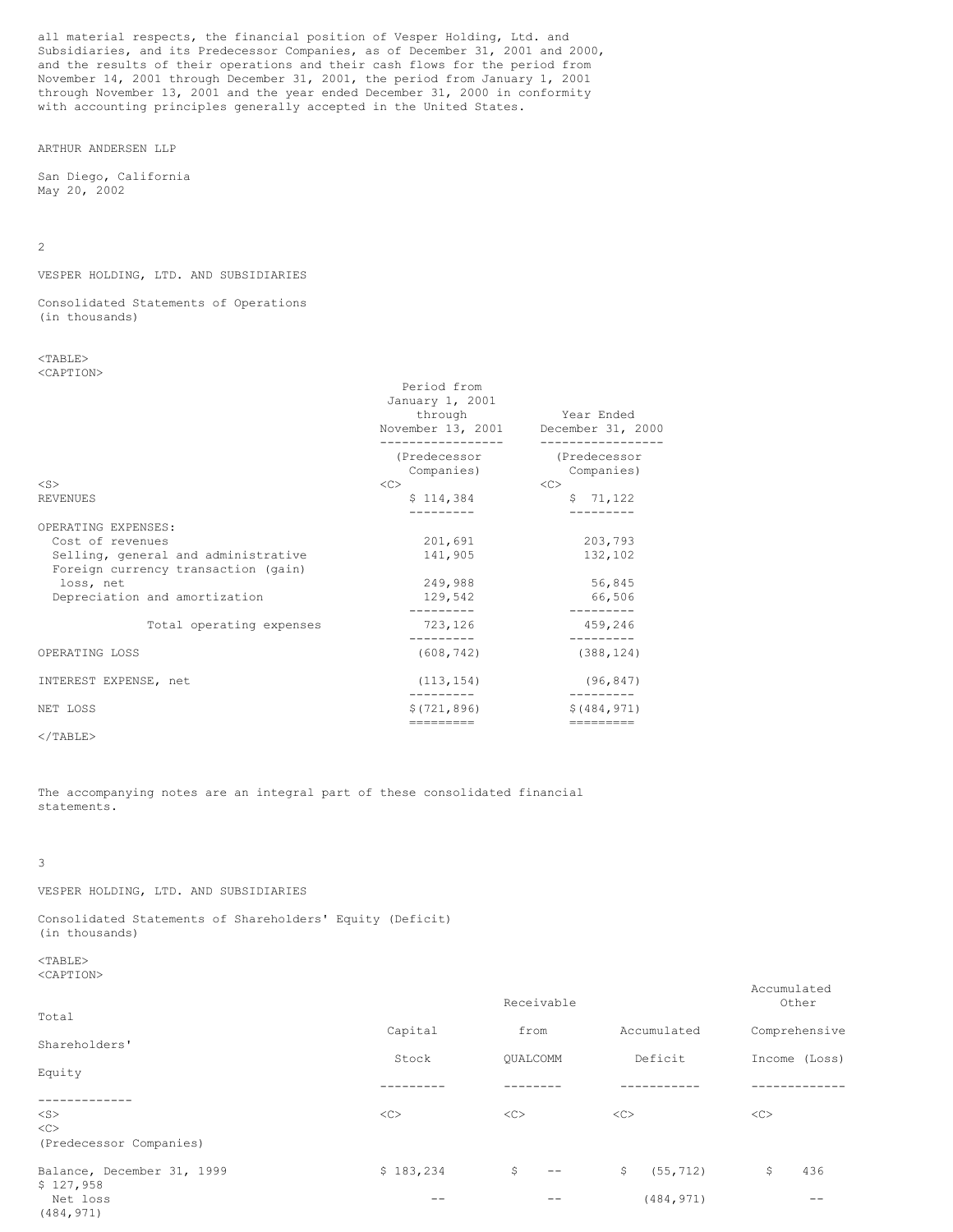all material respects, the financial position of Vesper Holding, Ltd. and Subsidiaries, and its Predecessor Companies, as of December 31, 2001 and 2000, and the results of their operations and their cash flows for the period from November 14, 2001 through December 31, 2001, the period from January 1, 2001 through November 13, 2001 and the year ended December 31, 2000 in conformity with accounting principles generally accepted in the United States.

ARTHUR ANDERSEN LLP

San Diego, California
May 20, 2002

VESPER HOLDING, LTD. AND SUBSIDIARIES

Consolidated Statements of Operations
(in thousands)

| | Period from January 1, 2001 through November 13, 2001 | Year Ended December 31, 2000 |
|---|---|---|
| | (Predecessor Companies) | (Predecessor Companies) |
| REVENUES | $ 114,384 | $ 71,122 |
| OPERATING EXPENSES: | | |
| Cost of revenues | 201,691 | 203,793 |
| Selling, general and administrative | 141,905 | 132,102 |
| Foreign currency transaction (gain) loss, net | 249,988 | 56,845 |
| Depreciation and amortization | 129,542 | 66,506 |
| Total operating expenses | 723,126 | 459,246 |
| OPERATING LOSS | (608,742) | (388,124) |
| INTEREST EXPENSE, net | (113,154) | (96,847) |
| NET LOSS | $(721,896) | $(484,971) |

The accompanying notes are an integral part of these consolidated financial statements.

VESPER HOLDING, LTD. AND SUBSIDIARIES

Consolidated Statements of Shareholders' Equity (Deficit)
(in thousands)

| | Capital Stock | Receivable from QUALCOMM | Accumulated Deficit | Accumulated Other Comprehensive Income (Loss) | Total Shareholders' Equity |
|---|---|---|---|---|---|
| (Predecessor Companies) | | | | | |
| Balance, December 31, 1999 | $ 183,234 | $ -- | $ (55,712) | $ 436 | $ 127,958 |
| Net loss | -- | -- | (484,971) | -- | (484,971) |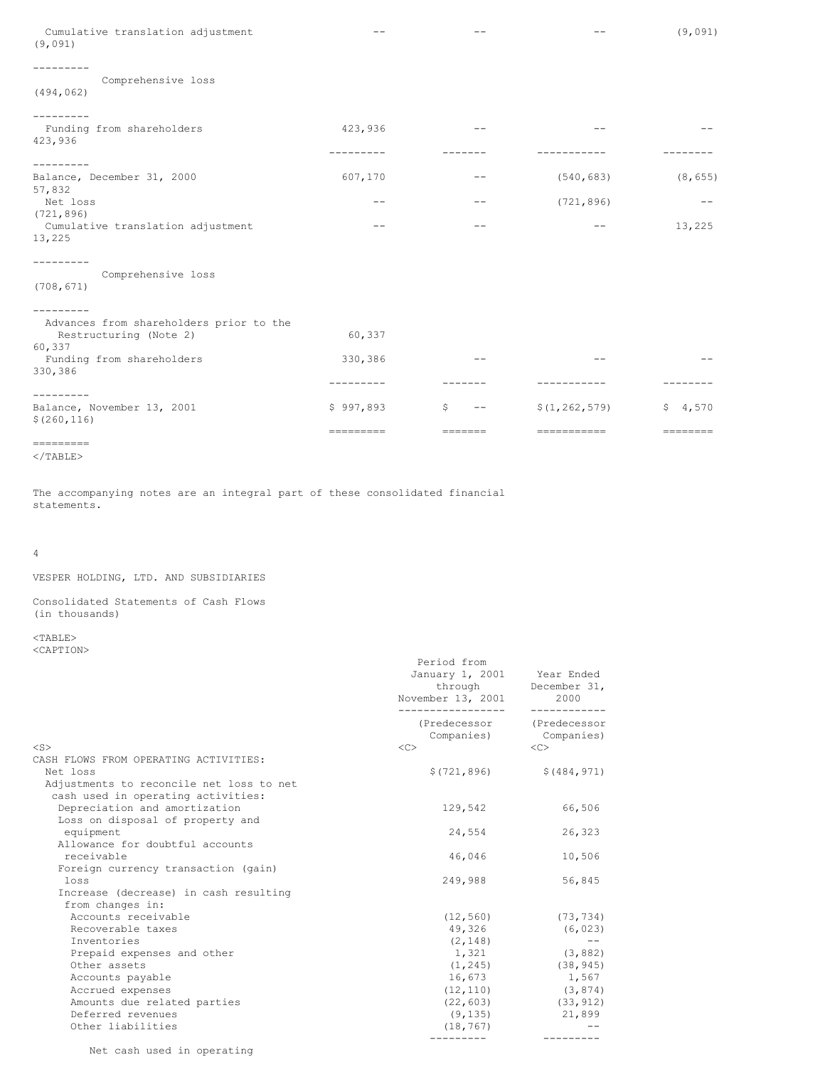| | | | | | |
|---|---|---|---|---|---|
| Cumulative translation adjustment | -- | -- | -- | (9,091) | (9,091) |
| Comprehensive loss | | | | | (494,062) |
| Funding from shareholders | 423,936 | -- | -- | -- | 423,936 |
| Balance, December 31, 2000 | 607,170 | -- | (540,683) | (8,655) | 57,832 |
| Net loss | -- | -- | (721,896) | -- | (721,896) |
| Cumulative translation adjustment | -- | -- | -- | 13,225 | 13,225 |
| Comprehensive loss | | | | | (708,671) |
| Advances from shareholders prior to the Restructuring (Note 2) | 60,337 | | | | 60,337 |
| Funding from shareholders | 330,386 | -- | -- | -- | 330,386 |
| Balance, November 13, 2001 | $ 997,893 | $ -- | $(1,262,579) | $ 4,570 | $(260,116) |

The accompanying notes are an integral part of these consolidated financial statements.

VESPER HOLDING, LTD. AND SUBSIDIARIES

Consolidated Statements of Cash Flows
(in thousands)

| | Period from January 1, 2001 through November 13, 2001 | Year Ended December 31, 2000 |
|---|---|---|
| | (Predecessor Companies) | (Predecessor Companies) |
| CASH FLOWS FROM OPERATING ACTIVITIES: | | |
| Net loss | $(721,896) | $(484,971) |
| Adjustments to reconcile net loss to net cash used in operating activities: | | |
| Depreciation and amortization | 129,542 | 66,506 |
| Loss on disposal of property and equipment | 24,554 | 26,323 |
| Allowance for doubtful accounts receivable | 46,046 | 10,506 |
| Foreign currency transaction (gain) loss | 249,988 | 56,845 |
| Increase (decrease) in cash resulting from changes in: | | |
| Accounts receivable | (12,560) | (73,734) |
| Recoverable taxes | 49,326 | (6,023) |
| Inventories | (2,148) | -- |
| Prepaid expenses and other | 1,321 | (3,882) |
| Other assets | (1,245) | (38,945) |
| Accounts payable | 16,673 | 1,567 |
| Accrued expenses | (12,110) | (3,874) |
| Amounts due related parties | (22,603) | (33,912) |
| Deferred revenues | (9,135) | 21,899 |
| Other liabilities | (18,767) | -- |
| Net cash used in operating | | |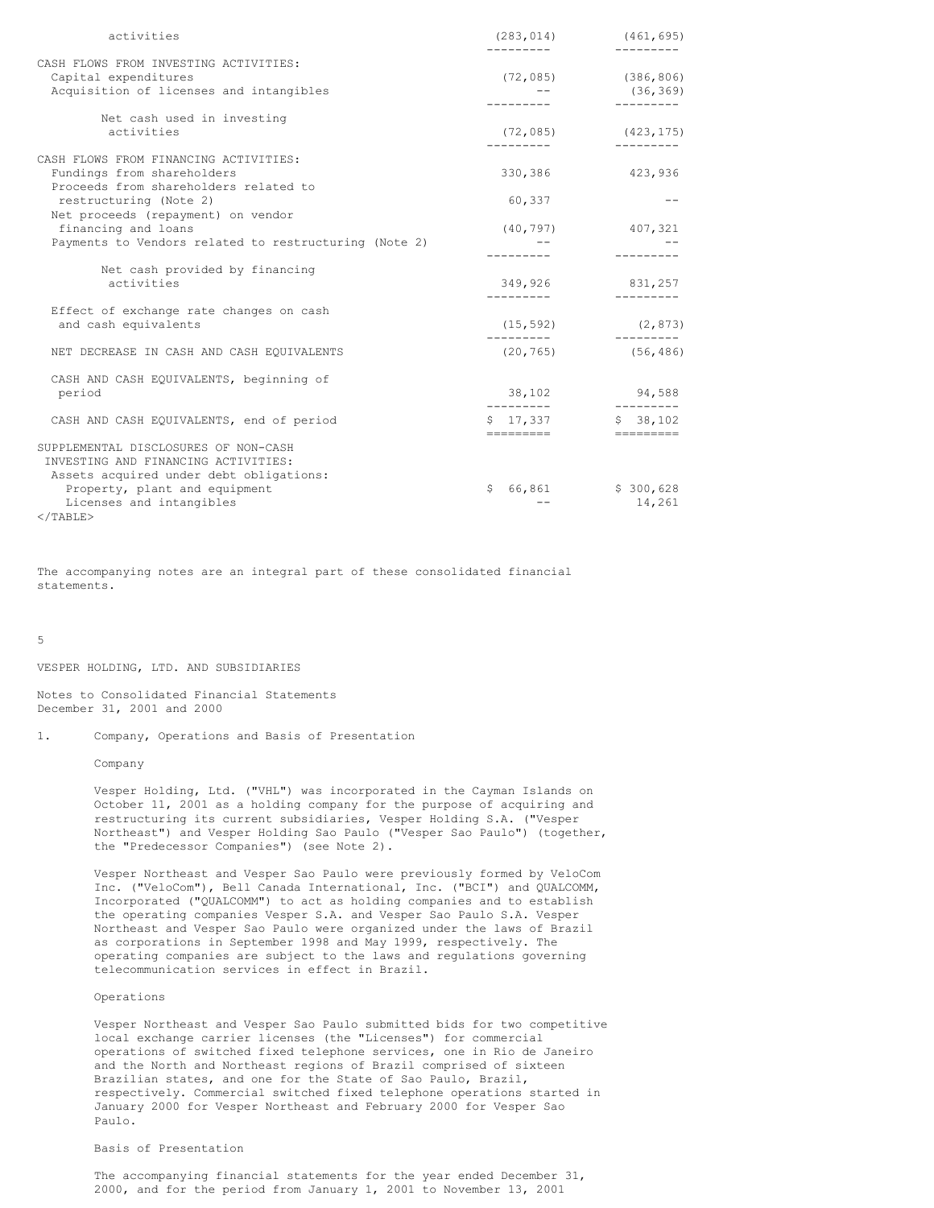| | | |
|---|---|---|
| activities | (283,014) | (461,695) |
| CASH FLOWS FROM INVESTING ACTIVITIES: | | |
| Capital expenditures | (72,085) | (386,806) |
| Acquisition of licenses and intangibles | -- | (36,369) |
| Net cash used in investing activities | (72,085) | (423,175) |
| CASH FLOWS FROM FINANCING ACTIVITIES: | | |
| Fundings from shareholders | 330,386 | 423,936 |
| Proceeds from shareholders related to restructuring (Note 2) | 60,337 | -- |
| Net proceeds (repayment) on vendor financing and loans | (40,797) | 407,321 |
| Payments to Vendors related to restructuring (Note 2) | -- | -- |
| Net cash provided by financing activities | 349,926 | 831,257 |
| Effect of exchange rate changes on cash and cash equivalents | (15,592) | (2,873) |
| NET DECREASE IN CASH AND CASH EQUIVALENTS | (20,765) | (56,486) |
| CASH AND CASH EQUIVALENTS, beginning of period | 38,102 | 94,588 |
| CASH AND CASH EQUIVALENTS, end of period | $ 17,337 | $ 38,102 |
| SUPPLEMENTAL DISCLOSURES OF NON-CASH INVESTING AND FINANCING ACTIVITIES: | | |
| Assets acquired under debt obligations: | | |
| Property, plant and equipment | $ 66,861 | $ 300,628 |
| Licenses and intangibles | -- | 14,261 |

The accompanying notes are an integral part of these consolidated financial statements.

VESPER HOLDING, LTD. AND SUBSIDIARIES

Notes to Consolidated Financial Statements
December 31, 2001 and 2000

1. Company, Operations and Basis of Presentation

Company

Vesper Holding, Ltd. ("VHL") was incorporated in the Cayman Islands on October 11, 2001 as a holding company for the purpose of acquiring and restructuring its current subsidiaries, Vesper Holding S.A. ("Vesper Northeast") and Vesper Holding Sao Paulo ("Vesper Sao Paulo") (together, the "Predecessor Companies") (see Note 2).

Vesper Northeast and Vesper Sao Paulo were previously formed by VeloCom Inc. ("VeloCom"), Bell Canada International, Inc. ("BCI") and QUALCOMM, Incorporated ("QUALCOMM") to act as holding companies and to establish the operating companies Vesper S.A. and Vesper Sao Paulo S.A. Vesper Northeast and Vesper Sao Paulo were organized under the laws of Brazil as corporations in September 1998 and May 1999, respectively. The operating companies are subject to the laws and regulations governing telecommunication services in effect in Brazil.

Operations

Vesper Northeast and Vesper Sao Paulo submitted bids for two competitive local exchange carrier licenses (the "Licenses") for commercial operations of switched fixed telephone services, one in Rio de Janeiro and the North and Northeast regions of Brazil comprised of sixteen Brazilian states, and one for the State of Sao Paulo, Brazil, respectively. Commercial switched fixed telephone operations started in January 2000 for Vesper Northeast and February 2000 for Vesper Sao Paulo.

Basis of Presentation

The accompanying financial statements for the year ended December 31, 2000, and for the period from January 1, 2001 to November 13, 2001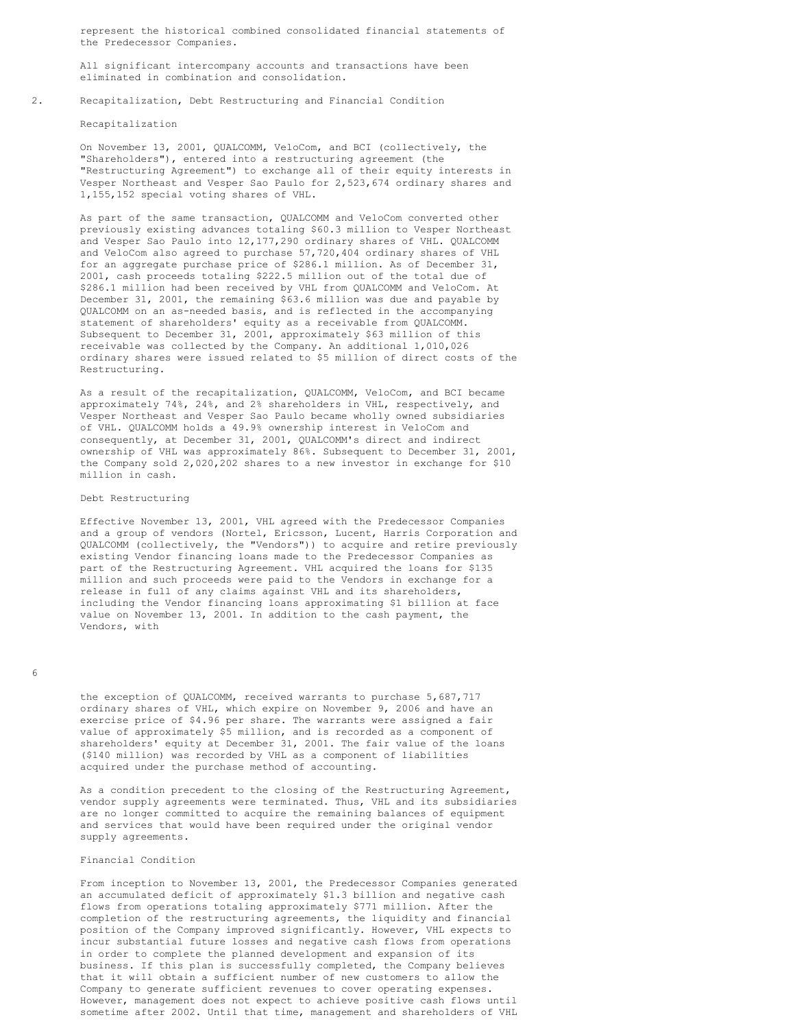represent the historical combined consolidated financial statements of the Predecessor Companies.

All significant intercompany accounts and transactions have been eliminated in combination and consolidation.

## 2. Recapitalization, Debt Restructuring and Financial Condition

### Recapitalization

On November 13, 2001, QUALCOMM, VeloCom, and BCI (collectively, the "Shareholders"), entered into a restructuring agreement (the "Restructuring Agreement") to exchange all of their equity interests in Vesper Northeast and Vesper Sao Paulo for 2,523,674 ordinary shares and 1,155,152 special voting shares of VHL.

As part of the same transaction, QUALCOMM and VeloCom converted other previously existing advances totaling $60.3 million to Vesper Northeast and Vesper Sao Paulo into 12,177,290 ordinary shares of VHL. QUALCOMM and VeloCom also agreed to purchase 57,720,404 ordinary shares of VHL for an aggregate purchase price of $286.1 million. As of December 31, 2001, cash proceeds totaling $222.5 million out of the total due of $286.1 million had been received by VHL from QUALCOMM and VeloCom. At December 31, 2001, the remaining $63.6 million was due and payable by QUALCOMM on an as-needed basis, and is reflected in the accompanying statement of shareholders' equity as a receivable from QUALCOMM. Subsequent to December 31, 2001, approximately $63 million of this receivable was collected by the Company. An additional 1,010,026 ordinary shares were issued related to $5 million of direct costs of the Restructuring.

As a result of the recapitalization, QUALCOMM, VeloCom, and BCI became approximately 74%, 24%, and 2% shareholders in VHL, respectively, and Vesper Northeast and Vesper Sao Paulo became wholly owned subsidiaries of VHL. QUALCOMM holds a 49.9% ownership interest in VeloCom and consequently, at December 31, 2001, QUALCOMM's direct and indirect ownership of VHL was approximately 86%. Subsequent to December 31, 2001, the Company sold 2,020,202 shares to a new investor in exchange for $10 million in cash.

### Debt Restructuring

Effective November 13, 2001, VHL agreed with the Predecessor Companies and a group of vendors (Nortel, Ericsson, Lucent, Harris Corporation and QUALCOMM (collectively, the "Vendors")) to acquire and retire previously existing Vendor financing loans made to the Predecessor Companies as part of the Restructuring Agreement. VHL acquired the loans for $135 million and such proceeds were paid to the Vendors in exchange for a release in full of any claims against VHL and its shareholders, including the Vendor financing loans approximating $1 billion at face value on November 13, 2001. In addition to the cash payment, the Vendors, with the exception of QUALCOMM, received warrants to purchase 5,687,717 ordinary shares of VHL, which expire on November 9, 2006 and have an exercise price of $4.96 per share. The warrants were assigned a fair value of approximately $5 million, and is recorded as a component of shareholders' equity at December 31, 2001. The fair value of the loans ($140 million) was recorded by VHL as a component of liabilities acquired under the purchase method of accounting.

As a condition precedent to the closing of the Restructuring Agreement, vendor supply agreements were terminated. Thus, VHL and its subsidiaries are no longer committed to acquire the remaining balances of equipment and services that would have been required under the original vendor supply agreements.

### Financial Condition

From inception to November 13, 2001, the Predecessor Companies generated an accumulated deficit of approximately $1.3 billion and negative cash flows from operations totaling approximately $771 million. After the completion of the restructuring agreements, the liquidity and financial position of the Company improved significantly. However, VHL expects to incur substantial future losses and negative cash flows from operations in order to complete the planned development and expansion of its business. If this plan is successfully completed, the Company believes that it will obtain a sufficient number of new customers to allow the Company to generate sufficient revenues to cover operating expenses. However, management does not expect to achieve positive cash flows until sometime after 2002. Until that time, management and shareholders of VHL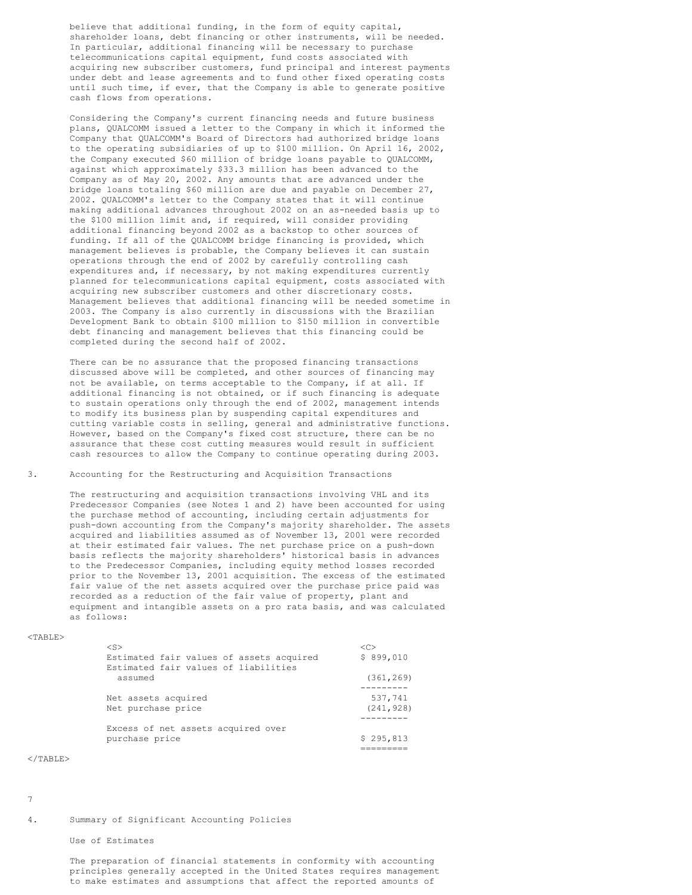believe that additional funding, in the form of equity capital, shareholder loans, debt financing or other instruments, will be needed. In particular, additional financing will be necessary to purchase telecommunications capital equipment, fund costs associated with acquiring new subscriber customers, fund principal and interest payments under debt and lease agreements and to fund other fixed operating costs until such time, if ever, that the Company is able to generate positive cash flows from operations.

Considering the Company's current financing needs and future business plans, QUALCOMM issued a letter to the Company in which it informed the Company that QUALCOMM's Board of Directors had authorized bridge loans to the operating subsidiaries of up to $100 million. On April 16, 2002, the Company executed $60 million of bridge loans payable to QUALCOMM, against which approximately $33.3 million has been advanced to the Company as of May 20, 2002. Any amounts that are advanced under the bridge loans totaling $60 million are due and payable on December 27, 2002. QUALCOMM's letter to the Company states that it will continue making additional advances throughout 2002 on an as-needed basis up to the $100 million limit and, if required, will consider providing additional financing beyond 2002 as a backstop to other sources of funding. If all of the QUALCOMM bridge financing is provided, which management believes is probable, the Company believes it can sustain operations through the end of 2002 by carefully controlling cash expenditures and, if necessary, by not making expenditures currently planned for telecommunications capital equipment, costs associated with acquiring new subscriber customers and other discretionary costs. Management believes that additional financing will be needed sometime in 2003. The Company is also currently in discussions with the Brazilian Development Bank to obtain $100 million to $150 million in convertible debt financing and management believes that this financing could be completed during the second half of 2002.

There can be no assurance that the proposed financing transactions discussed above will be completed, and other sources of financing may not be available, on terms acceptable to the Company, if at all. If additional financing is not obtained, or if such financing is adequate to sustain operations only through the end of 2002, management intends to modify its business plan by suspending capital expenditures and cutting variable costs in selling, general and administrative functions. However, based on the Company's fixed cost structure, there can be no assurance that these cost cutting measures would result in sufficient cash resources to allow the Company to continue operating during 2003.

3. Accounting for the Restructuring and Acquisition Transactions

The restructuring and acquisition transactions involving VHL and its Predecessor Companies (see Notes 1 and 2) have been accounted for using the purchase method of accounting, including certain adjustments for push-down accounting from the Company's majority shareholder. The assets acquired and liabilities assumed as of November 13, 2001 were recorded at their estimated fair values. The net purchase price on a push-down basis reflects the majority shareholders' historical basis in advances to the Predecessor Companies, including equity method losses recorded prior to the November 13, 2001 acquisition. The excess of the estimated fair value of the net assets acquired over the purchase price paid was recorded as a reduction of the fair value of property, plant and equipment and intangible assets on a pro rata basis, and was calculated as follows:

| | |
|---|---|
| Estimated fair values of assets acquired | $ 899,010 |
| Estimated fair values of liabilities assumed | (361,269) |
| Net assets acquired | 537,741 |
| Net purchase price | (241,928) |
| Excess of net assets acquired over purchase price | $ 295,813 |

4. Summary of Significant Accounting Policies

Use of Estimates

The preparation of financial statements in conformity with accounting principles generally accepted in the United States requires management to make estimates and assumptions that affect the reported amounts of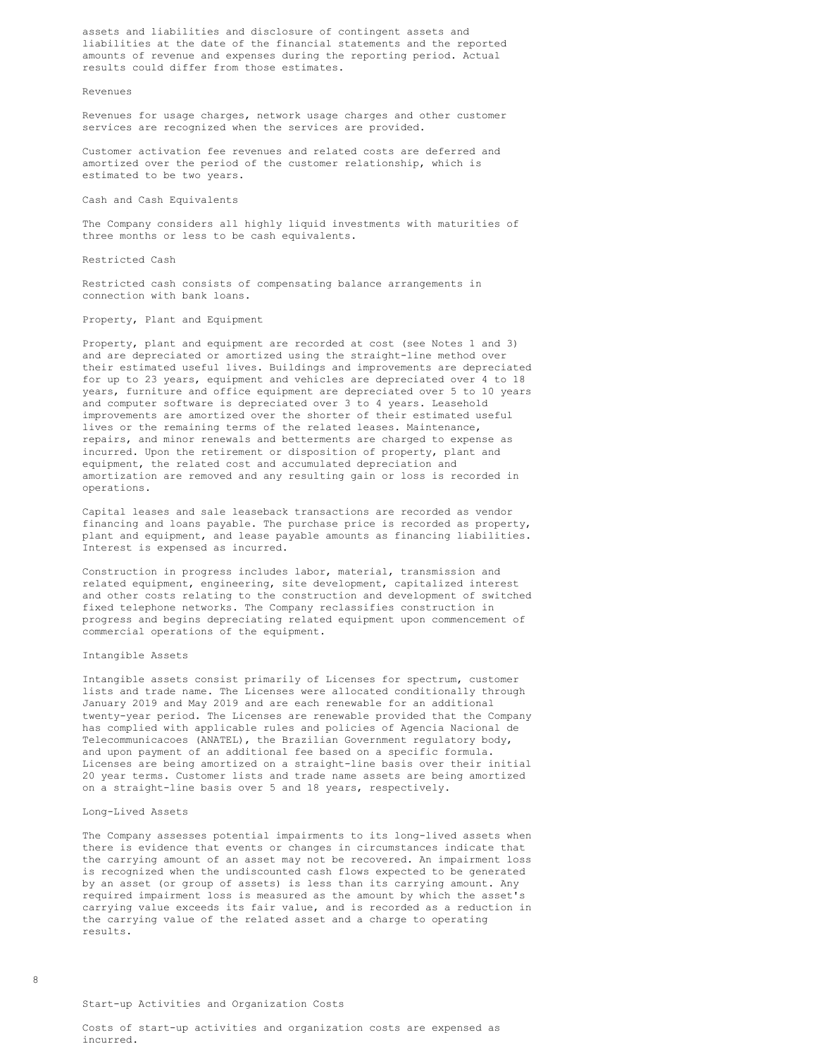assets and liabilities and disclosure of contingent assets and liabilities at the date of the financial statements and the reported amounts of revenue and expenses during the reporting period. Actual results could differ from those estimates.

### Revenues

Revenues for usage charges, network usage charges and other customer services are recognized when the services are provided.

Customer activation fee revenues and related costs are deferred and amortized over the period of the customer relationship, which is estimated to be two years.

### Cash and Cash Equivalents

The Company considers all highly liquid investments with maturities of three months or less to be cash equivalents.

### Restricted Cash

Restricted cash consists of compensating balance arrangements in connection with bank loans.

### Property, Plant and Equipment

Property, plant and equipment are recorded at cost (see Notes 1 and 3) and are depreciated or amortized using the straight-line method over their estimated useful lives. Buildings and improvements are depreciated for up to 23 years, equipment and vehicles are depreciated over 4 to 18 years, furniture and office equipment are depreciated over 5 to 10 years and computer software is depreciated over 3 to 4 years. Leasehold improvements are amortized over the shorter of their estimated useful lives or the remaining terms of the related leases. Maintenance, repairs, and minor renewals and betterments are charged to expense as incurred. Upon the retirement or disposition of property, plant and equipment, the related cost and accumulated depreciation and amortization are removed and any resulting gain or loss is recorded in operations.

Capital leases and sale leaseback transactions are recorded as vendor financing and loans payable. The purchase price is recorded as property, plant and equipment, and lease payable amounts as financing liabilities. Interest is expensed as incurred.

Construction in progress includes labor, material, transmission and related equipment, engineering, site development, capitalized interest and other costs relating to the construction and development of switched fixed telephone networks. The Company reclassifies construction in progress and begins depreciating related equipment upon commencement of commercial operations of the equipment.

### Intangible Assets

Intangible assets consist primarily of Licenses for spectrum, customer lists and trade name. The Licenses were allocated conditionally through January 2019 and May 2019 and are each renewable for an additional twenty-year period. The Licenses are renewable provided that the Company has complied with applicable rules and policies of Agencia Nacional de Telecommunicacoes (ANATEL), the Brazilian Government regulatory body, and upon payment of an additional fee based on a specific formula. Licenses are being amortized on a straight-line basis over their initial 20 year terms. Customer lists and trade name assets are being amortized on a straight-line basis over 5 and 18 years, respectively.

### Long-Lived Assets

The Company assesses potential impairments to its long-lived assets when there is evidence that events or changes in circumstances indicate that the carrying amount of an asset may not be recovered. An impairment loss is recognized when the undiscounted cash flows expected to be generated by an asset (or group of assets) is less than its carrying amount. Any required impairment loss is measured as the amount by which the asset's carrying value exceeds its fair value, and is recorded as a reduction in the carrying value of the related asset and a charge to operating results.

### Start-up Activities and Organization Costs

Costs of start-up activities and organization costs are expensed as incurred.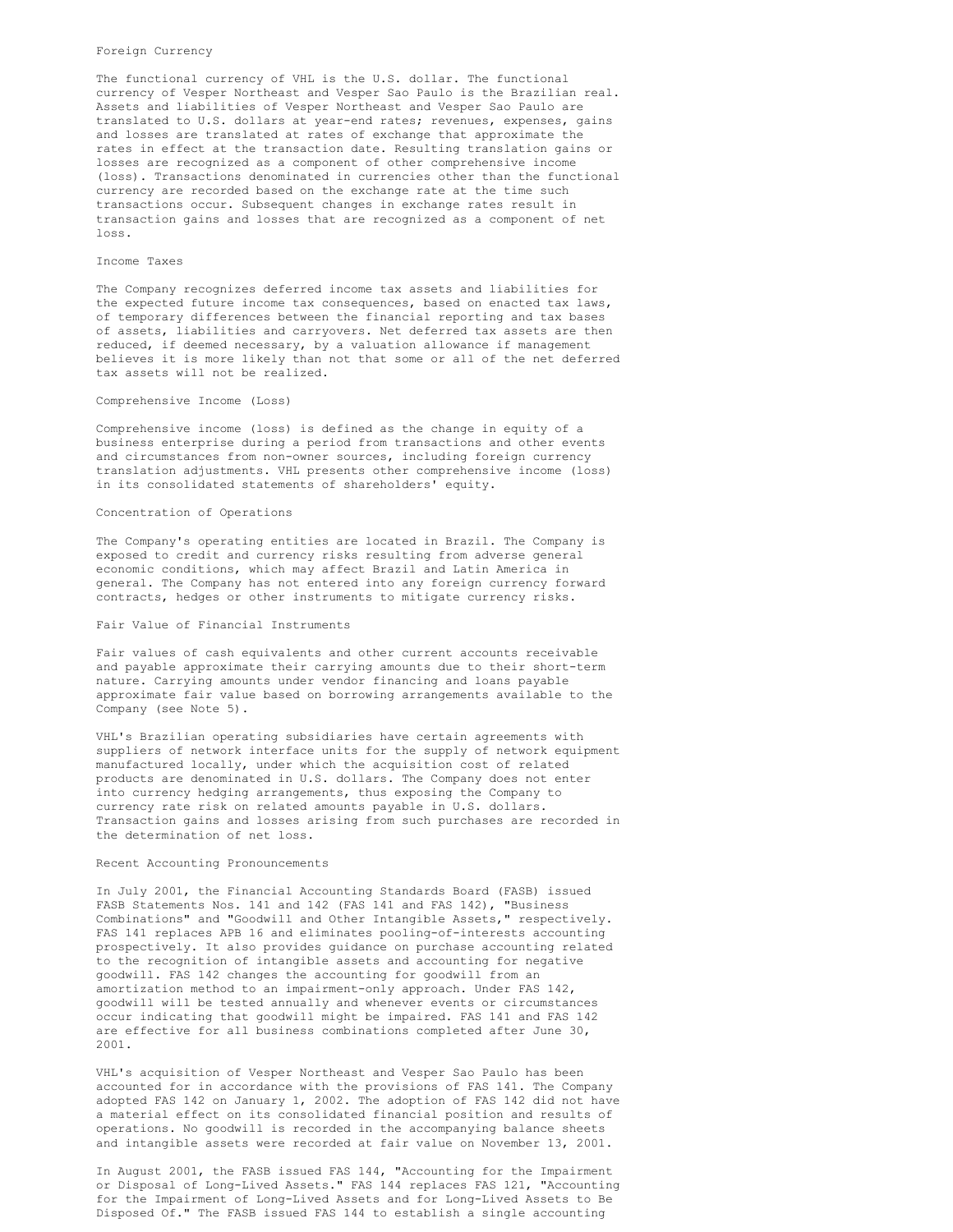### Foreign Currency

The functional currency of VHL is the U.S. dollar. The functional currency of Vesper Northeast and Vesper Sao Paulo is the Brazilian real. Assets and liabilities of Vesper Northeast and Vesper Sao Paulo are translated to U.S. dollars at year-end rates; revenues, expenses, gains and losses are translated at rates of exchange that approximate the rates in effect at the transaction date. Resulting translation gains or losses are recognized as a component of other comprehensive income (loss). Transactions denominated in currencies other than the functional currency are recorded based on the exchange rate at the time such transactions occur. Subsequent changes in exchange rates result in transaction gains and losses that are recognized as a component of net loss.

### Income Taxes

The Company recognizes deferred income tax assets and liabilities for the expected future income tax consequences, based on enacted tax laws, of temporary differences between the financial reporting and tax bases of assets, liabilities and carryovers. Net deferred tax assets are then reduced, if deemed necessary, by a valuation allowance if management believes it is more likely than not that some or all of the net deferred tax assets will not be realized.

### Comprehensive Income (Loss)

Comprehensive income (loss) is defined as the change in equity of a business enterprise during a period from transactions and other events and circumstances from non-owner sources, including foreign currency translation adjustments. VHL presents other comprehensive income (loss) in its consolidated statements of shareholders' equity.

### Concentration of Operations

The Company's operating entities are located in Brazil. The Company is exposed to credit and currency risks resulting from adverse general economic conditions, which may affect Brazil and Latin America in general. The Company has not entered into any foreign currency forward contracts, hedges or other instruments to mitigate currency risks.

### Fair Value of Financial Instruments

Fair values of cash equivalents and other current accounts receivable and payable approximate their carrying amounts due to their short-term nature. Carrying amounts under vendor financing and loans payable approximate fair value based on borrowing arrangements available to the Company (see Note 5).

VHL's Brazilian operating subsidiaries have certain agreements with suppliers of network interface units for the supply of network equipment manufactured locally, under which the acquisition cost of related products are denominated in U.S. dollars. The Company does not enter into currency hedging arrangements, thus exposing the Company to currency rate risk on related amounts payable in U.S. dollars. Transaction gains and losses arising from such purchases are recorded in the determination of net loss.

### Recent Accounting Pronouncements

In July 2001, the Financial Accounting Standards Board (FASB) issued FASB Statements Nos. 141 and 142 (FAS 141 and FAS 142), "Business Combinations" and "Goodwill and Other Intangible Assets," respectively. FAS 141 replaces APB 16 and eliminates pooling-of-interests accounting prospectively. It also provides guidance on purchase accounting related to the recognition of intangible assets and accounting for negative goodwill. FAS 142 changes the accounting for goodwill from an amortization method to an impairment-only approach. Under FAS 142, goodwill will be tested annually and whenever events or circumstances occur indicating that goodwill might be impaired. FAS 141 and FAS 142 are effective for all business combinations completed after June 30, 2001.

VHL's acquisition of Vesper Northeast and Vesper Sao Paulo has been accounted for in accordance with the provisions of FAS 141. The Company adopted FAS 142 on January 1, 2002. The adoption of FAS 142 did not have a material effect on its consolidated financial position and results of operations. No goodwill is recorded in the accompanying balance sheets and intangible assets were recorded at fair value on November 13, 2001.

In August 2001, the FASB issued FAS 144, "Accounting for the Impairment or Disposal of Long-Lived Assets." FAS 144 replaces FAS 121, "Accounting for the Impairment of Long-Lived Assets and for Long-Lived Assets to Be Disposed Of." The FASB issued FAS 144 to establish a single accounting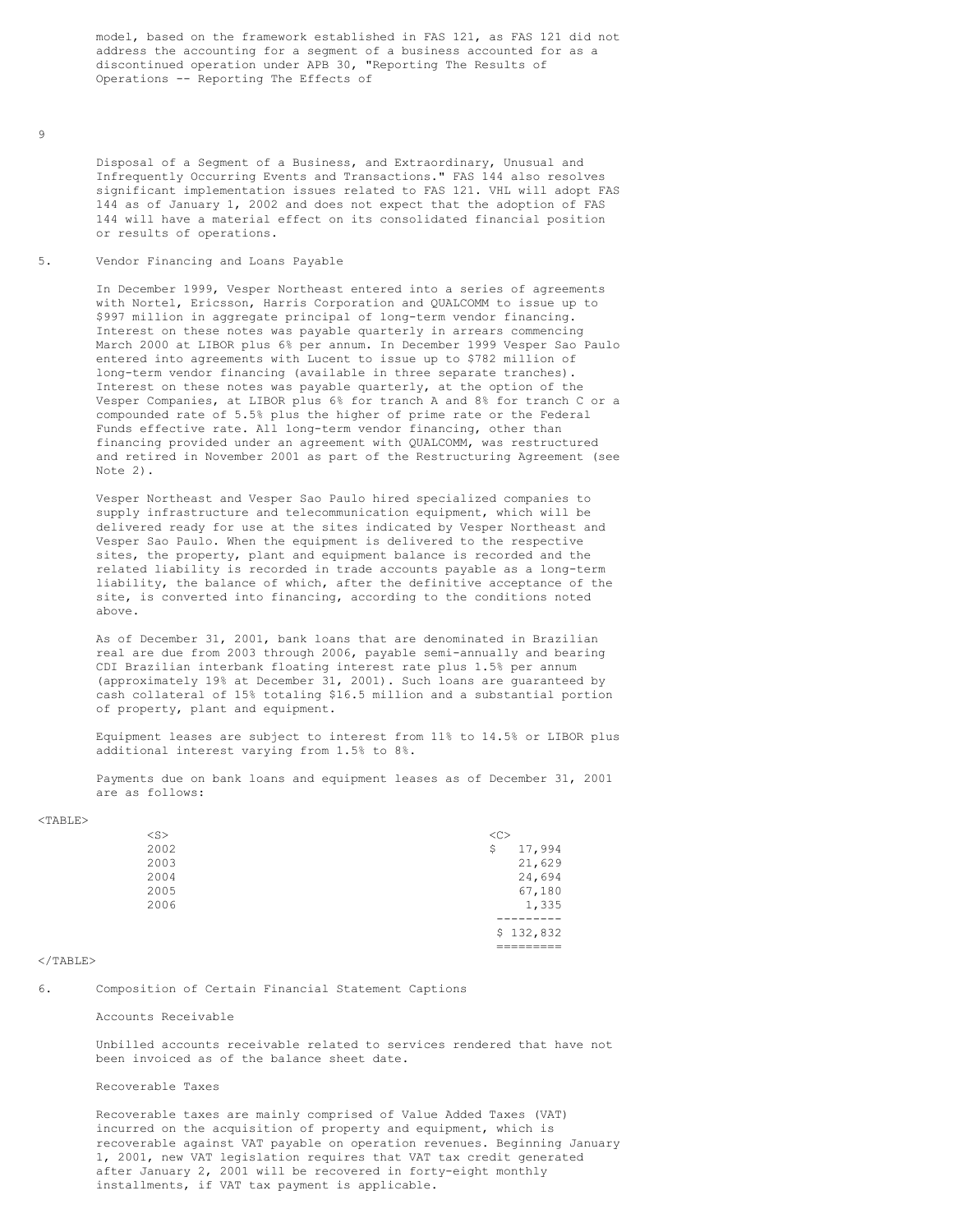model, based on the framework established in FAS 121, as FAS 121 did not address the accounting for a segment of a business accounted for as a discontinued operation under APB 30, "Reporting The Results of Operations -- Reporting The Effects of Disposal of a Segment of a Business, and Extraordinary, Unusual and Infrequently Occurring Events and Transactions." FAS 144 also resolves significant implementation issues related to FAS 121. VHL will adopt FAS 144 as of January 1, 2002 and does not expect that the adoption of FAS 144 will have a material effect on its consolidated financial position or results of operations.

5. Vendor Financing and Loans Payable

In December 1999, Vesper Northeast entered into a series of agreements with Nortel, Ericsson, Harris Corporation and QUALCOMM to issue up to $997 million in aggregate principal of long-term vendor financing. Interest on these notes was payable quarterly in arrears commencing March 2000 at LIBOR plus 6% per annum. In December 1999 Vesper Sao Paulo entered into agreements with Lucent to issue up to $782 million of long-term vendor financing (available in three separate tranches). Interest on these notes was payable quarterly, at the option of the Vesper Companies, at LIBOR plus 6% for tranch A and 8% for tranch C or a compounded rate of 5.5% plus the higher of prime rate or the Federal Funds effective rate. All long-term vendor financing, other than financing provided under an agreement with QUALCOMM, was restructured and retired in November 2001 as part of the Restructuring Agreement (see Note 2).

Vesper Northeast and Vesper Sao Paulo hired specialized companies to supply infrastructure and telecommunication equipment, which will be delivered ready for use at the sites indicated by Vesper Northeast and Vesper Sao Paulo. When the equipment is delivered to the respective sites, the property, plant and equipment balance is recorded and the related liability is recorded in trade accounts payable as a long-term liability, the balance of which, after the definitive acceptance of the site, is converted into financing, according to the conditions noted above.

As of December 31, 2001, bank loans that are denominated in Brazilian real are due from 2003 through 2006, payable semi-annually and bearing CDI Brazilian interbank floating interest rate plus 1.5% per annum (approximately 19% at December 31, 2001). Such loans are guaranteed by cash collateral of 15% totaling $16.5 million and a substantial portion of property, plant and equipment.

Equipment leases are subject to interest from 11% to 14.5% or LIBOR plus additional interest varying from 1.5% to 8%.

Payments due on bank loans and equipment leases as of December 31, 2001 are as follows:

| | |
|---|---|
| 2002 | $ 17,994 |
| 2003 | 21,629 |
| 2004 | 24,694 |
| 2005 | 67,180 |
| 2006 | 1,335 |
| | $ 132,832 |

6. Composition of Certain Financial Statement Captions

Accounts Receivable

Unbilled accounts receivable related to services rendered that have not been invoiced as of the balance sheet date.

Recoverable Taxes

Recoverable taxes are mainly comprised of Value Added Taxes (VAT) incurred on the acquisition of property and equipment, which is recoverable against VAT payable on operation revenues. Beginning January 1, 2001, new VAT legislation requires that VAT tax credit generated after January 2, 2001 will be recovered in forty-eight monthly installments, if VAT tax payment is applicable.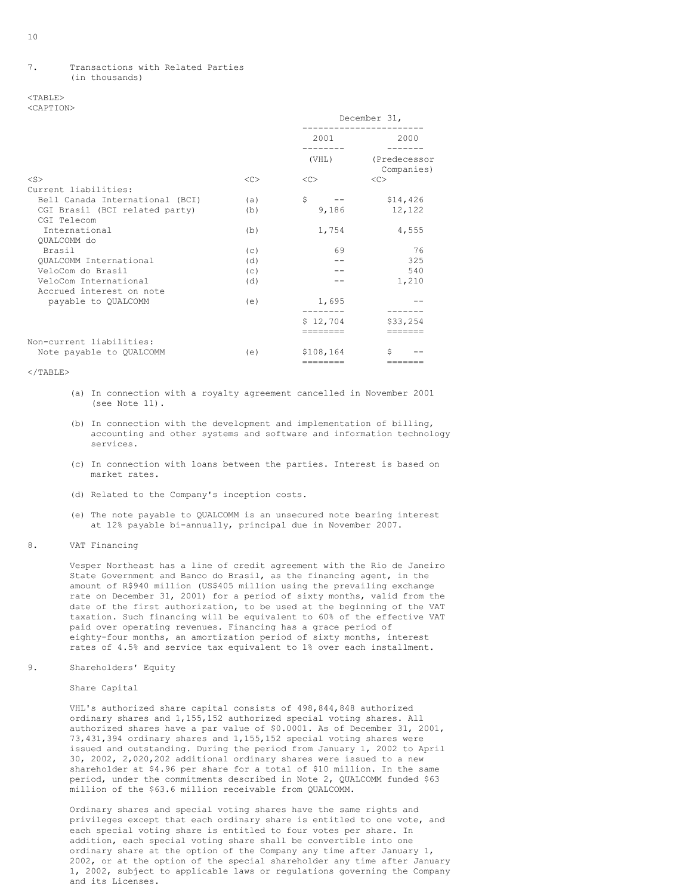7. Transactions with Related Parties
(in thousands)

| | | December 31, | |
|---|---|---|---|
| | | 2001 | 2000 |
| | | (VHL) | (Predecessor Companies) |
| Current liabilities: | | | |
| Bell Canada International (BCI) | (a) | $ -- | $14,426 |
| CGI Brasil (BCI related party) | (b) | 9,186 | 12,122 |
| CGI Telecom International | (b) | 1,754 | 4,555 |
| QUALCOMM do Brasil | (c) | 69 | 76 |
| QUALCOMM International | (d) | -- | 325 |
| VeloCom do Brasil | (c) | -- | 540 |
| VeloCom International | (d) | -- | 1,210 |
| Accrued interest on note payable to QUALCOMM | (e) | 1,695 | -- |
| | | $ 12,704 | $33,254 |
| Non-current liabilities: | | | |
| Note payable to QUALCOMM | (e) | $108,164 | $ -- |

(a) In connection with a royalty agreement cancelled in November 2001 (see Note 11).

(b) In connection with the development and implementation of billing, accounting and other systems and software and information technology services.

(c) In connection with loans between the parties. Interest is based on market rates.

(d) Related to the Company's inception costs.

(e) The note payable to QUALCOMM is an unsecured note bearing interest at 12% payable bi-annually, principal due in November 2007.

8. VAT Financing

Vesper Northeast has a line of credit agreement with the Rio de Janeiro State Government and Banco do Brasil, as the financing agent, in the amount of R$940 million (US$405 million using the prevailing exchange rate on December 31, 2001) for a period of sixty months, valid from the date of the first authorization, to be used at the beginning of the VAT taxation. Such financing will be equivalent to 60% of the effective VAT paid over operating revenues. Financing has a grace period of eighty-four months, an amortization period of sixty months, interest rates of 4.5% and service tax equivalent to 1% over each installment.

9. Shareholders' Equity

Share Capital

VHL's authorized share capital consists of 498,844,848 authorized ordinary shares and 1,155,152 authorized special voting shares. All authorized shares have a par value of $0.0001. As of December 31, 2001, 73,431,394 ordinary shares and 1,155,152 special voting shares were issued and outstanding. During the period from January 1, 2002 to April 30, 2002, 2,020,202 additional ordinary shares were issued to a new shareholder at $4.96 per share for a total of $10 million. In the same period, under the commitments described in Note 2, QUALCOMM funded $63 million of the $63.6 million receivable from QUALCOMM.

Ordinary shares and special voting shares have the same rights and privileges except that each ordinary share is entitled to one vote, and each special voting share is entitled to four votes per share. In addition, each special voting share shall be convertible into one ordinary share at the option of the Company any time after January 1, 2002, or at the option of the special shareholder any time after January 1, 2002, subject to applicable laws or regulations governing the Company and its Licenses.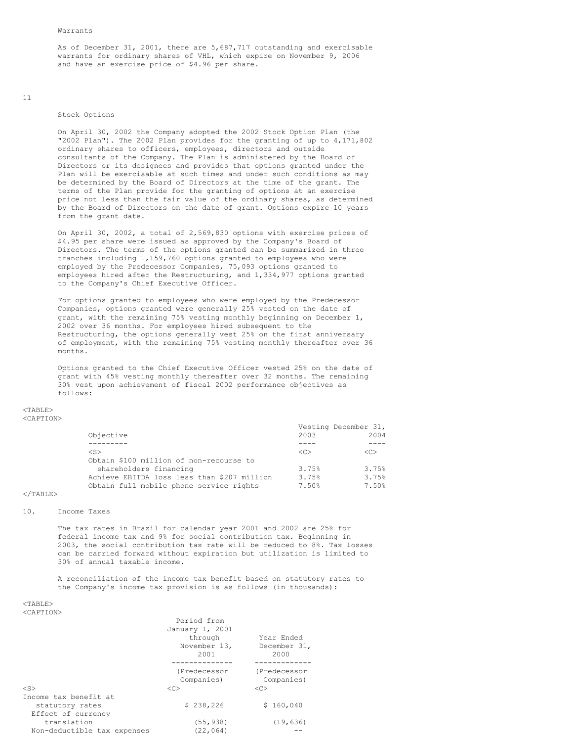Warrants

As of December 31, 2001, there are 5,687,717 outstanding and exercisable warrants for ordinary shares of VHL, which expire on November 9, 2006 and have an exercise price of $4.96 per share.

11

Stock Options

On April 30, 2002 the Company adopted the 2002 Stock Option Plan (the "2002 Plan"). The 2002 Plan provides for the granting of up to 4,171,802 ordinary shares to officers, employees, directors and outside consultants of the Company. The Plan is administered by the Board of Directors or its designees and provides that options granted under the Plan will be exercisable at such times and under such conditions as may be determined by the Board of Directors at the time of the grant. The terms of the Plan provide for the granting of options at an exercise price not less than the fair value of the ordinary shares, as determined by the Board of Directors on the date of grant. Options expire 10 years from the grant date.

On April 30, 2002, a total of 2,569,830 options with exercise prices of $4.95 per share were issued as approved by the Company's Board of Directors. The terms of the options granted can be summarized in three tranches including 1,159,760 options granted to employees who were employed by the Predecessor Companies, 75,093 options granted to employees hired after the Restructuring, and 1,334,977 options granted to the Company's Chief Executive Officer.

For options granted to employees who were employed by the Predecessor Companies, options granted were generally 25% vested on the date of grant, with the remaining 75% vesting monthly beginning on December 1, 2002 over 36 months. For employees hired subsequent to the Restructuring, the options generally vest 25% on the first anniversary of employment, with the remaining 75% vesting monthly thereafter over 36 months.

Options granted to the Chief Executive Officer vested 25% on the date of grant with 45% vesting monthly thereafter over 32 months. The remaining 30% vest upon achievement of fiscal 2002 performance objectives as follows:

| Objective | Vesting December 31, 2003 | 2004 |
|---|---|---|
| Obtain $100 million of non-recourse to shareholders financing | 3.75% | 3.75% |
| Achieve EBITDA loss less than $207 million | 3.75% | 3.75% |
| Obtain full mobile phone service rights | 7.50% | 7.50% |

10. Income Taxes

The tax rates in Brazil for calendar year 2001 and 2002 are 25% for federal income tax and 9% for social contribution tax. Beginning in 2003, the social contribution tax rate will be reduced to 8%. Tax losses can be carried forward without expiration but utilization is limited to 30% of annual taxable income.

A reconciliation of the income tax benefit based on statutory rates to the Company's income tax provision is as follows (in thousands):

| | Period from January 1, 2001 through November 13, 2001 (Predecessor Companies) | Year Ended December 31, 2000 (Predecessor Companies) |
|---|---|---|
| Income tax benefit at statutory rates | $ 238,226 | $ 160,040 |
| Effect of currency translation | (55,938) | (19,636) |
| Non-deductible tax expenses | (22,064) | -- |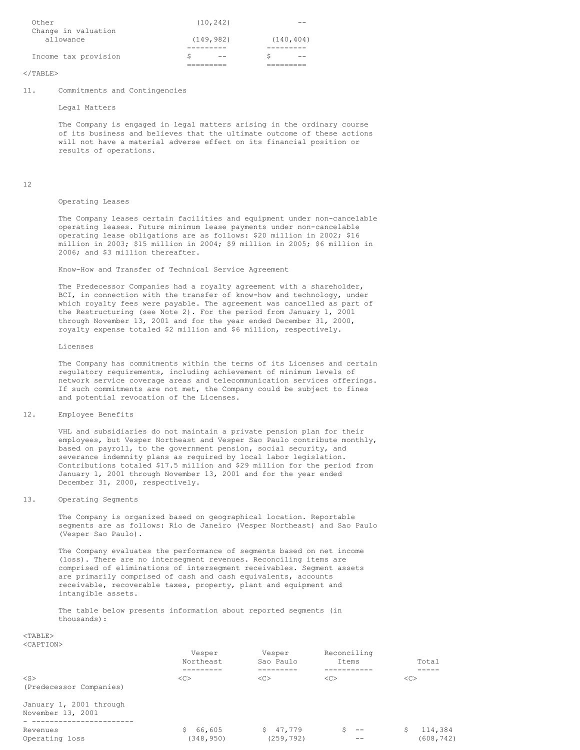| | | |
|---|---|---|
| Other | (10,242) | -- |
| Change in valuation allowance | (149,982) | (140,404) |
| Income tax provision | $ -- | $ -- |

## 11. Commitments and Contingencies

### Legal Matters

The Company is engaged in legal matters arising in the ordinary course of its business and believes that the ultimate outcome of these actions will not have a material adverse effect on its financial position or results of operations.

### Operating Leases

The Company leases certain facilities and equipment under non-cancelable operating leases. Future minimum lease payments under non-cancelable operating lease obligations are as follows: $20 million in 2002; $16 million in 2003; $15 million in 2004; $9 million in 2005; $6 million in 2006; and $3 million thereafter.

### Know-How and Transfer of Technical Service Agreement

The Predecessor Companies had a royalty agreement with a shareholder, BCI, in connection with the transfer of know-how and technology, under which royalty fees were payable. The agreement was cancelled as part of the Restructuring (see Note 2). For the period from January 1, 2001 through November 13, 2001 and for the year ended December 31, 2000, royalty expense totaled $2 million and $6 million, respectively.

### Licenses

The Company has commitments within the terms of its Licenses and certain regulatory requirements, including achievement of minimum levels of network service coverage areas and telecommunication services offerings. If such commitments are not met, the Company could be subject to fines and potential revocation of the Licenses.

## 12. Employee Benefits

VHL and subsidiaries do not maintain a private pension plan for their employees, but Vesper Northeast and Vesper Sao Paulo contribute monthly, based on payroll, to the government pension, social security, and severance indemnity plans as required by local labor legislation. Contributions totaled $17.5 million and $29 million for the period from January 1, 2001 through November 13, 2001 and for the year ended December 31, 2000, respectively.

## 13. Operating Segments

The Company is organized based on geographical location. Reportable segments are as follows: Rio de Janeiro (Vesper Northeast) and Sao Paulo (Vesper Sao Paulo).

The Company evaluates the performance of segments based on net income (loss). There are no intersegment revenues. Reconciling items are comprised of eliminations of intersegment receivables. Segment assets are primarily comprised of cash and cash equivalents, accounts receivable, recoverable taxes, property, plant and equipment and intangible assets.

The table below presents information about reported segments (in thousands):

| | Vesper Northeast | Vesper Sao Paulo | Reconciling Items | Total |
|---|---|---|---|---|
| (Predecessor Companies) | | | | |
| January 1, 2001 through November 13, 2001 | | | | |
| Revenues | $ 66,605 | $ 47,779 | $ -- | $ 114,384 |
| Operating loss | (348,950) | (259,792) | -- | (608,742) |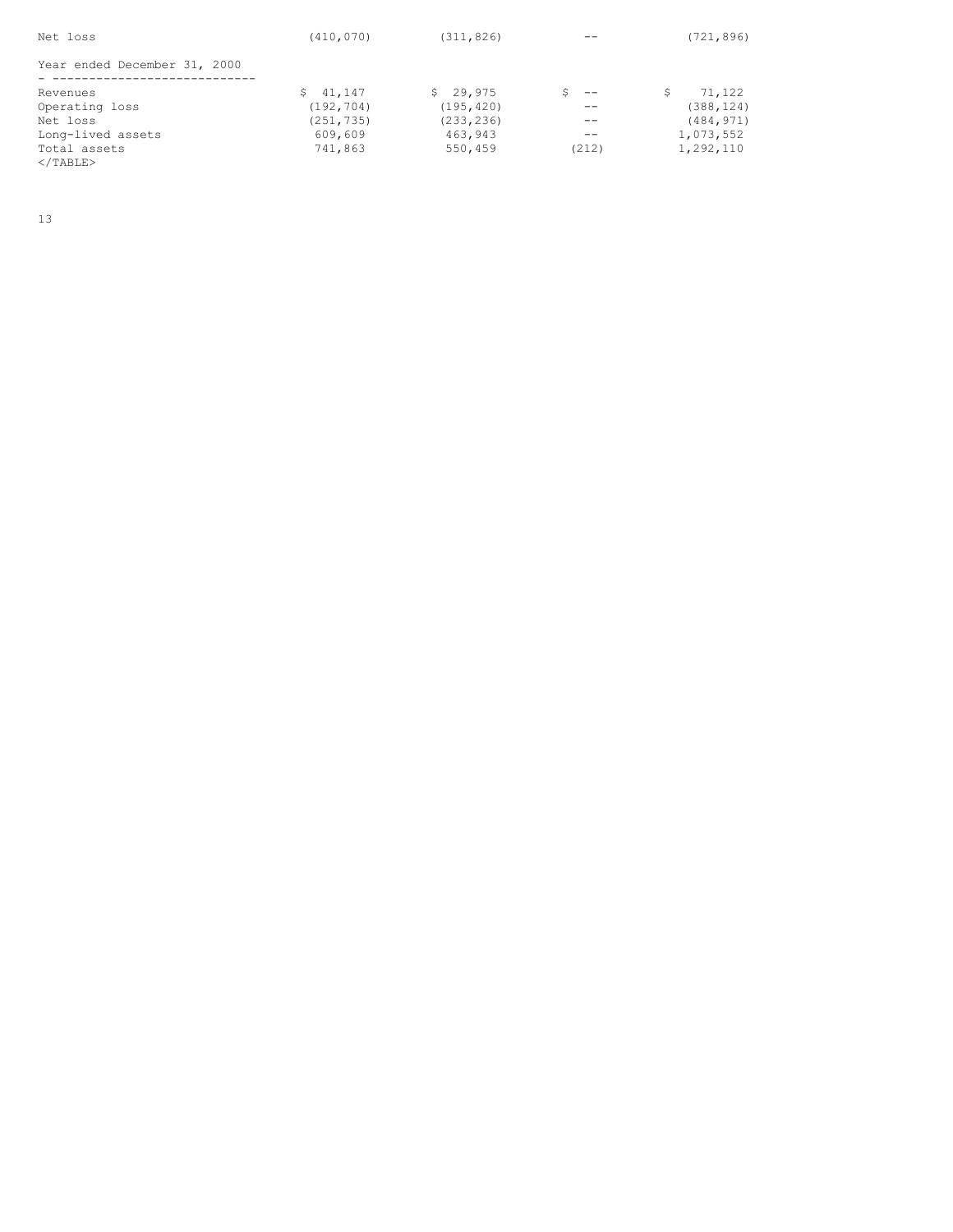| | | | | |
|---|---|---|---|---|
| Net loss | (410,070) | (311,826) | -- | (721,896) |
| **Year ended December 31, 2000** | | | | |
| Revenues | $ 41,147 | $ 29,975 | $ -- | $ 71,122 |
| Operating loss | (192,704) | (195,420) | -- | (388,124) |
| Net loss | (251,735) | (233,236) | -- | (484,971) |
| Long-lived assets | 609,609 | 463,943 | -- | 1,073,552 |
| Total assets | 741,863 | 550,459 | (212) | 1,292,110 |